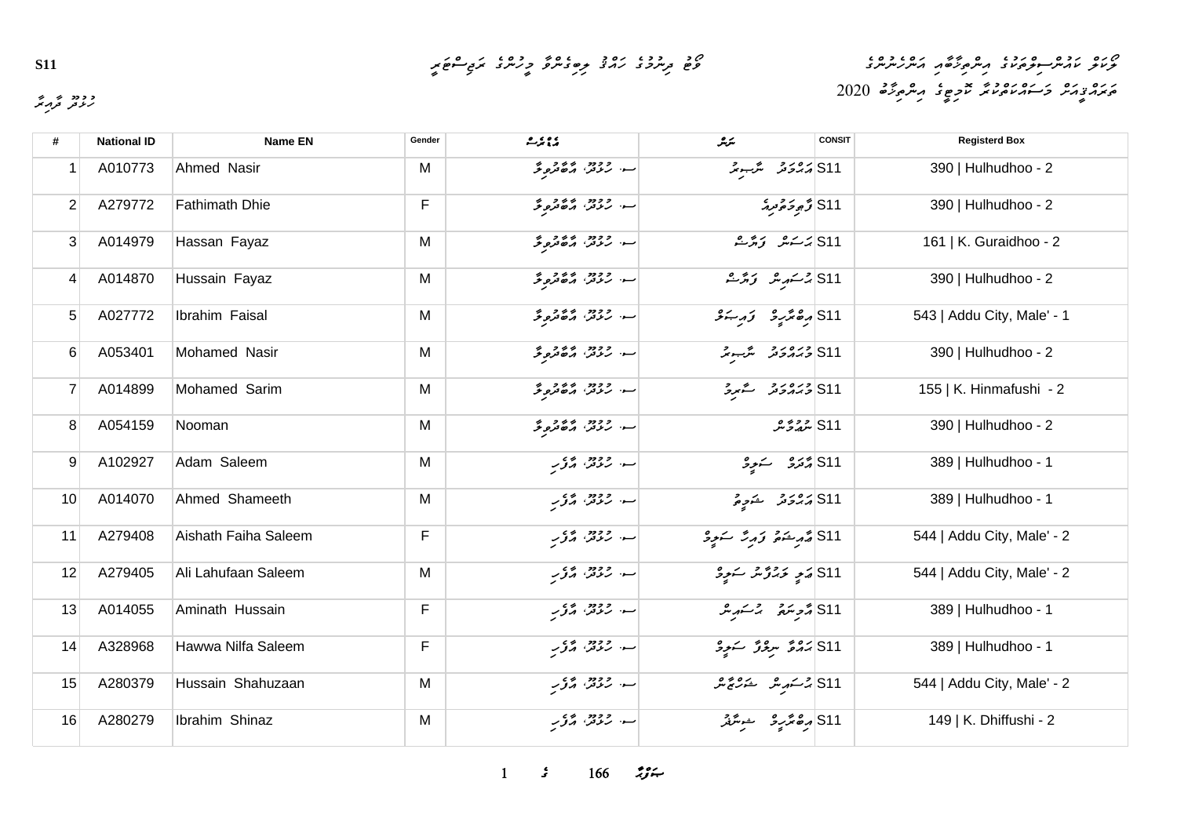ޕާކިސްތާނުގެ ސިޔާސީ އަދި ބިދޭސީ ކުރިއެރުމުގެ ދިރާސާ އަށް ހާސިލުކުރި މަޤްސަދުތަކަށް ބަލާ ދާއިރާ ދައްކާ ތަނަވަސް ބަލަހައްޓަން ޖެހޭ އިންތިޚާބު 2020

S11

ހުޅުދޫ ދާއިރާ

| # | National ID | Name EN | Gender | ގެއްލުން | ނަން | CONSIT | Registerd Box |
|---|---|---|---|---|---|---|---|
| 1 | A010773 | Ahmed Nasir | M | ސ. ހުޅުދޫ، އާބާދުވިލާ | އަހުމަދު ނާސިރު | S11 | 390 \| Hulhudhoo - 2 |
| 2 | A279772 | Fathimath Dhie | F | ސ. ހުޅުދޫ، އާބާދުވިލާ | ފާތިމަތު ދިއާ | S11 | 390 \| Hulhudhoo - 2 |
| 3 | A014979 | Hassan Fayaz | M | ސ. ހުޅުދޫ، އާބާދުވިލާ | ހަސަން ފައްޔާޒް | S11 | 161 \| K. Guraidhoo - 2 |
| 4 | A014870 | Hussain Fayaz | M | ސ. ހުޅުދޫ، އާބާދުވިލާ | ހުސައިން ފައްޔާޒް | S11 | 390 \| Hulhudhoo - 2 |
| 5 | A027772 | Ibrahim Faisal | M | ސ. ހުޅުދޫ، އާބާދުވިލާ | އިބްރާހީމް ފައިސަލް | S11 | 543 \| Addu City, Male' - 1 |
| 6 | A053401 | Mohamed Nasir | M | ސ. ހުޅުދޫ، އާބާދުވިލާ | މުހައްމަދު ނާސިރު | S11 | 390 \| Hulhudhoo - 2 |
| 7 | A014899 | Mohamed Sarim | M | ސ. ހުޅުދޫ، އާބާދުވިލާ | މުހައްމަދު ސާރިމް | S11 | 155 \| K. Hinmafushi - 2 |
| 8 | A054159 | Nooman | M | ސ. ހުޅުދޫ، އާބާދުވިލާ | ނުޢުމާން | S11 | 390 \| Hulhudhoo - 2 |
| 9 | A102927 | Adam Saleem | M | ސ. ހުޅުދޫ، އަވަރ | އާދަމް ސަލީމް | S11 | 389 \| Hulhudhoo - 1 |
| 10 | A014070 | Ahmed Shameeth | M | ސ. ހުޅުދޫ، އަވަރ | އަހުމަދު ޝަމީތު | S11 | 389 \| Hulhudhoo - 1 |
| 11 | A279408 | Aishath Faiha Saleem | F | ސ. ހުޅުދޫ، އަވަރ | އާއިޝަތު ފައިހާ ސަލީމް | S11 | 544 \| Addu City, Male' - 2 |
| 12 | A279405 | Ali Lahufaan Saleem | M | ސ. ހުޅުދޫ، އަވަރ | އަލި ލަހުފާން ސަލީމް | S11 | 544 \| Addu City, Male' - 2 |
| 13 | A014055 | Aminath Hussain | F | ސ. ހުޅުދޫ، އަވަރ | އާމިނަތު ހުސައިން | S11 | 389 \| Hulhudhoo - 1 |
| 14 | A328968 | Hawwa Nilfa Saleem | F | ސ. ހުޅުދޫ، އަވަރ | ހައްވާ ނިލްފާ ސަލީމް | S11 | 389 \| Hulhudhoo - 1 |
| 15 | A280379 | Hussain Shahuzaan | M | ސ. ހުޅުދޫ، އަވަރ | ހުސައިން ޝަހުޒާން | S11 | 544 \| Addu City, Male' - 2 |
| 16 | A280279 | Ibrahim Shinaz | M | ސ. ހުޅުދޫ، އަވަރ | އިބްރާހީމް ޝިނާޒް | S11 | 149 \| K. Dhiffushi - 2 |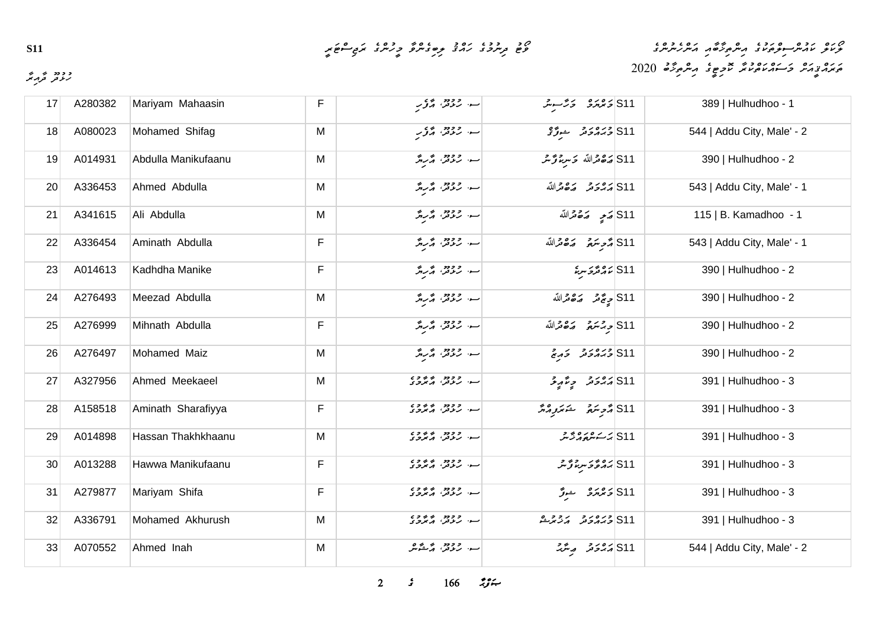| 17 | A280382 | Mariyam Mahaasin | F | ސ. ހުޅުދޫ، އޮޅަނ | S11 މަރިޔަމް މަހާސިން | 389 \| Hulhudhoo - 1 |
|---|---|---|---|---|---|---|
| 18 | A080023 | Mohamed Shifag | M | ސ. ހުޅުދޫ، އޮޅަނ | S11 މުހައްމަދު ޝިފާގު | 544 \| Addu City, Male' - 2 |
| 19 | A014931 | Abdulla Manikufaanu | M | ސ. ހުޅުދޫ، އާރިއާ | S11 އަބްދުﷲ މަނިކުފާނު | 390 \| Hulhudhoo - 2 |
| 20 | A336453 | Ahmed Abdulla | M | ސ. ހުޅުދޫ، އާރިއާ | S11 އަޙްމަދު އަބްދުﷲ | 543 \| Addu City, Male' - 1 |
| 21 | A341615 | Ali Abdulla | M | ސ. ހުޅުދޫ، އާރިއާ | S11 އަލި އަބްދުﷲ | 115 \| B. Kamadhoo - 1 |
| 22 | A336454 | Aminath Abdulla | F | ސ. ހުޅުދޫ، އާރިއާ | S11 އާމިނަތު އަބްދުﷲ | 543 \| Addu City, Male' - 1 |
| 23 | A014613 | Kadhdha Manike | F | ސ. ހުޅުދޫ، އާރިއާ | S11 ކައްދާމަނިކެ | 390 \| Hulhudhoo - 2 |
| 24 | A276493 | Meezad Abdulla | M | ސ. ހުޅުދޫ، އާރިއާ | S11 މީޒާދު އަބްދުﷲ | 390 \| Hulhudhoo - 2 |
| 25 | A276999 | Mihnath Abdulla | F | ސ. ހުޅުދޫ، އާރިއާ | S11 މިހްނަތު އަބްދުﷲ | 390 \| Hulhudhoo - 2 |
| 26 | A276497 | Mohamed Maiz | M | ސ. ހުޅުދޫ، އާރިއާ | S11 މުހައްމަދު މައިޒު | 390 \| Hulhudhoo - 2 |
| 27 | A327956 | Ahmed Meekaeel | M | ސ. ހުޅުދޫ، އާރުމާގެ | S11 އަޙްމަދު މީކާއީލް | 391 \| Hulhudhoo - 3 |
| 28 | A158518 | Aminath Sharafiyya | F | ސ. ހުޅުދޫ، އާރުމާގެ | S11 އާމިނަތު ޝަރަފިއްޔާ | 391 \| Hulhudhoo - 3 |
| 29 | A014898 | Hassan Thakhkhaanu | M | ސ. ހުޅުދޫ، އާރުމާގެ | S11 ހަސަންތައްޚާނު | 391 \| Hulhudhoo - 3 |
| 30 | A013288 | Hawwa Manikufaanu | F | ސ. ހުޅުދޫ، އާރުމާގެ | S11 ހައްވާމަނިކުފާނު | 391 \| Hulhudhoo - 3 |
| 31 | A279877 | Mariyam Shifa | F | ސ. ހުޅުދޫ، އާރުމާގެ | S11 މަރިޔަމް ޝިފާ | 391 \| Hulhudhoo - 3 |
| 32 | A336791 | Mohamed Akhurush | M | ސ. ހުޅުދޫ، އާރުމާގެ | S11 މުހައްމަދު އަހުރުޝް | 391 \| Hulhudhoo - 3 |
| 33 | A070552 | Ahmed Inah | M | ސ. ހުޅުދޫ، އާސާން | S11 އަޙްމަދު އިނާހް | 544 \| Addu City, Male' - 2 |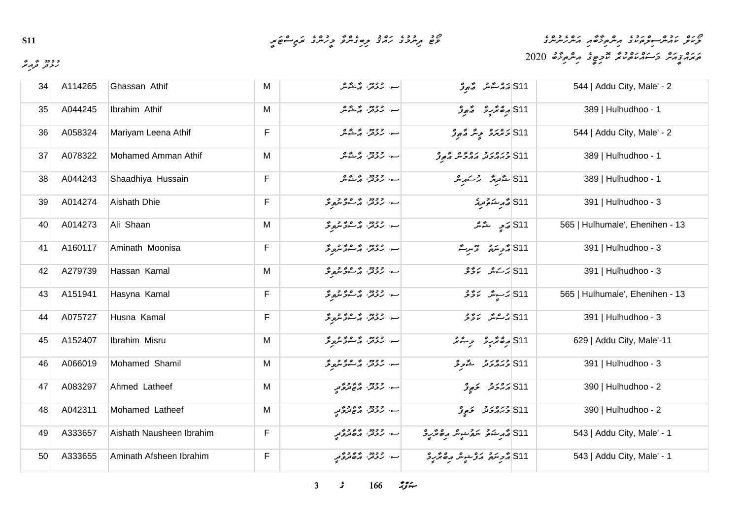| 34 | A114265 | Ghassan Athif | M | ސ. ހުޅުދޫ، އާސާނާ | S11 ޣައްސާން އާތިފު | 544 \| Addu City, Male' - 2 |
|---|---|---|---|---|---|---|
| 35 | A044245 | Ibrahim Athif | M | ސ. ހުޅުދޫ، އާސާނާ | S11 އިބްރާހީމް އާތިފު | 389 \| Hulhudhoo - 1 |
| 36 | A058324 | Mariyam Leena Athif | F | ސ. ހުޅުދޫ، އާސާނާ | S11 މަރިޔަމް ލީނާ އާތިފު | 544 \| Addu City, Male' - 2 |
| 37 | A078322 | Mohamed Amman Athif | M | ސ. ހުޅުދޫ، އާސާނާ | S11 މުހައްމަދު އައްމާން އާތިފު | 389 \| Hulhudhoo - 1 |
| 38 | A044243 | Shaadhiya Hussain | F | ސ. ހުޅުދޫ، އާސާނާ | S11 ޝާދިޔާ ހުސައިން | 389 \| Hulhudhoo - 1 |
| 39 | A014274 | Aishath Dhie | F | ސ. ހުޅުދޫ، އާސްޓަންވިލާ | S11 އާއިޝަތުދިއީ | 391 \| Hulhudhoo - 3 |
| 40 | A014273 | Ali Shaan | M | ސ. ހުޅުދޫ، އާސްޓަންވިލާ | S11 އަލި ޝާން | 565 \| Hulhumale', Ehenihen - 13 |
| 41 | A160117 | Aminath Moonisa | F | ސ. ހުޅުދޫ، އާސްޓަންވިލާ | S11 އާމިނަތު މޫނިސާ | 391 \| Hulhudhoo - 3 |
| 42 | A279739 | Hassan Kamal | M | ސ. ހުޅުދޫ، އާސްޓަންވިލާ | S11 ހަސަން ކަމާލު | 391 \| Hulhudhoo - 3 |
| 43 | A151941 | Hasyna Kamal | F | ސ. ހުޅުދޫ، އާސްޓަންވިލާ | S11 ހަސީނާ ކަމާލު | 565 \| Hulhumale', Ehenihen - 13 |
| 44 | A075727 | Husna Kamal | F | ސ. ހުޅުދޫ، އާސްޓަންވިލާ | S11 ހުސްނާ ކަމާލު | 391 \| Hulhudhoo - 3 |
| 45 | A152407 | Ibrahim Misru | M | ސ. ހުޅުދޫ، އާސްޓަންވިލާ | S11 އިބްރާހީމް މިސްރު | 629 \| Addu City, Male'-11 |
| 46 | A066019 | Mohamed Shamil | M | ސ. ހުޅުދޫ، އާސްޓަންވިލާ | S11 މުހައްމަދު ޝާމިލު | 391 \| Hulhudhoo - 3 |
| 47 | A083297 | Ahmed Latheef | M | ސ. ހުޅުދޫ، އާޒާދުވާދީ | S11 އަހްމަދު ލަތީފު | 390 \| Hulhudhoo - 2 |
| 48 | A042311 | Mohamed Latheef | M | ސ. ހުޅުދޫ، އާޒާދުވާދީ | S11 މުހައްމަދު ލަތީފު | 390 \| Hulhudhoo - 2 |
| 49 | A333657 | Aishath Nausheen Ibrahim | F | ސ. ހުޅުދޫ، އާބާދުވާދީ | S11 އާއިޝަތު ނައުޝީން އިބްރާހީމް | 543 \| Addu City, Male' - 1 |
| 50 | A333655 | Aminath Afsheen Ibrahim | F | ސ. ހުޅުދޫ، އާބާދުވާދީ | S11 އާމިނަތު އަފްޝީން އިބްރާހީމް | 543 \| Addu City, Male' - 1 |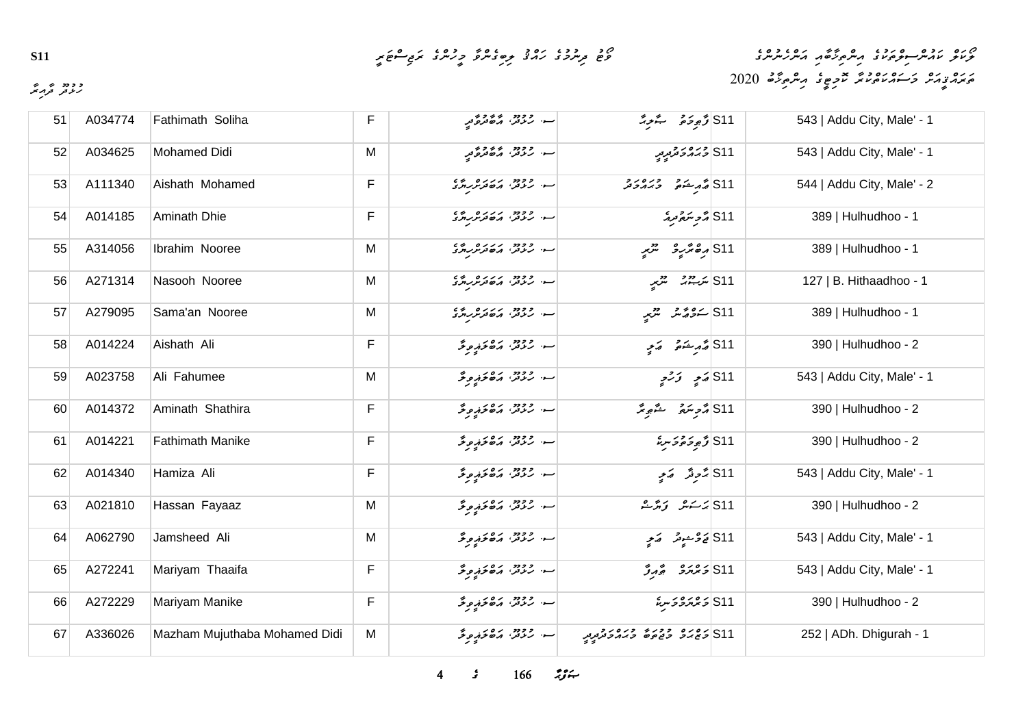| 51 | A034774 | Fathimath Soliha | F | ސ. ހުޅުދޫ، އާބަދުވާދީ | S11 ފާތިމަތު ސާލިޙާ | 543 \| Addu City, Male' - 1 |
|---|---|---|---|---|---|---|
| 52 | A034625 | Mohamed Didi | M | ސ. ހުޅުދޫ، އާބަދުވާދީ | S11 މުޙައްމަދުދީދީ | 543 \| Addu City, Male' - 1 |
| 53 | A111340 | Aishath Mohamed | F | ސ. ހުޅުދޫ، އަބަދަހުރިގެ | S11 އާއިޝަތު މުޙައްމަދު | 544 \| Addu City, Male' - 2 |
| 54 | A014185 | Aminath Dhie | F | ސ. ހުޅުދޫ، އަބަދަހުރިގެ | S11 އާމިނަތުދިއީ | 389 \| Hulhudhoo - 1 |
| 55 | A314056 | Ibrahim Nooree | M | ސ. ހުޅުދޫ، އަބަދަހުރިގެ | S11 އިބްރާހީމް ނޫރީ | 389 \| Hulhudhoo - 1 |
| 56 | A271314 | Nasooh Nooree | M | ސ. ހުޅުދޫ، އަބަދަހުރިގެ | S11 ނަސޫހު ނޫރީ | 127 \| B. Hithaadhoo - 1 |
| 57 | A279095 | Sama'an Nooree | M | ސ. ހުޅުދޫ، އަބަދަހުރިގެ | S11 ސަމާއަން ނޫރީ | 389 \| Hulhudhoo - 1 |
| 58 | A014224 | Aishath Ali | F | ސ. ހުޅުދޫ، އަބަދަހިވާ | S11 އާއިޝަތު ޢަލީ | 390 \| Hulhudhoo - 2 |
| 59 | A023758 | Ali Fahumee | M | ސ. ހުޅުދޫ، އަބަދަހިވާ | S11 ޢަލީ ފަހުމީ | 543 \| Addu City, Male' - 1 |
| 60 | A014372 | Aminath Shathira | F | ސ. ހުޅުދޫ، އަބަދަހިވާ | S11 އާމިނަތު ޝާތިރާ | 390 \| Hulhudhoo - 2 |
| 61 | A014221 | Fathimath Manike | F | ސ. ހުޅުދޫ، އަބަދަހިވާ | S11 ފާތިމަތުމަނިކެ | 390 \| Hulhudhoo - 2 |
| 62 | A014340 | Hamiza Ali | F | ސ. ހުޅުދޫ، އަބަދަހިވާ | S11 ހާމިޒާ ޢަލީ | 543 \| Addu City, Male' - 1 |
| 63 | A021810 | Hassan Fayaaz | M | ސ. ހުޅުދޫ، އަބަދަހިވާ | S11 ހަސަން ފައްޔާޟް | 390 \| Hulhudhoo - 2 |
| 64 | A062790 | Jamsheed Ali | M | ސ. ހުޅުދޫ، އަބަދަހިވާ | S11 ޖަމްޝީދު ޢަލީ | 543 \| Addu City, Male' - 1 |
| 65 | A272241 | Mariyam Thaaifa | F | ސ. ހުޅުދޫ، އަބަދަހިވާ | S11 މަރިޔަމް ތާއިފާ | 543 \| Addu City, Male' - 1 |
| 66 | A272229 | Mariyam Manike | F | ސ. ހުޅުދޫ، އަބަދަހިވާ | S11 މަރިޔަމްމަނިކެ | 390 \| Hulhudhoo - 2 |
| 67 | A336026 | Mazham Mujuthaba Mohamed Didi | M | ސ. ހުޅުދޫ، އަބަދަހިވާ | S11 މަޒްހަމް މުޖުތަބާ މުޙައްމަދުދީދީ | 252 \| ADh. Dhigurah - 1 |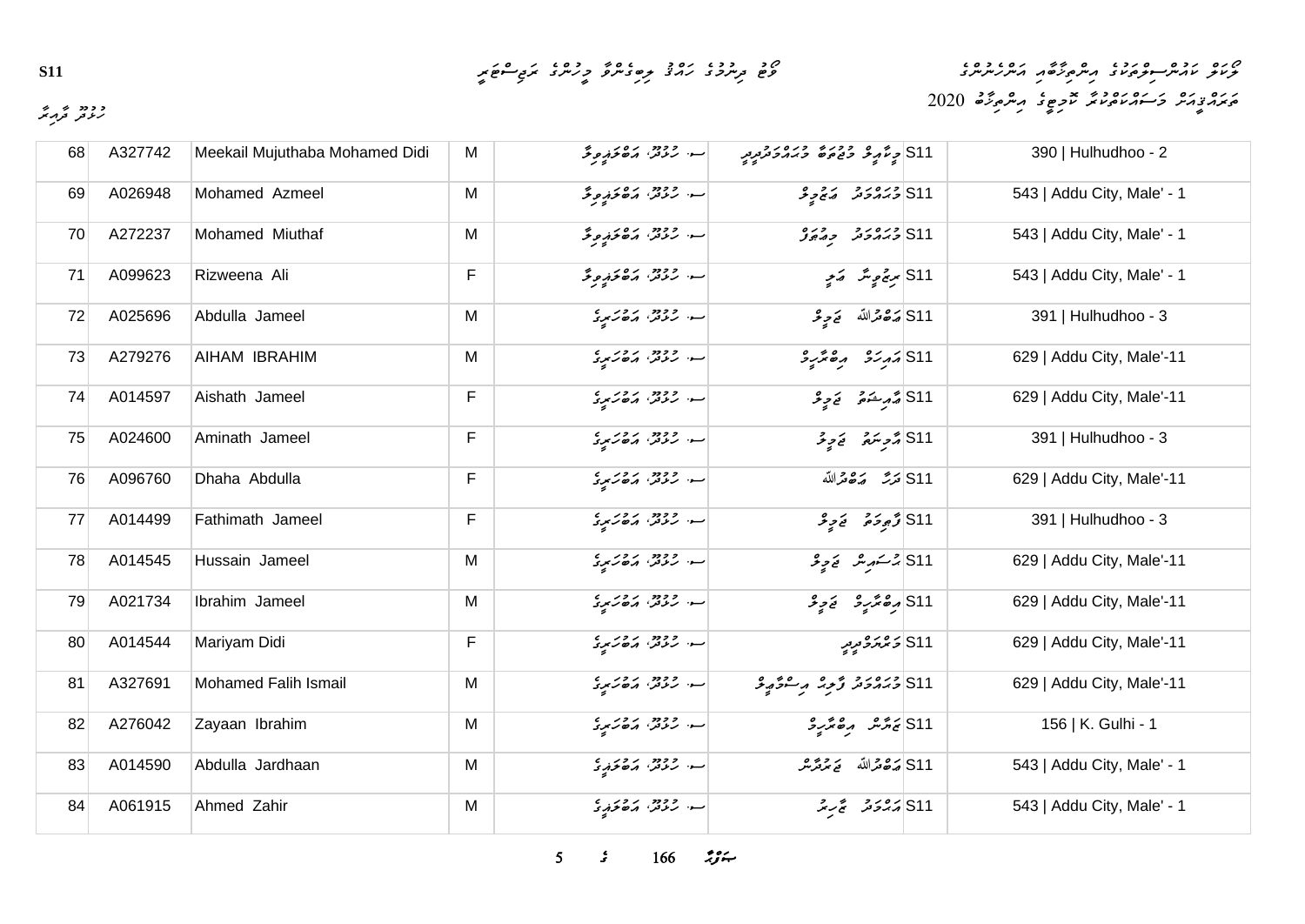| 68 | A327742 | Meekail Mujuthaba Mohamed Didi | M | ސ. ހުޅުދޫ، އަބުރަފީވާ | S11 މީކާއީލް މުޖުތަބާ މުޙައްމަދުދީދީ | 390 \| Hulhudhoo - 2 |
|---|---|---|---|---|---|---|
| 69 | A026948 | Mohamed Azmeel | M | ސ. ހުޅުދޫ، އަބުރަފީވާ | S11 މުޙައްމަދު އަޒްމީލް | 543 \| Addu City, Male' - 1 |
| 70 | A272237 | Mohamed Miuthaf | M | ސ. ހުޅުދޫ، އަބުރަފީވާ | S11 މުޙައްމަދު މިއުތާފް | 543 \| Addu City, Male' - 1 |
| 71 | A099623 | Rizweena Ali | F | ސ. ހުޅުދޫ، އަބުރަފީވާ | S11 ރިޒްވީނާ އަލި | 543 \| Addu City, Male' - 1 |
| 72 | A025696 | Abdulla Jameel | M | ސ. ހުޅުދޫ، އަބުހަރީގެ | S11 އަބްދުﷲ ޖަމީލް | 391 \| Hulhudhoo - 3 |
| 73 | A279276 | AIHAM IBRAHIM | M | ސ. ހުޅުދޫ، އަބުހަރީގެ | S11 އައިހަމް އިބްރާހީމް | 629 \| Addu City, Male'-11 |
| 74 | A014597 | Aishath Jameel | F | ސ. ހުޅުދޫ، އަބުހަރީގެ | S11 އާއިޝަތު ޖަމީލް | 629 \| Addu City, Male'-11 |
| 75 | A024600 | Aminath Jameel | F | ސ. ހުޅުދޫ، އަބުހަރީގެ | S11 އާމިނަތު ޖަމީލް | 391 \| Hulhudhoo - 3 |
| 76 | A096760 | Dhaha Abdulla | F | ސ. ހުޅުދޫ، އަބުހަރީގެ | S11 ދަހާ އަބްދުﷲ | 629 \| Addu City, Male'-11 |
| 77 | A014499 | Fathimath Jameel | F | ސ. ހުޅުދޫ، އަބުހަރީގެ | S11 ފާތިމަތު ޖަމީލް | 391 \| Hulhudhoo - 3 |
| 78 | A014545 | Hussain Jameel | M | ސ. ހުޅުދޫ، އަބުހަރީގެ | S11 ހުސައިން ޖަމީލް | 629 \| Addu City, Male'-11 |
| 79 | A021734 | Ibrahim Jameel | M | ސ. ހުޅުދޫ، އަބުހަރީގެ | S11 އިބްރާހީމް ޖަމީލް | 629 \| Addu City, Male'-11 |
| 80 | A014544 | Mariyam Didi | F | ސ. ހުޅުދޫ، އަބުހަރީގެ | S11 މަރިޔަމްދީދީ | 629 \| Addu City, Male'-11 |
| 81 | A327691 | Mohamed Falih Ismail | M | ސ. ހުޅުދޫ، އަބުހަރީގެ | S11 މުޙައްމަދު ފާލިހް އިސްމާޢީލް | 629 \| Addu City, Male'-11 |
| 82 | A276042 | Zayaan Ibrahim | M | ސ. ހުޅުދޫ، އަބުހަރީގެ | S11 ޒަޔާން އިބްރާހީމް | 156 \| K. Gulhi - 1 |
| 83 | A014590 | Abdulla Jardhaan | M | ސ. ހުޅުދޫ، އަބުރަފީގެ | S11 އަބްދުﷲ ޖަރްދާން | 543 \| Addu City, Male' - 1 |
| 84 | A061915 | Ahmed Zahir | M | ސ. ހުޅުދޫ، އަބުރަފީގެ | S11 އަޙްމަދު ޒާހިރު | 543 \| Addu City, Male' - 1 |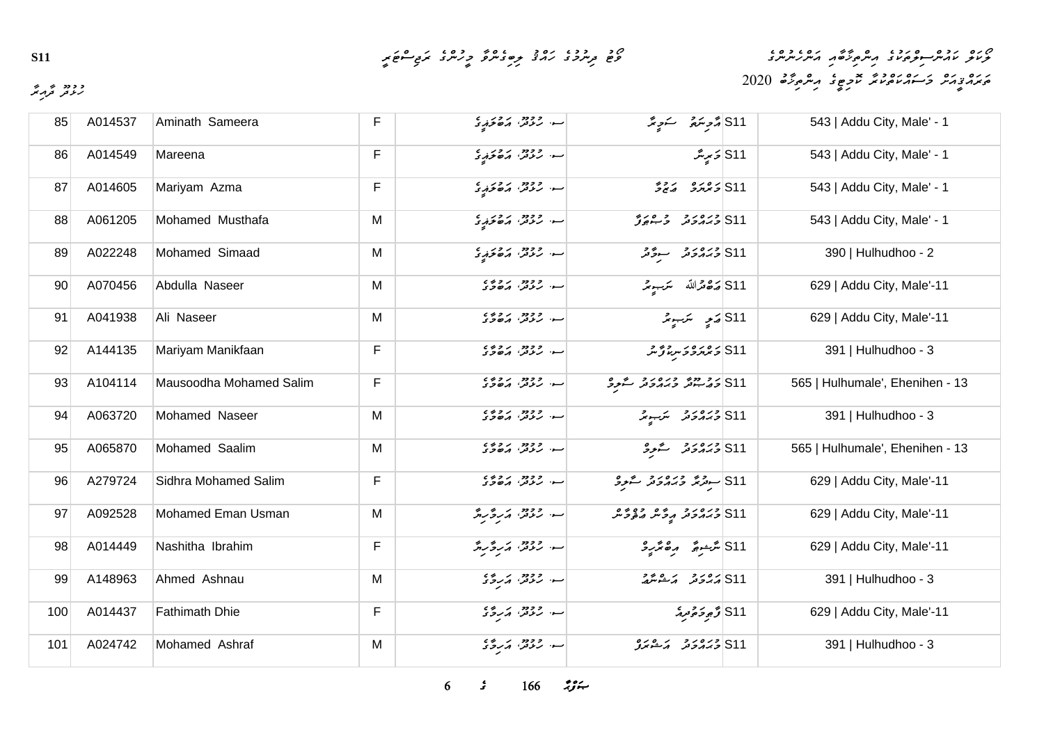| 85 | A014537 | Aminath Sameera | F | ސ. ހުޅުދޫ، އަބުވަދީގެ | S11 އާމިނަތު ސަމީރާ | 543 \| Addu City, Male' - 1 |
|---|---|---|---|---|---|---|
| 86 | A014549 | Mareena | F | ސ. ހުޅުދޫ، އަބުވަދީގެ | S11 މަރީނާ | 543 \| Addu City, Male' - 1 |
| 87 | A014605 | Mariyam Azma | F | ސ. ހުޅުދޫ، އަބުވަދީގެ | S11 މަރިޔަމް އަޒްމާ | 543 \| Addu City, Male' - 1 |
| 88 | A061205 | Mohamed Musthafa | M | ސ. ހުޅުދޫ، އަބުވަދީގެ | S11 މުހައްމަދު މުސްތަފާ | 543 \| Addu City, Male' - 1 |
| 89 | A022248 | Mohamed Simaad | M | ސ. ހުޅުދޫ، އަބުވަދީގެ | S11 މުހައްމަދު ސިމާދު | 390 \| Hulhudhoo - 2 |
| 90 | A070456 | Abdulla Naseer | M | ސ. ހުޅުދޫ، އަބުވާގެ | S11 އަބްދުﷲ ނަސީރު | 629 \| Addu City, Male'-11 |
| 91 | A041938 | Ali Naseer | M | ސ. ހުޅުދޫ، އަބުވާގެ | S11 އަލި ނަސީރު | 629 \| Addu City, Male'-11 |
| 92 | A144135 | Mariyam Manikfaan | F | ސ. ހުޅުދޫ، އަބުވާގެ | S11 މަރިޔަމްމަނިކުފާން | 391 \| Hulhudhoo - 3 |
| 93 | A104114 | Mausoodha Mohamed Salim | F | ސ. ހުޅުދޫ، އަބުވާގެ | S11 މައުސޫދާ މުހައްމަދު ސާލިމް | 565 \| Hulhumale', Ehenihen - 13 |
| 94 | A063720 | Mohamed Naseer | M | ސ. ހުޅުދޫ، އަބުވާގެ | S11 މުހައްމަދު ނަސީރު | 391 \| Hulhudhoo - 3 |
| 95 | A065870 | Mohamed Saalim | M | ސ. ހުޅުދޫ، އަބުވާގެ | S11 މުހައްމަދު ސާލިމް | 565 \| Hulhumale', Ehenihen - 13 |
| 96 | A279724 | Sidhra Mohamed Salim | F | ސ. ހުޅުދޫ، އަބުވާގެ | S11 ސިދްރާ މުހައްމަދު ސާލިމް | 629 \| Addu City, Male'-11 |
| 97 | A092528 | Mohamed Eman Usman | M | ސ. ހުޅުދޫ، އަރިމާރިޔާ | S11 މުހައްމަދު އީމާން އުސްމާން | 629 \| Addu City, Male'-11 |
| 98 | A014449 | Nashitha Ibrahim | F | ސ. ހުޅުދޫ، އަރިމާރިޔާ | S11 ނާޝިތާ އިބްރާހިމް | 629 \| Addu City, Male'-11 |
| 99 | A148963 | Ahmed Ashnau | M | ސ. ހުޅުދޫ، އަރިމާގެ | S11 އަހްމަދު އަޝްނައު | 391 \| Hulhudhoo - 3 |
| 100 | A014437 | Fathimath Dhie | F | ސ. ހުޅުދޫ، އަރިމާގެ | S11 ފާތިމަތުދިއެ | 629 \| Addu City, Male'-11 |
| 101 | A024742 | Mohamed Ashraf | M | ސ. ހުޅުދޫ، އަރިމާގެ | S11 މުހައްމަދު އަޝްރަފް | 391 \| Hulhudhoo - 3 |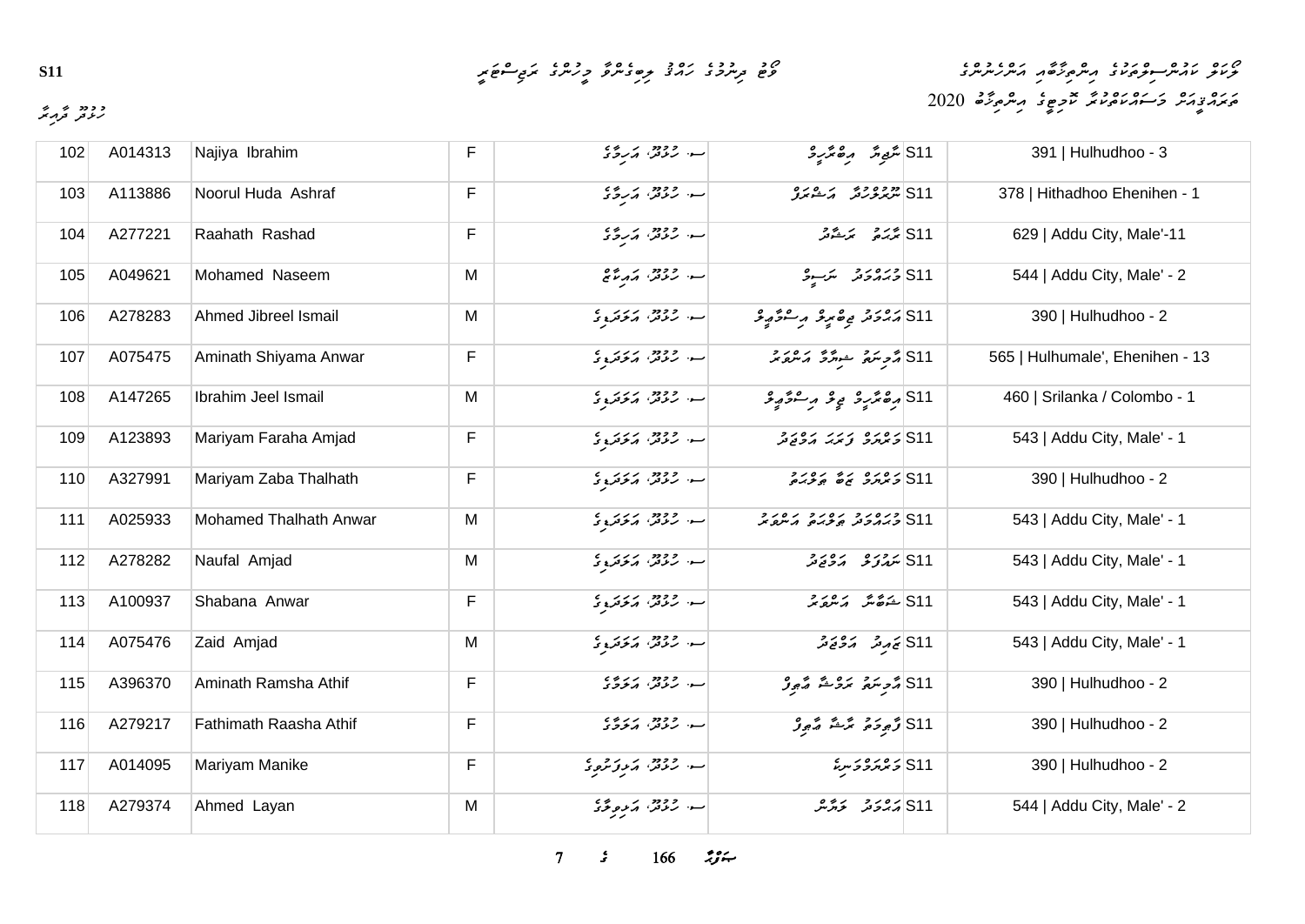| 102 | A014313 | Najiya Ibrahim | F | ސ. ހުޅުދޫ، އަރިމާގެ | S11 ނާޖިޔާ އިބްރާހީމް | 391 \| Hulhudhoo - 3 |
|---|---|---|---|---|---|---|
| 103 | A113886 | Noorul Huda Ashraf | F | ސ. ހުޅުދޫ، އަރިމާގެ | S11 ނޫރުލްހުދާ އަޝްރަފް | 378 \| Hithadhoo Ehenihen - 1 |
| 104 | A277221 | Raahath Rashad | F | ސ. ހުޅުދޫ، އަރިމާގެ | S11 ރާހަތު ރަޝާދު | 629 \| Addu City, Male'-11 |
| 105 | A049621 | Mohamed Naseem | M | ސ. ހުޅުދޫ، އައިރީޗް | S11 މުހައްމަދު ނަސީމް | 544 \| Addu City, Male' - 2 |
| 106 | A278283 | Ahmed Jibreel Ismail | M | ސ. ހުޅުދޫ، އަޒަރުވެގެ | S11 އަޙްމަދު ޖިބްރީލް އިސްމާއީލް | 390 \| Hulhudhoo - 2 |
| 107 | A075475 | Aminath Shiyama Anwar | F | ސ. ހުޅުދޫ، އަޒަރުވެގެ | S11 އާމިނަތު ޝިޔާމާ އަންވަރު | 565 \| Hulhumale', Ehenihen - 13 |
| 108 | A147265 | Ibrahim Jeel Ismail | M | ސ. ހުޅުދޫ، އަޒަރުވެގެ | S11 އިބްރާހީމް ޖީލް އިސްމާއީލް | 460 \| Srilanka / Colombo - 1 |
| 109 | A123893 | Mariyam Faraha Amjad | F | ސ. ހުޅުދޫ، އަޒަރުވެގެ | S11 މަރިޔަމް ފަރަހަ އަމްޖަދު | 543 \| Addu City, Male' - 1 |
| 110 | A327991 | Mariyam Zaba Thalhath | F | ސ. ހުޅުދޫ، އަޒަރުވެގެ | S11 މަރިޔަމް ޒަބާ ޠަލްޙަތު | 390 \| Hulhudhoo - 2 |
| 111 | A025933 | Mohamed Thalhath Anwar | M | ސ. ހުޅުދޫ، އަޒަރުވެގެ | S11 މުހައްމަދު ޠަލްޙަތު އަންވަރު | 543 \| Addu City, Male' - 1 |
| 112 | A278282 | Naufal Amjad | M | ސ. ހުޅުދޫ، އަޒަރުވެގެ | S11 ނައުފަލް އަމްޖަދު | 543 \| Addu City, Male' - 1 |
| 113 | A100937 | Shabana Anwar | F | ސ. ހުޅުދޫ، އަޒަރުވެގެ | S11 ޝަބާނާ އަންވަރު | 543 \| Addu City, Male' - 1 |
| 114 | A075476 | Zaid Amjad | M | ސ. ހުޅުދޫ، އަޒަރުވެގެ | S11 ޒައިދު އަމްޖަދު | 543 \| Addu City, Male' - 1 |
| 115 | A396370 | Aminath Ramsha Athif | F | ސ. ހުޅުދޫ، އަޒަމާގެ | S11 އާމިނަތު ރަމްޝާ އާތިފު | 390 \| Hulhudhoo - 2 |
| 116 | A279217 | Fathimath Raasha Athif | F | ސ. ހުޅުދޫ، އަޒަމާގެ | S11 ފާތިމަތު ރާޝާ އާތިފު | 390 \| Hulhudhoo - 2 |
| 117 | A014095 | Mariyam Manike | F | ސ. ހުޅުދޫ، އަލިވަދުލުގެ | S11 މަރިޔަމްމަނިކެ | 390 \| Hulhudhoo - 2 |
| 118 | A279374 | Ahmed Layan | M | ސ. ހުޅުދޫ، އަލިވިލާގެ | S11 އަޙްމަދު ލަޔާން | 544 \| Addu City, Male' - 2 |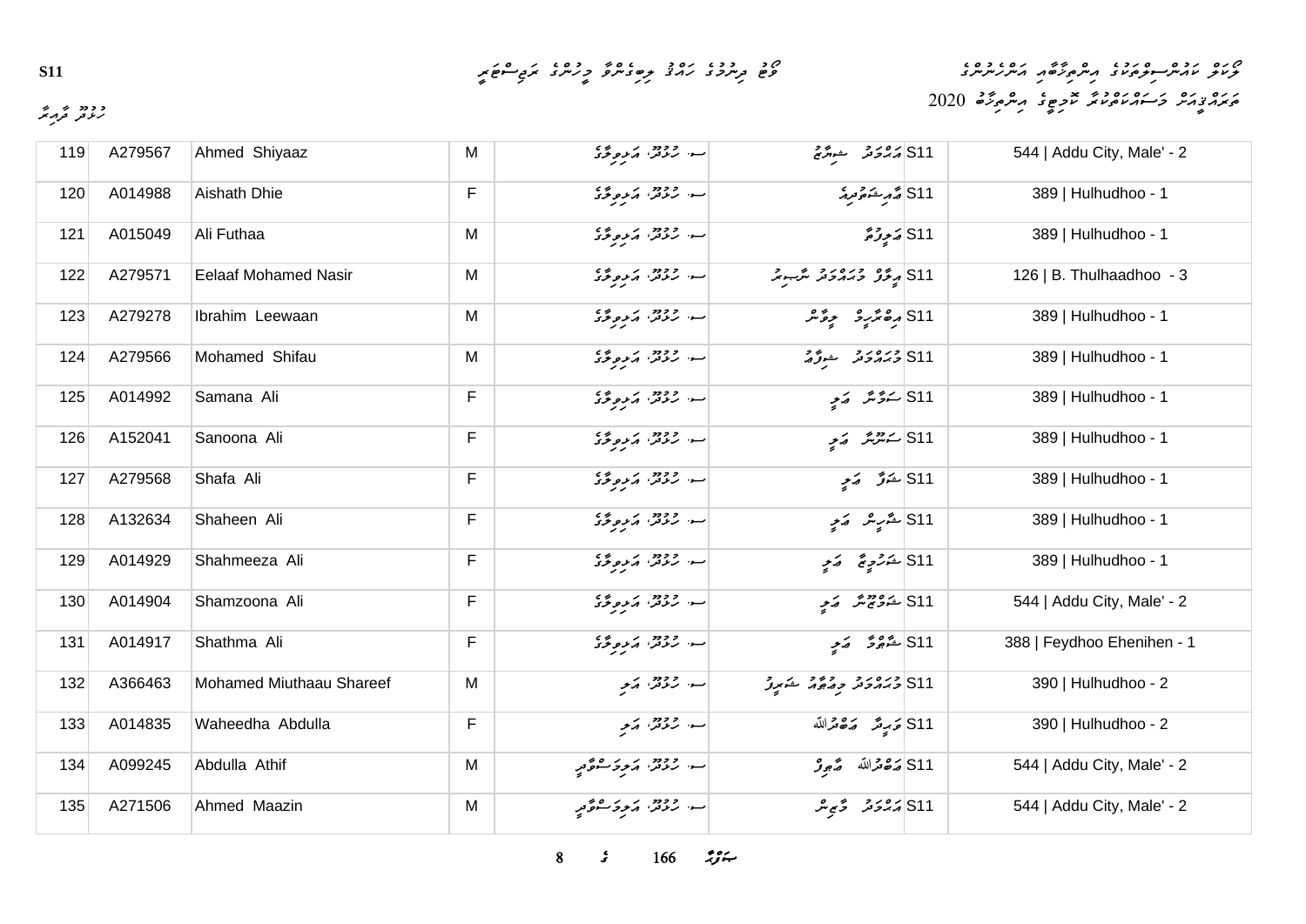| 119 | A279567 | Ahmed Shiyaaz | M | ސ. ހުޅުދޫ، އަރުވިވާގެ | S11 އަހުމަދު ޝިޔާޒު | 544 \| Addu City, Male' - 2 |
|---|---|---|---|---|---|---|
| 120 | A014988 | Aishath Dhie | F | ސ. ހުޅުދޫ، އަރުވިވާގެ | S11 އާއިޝަތުދިއީ | 389 \| Hulhudhoo - 1 |
| 121 | A015049 | Ali Futhaa | M | ސ. ހުޅުދޫ، އަރުވިވާގެ | S11 އަލިފުތާ | 389 \| Hulhudhoo - 1 |
| 122 | A279571 | Eelaaf Mohamed Nasir | M | ސ. ހުޅުދޫ، އަރުވިވާގެ | S11 އީލާފް މުހައްމަދު ނާސިރު | 126 \| B. Thulhaadhoo - 3 |
| 123 | A279278 | Ibrahim Leewaan | M | ސ. ހުޅުދޫ، އަރުވިވާގެ | S11 އިބްރާހީމް ލީވާން | 389 \| Hulhudhoo - 1 |
| 124 | A279566 | Mohamed Shifau | M | ސ. ހުޅުދޫ، އަރުވިވާގެ | S11 މުހައްމަދު ޝިފާއު | 389 \| Hulhudhoo - 1 |
| 125 | A014992 | Samana Ali | F | ސ. ހުޅުދޫ، އަރުވިވާގެ | S11 ސަމާނާ އަލި | 389 \| Hulhudhoo - 1 |
| 126 | A152041 | Sanoona Ali | F | ސ. ހުޅުދޫ، އަރުވިވާގެ | S11 ސަނޫނާ އަލި | 389 \| Hulhudhoo - 1 |
| 127 | A279568 | Shafa Ali | F | ސ. ހުޅުދޫ، އަރުވިވާގެ | S11 ޝަފާ އަލި | 389 \| Hulhudhoo - 1 |
| 128 | A132634 | Shaheen Ali | F | ސ. ހުޅުދޫ، އަރުވިވާގެ | S11 ޝާހީން އަލި | 389 \| Hulhudhoo - 1 |
| 129 | A014929 | Shahmeeza Ali | F | ސ. ހުޅުދޫ، އަރުވިވާގެ | S11 ޝަހްމީޒާ އަލި | 389 \| Hulhudhoo - 1 |
| 130 | A014904 | Shamzoona Ali | F | ސ. ހުޅުދޫ، އަރުވިވާގެ | S11 ޝަމްޒޫނާ އަލި | 544 \| Addu City, Male' - 2 |
| 131 | A014917 | Shathma Ali | F | ސ. ހުޅުދޫ، އަރުވިވާގެ | S11 ޝަތުމާ އަލި | 388 \| Feydhoo Ehenihen - 1 |
| 132 | A366463 | Mohamed Miuthaau Shareef | M | ސ. ހުޅުދޫ، އަލި | S11 މުހައްމަދު މިޢުތާއު ޝަރީފް | 390 \| Hulhudhoo - 2 |
| 133 | A014835 | Waheedha Abdulla | F | ސ. ހުޅުދޫ، އަލި | S11 ވަހީދާ އަބްދުﷲ | 390 \| Hulhudhoo - 2 |
| 134 | A099245 | Abdulla Athif | M | ސ. ހުޅުދޫ، އަލިވަސްތާޅި | S11 އަބްދުﷲ އާތިފް | 544 \| Addu City, Male' - 2 |
| 135 | A271506 | Ahmed Maazin | M | ސ. ހުޅުދޫ، އަލިވަސްތާޅި | S11 އަހުމަދު މާޒިން | 544 \| Addu City, Male' - 2 |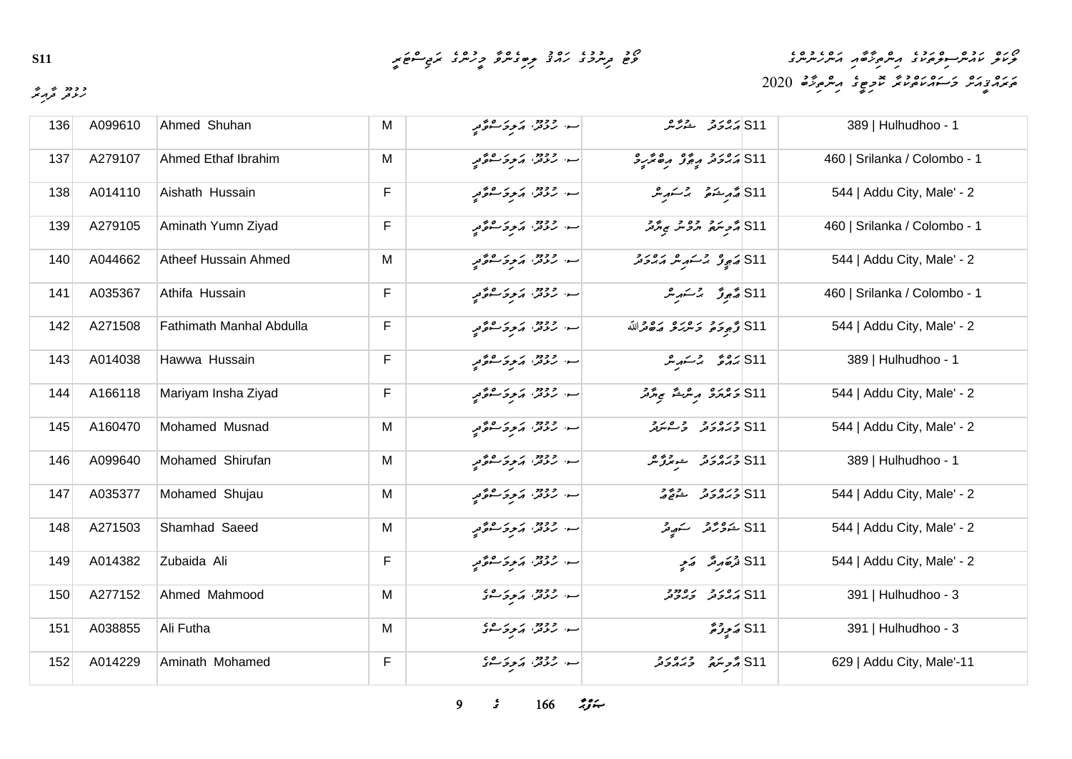| 136 | A099610 | Ahmed Shuhan | M | ސ. ހުޅުދޫ، އަތިރީމަތިވެހި | S11 އަހުމަދު ޝުހާން | 389 \| Hulhudhoo - 1 |
|---|---|---|---|---|---|---|
| 137 | A279107 | Ahmed Ethaf Ibrahim | M | ސ. ހުޅުދޫ، އަތިރީމަތިވެހި | S11 އަހުމަދު އީތާފު އިބްރާހީމް | 460 \| Srilanka / Colombo - 1 |
| 138 | A014110 | Aishath Hussain | F | ސ. ހުޅުދޫ، އަތިރީމަތިވެހި | S11 އާއިޝަތު ހުސައިން | 544 \| Addu City, Male' - 2 |
| 139 | A279105 | Aminath Yumn Ziyad | F | ސ. ހުޅުދޫ، އަތިރީމަތިވެހި | S11 އާމިނަތު ޔުމްން ޒިޔާދު | 460 \| Srilanka / Colombo - 1 |
| 140 | A044662 | Atheef Hussain Ahmed | M | ސ. ހުޅުދޫ، އަތިރީމަތިވެހި | S11 އަތީފު ހުސައިން އަހުމަދު | 544 \| Addu City, Male' - 2 |
| 141 | A035367 | Athifa Hussain | F | ސ. ހުޅުދޫ، އަތިރީމަތިވެހި | S11 އާތިފާ ހުސައިން | 460 \| Srilanka / Colombo - 1 |
| 142 | A271508 | Fathimath Manhal Abdulla | F | ސ. ހުޅުދޫ، އަތިރީމަތިވެހި | S11 ފާތިމަތު މަންހަލް އަބްދުﷲ | 544 \| Addu City, Male' - 2 |
| 143 | A014038 | Hawwa Hussain | F | ސ. ހުޅުދޫ، އަތިރީމަތިވެހި | S11 ހައްވާ ހުސައިން | 389 \| Hulhudhoo - 1 |
| 144 | A166118 | Mariyam Insha Ziyad | F | ސ. ހުޅުދޫ، އަތިރީމަތިވެހި | S11 މަރިޔަމް އިންޝާ ޒިޔާދު | 544 \| Addu City, Male' - 2 |
| 145 | A160470 | Mohamed Musnad | M | ސ. ހުޅުދޫ، އަތިރީމަތިވެހި | S11 މުހައްމަދު މުސްނަދު | 544 \| Addu City, Male' - 2 |
| 146 | A099640 | Mohamed Shirufan | M | ސ. ހުޅުދޫ، އަތިރީމަތިވެހި | S11 މުހައްމަދު ޝިރުފާން | 389 \| Hulhudhoo - 1 |
| 147 | A035377 | Mohamed Shujau | M | ސ. ހުޅުދޫ، އަތިރީމަތިވެހި | S11 މުހައްމަދު ޝުޖާއު | 544 \| Addu City, Male' - 2 |
| 148 | A271503 | Shamhad Saeed | M | ސ. ހުޅުދޫ، އަތިރީމަތިވެހި | S11 ޝަމްހާދު ސައީދު | 544 \| Addu City, Male' - 2 |
| 149 | A014382 | Zubaida Ali | F | ސ. ހުޅުދޫ، އަތިރީމަތިވެހި | S11 ޒުބައިދާ އަލި | 544 \| Addu City, Male' - 2 |
| 150 | A277152 | Ahmed Mahmood | M | ސ. ހުޅުދޫ، އަތިރީމަތިސޯގް | S11 އަހުމަދު މަޙްމޫދު | 391 \| Hulhudhoo - 3 |
| 151 | A038855 | Ali Futha | M | ސ. ހުޅުދޫ، އަތިރީމަތިސޯގް | S11 އަލިފުތާ | 391 \| Hulhudhoo - 3 |
| 152 | A014229 | Aminath Mohamed | F | ސ. ހުޅުދޫ، އަތިރީމަތިސޯގް | S11 އާމިނަތު މުހައްމަދު | 629 \| Addu City, Male'-11 |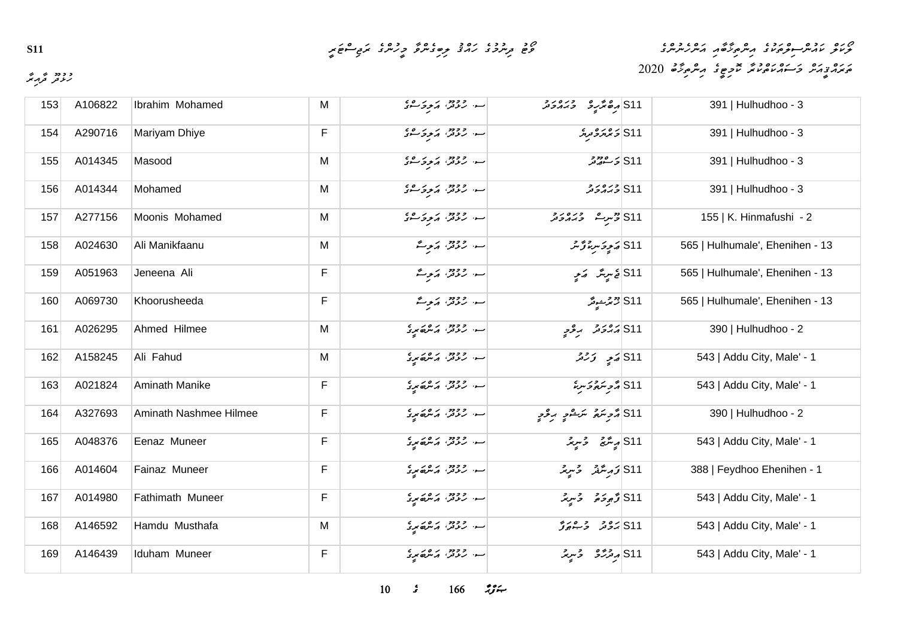| 153 | A106822 | Ibrahim Mohamed | M | ސ. ހުޅުދޫ، އަލިވަށްގެ | S11 ޢިބްރާހީމް މުޙައްމަދު | 391 \| Hulhudhoo - 3 |
|---|---|---|---|---|---|---|
| 154 | A290716 | Mariyam Dhiye | F | ސ. ހުޅުދޫ، އަލިވަށްގެ | S11 މަރިޔަމްދިޔެ | 391 \| Hulhudhoo - 3 |
| 155 | A014345 | Masood | M | ސ. ހުޅުދޫ، އަލިވަށްގެ | S11 މަސްޢޫދު | 391 \| Hulhudhoo - 3 |
| 156 | A014344 | Mohamed | M | ސ. ހުޅުދޫ، އަލިވަށްގެ | S11 މުޙައްމަދު | 391 \| Hulhudhoo - 3 |
| 157 | A277156 | Moonis Mohamed | M | ސ. ހުޅުދޫ، އަލިވަށްގެ | S11 މޫނިސް މުޙައްމަދު | 155 \| K. Hinmafushi - 2 |
| 158 | A024630 | Ali Manikfaanu | M | ސ. ހުޅުދޫ، އަލިވީލާ | S11 އަލިމަނިކުފާނު | 565 \| Hulhumale', Ehenihen - 13 |
| 159 | A051963 | Jeneena Ali | F | ސ. ހުޅުދޫ، އަލިވީލާ | S11 ޖެނީނާ އަލި | 565 \| Hulhumale', Ehenihen - 13 |
| 160 | A069730 | Khoorusheeda | F | ސ. ހުޅުދޫ، އަލިވީލާ | S11 ޚޫރުޝީދާ | 565 \| Hulhumale', Ehenihen - 13 |
| 161 | A026295 | Ahmed Hilmee | M | ސ. ހުޅުދޫ، އަންބަރީގެ | S11 އަޙްމަދު ހިލްމީ | 390 \| Hulhudhoo - 2 |
| 162 | A158245 | Ali Fahud | M | ސ. ހުޅުދޫ، އަންބަރީގެ | S11 އަލި ފަހުދު | 543 \| Addu City, Male' - 1 |
| 163 | A021824 | Aminath Manike | F | ސ. ހުޅުދޫ، އަންބަރީގެ | S11 އާމިނަތުމަނިކެ | 543 \| Addu City, Male' - 1 |
| 164 | A327693 | Aminath Nashmee Hilmee | F | ސ. ހުޅުދޫ، އަންބަރީގެ | S11 އާމިނަތު ނަޝްމީ ހިލްމީ | 390 \| Hulhudhoo - 2 |
| 165 | A048376 | Eenaz Muneer | F | ސ. ހުޅުދޫ، އަންބަރީގެ | S11 އީނާޒް މުނީރު | 543 \| Addu City, Male' - 1 |
| 166 | A014604 | Fainaz Muneer | F | ސ. ހުޅުދޫ، އަންބަރީގެ | S11 ފައިނާޒް މުނީރު | 388 \| Feydhoo Ehenihen - 1 |
| 167 | A014980 | Fathimath Muneer | F | ސ. ހުޅުދޫ، އަންބަރީގެ | S11 ފާތިމަތު މުނީރު | 543 \| Addu City, Male' - 1 |
| 168 | A146592 | Hamdu Musthafa | M | ސ. ހުޅުދޫ، އަންބަރީގެ | S11 ހަމްދު މުސްތަފާ | 543 \| Addu City, Male' - 1 |
| 169 | A146439 | Iduham Muneer | F | ސ. ހުޅުދޫ، އަންބަރީގެ | S11 އިދުހާމް މުނީރު | 543 \| Addu City, Male' - 1 |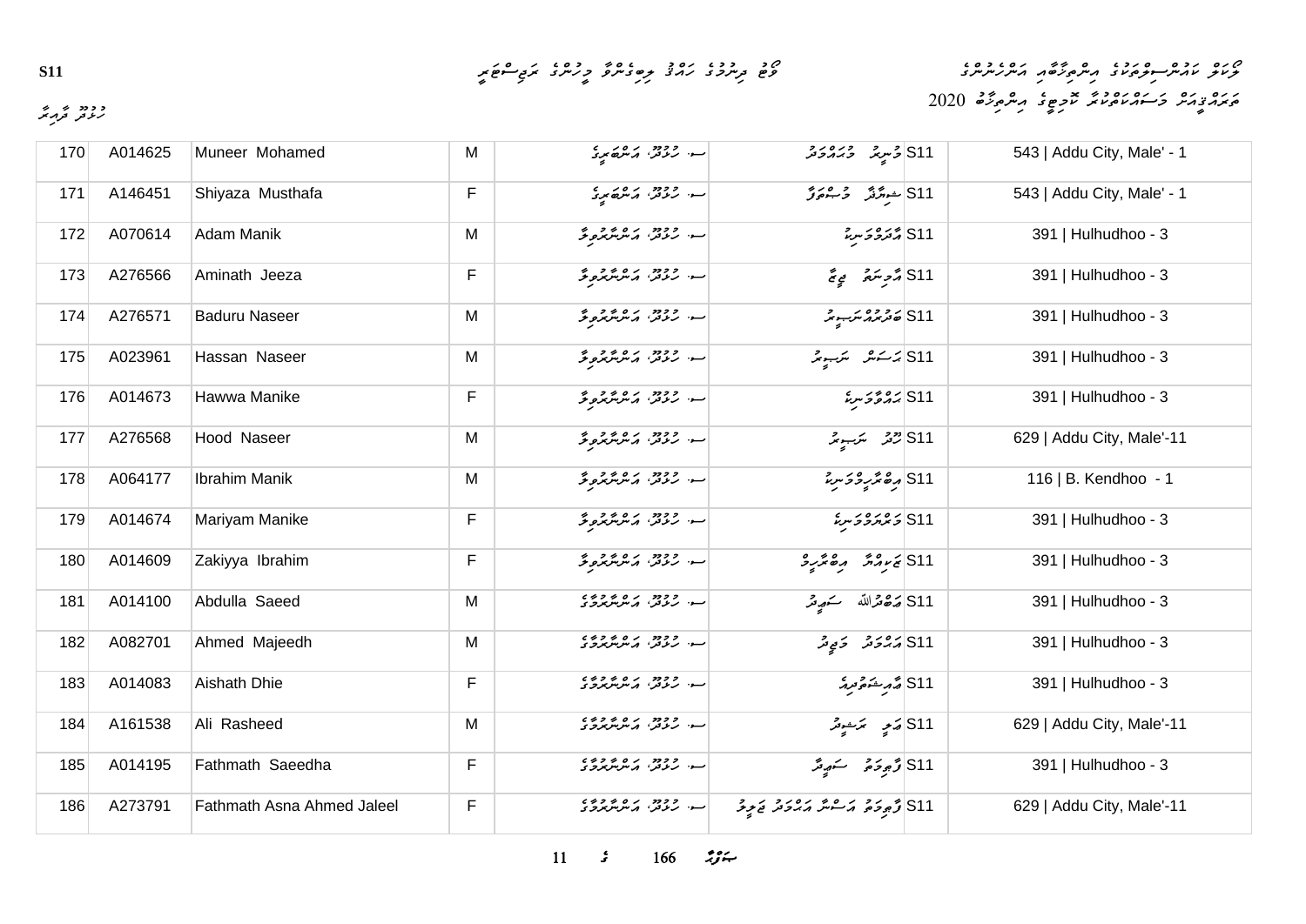| 170 | A014625 | Muneer Mohamed | M | ސ. ހުޅުދޫ، އަންބަރީގެ | S11 މުނީރު މުހައްމަދު | 543 \| Addu City, Male' - 1 |
|---|---|---|---|---|---|---|
| 171 | A146451 | Shiyaza Musthafa | F | ސ. ހުޅުދޫ، އަންބަރީގެ | S11 ޝިޔާޒާ މުސްތަފާ | 543 \| Addu City, Male' - 1 |
| 172 | A070614 | Adam Manik | M | ސ. ހުޅުދޫ، އަންނާރާގެ | S11 އާދަމްމަނިކު | 391 \| Hulhudhoo - 3 |
| 173 | A276566 | Aminath Jeeza | F | ސ. ހުޅުދޫ، އަންނާރާގެ | S11 އާމިނަތު ޖީޒާ | 391 \| Hulhudhoo - 3 |
| 174 | A276571 | Baduru Naseer | M | ސ. ހުޅުދޫ، އަންނާރާގެ | S11 ބަދުރުއްނަސީރު | 391 \| Hulhudhoo - 3 |
| 175 | A023961 | Hassan Naseer | M | ސ. ހުޅުދޫ، އަންނާރާގެ | S11 ހަސަން ނަސީރު | 391 \| Hulhudhoo - 3 |
| 176 | A014673 | Hawwa Manike | F | ސ. ހުޅުދޫ، އަންނާރާގެ | S11 ހައްވާމަނިކެ | 391 \| Hulhudhoo - 3 |
| 177 | A276568 | Hood Naseer | M | ސ. ހުޅުދޫ، އަންނާރާގެ | S11 ހޫދު ނަސީރު | 629 \| Addu City, Male'-11 |
| 178 | A064177 | Ibrahim Manik | M | ސ. ހުޅުދޫ، އަންނާރާގެ | S11 އިބްރާހީމްމަނިކު | 116 \| B. Kendhoo - 1 |
| 179 | A014674 | Mariyam Manike | F | ސ. ހުޅުދޫ، އަންނާރާގެ | S11 މަރިޔަމްމަނިކެ | 391 \| Hulhudhoo - 3 |
| 180 | A014609 | Zakiyya Ibrahim | F | ސ. ހުޅުދޫ، އަންނާރާގެ | S11 ޒަކިއްޔާ އިބްރާހީމް | 391 \| Hulhudhoo - 3 |
| 181 | A014100 | Abdulla Saeed | M | ސ. ހުޅުދޫ، އަންނާރުމާގެ | S11 އަބްދުﷲ ސަޢީދު | 391 \| Hulhudhoo - 3 |
| 182 | A082701 | Ahmed Majeedh | M | ސ. ހުޅުދޫ، އަންނާރުމާގެ | S11 އަޙްމަދު މަޖީދު | 391 \| Hulhudhoo - 3 |
| 183 | A014083 | Aishath Dhie | F | ސ. ހުޅުދޫ، އަންނާރުމާގެ | S11 އާއިޝަތުދިއި | 391 \| Hulhudhoo - 3 |
| 184 | A161538 | Ali Rasheed | M | ސ. ހުޅުދޫ، އަންނާރުމާގެ | S11 އަލި ރަޝީދު | 629 \| Addu City, Male'-11 |
| 185 | A014195 | Fathmath Saeedha | F | ސ. ހުޅުދޫ، އަންނާރުމާގެ | S11 ފާތިމަތު ސަޢީދާ | 391 \| Hulhudhoo - 3 |
| 186 | A273791 | Fathmath Asna Ahmed Jaleel | F | ސ. ހުޅުދޫ، އަންނާރުމާގެ | S11 ފާތިމަތު އަސްނާ އަޙްމަދު ޖަލީލު | 629 \| Addu City, Male'-11 |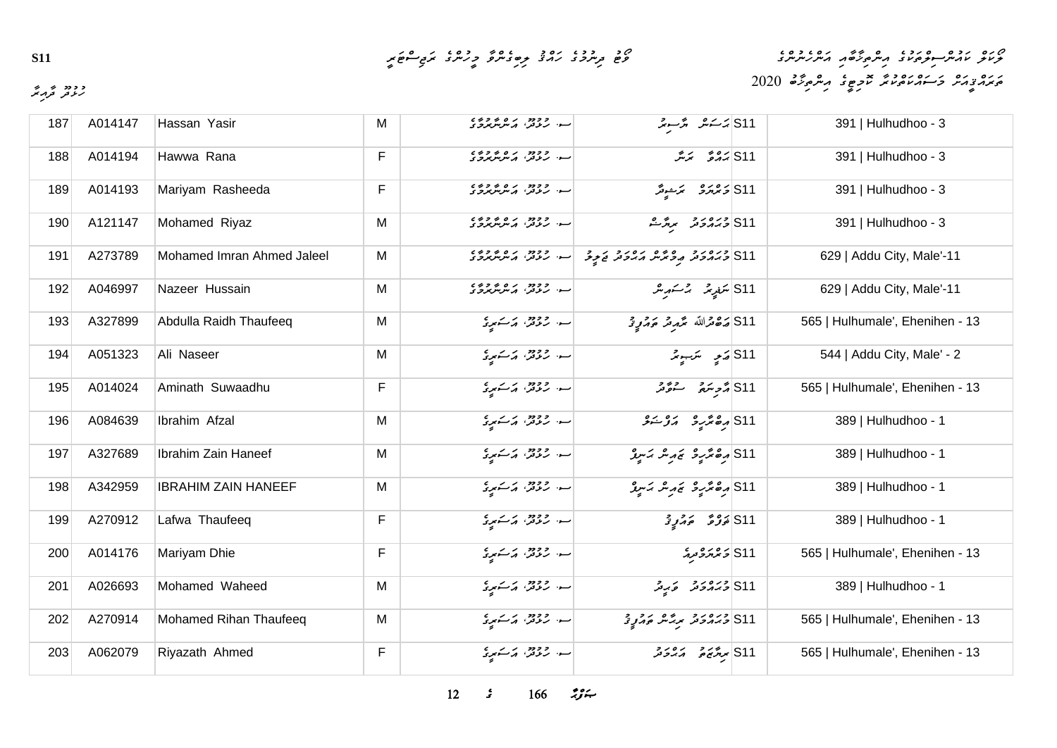| 187 | A014147 | Hassan Yasir | M | ސ. ހުޅުދޫ، އަންނާރާގެ | S11 ޙަސަން ޔާސިރު | 391 \| Hulhudhoo - 3 |
|---|---|---|---|---|---|---|
| 188 | A014194 | Hawwa Rana | F | ސ. ހުޅުދޫ، އަންނާރާގެ | S11 ޙައްވާ ރަނާ | 391 \| Hulhudhoo - 3 |
| 189 | A014193 | Mariyam Rasheeda | F | ސ. ހުޅުދޫ، އަންނާރާގެ | S11 މަރިޔަމް ރަޝީދާ | 391 \| Hulhudhoo - 3 |
| 190 | A121147 | Mohamed Riyaz | M | ސ. ހުޅުދޫ، އަންނާރާގެ | S11 މުޙައްމަދު ރިޔާޒް | 391 \| Hulhudhoo - 3 |
| 191 | A273789 | Mohamed Imran Ahmed Jaleel | M | ސ. ހުޅުދޫ، އަންނާރާގެ | S11 މުޙައްމަދު އިމްރާން އަޙްމަދު ޖަލީލް | 629 \| Addu City, Male'-11 |
| 192 | A046997 | Nazeer Hussain | M | ސ. ހުޅުދޫ، އަންނާރާގެ | S11 ނަޒީރު ޙުސައިން | 629 \| Addu City, Male'-11 |
| 193 | A327899 | Abdulla Raidh Thaufeeq | M | ސ. ހުޅުދޫ، އަސަރީގެ | S11 އަބްދުﷲ ރާއިދު ތައުފީޤު | 565 \| Hulhumale', Ehenihen - 13 |
| 194 | A051323 | Ali Naseer | M | ސ. ހުޅުދޫ، އަސަރީގެ | S11 އަލީ ނަސީރު | 544 \| Addu City, Male' - 2 |
| 195 | A014024 | Aminath Suwaadhu | F | ސ. ހުޅުދޫ، އަސަރީގެ | S11 އާމިނަތު ސުވާދު | 565 \| Hulhumale', Ehenihen - 13 |
| 196 | A084639 | Ibrahim Afzal | M | ސ. ހުޅުދޫ، އަސަރީގެ | S11 އިބްރާހީމް އަފްޒަލް | 389 \| Hulhudhoo - 1 |
| 197 | A327689 | Ibrahim Zain Haneef | M | ސ. ހުޅުދޫ، އަސަރީގެ | S11 އިބްރާހީމް ޒައިން ޙަނީފް | 389 \| Hulhudhoo - 1 |
| 198 | A342959 | IBRAHIM ZAIN HANEEF | M | ސ. ހުޅުދޫ، އަސަރީގެ | S11 އިބްރާހީމް ޒައިން ޙަނީފް | 389 \| Hulhudhoo - 1 |
| 199 | A270912 | Lafwa Thaufeeq | F | ސ. ހުޅުދޫ، އަސަރީގެ | S11 ލަފްވާ ތައުފީޤު | 389 \| Hulhudhoo - 1 |
| 200 | A014176 | Mariyam Dhie | F | ސ. ހުޅުދޫ، އަސަރީގެ | S11 މަރިޔަމްދިއާ | 565 \| Hulhumale', Ehenihen - 13 |
| 201 | A026693 | Mohamed Waheed | M | ސ. ހުޅުދޫ، އަސަރީގެ | S11 މުޙައްމަދު ވަޙީދު | 389 \| Hulhudhoo - 1 |
| 202 | A270914 | Mohamed Rihan Thaufeeq | M | ސ. ހުޅުދޫ، އަސަރީގެ | S11 މުޙައްމަދު ރިހާން ތައުފީޤު | 565 \| Hulhumale', Ehenihen - 13 |
| 203 | A062079 | Riyazath Ahmed | F | ސ. ހުޅުދޫ، އަސަރީގެ | S11 ރިޔާޒަތު އަޙްމަދު | 565 \| Hulhumale', Ehenihen - 13 |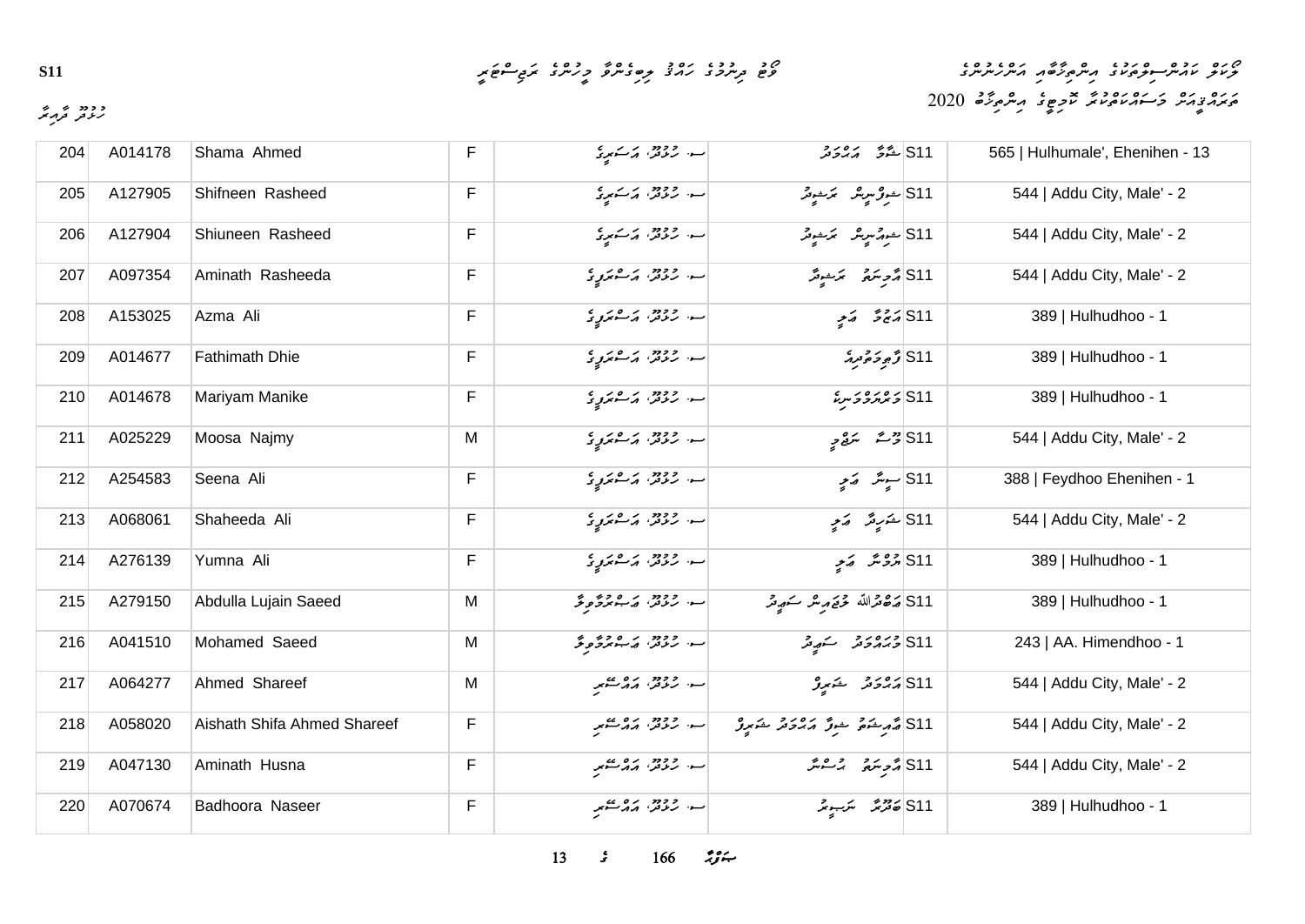| 204 | A014178 | Shama Ahmed | F | ސ. ހުޅުދޫ، އަސަރީގެ | S11 ޝަމާ އަޙްމަދު | 565 \| Hulhumale', Ehenihen - 13 |
|---|---|---|---|---|---|---|
| 205 | A127905 | Shifneen Rasheed | F | ސ. ހުޅުދޫ، އަސަރީގެ | S11 ޝިފްނީން ރަޝީދު | 544 \| Addu City, Male' - 2 |
| 206 | A127904 | Shiuneen Rasheed | F | ސ. ހުޅުދޫ، އަސަރީގެ | S11 ޝިއުނީން ރަޝީދު | 544 \| Addu City, Male' - 2 |
| 207 | A097354 | Aminath Rasheeda | F | ސ. ހުޅުދޫ، އަސްޓަރުވިލާ | S11 އާމިނަތު ރަޝީދާ | 544 \| Addu City, Male' - 2 |
| 208 | A153025 | Azma Ali | F | ސ. ހުޅުދޫ، އަސްޓަރުވިލާ | S11 އަޒްމާ ޢަލީ | 389 \| Hulhudhoo - 1 |
| 209 | A014677 | Fathimath Dhie | F | ސ. ހުޅުދޫ، އަސްޓަރުވިލާ | S11 ފާތިމަތުދިއެ | 389 \| Hulhudhoo - 1 |
| 210 | A014678 | Mariyam Manike | F | ސ. ހުޅުދޫ، އަސްޓަރުވިލާ | S11 މަރިޔަމްމަނިކެ | 389 \| Hulhudhoo - 1 |
| 211 | A025229 | Moosa Najmy | M | ސ. ހުޅުދޫ، އަސްޓަރުވިލާ | S11 މޫސާ ނަޖްމީ | 544 \| Addu City, Male' - 2 |
| 212 | A254583 | Seena Ali | F | ސ. ހުޅުދޫ، އަސްޓަރުވިލާ | S11 ސީނާ ޢަލީ | 388 \| Feydhoo Ehenihen - 1 |
| 213 | A068061 | Shaheeda Ali | F | ސ. ހުޅުދޫ، އަސްޓަރުވިލާ | S11 ޝަހީދާ ޢަލީ | 544 \| Addu City, Male' - 2 |
| 214 | A276139 | Yumna Ali | F | ސ. ހުޅުދޫ، އަސްޓަރުވިލާ | S11 ޔުމްނާ ޢަލީ | 389 \| Hulhudhoo - 1 |
| 215 | A279150 | Abdulla Lujain Saeed | M | ސ. ހުޅުދޫ، އަސްޓަރުމާޅިގެ | S11 އަބްދުالله ލުޖައިން ސައީދު | 389 \| Hulhudhoo - 1 |
| 216 | A041510 | Mohamed Saeed | M | ސ. ހުޅުދޫ، އަސްޓަރުމާޅިގެ | S11 މުޙައްމަދު ސައީދު | 243 \| AA. Himendhoo - 1 |
| 217 | A064277 | Ahmed Shareef | M | ސ. ހުޅުދޫ، އައުސަރ | S11 އަޙްމަދު ޝަރީފު | 544 \| Addu City, Male' - 2 |
| 218 | A058020 | Aishath Shifa Ahmed Shareef | F | ސ. ހުޅުދޫ، އައުސަރ | S11 އާއިޝަތު ޝިފާ އަޙްމަދު ޝަރީފު | 544 \| Addu City, Male' - 2 |
| 219 | A047130 | Aminath Husna | F | ސ. ހުޅުދޫ، އައުސަރ | S11 އާމިނަތު ހުސްނާ | 544 \| Addu City, Male' - 2 |
| 220 | A070674 | Badhoora Naseer | F | ސ. ހުޅުދޫ، އައުސަރ | S11 ބަދޫރާ ނަސީރު | 389 \| Hulhudhoo - 1 |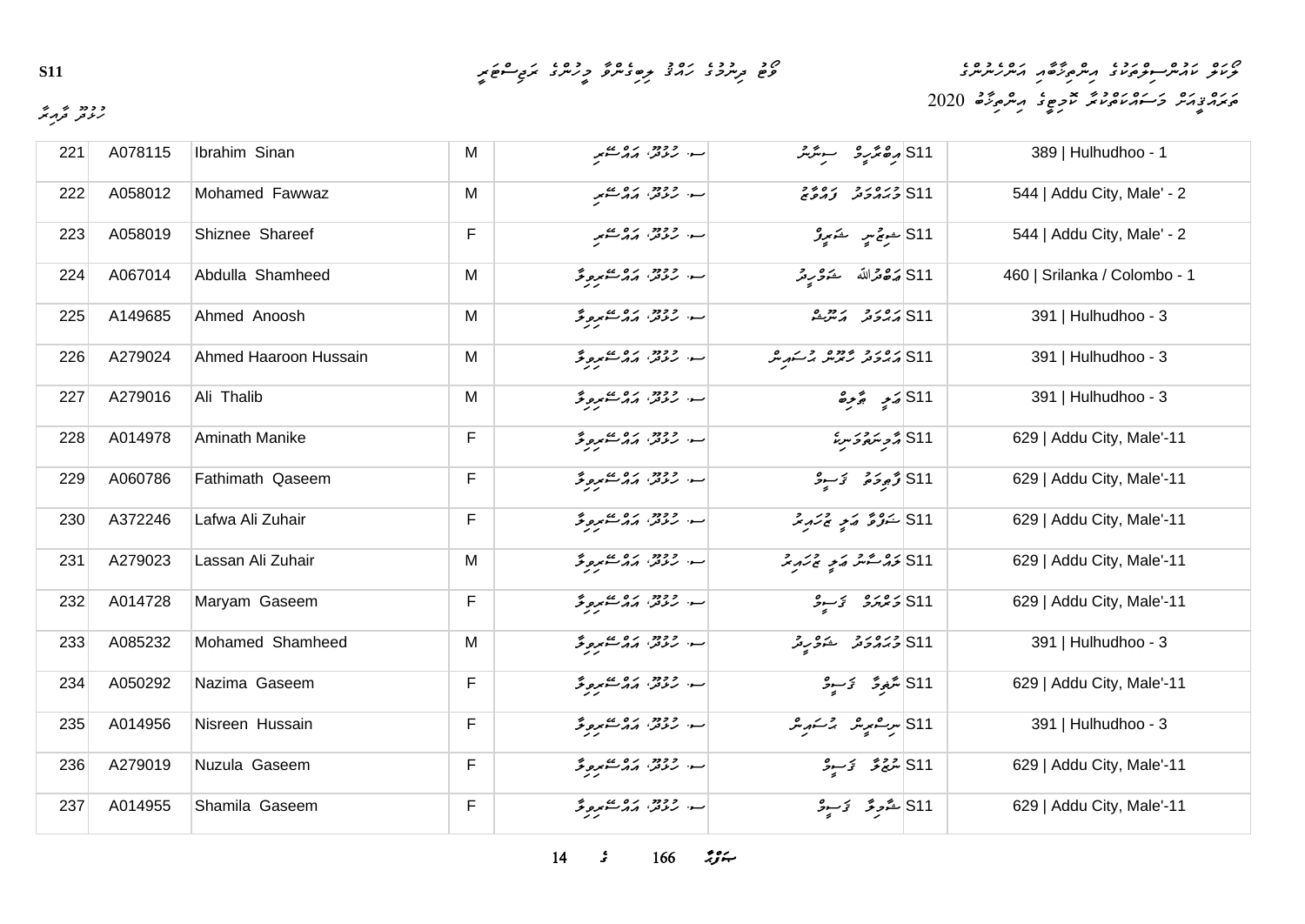| 221 | A078115 | Ibrahim Sinan | M | ސ. ހުޅުދޫ، އައުސަރީ | S11 ރިޔާސާ ސިނާން | 389 \| Hulhudhoo - 1 |
|---|---|---|---|---|---|---|
| 222 | A058012 | Mohamed Fawwaz | M | ސ. ހުޅުދޫ، އައުސަރީ | S11 މުހައްމަދު ފައްވާޒު | 544 \| Addu City, Male' - 2 |
| 223 | A058019 | Shiznee Shareef | F | ސ. ހުޅުދޫ، އައުސަރީ | S11 ޝިޒްނީ ޝަރީފު | 544 \| Addu City, Male' - 2 |
| 224 | A067014 | Abdulla Shamheed | M | ސ. ހުޅުދޫ، އައުސަރީވިލާ | S11 އަބްދުﷲ ޝަމްހީދު | 460 \| Srilanka / Colombo - 1 |
| 225 | A149685 | Ahmed Anoosh | M | ސ. ހުޅުދޫ، އައުސަރީވިލާ | S11 އަހްމަދު އަނޫޝް | 391 \| Hulhudhoo - 3 |
| 226 | A279024 | Ahmed Haaroon Hussain | M | ސ. ހުޅުދޫ، އައުސަރީވިލާ | S11 އަހްމަދު ހާރޫން ހުސައިން | 391 \| Hulhudhoo - 3 |
| 227 | A279016 | Ali Thalib | M | ސ. ހުޅުދޫ، އައުސަރީވިލާ | S11 އަލި ޠާލިބު | 391 \| Hulhudhoo - 3 |
| 228 | A014978 | Aminath Manike | F | ސ. ހުޅުދޫ، އައުސަރީވިލާ | S11 އާމިނަތުމަނިކެ | 629 \| Addu City, Male'-11 |
| 229 | A060786 | Fathimath Qaseem | F | ސ. ހުޅުދޫ، އައުސަރީވިލާ | S11 ފާތިމަތު ޤާސިމް | 629 \| Addu City, Male'-11 |
| 230 | A372246 | Lafwa Ali Zuhair | F | ސ. ހުޅުދޫ، އައުސަރީވިލާ | S11 ލަފްވާ އަލި ޒުހައިރު | 629 \| Addu City, Male'-11 |
| 231 | A279023 | Lassan Ali Zuhair | M | ސ. ހުޅުދޫ، އައުސަރީވިލާ | S11 ލައްސާން އަލި ޒުހައިރު | 629 \| Addu City, Male'-11 |
| 232 | A014728 | Maryam Gaseem | F | ސ. ހުޅުދޫ، އައުސަރީވިލާ | S11 މަރްޔަމް ގާސިމް | 629 \| Addu City, Male'-11 |
| 233 | A085232 | Mohamed Shamheed | M | ސ. ހުޅުދޫ، އައުސަރީވިލާ | S11 މުހައްމަދު ޝަމްހީދު | 391 \| Hulhudhoo - 3 |
| 234 | A050292 | Nazima Gaseem | F | ސ. ހުޅުދޫ، އައުސަރީވިލާ | S11 ނާޒިމާ ގާސިމް | 629 \| Addu City, Male'-11 |
| 235 | A014956 | Nisreen Hussain | F | ސ. ހުޅުދޫ، އައުސަރީވިލާ | S11 ނިސްރީން ހުސައިން | 391 \| Hulhudhoo - 3 |
| 236 | A279019 | Nuzula Gaseem | F | ސ. ހުޅުދޫ، އައުސަރީވިލާ | S11 ނުޒުލާ ގާސިމް | 629 \| Addu City, Male'-11 |
| 237 | A014955 | Shamila Gaseem | F | ސ. ހުޅުދޫ، އައުސަރީވިލާ | S11 ޝާމިލާ ގާސިމް | 629 \| Addu City, Male'-11 |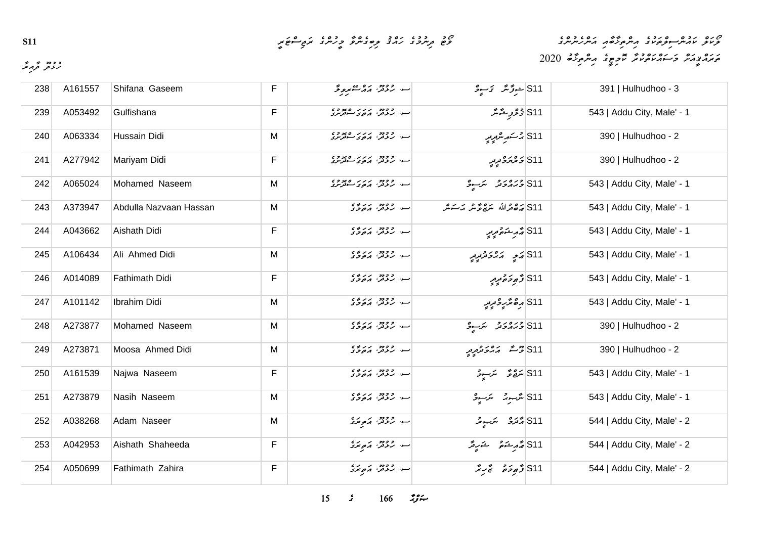| 238 | A161557 | Shifana Gaseem | F | ސ. ހުޅުދޫ، އައްސޭރިވިލާ | S11 ޝިފާނާ ގަސީމް | 391 \| Hulhudhoo - 3 |
|---|---|---|---|---|---|---|
| 239 | A053492 | Gulfishana | F | ސ. ހުޅުދޫ، އަލިވަރަސްފިނޑު | S11 ގުލްފިޝާނާ | 543 \| Addu City, Male' - 1 |
| 240 | A063334 | Hussain Didi | M | ސ. ހުޅުދޫ، އަލިވަރަސްފިނޑު | S11 ހުސައިންދީދީ | 390 \| Hulhudhoo - 2 |
| 241 | A277942 | Mariyam Didi | F | ސ. ހުޅުދޫ، އަލިވަރަސްފިނޑު | S11 މަރިޔަމްދީދީ | 390 \| Hulhudhoo - 2 |
| 242 | A065024 | Mohamed Naseem | M | ސ. ހުޅުދޫ، އަލިވަރަސްފިނޑު | S11 މުހައްމަދު ނަސީމް | 543 \| Addu City, Male' - 1 |
| 243 | A373947 | Abdulla Nazvaan Hassan | M | ސ. ހުޅުދޫ، އަލިވާގެ | S11 އަބްދުﷲ ނަޒްވާން ހަސަން | 543 \| Addu City, Male' - 1 |
| 244 | A043662 | Aishath Didi | F | ސ. ހުޅުދޫ، އަލިވާގެ | S11 އާއިޝަތުދީދީ | 543 \| Addu City, Male' - 1 |
| 245 | A106434 | Ali Ahmed Didi | M | ސ. ހުޅުދޫ، އަލިވާގެ | S11 އަލި އަހުމަދުދީދީ | 543 \| Addu City, Male' - 1 |
| 246 | A014089 | Fathimath Didi | F | ސ. ހުޅުދޫ، އަލިވާގެ | S11 ފާތިމަތުދީދީ | 543 \| Addu City, Male' - 1 |
| 247 | A101142 | Ibrahim Didi | M | ސ. ހުޅުދޫ، އަލިވާގެ | S11 އިބްރާހީމްދީދީ | 543 \| Addu City, Male' - 1 |
| 248 | A273877 | Mohamed Naseem | M | ސ. ހުޅުދޫ، އަލިވާގެ | S11 މުހައްމަދު ނަސީމް | 390 \| Hulhudhoo - 2 |
| 249 | A273871 | Moosa Ahmed Didi | M | ސ. ހުޅުދޫ، އަލިވާގެ | S11 މޫސާ އަހުމަދުދީދީ | 390 \| Hulhudhoo - 2 |
| 250 | A161539 | Najwa Naseem | F | ސ. ހުޅުދޫ، އަލިވާގެ | S11 ނަޖްވާ ނަސީމް | 543 \| Addu City, Male' - 1 |
| 251 | A273879 | Nasih Naseem | M | ސ. ހުޅުދޫ، އަލިވާގެ | S11 ނާސިހު ނަސީމް | 543 \| Addu City, Male' - 1 |
| 252 | A038268 | Adam Naseer | M | ސ. ހުޅުދޫ، އަލިރަގެ | S11 އާދަމް ނަސީރު | 544 \| Addu City, Male' - 2 |
| 253 | A042953 | Aishath Shaheeda | F | ސ. ހުޅުދޫ، އަލިރަގެ | S11 އާއިޝަތު ޝަހީދާ | 544 \| Addu City, Male' - 2 |
| 254 | A050699 | Fathimath Zahira | F | ސ. ހުޅުދޫ، އަލިރަގެ | S11 ފާތިމަތު ޒާހިރާ | 544 \| Addu City, Male' - 2 |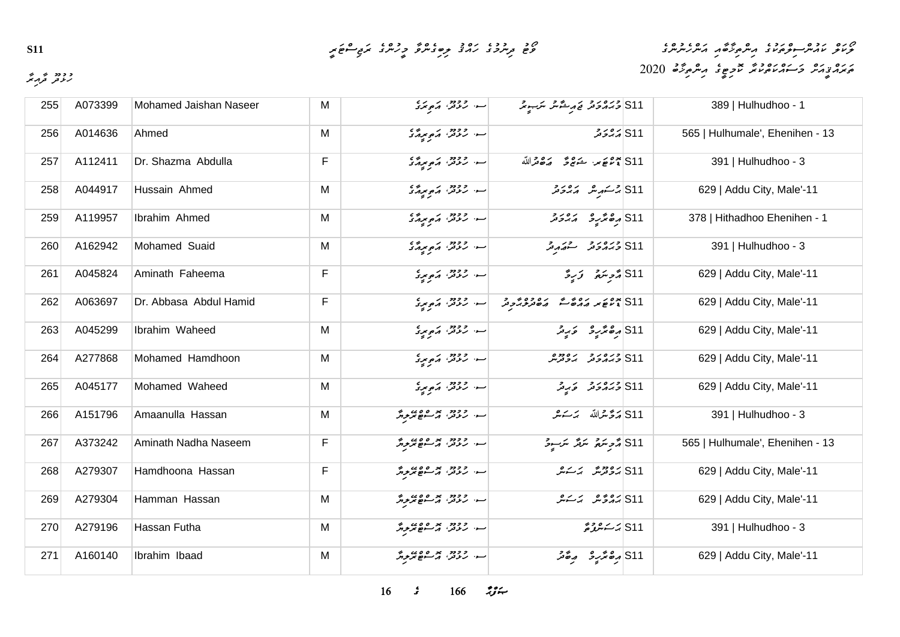| 255 | A073399 | Mohamed Jaishan Naseer | M | ސ. ހުޅުދޫ، އަތިރަގެ | S11 މުހައްމަދު ޖައިޝާން ނަޞީރު | 389 \| Hulhudhoo - 1 |
|---|---|---|---|---|---|---|
| 256 | A014636 | Ahmed | M | ސ. ހުޅުދޫ، އަލިރިއްގެ | S11 އަހުމަދު | 565 \| Hulhumale', Ehenihen - 13 |
| 257 | A112411 | Dr. Shazma Abdulla | F | ސ. ހުޅުދޫ، އަލިރިއްގެ | S11 ޑރ. ޝަޒްމާ އަބްދުﷲ | 391 \| Hulhudhoo - 3 |
| 258 | A044917 | Hussain Ahmed | M | ސ. ހުޅުދޫ، އަލިރިއްގެ | S11 ހުސައިން އަހުމަދު | 629 \| Addu City, Male'-11 |
| 259 | A119957 | Ibrahim Ahmed | M | ސ. ހުޅުދޫ، އަލިރިއްގެ | S11 އިބްރާހީމް އަހުމަދު | 378 \| Hithadhoo Ehenihen - 1 |
| 260 | A162942 | Mohamed Suaid | M | ސ. ހުޅުދޫ، އަލިރިއްގެ | S11 މުހައްމަދު ސުއައިދު | 391 \| Hulhudhoo - 3 |
| 261 | A045824 | Aminath Faheema | F | ސ. ހުޅުދޫ، އަލިރިގެ | S11 އާމިނަތު ފަހީމާ | 629 \| Addu City, Male'-11 |
| 262 | A063697 | Dr. Abbasa Abdul Hamid | F | ސ. ހުޅުދޫ، އަލިރިގެ | S11 ޑރ. އައްބާސާ އަބްދުލްހާމިދު | 629 \| Addu City, Male'-11 |
| 263 | A045299 | Ibrahim Waheed | M | ސ. ހުޅުދޫ، އަލިރިގެ | S11 އިބްރާހީމް ވަހީދު | 629 \| Addu City, Male'-11 |
| 264 | A277868 | Mohamed Hamdhoon | M | ސ. ހުޅުދޫ، އަލިރިގެ | S11 މުހައްމަދު ހަމްދޫން | 629 \| Addu City, Male'-11 |
| 265 | A045177 | Mohamed Waheed | M | ސ. ހުޅުދޫ، އަލިރިގެ | S11 މުހައްމަދު ވަހީދު | 629 \| Addu City, Male'-11 |
| 266 | A151796 | Amaanulla Hassan | M | ސ. ހުޅުދޫ، އާސްޓްރޭލިޔާ | S11 އަމާނުﷲ ހަސަން | 391 \| Hulhudhoo - 3 |
| 267 | A373242 | Aminath Nadha Naseem | F | ސ. ހުޅުދޫ، އާސްޓްރޭލިޔާ | S11 އާމިނަތު ނަދާ ނަސީމު | 565 \| Hulhumale', Ehenihen - 13 |
| 268 | A279307 | Hamdhoona Hassan | F | ސ. ހުޅުދޫ، އާސްޓްރޭލިޔާ | S11 ހަމްދޫނާ ހަސަން | 629 \| Addu City, Male'-11 |
| 269 | A279304 | Hamman Hassan | M | ސ. ހުޅުދޫ، އާސްޓްރޭލިޔާ | S11 ހައްމާން ހަސަން | 629 \| Addu City, Male'-11 |
| 270 | A279196 | Hassan Futha | M | ސ. ހުޅުދޫ، އާސްޓްރޭލިޔާ | S11 ހަސަންފުތާ | 391 \| Hulhudhoo - 3 |
| 271 | A160140 | Ibrahim Ibaad | M | ސ. ހުޅުދޫ، އާސްޓްރޭލިޔާ | S11 އިބްރާހީމް އިބާދު | 629 \| Addu City, Male'-11 |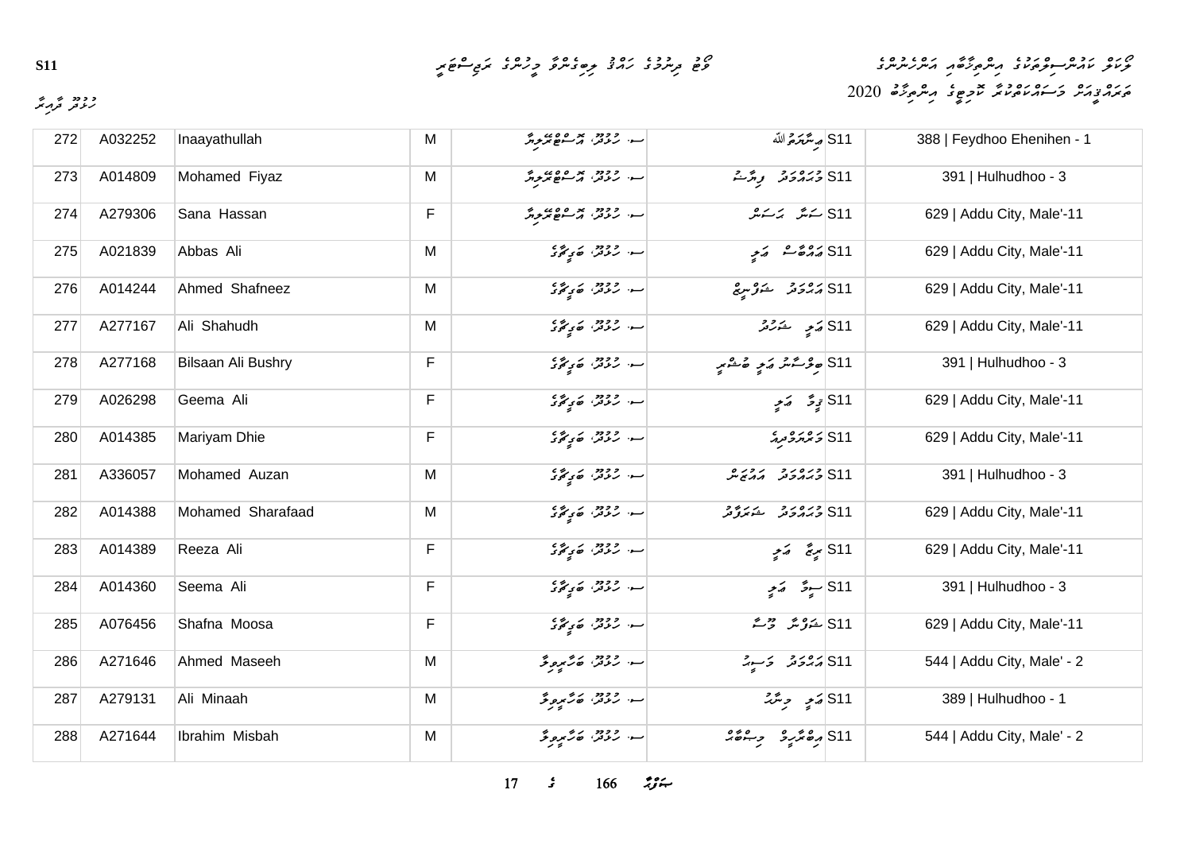| 272 | A032252 | Inaayathullah | M | ސ. ހުޅުދޫ، އޮސްޓްރޭލިޔާ | S11 އިނާޔަތުﷲ | 388 \| Feydhoo Ehenihen - 1 |
|---|---|---|---|---|---|---|
| 273 | A014809 | Mohamed Fiyaz | M | ސ. ހުޅުދޫ، އޮސްޓްރޭލިޔާ | S11 މުހައްމަދު ފިޔާޒް | 391 \| Hulhudhoo - 3 |
| 274 | A279306 | Sana Hassan | F | ސ. ހުޅުދޫ، އޮސްޓްރޭލިޔާ | S11 ސަނާ ހަސަން | 629 \| Addu City, Male'-11 |
| 275 | A021839 | Abbas Ali | M | ސ. ހުޅުދޫ، ބަގީޗާގެ | S11 އައްބާސް އަލީ | 629 \| Addu City, Male'-11 |
| 276 | A014244 | Ahmed Shafneez | M | ސ. ހުޅުދޫ، ބަގީޗާގެ | S11 އަހްމަދު ޝަފްނީޒް | 629 \| Addu City, Male'-11 |
| 277 | A277167 | Ali Shahudh | M | ސ. ހުޅުދޫ، ބަގީޗާގެ | S11 އަލީ ޝަހުދު | 629 \| Addu City, Male'-11 |
| 278 | A277168 | Bilsaan Ali Bushry | F | ސ. ހުޅުދޫ، ބަގީޗާގެ | S11 ބިލްސާން އަލީ ބުޝްރީ | 391 \| Hulhudhoo - 3 |
| 279 | A026298 | Geema Ali | F | ސ. ހުޅުދޫ، ބަގީޗާގެ | S11 ގީމާ އަލީ | 629 \| Addu City, Male'-11 |
| 280 | A014385 | Mariyam Dhie | F | ސ. ހުޅުދޫ، ބަގީޗާގެ | S11 މަރިޔަމްދިއެ | 629 \| Addu City, Male'-11 |
| 281 | A336057 | Mohamed Auzan | M | ސ. ހުޅުދޫ، ބަގީޗާގެ | S11 މުހައްމަދު އައުޒާން | 391 \| Hulhudhoo - 3 |
| 282 | A014388 | Mohamed Sharafaad | M | ސ. ހުޅުދޫ، ބަގީޗާގެ | S11 މުހައްމަދު ޝަރަފާދު | 629 \| Addu City, Male'-11 |
| 283 | A014389 | Reeza Ali | F | ސ. ހުޅުދޫ، ބަގީޗާގެ | S11 ރީޒާ އަލީ | 629 \| Addu City, Male'-11 |
| 284 | A014360 | Seema Ali | F | ސ. ހުޅުދޫ، ބަގީޗާގެ | S11 ސީމާ އަލީ | 391 \| Hulhudhoo - 3 |
| 285 | A076456 | Shafna Moosa | F | ސ. ހުޅުދޫ، ބަގީޗާގެ | S11 ޝަފްނާ މޫސާ | 629 \| Addu City, Male'-11 |
| 286 | A271646 | Ahmed Maseeh | M | ސ. ހުޅުދޫ، ބަހާރީވިލާ | S11 އަހްމަދު މަސީހު | 544 \| Addu City, Male' - 2 |
| 287 | A279131 | Ali Minaah | M | ސ. ހުޅުދޫ، ބަހާރީވިލާ | S11 އަލީ މިނާހު | 389 \| Hulhudhoo - 1 |
| 288 | A271644 | Ibrahim Misbah | M | ސ. ހުޅުދޫ، ބަހާރީވިލާ | S11 އިބްރާހީމް މިސްބާހު | 544 \| Addu City, Male' - 2 |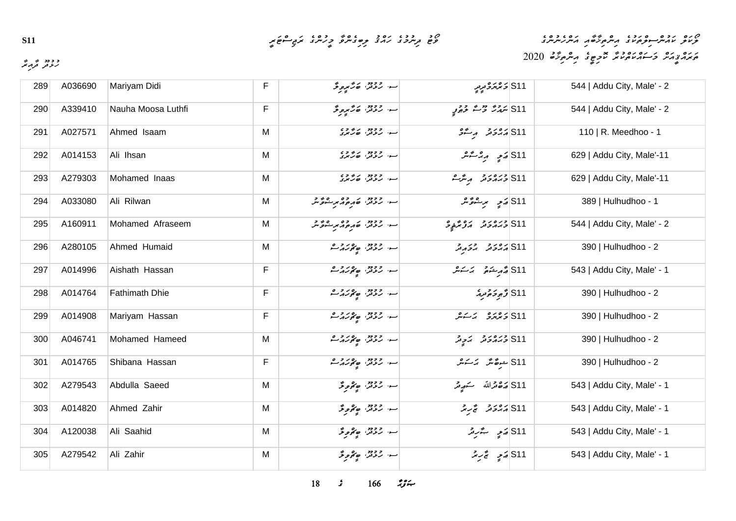| 289 | A036690 | Mariyam Didi | F | ސ. ހުޅުދޫ، ބަހާރީވިލާ | S11 ވަރީރާމްދީދީ | 544 \| Addu City, Male' - 2 |
|---|---|---|---|---|---|---|
| 290 | A339410 | Nauha Moosa Luthfi | F | ސ. ހުޅުދޫ، ބަހާރީވިލާ | S11 ނައުހާ މޫސާ ލުތުފީ | 544 \| Addu City, Male' - 2 |
| 291 | A027571 | Ahmed Isaam | M | ސ. ހުޅުދޫ، ބަހާރުގެ | S11 އަހުމަދު އިސާމް | 110 \| R. Meedhoo - 1 |
| 292 | A014153 | Ali Ihsan | M | ސ. ހުޅުދޫ، ބަހާރުގެ | S11 އަލި އިޙްސާން | 629 \| Addu City, Male'-11 |
| 293 | A279303 | Mohamed Inaas | M | ސ. ހުޅުދޫ، ބަހާރުގެ | S11 މުޙައްމަދު އިނާސް | 629 \| Addu City, Male'-11 |
| 294 | A033080 | Ali Rilwan | M | ސ. ހުޅުދޫ، ބައިތުއްރިޟްވާން | S11 އަލި ރިޟްވާން | 389 \| Hulhudhoo - 1 |
| 295 | A160911 | Mohamed Afraseem | M | ސ. ހުޅުދޫ، ބައިތުއްރިޟްވާން | S11 މުޙައްމަދު އަފްރަސީމް | 544 \| Addu City, Male' - 2 |
| 296 | A280105 | Ahmed Humaid | M | ސ. ހުޅުދޫ، ބޯކަރަސް | S11 އަހުމަދު ހުމައިދު | 390 \| Hulhudhoo - 2 |
| 297 | A014996 | Aishath Hassan | F | ސ. ހުޅުދޫ، ބޯކަރަސް | S11 އައިޝަތު ހަސަން | 543 \| Addu City, Male' - 1 |
| 298 | A014764 | Fathimath Dhie | F | ސ. ހުޅުދޫ، ބޯކަރަސް | S11 ފާތިމަތުދިއާ | 390 \| Hulhudhoo - 2 |
| 299 | A014908 | Mariyam Hassan | F | ސ. ހުޅުދޫ، ބޯކަރަސް | S11 މަރިޔަމް ހަސަން | 390 \| Hulhudhoo - 2 |
| 300 | A046741 | Mohamed Hameed | M | ސ. ހުޅުދޫ، ބޯކަރަސް | S11 މުޙައްމަދު ހަމީދު | 390 \| Hulhudhoo - 2 |
| 301 | A014765 | Shibana Hassan | F | ސ. ހުޅުދޫ، ބޯކަރަސް | S11 ޝިބާނާ ހަސަން | 390 \| Hulhudhoo - 2 |
| 302 | A279543 | Abdulla Saeed | M | ސ. ހުޅުދޫ، ބޯޑުވިލާ | S11 އަބްދުﷲ ސަޢީދު | 543 \| Addu City, Male' - 1 |
| 303 | A014820 | Ahmed Zahir | M | ސ. ހުޅުދޫ، ބޯޑުވިލާ | S11 އަހުމަދު ޒާހިރު | 543 \| Addu City, Male' - 1 |
| 304 | A120038 | Ali Saahid | M | ސ. ހުޅުދޫ، ބޯޑުވިލާ | S11 އަލި ސާހިދު | 543 \| Addu City, Male' - 1 |
| 305 | A279542 | Ali Zahir | M | ސ. ހުޅުދޫ، ބޯޑުވިލާ | S11 އަލި ޒާހިރު | 543 \| Addu City, Male' - 1 |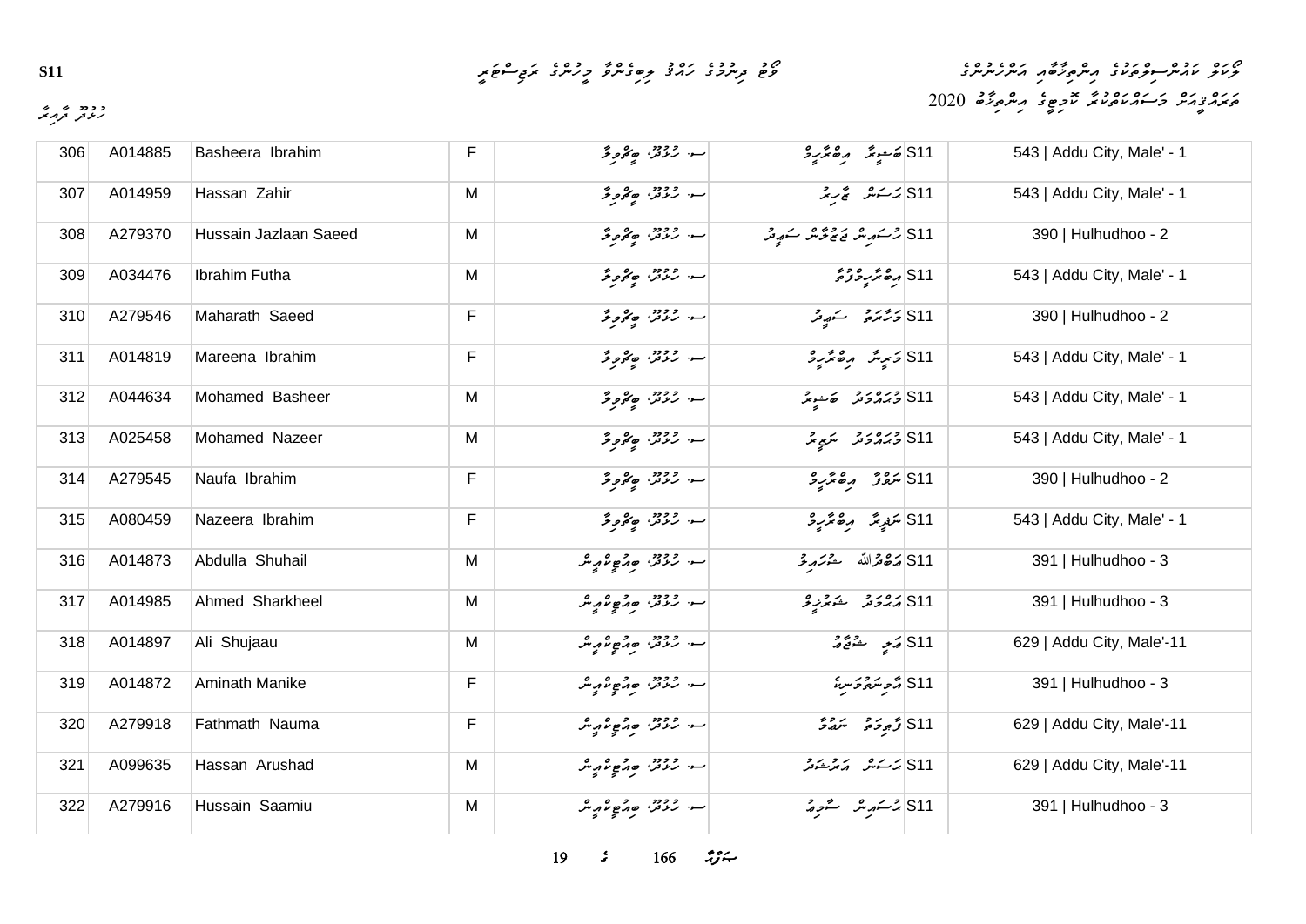| 306 | A014885 | Basheera Ibrahim | F | ސ. ހުޅުދޫ، ބީޗްވިލާ | S11 ބަޝީރާ އިބްރާހީމް | 543 \| Addu City, Male' - 1 |
|---|---|---|---|---|---|---|
| 307 | A014959 | Hassan Zahir | M | ސ. ހުޅުދޫ، ބީޗްވިލާ | S11 ހަސަން ޒާހިރު | 543 \| Addu City, Male' - 1 |
| 308 | A279370 | Hussain Jazlaan Saeed | M | ސ. ހުޅުދޫ، ބީޗްވިލާ | S11 ހުސައިން ޖަޒްލާން ސައީދު | 390 \| Hulhudhoo - 2 |
| 309 | A034476 | Ibrahim Futha | M | ސ. ހުޅުދޫ، ބީޗްވިލާ | S11 އިބްރާހީމްފުތާ | 543 \| Addu City, Male' - 1 |
| 310 | A279546 | Maharath Saeed | F | ސ. ހުޅުދޫ، ބީޗްވިލާ | S11 މަހާރަތު ސައީދު | 390 \| Hulhudhoo - 2 |
| 311 | A014819 | Mareena Ibrahim | F | ސ. ހުޅުދޫ، ބީޗްވިލާ | S11 މަރީނާ އިބްރާހީމް | 543 \| Addu City, Male' - 1 |
| 312 | A044634 | Mohamed Basheer | M | ސ. ހުޅުދޫ، ބީޗްވިލާ | S11 މުހައްމަދު ބަޝީރު | 543 \| Addu City, Male' - 1 |
| 313 | A025458 | Mohamed Nazeer | M | ސ. ހުޅުދޫ، ބީޗްވިލާ | S11 މުހައްމަދު ނަޒީރު | 543 \| Addu City, Male' - 1 |
| 314 | A279545 | Naufa Ibrahim | F | ސ. ހުޅުދޫ، ބީޗްވިލާ | S11 ނައުފާ އިބްރާހީމް | 390 \| Hulhudhoo - 2 |
| 315 | A080459 | Nazeera Ibrahim | F | ސ. ހުޅުދޫ، ބީޗްވިލާ | S11 ނަޒީރާ އިބްރާހީމް | 543 \| Addu City, Male' - 1 |
| 316 | A014873 | Abdulla Shuhail | M | ސ. ހުޅުދޫ، ބިއުޓީކޯރިން | S11 އަބްދުﷲ ޝުހައިލު | 391 \| Hulhudhoo - 3 |
| 317 | A014985 | Ahmed Sharkheel | M | ސ. ހުޅުދޫ، ބިއުޓީކޯރިން | S11 އަހްމަދު ޝަރްޚީލު | 391 \| Hulhudhoo - 3 |
| 318 | A014897 | Ali Shujaau | M | ސ. ހުޅުދޫ، ބިއުޓީކޯރިން | S11 އަލި ޝުޖާއު | 629 \| Addu City, Male'-11 |
| 319 | A014872 | Aminath Manike | F | ސ. ހުޅުދޫ، ބިއުޓީކޯރިން | S11 އާމިނަތުމަނިކެ | 391 \| Hulhudhoo - 3 |
| 320 | A279918 | Fathmath Nauma | F | ސ. ހުޅުދޫ، ބިއުޓީކޯރިން | S11 ފާތިމަތު ނައުމާ | 629 \| Addu City, Male'-11 |
| 321 | A099635 | Hassan Arushad | M | ސ. ހުޅުދޫ، ބިއުޓީކޯރިން | S11 ހަސަން އަރުޝަދު | 629 \| Addu City, Male'-11 |
| 322 | A279916 | Hussain Saamiu | M | ސ. ހުޅުދޫ، ބިއުޓީކޯރިން | S11 ހުސައިން ސާމިއު | 391 \| Hulhudhoo - 3 |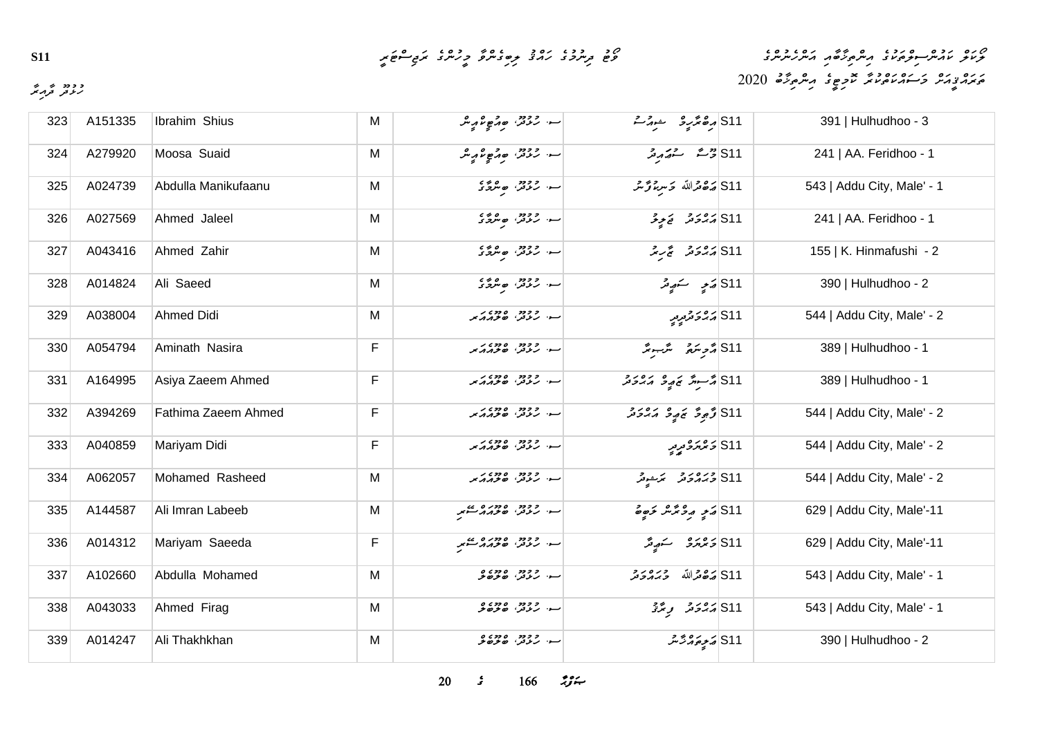| 323 | A151335 | Ibrahim Shius | M | ސ. ހުޅުދޫ، ޝެއުލްބާގީޗާ | S11 ޢިބްރާހީމް ޝިޔުސް | 391 \| Hulhudhoo - 3 |
|---|---|---|---|---|---|---|
| 324 | A279920 | Moosa Suaid | M | ސ. ހުޅުދޫ، ޝެއުލްބާގީޗާ | S11 މޫސާ ސުޢައިދު | 241 \| AA. Feridhoo - 1 |
| 325 | A024739 | Abdulla Manikufaanu | M | ސ. ހުޅުދޫ، ބިންމާގެ | S11 އަބްދުﷲ މަނިކުފާނު | 543 \| Addu City, Male' - 1 |
| 326 | A027569 | Ahmed Jaleel | M | ސ. ހުޅުދޫ، ބިންމާގެ | S11 އަޙްމަދު ޖަލީލް | 241 \| AA. Feridhoo - 1 |
| 327 | A043416 | Ahmed Zahir | M | ސ. ހުޅުދޫ، ބިންމާގެ | S11 އަޙްމަދު ޒާހިރު | 155 \| K. Hinmafushi - 2 |
| 328 | A014824 | Ali Saeed | M | ސ. ހުޅުދޫ، ބިންމާގެ | S11 އަލި ސައީދު | 390 \| Hulhudhoo - 2 |
| 329 | A038004 | Ahmed Didi | M | ސ. ހުޅުދޫ، ބޫދުއަރަ | S11 އަޙްމަދުދީދީ | 544 \| Addu City, Male' - 2 |
| 330 | A054794 | Aminath Nasira | F | ސ. ހުޅުދޫ، ބޫދުއަރަ | S11 އާމިނަތު ނާސިރާ | 389 \| Hulhudhoo - 1 |
| 331 | A164995 | Asiya Zaeem Ahmed | F | ސ. ހުޅުދޫ، ބޫދުއަރަ | S11 އާސިޔާ ޒަޢީމް އަޙްމަދު | 389 \| Hulhudhoo - 1 |
| 332 | A394269 | Fathima Zaeem Ahmed | F | ސ. ހުޅުދޫ، ބޫދުއަރަ | S11 ފާތިމާ ޒަޢީމް އަޙްމަދު | 544 \| Addu City, Male' - 2 |
| 333 | A040859 | Mariyam Didi | F | ސ. ހުޅުދޫ، ބޫދުއަރަ | S11 މަރިޔަމްދީދީ | 544 \| Addu City, Male' - 2 |
| 334 | A062057 | Mohamed Rasheed | M | ސ. ހުޅުދޫ، ބޫދުއަރަ | S11 މުޙައްމަދު ރަޝީދު | 544 \| Addu City, Male' - 2 |
| 335 | A144587 | Ali Imran Labeeb | M | ސ. ހުޅުދޫ، ބޫދުއަރުސްޓީރ | S11 އަލި އިމްރާން ލަބީބު | 629 \| Addu City, Male'-11 |
| 336 | A014312 | Mariyam Saeeda | F | ސ. ހުޅުދޫ، ބޫދުއަރުސްޓީރ | S11 މަރިޔަމް ސައީދާ | 629 \| Addu City, Male'-11 |
| 337 | A102660 | Abdulla Mohamed | M | ސ. ހުޅުދޫ، ބޫރަބޯ | S11 އަބްދުﷲ މުޙައްމަދު | 543 \| Addu City, Male' - 1 |
| 338 | A043033 | Ahmed Firag | M | ސ. ހުޅުދޫ، ބޫރަބޯ | S11 އަޙްމަދު ފިރާގު | 543 \| Addu City, Male' - 1 |
| 339 | A014247 | Ali Thakhkhan | M | ސ. ހުޅުދޫ، ބޫރަބޯ | S11 އަލިތައްޚާން | 390 \| Hulhudhoo - 2 |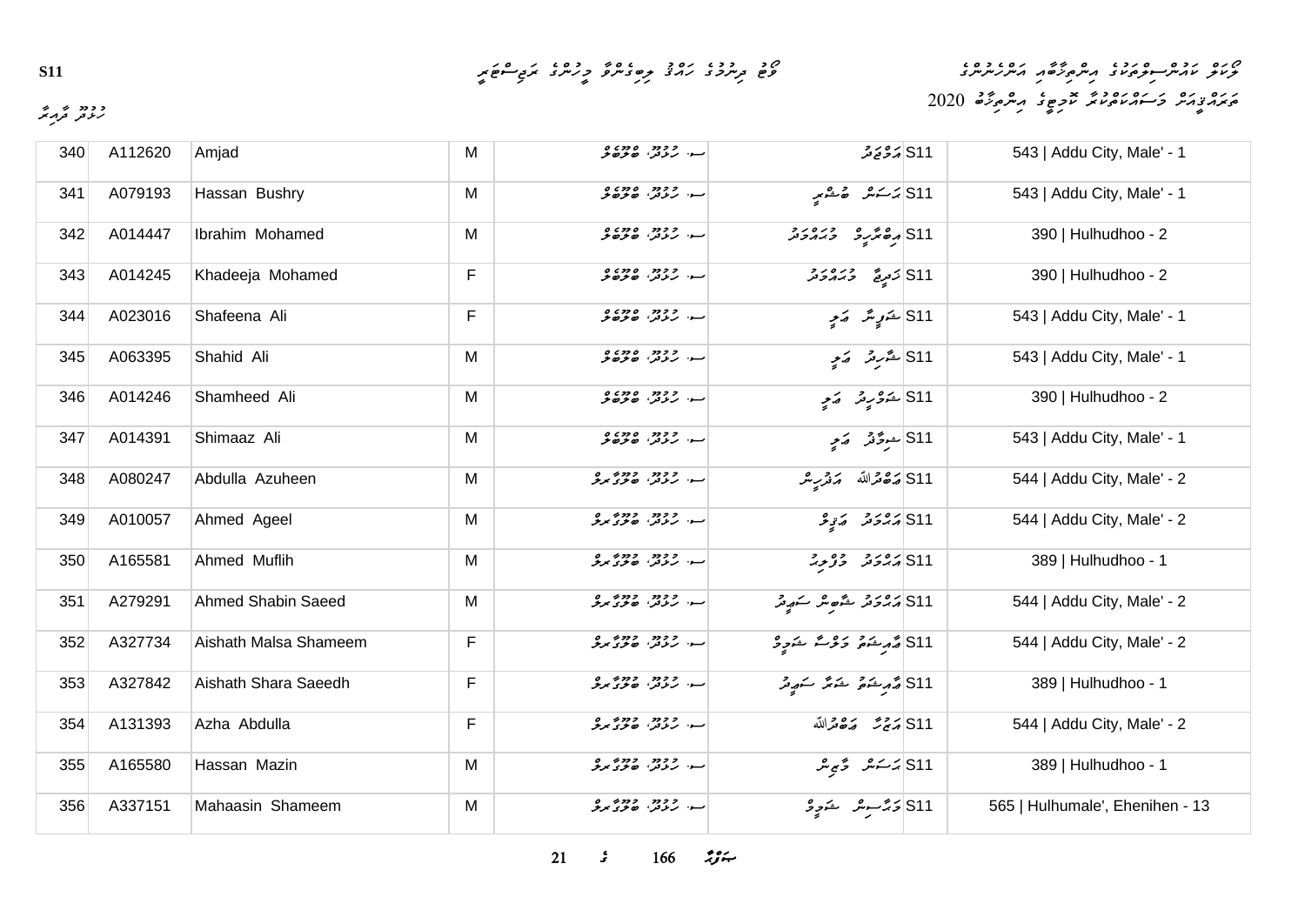| 340 | A112620 | Amjad | M | سه. رودو، ەودەو | S11 مَرْوَمَ تَر | 543 \| Addu City, Male' - 1 |
|---|---|---|---|---|---|---|
| 341 | A079193 | Hassan Bushry | M | سه. رودو، ەودەو | S11 بَرسَرْ صْشْمِرِ | 543 \| Addu City, Male' - 1 |
| 342 | A014447 | Ibrahim Mohamed | M | سه. رودو، ەودەو | S11 مِرْھْتَرِرْ دِيَرْمُرْدَتَر | 390 \| Hulhudhoo - 2 |
| 343 | A014245 | Khadeeja Mohamed | F | سه. رودو، ەودەو | S11 زَمِرِيَّ دِيَرْمُرْدَتَر | 390 \| Hulhudhoo - 2 |
| 344 | A023016 | Shafeena Ali | F | سه. رودو، ەودەو | S11 شَرِيْتَر مَرِمِ | 543 \| Addu City, Male' - 1 |
| 345 | A063395 | Shahid Ali | M | سه. رودو، ەودەو | S11 شَرْتِرْ مَرِمِ | 543 \| Addu City, Male' - 1 |
| 346 | A014246 | Shamheed Ali | M | سه. رودو، ەودەو | S11 شَرْوِرِتْرُ مَرِمِ | 390 \| Hulhudhoo - 2 |
| 347 | A014391 | Shimaaz Ali | M | سه. رودو، ەودەو | S11 شِوَّتْرُ مَرِمِ | 543 \| Addu City, Male' - 1 |
| 348 | A080247 | Abdulla Azuheen | M | سه. رودو، ەوروٌمرو | S11 مَرْھْتَراللّه مَتْرْرِیثْر | 544 \| Addu City, Male' - 2 |
| 349 | A010057 | Ahmed Ageel | M | سه. رودو، ەوروٌمرو | S11 مَرْدَتَر مَرِیو | 544 \| Addu City, Male' - 2 |
| 350 | A165581 | Ahmed Muflih | M | سه. رودو، ەوروٌمرو | S11 مَرْدَتَر دْوْمِرْ | 389 \| Hulhudhoo - 1 |
| 351 | A279291 | Ahmed Shabin Saeed | M | سه. رودو، ەوروٌمرو | S11 مَرْدَتَر شَّھِیْرْ سَمِیتَر | 544 \| Addu City, Male' - 2 |
| 352 | A327734 | Aishath Malsa Shameem | F | سه. رودو، ەوروٌمرو | S11 مَّرِشَمْ دَوْسَّ شَرِوْ | 544 \| Addu City, Male' - 2 |
| 353 | A327842 | Aishath Shara Saeedh | F | سه. رودو، ەوروٌمرو | S11 مَّرِشَمْ شَمَرَّ سَمِیتَر | 389 \| Hulhudhoo - 1 |
| 354 | A131393 | Azha Abdulla | F | سه. رودو، ەوروٌمرو | S11 مَرِجَّ مَرْھْتَراللّه | 544 \| Addu City, Male' - 2 |
| 355 | A165580 | Hassan Mazin | M | سه. رودو، ەوروٌمرو | S11 بَرسَرْ دَّبِرْ | 389 \| Hulhudhoo - 1 |
| 356 | A337151 | Mahaasin Shameem | M | سه. رودو، ەوروٌمرو | S11 دَبَّرسِرْ شَرِوْ | 565 \| Hulhumale', Ehenihen - 13 |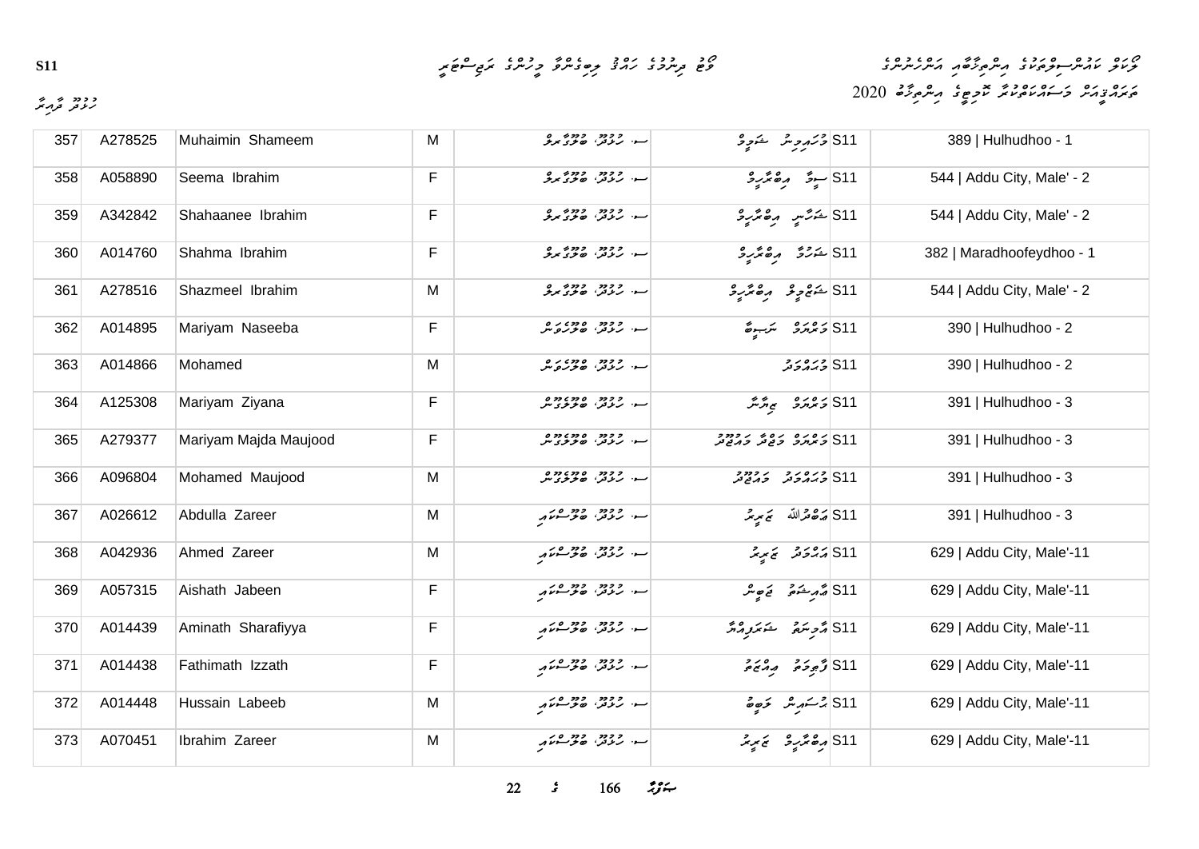| 357 | A278525 | Muhaimin Shameem | M | ސ. ހުޅުދޫ، ބުރުގާރުވެ | S11 މުހައިމިން ޝަމީމް | 389 \| Hulhudhoo - 1 |
|---|---|---|---|---|---|---|
| 358 | A058890 | Seema Ibrahim | F | ސ. ހުޅުދޫ، ބުރުގާރުވެ | S11 ސީމާ އިބްރާހީމް | 544 \| Addu City, Male' - 2 |
| 359 | A342842 | Shahaanee Ibrahim | F | ސ. ހުޅުދޫ، ބުރުގާރުވެ | S11 ޝަހާނީ އިބްރާހީމް | 544 \| Addu City, Male' - 2 |
| 360 | A014760 | Shahma Ibrahim | F | ސ. ހުޅުދޫ، ބުރުގާރުވެ | S11 ޝަހްމާ އިބްރާހީމް | 382 \| Maradhoofeydhoo - 1 |
| 361 | A278516 | Shazmeel Ibrahim | M | ސ. ހުޅުދޫ، ބުރުގާރުވެ | S11 ޝަޒްމީލް އިބްރާހީމް | 544 \| Addu City, Male' - 2 |
| 362 | A014895 | Mariyam Naseeba | F | ސ. ހުޅުދޫ، ބުރުހަވެން | S11 މަރިޔަމް ނަސީބާ | 390 \| Hulhudhoo - 2 |
| 363 | A014866 | Mohamed | M | ސ. ހުޅުދޫ، ބުރުހަވެން | S11 މުހައްމަދު | 390 \| Hulhudhoo - 2 |
| 364 | A125308 | Mariyam Ziyana | F | ސ. ހުޅުދޫ، ބުރުވެރިން | S11 މަރިޔަމް ޒިޔާނާ | 391 \| Hulhudhoo - 3 |
| 365 | A279377 | Mariyam Majda Maujood | F | ސ. ހުޅުދޫ، ބުރުވެރިން | S11 މަރިޔަމް މަޖްދާ މައުޖޫދު | 391 \| Hulhudhoo - 3 |
| 366 | A096804 | Mohamed Maujood | M | ސ. ހުޅުދޫ، ބުރުވެރިން | S11 މުހައްމަދު މައުޖޫދު | 391 \| Hulhudhoo - 3 |
| 367 | A026612 | Abdulla Zareer | M | ސ. ހުޅުދޫ، ބުރުސްކަރ | S11 އަބްދުﷲ ޒަރީރު | 391 \| Hulhudhoo - 3 |
| 368 | A042936 | Ahmed Zareer | M | ސ. ހުޅުދޫ، ބުރުސްކަރ | S11 އަހްމަދު ޒަރީރު | 629 \| Addu City, Male'-11 |
| 369 | A057315 | Aishath Jabeen | F | ސ. ހުޅުދޫ، ބުރުސްކަރ | S11 އާއިޝަތު ޖަބީން | 629 \| Addu City, Male'-11 |
| 370 | A014439 | Aminath Sharafiyya | F | ސ. ހުޅުދޫ، ބުރުސްކަރ | S11 އާމިނަތު ޝަރަފިއްޔާ | 629 \| Addu City, Male'-11 |
| 371 | A014438 | Fathimath Izzath | F | ސ. ހުޅުދޫ، ބުރުސްކަރ | S11 ފާތިމަތު އިއްޒަތު | 629 \| Addu City, Male'-11 |
| 372 | A014448 | Hussain Labeeb | M | ސ. ހުޅުދޫ، ބުރުސްކަރ | S11 ހުސައިން ލަބީބު | 629 \| Addu City, Male'-11 |
| 373 | A070451 | Ibrahim Zareer | M | ސ. ހުޅުދޫ، ބުރުސްކަރ | S11 އިބްރާހީމް ޒަރީރު | 629 \| Addu City, Male'-11 |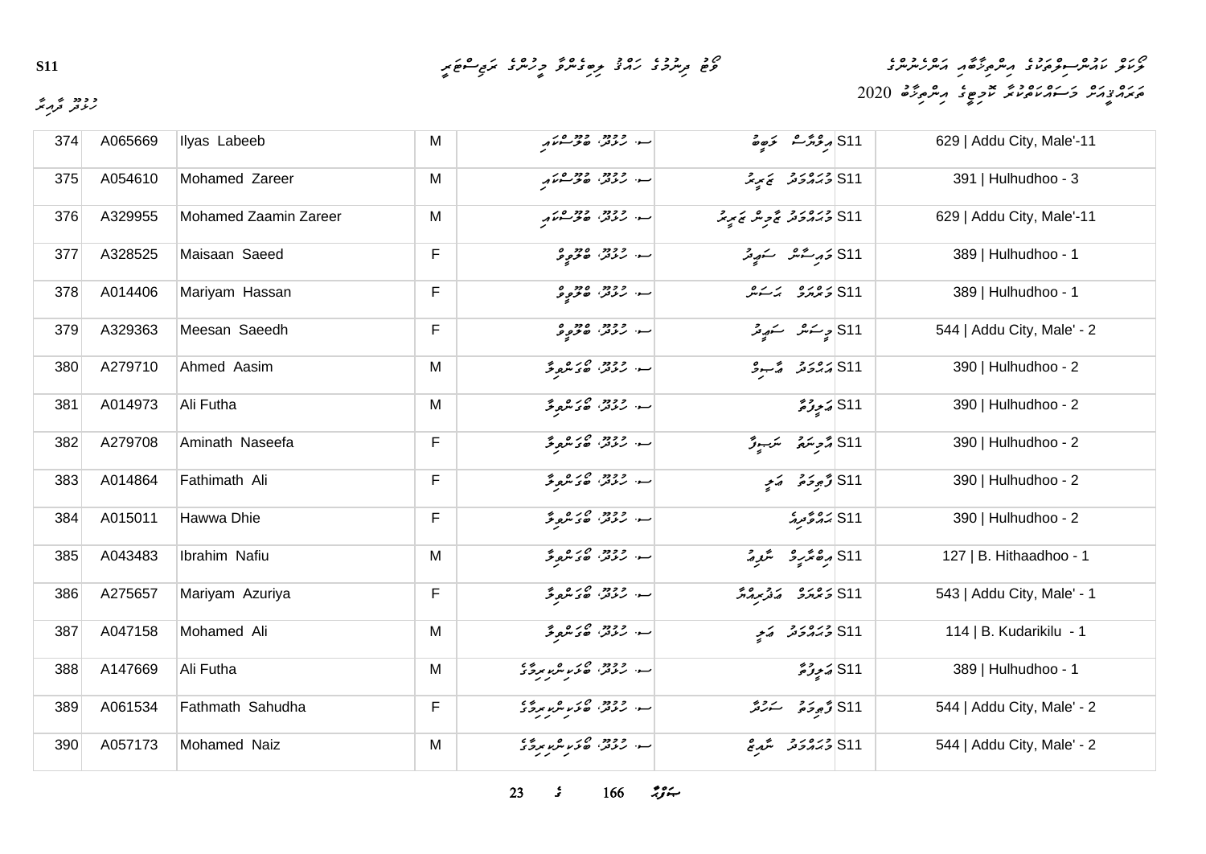| 374 | A065669 | Ilyas Labeeb | M | ސ. ހުޅުދޫ، ބޮޑުސްކައި | S11 އިލްޔާސް ލަބީބު | 629 \| Addu City, Male'-11 |
|---|---|---|---|---|---|---|
| 375 | A054610 | Mohamed Zareer | M | ސ. ހުޅުދޫ، ބޮޑުސްކައި | S11 މުހައްމަދު ޒަރީރު | 391 \| Hulhudhoo - 3 |
| 376 | A329955 | Mohamed Zaamin Zareer | M | ސ. ހުޅުދޫ، ބޮޑުސްކައި | S11 މުހައްމަދު ޒާމިން ޒަރީރު | 629 \| Addu City, Male'-11 |
| 377 | A328525 | Maisaan Saeed | F | ސ. ހުޅުދޫ، ބޮޑުވިލާ | S11 މައިސާން ސައީދު | 389 \| Hulhudhoo - 1 |
| 378 | A014406 | Mariyam Hassan | F | ސ. ހުޅުދޫ، ބޮޑުވިލާ | S11 މަރިޔަމް ހަސަން | 389 \| Hulhudhoo - 1 |
| 379 | A329363 | Meesan Saeedh | F | ސ. ހުޅުދޫ، ބޮޑުވިލާ | S11 މީސަން ސައީދު | 544 \| Addu City, Male' - 2 |
| 380 | A279710 | Ahmed Aasim | M | ސ. ހުޅުދޫ، ބޮގަންވިލާ | S11 އަހުމަދު އާސިމް | 390 \| Hulhudhoo - 2 |
| 381 | A014973 | Ali Futha | M | ސ. ހުޅުދޫ، ބޮގަންވިލާ | S11 އަލިފުތާ | 390 \| Hulhudhoo - 2 |
| 382 | A279708 | Aminath Naseefa | F | ސ. ހުޅުދޫ، ބޮގަންވިލާ | S11 އާމިނަތު ނަސީފާ | 390 \| Hulhudhoo - 2 |
| 383 | A014864 | Fathimath Ali | F | ސ. ހުޅުދޫ، ބޮގަންވިލާ | S11 ފާތިމަތު އަލި | 390 \| Hulhudhoo - 2 |
| 384 | A015011 | Hawwa Dhie | F | ސ. ހުޅުދޫ، ބޮގަންވިލާ | S11 ހައްވާދިއެ | 390 \| Hulhudhoo - 2 |
| 385 | A043483 | Ibrahim Nafiu | M | ސ. ހުޅުދޫ، ބޮގަންވިލާ | S11 އިބްރާހިމް ނާފިއު | 127 \| B. Hithaadhoo - 1 |
| 386 | A275657 | Mariyam Azuriya | F | ސ. ހުޅުދޫ، ބޮގަންވިލާ | S11 މަރިޔަމް އަޒުރިއްޔާ | 543 \| Addu City, Male' - 1 |
| 387 | A047158 | Mohamed Ali | M | ސ. ހުޅުދޫ، ބޮގަންވިލާ | S11 މުހައްމަދު އަލި | 114 \| B. Kudarikilu - 1 |
| 388 | A147669 | Ali Futha | M | ސ. ހުޅުދޫ، ބޮގައިންދިރާގެ | S11 އަލިފުތާ | 389 \| Hulhudhoo - 1 |
| 389 | A061534 | Fathmath Sahudha | F | ސ. ހުޅުދޫ، ބޮގައިންދިރާގެ | S11 ފާތިމަތު ސަހުދާ | 544 \| Addu City, Male' - 2 |
| 390 | A057173 | Mohamed Naiz | M | ސ. ހުޅުދޫ، ބޮގައިންދިރާގެ | S11 މުހައްމަދު ނާއިޒު | 544 \| Addu City, Male' - 2 |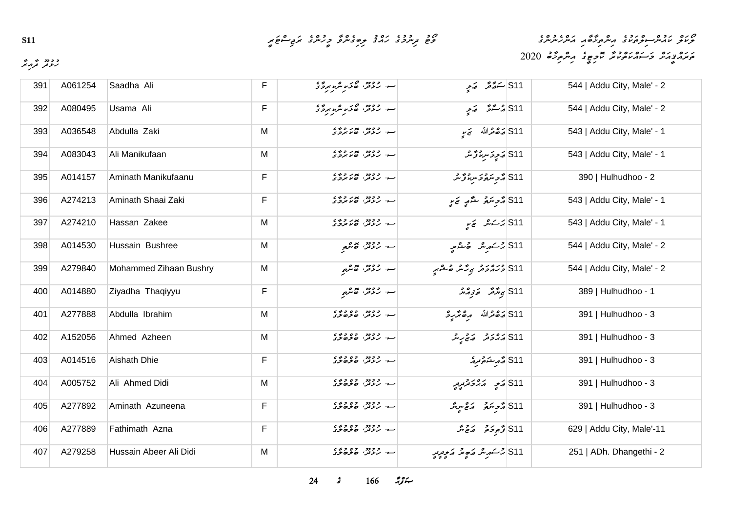| 391 | A061254 | Saadha Ali | F | ސ. ހުޅުދޫ، ބޮޑުކިޔަރިވާގެ | S11 ސަޢާދާ ޢަލީ | 544 \| Addu City, Male' - 2 |
|---|---|---|---|---|---|---|
| 392 | A080495 | Usama Ali | F | ސ. ހުޅުދޫ، ބޮޑުކިޔަރިވާގެ | S11 އުސާމާ ޢަލީ | 544 \| Addu City, Male' - 2 |
| 393 | A036548 | Abdulla Zaki | M | ސ. ހުޅުދޫ، ބަނަފުށީގެ | S11 އަބްދުﷲ ޒަކީ | 543 \| Addu City, Male' - 1 |
| 394 | A083043 | Ali Manikufaan | M | ސ. ހުޅުދޫ، ބަނަފުށީގެ | S11 އަލިމަނިކުފާން | 543 \| Addu City, Male' - 1 |
| 395 | A014157 | Aminath Manikufaanu | F | ސ. ހުޅުދޫ، ބަނަފުށީގެ | S11 އާމިނަތުމަނިކުފާނު | 390 \| Hulhudhoo - 2 |
| 396 | A274213 | Aminath Shaai Zaki | F | ސ. ހުޅުދޫ، ބަނަފުށީގެ | S11 އާމިނަތު ޝާއީ ޒަކީ | 543 \| Addu City, Male' - 1 |
| 397 | A274210 | Hassan Zakee | M | ސ. ހުޅުދޫ، ބަނަފުށީގެ | S11 ހަސަން ޒަކީ | 543 \| Addu City, Male' - 1 |
| 398 | A014530 | Hussain Bushree | M | ސ. ހުޅުދޫ، ބޭނުމް | S11 ހުސައިން ބުޝްރީ | 544 \| Addu City, Male' - 2 |
| 399 | A279840 | Mohammed Zihaan Bushry | M | ސ. ހުޅުދޫ، ބޭނުމް | S11 މުޙައްމަދު ޒިހާން ބުޝްރީ | 544 \| Addu City, Male' - 2 |
| 400 | A014880 | Ziyadha Thaqiyyu | F | ސ. ހުޅުދޫ، ބޭނުމް | S11 ޒިޔާދާ ތަޤިއްޔު | 389 \| Hulhudhoo - 1 |
| 401 | A277888 | Abdulla Ibrahim | M | ސ. ހުޅުދޫ، ބުލްބުލްގެ | S11 އަބްދުﷲ އިބްރާހީމް | 391 \| Hulhudhoo - 3 |
| 402 | A152056 | Ahmed Azheen | M | ސ. ހުޅުދޫ، ބުލްބުލްގެ | S11 އަޙްމަދު އަޒްހީން | 391 \| Hulhudhoo - 3 |
| 403 | A014516 | Aishath Dhie | F | ސ. ހުޅުދޫ، ބުލްބުލްގެ | S11 އާއިޝަތުދީއާ | 391 \| Hulhudhoo - 3 |
| 404 | A005752 | Ali Ahmed Didi | M | ސ. ހުޅުދޫ، ބުލްބުލްގެ | S11 އަލި އަޙްމަދުދީދީ | 391 \| Hulhudhoo - 3 |
| 405 | A277892 | Aminath Azuneena | F | ސ. ހުޅުދޫ، ބުލްބުލްގެ | S11 އާމިނަތު އަޒުނީނާ | 391 \| Hulhudhoo - 3 |
| 406 | A277889 | Fathimath Azna | F | ސ. ހުޅުދޫ، ބުލްބުލްގެ | S11 ފާތިމަތު އަޒްނާ | 629 \| Addu City, Male'-11 |
| 407 | A279258 | Hussain Abeer Ali Didi | M | ސ. ހުޅުދޫ، ބުލްބުލްގެ | S11 ހުސައިން އަބީރު އަލިދީދީ | 251 \| ADh. Dhangethi - 2 |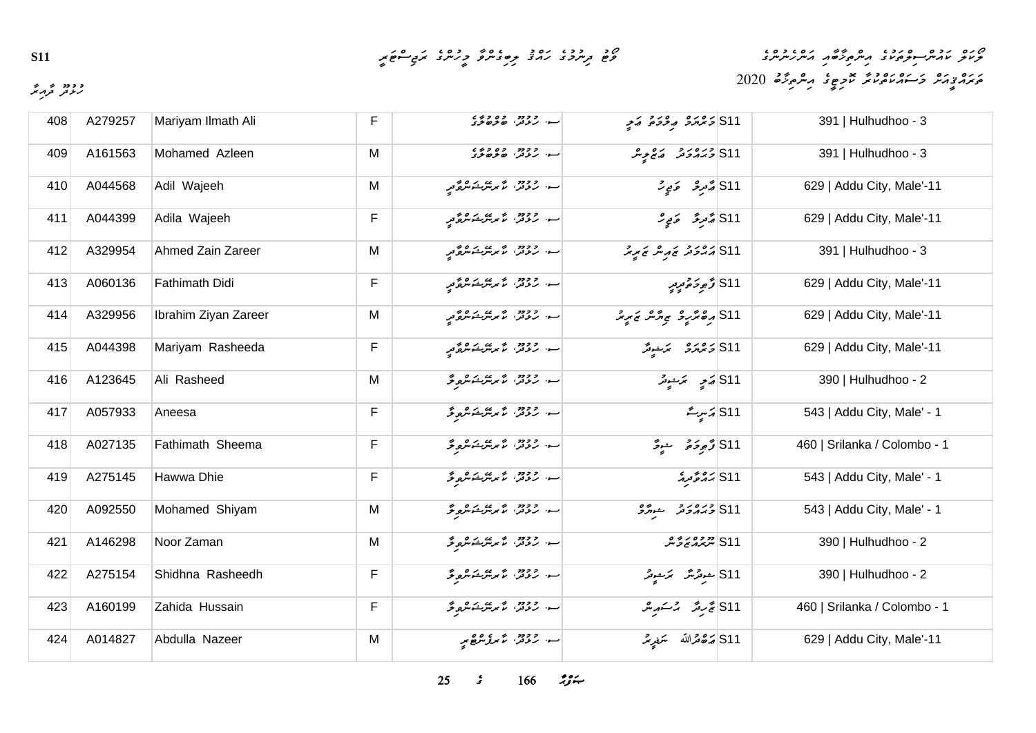| 408 | A279257 | Mariyam Ilmath Ali | F | ސ. ހުޅުދޫ، ބޯހުޅާގެ | S11 | މަރިޔަމް އިލްމަތު ޢަލީ | 391 \| Hulhudhoo - 3 |
|---|---|---|---|---|---|---|---|
| 409 | A161563 | Mohamed Azleen | M | ސ. ހުޅުދޫ، ބޯހުޅާގެ | S11 | މުޙައްމަދު އަޒްލީން | 391 \| Hulhudhoo - 3 |
| 410 | A044568 | Adil Wajeeh | M | ސ. ހުޅުދޫ، ގުރަންދަސްކާޑި | S11 | އާދިލް ވަޖީހު | 629 \| Addu City, Male'-11 |
| 411 | A044399 | Adila Wajeeh | F | ސ. ހުޅުދޫ، ގުރަންދަސްކާޑި | S11 | އާދިލާ ވަޖީހު | 629 \| Addu City, Male'-11 |
| 412 | A329954 | Ahmed Zain Zareer | M | ސ. ހުޅުދޫ، ގުރަންދަސްކާޑި | S11 | އަޙްމަދު ޒައިން ޒަރީރު | 391 \| Hulhudhoo - 3 |
| 413 | A060136 | Fathimath Didi | F | ސ. ހުޅުދޫ، ގުރަންދަސްކާޑި | S11 | ފާތިމަތުދީދީ | 629 \| Addu City, Male'-11 |
| 414 | A329956 | Ibrahim Ziyan Zareer | M | ސ. ހުޅުދޫ، ގުރަންދަސްކާޑި | S11 | އިބްރާހީމް ޒިޔާން ޒަރީރު | 629 \| Addu City, Male'-11 |
| 415 | A044398 | Mariyam Rasheeda | F | ސ. ހުޅުދޫ، ގުރަންދަސްކާޑި | S11 | މަރިޔަމް ރަޝީދާ | 629 \| Addu City, Male'-11 |
| 416 | A123645 | Ali Rasheed | M | ސ. ހުޅުދޫ، ގުރަންދަސްކާނުވާ | S11 | ޢަލީ ރަޝީދު | 390 \| Hulhudhoo - 2 |
| 417 | A057933 | Aneesa | F | ސ. ހުޅުދޫ، ގުރަންދަސްކާނުވާ | S11 | އަނީސާ | 543 \| Addu City, Male' - 1 |
| 418 | A027135 | Fathimath Sheema | F | ސ. ހުޅުދޫ، ގުރަންދަސްކާނުވާ | S11 | ފާތިމަތު ޝީމާ | 460 \| Srilanka / Colombo - 1 |
| 419 | A275145 | Hawwa Dhie | F | ސ. ހުޅުދޫ، ގުރަންދަސްކާނުވާ | S11 | ހައްވާދިއި | 543 \| Addu City, Male' - 1 |
| 420 | A092550 | Mohamed Shiyam | M | ސ. ހުޅުދޫ، ގުރަންދަސްކާނުވާ | S11 | މުޙައްމަދު ޝިޔާމް | 543 \| Addu City, Male' - 1 |
| 421 | A146298 | Noor Zaman | M | ސ. ހުޅުދޫ، ގުރަންދަސްކާނުވާ | S11 | ނޫރުއްޒަމާން | 390 \| Hulhudhoo - 2 |
| 422 | A275154 | Shidhna Rasheedh | F | ސ. ހުޅުދޫ، ގުރަންދަސްކާނުވާ | S11 | ޝިދްނާ ރަޝީދު | 390 \| Hulhudhoo - 2 |
| 423 | A160199 | Zahida Hussain | F | ސ. ހުޅުދޫ، ގުރަންދަސްކާނުވާ | S11 | ޒާހިދާ ހުސައިން | 460 \| Srilanka / Colombo - 1 |
| 424 | A014827 | Abdulla Nazeer | M | ސ. ހުޅުދޫ، ގުރަފުންޏާބީ | S11 | އަބްދުﷲ ނަޒީރު | 629 \| Addu City, Male'-11 |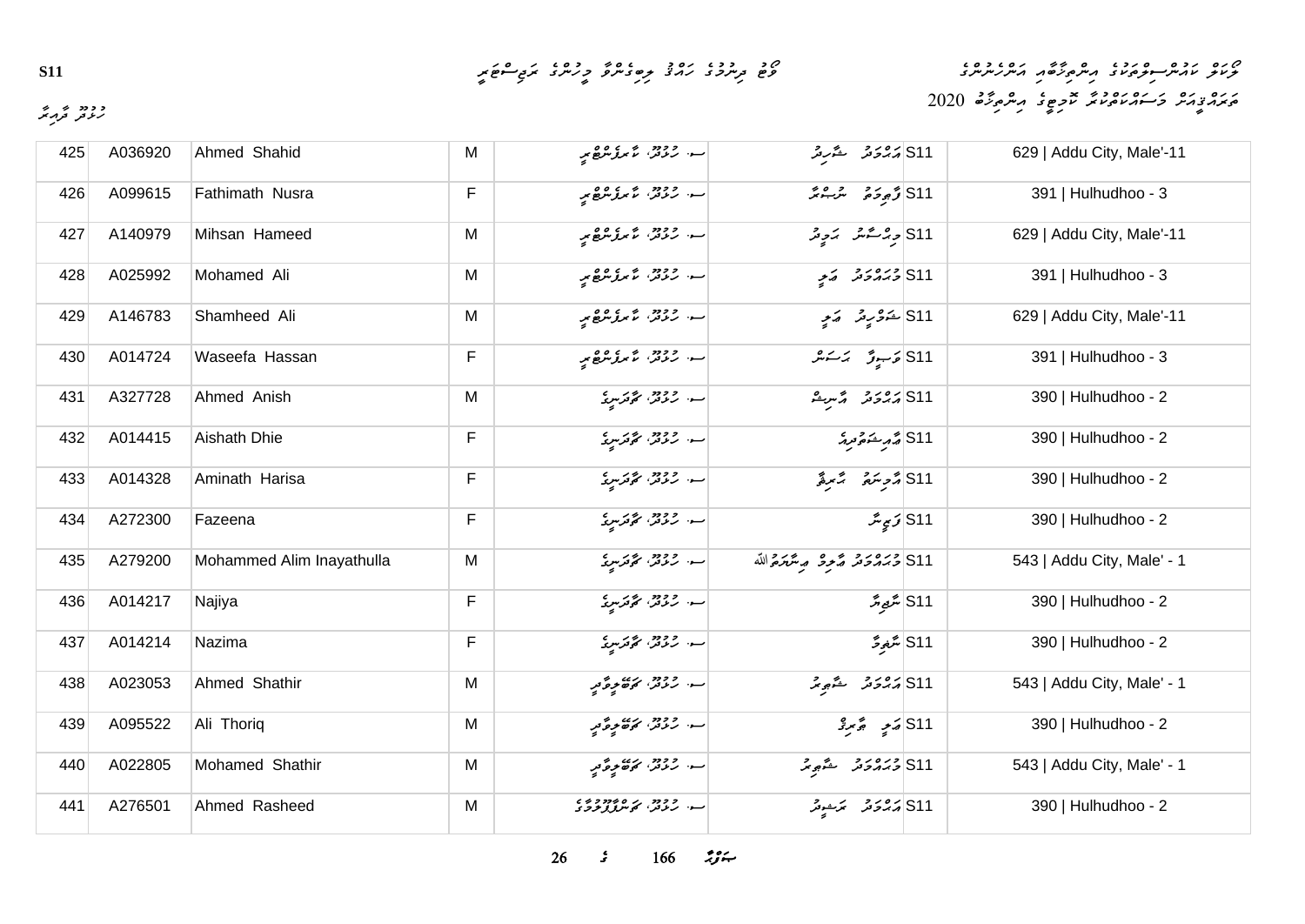| 425 | A036920 | Ahmed Shahid | M | ސ. ހުޅުދޫ، ކާނިވަލްހިޔާ | S11 އަހުމަދު ޝާހިދު | 629 \| Addu City, Male'-11 |
|---|---|---|---|---|---|---|
| 426 | A099615 | Fathimath Nusra | F | ސ. ހުޅުދޫ، ކާނިވަލްހިޔާ | S11 ފާތިމަތު ނުސްރާ | 391 \| Hulhudhoo - 3 |
| 427 | A140979 | Mihsan Hameed | M | ސ. ހުޅުދޫ، ކާނިވަލްހިޔާ | S11 މިހްސާން ހަމީދު | 629 \| Addu City, Male'-11 |
| 428 | A025992 | Mohamed Ali | M | ސ. ހުޅުދޫ، ކާނިވަލްހިޔާ | S11 މުހައްމަދު ޢަލީ | 391 \| Hulhudhoo - 3 |
| 429 | A146783 | Shamheed Ali | M | ސ. ހުޅުދޫ، ކާނިވަލްހިޔާ | S11 ޝަމްހީދު ޢަލީ | 629 \| Addu City, Male'-11 |
| 430 | A014724 | Waseefa Hassan | F | ސ. ހުޅުދޫ، ކާނިވަލްހިޔާ | S11 ވަސީފާ ހަސަން | 391 \| Hulhudhoo - 3 |
| 431 | A327728 | Ahmed Anish | M | ސ. ހުޅުދޫ، ކޮއްދަނީ | S11 އަހުމަދު އާނިޝް | 390 \| Hulhudhoo - 2 |
| 432 | A014415 | Aishath Dhie | F | ސ. ހުޅުދޫ، ކޮއްދަނީ | S11 އާއިޝަތުދިއީ | 390 \| Hulhudhoo - 2 |
| 433 | A014328 | Aminath Harisa | F | ސ. ހުޅުދޫ، ކޮއްދަނީ | S11 އާމިނަތު ހާރިސާ | 390 \| Hulhudhoo - 2 |
| 434 | A272300 | Fazeena | F | ސ. ހުޅުދޫ، ކޮއްދަނީ | S11 ފަޒީނާ | 390 \| Hulhudhoo - 2 |
| 435 | A279200 | Mohammed Alim Inayathulla | M | ސ. ހުޅުދޫ، ކޮއްދަނީ | S11 މުހައްމަދު އާލިމް އިނާޔަތުﷲ | 543 \| Addu City, Male' - 1 |
| 436 | A014217 | Najiya | F | ސ. ހުޅުދޫ، ކޮއްދަނީ | S11 ނާޖިޔާ | 390 \| Hulhudhoo - 2 |
| 437 | A014214 | Nazima | F | ސ. ހުޅުދޫ، ކޮއްދަނީ | S11 ނާޒިމާ | 390 \| Hulhudhoo - 2 |
| 438 | A023053 | Ahmed Shathir | M | ސ. ހުޅުދޫ، ކަރަންފޫވިލާ | S11 އަހުމަދު ޝާތިރު | 543 \| Addu City, Male' - 1 |
| 439 | A095522 | Ali Thoriq | M | ސ. ހުޅުދޫ، ކަރަންފޫވިލާ | S11 ޢަލީ ޠާރިޤު | 390 \| Hulhudhoo - 2 |
| 440 | A022805 | Mohamed Shathir | M | ސ. ހުޅުދޫ، ކަރަންފޫވިލާ | S11 މުހައްމަދު ޝާތިރު | 543 \| Addu City, Male' - 1 |
| 441 | A276501 | Ahmed Rasheed | M | ސ. ހުޅުދޫ، ކަންނޫޅުގެ | S11 އަހުމަދު ރަޝީދު | 390 \| Hulhudhoo - 2 |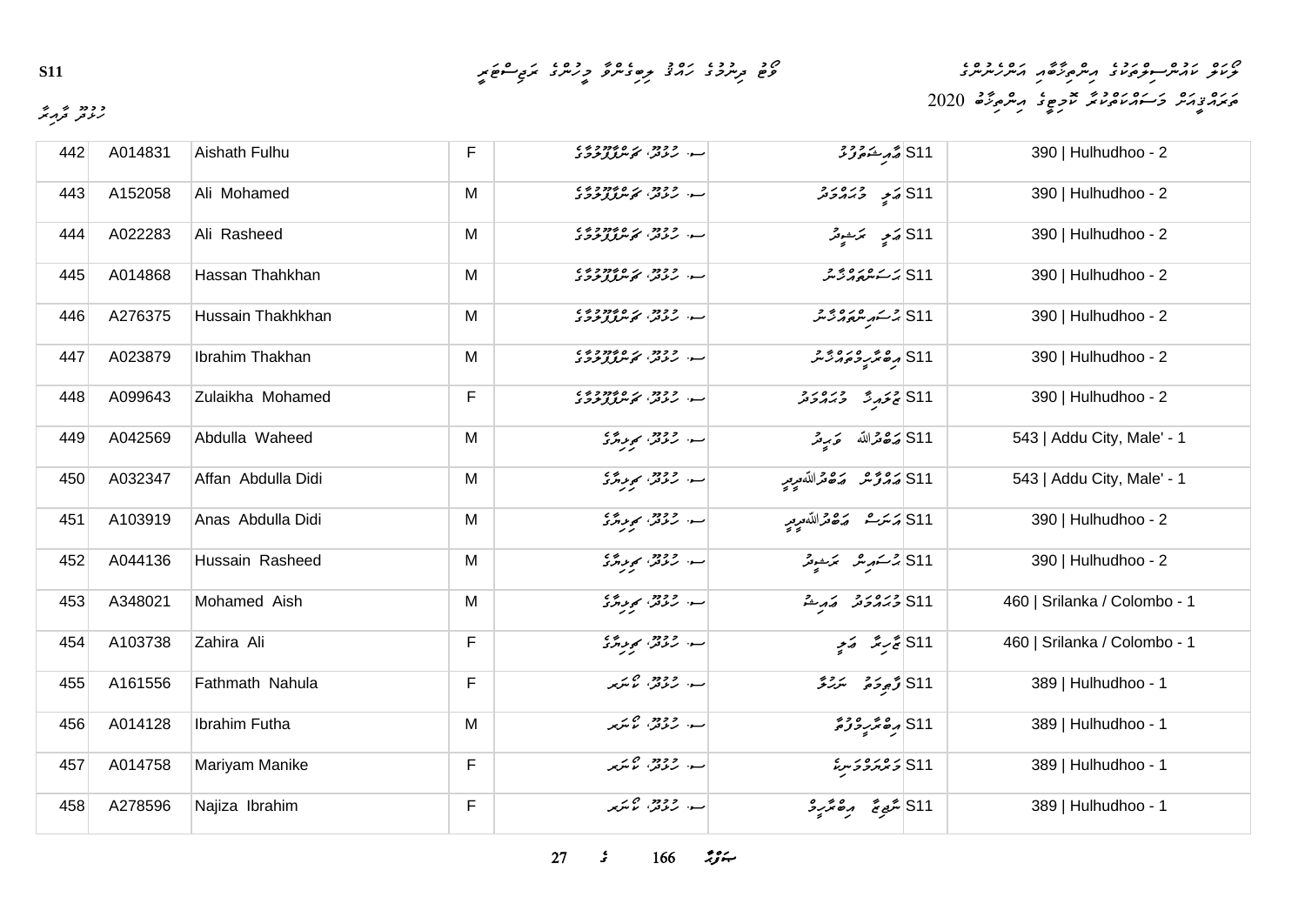| 442 | A014831 | Aishath Fulhu | F | ސ. ހުޅުދޫ، ތަނބާކޮށިގޭ | S11 ޢާއިޝަތު ފުޅު | 390 \| Hulhudhoo - 2 |
|---|---|---|---|---|---|---|
| 443 | A152058 | Ali Mohamed | M | ސ. ހުޅުދޫ، ތަނބާކޮށިގޭ | S11 ޢަލީ މުހައްމަދު | 390 \| Hulhudhoo - 2 |
| 444 | A022283 | Ali Rasheed | M | ސ. ހުޅުދޫ، ތަނބާކޮށިގޭ | S11 ޢަލީ ރަޝީދު | 390 \| Hulhudhoo - 2 |
| 445 | A014868 | Hassan Thahkhan | M | ސ. ހުޅުދޫ، ތަނބާކޮށިގޭ | S11 ހަސަންތައުޚާން | 390 \| Hulhudhoo - 2 |
| 446 | A276375 | Hussain Thakhkhan | M | ސ. ހުޅުދޫ، ތަނބާކޮށިގޭ | S11 ހުސައިންތައުޚާން | 390 \| Hulhudhoo - 2 |
| 447 | A023879 | Ibrahim Thakhan | M | ސ. ހުޅުދޫ، ތަނބާކޮށިގޭ | S11 އިބްރާހީމްތައުޚާން | 390 \| Hulhudhoo - 2 |
| 448 | A099643 | Zulaikha Mohamed | F | ސ. ހުޅުދޫ، ތަނބާކޮށިގޭ | S11 ޒުލައިޚާ މުހައްމަދު | 390 \| Hulhudhoo - 2 |
| 449 | A042569 | Abdulla Waheed | M | ސ. ހުޅުދޫ، ތިލަދޫގެ | S11 އަބްދުﷲ ވަހީދު | 543 \| Addu City, Male' - 1 |
| 450 | A032347 | Affan Abdulla Didi | M | ސ. ހުޅުދޫ، ތިލަދޫގެ | S11 އައްފާން އަބްދުﷲދީދީ | 543 \| Addu City, Male' - 1 |
| 451 | A103919 | Anas Abdulla Didi | M | ސ. ހުޅުދޫ، ތިލަދޫގެ | S11 އަނަސް އަބްދުﷲދީދީ | 390 \| Hulhudhoo - 2 |
| 452 | A044136 | Hussain Rasheed | M | ސ. ހުޅުދޫ، ތިލަދޫގެ | S11 ހުސައިން ރަޝީދު | 390 \| Hulhudhoo - 2 |
| 453 | A348021 | Mohamed Aish | M | ސ. ހުޅުދޫ، ތިލަދޫގެ | S11 މުހައްމަދު އައިޝް | 460 \| Srilanka / Colombo - 1 |
| 454 | A103738 | Zahira Ali | F | ސ. ހުޅުދޫ، ތިލަދޫގެ | S11 ޒާހިރާ ޢަލީ | 460 \| Srilanka / Colombo - 1 |
| 455 | A161556 | Fathmath Nahula | F | ސ. ހުޅުދޫ، ދޭރަހަ | S11 ފާތިމަތު ނަހުލާ | 389 \| Hulhudhoo - 1 |
| 456 | A014128 | Ibrahim Futha | M | ސ. ހުޅުދޫ، ދޭރަހަ | S11 އިބްރާހީމްފުތާ | 389 \| Hulhudhoo - 1 |
| 457 | A014758 | Mariyam Manike | F | ސ. ހުޅުދޫ، ދޭރަހަ | S11 މަރިޔަމްމަނިކެ | 389 \| Hulhudhoo - 1 |
| 458 | A278596 | Najiza Ibrahim | F | ސ. ހުޅުދޫ، ދޭރަހަ | S11 ނާޖިޒާ އިބްރާހީމް | 389 \| Hulhudhoo - 1 |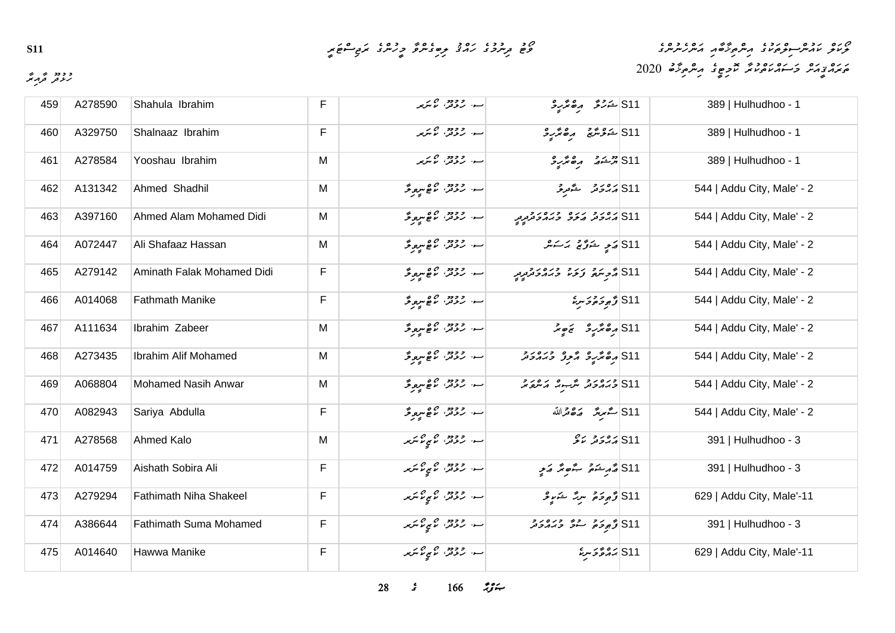| 459 | A278590 | Shahula Ibrahim | F | ސ. ހުޅުދޫ، ކެނަރީ | S11 ޝަހުލާ އިބްރާހީމް | 389 \| Hulhudhoo - 1 |
|---|---|---|---|---|---|---|
| 460 | A329750 | Shalnaaz Ibrahim | F | ސ. ހުޅުދޫ، ކެނަރީ | S11 ޝަލްނާޒް އިބްރާހީމް | 389 \| Hulhudhoo - 1 |
| 461 | A278584 | Yooshau Ibrahim | M | ސ. ހުޅުދޫ، ކެނަރީ | S11 ޔޫޝައު އިބްރާހީމް | 389 \| Hulhudhoo - 1 |
| 462 | A131342 | Ahmed Shadhil | M | ސ. ހުޅުދޫ، ކެބްނިވާ | S11 އަހްމަދު ޝާދިލް | 544 \| Addu City, Male' - 2 |
| 463 | A397160 | Ahmed Alam Mohamed Didi | M | ސ. ހުޅުދޫ، ކެބްނިވާ | S11 އަހްމަދު އަލަމް މުހައްމަދުދީދީ | 544 \| Addu City, Male' - 2 |
| 464 | A072447 | Ali Shafaaz Hassan | M | ސ. ހުޅުދޫ، ކެބްނިވާ | S11 އަލި ޝަފާޒް ހަސަން | 544 \| Addu City, Male' - 2 |
| 465 | A279142 | Aminath Falak Mohamed Didi | F | ސ. ހުޅުދޫ، ކެބްނިވާ | S11 އާމިނަތު ފަލަކް މުހައްމަދުދީދީ | 544 \| Addu City, Male' - 2 |
| 466 | A014068 | Fathmath Manike | F | ސ. ހުޅުދޫ، ކެބްނިވާ | S11 ފާތުމަތުމަނިކެ | 544 \| Addu City, Male' - 2 |
| 467 | A111634 | Ibrahim Zabeer | M | ސ. ހުޅުދޫ، ކެބްނިވާ | S11 އިބްރާހީމް ޒަބީރު | 544 \| Addu City, Male' - 2 |
| 468 | A273435 | Ibrahim Alif Mohamed | M | ސ. ހުޅުދޫ، ކެބްނިވާ | S11 އިބްރާހީމް އާލިފް މުހައްމަދު | 544 \| Addu City, Male' - 2 |
| 469 | A068804 | Mohamed Nasih Anwar | M | ސ. ހުޅުދޫ، ކެބްނިވާ | S11 މުހައްމަދު ނާސިހް އަންވަރު | 544 \| Addu City, Male' - 2 |
| 470 | A082943 | Sariya Abdulla | F | ސ. ހުޅުދޫ، ކެބްނިވާ | S11 ސާރިޔާ އަބްދުﷲ | 544 \| Addu City, Male' - 2 |
| 471 | A278568 | Ahmed Kalo | M | ސ. ހުޅުދޫ، ކެޕިޓަނަރީ | S11 އަހްމަދު ކަލޯ | 391 \| Hulhudhoo - 3 |
| 472 | A014759 | Aishath Sobira Ali | F | ސ. ހުޅުދޫ، ކެޕިޓަނަރީ | S11 އާއިޝަތު ސާބިރާ އަލި | 391 \| Hulhudhoo - 3 |
| 473 | A279294 | Fathimath Niha Shakeel | F | ސ. ހުޅުދޫ، ކެޕިޓަނަރީ | S11 ފާތިމަތު ނިހާ ޝަކީލް | 629 \| Addu City, Male'-11 |
| 474 | A386644 | Fathimath Suma Mohamed | F | ސ. ހުޅުދޫ، ކެޕިޓަނަރީ | S11 ފާތިމަތު ސުމާ މުހައްމަދު | 391 \| Hulhudhoo - 3 |
| 475 | A014640 | Hawwa Manike | F | ސ. ހުޅުދޫ، ކެޕިޓަނަރީ | S11 ހައްވާމަނިކެ | 629 \| Addu City, Male'-11 |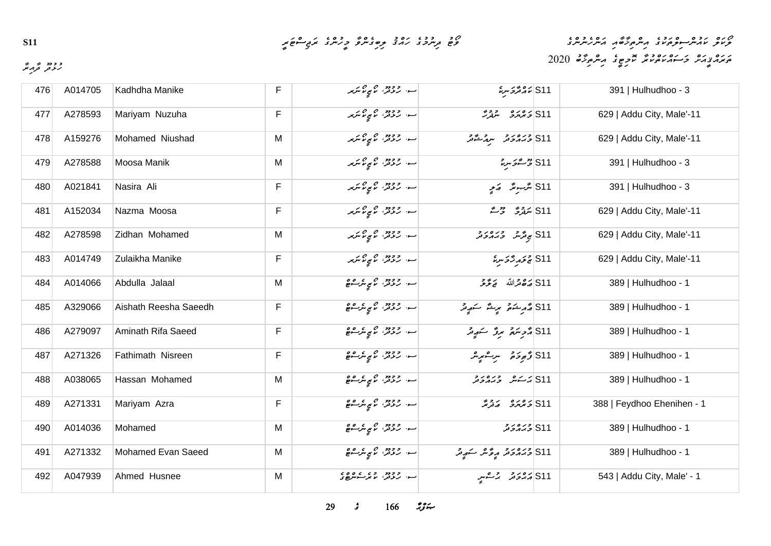| 476 | A014705 | Kadhdha Manike | F | ސ. ހުޅުދޫ، ކޮކީކަނަރީ | S11 ކައްދާމަނިކެ | 391 \| Hulhudhoo - 3 |
|---|---|---|---|---|---|---|
| 477 | A278593 | Mariyam Nuzuha | F | ސ. ހުޅުދޫ، ކޮކީކަނަރީ | S11 މަރިޔަމް ނުޒުހާ | 629 \| Addu City, Male'-11 |
| 478 | A159276 | Mohamed Niushad | M | ސ. ހުޅުދޫ، ކޮކީކަނަރީ | S11 މުޙައްމަދު ނިއުޝާދު | 629 \| Addu City, Male'-11 |
| 479 | A278588 | Moosa Manik | M | ސ. ހުޅުދޫ، ކޮކީކަނަރީ | S11 މޫސާމަނިކު | 391 \| Hulhudhoo - 3 |
| 480 | A021841 | Nasira Ali | F | ސ. ހުޅުދޫ، ކޮކީކަނަރީ | S11 ނާސިރާ ޢަލީ | 391 \| Hulhudhoo - 3 |
| 481 | A152034 | Nazma Moosa | F | ސ. ހުޅުދޫ، ކޮކީކަނަރީ | S11 ނަޒްމާ މޫސާ | 629 \| Addu City, Male'-11 |
| 482 | A278598 | Zidhan Mohamed | M | ސ. ހުޅުދޫ، ކޮކީކަނަރީ | S11 ޒިދާން މުޙައްމަދު | 629 \| Addu City, Male'-11 |
| 483 | A014749 | Zulaikha Manike | F | ސ. ހުޅުދޫ، ކޮކީކަނަރީ | S11 ޒުލައިޚާމަނިކެ | 629 \| Addu City, Male'-11 |
| 484 | A014066 | Abdulla Jalaal | M | ސ. ހުޅުދޫ، ކޮކީނަސްޓް | S11 އަބްދުاللهِ ޖަލާލް | 389 \| Hulhudhoo - 1 |
| 485 | A329066 | Aishath Reesha Saeedh | F | ސ. ހުޅުދޫ، ކޮކީނަސްޓް | S11 އާއިޝަތު ރީޝާ ސަޢީދު | 389 \| Hulhudhoo - 1 |
| 486 | A279097 | Aminath Rifa Saeed | F | ސ. ހުޅުދޫ، ކޮކީނަސްޓް | S11 އާމިނަތު ރިފާ ސަޢީދު | 389 \| Hulhudhoo - 1 |
| 487 | A271326 | Fathimath Nisreen | F | ސ. ހުޅުދޫ، ކޮކީނަސްޓް | S11 ފާތިމަތު ނިސްރީން | 389 \| Hulhudhoo - 1 |
| 488 | A038065 | Hassan Mohamed | M | ސ. ހުޅުދޫ، ކޮކީނަސްޓް | S11 ޙަސަން މުޙައްމަދު | 389 \| Hulhudhoo - 1 |
| 489 | A271331 | Mariyam Azra | F | ސ. ހުޅުދޫ، ކޮކީނަސްޓް | S11 މަރިޔަމް އަޒްރާ | 388 \| Feydhoo Ehenihen - 1 |
| 490 | A014036 | Mohamed | M | ސ. ހުޅުދޫ، ކޮކީނަސްޓް | S11 މުޙައްމަދު | 389 \| Hulhudhoo - 1 |
| 491 | A271332 | Mohamed Evan Saeed | M | ސ. ހުޅުދޫ، ކޮކީނަސްޓް | S11 މުޙައްމަދު އީވާން ސަޢީދު | 389 \| Hulhudhoo - 1 |
| 492 | A047939 | Ahmed Husnee | M | ސ. ހުޅުދޫ، ކުރަސްނަބުގެ | S11 އަޙްމަދު ޙުސްނީ | 543 \| Addu City, Male' - 1 |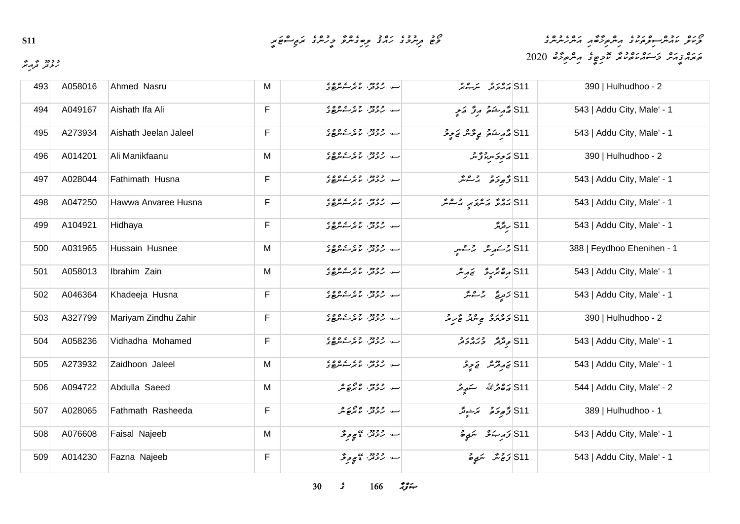| 493 | A058016 | Ahmed Nasru | M | ސ. ހުޅުދޫ، ކުރިސްނަޒާރު | S11 އަޙްމަދު ނަސްރު | 390 \| Hulhudhoo - 2 |
|---|---|---|---|---|---|---|
| 494 | A049167 | Aishath Ifa Ali | F | ސ. ހުޅުދޫ، ކުރިސްނަޒާރު | S11 އާއިޝަތު އިފާ އަލީ | 543 \| Addu City, Male' - 1 |
| 495 | A273934 | Aishath Jeelan Jaleel | F | ސ. ހުޅުދޫ، ކުރިސްނަޒާރު | S11 އާއިޝަތު ޖީލާން ޖަލީލް | 543 \| Addu City, Male' - 1 |
| 496 | A014201 | Ali Manikfaanu | M | ސ. ހުޅުދޫ، ކުރިސްނަޒާރު | S11 އަލީމަނިކުފާނު | 390 \| Hulhudhoo - 2 |
| 497 | A028044 | Fathimath Husna | F | ސ. ހުޅުދޫ، ކުރިސްނަޒާރު | S11 ފާތިމަތު ހުސްނާ | 543 \| Addu City, Male' - 1 |
| 498 | A047250 | Hawwa Anvaree Husna | F | ސ. ހުޅުދޫ، ކުރިސްނަޒާރު | S11 ހައްވާ އަންވަރީ ހުސްނާ | 543 \| Addu City, Male' - 1 |
| 499 | A104921 | Hidhaya | F | ސ. ހުޅުދޫ، ކުރިސްނަޒާރު | S11 ހިދާޔާ | 543 \| Addu City, Male' - 1 |
| 500 | A031965 | Hussain Husnee | M | ސ. ހުޅުދޫ، ކުރިސްނަޒާރު | S11 ހުސައިން ހުސްނީ | 388 \| Feydhoo Ehenihen - 1 |
| 501 | A058013 | Ibrahim Zain | M | ސ. ހުޅުދޫ، ކުރިސްނަޒާރު | S11 އިބްރާހިމް ޒައިން | 543 \| Addu City, Male' - 1 |
| 502 | A046364 | Khadeeja Husna | F | ސ. ހުޅުދޫ، ކުރިސްނަޒާރު | S11 ޚަދީޖާ ހުސްނާ | 543 \| Addu City, Male' - 1 |
| 503 | A327799 | Mariyam Zindhu Zahir | F | ސ. ހުޅުދޫ، ކުރިސްނަޒާރު | S11 މަރިޔަމް ޒިންދު ޒާހިރު | 390 \| Hulhudhoo - 2 |
| 504 | A058236 | Vidhadha Mohamed | F | ސ. ހުޅުދޫ، ކުރިސްނަޒާރު | S11 ވިދާދާ މުޙައްމަދު | 543 \| Addu City, Male' - 1 |
| 505 | A273932 | Zaidhoon Jaleel | M | ސ. ހުޅުދޫ، ކުރިސްނަޒާރު | S11 ޒައިދޫން ޖަލީލް | 543 \| Addu City, Male' - 1 |
| 506 | A094722 | Abdulla Saeed | M | ސ. ހުޅުދޫ، ކުރީޒަން | S11 އަބްދުالله ސަޢީދު | 544 \| Addu City, Male' - 2 |
| 507 | A028065 | Fathmath Rasheeda | F | ސ. ހުޅުދޫ، ކުރީޒަން | S11 ފާތިމަތު ރަޝީދާ | 389 \| Hulhudhoo - 1 |
| 508 | A076608 | Faisal Najeeb | M | ސ. ހުޅުދޫ، ގްރީންވިލާ | S11 ފައިސަލް ނަޖީބު | 543 \| Addu City, Male' - 1 |
| 509 | A014230 | Fazna Najeeb | F | ސ. ހުޅުދޫ، ގްރީންވިލާ | S11 ފަޒްނާ ނަޖީބު | 543 \| Addu City, Male' - 1 |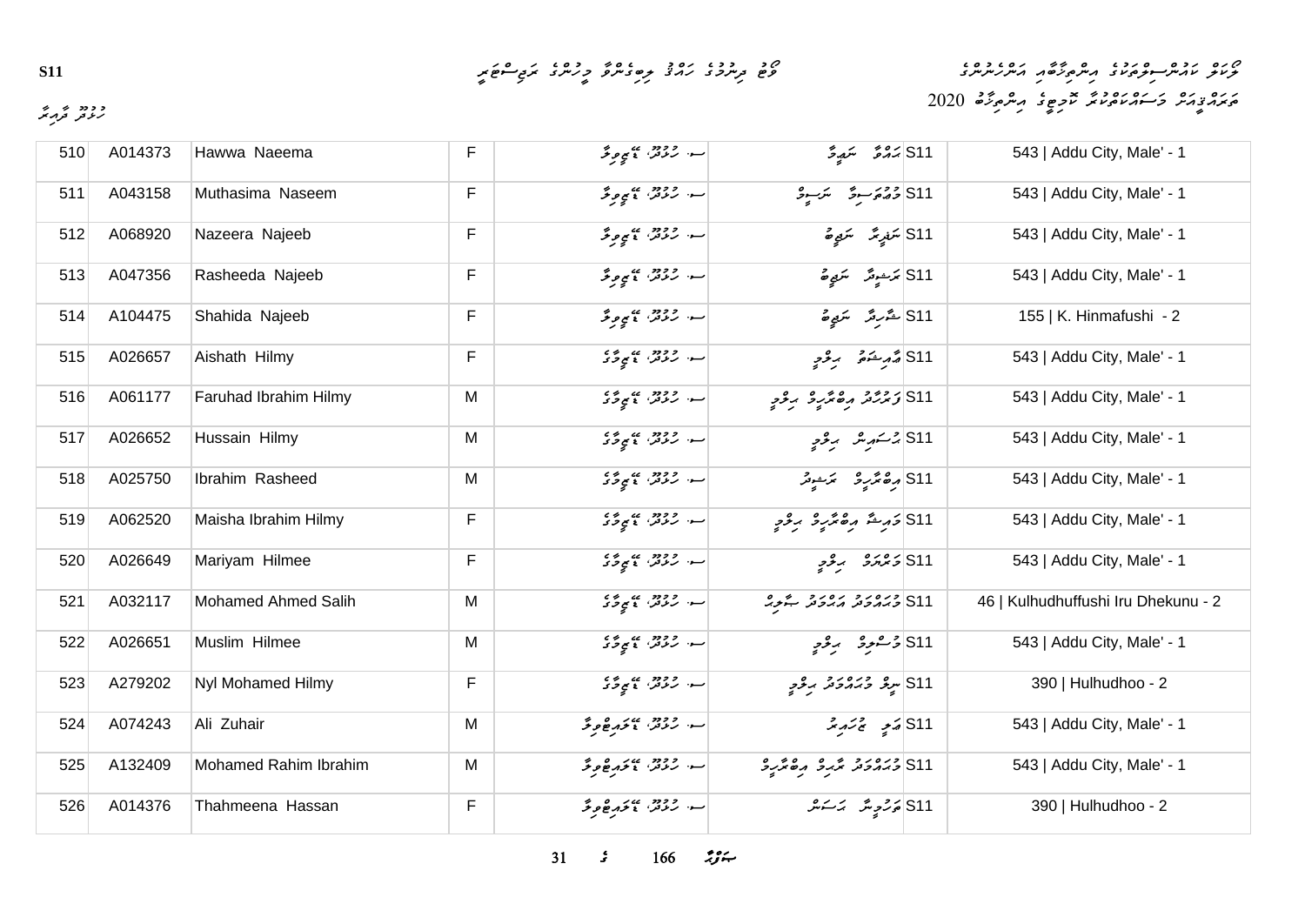| 510 | A014373 | Hawwa Naeema | F | ސ. ހުޅުދޫ، ޗަމްޕާވިލާ | S11 ހައްވާ ނަޢީމާ | 543 \| Addu City, Male' - 1 |
|---|---|---|---|---|---|---|
| 511 | A043158 | Muthasima Naseem | F | ސ. ހުޅުދޫ، ޗަމްޕާވިލާ | S11 މުޢްތަސިމާ ނަސީމް | 543 \| Addu City, Male' - 1 |
| 512 | A068920 | Nazeera Najeeb | F | ސ. ހުޅުދޫ، ޗަމްޕާވިލާ | S11 ނަޒީރާ ނަޖީބު | 543 \| Addu City, Male' - 1 |
| 513 | A047356 | Rasheeda Najeeb | F | ސ. ހުޅުދޫ، ޗަމްޕާވިލާ | S11 ރަޝީދާ ނަޖީބު | 543 \| Addu City, Male' - 1 |
| 514 | A104475 | Shahida Najeeb | F | ސ. ހުޅުދޫ، ޗަމްޕާވިލާ | S11 ޝާހިދާ ނަޖީބު | 155 \| K. Hinmafushi - 2 |
| 515 | A026657 | Aishath Hilmy | F | ސ. ހުޅުދޫ، ޗަމްޕާމާގެ | S11 އާއިޝަތު ހިލްމީ | 543 \| Addu City, Male' - 1 |
| 516 | A061177 | Faruhad Ibrahim Hilmy | M | ސ. ހުޅުދޫ، ޗަމްޕާމާގެ | S11 ފަރުހާދު އިބްރާހީމް ހިލްމީ | 543 \| Addu City, Male' - 1 |
| 517 | A026652 | Hussain Hilmy | M | ސ. ހުޅުދޫ، ޗަމްޕާމާގެ | S11 ހުސައިން ހިލްމީ | 543 \| Addu City, Male' - 1 |
| 518 | A025750 | Ibrahim Rasheed | M | ސ. ހުޅުދޫ، ޗަމްޕާމާގެ | S11 އިބްރާހީމް ރަޝީދު | 543 \| Addu City, Male' - 1 |
| 519 | A062520 | Maisha Ibrahim Hilmy | F | ސ. ހުޅުދޫ، ޗަމްޕާމާގެ | S11 މައިޝާ އިބްރާހީމް ހިލްމީ | 543 \| Addu City, Male' - 1 |
| 520 | A026649 | Mariyam Hilmee | F | ސ. ހުޅުދޫ، ޗަމްޕާމާގެ | S11 މަރިޔަމް ހިލްމީ | 543 \| Addu City, Male' - 1 |
| 521 | A032117 | Mohamed Ahmed Salih | M | ސ. ހުޅުދޫ، ޗަމްޕާމާގެ | S11 މުޙައްމަދު އަޙްމަދު ޞާލިޙް | 46 \| Kulhudhuffushi Iru Dhekunu - 2 |
| 522 | A026651 | Muslim Hilmee | M | ސ. ހުޅުދޫ، ޗަމްޕާމާގެ | S11 މުސްލިމް ހިލްމީ | 543 \| Addu City, Male' - 1 |
| 523 | A279202 | Nyl Mohamed Hilmy | F | ސ. ހުޅުދޫ، ޗަމްޕާމާގެ | S11 ނިލް މުޙައްމަދު ހިލްމީ | 390 \| Hulhudhoo - 2 |
| 524 | A074243 | Ali Zuhair | M | ސ. ހުޅުދޫ، ޗަމަރިބުވިލާ | S11 އަލި ޒުހައިރު | 543 \| Addu City, Male' - 1 |
| 525 | A132409 | Mohamed Rahim Ibrahim | M | ސ. ހުޅުދޫ، ޗަމަރިބުވިލާ | S11 މުޙައްމަދު ރަޙީމް އިބްރާހީމް | 543 \| Addu City, Male' - 1 |
| 526 | A014376 | Thahmeena Hassan | F | ސ. ހުޅުދޫ، ޗަމަރިބުވިލާ | S11 ތަހުމީނާ ހަސަން | 390 \| Hulhudhoo - 2 |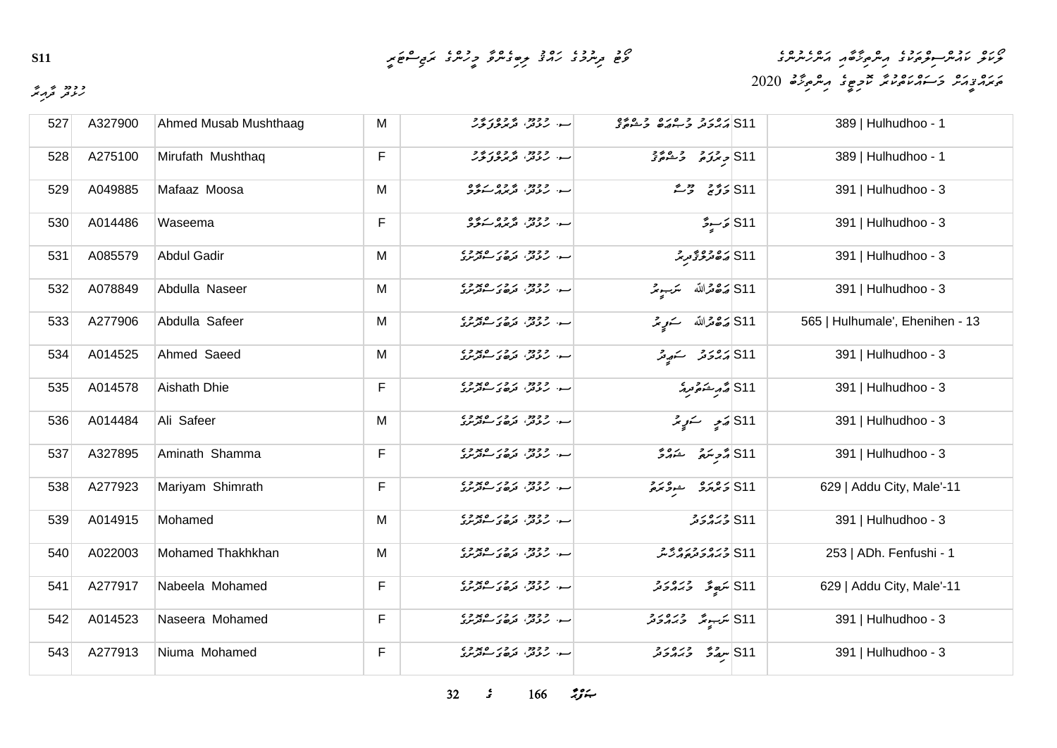| 527 | A327900 | Ahmed Musab Mushthaag | M | ސ. ހުޅުދޫ، ދެރަވެހިގެ | S11 އަހުމަދު މުސްއަބް މުޝްތާގު | 389 \| Hulhudhoo - 1 |
|---|---|---|---|---|---|---|
| 528 | A275100 | Mirufath Mushthaq | F | ސ. ހުޅުދޫ، ދެރަވެހިގެ | S11 މިރުފަތު މުޝްތާގު | 389 \| Hulhudhoo - 1 |
| 529 | A049885 | Mafaaz Moosa | M | ސ. ހުޅުދޫ، ދެރަހުސްގެ | S11 މަފާޒު މޫސާ | 391 \| Hulhudhoo - 3 |
| 530 | A014486 | Waseema | F | ސ. ހުޅުދޫ، ދެރަހުސްގެ | S11 ވަސީމާ | 391 \| Hulhudhoo - 3 |
| 531 | A085579 | Abdul Gadir | M | ސ. ހުޅުދޫ، ދަތުރުސްތާންގެ | S11 އަބްދުލްގާދިރު | 391 \| Hulhudhoo - 3 |
| 532 | A078849 | Abdulla Naseer | M | ސ. ހުޅުދޫ، ދަތުރުސްތާންގެ | S11 އަބްދުﷲ ނަސީރު | 391 \| Hulhudhoo - 3 |
| 533 | A277906 | Abdulla Safeer | M | ސ. ހުޅުދޫ، ދަތުރުސްތާންގެ | S11 އަބްދުﷲ ސަފީރު | 565 \| Hulhumale', Ehenihen - 13 |
| 534 | A014525 | Ahmed Saeed | M | ސ. ހުޅުދޫ، ދަތުރުސްތާންގެ | S11 އަހުމަދު ސައީދު | 391 \| Hulhudhoo - 3 |
| 535 | A014578 | Aishath Dhie | F | ސ. ހުޅުދޫ، ދަތުރުސްތާންގެ | S11 އައިޝަތުދިއު | 391 \| Hulhudhoo - 3 |
| 536 | A014484 | Ali Safeer | M | ސ. ހުޅުދޫ، ދަތުރުސްތާންގެ | S11 އަލި ސަފީރު | 391 \| Hulhudhoo - 3 |
| 537 | A327895 | Aminath Shamma | F | ސ. ހުޅުދޫ، ދަތުރުސްތާންގެ | S11 އާމިނަތު ޝައްމާ | 391 \| Hulhudhoo - 3 |
| 538 | A277923 | Mariyam Shimrath | F | ސ. ހުޅުދޫ، ދަތުރުސްތާންގެ | S11 މަރިޔަމް ޝިމްރަތު | 629 \| Addu City, Male'-11 |
| 539 | A014915 | Mohamed | M | ސ. ހުޅުދޫ، ދަތުރުސްތާންގެ | S11 މުހައްމަދު | 391 \| Hulhudhoo - 3 |
| 540 | A022003 | Mohamed Thakhkhan | M | ސ. ހުޅުދޫ، ދަތުރުސްތާންގެ | S11 މުހައްމަދުތައްޚާން | 253 \| ADh. Fenfushi - 1 |
| 541 | A277917 | Nabeela Mohamed | F | ސ. ހުޅުދޫ، ދަތުރުސްތާންގެ | S11 ނަބީލާ މުހައްމަދު | 629 \| Addu City, Male'-11 |
| 542 | A014523 | Naseera Mohamed | F | ސ. ހުޅުދޫ، ދަތުރުސްތާންގެ | S11 ނަސީރާ މުހައްމަދު | 391 \| Hulhudhoo - 3 |
| 543 | A277913 | Niuma Mohamed | F | ސ. ހުޅުދޫ، ދަތުރުސްތާންގެ | S11 ނިއުމާ މުހައްމަދު | 391 \| Hulhudhoo - 3 |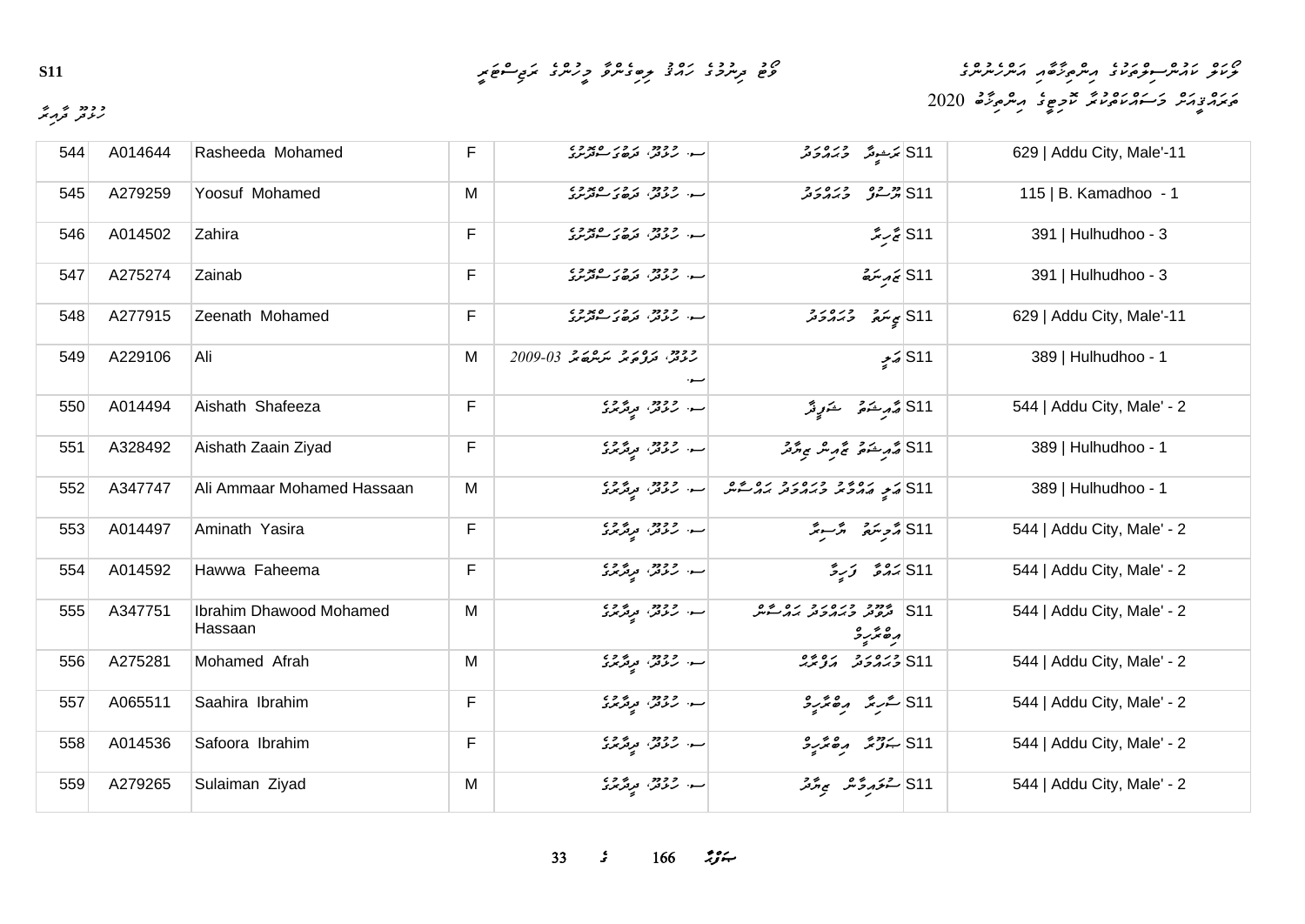| 544 | A014644 | Rasheeda Mohamed | F | ސ. ހުޅުދޫ، ދަރަމަސަރުދަރު | S11 ރަޝީދާ މުޙައްމަދު | 629 \| Addu City, Male'-11 |
|---|---|---|---|---|---|---|
| 545 | A279259 | Yoosuf Mohamed | M | ސ. ހުޅުދޫ، ދަރަމަސަރުދަރު | S11 ޔޫސުފް މުޙައްމަދު | 115 \| B. Kamadhoo - 1 |
| 546 | A014502 | Zahira | F | ސ. ހުޅުދޫ، ދަރަމަސަރުދަރު | S11 ޒާހިރާ | 391 \| Hulhudhoo - 3 |
| 547 | A275274 | Zainab | F | ސ. ހުޅުދޫ، ދަރަމަސަރުދަރު | S11 ޒައިނަބު | 391 \| Hulhudhoo - 3 |
| 548 | A277915 | Zeenath Mohamed | F | ސ. ހުޅުދޫ، ދަރަމަސަރުދަރު | S11 ޒީނަތު މުޙައްމަދު | 629 \| Addu City, Male'-11 |
| 549 | A229106 | Ali | M | ހުޅުދޫ، ދަށުވަރު ނަންބަރު 03-2009 ސ. | S11 ޢަލީ | 389 \| Hulhudhoo - 1 |
| 550 | A014494 | Aishath Shafeeza | F | ސ. ހުޅުދޫ، ދިލްދާރު | S11 އާއިޝަތު ޝަފީޒާ | 544 \| Addu City, Male' - 2 |
| 551 | A328492 | Aishath Zaain Ziyad | F | ސ. ހުޅުދޫ، ދިލްދާރު | S11 އާއިޝަތު ޒާއިން ޒިޔާދު | 389 \| Hulhudhoo - 1 |
| 552 | A347747 | Ali Ammaar Mohamed Hassaan | M | ސ. ހުޅުދޫ، ދިލްދާރު | S11 ޢަލީ ޢައްމާރު މުޙައްމަދު ހައްސާން | 389 \| Hulhudhoo - 1 |
| 553 | A014497 | Aminath Yasira | F | ސ. ހުޅުދޫ، ދިލްދާރު | S11 އާމިނަތު ޔާސިރާ | 544 \| Addu City, Male' - 2 |
| 554 | A014592 | Hawwa Faheema | F | ސ. ހުޅުދޫ، ދިލްދާރު | S11 ހައްވާ ފަހީމާ | 544 \| Addu City, Male' - 2 |
| 555 | A347751 | Ibrahim Dhawood Mohamed Hassaan | M | ސ. ހުޅުދޫ، ދިލްދާރު | S11 ދާވޫދު މުޙައްމަދު ހައްސާން އިބްރާހީމް | 544 \| Addu City, Male' - 2 |
| 556 | A275281 | Mohamed Afrah | M | ސ. ހުޅުދޫ، ދިލްދާރު | S11 މުޙައްމަދު އަފްރާހް | 544 \| Addu City, Male' - 2 |
| 557 | A065511 | Saahira Ibrahim | F | ސ. ހުޅުދޫ، ދިލްދާރު | S11 ސާހިރާ އިބްރާހީމް | 544 \| Addu City, Male' - 2 |
| 558 | A014536 | Safoora Ibrahim | F | ސ. ހުޅުދޫ، ދިލްދާރު | S11 ޞަފޫރާ އިބްރާހީމް | 544 \| Addu City, Male' - 2 |
| 559 | A279265 | Sulaiman Ziyad | M | ސ. ހުޅުދޫ، ދިލްދާރު | S11 ސުލައިމާން ޒިޔާދު | 544 \| Addu City, Male' - 2 |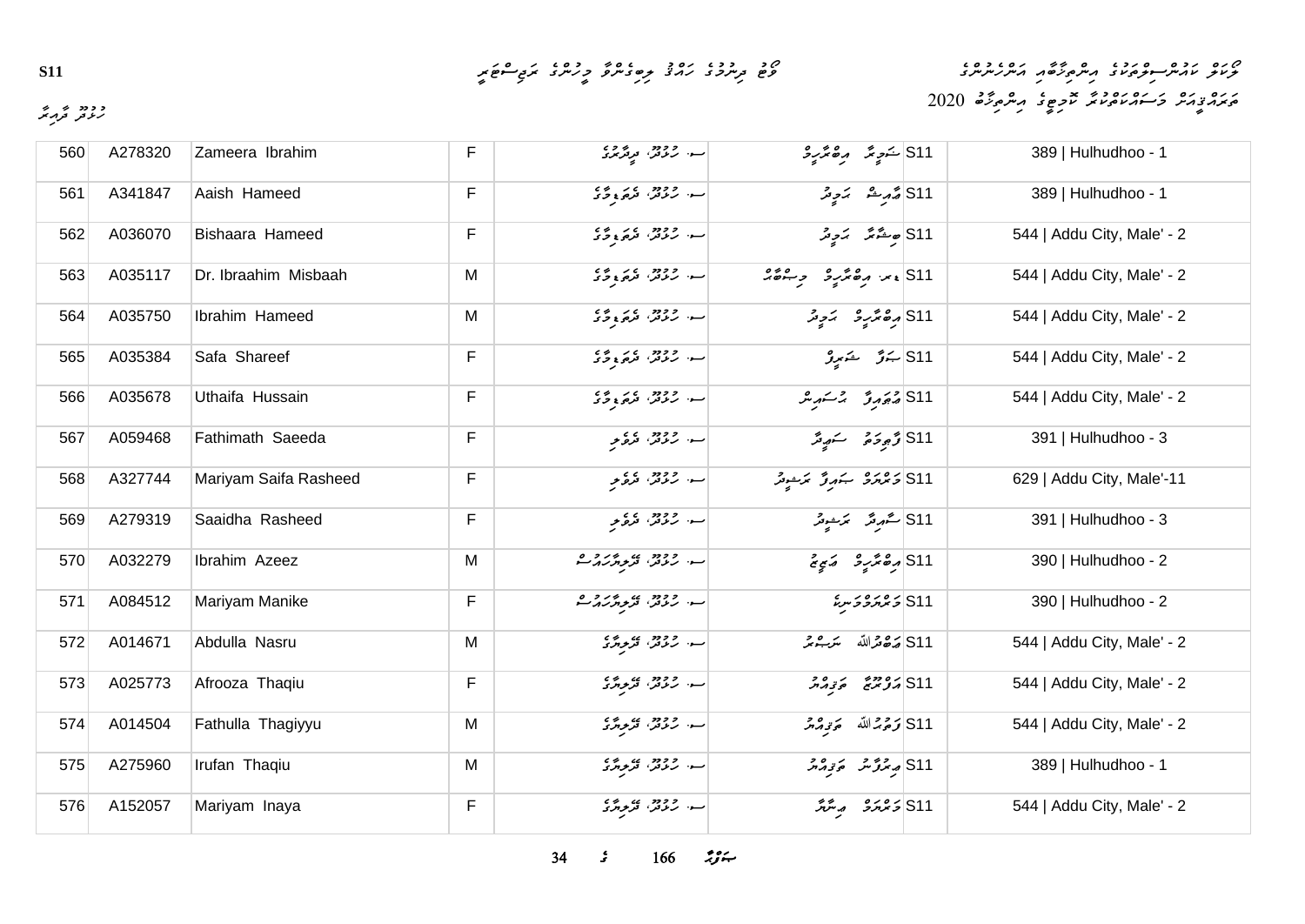| 560 | A278320 | Zameera Ibrahim | F | ސ. ހުޅުދޫ، ދިލާރާގެ | S11 ޒަމީރާ އިބްރާހީމް | 389 \| Hulhudhoo - 1 |
|---|---|---|---|---|---|---|
| 561 | A341847 | Aaish Hameed | F | ސ. ހުޅުދޫ، ދެތަޅުމާގެ | S11 އާއިޝް ހަމީދު | 389 \| Hulhudhoo - 1 |
| 562 | A036070 | Bishaara Hameed | F | ސ. ހުޅުދޫ، ދެތަޅުމާގެ | S11 ބިޝާރާ ހަމީދު | 544 \| Addu City, Male' - 2 |
| 563 | A035117 | Dr. Ibraahim Misbaah | M | ސ. ހުޅުދޫ، ދެތަޅުމާގެ | S11 ޑރ. އިބްރާހީމް މިސްބާހު | 544 \| Addu City, Male' - 2 |
| 564 | A035750 | Ibrahim Hameed | M | ސ. ހުޅުދޫ، ދެތަޅުމާގެ | S11 އިބްރާހީމް ހަމީދު | 544 \| Addu City, Male' - 2 |
| 565 | A035384 | Safa Shareef | F | ސ. ހުޅުދޫ، ދެތަޅުމާގެ | S11 ސަފާ ޝަރީފް | 544 \| Addu City, Male' - 2 |
| 566 | A035678 | Uthaifa Hussain | F | ސ. ހުޅުދޫ، ދެތަޅުމާގެ | S11 އުތައިފާ ހުސައިން | 544 \| Addu City, Male' - 2 |
| 567 | A059468 | Fathimath Saeeda | F | ސ. ހުޅުދޫ، ދެލެ | S11 ފާތިމަތު ސައީދާ | 391 \| Hulhudhoo - 3 |
| 568 | A327744 | Mariyam Saifa Rasheed | F | ސ. ހުޅުދޫ، ދެލެ | S11 މަރިޔަމް ސައިފާ ރަޝީދު | 629 \| Addu City, Male'-11 |
| 569 | A279319 | Saaidha Rasheed | F | ސ. ހުޅުދޫ، ދެލެ | S11 ސާއިދާ ރަޝީދު | 391 \| Hulhudhoo - 3 |
| 570 | A032279 | Ibrahim Azeez | M | ސ. ހުޅުދޫ، ދޮވިދާނަރުސް | S11 އިބްރާހީމް އަޒީޒު | 390 \| Hulhudhoo - 2 |
| 571 | A084512 | Mariyam Manike | F | ސ. ހުޅުދޫ، ދޮވިދާނަރުސް | S11 މަރިޔަމްމަނިކެ | 390 \| Hulhudhoo - 2 |
| 572 | A014671 | Abdulla Nasru | M | ސ. ހުޅުދޫ، ދޮވިދާގެ | S11 އަބްދުﷲ ނަސްރު | 544 \| Addu City, Male' - 2 |
| 573 | A025773 | Afrooza Thaqiu | F | ސ. ހުޅުދޫ، ދޮވިދާގެ | S11 އަފްރޫޒާ ތަޤިއްޔު | 544 \| Addu City, Male' - 2 |
| 574 | A014504 | Fathulla Thagiyyu | M | ސ. ހުޅުދޫ، ދޮވިދާގެ | S11 ފަތުހުﷲ ތަޤިއްޔު | 544 \| Addu City, Male' - 2 |
| 575 | A275960 | Irufan Thaqiu | M | ސ. ހުޅުދޫ، ދޮވިދާގެ | S11 އިރުފާން ތަޤިއްޔު | 389 \| Hulhudhoo - 1 |
| 576 | A152057 | Mariyam Inaya | F | ސ. ހުޅުދޫ، ދޮވިދާގެ | S11 މަރިޔަމް އިނާޔާ | 544 \| Addu City, Male' - 2 |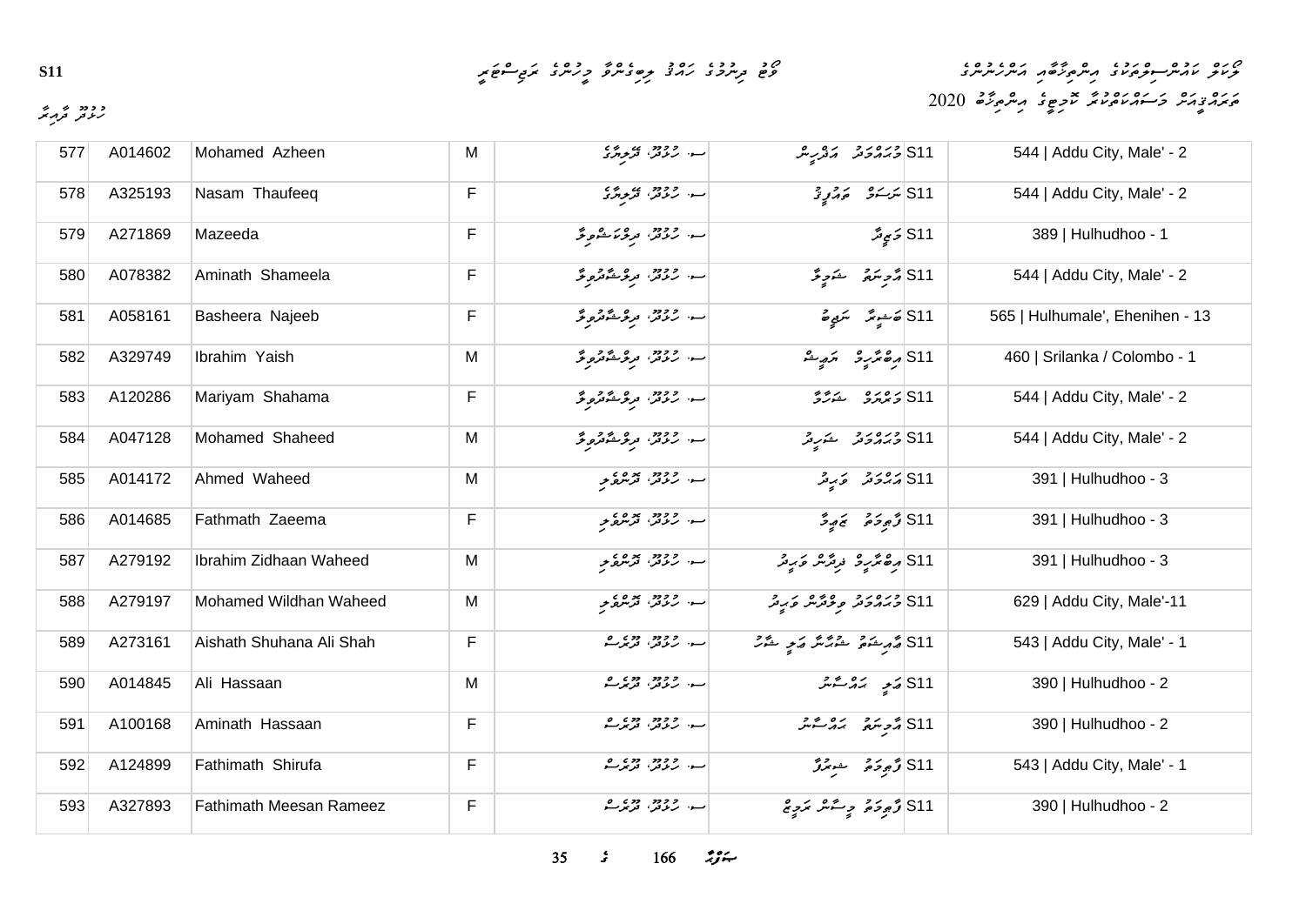| 577 | A014602 | Mohamed Azheen | M | ސ. ހުޅުދޫ، ދޮލިއްމާގެ | S11 މުޙައްމަދު އަޒްހީން | 544 \| Addu City, Male' - 2 |
|---|---|---|---|---|---|---|
| 578 | A325193 | Nasam Thaufeeq | F | ސ. ހުޅުދޫ، ދޮލިއްމާގެ | S11 ނަސަމް ތައުފީޤު | 544 \| Addu City, Male' - 2 |
| 579 | A271869 | Mazeeda | F | ސ. ހުޅުދޫ، ދިލްކަޝްވިލާ | S11 މަޒީދާ | 389 \| Hulhudhoo - 1 |
| 580 | A078382 | Aminath Shameela | F | ސ. ހުޅުދޫ، ދިލްޝާދުވިލާ | S11 އާމިނަތު ޝަމީލާ | 544 \| Addu City, Male' - 2 |
| 581 | A058161 | Basheera Najeeb | F | ސ. ހުޅުދޫ، ދިލްޝާދުވިލާ | S11 ބަޝީރާ ނަޖީބު | 565 \| Hulhumale', Ehenihen - 13 |
| 582 | A329749 | Ibrahim Yaish | M | ސ. ހުޅުދޫ، ދިލްޝާދުވިލާ | S11 އިބްރާހީމް ޔައިޝް | 460 \| Srilanka / Colombo - 1 |
| 583 | A120286 | Mariyam Shahama | F | ސ. ހުޅުދޫ، ދިލްޝާދުވިލާ | S11 މަރިޔަމް ޝަހާމާ | 544 \| Addu City, Male' - 2 |
| 584 | A047128 | Mohamed Shaheed | M | ސ. ހުޅުދޫ، ދިލްޝާދުވިލާ | S11 މުޙައްމަދު ޝަހީދު | 544 \| Addu City, Male' - 2 |
| 585 | A014172 | Ahmed Waheed | M | ސ. ހުޅުދޫ، ދޮންތޯޅި | S11 އަޙްމަދު ވަހީދު | 391 \| Hulhudhoo - 3 |
| 586 | A014685 | Fathmath Zaeema | F | ސ. ހުޅުދޫ، ދޮންތޯޅި | S11 ފާތިމަތު ޒައީމާ | 391 \| Hulhudhoo - 3 |
| 587 | A279192 | Ibrahim Zidhaan Waheed | M | ސ. ހުޅުދޫ، ދޮންތޯޅި | S11 އިބްރާހީމް ޒިދާން ވަހީދު | 391 \| Hulhudhoo - 3 |
| 588 | A279197 | Mohamed Wildhan Waheed | M | ސ. ހުޅުދޫ، ދޮންތޯޅި | S11 މުޙައްމަދު ވިލްދާން ވަހީދު | 629 \| Addu City, Male'-11 |
| 589 | A273161 | Aishath Shuhana Ali Shah | F | ސ. ހުޅުދޫ، ދޫރެސް | S11 އާއިޝަތު ޝުހާނާ އަލީ ޝާހު | 543 \| Addu City, Male' - 1 |
| 590 | A014845 | Ali Hassaan | M | ސ. ހުޅުދޫ، ދޫރެސް | S11 އަލީ ހައްސާން | 390 \| Hulhudhoo - 2 |
| 591 | A100168 | Aminath Hassaan | F | ސ. ހުޅުދޫ، ދޫރެސް | S11 އާމިނަތު ހައްސާން | 390 \| Hulhudhoo - 2 |
| 592 | A124899 | Fathimath Shirufa | F | ސ. ހުޅުދޫ، ދޫރެސް | S11 ފާތިމަތު ޝިރުފާ | 543 \| Addu City, Male' - 1 |
| 593 | A327893 | Fathimath Meesan Rameez | F | ސ. ހުޅުދޫ، ދޫރެސް | S11 ފާތިމަތު މީސާން ރަމީޒު | 390 \| Hulhudhoo - 2 |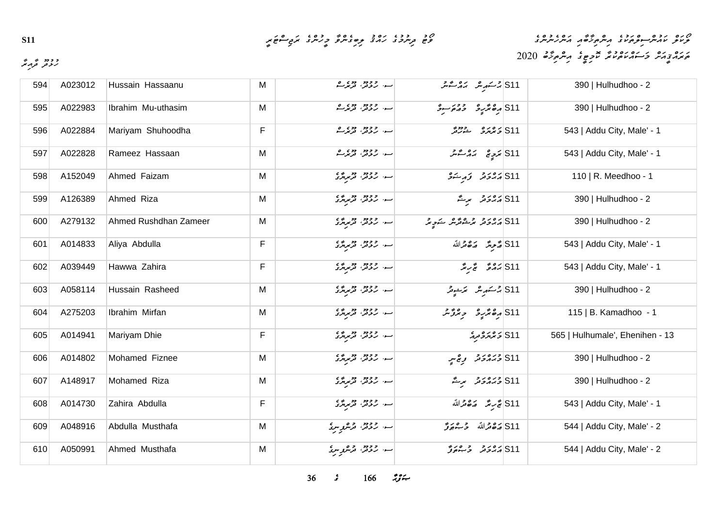| 594 | A023012 | Hussain Hassaanu | M | ސ. ހުޅުދޫ، ދޫރެސް | S11 ހުސައިން ހައްސާނު | 390 \| Hulhudhoo - 2 |
|---|---|---|---|---|---|---|
| 595 | A022983 | Ibrahim Mu-uthasim | M | ސ. ހުޅުދޫ، ދޫރެސް | S11 އިބްރާހީމް މުޢުތަސިމް | 390 \| Hulhudhoo - 2 |
| 596 | A022884 | Mariyam Shuhoodha | F | ސ. ހުޅުދޫ، ދޫރެސް | S11 މަރިޔަމް ޝުހޫދާ | 543 \| Addu City, Male' - 1 |
| 597 | A022828 | Rameez Hassaan | M | ސ. ހުޅުދޫ، ދޫރެސް | S11 ރަމީޒް ހައްސާން | 543 \| Addu City, Male' - 1 |
| 598 | A152049 | Ahmed Faizam | M | ސ. ހުޅުދޫ، ދޫރިއްގެ | S11 އަހްމަދު ފައިޒަމް | 110 \| R. Meedhoo - 1 |
| 599 | A126389 | Ahmed Riza | M | ސ. ހުޅުދޫ، ދޫރިއްގެ | S11 އަހްމަދު ރިޒާ | 390 \| Hulhudhoo - 2 |
| 600 | A279132 | Ahmed Rushdhan Zameer | M | ސ. ހުޅުދޫ، ދޫރިއްގެ | S11 އަހްމަދު ރުޝްދާން ޒަމީރު | 390 \| Hulhudhoo - 2 |
| 601 | A014833 | Aliya Abdulla | F | ސ. ހުޅުދޫ، ދޫރިއްގެ | S11 އާލިޔާ އަބްދުﷲ | 543 \| Addu City, Male' - 1 |
| 602 | A039449 | Hawwa Zahira | F | ސ. ހުޅުދޫ، ދޫރިއްގެ | S11 ހައްވާ ޒާހިރާ | 543 \| Addu City, Male' - 1 |
| 603 | A058114 | Hussain Rasheed | M | ސ. ހުޅުދޫ، ދޫރިއްގެ | S11 ހުސައިން ރަޝީދު | 390 \| Hulhudhoo - 2 |
| 604 | A275203 | Ibrahim Mirfan | M | ސ. ހުޅުދޫ، ދޫރިއްގެ | S11 އިބްރާހީމް މިރްފާން | 115 \| B. Kamadhoo - 1 |
| 605 | A014941 | Mariyam Dhie | F | ސ. ހުޅުދޫ، ދޫރިއްގެ | S11 މަރިޔަމްދިއެ | 565 \| Hulhumale', Ehenihen - 13 |
| 606 | A014802 | Mohamed Fiznee | M | ސ. ހުޅުދޫ، ދޫރިއްގެ | S11 މުހައްމަދު ފިޒްނީ | 390 \| Hulhudhoo - 2 |
| 607 | A148917 | Mohamed Riza | M | ސ. ހުޅުދޫ، ދޫރިއްގެ | S11 މުހައްމަދު ރިޒާ | 390 \| Hulhudhoo - 2 |
| 608 | A014730 | Zahira Abdulla | F | ސ. ހުޅުދޫ، ދޫރިއްގެ | S11 ޒާހިރާ އަބްދުﷲ | 543 \| Addu City, Male' - 1 |
| 609 | A048916 | Abdulla Musthafa | M | ސ. ހުޅުދޫ، ދޫންގުރިގެ | S11 އަބްދުﷲ މުސްތަފާ | 544 \| Addu City, Male' - 2 |
| 610 | A050991 | Ahmed Musthafa | M | ސ. ހުޅުދޫ، ދޫންގުރިގެ | S11 އަހްމަދު މުސްތަފާ | 544 \| Addu City, Male' - 2 |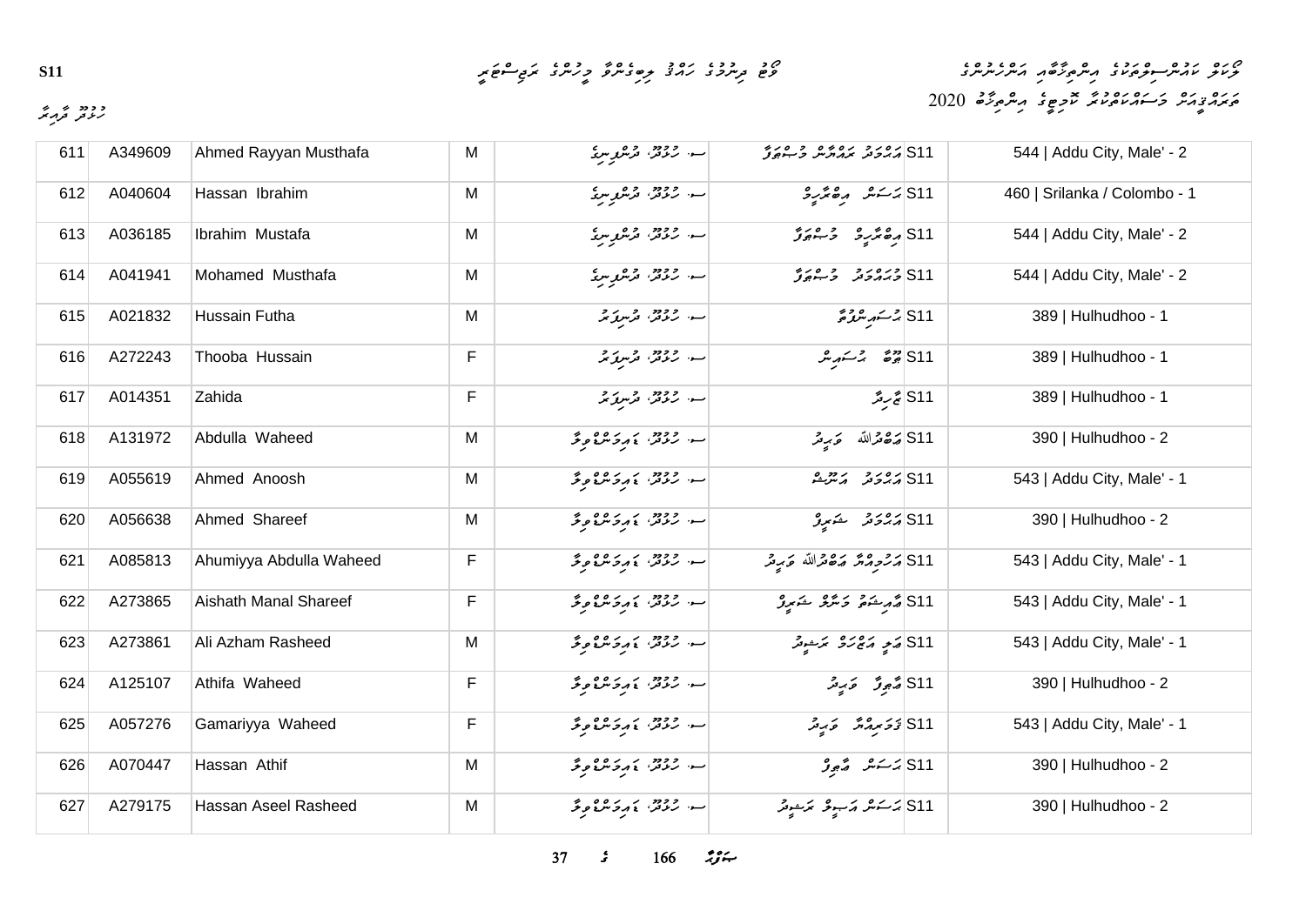| 611 | A349609 | Ahmed Rayyan Musthafa | M | ސ. ހުޅުދޫ، ދަންތުރިގެ | S11 އަހުމަދު ރައްޔާން މުސްތަފާ | 544 \| Addu City, Male' - 2 |
|---|---|---|---|---|---|---|
| 612 | A040604 | Hassan Ibrahim | M | ސ. ހުޅުދޫ، ދަންތުރިގެ | S11 ހަސަން އިބްރާހިމް | 460 \| Srilanka / Colombo - 1 |
| 613 | A036185 | Ibrahim Mustafa | M | ސ. ހުޅުދޫ، ދަންތުރިގެ | S11 އިބްރާހިމް މުސްތަފާ | 544 \| Addu City, Male' - 2 |
| 614 | A041941 | Mohamed Musthafa | M | ސ. ހުޅުދޫ، ދަންތުރިގެ | S11 މުޙައްމަދު މުސްތަފާ | 544 \| Addu City, Male' - 2 |
| 615 | A021832 | Hussain Futha | M | ސ. ހުޅުދޫ، ދަސްފަރު | S11 ހުސައިންފުތާ | 389 \| Hulhudhoo - 1 |
| 616 | A272243 | Thooba Hussain | F | ސ. ހުޅުދޫ، ދަސްފަރު | S11 ތޫބާ ހުސައިން | 389 \| Hulhudhoo - 1 |
| 617 | A014351 | Zahida | F | ސ. ހުޅުދޫ، ދަސްފަރު | S11 ޒާހިދާ | 389 \| Hulhudhoo - 1 |
| 618 | A131972 | Abdulla Waheed | M | ސ. ހުޅުދޫ، ގެމަނަފުށިވިލާ | S11 އަބްދުﷲ ވަޙީދު | 390 \| Hulhudhoo - 2 |
| 619 | A055619 | Ahmed Anoosh | M | ސ. ހުޅުދޫ، ގެމަނަފުށިވިލާ | S11 އަހުމަދު އަނޫޝް | 543 \| Addu City, Male' - 1 |
| 620 | A056638 | Ahmed Shareef | M | ސ. ހުޅުދޫ، ގެމަނަފުށިވިލާ | S11 އަހުމަދު ޝަރީފް | 390 \| Hulhudhoo - 2 |
| 621 | A085813 | Ahumiyya Abdulla Waheed | F | ސ. ހުޅުދޫ، ގެމަނަފުށިވިލާ | S11 އަހުމިއްޔާ އަބްދުﷲ ވަޙީދު | 543 \| Addu City, Male' - 1 |
| 622 | A273865 | Aishath Manal Shareef | F | ސ. ހުޅުދޫ، ގެމަނަފުށިވިލާ | S11 އާއިޝަތު މަނާލް ޝަރީފް | 543 \| Addu City, Male' - 1 |
| 623 | A273861 | Ali Azham Rasheed | M | ސ. ހުޅުދޫ، ގެމަނަފުށިވިލާ | S11 އަލި އަޒްހަމް ރަޝީދު | 543 \| Addu City, Male' - 1 |
| 624 | A125107 | Athifa Waheed | F | ސ. ހުޅުދޫ، ގެމަނަފުށިވިލާ | S11 އާތިފާ ވަޙީދު | 390 \| Hulhudhoo - 2 |
| 625 | A057276 | Gamariyya Waheed | F | ސ. ހުޅުދޫ، ގެމަނަފުށިވިލާ | S11 ގަމަރިއްޔާ ވަޙީދު | 543 \| Addu City, Male' - 1 |
| 626 | A070447 | Hassan Athif | M | ސ. ހުޅުދޫ، ގެމަނަފުށިވިލާ | S11 ހަސަން އާތިފް | 390 \| Hulhudhoo - 2 |
| 627 | A279175 | Hassan Aseel Rasheed | M | ސ. ހުޅުދޫ، ގެމަނަފުށިވިލާ | S11 ހަސަން އަސީލް ރަޝީދު | 390 \| Hulhudhoo - 2 |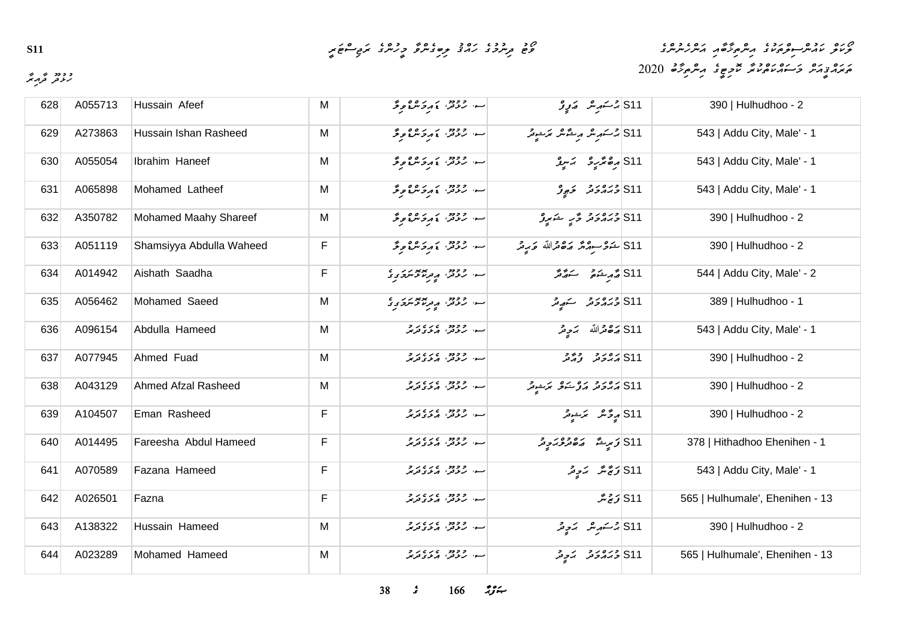| 628 | A055713 | Hussain Afeef | M | ސ. ހުޅުދޫ، ޖެއިމެންޓްވިލާ | S11 ހުސައިން އަފީފް | 390 \| Hulhudhoo - 2 |
|---|---|---|---|---|---|---|
| 629 | A273863 | Hussain Ishan Rasheed | M | ސ. ހުޅުދޫ، ޖެއިމެންޓްވިލާ | S11 ހުސައިން އިޝާން ރަޝީދު | 543 \| Addu City, Male' - 1 |
| 630 | A055054 | Ibrahim Haneef | M | ސ. ހުޅުދޫ، ޖެއިމެންޓްވިލާ | S11 އިބްރާހީމް ހަނީފް | 543 \| Addu City, Male' - 1 |
| 631 | A065898 | Mohamed Latheef | M | ސ. ހުޅުދޫ، ޖެއިމެންޓްވިލާ | S11 މުހައްމަދު ލަޠީފް | 543 \| Addu City, Male' - 1 |
| 632 | A350782 | Mohamed Maahy Shareef | M | ސ. ހުޅުދޫ، ޖެއިމެންޓްވިލާ | S11 މުހައްމަދު މާހީ ޝަރީފް | 390 \| Hulhudhoo - 2 |
| 633 | A051119 | Shamsiyya Abdulla Waheed | F | ސ. ހުޅުދޫ، ޖެއިމެންޓްވިލާ | S11 ޝަމްސިއްޔާ އަބްދުﷲ ވަޙީދު | 390 \| Hulhudhoo - 2 |
| 634 | A014942 | Aishath Saadha | F | ސ. ހުޅުދޫ، އިރުދަށުގެ | S11 އާއިޝަތު ސަޢާދާ | 544 \| Addu City, Male' - 2 |
| 635 | A056462 | Mohamed Saeed | M | ސ. ހުޅުދޫ، އިރުދަށުގެ | S11 މުހައްމަދު ސަޢީދު | 389 \| Hulhudhoo - 1 |
| 636 | A096154 | Abdulla Hameed | M | ސ. ހުޅުދޫ، އެވަރެސްޓް | S11 އަބްދުﷲ ހަމީދު | 543 \| Addu City, Male' - 1 |
| 637 | A077945 | Ahmed Fuad | M | ސ. ހުޅުދޫ، އެވަރެސްޓް | S11 އަހްމަދު ފުއާދު | 390 \| Hulhudhoo - 2 |
| 638 | A043129 | Ahmed Afzal Rasheed | M | ސ. ހުޅުދޫ، އެވަރެސްޓް | S11 އަހްމަދު އަފްޒަލް ރަޝީދު | 390 \| Hulhudhoo - 2 |
| 639 | A104507 | Eman Rasheed | F | ސ. ހުޅުދޫ، އެވަރެސްޓް | S11 އީމާން ރަޝީދު | 390 \| Hulhudhoo - 2 |
| 640 | A014495 | Fareesha Abdul Hameed | F | ސ. ހުޅުދޫ، އެވަރެސްޓް | S11 ފަރީޝާ އަބްދުލްހަމީދު | 378 \| Hithadhoo Ehenihen - 1 |
| 641 | A070589 | Fazana Hameed | F | ސ. ހުޅުދޫ، އެވަރެސްޓް | S11 ފަޒާނާ ހަމީދު | 543 \| Addu City, Male' - 1 |
| 642 | A026501 | Fazna | F | ސ. ހުޅުދޫ، އެވަރެސްޓް | S11 ފަޒްނާ | 565 \| Hulhumale', Ehenihen - 13 |
| 643 | A138322 | Hussain Hameed | M | ސ. ހުޅުދޫ، އެވަރެސްޓް | S11 ހުސައިން ހަމީދު | 390 \| Hulhudhoo - 2 |
| 644 | A023289 | Mohamed Hameed | M | ސ. ހުޅުދޫ، އެވަރެސްޓް | S11 މުހައްމަދު ހަމީދު | 565 \| Hulhumale', Ehenihen - 13 |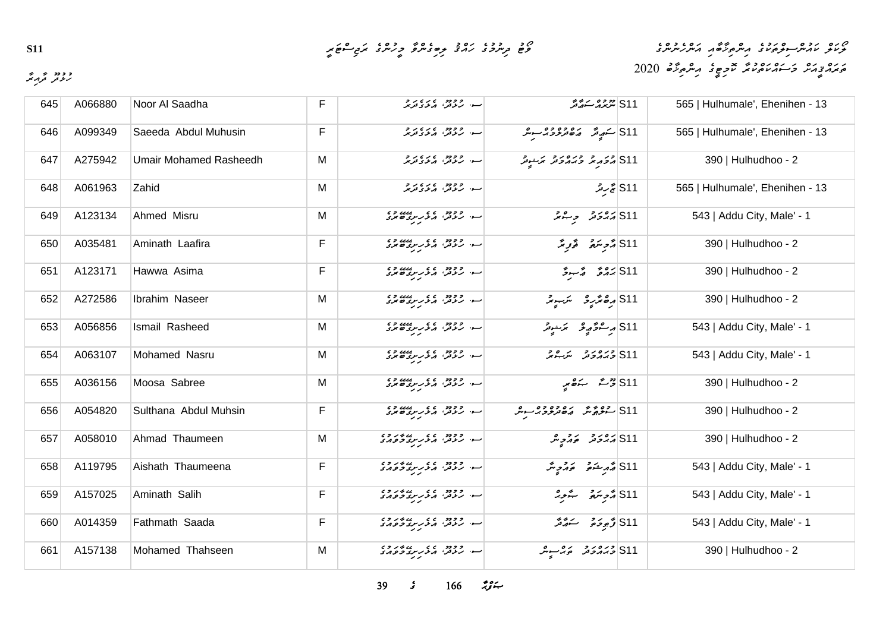| 645 | A066880 | Noor Al Saadha | F | ސ. ހުޅުދޫ، އެމަޖެންސީ | S11 ނޫރުލް ސަޢާދާ | 565 \| Hulhumale', Ehenihen - 13 |
|---|---|---|---|---|---|---|
| 646 | A099349 | Saeeda Abdul Muhusin | F | ސ. ހުޅުދޫ، އެމަޖެންސީ | S11 ސަޢީދާ އަބްދުލްމުޙްސިން | 565 \| Hulhumale', Ehenihen - 13 |
| 647 | A275942 | Umair Mohamed Rasheedh | M | ސ. ހުޅުދޫ، އެމަޖެންސީ | S11 އުމައިރު މުޙައްމަދު ރަޝީދު | 390 \| Hulhudhoo - 2 |
| 648 | A061963 | Zahid | M | ސ. ހުޅުދޫ، އެމަޖެންސީ | S11 ޒާހިދު | 565 \| Hulhumale', Ehenihen - 13 |
| 649 | A123134 | Ahmed Misru | M | ސ. ހުޅުދޫ، އެވަރިންގްބޯޑު | S11 އަޙްމަދު މިސްރު | 543 \| Addu City, Male' - 1 |
| 650 | A035481 | Aminath Laafira | F | ސ. ހުޅުދޫ، އެވަރިންގްބޯޑު | S11 އާމިނަތު ލާފިރާ | 390 \| Hulhudhoo - 2 |
| 651 | A123171 | Hawwa Asima | F | ސ. ހުޅުދޫ، އެވަރިންގްބޯޑު | S11 ހައްވާ އާސިމާ | 390 \| Hulhudhoo - 2 |
| 652 | A272586 | Ibrahim Naseer | M | ސ. ހުޅުދޫ، އެވަރިންގްބޯޑު | S11 އިބްރާހީމް ނަސީރު | 390 \| Hulhudhoo - 2 |
| 653 | A056856 | Ismail Rasheed | M | ސ. ހުޅުދޫ، އެވަރިންގްބޯޑު | S11 އިސްމާޢީލް ރަޝީދު | 543 \| Addu City, Male' - 1 |
| 654 | A063107 | Mohamed Nasru | M | ސ. ހުޅުދޫ، އެވަރިންގްބޯޑު | S11 މުޙައްމަދު ނަސްރު | 543 \| Addu City, Male' - 1 |
| 655 | A036156 | Moosa Sabree | M | ސ. ހުޅުދޫ، އެވަރިންގްބޯޑު | S11 މޫސާ ޞަބްރީ | 390 \| Hulhudhoo - 2 |
| 656 | A054820 | Sulthana Abdul Muhsin | F | ސ. ހުޅުދޫ، އެވަރިންގްބޯޑު | S11 ސުލްޠާނާ އަބްދުލްމުޙްސިން | 390 \| Hulhudhoo - 2 |
| 657 | A058010 | Ahmad Thaumeen | M | ސ. ހުޅުދޫ، އެވަރިންގްމާފަންނު | S11 އަޙްމަދު ތައުމީން | 390 \| Hulhudhoo - 2 |
| 658 | A119795 | Aishath Thaumeena | F | ސ. ހުޅުދޫ، އެވަރިންގްމާފަންނު | S11 އައިޝަތު ތައުމީނާ | 543 \| Addu City, Male' - 1 |
| 659 | A157025 | Aminath Salih | F | ސ. ހުޅުދޫ، އެވަރިންގްމާފަންނު | S11 އާމިނަތު ޞާލިޙް | 543 \| Addu City, Male' - 1 |
| 660 | A014359 | Fathmath Saada | F | ސ. ހުޅުދޫ، އެވަރިންގްމާފަންނު | S11 ފާތިމަތު ސައުދާ | 543 \| Addu City, Male' - 1 |
| 661 | A157138 | Mohamed Thahseen | M | ސ. ހުޅުދޫ، އެވަރިންގްމާފަންނު | S11 މުޙައްމަދު ތަޙްސީން | 390 \| Hulhudhoo - 2 |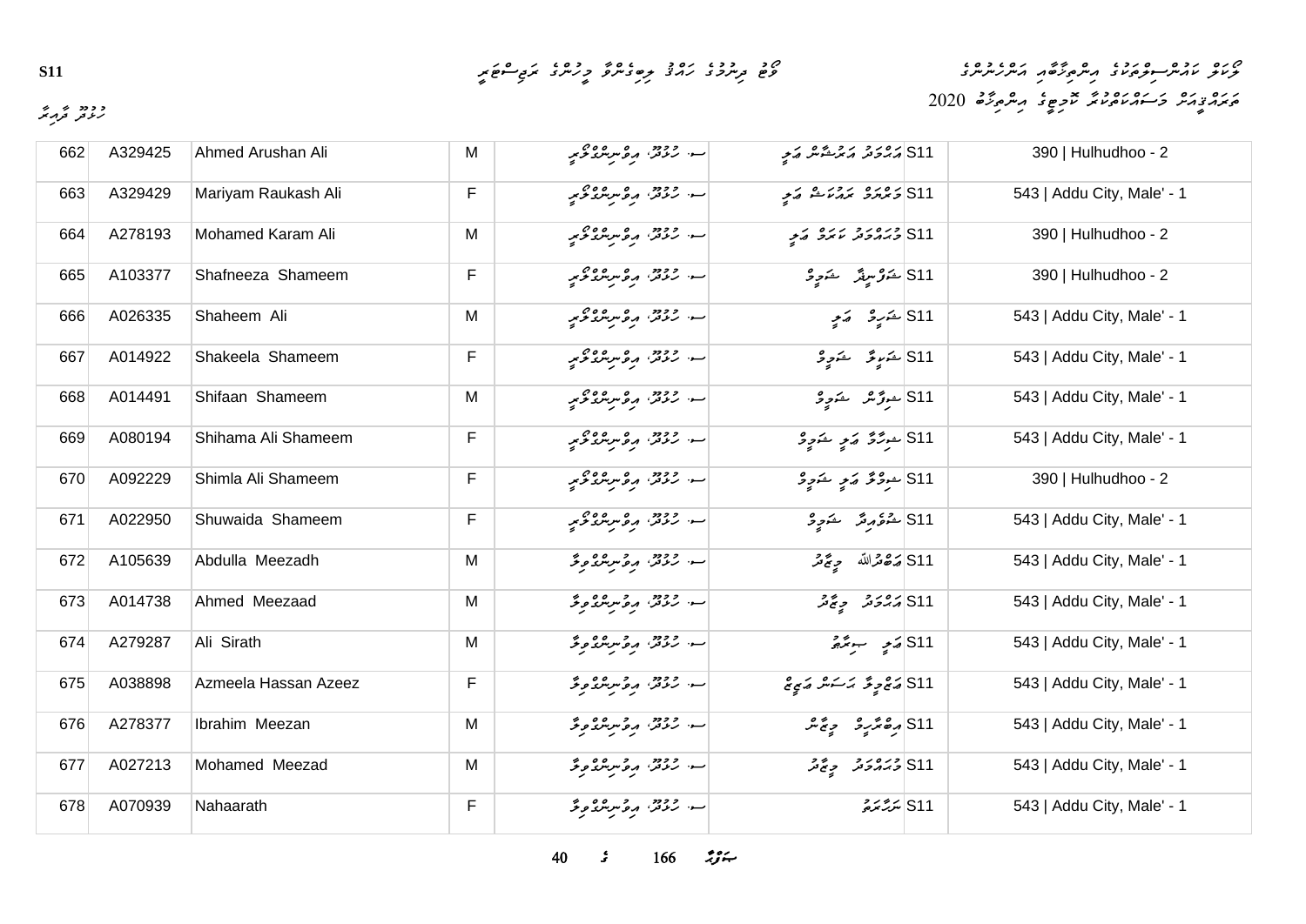| 662 | A329425 | Ahmed Arushan Ali | M | ސ. ހުޅުދޫ، އިލްޔާސްނަގޮޅި | S11 އަހުމަދު އަރުޝާން އަލީ | 390 \| Hulhudhoo - 2 |
|---|---|---|---|---|---|---|
| 663 | A329429 | Mariyam Raukash Ali | F | ސ. ހުޅުދޫ، އިލްޔާސްނަގޮޅި | S11 މަރިޔަމް ރައުކާޝް އަލީ | 543 \| Addu City, Male' - 1 |
| 664 | A278193 | Mohamed Karam Ali | M | ސ. ހުޅުދޫ، އިލްޔާސްނަގޮޅި | S11 މުޙައްމަދު ކަރަމް އަލީ | 390 \| Hulhudhoo - 2 |
| 665 | A103377 | Shafneeza Shameem | F | ސ. ހުޅުދޫ، އިލްޔާސްނަގޮޅި | S11 ޝަފްނީޒާ ޝަމީމް | 390 \| Hulhudhoo - 2 |
| 666 | A026335 | Shaheem Ali | M | ސ. ހުޅުދޫ، އިލްޔާސްނަގޮޅި | S11 ޝަހީމް އަލީ | 543 \| Addu City, Male' - 1 |
| 667 | A014922 | Shakeela Shameem | F | ސ. ހުޅުދޫ، އިލްޔާސްނަގޮޅި | S11 ޝަކީލާ ޝަމީމް | 543 \| Addu City, Male' - 1 |
| 668 | A014491 | Shifaan Shameem | M | ސ. ހުޅުދޫ، އިލްޔާސްނަގޮޅި | S11 ޝިފާން ޝަމީމް | 543 \| Addu City, Male' - 1 |
| 669 | A080194 | Shihama Ali Shameem | F | ސ. ހުޅުދޫ، އިލްޔާސްނަގޮޅި | S11 ޝިހާމާ އަލީ ޝަމީމް | 543 \| Addu City, Male' - 1 |
| 670 | A092229 | Shimla Ali Shameem | F | ސ. ހުޅުދޫ، އިލްޔާސްނަގޮޅި | S11 ޝިމްލާ އަލީ ޝަމީމް | 390 \| Hulhudhoo - 2 |
| 671 | A022950 | Shuwaida Shameem | F | ސ. ހުޅުދޫ، އިލްޔާސްނަގޮޅި | S11 ޝުވައިދާ ޝަމީމް | 543 \| Addu City, Male' - 1 |
| 672 | A105639 | Abdulla Meezadh | M | ސ. ހުޅުދޫ، އިލްޔާސްނަވިލާ | S11 އަބްދުﷲ މީޒާދު | 543 \| Addu City, Male' - 1 |
| 673 | A014738 | Ahmed Meezaad | M | ސ. ހުޅުދޫ، އިލްޔާސްނަވިލާ | S11 އަހުމަދު މީޒާދު | 543 \| Addu City, Male' - 1 |
| 674 | A279287 | Ali Sirath | M | ސ. ހުޅުދޫ، އިލްޔާސްނަވިލާ | S11 އަލީ ސިރާތު | 543 \| Addu City, Male' - 1 |
| 675 | A038898 | Azmeela Hassan Azeez | F | ސ. ހުޅުދޫ، އިލްޔާސްނަވިލާ | S11 އަޒްމީލާ ހަސަން އަޒީޒް | 543 \| Addu City, Male' - 1 |
| 676 | A278377 | Ibrahim Meezan | M | ސ. ހުޅުދޫ، އިލްޔާސްނަވިލާ | S11 އިބްރާހީމް މީޒާން | 543 \| Addu City, Male' - 1 |
| 677 | A027213 | Mohamed Meezad | M | ސ. ހުޅުދޫ، އިލްޔާސްނަވިލާ | S11 މުޙައްމަދު މީޒާދު | 543 \| Addu City, Male' - 1 |
| 678 | A070939 | Nahaarath | F | ސ. ހުޅުދޫ، އިލްޔާސްނަވިލާ | S11 ނަހާރަތު | 543 \| Addu City, Male' - 1 |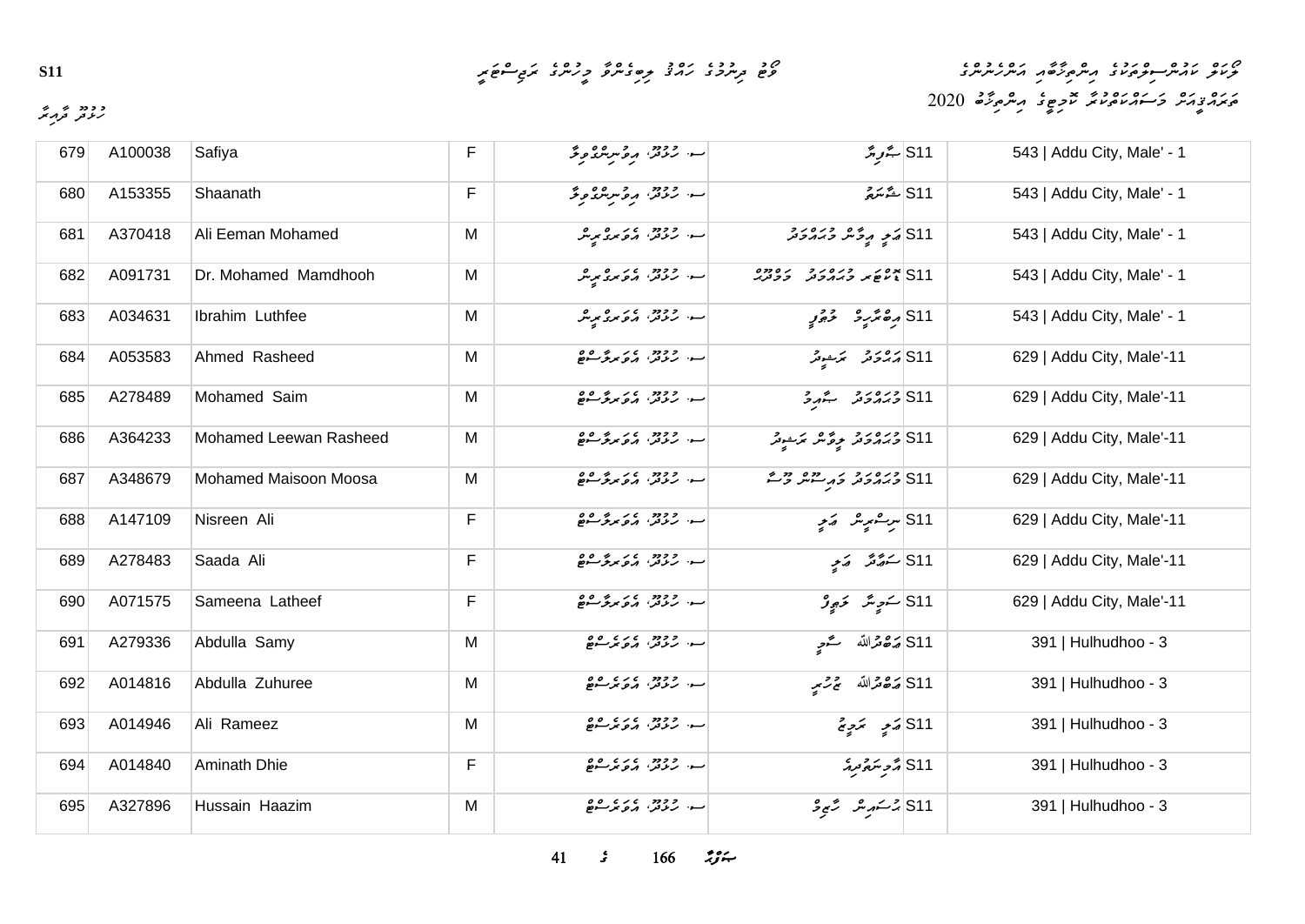| 679 | A100038 | Safiya | F | ސ. ހުޅުދޫ، އިލްހާންޕްލާޒާ | S11 ސާފިޔާ | 543 \| Addu City, Male' - 1 |
|---|---|---|---|---|---|---|
| 680 | A153355 | Shaanath | F | ސ. ހުޅުދޫ، އިލްހާންޕްލާޒާ | S11 ޝާނަތު | 543 \| Addu City, Male' - 1 |
| 681 | A370418 | Ali Eeman Mohamed | M | ސ. ހުޅުދޫ، އެވަރގްރީން | S11 އަލި އީމާން މުހައްމަދު | 543 \| Addu City, Male' - 1 |
| 682 | A091731 | Dr. Mohamed Mamdhooh | M | ސ. ހުޅުދޫ، އެވަރގްރީން | S11 ޑޮކްޓަރ މުހައްމަދު މަމްދޫހު | 543 \| Addu City, Male' - 1 |
| 683 | A034631 | Ibrahim Luthfee | M | ސ. ހުޅުދޫ، އެވަރގްރީން | S11 އިބްރާހީމް ލުތުފީ | 543 \| Addu City, Male' - 1 |
| 684 | A053583 | Ahmed Rasheed | M | ސ. ހުޅުދޫ، އެވަރވާސްޓް | S11 އަހްމަދު ރަޝީދު | 629 \| Addu City, Male'-11 |
| 685 | A278489 | Mohamed Saim | M | ސ. ހުޅުދޫ، އެވަރވާސްޓް | S11 މުހައްމަދު ސާއިމު | 629 \| Addu City, Male'-11 |
| 686 | A364233 | Mohamed Leewan Rasheed | M | ސ. ހުޅުދޫ، އެވަރވާސްޓް | S11 މުހައްމަދު ލީވާން ރަޝީދު | 629 \| Addu City, Male'-11 |
| 687 | A348679 | Mohamed Maisoon Moosa | M | ސ. ހުޅުދޫ، އެވަރވާސްޓް | S11 މުހައްމަދު މައިސޫން މޫސާ | 629 \| Addu City, Male'-11 |
| 688 | A147109 | Nisreen Ali | F | ސ. ހުޅުދޫ، އެވަރވާސްޓް | S11 ނިސްރީން އަލި | 629 \| Addu City, Male'-11 |
| 689 | A278483 | Saada Ali | F | ސ. ހުޅުދޫ، އެވަރވާސްޓް | S11 ސައުދާ އަލި | 629 \| Addu City, Male'-11 |
| 690 | A071575 | Sameena Latheef | F | ސ. ހުޅުދޫ، އެވަރވާސްޓް | S11 ސަމީނާ ލަޠީފު | 629 \| Addu City, Male'-11 |
| 691 | A279336 | Abdulla Samy | M | ސ. ހުޅުދޫ، އެވަރެސްޓް | S11 އަބްދުﷲ ސާމީ | 391 \| Hulhudhoo - 3 |
| 692 | A014816 | Abdulla Zuhuree | M | ސ. ހުޅުދޫ، އެވަރެސްޓް | S11 އަބްދުﷲ ޒުހުރީ | 391 \| Hulhudhoo - 3 |
| 693 | A014946 | Ali Rameez | M | ސ. ހުޅުދޫ، އެވަރެސްޓް | S11 އަލި ރަމީޒު | 391 \| Hulhudhoo - 3 |
| 694 | A014840 | Aminath Dhie | F | ސ. ހުޅުދޫ، އެވަރެސްޓް | S11 އާމިނަތު ދިއްޔާ | 391 \| Hulhudhoo - 3 |
| 695 | A327896 | Hussain Haazim | M | ސ. ހުޅުދޫ، އެވަރެސްޓް | S11 ހުސައިން ހާޒިމް | 391 \| Hulhudhoo - 3 |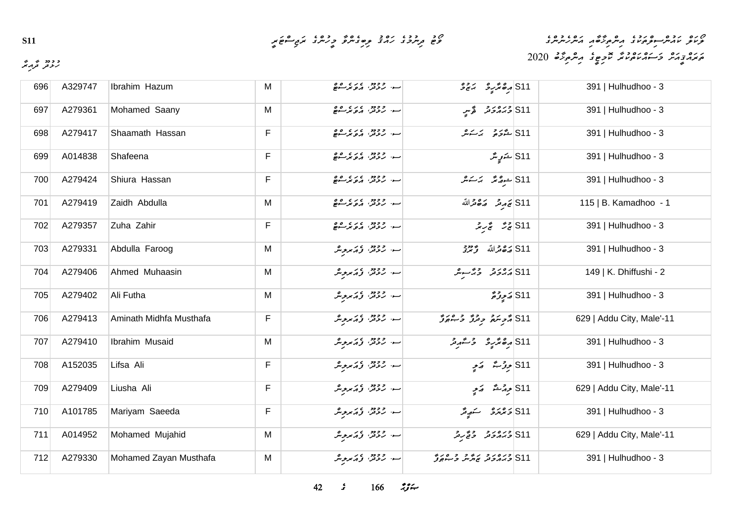| 696 | A329747 | Ibrahim Hazum | M | ސ. ހުޅުދޫ، އުވަރުސްޓް | S11 ޢިބްރާހީމް ހަޒުމް | 391 \| Hulhudhoo - 3 |
|---|---|---|---|---|---|---|
| 697 | A279361 | Mohamed Saany | M | ސ. ހުޅުދޫ، އުވަރުސްޓް | S11 މުހައްމަދު ސާނީ | 391 \| Hulhudhoo - 3 |
| 698 | A279417 | Shaamath Hassan | F | ސ. ހުޅުދޫ، އުވަރުސްޓް | S11 ޝާމަތު ހަސަން | 391 \| Hulhudhoo - 3 |
| 699 | A014838 | Shafeena | F | ސ. ހުޅުދޫ، އުވަރުސްޓް | S11 ޝަފީނާ | 391 \| Hulhudhoo - 3 |
| 700 | A279424 | Shiura Hassan | F | ސ. ހުޅުދޫ، އުވަރުސްޓް | S11 ޝިއުރާ ހަސަން | 391 \| Hulhudhoo - 3 |
| 701 | A279419 | Zaidh Abdulla | M | ސ. ހުޅުދޫ، އުވަރުސްޓް | S11 ޒައިދު އަބްދުﷲ | 115 \| B. Kamadhoo - 1 |
| 702 | A279357 | Zuha Zahir | F | ސ. ހުޅުދޫ، އުވަރުސްޓް | S11 ޒުހާ ޒާހިރު | 391 \| Hulhudhoo - 3 |
| 703 | A279331 | Abdulla Faroog | M | ސ. ހުޅުދޫ، ފުއަރަވިލާ | S11 އަބްދުﷲ ފާރޫގު | 391 \| Hulhudhoo - 3 |
| 704 | A279406 | Ahmed Muhaasin | M | ސ. ހުޅުދޫ، ފުއަރަވިލާ | S11 އަޙްމަދު މުޙާސިން | 149 \| K. Dhiffushi - 2 |
| 705 | A279402 | Ali Futha | M | ސ. ހުޅުދޫ، ފުއަރަވިލާ | S11 އަލިފުތާ | 391 \| Hulhudhoo - 3 |
| 706 | A279413 | Aminath Midhfa Musthafa | F | ސ. ހުޅުދޫ، ފުއަރަވިލާ | S11 އާމިނަތު މިދުފާ މުސްތަފާ | 629 \| Addu City, Male'-11 |
| 707 | A279410 | Ibrahim Musaid | M | ސ. ހުޅުދޫ، ފުއަރަވިލާ | S11 ޢިބްރާހީމް މުސާއިދު | 391 \| Hulhudhoo - 3 |
| 708 | A152035 | Lifsa Ali | F | ސ. ހުޅުދޫ، ފުއަރަވިލާ | S11 ލިފްސާ އަލި | 391 \| Hulhudhoo - 3 |
| 709 | A279409 | Liusha Ali | F | ސ. ހުޅުދޫ، ފުއަރަވިލާ | S11 ލިއުޝާ އަލި | 629 \| Addu City, Male'-11 |
| 710 | A101785 | Mariyam Saeeda | F | ސ. ހުޅުދޫ، ފުއަރަވިލާ | S11 މަރިޔަމް ސަޢީދާ | 391 \| Hulhudhoo - 3 |
| 711 | A014952 | Mohamed Mujahid | M | ސ. ހުޅުދޫ، ފުއަރަވިލާ | S11 މުހައްމަދު މުޖާހިދު | 629 \| Addu City, Male'-11 |
| 712 | A279330 | Mohamed Zayan Musthafa | M | ސ. ހުޅުދޫ، ފުއަރަވިލާ | S11 މުހައްމަދު ޒަޔާން މުސްތަފާ | 391 \| Hulhudhoo - 3 |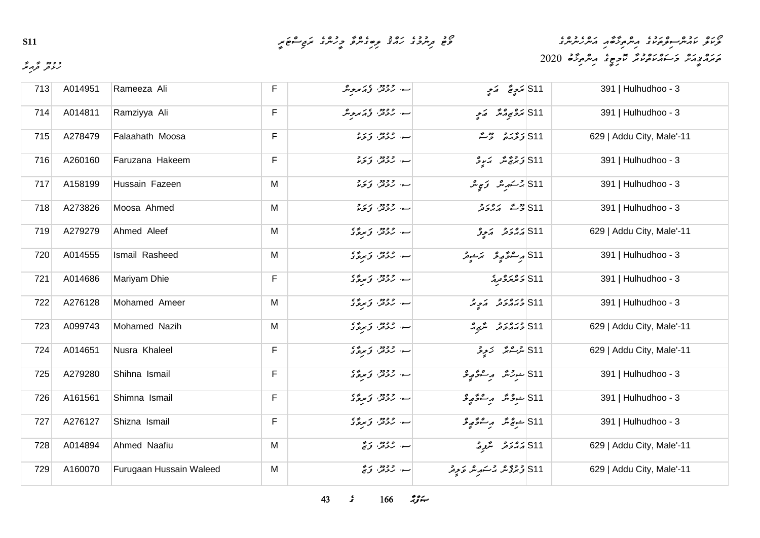| 713 | A014951 | Rameeza Ali | F | ސ. ހުޅުދޫ، ފެހިރުވިލާ | S11 ރަމީޒާ އަލި | 391 \| Hulhudhoo - 3 |
|---|---|---|---|---|---|---|
| 714 | A014811 | Ramziyya Ali | F | ސ. ހުޅުދޫ، ފެހިރުވިލާ | S11 ރަމްޒިއްޔާ އަލި | 391 \| Hulhudhoo - 3 |
| 715 | A278479 | Falaahath Moosa | F | ސ. ހުޅުދޫ، ފަރަހ | S11 ފަލާހަތު މޫސާ | 629 \| Addu City, Male'-11 |
| 716 | A260160 | Faruzana Hakeem | F | ސ. ހުޅުދޫ، ފަރަހ | S11 ފަރުޒާނާ ހަކީމް | 391 \| Hulhudhoo - 3 |
| 717 | A158199 | Hussain Fazeen | M | ސ. ހުޅުދޫ، ފަރަހ | S11 ހުސައިން ފަޒީން | 391 \| Hulhudhoo - 3 |
| 718 | A273826 | Moosa Ahmed | M | ސ. ހުޅުދޫ، ފަރަހ | S11 މޫސާ އަހްމަދު | 391 \| Hulhudhoo - 3 |
| 719 | A279279 | Ahmed Aleef | M | ސ. ހުޅުދޫ، ފަރިވާގެ | S11 އަހްމަދު އަލީފު | 629 \| Addu City, Male'-11 |
| 720 | A014555 | Ismail Rasheed | M | ސ. ހުޅުދޫ، ފަރިވާގެ | S11 އިސްމާއީލް ރަޝީދު | 391 \| Hulhudhoo - 3 |
| 721 | A014686 | Mariyam Dhie | F | ސ. ހުޅުދޫ، ފަރިވާގެ | S11 މަރިޔަމްދިއޭ | 391 \| Hulhudhoo - 3 |
| 722 | A276128 | Mohamed Ameer | M | ސ. ހުޅުދޫ، ފަރިވާގެ | S11 މުހައްމަދު އަމީރު | 391 \| Hulhudhoo - 3 |
| 723 | A099743 | Mohamed Nazih | M | ސ. ހުޅުދޫ، ފަރިވާގެ | S11 މުހައްމަދު ނާޒިހް | 629 \| Addu City, Male'-11 |
| 724 | A014651 | Nusra Khaleel | F | ސ. ހުޅުދޫ، ފަރިވާގެ | S11 ނުސްރާ ޚަލީލު | 629 \| Addu City, Male'-11 |
| 725 | A279280 | Shihna Ismail | F | ސ. ހުޅުދޫ، ފަރިވާގެ | S11 ޝިހްނާ އިސްމާއީލް | 391 \| Hulhudhoo - 3 |
| 726 | A161561 | Shimna Ismail | F | ސ. ހުޅުދޫ، ފަރިވާގެ | S11 ޝިމްނާ އިސްމާއީލް | 391 \| Hulhudhoo - 3 |
| 727 | A276127 | Shizna Ismail | F | ސ. ހުޅުދޫ، ފަރިވާގެ | S11 ޝިޒްނާ އިސްމާއީލް | 391 \| Hulhudhoo - 3 |
| 728 | A014894 | Ahmed Naafiu | M | ސ. ހުޅުދޫ، ފަޖާ | S11 އަހްމަދު ނާފިއު | 629 \| Addu City, Male'-11 |
| 729 | A160070 | Furugaan Hussain Waleed | M | ސ. ހުޅުދޫ، ފަޖާ | S11 ފުރުގާން ހުސައިން ވަލީދު | 629 \| Addu City, Male'-11 |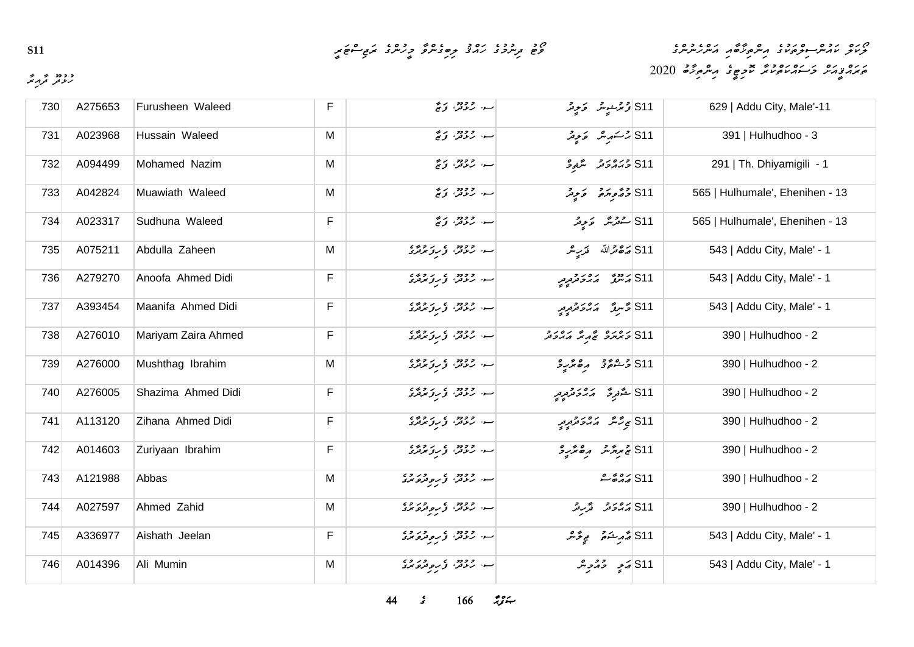| 730 | A275653 | Furusheen Waleed | F | ސ. ހުޅުދޫ، ވަލީ | S11 ފުރުޝީނާ ވަލީދު | 629 \| Addu City, Male'-11 |
|---|---|---|---|---|---|---|
| 731 | A023968 | Hussain Waleed | M | ސ. ހުޅުދޫ، ވަލީ | S11 ހުސައިން ވަލީދު | 391 \| Hulhudhoo - 3 |
| 732 | A094499 | Mohamed Nazim | M | ސ. ހުޅުދޫ، ވަލީ | S11 މުހައްމަދު ނާޒިމް | 291 \| Th. Dhiyamigili - 1 |
| 733 | A042824 | Muawiath Waleed | M | ސ. ހުޅުދޫ، ވަލީ | S11 މުއާވިޔަތު ވަލީދު | 565 \| Hulhumale', Ehenihen - 13 |
| 734 | A023317 | Sudhuna Waleed | F | ސ. ހުޅުދޫ، ވަލީ | S11 ސުދޫނާ ވަލީދު | 565 \| Hulhumale', Ehenihen - 13 |
| 735 | A075211 | Abdulla Zaheen | M | ސ. ހުޅުދޫ، ވިލާވަރުދޭ | S11 އަބްދުﷲ ޒަހީން | 543 \| Addu City, Male' - 1 |
| 736 | A279270 | Anoofa Ahmed Didi | F | ސ. ހުޅުދޫ، ވިލާވަރުދޭ | S11 އަނޫފާ އަހުމަދުދީދީ | 543 \| Addu City, Male' - 1 |
| 737 | A393454 | Maanifa Ahmed Didi | F | ސ. ހުޅުދޫ، ވިލާވަރުދޭ | S11 މާނިފާ އަހުމަދުދީދީ | 543 \| Addu City, Male' - 1 |
| 738 | A276010 | Mariyam Zaira Ahmed | F | ސ. ހުޅުދޫ، ވިލާވަރުދޭ | S11 މަރިޔަމް ޒާއިރާ އަހުމަދު | 390 \| Hulhudhoo - 2 |
| 739 | A276000 | Mushthag Ibrahim | M | ސ. ހުޅުދޫ، ވިލާވަރުދޭ | S11 މުޝްތާޤު އިބްރާހީމް | 390 \| Hulhudhoo - 2 |
| 740 | A276005 | Shazima Ahmed Didi | F | ސ. ހުޅުދޫ، ވިލާވަރުދޭ | S11 ޝާޒިމާ އަހުމަދުދީދީ | 390 \| Hulhudhoo - 2 |
| 741 | A113120 | Zihana Ahmed Didi | F | ސ. ހުޅުދޫ، ވިލާވަރުދޭ | S11 ޒިހާނާ އަހުމަދުދީދީ | 390 \| Hulhudhoo - 2 |
| 742 | A014603 | Zuriyaan Ibrahim | F | ސ. ހުޅުދޫ، ވިލާވަރުދޭ | S11 ޒުރިޔާން އިބްރާހީމް | 390 \| Hulhudhoo - 2 |
| 743 | A121988 | Abbas | M | ސ. ހުޅުދޫ، ވިލިތުރުވަރުދޭ | S11 އައްބާސް | 390 \| Hulhudhoo - 2 |
| 744 | A027597 | Ahmed Zahid | M | ސ. ހުޅުދޫ، ވިލިތުރުވަރުދޭ | S11 އަހުމަދު ޒާހިދު | 390 \| Hulhudhoo - 2 |
| 745 | A336977 | Aishath Jeelan | F | ސ. ހުޅުދޫ، ވިލިތުރުވަރުދޭ | S11 އައިޝަތު ޖީލާން | 543 \| Addu City, Male' - 1 |
| 746 | A014396 | Ali Mumin | M | ސ. ހުޅުދޫ، ވިލިތުރުވަރުދޭ | S11 އަލި މުއުމިން | 543 \| Addu City, Male' - 1 |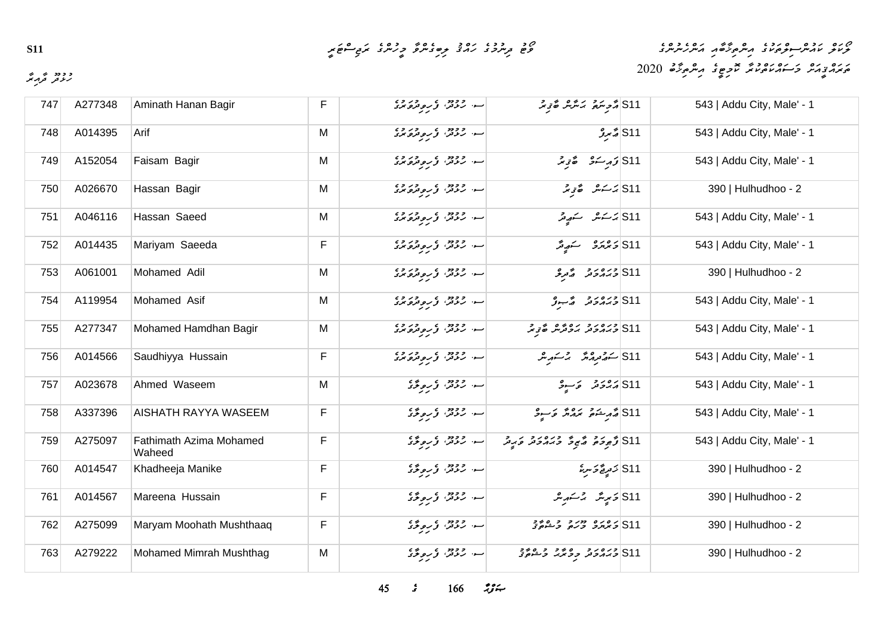| 747 | A277348 | Aminath Hanan Bagir | F | ސ. ހުޅުދޫ، ވެހިވިދާވަތާގެ | S11 އާމިނަތު ހަނާން ބާގިރު | 543 \| Addu City, Male' - 1 |
|---|---|---|---|---|---|---|
| 748 | A014395 | Arif | M | ސ. ހުޅުދޫ، ވެހިވިދާވަތާގެ | S11 އާރިފު | 543 \| Addu City, Male' - 1 |
| 749 | A152054 | Faisam Bagir | M | ސ. ހުޅުދޫ، ވެހިވިދާވަތާގެ | S11 ފައިސަމް ބާގިރު | 543 \| Addu City, Male' - 1 |
| 750 | A026670 | Hassan Bagir | M | ސ. ހުޅުދޫ، ވެހިވިދާވަތާގެ | S11 ހަސަން ބާގިރު | 390 \| Hulhudhoo - 2 |
| 751 | A046116 | Hassan Saeed | M | ސ. ހުޅުދޫ، ވެހިވިދާވަތާގެ | S11 ހަސަން ސައީދު | 543 \| Addu City, Male' - 1 |
| 752 | A014435 | Mariyam Saeeda | F | ސ. ހުޅުދޫ، ވެހިވިދާވަތާގެ | S11 މަރިޔަމް ސައީދާ | 543 \| Addu City, Male' - 1 |
| 753 | A061001 | Mohamed Adil | M | ސ. ހުޅުދޫ، ވެހިވިދާވަތާގެ | S11 މުޙައްމަދު އާދިލް | 390 \| Hulhudhoo - 2 |
| 754 | A119954 | Mohamed Asif | M | ސ. ހުޅުދޫ، ވެހިވިދާވަތާގެ | S11 މުޙައްމަދު އާސިފު | 543 \| Addu City, Male' - 1 |
| 755 | A277347 | Mohamed Hamdhan Bagir | M | ސ. ހުޅުދޫ، ވެހިވިދާވަތާގެ | S11 މުޙައްމަދު ހަމްދާން ބާގިރު | 543 \| Addu City, Male' - 1 |
| 756 | A014566 | Saudhiyya Hussain | F | ސ. ހުޅުދޫ، ވެހިވިދާވަތާގެ | S11 ސައުދިއްޔާ ހުސައިން | 543 \| Addu City, Male' - 1 |
| 757 | A023678 | Ahmed Waseem | M | ސ. ހުޅުދޫ، ވެހިވިލާގެ | S11 އަހްމަދު ވަސީމް | 543 \| Addu City, Male' - 1 |
| 758 | A337396 | AISHATH RAYYA WASEEM | F | ސ. ހުޅުދޫ، ވެހިވިލާގެ | S11 އާއިޝަތު ރައްޔާ ވަސީމް | 543 \| Addu City, Male' - 1 |
| 759 | A275097 | Fathimath Azima Mohamed Waheed | F | ސ. ހުޅުދޫ، ވެހިވިލާގެ | S11 ފާތިމަތު އާޒިމާ މުޙައްމަދު ވަޙީދު | 543 \| Addu City, Male' - 1 |
| 760 | A014547 | Khadheeja Manike | F | ސ. ހުޅުދޫ، ވެހިވިލާގެ | S11 ޚަދީޖާމަނިކެ | 390 \| Hulhudhoo - 2 |
| 761 | A014567 | Mareena Hussain | F | ސ. ހުޅުދޫ، ވެހިވިލާގެ | S11 މަރީނާ ހުސައިން | 390 \| Hulhudhoo - 2 |
| 762 | A275099 | Maryam Moohath Mushthaaq | F | ސ. ހުޅުދޫ، ވެހިވިލާގެ | S11 މަރިޔަމް މޫހަތު މުޝްތާޤު | 390 \| Hulhudhoo - 2 |
| 763 | A279222 | Mohamed Mimrah Mushthag | M | ސ. ހުޅުދޫ، ވެހިވިލާގެ | S11 މުޙައްމަދު މިމްރާހް މުޝްތާޤު | 390 \| Hulhudhoo - 2 |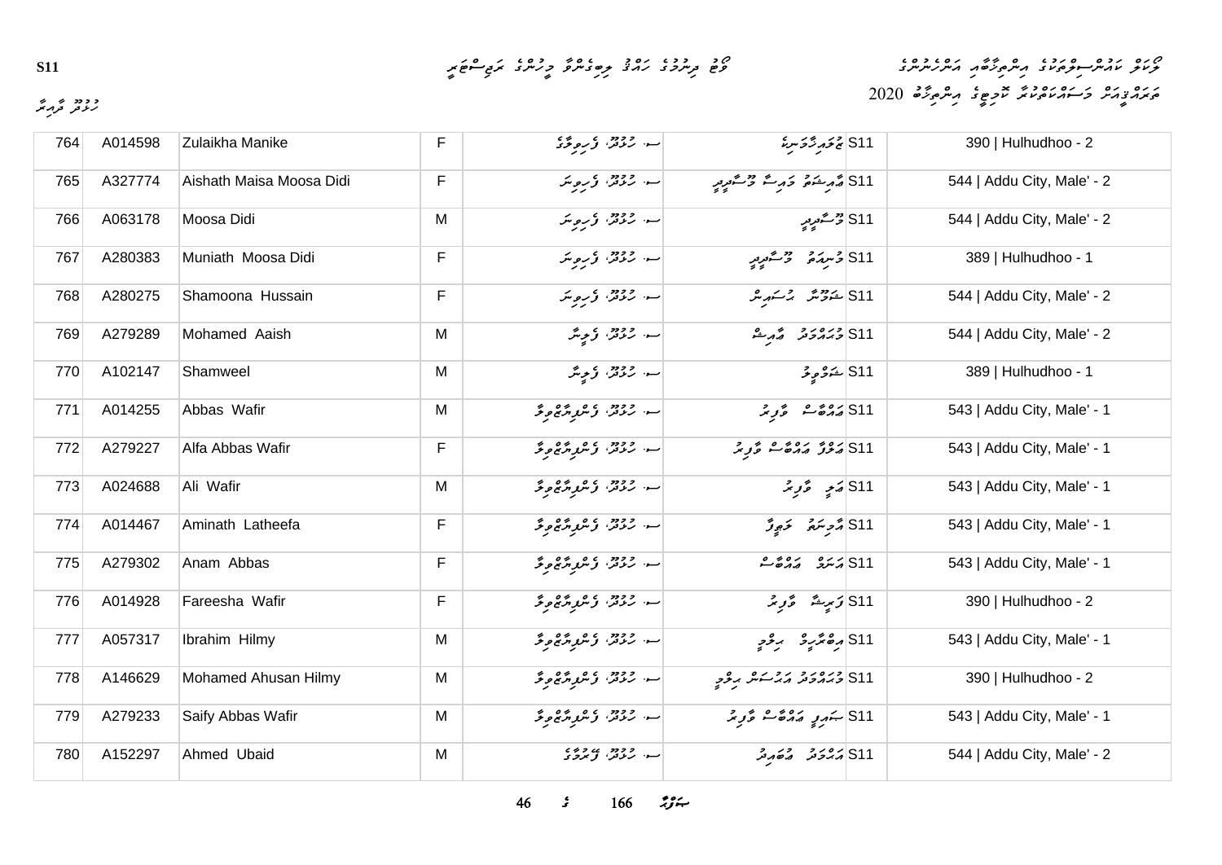| 764 | A014598 | Zulaikha Manike | F | ސ. ހުޅުދޫ، ފެހިވިލާގެ | S11 ޒުލައިހާމަނިކެ | 390 \| Hulhudhoo - 2 |
|---|---|---|---|---|---|---|
| 765 | A327774 | Aishath Maisa Moosa Didi | F | ސ. ހުޅުދޫ، ފެހިވިނަ | S11 އާއިޝަތު މައިސާ މޫސާދީދީ | 544 \| Addu City, Male' - 2 |
| 766 | A063178 | Moosa Didi | M | ސ. ހުޅުދޫ، ފެހިވިނަ | S11 މޫސާދީދީ | 544 \| Addu City, Male' - 2 |
| 767 | A280383 | Muniath Moosa Didi | F | ސ. ހުޅުދޫ، ފެހިވިނަ | S11 މުނިއަތު މޫސާދީދީ | 389 \| Hulhudhoo - 1 |
| 768 | A280275 | Shamoona Hussain | F | ސ. ހުޅުދޫ، ފެހިވިނަ | S11 ޝަމޫނާ ހުސައިން | 544 \| Addu City, Male' - 2 |
| 769 | A279289 | Mohamed Aaish | M | ސ. ހުޅުދޫ، ފެވިނާ | S11 މުހައްމަދު އާއިޝް | 544 \| Addu City, Male' - 2 |
| 770 | A102147 | Shamweel | M | ސ. ހުޅުދޫ، ފެވިނާ | S11 ޝަމްވީލް | 389 \| Hulhudhoo - 1 |
| 771 | A014255 | Abbas Wafir | M | ސ. ހުޅުދޫ، ފެންފިޔާޒުވިލާ | S11 އައްބާސް ވާފިރު | 543 \| Addu City, Male' - 1 |
| 772 | A279227 | Alfa Abbas Wafir | F | ސ. ހުޅުދޫ، ފެންފިޔާޒުވިލާ | S11 އަލްފާ އައްބާސް ވާފިރު | 543 \| Addu City, Male' - 1 |
| 773 | A024688 | Ali Wafir | M | ސ. ހުޅުދޫ، ފެންފިޔާޒުވިލާ | S11 އަލީ ވާފިރު | 543 \| Addu City, Male' - 1 |
| 774 | A014467 | Aminath Latheefa | F | ސ. ހުޅުދޫ، ފެންފިޔާޒުވިލާ | S11 އާމިނަތު ލަތީފާ | 543 \| Addu City, Male' - 1 |
| 775 | A279302 | Anam Abbas | F | ސ. ހުޅުދޫ، ފެންފިޔާޒުވިލާ | S11 އަނަމް އައްބާސް | 543 \| Addu City, Male' - 1 |
| 776 | A014928 | Fareesha Wafir | F | ސ. ހުޅުދޫ، ފެންފިޔާޒުވިލާ | S11 ފަރީޝާ ވާފިރު | 390 \| Hulhudhoo - 2 |
| 777 | A057317 | Ibrahim Hilmy | M | ސ. ހުޅުދޫ، ފެންފިޔާޒުވިލާ | S11 އިބްރާހީމް ހިލްމީ | 543 \| Addu City, Male' - 1 |
| 778 | A146629 | Mohamed Ahusan Hilmy | M | ސ. ހުޅުދޫ، ފެންފިޔާޒުވިލާ | S11 މުހައްމަދު އަހްސަން ހިލްމީ | 390 \| Hulhudhoo - 2 |
| 779 | A279233 | Saify Abbas Wafir | M | ސ. ހުޅުދޫ، ފެންފިޔާޒުވިލާ | S11 ސައިފީ އައްބާސް ވާފިރު | 543 \| Addu City, Male' - 1 |
| 780 | A152297 | Ahmed Ubaid | M | ސ. ހުޅުދޫ، ފޮރުމާގެ | S11 އަހްމަދު އުބައިދު | 544 \| Addu City, Male' - 2 |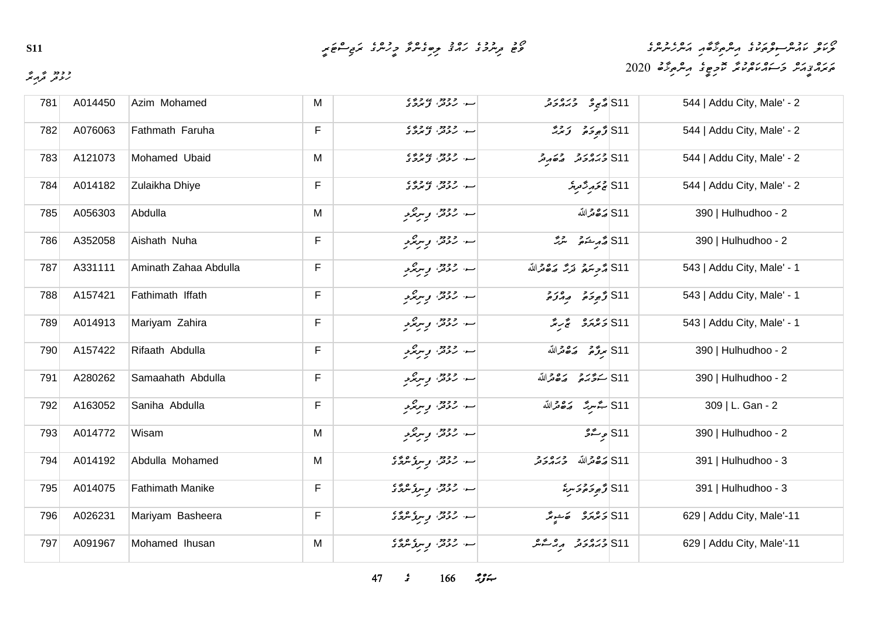ރުދުރު ދާއިރާ

| 781 | A014450 | Azim Mohamed | M | ސ. ހުޅުދޫ، ޖޫރާގެ | S11 އާޒިމް މުހައްމަދު | 544 \| Addu City, Male' - 2 |
|---|---|---|---|---|---|---|
| 782 | A076063 | Fathmath Faruha | F | ސ. ހުޅުދޫ، ޖޫރާގެ | S11 ފާތިމަތު ފަރުހާ | 544 \| Addu City, Male' - 2 |
| 783 | A121073 | Mohamed Ubaid | M | ސ. ހުޅުދޫ، ޖޫރާގެ | S11 މުހައްމަދު އުބައިދު | 544 \| Addu City, Male' - 2 |
| 784 | A014182 | Zulaikha Dhiye | F | ސ. ހުޅުދޫ، ޖޫރާގެ | S11 ޒުލައިހާދިޔެ | 544 \| Addu City, Male' - 2 |
| 785 | A056303 | Abdulla | M | ސ. ހުޅުދޫ، ވިނަރެސް | S11 އަބްދުﷲ | 390 \| Hulhudhoo - 2 |
| 786 | A352058 | Aishath Nuha | F | ސ. ހުޅުދޫ، ވިނަރެސް | S11 އާއިޝަތު ނުހާ | 390 \| Hulhudhoo - 2 |
| 787 | A331111 | Aminath Zahaa Abdulla | F | ސ. ހުޅުދޫ، ވިނަރެސް | S11 އާމިނަތު ޒަހާ އަބްދުﷲ | 543 \| Addu City, Male' - 1 |
| 788 | A157421 | Fathimath Iffath | F | ސ. ހުޅުދޫ، ވިނަރެސް | S11 ފާތިމަތު އިއްފަތު | 543 \| Addu City, Male' - 1 |
| 789 | A014913 | Mariyam Zahira | F | ސ. ހުޅުދޫ، ވިނަރެސް | S11 މަރިޔަމް ޒާހިރާ | 543 \| Addu City, Male' - 1 |
| 790 | A157422 | Rifaath Abdulla | F | ސ. ހުޅުދޫ، ވިނަރެސް | S11 ރިފާތު އަބްދުﷲ | 390 \| Hulhudhoo - 2 |
| 791 | A280262 | Samaahath Abdulla | F | ސ. ހުޅުދޫ، ވިނަރެސް | S11 ސަމާހަތު އަބްދުﷲ | 390 \| Hulhudhoo - 2 |
| 792 | A163052 | Saniha Abdulla | F | ސ. ހުޅުދޫ، ވިނަރެސް | S11 ސާނިހާ އަބްދުﷲ | 309 \| L. Gan - 2 |
| 793 | A014772 | Wisam | M | ސ. ހުޅުދޫ، ވިނަރެސް | S11 ވިސާމް | 390 \| Hulhudhoo - 2 |
| 794 | A014192 | Abdulla Mohamed | M | ސ. ހުޅުދޫ، ވިނަރެސްގެ | S11 އަބްދުﷲ މުހައްމަދު | 391 \| Hulhudhoo - 3 |
| 795 | A014075 | Fathimath Manike | F | ސ. ހުޅުދޫ، ވިނަރެސްގެ | S11 ފާތިމަތުމަނިކެ | 391 \| Hulhudhoo - 3 |
| 796 | A026231 | Mariyam Basheera | F | ސ. ހުޅުދޫ، ވިނަރެސްގެ | S11 މަރިޔަމް ބަޝީރާ | 629 \| Addu City, Male'-11 |
| 797 | A091967 | Mohamed Ihusan | M | ސ. ހުޅުދޫ، ވިނަރެސްގެ | S11 މުހައްމަދު އިހުސާން | 629 \| Addu City, Male'-11 |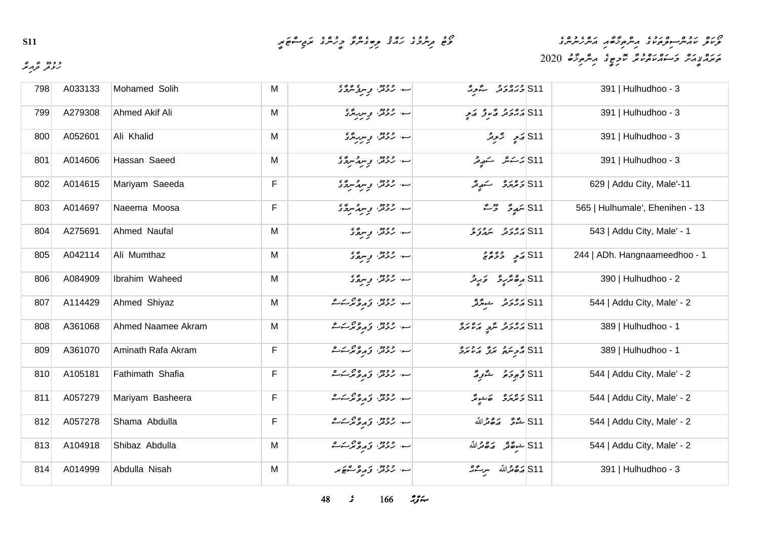| 798 | A033133 | Mohamed Solih | M | ސ. ހުޅުދޫ، ވިނަފޫޝާގެ | S11 މުޙައްމަދު ސާލިހު | 391 \| Hulhudhoo - 3 |
|---|---|---|---|---|---|---|
| 799 | A279308 | Ahmed Akif Ali | M | ސ. ހުޅުދޫ، ވިނިނިއާގެ | S11 އަހްމަދު އާކިފް އަލި | 391 \| Hulhudhoo - 3 |
| 800 | A052601 | Ali Khalid | M | ސ. ހުޅުދޫ، ވިނިނިއާގެ | S11 އަލި ޚާލިދު | 391 \| Hulhudhoo - 3 |
| 801 | A014606 | Hassan Saeed | M | ސ. ހުޅުދޫ، ވިނިއުނިވާގެ | S11 ހަސަން ސައީދު | 391 \| Hulhudhoo - 3 |
| 802 | A014615 | Mariyam Saeeda | F | ސ. ހުޅުދޫ، ވިނިއުނިވާގެ | S11 މަރިޔަމް ސައީދާ | 629 \| Addu City, Male'-11 |
| 803 | A014697 | Naeema Moosa | F | ސ. ހުޅުދޫ، ވިނިއުނިވާގެ | S11 ނައީމާ މޫސާ | 565 \| Hulhumale', Ehenihen - 13 |
| 804 | A275691 | Ahmed Naufal | M | ސ. ހުޅުދޫ، ވިނިވާގެ | S11 އަހްމަދު ނައުފަލް | 543 \| Addu City, Male' - 1 |
| 805 | A042114 | Ali Mumthaz | M | ސ. ހުޅުދޫ، ވިނިވާގެ | S11 އަލި މުމްތާޒު | 244 \| ADh. Hangnaameedhoo - 1 |
| 806 | A084909 | Ibrahim Waheed | M | ސ. ހުޅުދޫ، ވިނިވާގެ | S11 އިބްރާހީމް ވަހީދު | 390 \| Hulhudhoo - 2 |
| 807 | A114429 | Ahmed Shiyaz | M | ސ. ހުޅުދޫ، ފައިވްރޯސަސް | S11 އަހްމަދު ޝިޔާޒު | 544 \| Addu City, Male' - 2 |
| 808 | A361068 | Ahmed Naamee Akram | M | ސ. ހުޅުދޫ، ފައިވްރޯސަސް | S11 އަހްމަދު ނާމީ އަކްރަމް | 389 \| Hulhudhoo - 1 |
| 809 | A361070 | Aminath Rafa Akram | F | ސ. ހުޅުދޫ، ފައިވްރޯސަސް | S11 އާމިނަތު ރަފާ އަކްރަމް | 389 \| Hulhudhoo - 1 |
| 810 | A105181 | Fathimath Shafia | F | ސ. ހުޅުދޫ، ފައިވްރޯސަސް | S11 ފާތިމަތު ޝާފިއާ | 544 \| Addu City, Male' - 2 |
| 811 | A057279 | Mariyam Basheera | F | ސ. ހުޅުދޫ، ފައިވްރޯސަސް | S11 މަރިޔަމް ބަޝީރާ | 544 \| Addu City, Male' - 2 |
| 812 | A057278 | Shama Abdulla | F | ސ. ހުޅުދޫ، ފައިވްރޯސަސް | S11 ޝަމާ އަބްދުﷲ | 544 \| Addu City, Male' - 2 |
| 813 | A104918 | Shibaz Abdulla | M | ސ. ހުޅުދޫ، ފައިވްރޯސަސް | S11 ޝިބާޒު އަބްދުﷲ | 544 \| Addu City, Male' - 2 |
| 814 | A014999 | Abdulla Nisah | M | ސ. ހުޅުދޫ، ފައިވްސްޓަރ | S11 އަބްދުﷲ ނިސާހު | 391 \| Hulhudhoo - 3 |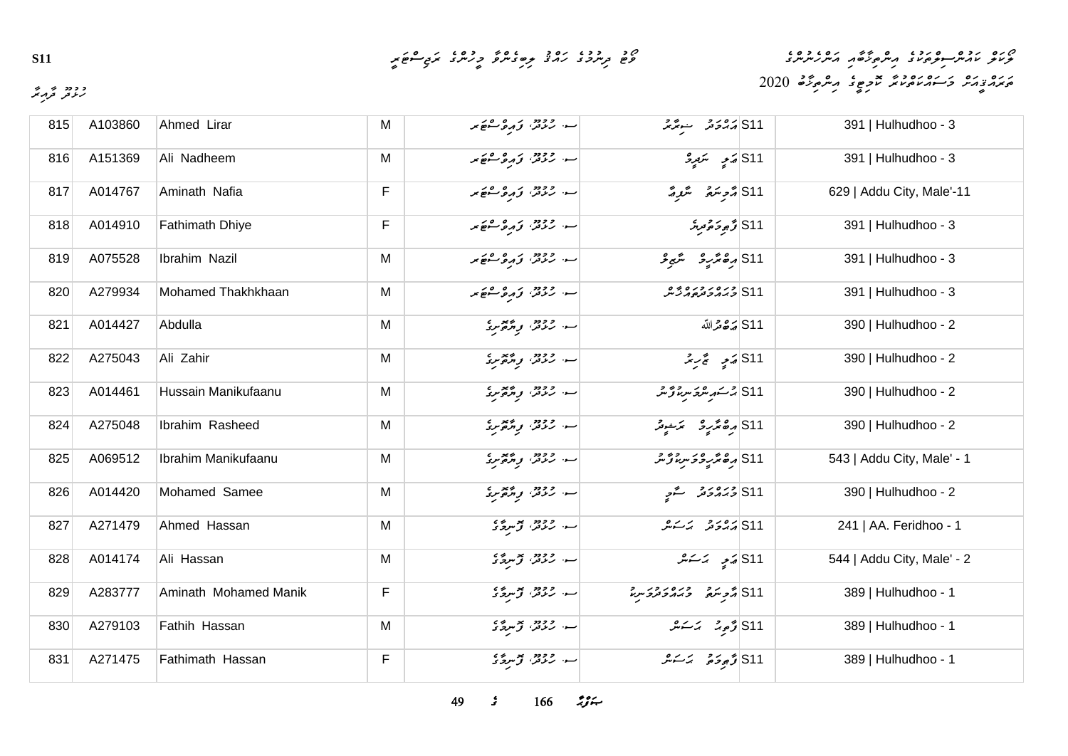| 815 | A103860 | Ahmed Lirar | M | سه رودو، وَرِوْ سْوَة بَرَ | S11 بَرْدَرْ سِبَرْبَرْ | 391 \| Hulhudhoo - 3 |
|---|---|---|---|---|---|---|
| 816 | A151369 | Ali Nadheem | M | سه رودو، وَرِوْ سْوَة بَرَ | S11 بَرِ سَرِرْ | 391 \| Hulhudhoo - 3 |
| 817 | A014767 | Aminath Nafia | F | سه رودو، وَرِوْ سْوَة بَرَ | S11 مُرْجِسَرَة سُرُومُ | 629 \| Addu City, Male'-11 |
| 818 | A014910 | Fathimath Dhiye | F | سه رودو، وَرِوْ سْوَة بَرَ | S11 تُرجوحَة مرِيرُ | 391 \| Hulhudhoo - 3 |
| 819 | A075528 | Ibrahim Nazil | M | سه رودو، وَرِوْ سْوَة بَرَ | S11 مِرْصَمَّرِرْ سُمِّجُو | 391 \| Hulhudhoo - 3 |
| 820 | A279934 | Mohamed Thakhkhaan | M | سه رودو، وَرِوْ سْوَة بَرَ | S11 وَبَرْدَوْتَرْدُوْرْتَرْ | 391 \| Hulhudhoo - 3 |
| 821 | A014427 | Abdulla | M | سه رودو، وِمَّرْ مِرِوْ | S11 مَەقْرَاللّه | 390 \| Hulhudhoo - 2 |
| 822 | A275043 | Ali Zahir | M | سه رودو، وِمَّرْ مِرِوْ | S11 مَرِ مُرِبْرُ | 390 \| Hulhudhoo - 2 |
| 823 | A014461 | Hussain Manikufaanu | M | سه رودو، وِمَّرْ مِرِوْ | S11 بْرُسَمِرْ شَرْقَرِسْرِقُرْ تَرْ | 390 \| Hulhudhoo - 2 |
| 824 | A275048 | Ibrahim Rasheed | M | سه رودو، وِمَّرْ مِرِوْ | S11 مِرْصَمَّرِرْ مَرْشِيْرُ | 390 \| Hulhudhoo - 2 |
| 825 | A069512 | Ibrahim Manikufaanu | M | سه رودو، وِمَّرْ مِرِوْ | S11 مِرْصَمَّرِرْحُوَسِرِيَرُوْتَرْ | 543 \| Addu City, Male' - 1 |
| 826 | A014420 | Mohamed Samee | M | سه رودو، وِمَّرْ مِرِوْ | S11 وَبَرْدَوْتَرْ سُوِ | 390 \| Hulhudhoo - 2 |
| 827 | A271479 | Ahmed Hassan | M | سه رودو، وْسِرِدْوْ | S11 بَرْدَرْ بَرْسَرْ | 241 \| AA. Feridhoo - 1 |
| 828 | A014174 | Ali Hassan | M | سه رودو، وْسِرِدْوْ | S11 بَرِ بَرْسَرْ | 544 \| Addu City, Male' - 2 |
| 829 | A283777 | Aminath Mohamed Manik | F | سه رودو، وْسِرِدْوْ | S11 مُرْجِسَرَة وَبَرْدَوْتَرْدَسِرْ | 389 \| Hulhudhoo - 1 |
| 830 | A279103 | Fathih Hassan | M | سه رودو، وْسِرِدْوْ | S11 تُرْجِرُ بَرْسَرْ | 389 \| Hulhudhoo - 1 |
| 831 | A271475 | Fathimath Hassan | F | سه رودو، وْسِرِدْوْ | S11 تُرجوحَة بَرْسَرْ | 389 \| Hulhudhoo - 1 |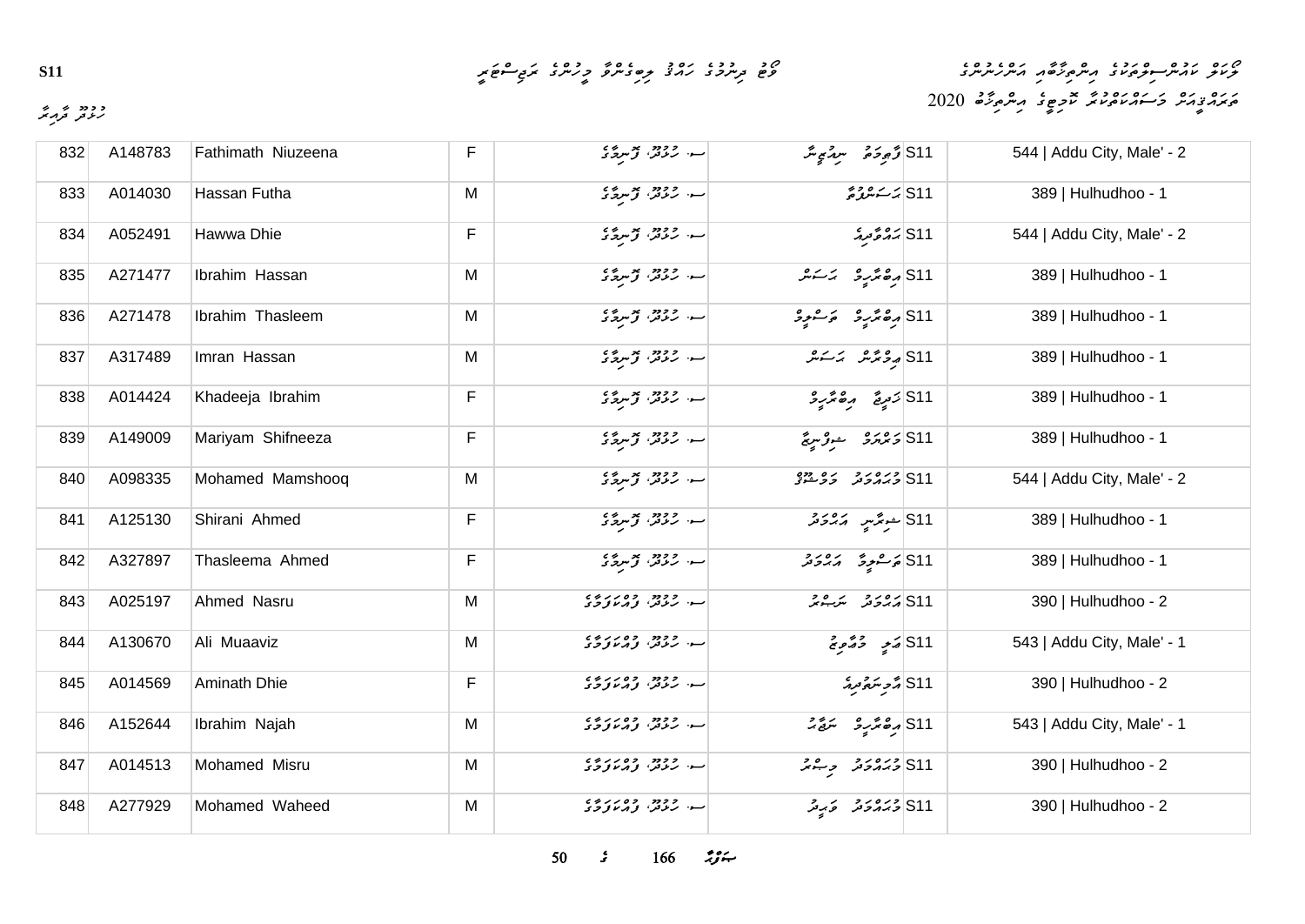| 832 | A148783 | Fathimath Niuzeena | F | ސ. ހުޅުދޫ، ފޯނިމާގެ | S11 ފާތިމަތު ނިއުޒީނާ | 544 \| Addu City, Male' - 2 |
|---|---|---|---|---|---|---|
| 833 | A014030 | Hassan Futha | M | ސ. ހުޅުދޫ، ފޯނިމާގެ | S11 ހަސަންފުތާ | 389 \| Hulhudhoo - 1 |
| 834 | A052491 | Hawwa Dhie | F | ސ. ހުޅުދޫ، ފޯނިމާގެ | S11 ހައްވާދިއެ | 544 \| Addu City, Male' - 2 |
| 835 | A271477 | Ibrahim Hassan | M | ސ. ހުޅުދޫ، ފޯނިމާގެ | S11 އިބްރާހީމް ހަސަން | 389 \| Hulhudhoo - 1 |
| 836 | A271478 | Ibrahim Thasleem | M | ސ. ހުޅުދޫ، ފޯނިމާގެ | S11 އިބްރާހީމް ތަސްލީމް | 389 \| Hulhudhoo - 1 |
| 837 | A317489 | Imran Hassan | M | ސ. ހުޅުދޫ، ފޯނިމާގެ | S11 އިމްރާން ހަސަން | 389 \| Hulhudhoo - 1 |
| 838 | A014424 | Khadeeja Ibrahim | F | ސ. ހުޅުދޫ، ފޯނިމާގެ | S11 ޚަދީޖާ އިބްރާހީމް | 389 \| Hulhudhoo - 1 |
| 839 | A149009 | Mariyam Shifneeza | F | ސ. ހުޅުދޫ، ފޯނިމާގެ | S11 މަރިޔަމް ޝިފްނީޒާ | 389 \| Hulhudhoo - 1 |
| 840 | A098335 | Mohamed Mamshooq | M | ސ. ހުޅުދޫ، ފޯނިމާގެ | S11 މުހައްމަދު މަމްޝޫގު | 544 \| Addu City, Male' - 2 |
| 841 | A125130 | Shirani Ahmed | F | ސ. ހުޅުދޫ، ފޯނިމާގެ | S11 ޝިރާނީ އަހުމަދު | 389 \| Hulhudhoo - 1 |
| 842 | A327897 | Thasleema Ahmed | F | ސ. ހުޅުދޫ، ފޯނިމާގެ | S11 ތަސްލީމާ އަހުމަދު | 389 \| Hulhudhoo - 1 |
| 843 | A025197 | Ahmed Nasru | M | ސ. ހުޅުދޫ، ފެހިކަފުގެ | S11 އަހުމަދު ނަސްރު | 390 \| Hulhudhoo - 2 |
| 844 | A130670 | Ali Muaaviz | M | ސ. ހުޅުދޫ، ފެހިކަފުގެ | S11 އަލި މުއާވިޒް | 543 \| Addu City, Male' - 1 |
| 845 | A014569 | Aminath Dhie | F | ސ. ހުޅުދޫ، ފެހިކަފުގެ | S11 އާމިނަތުދިއެ | 390 \| Hulhudhoo - 2 |
| 846 | A152644 | Ibrahim Najah | M | ސ. ހުޅުދޫ، ފެހިކަފުގެ | S11 އިބްރާހީމް ނަޖާހް | 543 \| Addu City, Male' - 1 |
| 847 | A014513 | Mohamed Misru | M | ސ. ހުޅުދޫ، ފެހިކަފުގެ | S11 މުހައްމަދު މިސްރު | 390 \| Hulhudhoo - 2 |
| 848 | A277929 | Mohamed Waheed | M | ސ. ހުޅުދޫ، ފެހިކަފުގެ | S11 މުހައްމަދު ވަހީދު | 390 \| Hulhudhoo - 2 |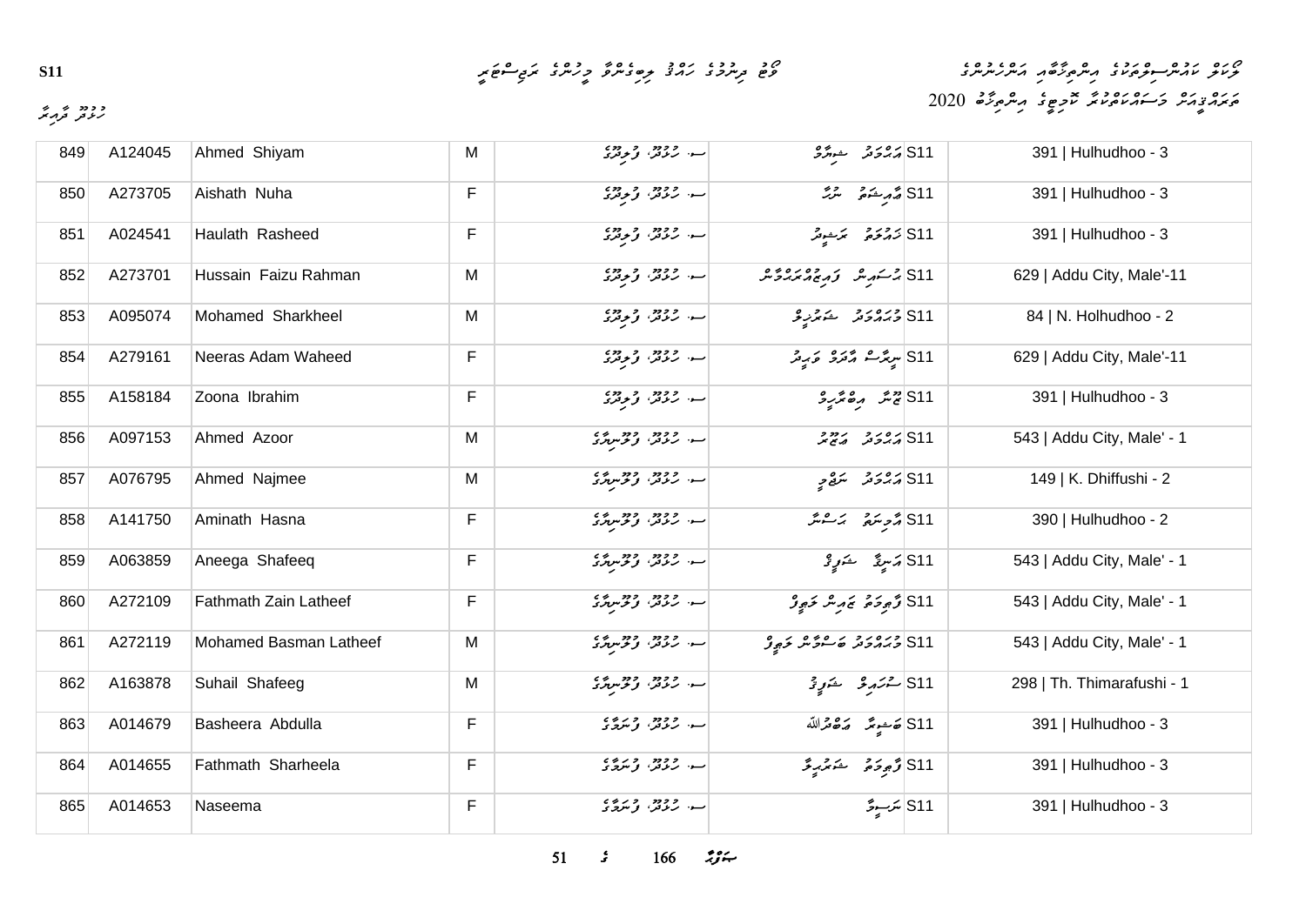| 849 | A124045 | Ahmed Shiyam | M | ސ. ހުޅުދޫ، ފުލިދޫގެ | S11 އަޙްމަދު ޝިޔާމް | 391 \| Hulhudhoo - 3 |
|---|---|---|---|---|---|---|
| 850 | A273705 | Aishath Nuha | F | ސ. ހުޅުދޫ، ފުލިދޫގެ | S11 އާއިޝަތު ނުހާ | 391 \| Hulhudhoo - 3 |
| 851 | A024541 | Haulath Rasheed | F | ސ. ހުޅުދޫ، ފުލިދޫގެ | S11 ހައުލަތު ރަޝީދު | 391 \| Hulhudhoo - 3 |
| 852 | A273701 | Hussain Faizu Rahman | M | ސ. ހުޅުދޫ، ފުލިދޫގެ | S11 ޙުސައިން ފައިޒުއްރަޙްމާން | 629 \| Addu City, Male'-11 |
| 853 | A095074 | Mohamed Sharkheel | M | ސ. ހުޅުދޫ، ފުލިދޫގެ | S11 މުޙައްމަދު ޝަރުޚީލް | 84 \| N. Holhudhoo - 2 |
| 854 | A279161 | Neeras Adam Waheed | F | ސ. ހުޅުދޫ، ފުލިދޫގެ | S11 ނީރާސް އާދަމް ވަޙީދު | 629 \| Addu City, Male'-11 |
| 855 | A158184 | Zoona Ibrahim | F | ސ. ހުޅުދޫ، ފުލިދޫގެ | S11 ޒޫނާ އިބްރާހީމް | 391 \| Hulhudhoo - 3 |
| 856 | A097153 | Ahmed Azoor | M | ސ. ހުޅުދޫ، ފުލޫސިރިގެ | S11 އަޙްމަދު އަޒޫރު | 543 \| Addu City, Male' - 1 |
| 857 | A076795 | Ahmed Najmee | M | ސ. ހުޅުދޫ، ފުލޫސިރިގެ | S11 އަޙްމަދު ނަޖްމީ | 149 \| K. Dhiffushi - 2 |
| 858 | A141750 | Aminath Hasna | F | ސ. ހުޅުދޫ، ފުލޫސިރިގެ | S11 އާމިނަތު ހަސްނާ | 390 \| Hulhudhoo - 2 |
| 859 | A063859 | Aneega Shafeeq | F | ސ. ހުޅުދޫ، ފުލޫސިރިގެ | S11 އަނީގާ ޝަފީޤު | 543 \| Addu City, Male' - 1 |
| 860 | A272109 | Fathmath Zain Latheef | F | ސ. ހުޅުދޫ، ފުލޫސިރިގެ | S11 ފާތިމަތު ޒައިން ލަޠީފު | 543 \| Addu City, Male' - 1 |
| 861 | A272119 | Mohamed Basman Latheef | M | ސ. ހުޅުދޫ، ފުލޫސިރިގެ | S11 މުޙައްމަދު ބަސްމާން ލަޠީފު | 543 \| Addu City, Male' - 1 |
| 862 | A163878 | Suhail Shafeeg | M | ސ. ހުޅުދޫ، ފުލޫސިރިގެ | S11 ސުހައިލް ޝަފީގު | 298 \| Th. Thimarafushi - 1 |
| 863 | A014679 | Basheera Abdulla | F | ސ. ހުޅުދޫ، ފުނަމާގެ | S11 ބަޝީރާ އަބްދުﷲ | 391 \| Hulhudhoo - 3 |
| 864 | A014655 | Fathmath Sharheela | F | ސ. ހުޅުދޫ، ފުނަމާގެ | S11 ފާތިމަތު ޝަރުހީލާ | 391 \| Hulhudhoo - 3 |
| 865 | A014653 | Naseema | F | ސ. ހުޅުދޫ، ފުނަމާގެ | S11 ނަސީމާ | 391 \| Hulhudhoo - 3 |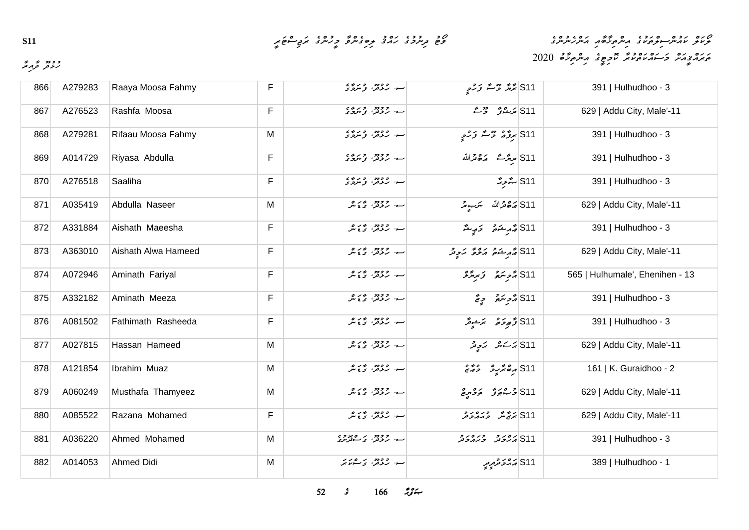| 866 | A279283 | Raaya Moosa Fahmy | F | ސ. ހުޅުދޫ، ފެނަފޯގެ | S11 ރާޔާ މޫސާ ފަހުމީ | 391 \| Hulhudhoo - 3 |
|---|---|---|---|---|---|---|
| 867 | A276523 | Rashfa Moosa | F | ސ. ހުޅުދޫ، ފެނަފޯގެ | S11 ރަޝްފާ މޫސާ | 629 \| Addu City, Male'-11 |
| 868 | A279281 | Rifaau Moosa Fahmy | M | ސ. ހުޅުދޫ، ފެނަފޯގެ | S11 ރިފާއު މޫސާ ފަހުމީ | 391 \| Hulhudhoo - 3 |
| 869 | A014729 | Riyasa Abdulla | F | ސ. ހުޅުދޫ، ފެނަފޯގެ | S11 ރިޔާސާ އަބްދުﷲ | 391 \| Hulhudhoo - 3 |
| 870 | A276518 | Saaliha | F | ސ. ހުޅުދޫ، ފެނަފޯގެ | S11 ސާލިހާ | 391 \| Hulhudhoo - 3 |
| 871 | A035419 | Abdulla Naseer | M | ސ. ހުޅުދޫ، ގާގަން | S11 އަބްދުﷲ ނަސީރު | 629 \| Addu City, Male'-11 |
| 872 | A331884 | Aishath Maeesha | F | ސ. ހުޅުދޫ، ގާގަން | S11 އާއިޝަތު މައީޝާ | 391 \| Hulhudhoo - 3 |
| 873 | A363010 | Aishath Alwa Hameed | F | ސ. ހުޅުދޫ، ގާގަން | S11 އާއިޝަތު އަލްވާ ހަމީދު | 629 \| Addu City, Male'-11 |
| 874 | A072946 | Aminath Fariyal | F | ސ. ހުޅުދޫ، ގާގަން | S11 އާމިނަތު ފަރިޔާލް | 565 \| Hulhumale', Ehenihen - 13 |
| 875 | A332182 | Aminath Meeza | F | ސ. ހުޅުދޫ، ގާގަން | S11 އާމިނަތު މީޒާ | 391 \| Hulhudhoo - 3 |
| 876 | A081502 | Fathimath Rasheeda | F | ސ. ހުޅުދޫ، ގާގަން | S11 ފާތިމަތު ރަޝީދާ | 391 \| Hulhudhoo - 3 |
| 877 | A027815 | Hassan Hameed | M | ސ. ހުޅުދޫ، ގާގަން | S11 ހަސަން ހަމީދު | 629 \| Addu City, Male'-11 |
| 878 | A121854 | Ibrahim Muaz | M | ސ. ހުޅުދޫ، ގާގަން | S11 އިބްރާހީމް މުއާޒު | 161 \| K. Guraidhoo - 2 |
| 879 | A060249 | Musthafa Thamyeez | M | ސ. ހުޅުދޫ، ގާގަން | S11 މުސްތަފާ ތަމްޔީޒު | 629 \| Addu City, Male'-11 |
| 880 | A085522 | Razana Mohamed | F | ސ. ހުޅުދޫ، ގާގަން | S11 ރަޒާނާ މުހައްމަދު | 629 \| Addu City, Male'-11 |
| 881 | A036220 | Ahmed Mohamed | M | ސ. ހުޅުދޫ، ގަސްދޮރުގެ | S11 އަހްމަދު މުހައްމަދު | 391 \| Hulhudhoo - 3 |
| 882 | A014053 | Ahmed Didi | M | ސ. ހުޅުދޫ، ގަސްގަނޑު | S11 އަހްމަދުދީދީ | 389 \| Hulhudhoo - 1 |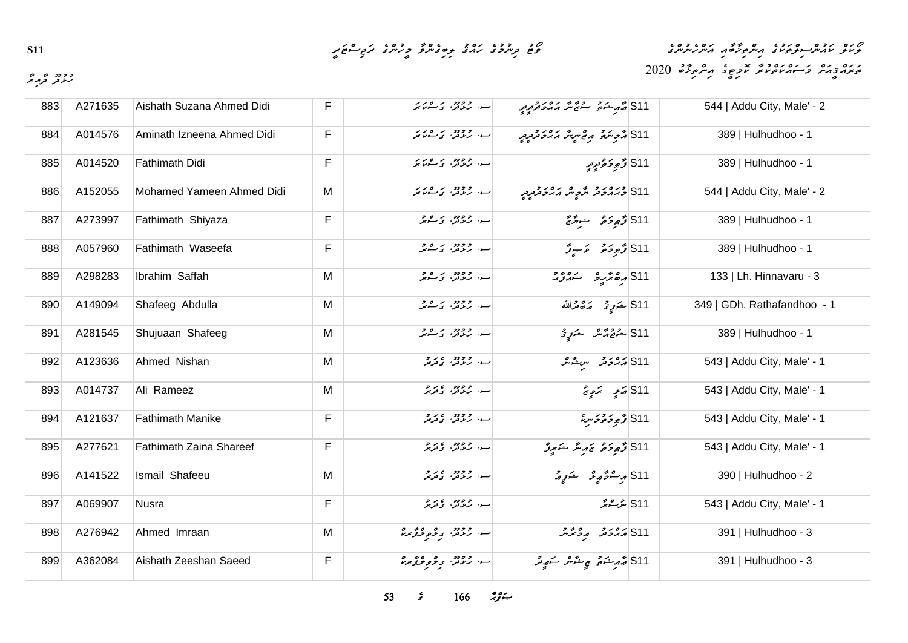| 883 | A271635 | Aishath Suzana Ahmed Didi | F | ސ. ހުޅުދޫ، ގަސްކަނަރަ | S11 އައިޝަތު ސުޒާނާ އަޙްމަދުދީދީ | 544 \| Addu City, Male' - 2 |
|---|---|---|---|---|---|---|
| 884 | A014576 | Aminath Izneena Ahmed Didi | F | ސ. ހުޅުދޫ، ގަސްކަނަރަ | S11 އާމިނަތު އިޒްނީނާ އަޙްމަދުދީދީ | 389 \| Hulhudhoo - 1 |
| 885 | A014520 | Fathimath Didi | F | ސ. ހުޅުދޫ، ގަސްކަނަރަ | S11 ފާތިމަތުދީދީ | 389 \| Hulhudhoo - 1 |
| 886 | A152055 | Mohamed Yameen Ahmed Didi | M | ސ. ހުޅުދޫ، ގަސްކަނަރަ | S11 މުޙައްމަދު ޔާމީން އަޙްމަދުދީދީ | 544 \| Addu City, Male' - 2 |
| 887 | A273997 | Fathimath Shiyaza | F | ސ. ހުޅުދޫ، ގަސްބުރު | S11 ފާތިމަތު ޝިޔާޒާ | 389 \| Hulhudhoo - 1 |
| 888 | A057960 | Fathimath Waseefa | F | ސ. ހުޅުދޫ، ގަސްބުރު | S11 ފާތިމަތު ވަސީފާ | 389 \| Hulhudhoo - 1 |
| 889 | A298283 | Ibrahim Saffah | M | ސ. ހުޅުދޫ، ގަސްބުރު | S11 އިބްރާހީމް ސައްފާހު | 133 \| Lh. Hinnavaru - 3 |
| 890 | A149094 | Shafeeg Abdulla | M | ސ. ހުޅުދޫ، ގަސްބުރު | S11 ޝަފީގު އަބްދުﷲ | 349 \| GDh. Rathafandhoo - 1 |
| 891 | A281545 | Shujuaan Shafeeg | M | ސ. ހުޅުދޫ، ގަސްބުރު | S11 ޝުޖުއާން ޝަފީގު | 389 \| Hulhudhoo - 1 |
| 892 | A123636 | Ahmed Nishan | M | ސ. ހުޅުދޫ، ގެދަރު | S11 އަޙްމަދު ނިޝާން | 543 \| Addu City, Male' - 1 |
| 893 | A014737 | Ali Rameez | M | ސ. ހުޅުދޫ، ގެދަރު | S11 އަލި ރަމީޒު | 543 \| Addu City, Male' - 1 |
| 894 | A121637 | Fathimath Manike | F | ސ. ހުޅުދޫ، ގެދަރު | S11 ފާތިމަތުމަނިކެ | 543 \| Addu City, Male' - 1 |
| 895 | A277621 | Fathimath Zaina Shareef | F | ސ. ހުޅުދޫ، ގެދަރު | S11 ފާތިމަތު ޒައިނާ ޝަރީފު | 543 \| Addu City, Male' - 1 |
| 896 | A141522 | Ismail Shafeeu | M | ސ. ހުޅުދޫ، ގެދަރު | S11 އިސްމާޢީލް ޝަފީޢު | 390 \| Hulhudhoo - 2 |
| 897 | A069907 | Nusra | F | ސ. ހުޅުދޫ، ގެދަރު | S11 ނުސްރާ | 543 \| Addu City, Male' - 1 |
| 898 | A276942 | Ahmed Imraan | M | ސ. ހުޅުދޫ، ގިލިގިލިގާރިގެ | S11 އަޙްމަދު އިމްރާން | 391 \| Hulhudhoo - 3 |
| 899 | A362084 | Aishath Zeeshan Saeed | F | ސ. ހުޅުދޫ، ގިލިގިލިގާރިގެ | S11 އައިޝަތު ޒީޝާން ސައީދު | 391 \| Hulhudhoo - 3 |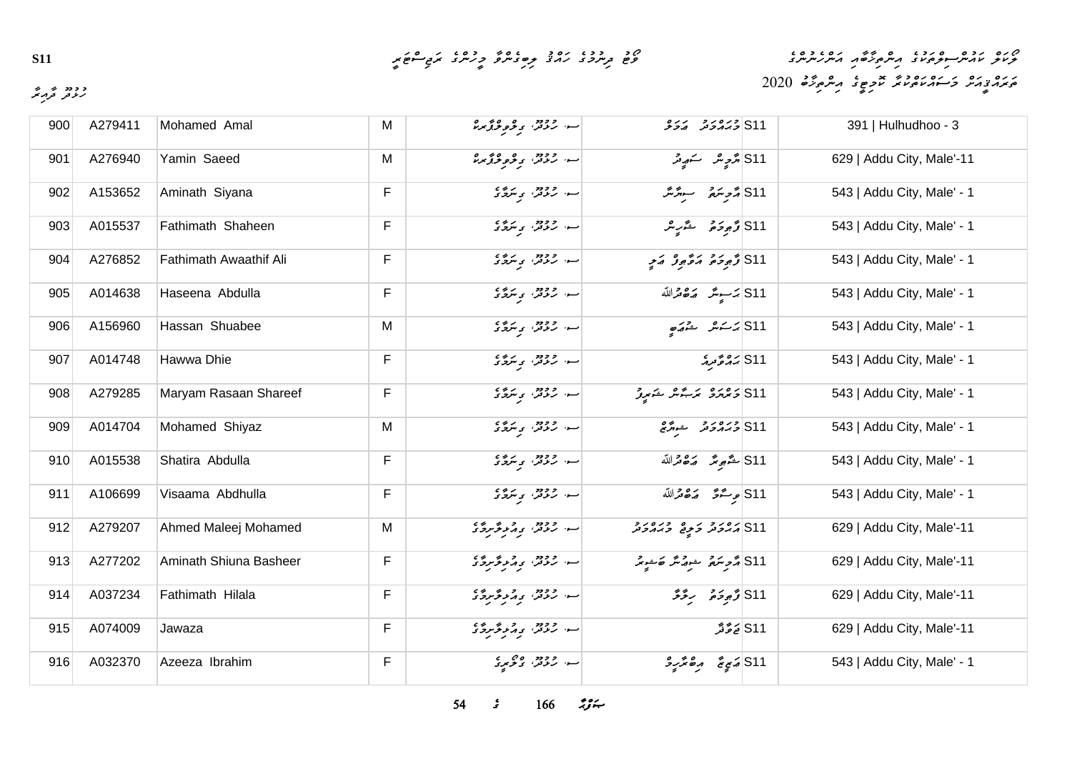| 900 | A279411 | Mohamed Amal | M | ސ. ހުޅުދޫ، ޑިލްވިލާރޑް | S11 މުޙައްމަދު އަމަލް | 391 \| Hulhudhoo - 3 |
|---|---|---|---|---|---|---|
| 901 | A276940 | Yamin Saeed | M | ސ. ހުޅުދޫ، ޑިލްވިލާރޑް | S11 ޔާމިން ސައީދު | 629 \| Addu City, Male'-11 |
| 902 | A153652 | Aminath Siyana | F | ސ. ހުޅުދޫ، ޑިނަރާގެ | S11 އާމިނަތު ސިޔާނާ | 543 \| Addu City, Male' - 1 |
| 903 | A015537 | Fathimath Shaheen | F | ސ. ހުޅުދޫ، ޑިނަރާގެ | S11 ފާތިމަތު ޝާހީން | 543 \| Addu City, Male' - 1 |
| 904 | A276852 | Fathimath Awaathif Ali | F | ސ. ހުޅުދޫ، ޑިނަރާގެ | S11 ފާތިމަތު އަވާތިފު އަލި | 543 \| Addu City, Male' - 1 |
| 905 | A014638 | Haseena Abdulla | F | ސ. ހުޅުދޫ، ޑިނަރާގެ | S11 ހަސީނާ އަބްދުﷲ | 543 \| Addu City, Male' - 1 |
| 906 | A156960 | Hassan Shuabee | M | ސ. ހުޅުދޫ، ޑިނަރާގެ | S11 ހަސަން ޝުޢަބީ | 543 \| Addu City, Male' - 1 |
| 907 | A014748 | Hawwa Dhie | F | ސ. ހުޅުދޫ، ޑިނަރާގެ | S11 ހައްވާދިއް | 543 \| Addu City, Male' - 1 |
| 908 | A279285 | Maryam Rasaan Shareef | F | ސ. ހުޅުދޫ، ޑިނަރާގެ | S11 މަރްޔަމް ރަސާން ޝަރީފު | 543 \| Addu City, Male' - 1 |
| 909 | A014704 | Mohamed Shiyaz | M | ސ. ހުޅުދޫ، ޑިނަރާގެ | S11 މުޙައްމަދު ޝިޔާޒު | 543 \| Addu City, Male' - 1 |
| 910 | A015538 | Shatira Abdulla | F | ސ. ހުޅުދޫ، ޑިނަރާގެ | S11 ޝާތިރާ އަބްދުﷲ | 543 \| Addu City, Male' - 1 |
| 911 | A106699 | Visaama Abdhulla | F | ސ. ހުޅުދޫ، ޑިނަރާގެ | S11 ވިސާމާ އަބްދުﷲ | 543 \| Addu City, Male' - 1 |
| 912 | A279207 | Ahmed Maleej Mohamed | M | ސ. ހުޅުދޫ، ޑިއުލިވާރިޑާގެ | S11 އަޙްމަދު މަލީޖް މުޙައްމަދު | 629 \| Addu City, Male'-11 |
| 913 | A277202 | Aminath Shiuna Basheer | F | ސ. ހުޅުދޫ، ޑިއުލިވާރިޑާގެ | S11 އާމިނަތު ޝިއުނާ ބަޝީރު | 629 \| Addu City, Male'-11 |
| 914 | A037234 | Fathimath Hilala | F | ސ. ހުޅުދޫ، ޑިއުލިވާރިޑާގެ | S11 ފާތިމަތު ހިލާލާ | 629 \| Addu City, Male'-11 |
| 915 | A074009 | Jawaza | F | ސ. ހުޅުދޫ، ޑިއުލިވާރިޑާގެ | S11 ޖަވާޒާ | 629 \| Addu City, Male'-11 |
| 916 | A032370 | Azeeza Ibrahim | F | ސ. ހުޅުދޫ، ޑޮލްފިނު | S11 އަޒީޒާ އިބްރާހިމް | 543 \| Addu City, Male' - 1 |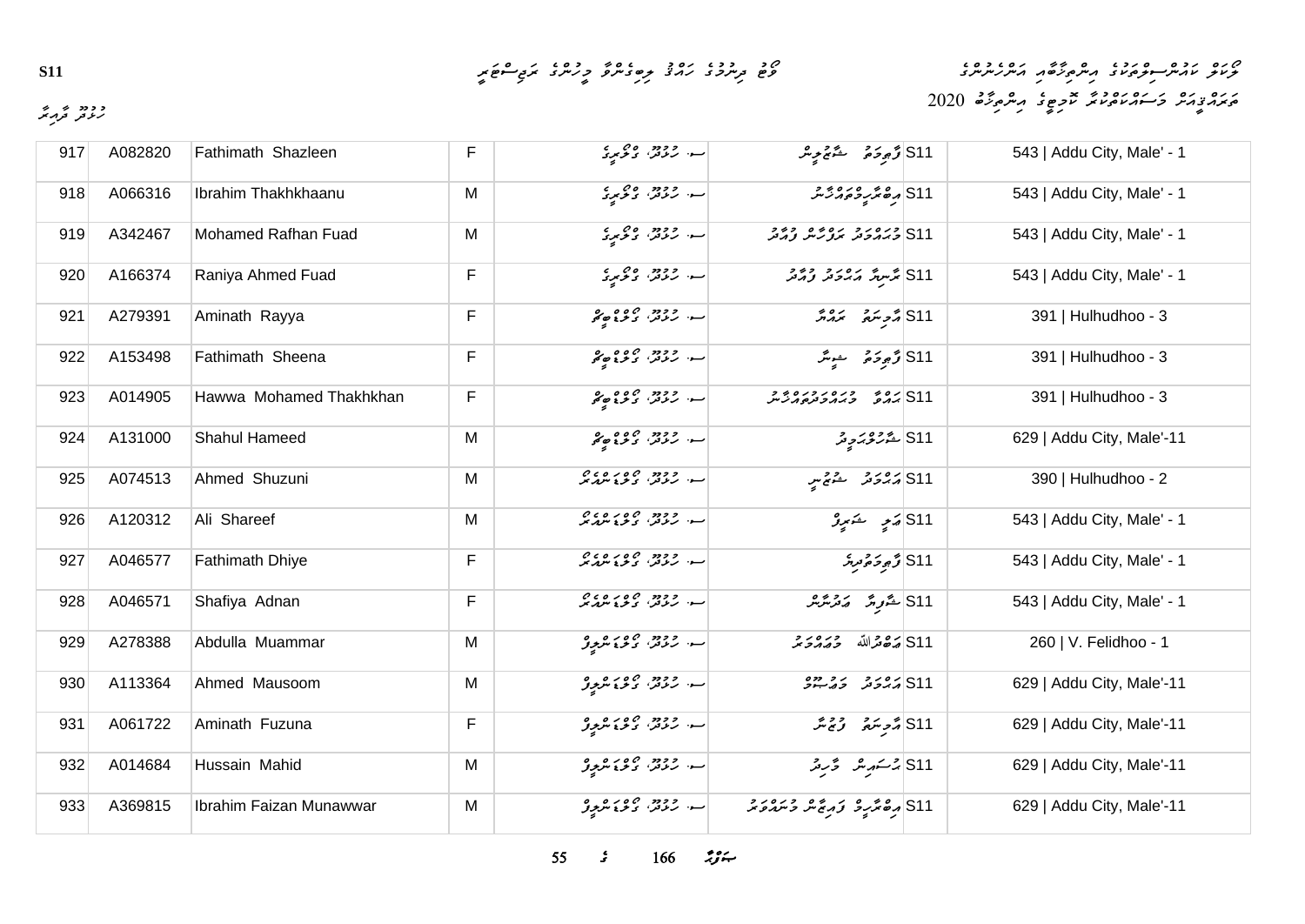| 917 | A082820 | Fathimath Shazleen | F | ސ. ހުޅުދޫ، ގުލްޒާރު | S11 ފާތިމަތު ޝާޒުލީން | 543 \| Addu City, Male' - 1 |
|---|---|---|---|---|---|---|
| 918 | A066316 | Ibrahim Thakhkhaanu | M | ސ. ހުޅުދޫ، ގުލްޒާރު | S11 އިބްރާހީމް ތައްޚާނު | 543 \| Addu City, Male' - 1 |
| 919 | A342467 | Mohamed Rafhan Fuad | M | ސ. ހުޅުދޫ، ގުލްޒާރު | S11 މުޙައްމަދު ރަފްހާން ފުއާދު | 543 \| Addu City, Male' - 1 |
| 920 | A166374 | Raniya Ahmed Fuad | F | ސ. ހުޅުދޫ، ގުލްޒާރު | S11 ރާނިޔާ އަޙްމަދު ފުއާދު | 543 \| Addu City, Male' - 1 |
| 921 | A279391 | Aminath Rayya | F | ސ. ހުޅުދޫ، ގުލްފާމްވިލާ | S11 އާމިނަތު ރައްޔާ | 391 \| Hulhudhoo - 3 |
| 922 | A153498 | Fathimath Sheena | F | ސ. ހުޅުދޫ، ގުލްފާމްވިލާ | S11 ފާތިމަތު ޝީނާ | 391 \| Hulhudhoo - 3 |
| 923 | A014905 | Hawwa Mohamed Thakhkhan | F | ސ. ހުޅުދޫ، ގުލްފާމްވިލާ | S11 ހައްވާ މުޙައްމަދުތައްޚާން | 391 \| Hulhudhoo - 3 |
| 924 | A131000 | Shahul Hameed | M | ސ. ހުޅުދޫ، ގުލްފާމްވިލާ | S11 ޝާހުލްހަމީދު | 629 \| Addu City, Male'-11 |
| 925 | A074513 | Ahmed Shuzuni | M | ސ. ހުޅުދޫ، ގުލްފާމްނިވާސް | S11 އަޙްމަދު ޝުޒުނީ | 390 \| Hulhudhoo - 2 |
| 926 | A120312 | Ali Shareef | M | ސ. ހުޅުދޫ، ގުލްފާމްނިވާސް | S11 އަލީ ޝަރީފު | 543 \| Addu City, Male' - 1 |
| 927 | A046577 | Fathimath Dhiye | F | ސ. ހުޅުދޫ، ގުލްފާމްނިވާސް | S11 ފާތިމަތުދިޔެ | 543 \| Addu City, Male' - 1 |
| 928 | A046571 | Shafiya Adnan | F | ސ. ހުޅުދޫ، ގުލްފާމްނިވާސް | S11 ޝާފިޔާ އަދުނާން | 543 \| Addu City, Male' - 1 |
| 929 | A278388 | Abdulla Muammar | M | ސ. ހުޅުދޫ، ގުލްފާމްނިވާ | S11 އަބްދުﷲ މުއައްމަރު | 260 \| V. Felidhoo - 1 |
| 930 | A113364 | Ahmed Mausoom | M | ސ. ހުޅުދޫ، ގުލްފާމްނިވާ | S11 އަޙްމަދު މައުޞޫމް | 629 \| Addu City, Male'-11 |
| 931 | A061722 | Aminath Fuzuna | F | ސ. ހުޅުދޫ، ގުލްފާމްނިވާ | S11 އާމިނަތު ފުޒުނާ | 629 \| Addu City, Male'-11 |
| 932 | A014684 | Hussain Mahid | M | ސ. ހުޅުދޫ، ގުލްފާމްނިވާ | S11 ހުސައިން މާހިދު | 629 \| Addu City, Male'-11 |
| 933 | A369815 | Ibrahim Faizan Munawwar | M | ސ. ހުޅުދޫ، ގުލްފާމްނިވާ | S11 އިބްރާހީމް ފައިޒާން މުނައްވަރު | 629 \| Addu City, Male'-11 |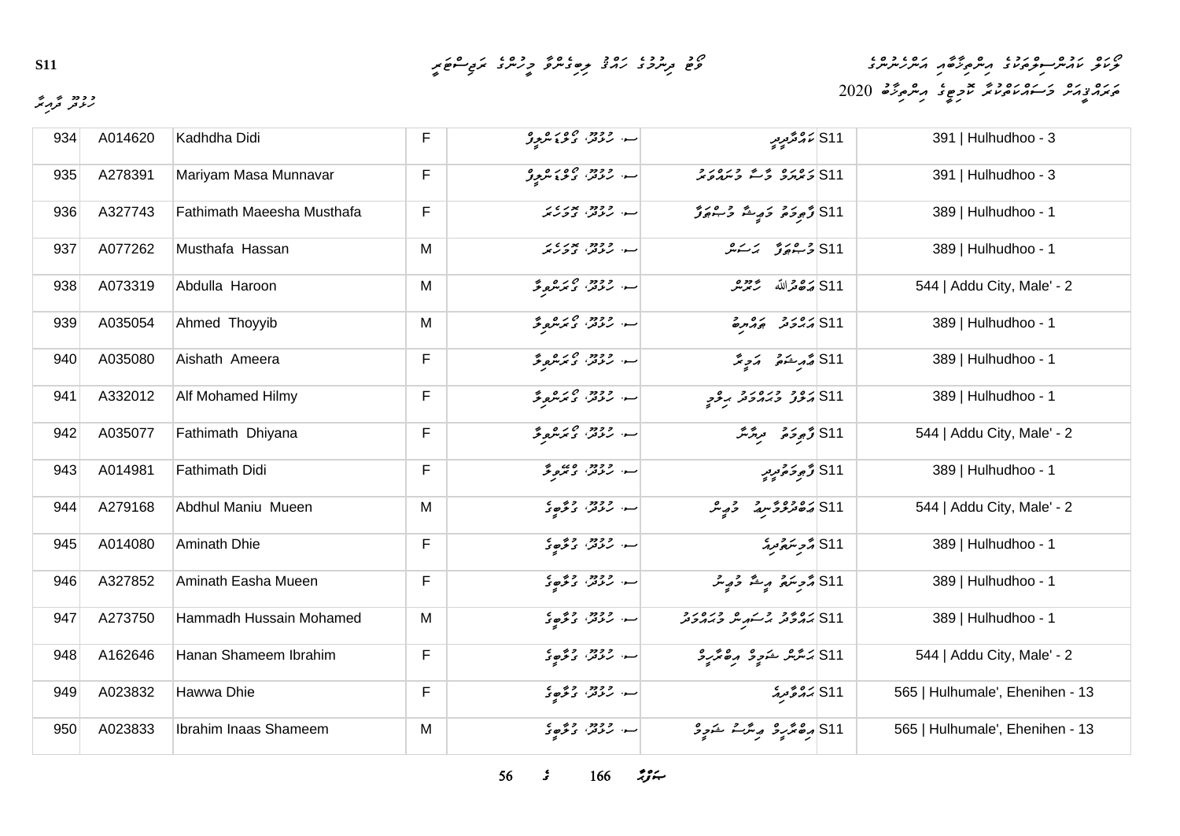| 934 | A014620 | Kadhdha Didi | F | ސ. ހުޅުދޫ، ގުލްޒަރުވީލާ | S11 ކައްދާދިދި | 391 \| Hulhudhoo - 3 |
|---|---|---|---|---|---|---|
| 935 | A278391 | Mariyam Masa Munnavar | F | ސ. ހުޅުދޫ، ގުލްޒަރުވީލާ | S11 މަރިޔަމް މާސާ މުންނަވަރު | 391 \| Hulhudhoo - 3 |
| 936 | A327743 | Fathimath Maeesha Musthafa | F | ސ. ހުޅުދޫ، ބަހާރުގެ | S11 ފާތިމަތު މައީޝާ މުސްތަފާ | 389 \| Hulhudhoo - 1 |
| 937 | A077262 | Musthafa Hassan | M | ސ. ހުޅުދޫ، ބަހާރުގެ | S11 މުސްތަފާ ހަސަން | 389 \| Hulhudhoo - 1 |
| 938 | A073319 | Abdulla Haroon | M | ސ. ހުޅުދޫ، ގުރަސްވިލާ | S11 އަބްދުﷲ ހާރޫން | 544 \| Addu City, Male' - 2 |
| 939 | A035054 | Ahmed Thoyyib | M | ސ. ހުޅުދޫ، ގުރަސްވިލާ | S11 އަހުމަދު ތޮއްޔިބު | 389 \| Hulhudhoo - 1 |
| 940 | A035080 | Aishath Ameera | F | ސ. ހުޅުދޫ، ގުރަސްވިލާ | S11 އާއިޝަތު އަމީރާ | 389 \| Hulhudhoo - 1 |
| 941 | A332012 | Alf Mohamed Hilmy | F | ސ. ހުޅުދޫ، ގުރަސްވިލާ | S11 އަލްފު މުޙައްމަދު ހިލްމީ | 389 \| Hulhudhoo - 1 |
| 942 | A035077 | Fathimath Dhiyana | F | ސ. ހުޅުދޫ، ގުރަސްވިލާ | S11 ފާތިމަތު ދިޔާނާ | 544 \| Addu City, Male' - 2 |
| 943 | A014981 | Fathimath Didi | F | ސ. ހުޅުދޫ، ގުރޫވިލާ | S11 ފާތިމަތުދީދީ | 389 \| Hulhudhoo - 1 |
| 944 | A279168 | Abdhul Maniu Mueen | M | ސ. ހުޅުދޫ، ގުލްބަގެ | S11 އަބްދުލްމަނިއު މުއީން | 544 \| Addu City, Male' - 2 |
| 945 | A014080 | Aminath Dhie | F | ސ. ހުޅުދޫ، ގުލްބަގެ | S11 އާމިނަތުދިއެ | 389 \| Hulhudhoo - 1 |
| 946 | A327852 | Aminath Easha Mueen | F | ސ. ހުޅުދޫ، ގުލްބަގެ | S11 އާމިނަތު އީޝާ މުއީން | 389 \| Hulhudhoo - 1 |
| 947 | A273750 | Hammadh Hussain Mohamed | M | ސ. ހުޅުދޫ، ގުލްބަގެ | S11 ހައްމާދު ހުސައިން މުޙައްމަދު | 389 \| Hulhudhoo - 1 |
| 948 | A162646 | Hanan Shameem Ibrahim | F | ސ. ހުޅުދޫ، ގުލްބަގެ | S11 ހަނާން ޝަމީމް އިބްރާހީމް | 544 \| Addu City, Male' - 2 |
| 949 | A023832 | Hawwa Dhie | F | ސ. ހުޅުދޫ، ގުލްބަގެ | S11 ހައްވާދިއެ | 565 \| Hulhumale', Ehenihen - 13 |
| 950 | A023833 | Ibrahim Inaas Shameem | M | ސ. ހުޅުދޫ، ގުލްބަގެ | S11 އިބްރާހީމް އިނާސް ޝަމީމް | 565 \| Hulhumale', Ehenihen - 13 |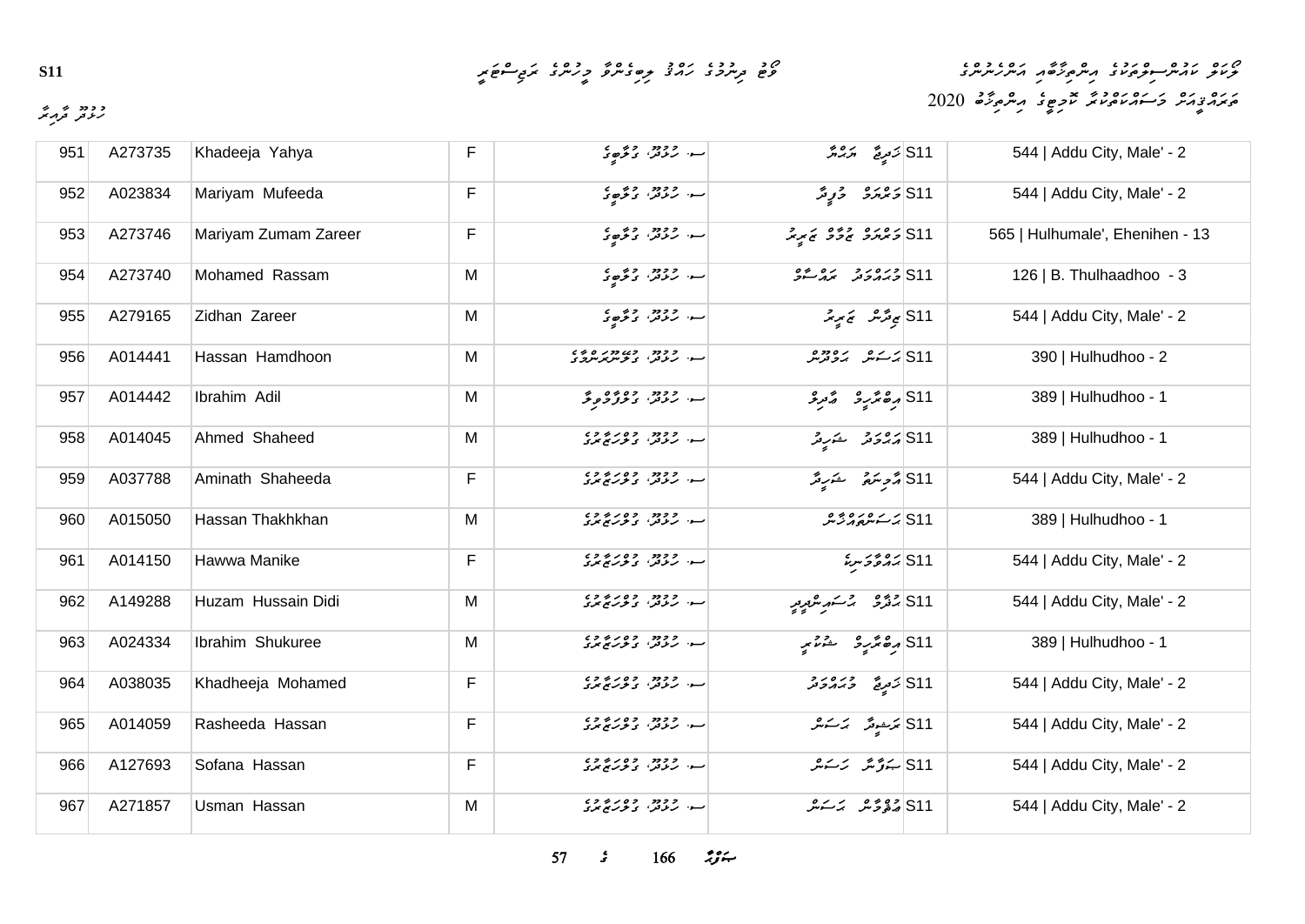| 951 | A273735 | Khadeeja Yahya | F | ސ. ހުޅުދޫ، ގުލާބީގެ | S11 ޚަދީޖާ ޔަޙްޔާ | 544 \| Addu City, Male' - 2 |
|---|---|---|---|---|---|---|
| 952 | A023834 | Mariyam Mufeeda | F | ސ. ހުޅުދޫ، ގުލާބީގެ | S11 މަރިޔަމް މުފީދާ | 544 \| Addu City, Male' - 2 |
| 953 | A273746 | Mariyam Zumam Zareer | F | ސ. ހުޅުދޫ، ގުލާބީގެ | S11 މަރިޔަމް ޒުމާމް ޒަރީރު | 565 \| Hulhumale', Ehenihen - 13 |
| 954 | A273740 | Mohamed Rassam | M | ސ. ހުޅުދޫ، ގުލާބީގެ | S11 މުޙައްމަދު ރައްސާމް | 126 \| B. Thulhaadhoo - 3 |
| 955 | A279165 | Zidhan Zareer | M | ސ. ހުޅުދޫ، ގުލާބީގެ | S11 ޒިދާން ޒަރީރު | 544 \| Addu City, Male' - 2 |
| 956 | A014441 | Hassan Hamdhoon | M | ސ. ހުޅުދޫ، ގުލްނާރުނިވާގެ | S11 ހަސަން ހަމްދޫން | 390 \| Hulhudhoo - 2 |
| 957 | A014442 | Ibrahim Adil | M | ސ. ހުޅުދޫ، ގުލްފާމުވިލާ | S11 އިބްރާހީމް އާދިލް | 389 \| Hulhudhoo - 1 |
| 958 | A014045 | Ahmed Shaheed | M | ސ. ހުޅުދޫ، ގުލްޒަމީނުގެ | S11 އަޙްމަދު ޝަހީދު | 389 \| Hulhudhoo - 1 |
| 959 | A037788 | Aminath Shaheeda | F | ސ. ހުޅުދޫ، ގުލްޒަމީނުގެ | S11 އާމިނަތު ޝަހީދާ | 544 \| Addu City, Male' - 2 |
| 960 | A015050 | Hassan Thakhkhan | M | ސ. ހުޅުދޫ، ގުލްޒަމީނުގެ | S11 ހަސަންތައްޚާން | 389 \| Hulhudhoo - 1 |
| 961 | A014150 | Hawwa Manike | F | ސ. ހުޅުދޫ، ގުލްޒަމީނުގެ | S11 ހައްވާމަނިކެ | 544 \| Addu City, Male' - 2 |
| 962 | A149288 | Huzam Hussain Didi | M | ސ. ހުޅުދޫ، ގުލްޒަމީނުގެ | S11 ހުޒާމް ހުސައިންދީދީ | 544 \| Addu City, Male' - 2 |
| 963 | A024334 | Ibrahim Shukuree | M | ސ. ހުޅުދޫ، ގުލްޒަމީނުގެ | S11 އިބްރާހީމް ޝުކޫރީ | 389 \| Hulhudhoo - 1 |
| 964 | A038035 | Khadheeja Mohamed | F | ސ. ހުޅުދޫ، ގުލްޒަމީނުގެ | S11 ޚަދީޖާ މުޙައްމަދު | 544 \| Addu City, Male' - 2 |
| 965 | A014059 | Rasheeda Hassan | F | ސ. ހުޅުދޫ، ގުލްޒަމީނުގެ | S11 ރަޝީދާ ހަސަން | 544 \| Addu City, Male' - 2 |
| 966 | A127693 | Sofana Hassan | F | ސ. ހުޅުދޫ، ގުލްޒަމީނުގެ | S11 ސޯފާނާ ހަސަން | 544 \| Addu City, Male' - 2 |
| 967 | A271857 | Usman Hassan | M | ސ. ހުޅުދޫ، ގުލްޒަމީނުގެ | S11 އުޘްމާން ހަސަން | 544 \| Addu City, Male' - 2 |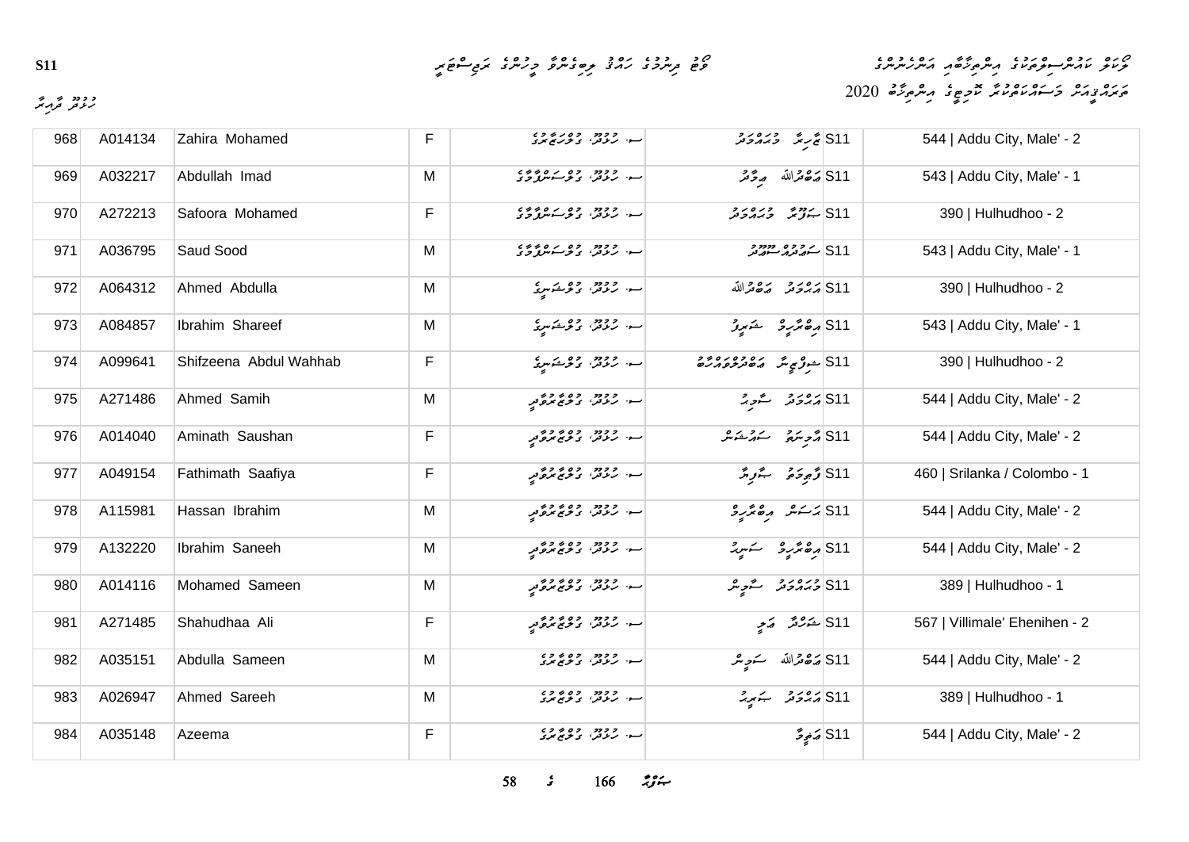| 968 | A014134 | Zahira Mohamed | F | ސ. ހުޅުދޫ، ގުލްޒާރުގެ | S11 ޒާހިރާ މުޙައްމަދު | 544 \| Addu City, Male' - 2 |
|---|---|---|---|---|---|---|
| 969 | A032217 | Abdullah Imad | M | ސ. ހުޅުދޫ، ގުލްސަންފާގެ | S11 އަބްދުﷲ އިމާދު | 543 \| Addu City, Male' - 1 |
| 970 | A272213 | Safoora Mohamed | F | ސ. ހުޅުދޫ، ގުލްސަންފާގެ | S11 ސަފޫރާ މުޙައްމަދު | 390 \| Hulhudhoo - 2 |
| 971 | A036795 | Saud Sood | M | ސ. ހުޅުދޫ، ގުލްސަންފާގެ | S11 ސައުދު ސޫދު | 543 \| Addu City, Male' - 1 |
| 972 | A064312 | Ahmed Abdulla | M | ސ. ހުޅުދޫ، ގުލްޝަނިގެ | S11 އަޙްމަދު އަބްދުﷲ | 390 \| Hulhudhoo - 2 |
| 973 | A084857 | Ibrahim Shareef | M | ސ. ހުޅުދޫ، ގުލްޝަނިގެ | S11 އިބްރާހީމް ޝަރީފު | 543 \| Addu City, Male' - 1 |
| 974 | A099641 | Shifzeena Abdul Wahhab | F | ސ. ހުޅުދޫ، ގުލްޝަނިގެ | S11 ޝިފްޒީނާ އަބްދުލްވައްހާބު | 390 \| Hulhudhoo - 2 |
| 975 | A271486 | Ahmed Samih | M | ސ. ހުޅުދޫ، ގުލްޒާރުވާދީ | S11 އަޙްމަދު ސާމިހު | 544 \| Addu City, Male' - 2 |
| 976 | A014040 | Aminath Saushan | F | ސ. ހުޅުދޫ، ގުލްޒާރުވާދީ | S11 އާމިނަތު ސައުޝަން | 544 \| Addu City, Male' - 2 |
| 977 | A049154 | Fathimath Saafiya | F | ސ. ހުޅުދޫ، ގުލްޒާރުވާދީ | S11 ފާތިމަތު ސާފިޔާ | 460 \| Srilanka / Colombo - 1 |
| 978 | A115981 | Hassan Ibrahim | M | ސ. ހުޅުދޫ، ގުލްޒާރުވާދީ | S11 ހަސަން އިބްރާހީމް | 544 \| Addu City, Male' - 2 |
| 979 | A132220 | Ibrahim Saneeh | M | ސ. ހުޅުދޫ، ގުލްޒާރުވާދީ | S11 އިބްރާހީމް ސަނީހު | 544 \| Addu City, Male' - 2 |
| 980 | A014116 | Mohamed Sameen | M | ސ. ހުޅުދޫ، ގުލްޒާރުވާދީ | S11 މުޙައްމަދު ސާމީން | 389 \| Hulhudhoo - 1 |
| 981 | A271485 | Shahudhaa Ali | F | ސ. ހުޅުދޫ، ގުލްޒާރުވާދީ | S11 ޝަހުދާ އަލި | 567 \| Villimale' Ehenihen - 2 |
| 982 | A035151 | Abdulla Sameen | M | ސ. ހުޅުދޫ، ގުލްޒާރުގެ | S11 އަބްދުﷲ ސަމީން | 544 \| Addu City, Male' - 2 |
| 983 | A026947 | Ahmed Sareeh | M | ސ. ހުޅުދޫ، ގުލްޒާރުގެ | S11 އަޙްމަދު ސަރީހު | 389 \| Hulhudhoo - 1 |
| 984 | A035148 | Azeema | F | ސ. ހުޅުދޫ، ގުލްޒާރުގެ | S11 އަޒީމާ | 544 \| Addu City, Male' - 2 |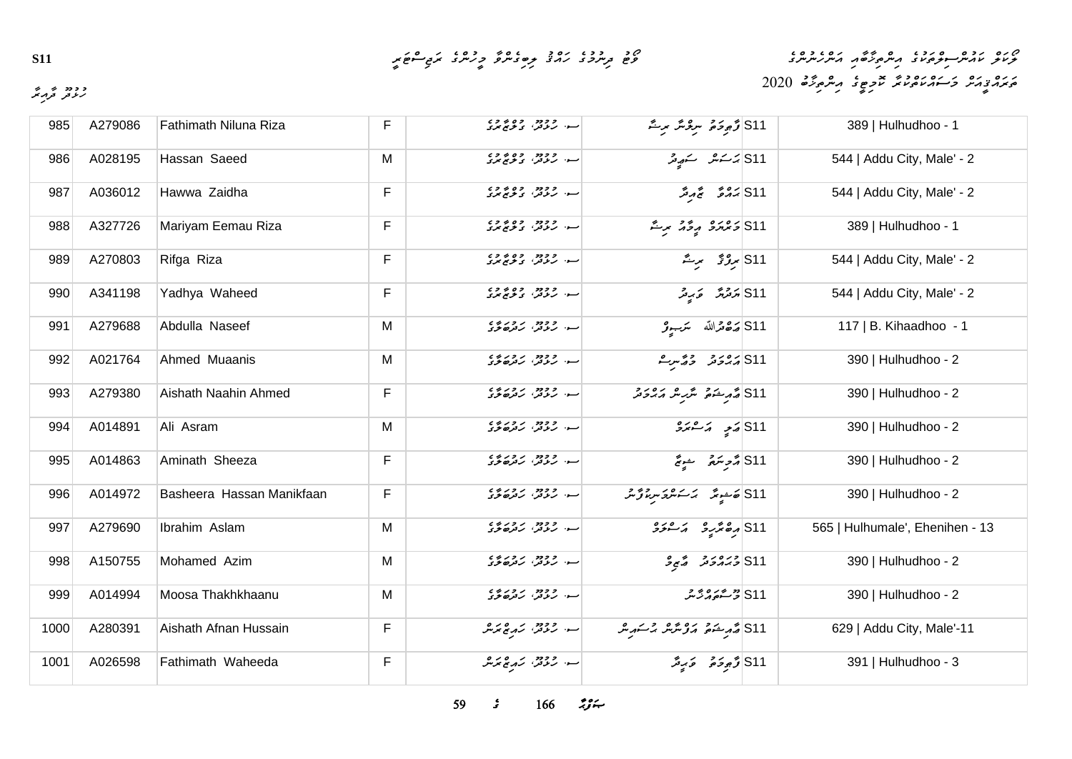| 985 | A279086 | Fathimath Niluna Riza | F | ސ. ހުޅުދޫ، ގުލްޒާރުގެ | S11 ފާތިމަތު ނިލޫނާ ރިޒާ | 389 \| Hulhudhoo - 1 |
|---|---|---|---|---|---|---|
| 986 | A028195 | Hassan Saeed | M | ސ. ހުޅުދޫ، ގުލްޒާރުގެ | S11 ހަސަން ސައީދު | 544 \| Addu City, Male' - 2 |
| 987 | A036012 | Hawwa Zaidha | F | ސ. ހުޅުދޫ، ގުލްޒާރުގެ | S11 ހައްވާ ޒާއިދާ | 544 \| Addu City, Male' - 2 |
| 988 | A327726 | Mariyam Eemau Riza | F | ސ. ހުޅުދޫ، ގުލްޒާރުގެ | S11 މަރިޔަމް އީމާއު ރިޒާ | 389 \| Hulhudhoo - 1 |
| 989 | A270803 | Rifga Riza | F | ސ. ހުޅުދޫ، ގުލްޒާރުގެ | S11 ރިފްގާ ރިޒާ | 544 \| Addu City, Male' - 2 |
| 990 | A341198 | Yadhya Waheed | F | ސ. ހުޅުދޫ، ގުލްޒާރުގެ | S11 ޔަދްޔާ ވަހީދު | 544 \| Addu City, Male' - 2 |
| 991 | A279688 | Abdulla Naseef | M | ސ. ހުޅުދޫ، ހަދަބާގެ | S11 އަބްދުﷲ ނަސީފު | 117 \| B. Kihaadhoo - 1 |
| 992 | A021764 | Ahmed Muaanis | M | ސ. ހުޅުދޫ، ހަދަބާގެ | S11 އަހްމަދު މުއާނިސް | 390 \| Hulhudhoo - 2 |
| 993 | A279380 | Aishath Naahin Ahmed | F | ސ. ހުޅުދޫ، ހަދަބާގެ | S11 އާއިޝަތު ނާހިން އަހްމަދު | 390 \| Hulhudhoo - 2 |
| 994 | A014891 | Ali Asram | M | ސ. ހުޅުދޫ، ހަދަބާގެ | S11 އަލި އަސްރަމް | 390 \| Hulhudhoo - 2 |
| 995 | A014863 | Aminath Sheeza | F | ސ. ހުޅުދޫ، ހަދަބާގެ | S11 އާމިނަތު ޝީޒާ | 390 \| Hulhudhoo - 2 |
| 996 | A014972 | Basheera Hassan Manikfaan | F | ސ. ހުޅުދޫ، ހަދަބާގެ | S11 ބަޝީރާ ހަސަންމަނިކުފާން | 390 \| Hulhudhoo - 2 |
| 997 | A279690 | Ibrahim Aslam | M | ސ. ހުޅުދޫ، ހަދަބާގެ | S11 އިބްރާހީމް އަސްލަމް | 565 \| Hulhumale', Ehenihen - 13 |
| 998 | A150755 | Mohamed Azim | M | ސ. ހުޅުދޫ، ހަދަބާގެ | S11 މުހައްމަދު އާޒިމް | 390 \| Hulhudhoo - 2 |
| 999 | A014994 | Moosa Thakhkhaanu | M | ސ. ހުޅުދޫ، ހަދަބާގެ | S11 މޫސާ ތައްޚާނު | 390 \| Hulhudhoo - 2 |
| 1000 | A280391 | Aishath Afnan Hussain | F | ސ. ހުޅުދޫ، ހައިޖަރަން | S11 އާއިޝަތު އަފްނާން ހުސައިން | 629 \| Addu City, Male'-11 |
| 1001 | A026598 | Fathimath Waheeda | F | ސ. ހުޅުދޫ، ހައިޖަރަން | S11 ފާތިމަތު ވަހީދާ | 391 \| Hulhudhoo - 3 |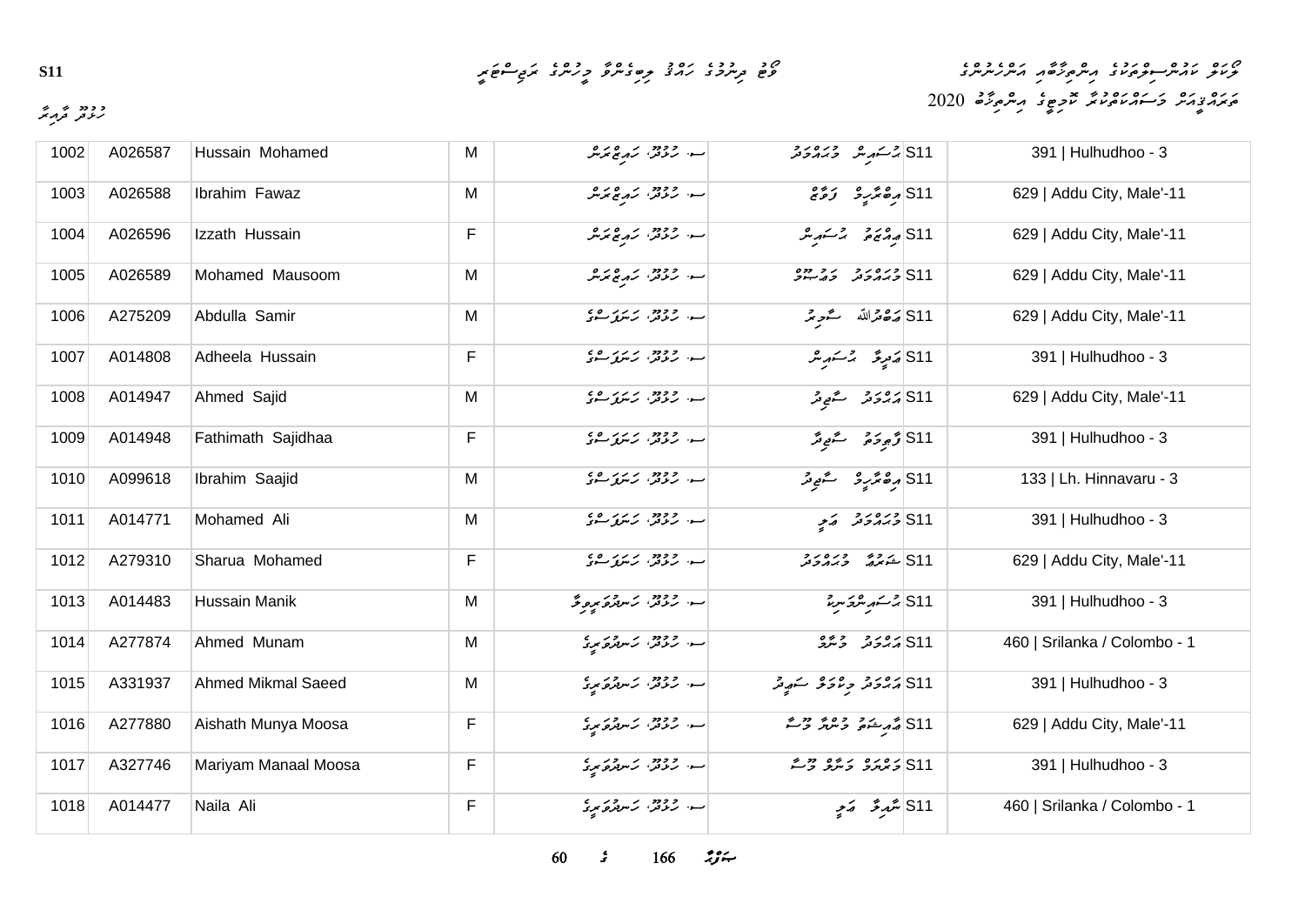| 1002 | A026587 | Hussain Mohamed | M | ސ. ހުޅުދޫ، ހައިޖަރަށް | S11 ޙުސައިން މުޙައްމަދު | 391 \| Hulhudhoo - 3 |
|---|---|---|---|---|---|---|
| 1003 | A026588 | Ibrahim Fawaz | M | ސ. ހުޅުދޫ، ހައިޖަރަށް | S11 އިބްރާހީމް ފަވާޒް | 629 \| Addu City, Male'-11 |
| 1004 | A026596 | Izzath Hussain | F | ސ. ހުޅުދޫ، ހައިޖަރަށް | S11 އިއްޒަތު ޙުސައިން | 629 \| Addu City, Male'-11 |
| 1005 | A026589 | Mohamed Mausoom | M | ސ. ހުޅުދޫ، ހައިޖަރަށް | S11 މުޙައްމަދު މައުޞޫމް | 629 \| Addu City, Male'-11 |
| 1006 | A275209 | Abdulla Samir | M | ސ. ހުޅުދޫ، ހަނދަސްގެ | S11 އަބްދުﷲ ސާމިރު | 629 \| Addu City, Male'-11 |
| 1007 | A014808 | Adheela Hussain | F | ސ. ހުޅުދޫ، ހަނދަސްގެ | S11 އަދީލާ ޙުސައިން | 391 \| Hulhudhoo - 3 |
| 1008 | A014947 | Ahmed Sajid | M | ސ. ހުޅުދޫ، ހަނދަސްގެ | S11 އަޙްމަދު ސާޖިދު | 629 \| Addu City, Male'-11 |
| 1009 | A014948 | Fathimath Sajidhaa | F | ސ. ހުޅުދޫ، ހަނދަސްގެ | S11 ފާތިމަތު ސާޖިދާ | 391 \| Hulhudhoo - 3 |
| 1010 | A099618 | Ibrahim Saajid | M | ސ. ހުޅުދޫ، ހަނދަސްގެ | S11 އިބްރާހީމް ސާޖިދު | 133 \| Lh. Hinnavaru - 3 |
| 1011 | A014771 | Mohamed Ali | M | ސ. ހުޅުދޫ، ހަނދަސްގެ | S11 މުޙައްމަދު ޢަލީ | 391 \| Hulhudhoo - 3 |
| 1012 | A279310 | Sharua Mohamed | F | ސ. ހުޅުދޫ، ހަނދަސްގެ | S11 ޝަރުޢާ މުޙައްމަދު | 629 \| Addu City, Male'-11 |
| 1013 | A014483 | Hussain Manik | M | ސ. ހުޅުދޫ، ހަސަރުވާރިވިލާ | S11 ޙުސައިންމާނިކު | 391 \| Hulhudhoo - 3 |
| 1014 | A277874 | Ahmed Munam | M | ސ. ހުޅުދޫ، ހަސަރުވާރިގެ | S11 އަޙްމަދު މުނާމް | 460 \| Srilanka / Colombo - 1 |
| 1015 | A331937 | Ahmed Mikmal Saeed | M | ސ. ހުޅުދޫ، ހަސަރުވާރިގެ | S11 އަޙްމަދު މިކްމަލް ސަޢީދު | 391 \| Hulhudhoo - 3 |
| 1016 | A277880 | Aishath Munya Moosa | F | ސ. ހުޅުދޫ، ހަސަރުވާރިގެ | S11 އާއިޝަތު މުންޔާ މޫސާ | 629 \| Addu City, Male'-11 |
| 1017 | A327746 | Mariyam Manaal Moosa | F | ސ. ހުޅުދޫ، ހަސަރުވާރިގެ | S11 މަރިޔަމް މަނާލް މޫސާ | 391 \| Hulhudhoo - 3 |
| 1018 | A014477 | Naila Ali | F | ސ. ހުޅުދޫ، ހަސަރުވާރިގެ | S11 ނާއިލާ ޢަލީ | 460 \| Srilanka / Colombo - 1 |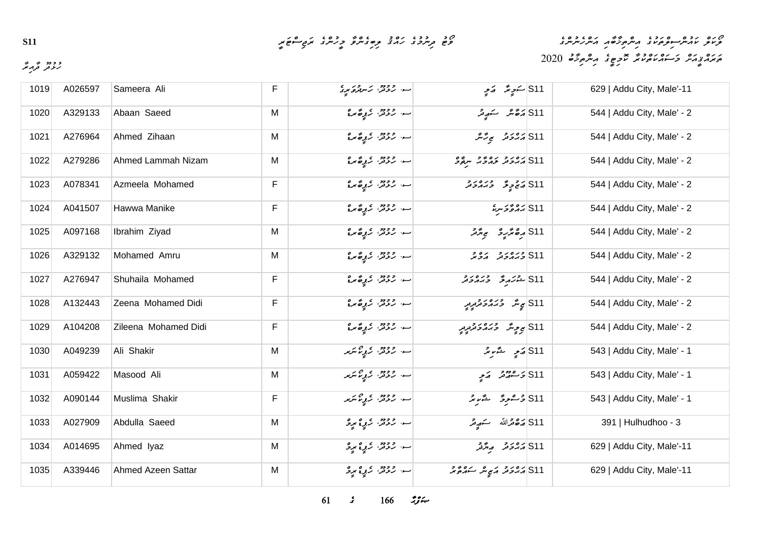| 1019 | A026597 | Sameera Ali | F | ސ. ހުޅުދޫ، ހަސަރުވާރިގެ | S11 ސަމީރާ ޢަލީ | 629 \| Addu City, Male'-11 |
|---|---|---|---|---|---|---|
| 1020 | A329133 | Abaan Saeed | M | ސ. ހުޅުދޫ، ހެލިބަރުގެ | S11 އަބާން ސަޢީދު | 544 \| Addu City, Male' - 2 |
| 1021 | A276964 | Ahmed Zihaan | M | ސ. ހުޅުދޫ، ހެލިބަރުގެ | S11 އަޙްމަދު ޒިހާން | 544 \| Addu City, Male' - 2 |
| 1022 | A279286 | Ahmed Lammah Nizam | M | ސ. ހުޅުދޫ، ހެލިބަރުގެ | S11 އަޙްމަދު ލައްމާޙް ނިޒާމް | 544 \| Addu City, Male' - 2 |
| 1023 | A078341 | Azmeela Mohamed | F | ސ. ހުޅުދޫ، ހެލިބަރުގެ | S11 އަޒްމީލާ މުޙައްމަދު | 544 \| Addu City, Male' - 2 |
| 1024 | A041507 | Hawwa Manike | F | ސ. ހުޅުދޫ، ހެލިބަރުގެ | S11 ހައްވާމަނިކެ | 544 \| Addu City, Male' - 2 |
| 1025 | A097168 | Ibrahim Ziyad | M | ސ. ހުޅުދޫ، ހެލިބަރުގެ | S11 އިބްރާހީމް ޒިޔާދު | 544 \| Addu City, Male' - 2 |
| 1026 | A329132 | Mohamed Amru | M | ސ. ހުޅުދޫ، ހެލިބަރުގެ | S11 މުޙައްމަދު އަމްރު | 544 \| Addu City, Male' - 2 |
| 1027 | A276947 | Shuhaila Mohamed | F | ސ. ހުޅުދޫ، ހެލިބަރުގެ | S11 ޝުހައިލާ މުޙައްމަދު | 544 \| Addu City, Male' - 2 |
| 1028 | A132443 | Zeena Mohamed Didi | F | ސ. ހުޅުދޫ، ހެލިބަރުގެ | S11 ޒީނާ މުޙައްމަދުދީދީ | 544 \| Addu City, Male' - 2 |
| 1029 | A104208 | Zileena Mohamed Didi | F | ސ. ހުޅުދޫ، ހެލިބަރުގެ | S11 ޒިލީނާ މުޙައްމަދުދީދީ | 544 \| Addu City, Male' - 2 |
| 1030 | A049239 | Ali Shakir | M | ސ. ހުޅުދޫ، ހެލިކޮނަރ | S11 ޢަލީ ޝާކިރު | 543 \| Addu City, Male' - 1 |
| 1031 | A059422 | Masood Ali | M | ސ. ހުޅުދޫ، ހެލިކޮނަރ | S11 މަސްޢޫދު ޢަލީ | 543 \| Addu City, Male' - 1 |
| 1032 | A090144 | Muslima Shakir | F | ސ. ހުޅުދޫ، ހެލިކޮނަރ | S11 މުސްލިމާ ޝާކިރު | 543 \| Addu City, Male' - 1 |
| 1033 | A027909 | Abdulla Saeed | M | ސ. ހުޅުދޫ، ހެލިޖިރިވޭ | S11 އަބްދުﷲ ސަޢީދު | 391 \| Hulhudhoo - 3 |
| 1034 | A014695 | Ahmed Iyaz | M | ސ. ހުޅުދޫ، ހެލިޖިރިވޭ | S11 އަޙްމަދު އިޔާޒު | 629 \| Addu City, Male'-11 |
| 1035 | A339446 | Ahmed Azeen Sattar | M | ސ. ހުޅުދޫ، ހެލިޖިރިވޭ | S11 އަޙްމަދު އަޒީން ސައްތާރު | 629 \| Addu City, Male'-11 |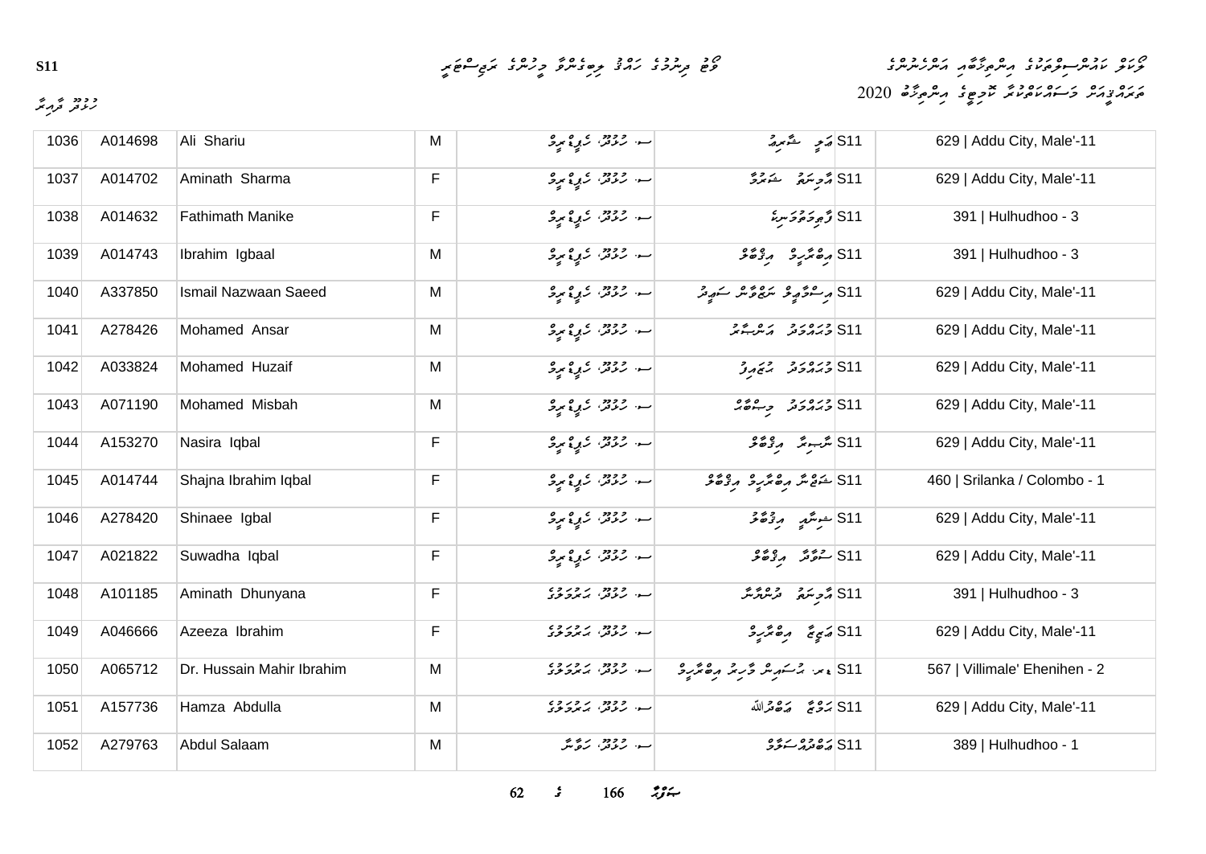| 1036 | A014698 | Ali Shariu | M | ސ. ހުޅުދޫ، ހެޔޮވެރިވާ | S11 އަލި ޝާރިއު | 629 \| Addu City, Male'-11 |
|---|---|---|---|---|---|---|
| 1037 | A014702 | Aminath Sharma | F | ސ. ހުޅުދޫ، ހެޔޮވެރިވާ | S11 އާމިނަތު ޝަރުމާ | 629 \| Addu City, Male'-11 |
| 1038 | A014632 | Fathimath Manike | F | ސ. ހުޅުދޫ، ހެޔޮވެރިވާ | S11 ފާތިމަތުމަނިކެ | 391 \| Hulhudhoo - 3 |
| 1039 | A014743 | Ibrahim Igbaal | M | ސ. ހުޅުދޫ، ހެޔޮވެރިވާ | S11 އިބްރާހީމް އިގުބާލް | 391 \| Hulhudhoo - 3 |
| 1040 | A337850 | Ismail Nazwaan Saeed | M | ސ. ހުޅުދޫ، ހެޔޮވެރިވާ | S11 އިސްމާޢީލް ނަޒްވާން ސަޢީދު | 629 \| Addu City, Male'-11 |
| 1041 | A278426 | Mohamed Ansar | M | ސ. ހުޅުދޫ، ހެޔޮވެރިވާ | S11 މުޙައްމަދު އަންސާރު | 629 \| Addu City, Male'-11 |
| 1042 | A033824 | Mohamed Huzaif | M | ސ. ހުޅުދޫ، ހެޔޮވެރިވާ | S11 މުޙައްމަދު ހުޒައިފު | 629 \| Addu City, Male'-11 |
| 1043 | A071190 | Mohamed Misbah | M | ސ. ހުޅުދޫ، ހެޔޮވެރިވާ | S11 މުޙައްމަދު މިސްބާހް | 629 \| Addu City, Male'-11 |
| 1044 | A153270 | Nasira Iqbal | F | ސ. ހުޅުދޫ، ހެޔޮވެރިވާ | S11 ނާސިރާ އިގުބާލް | 629 \| Addu City, Male'-11 |
| 1045 | A014744 | Shajna Ibrahim Iqbal | F | ސ. ހުޅުދޫ، ހެޔޮވެރިވާ | S11 ޝަޖްނާ އިބްރާހީމް އިގުބާލް | 460 \| Srilanka / Colombo - 1 |
| 1046 | A278420 | Shinaee Igbal | F | ސ. ހުޅުދޫ، ހެޔޮވެރިވާ | S11 ޝިނާޢީ އިގުބާލް | 629 \| Addu City, Male'-11 |
| 1047 | A021822 | Suwadha Iqbal | F | ސ. ހުޅުދޫ، ހެޔޮވެރިވާ | S11 ސުވާދާ އިގުބާލް | 629 \| Addu City, Male'-11 |
| 1048 | A101185 | Aminath Dhunyana | F | ސ. ހުޅުދޫ، ހަރުގަލުގެ | S11 އާމިނަތު ދުންޔާނާ | 391 \| Hulhudhoo - 3 |
| 1049 | A046666 | Azeeza Ibrahim | F | ސ. ހުޅުދޫ، ހަރުގަލުގެ | S11 އަޒީޒާ އިބްރާހީމް | 629 \| Addu City, Male'-11 |
| 1050 | A065712 | Dr. Hussain Mahir Ibrahim | M | ސ. ހުޅުދޫ، ހަރުގަލުގެ | S11 ޑރ. ޙުސައިން މާހިރު އިބްރާހީމް | 567 \| Villimale' Ehenihen - 2 |
| 1051 | A157736 | Hamza Abdulla | M | ސ. ހުޅުދޫ، ހަރުގަލުގެ | S11 ހަމްޒާ އަބްދުﷲ | 629 \| Addu City, Male'-11 |
| 1052 | A279763 | Abdul Salaam | M | ސ. ހުޅުދޫ، ހަވާނާ | S11 އަބްދުލްސަލާމް | 389 \| Hulhudhoo - 1 |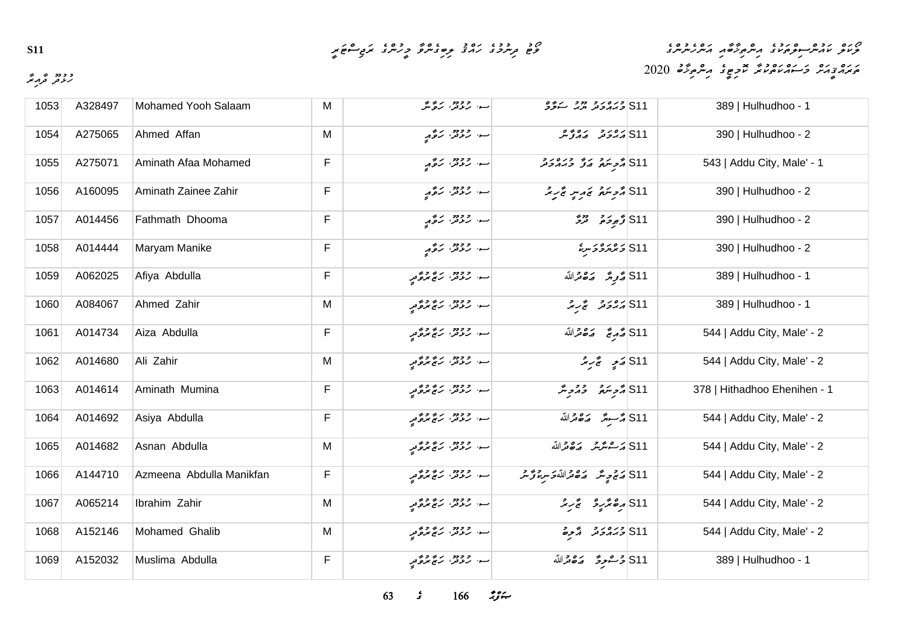| 1053 | A328497 | Mohamed Yooh Salaam | M | ސ. ހުޅުދޫ، ހަވާނާ | S11 މުހައްމަދު ޔޫހު ސަލާމް | 389 \| Hulhudhoo - 1 |
|---|---|---|---|---|---|---|
| 1054 | A275065 | Ahmed Affan | M | ސ. ހުޅުދޫ، ހަވާދި | S11 އަޙްމަދު އައްފާން | 390 \| Hulhudhoo - 2 |
| 1055 | A275071 | Aminath Afaa Mohamed | F | ސ. ހުޅުދޫ، ހަވާދި | S11 އާމިނަތު އަފާ މުހައްމަދު | 543 \| Addu City, Male' - 1 |
| 1056 | A160095 | Aminath Zainee Zahir | F | ސ. ހުޅުދޫ، ހަވާދި | S11 އާމިނަތު ޒައިނީ ޒާހިރު | 390 \| Hulhudhoo - 2 |
| 1057 | A014456 | Fathmath Dhooma | F | ސ. ހުޅުދޫ، ހަވާދި | S11 ފާތިމަތު ދޫމާ | 390 \| Hulhudhoo - 2 |
| 1058 | A014444 | Maryam Manike | F | ސ. ހުޅުދޫ، ހަވާދި | S11 މަރިޔަމްމަނިކެ | 390 \| Hulhudhoo - 2 |
| 1059 | A062025 | Afiya Abdulla | F | ސ. ހުޅުދޫ، ހަޒަރުވާދި | S11 އާފިޔާ އަބްދުﷲ | 389 \| Hulhudhoo - 1 |
| 1060 | A084067 | Ahmed Zahir | M | ސ. ހުޅުދޫ، ހަޒަރުވާދި | S11 އަޙްމަދު ޒާހިރު | 389 \| Hulhudhoo - 1 |
| 1061 | A014734 | Aiza Abdulla | F | ސ. ހުޅުދޫ، ހަޒަރުވާދި | S11 އާއިޒާ އަބްދުﷲ | 544 \| Addu City, Male' - 2 |
| 1062 | A014680 | Ali Zahir | M | ސ. ހުޅުދޫ، ހަޒަރުވާދި | S11 އަލި ޒާހިރު | 544 \| Addu City, Male' - 2 |
| 1063 | A014614 | Aminath Mumina | F | ސ. ހުޅުދޫ، ހަޒަރުވާދި | S11 އާމިނަތު މުއުމިނާ | 378 \| Hithadhoo Ehenihen - 1 |
| 1064 | A014692 | Asiya Abdulla | F | ސ. ހުޅުދޫ، ހަޒަރުވާދި | S11 އާސިޔާ އަބްދުﷲ | 544 \| Addu City, Male' - 2 |
| 1065 | A014682 | Asnan Abdulla | M | ސ. ހުޅުދޫ، ހަޒަރުވާދި | S11 އަސްނާން އަބްދުﷲ | 544 \| Addu City, Male' - 2 |
| 1066 | A144710 | Azmeena Abdulla Manikfan | F | ސ. ހުޅުދޫ، ހަޒަރުވާދި | S11 އަޒްމީނާ އަބްދުﷲމަނިކުފާން | 544 \| Addu City, Male' - 2 |
| 1067 | A065214 | Ibrahim Zahir | M | ސ. ހުޅުދޫ، ހަޒަރުވާދި | S11 އިބްރާހީމް ޒާހިރު | 544 \| Addu City, Male' - 2 |
| 1068 | A152146 | Mohamed Ghalib | M | ސ. ހުޅުދޫ، ހަޒަރުވާދި | S11 މުހައްމަދު ޣާލިބު | 544 \| Addu City, Male' - 2 |
| 1069 | A152032 | Muslima Abdulla | F | ސ. ހުޅުދޫ، ހަޒަރުވާދި | S11 މުސްލިމާ އަބްދުﷲ | 389 \| Hulhudhoo - 1 |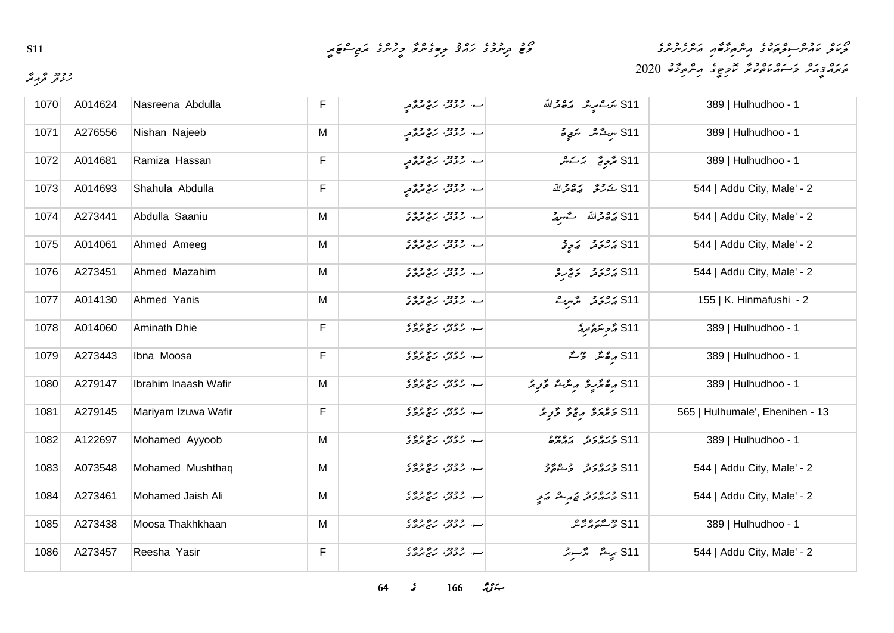| 1070 | A014624 | Nasreena Abdulla | F | ސ. ހުޅުދޫ، ހަޖަރުވާދީ | S11 ނަސްރީނާ އަބްދުﷲ | 389 \| Hulhudhoo - 1 |
|---|---|---|---|---|---|---|
| 1071 | A276556 | Nishan Najeeb | M | ސ. ހުޅުދޫ، ހަޖަރުވާދީ | S11 ނިޝާން ނަޖީބު | 389 \| Hulhudhoo - 1 |
| 1072 | A014681 | Ramiza Hassan | F | ސ. ހުޅުދޫ، ހަޖަރުވާދީ | S11 ރާމިޒާ ހަސަން | 389 \| Hulhudhoo - 1 |
| 1073 | A014693 | Shahula Abdulla | F | ސ. ހުޅުދޫ، ހަޖަރުވާދީ | S11 ޝަހުލާ އަބްދުﷲ | 544 \| Addu City, Male' - 2 |
| 1074 | A273441 | Abdulla Saaniu | M | ސ. ހުޅުދޫ، ހަޖަރުމާގެ | S11 އަބްދުﷲ ސާނިޢު | 544 \| Addu City, Male' - 2 |
| 1075 | A014061 | Ahmed Ameeg | M | ސ. ހުޅުދޫ، ހަޖަރުމާގެ | S11 އަޙްމަދު އަމީގު | 544 \| Addu City, Male' - 2 |
| 1076 | A273451 | Ahmed Mazahim | M | ސ. ހުޅުދޫ، ހަޖަރުމާގެ | S11 އަޙްމަދު މަޒާހިމް | 544 \| Addu City, Male' - 2 |
| 1077 | A014130 | Ahmed Yanis | M | ސ. ހުޅުދޫ، ހަޖަރުމާގެ | S11 އަޙްމަދު ޔާނިސް | 155 \| K. Hinmafushi - 2 |
| 1078 | A014060 | Aminath Dhie | F | ސ. ހުޅުދޫ، ހަޖަރުމާގެ | S11 އާމިނަތުދިއީ | 389 \| Hulhudhoo - 1 |
| 1079 | A273443 | Ibna Moosa | F | ސ. ހުޅުދޫ، ހަޖަރުމާގެ | S11 އިބްނާ މޫސާ | 389 \| Hulhudhoo - 1 |
| 1080 | A279147 | Ibrahim Inaash Wafir | M | ސ. ހުޅުދޫ، ހަޖަރުމާގެ | S11 އިބްރާހީމް އިނާޝް ވާފިރު | 389 \| Hulhudhoo - 1 |
| 1081 | A279145 | Mariyam Izuwa Wafir | F | ސ. ހުޅުދޫ، ހަޖަރުމާގެ | S11 މަރިޔަމް އިޒުވާ ވާފިރު | 565 \| Hulhumale', Ehenihen - 13 |
| 1082 | A122697 | Mohamed Ayyoob | M | ސ. ހުޅުދޫ، ހަޖަރުމާގެ | S11 މުޙައްމަދު އައްޔޫބު | 389 \| Hulhudhoo - 1 |
| 1083 | A073548 | Mohamed Mushthaq | M | ސ. ހުޅުދޫ، ހަޖަރުމާގެ | S11 މުޙައްމަދު މުޝްތާޤު | 544 \| Addu City, Male' - 2 |
| 1084 | A273461 | Mohamed Jaish Ali | M | ސ. ހުޅުދޫ، ހަޖަރުމާގެ | S11 މުޙައްމަދު ޖައިޝް އަލި | 544 \| Addu City, Male' - 2 |
| 1085 | A273438 | Moosa Thakhkhaan | M | ސ. ހުޅުދޫ، ހަޖަރުމާގެ | S11 މޫސާތައްޚާން | 389 \| Hulhudhoo - 1 |
| 1086 | A273457 | Reesha Yasir | F | ސ. ހުޅުދޫ، ހަޖަރުމާގެ | S11 ރީޝާ ޔާސިރު | 544 \| Addu City, Male' - 2 |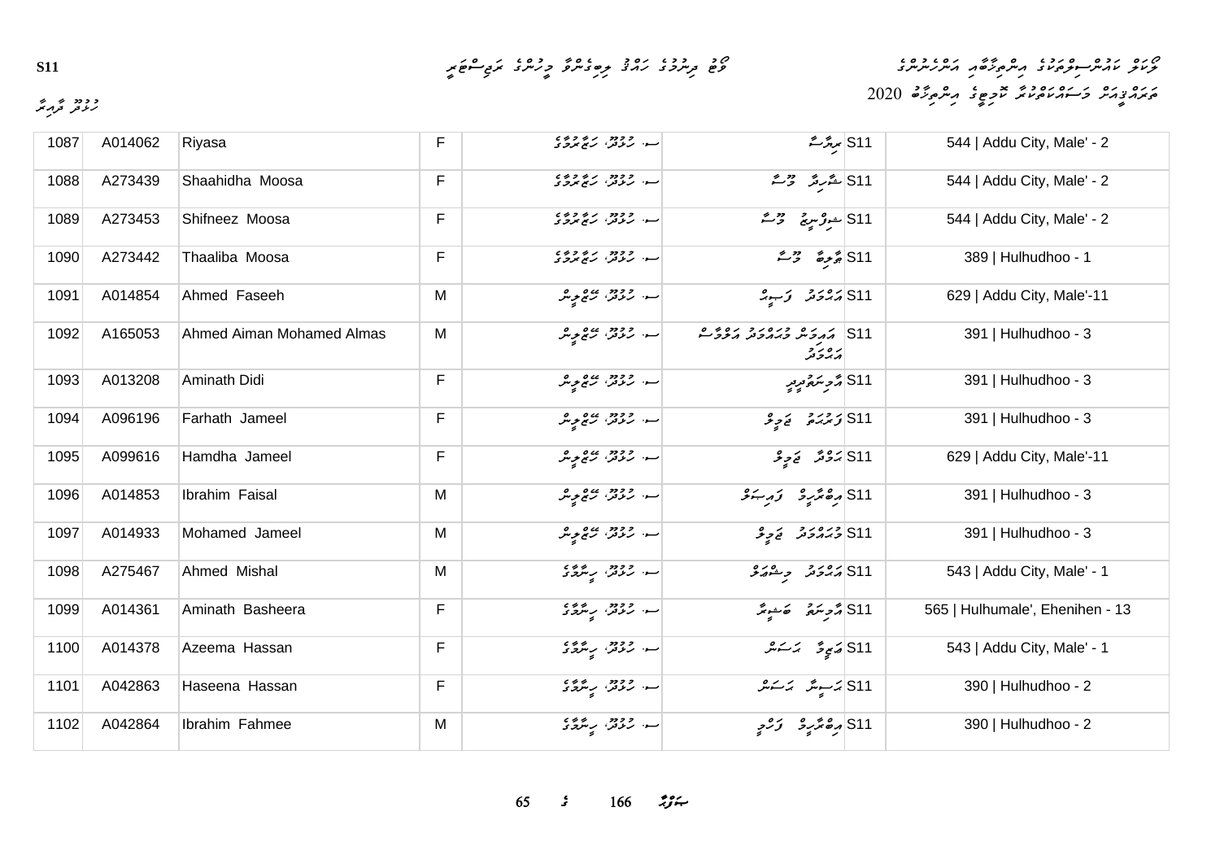| 1087 | A014062 | Riyasa | F | ސ. ހުޅުދޫ، ހަޖްރާގޭ | S11 ރިޔާސާ | 544 \| Addu City, Male' - 2 |
|---|---|---|---|---|---|---|
| 1088 | A273439 | Shaahidha Moosa | F | ސ. ހުޅުދޫ، ހަޖްރާގޭ | S11 ޝާހިދާ މޫސާ | 544 \| Addu City, Male' - 2 |
| 1089 | A273453 | Shifneez Moosa | F | ސ. ހުޅުދޫ، ހަޖްރާގޭ | S11 ޝިފްނީޒް މޫސާ | 544 \| Addu City, Male' - 2 |
| 1090 | A273442 | Thaaliba Moosa | F | ސ. ހުޅުދޫ، ހަޖްރާގޭ | S11 ޠާލިބާ މޫސާ | 389 \| Hulhudhoo - 1 |
| 1091 | A014854 | Ahmed Faseeh | M | ސ. ހުޅުދޫ، ހޯމްލީން | S11 އަހުމަދު ފަސީހު | 629 \| Addu City, Male'-11 |
| 1092 | A165053 | Ahmed Aiman Mohamed Almas | M | ސ. ހުޅުދޫ، ހޯމްލީން | S11 އަހުމަދު އައިމަން މުހައްމަދު އަލްމާސް | 391 \| Hulhudhoo - 3 |
| 1093 | A013208 | Aminath Didi | F | ސ. ހުޅުދޫ، ހޯމްލީން | S11 އާމިނަތުދީދީ | 391 \| Hulhudhoo - 3 |
| 1094 | A096196 | Farhath Jameel | F | ސ. ހުޅުދޫ، ހޯމްލީން | S11 ފަރުހަތު ޖަމީލް | 391 \| Hulhudhoo - 3 |
| 1095 | A099616 | Hamdha Jameel | F | ސ. ހުޅުދޫ، ހޯމްލީން | S11 ހަމްދާ ޖަމީލް | 629 \| Addu City, Male'-11 |
| 1096 | A014853 | Ibrahim Faisal | M | ސ. ހުޅުދޫ، ހޯމްލީން | S11 އިބްރާހީމް ފައިސަލް | 391 \| Hulhudhoo - 3 |
| 1097 | A014933 | Mohamed Jameel | M | ސ. ހުޅުދޫ، ހޯމްލީން | S11 މުހައްމަދު ޖަމީލް | 391 \| Hulhudhoo - 3 |
| 1098 | A275467 | Ahmed Mishal | M | ސ. ހުޅުދޫ، ހިނާގޭ | S11 އަހުމަދު މިޝަލް | 543 \| Addu City, Male' - 1 |
| 1099 | A014361 | Aminath Basheera | F | ސ. ހުޅުދޫ، ހިނާގޭ | S11 އާމިނަތު ބަޝީރާ | 565 \| Hulhumale', Ehenihen - 13 |
| 1100 | A014378 | Azeema Hassan | F | ސ. ހުޅުދޫ، ހިނާގޭ | S11 އަޒީމާ ހަސަން | 543 \| Addu City, Male' - 1 |
| 1101 | A042863 | Haseena Hassan | F | ސ. ހުޅުދޫ، ހިނާގޭ | S11 ހަސީނާ ހަސަން | 390 \| Hulhudhoo - 2 |
| 1102 | A042864 | Ibrahim Fahmee | M | ސ. ހުޅުދޫ، ހިނާގޭ | S11 އިބްރާހީމް ފަހުމީ | 390 \| Hulhudhoo - 2 |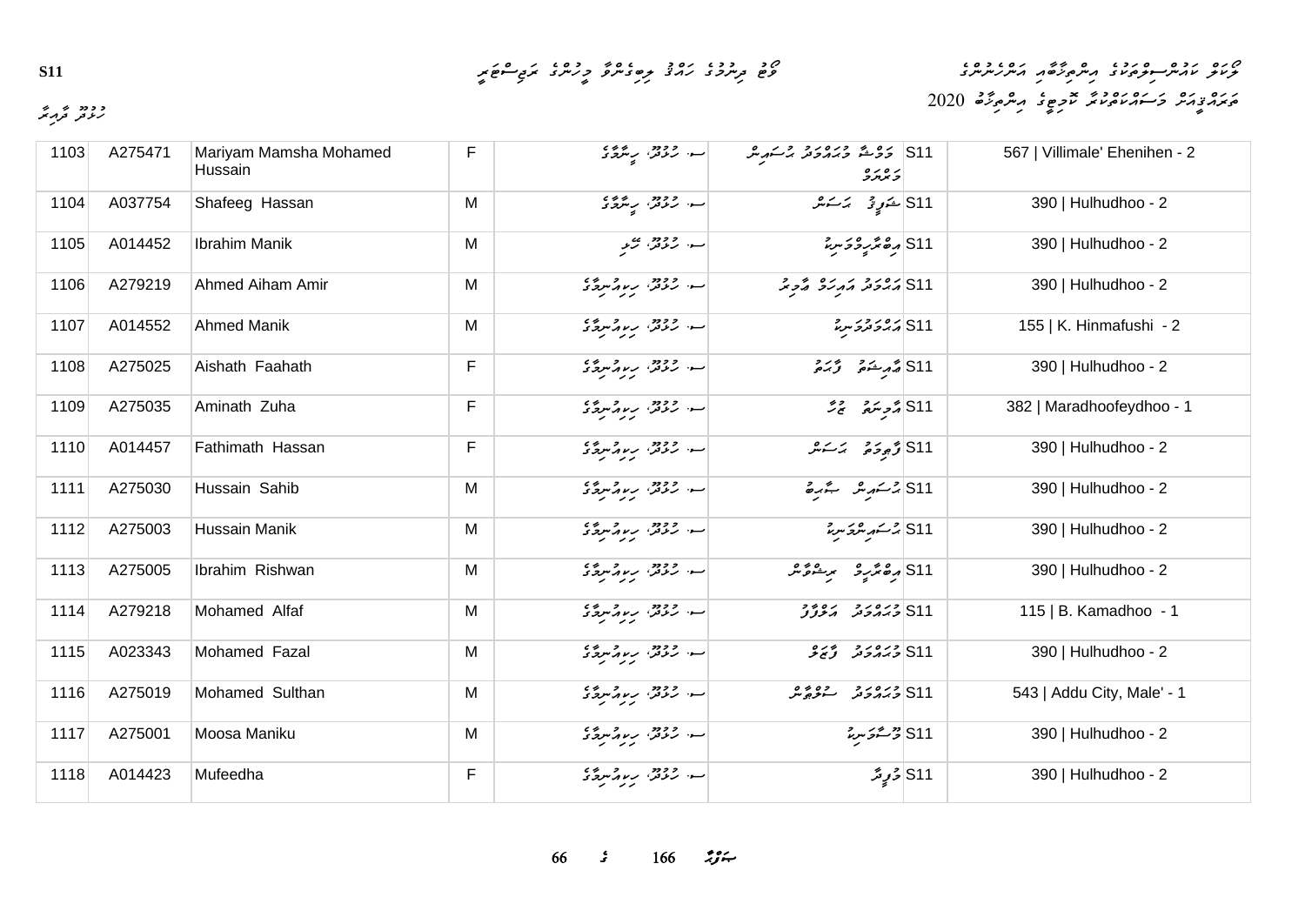| 1103 | A275471 | Mariyam Mamsha Mohamed Hussain | F | ސ. ހުޅުދޫ، ހިނގާގޭ | S11 | މަރިޔަމް މަމްޝާ މުހައްމަދު ހުސައިން | 567 \| Villimale' Ehenihen - 2 |
|---|---|---|---|---|---|---|---|
| 1104 | A037754 | Shafeeg Hassan | M | ސ. ހުޅުދޫ، ހިނގާގޭ | S11 | ޝަފީގު ހަސަން | 390 \| Hulhudhoo - 2 |
| 1105 | A014452 | Ibrahim Manik | M | ސ. ހުޅުދޫ، ގުލީ | S11 | އިބްރާހީމްމަނިކު | 390 \| Hulhudhoo - 2 |
| 1106 | A279219 | Ahmed Aiham Amir | M | ސ. ހުޅުދޫ، ހިޔާއުސްދާގޭ | S11 | އަހުމަދު އައިހަމް އާމިރު | 390 \| Hulhudhoo - 2 |
| 1107 | A014552 | Ahmed Manik | M | ސ. ހުޅުދޫ، ހިޔާއުސްދާގޭ | S11 | އަހުމަދުމަނިކު | 155 \| K. Hinmafushi - 2 |
| 1108 | A275025 | Aishath Faahath | F | ސ. ހުޅުދޫ، ހިޔާއުސްދާގޭ | S11 | އާއިޝަތު ފާހަތު | 390 \| Hulhudhoo - 2 |
| 1109 | A275035 | Aminath Zuha | F | ސ. ހުޅުދޫ، ހިޔާއުސްދާގޭ | S11 | އާމިނަތު ޒުހާ | 382 \| Maradhoofeydhoo - 1 |
| 1110 | A014457 | Fathimath Hassan | F | ސ. ހުޅުދޫ، ހިޔާއުސްދާގޭ | S11 | ފާތިމަތު ހަސަން | 390 \| Hulhudhoo - 2 |
| 1111 | A275030 | Hussain Sahib | M | ސ. ހުޅުދޫ، ހިޔާއުސްދާގޭ | S11 | ހުސައިން ސާހިބު | 390 \| Hulhudhoo - 2 |
| 1112 | A275003 | Hussain Manik | M | ސ. ހުޅުދޫ، ހިޔާއުސްދާގޭ | S11 | ހުސައިންމަނިކު | 390 \| Hulhudhoo - 2 |
| 1113 | A275005 | Ibrahim Rishwan | M | ސ. ހުޅުދޫ، ހިޔާއުސްދާގޭ | S11 | އިބްރާހީމް ރިޝްވާން | 390 \| Hulhudhoo - 2 |
| 1114 | A279218 | Mohamed Alfaf | M | ސ. ހުޅުދޫ، ހިޔާއުސްދާގޭ | S11 | މުހައްމަދު އަލްފާފު | 115 \| B. Kamadhoo - 1 |
| 1115 | A023343 | Mohamed Fazal | M | ސ. ހުޅުދޫ، ހިޔާއުސްދާގޭ | S11 | މުހައްމަދު ފަޟަލް | 390 \| Hulhudhoo - 2 |
| 1116 | A275019 | Mohamed Sulthan | M | ސ. ހުޅުދޫ، ހިޔާއުސްދާގޭ | S11 | މުހައްމަދު ސުލްޠާން | 543 \| Addu City, Male' - 1 |
| 1117 | A275001 | Moosa Maniku | M | ސ. ހުޅުދޫ، ހިޔާއުސްދާގޭ | S11 | މޫސާމަނިކު | 390 \| Hulhudhoo - 2 |
| 1118 | A014423 | Mufeedha | F | ސ. ހުޅުދޫ، ހިޔާއުސްދާގޭ | S11 | މުފީދާ | 390 \| Hulhudhoo - 2 |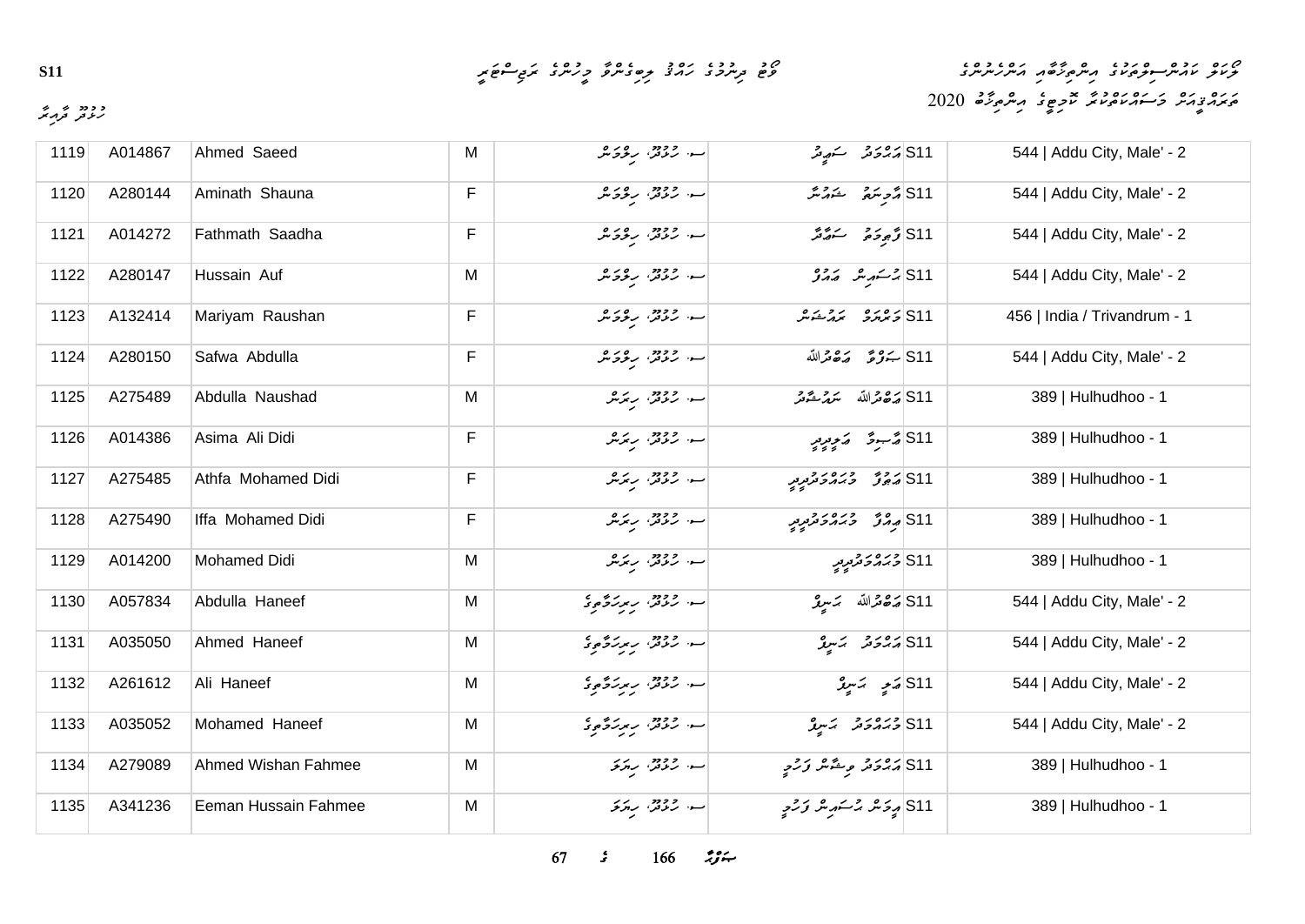| 1119 | A014867 | Ahmed Saeed | M | ސ. ހުޅުދޫ، ހިލާލަން | S11 އަޙްމަދު ސަޢީދު | 544 \| Addu City, Male' - 2 |
|---|---|---|---|---|---|---|
| 1120 | A280144 | Aminath Shauna | F | ސ. ހުޅުދޫ، ހިލާލަން | S11 އާމިނަތު ޝައުނާ | 544 \| Addu City, Male' - 2 |
| 1121 | A014272 | Fathmath Saadha | F | ސ. ހުޅުދޫ، ހިލާލަން | S11 ފާތިމަތު ސަޢާދާ | 544 \| Addu City, Male' - 2 |
| 1122 | A280147 | Hussain Auf | M | ސ. ހުޅުދޫ، ހިލާލަން | S11 ހުސައިން އައުފު | 544 \| Addu City, Male' - 2 |
| 1123 | A132414 | Mariyam Raushan | F | ސ. ހުޅުދޫ، ހިލާލަން | S11 މަރިޔަމް ރައުޝަން | 456 \| India / Trivandrum - 1 |
| 1124 | A280150 | Safwa Abdulla | F | ސ. ހުޅުދޫ، ހިލާލަން | S11 ސަފްވާ ޢަބްދުﷲ | 544 \| Addu City, Male' - 2 |
| 1125 | A275489 | Abdulla Naushad | M | ސ. ހުޅުދޫ، ހިރަން | S11 ޢަބްދުﷲ ނައުޝާދު | 389 \| Hulhudhoo - 1 |
| 1126 | A014386 | Asima Ali Didi | F | ސ. ހުޅުދޫ، ހިރަން | S11 އާސިމާ ޢަލީދީދީ | 389 \| Hulhudhoo - 1 |
| 1127 | A275485 | Athfa Mohamed Didi | F | ސ. ހުޅުދޫ، ހިރަން | S11 އަތްފާ މުޙައްމަދުދީދީ | 389 \| Hulhudhoo - 1 |
| 1128 | A275490 | Iffa Mohamed Didi | F | ސ. ހުޅުދޫ، ހިރަން | S11 އިއްފާ މުޙައްމަދުދީދީ | 389 \| Hulhudhoo - 1 |
| 1129 | A014200 | Mohamed Didi | M | ސ. ހުޅުދޫ، ހިރަން | S11 މުޙައްމަދުދީދީ | 389 \| Hulhudhoo - 1 |
| 1130 | A057834 | Abdulla Haneef | M | ސ. ހުޅުދޫ، ހިރިހަމާގެ | S11 ޢަބްދުﷲ ޙަނީފު | 544 \| Addu City, Male' - 2 |
| 1131 | A035050 | Ahmed Haneef | M | ސ. ހުޅުދޫ، ހިރިހަމާގެ | S11 އަޙްމަދު ޙަނީފު | 544 \| Addu City, Male' - 2 |
| 1132 | A261612 | Ali Haneef | M | ސ. ހުޅުދޫ، ހިރިހަމާގެ | S11 ޢަލީ ޙަނީފު | 544 \| Addu City, Male' - 2 |
| 1133 | A035052 | Mohamed Haneef | M | ސ. ހުޅުދޫ، ހިރިހަމާގެ | S11 މުޙައްމަދު ޙަނީފު | 544 \| Addu City, Male' - 2 |
| 1134 | A279089 | Ahmed Wishan Fahmee | M | ސ. ހުޅުދޫ، ހިޔަލަ | S11 އަޙްމަދު ވިޝާން ފަހުމީ | 389 \| Hulhudhoo - 1 |
| 1135 | A341236 | Eeman Hussain Fahmee | M | ސ. ހުޅުދޫ، ހިޔަލަ | S11 އީމަން ހުސައިން ފަހުމީ | 389 \| Hulhudhoo - 1 |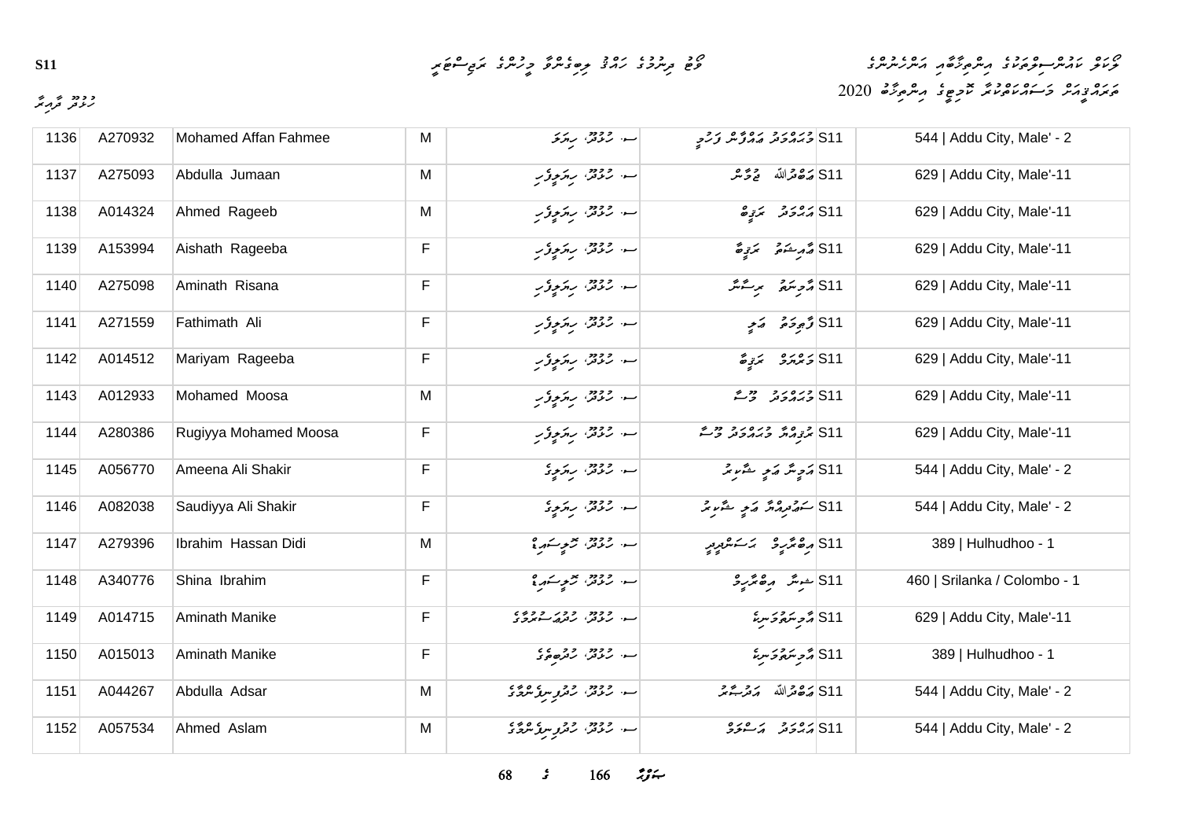| 1136 | A270932 | Mohamed Affan Fahmee | M | ސ. ހުޅުދޫ، ރިއަލް | S11 މުހައްމަދު އައްފާން ފަހުމީ | 544 \| Addu City, Male' - 2 |
|---|---|---|---|---|---|---|
| 1137 | A275093 | Abdulla Jumaan | M | ސ. ހުޅުދޫ، ރިއަލްވިލާ | S11 އަބްދުﷲ ޖުމާން | 629 \| Addu City, Male'-11 |
| 1138 | A014324 | Ahmed Rageeb | M | ސ. ހުޅުދޫ، ރިއަލްވިލާ | S11 އަހުމަދު ރަގީބު | 629 \| Addu City, Male'-11 |
| 1139 | A153994 | Aishath Rageeba | F | ސ. ހުޅުދޫ، ރިއަލްވިލާ | S11 އާއިޝަތު ރަގީބާ | 629 \| Addu City, Male'-11 |
| 1140 | A275098 | Aminath Risana | F | ސ. ހުޅުދޫ، ރިއަލްވިލާ | S11 އާމިނަތު ރިސާނާ | 629 \| Addu City, Male'-11 |
| 1141 | A271559 | Fathimath Ali | F | ސ. ހުޅުދޫ، ރިއަލްވިލާ | S11 ފާތިމަތު އަލީ | 629 \| Addu City, Male'-11 |
| 1142 | A014512 | Mariyam Rageeba | F | ސ. ހުޅުދޫ، ރިއަލްވިލާ | S11 މަރިޔަމް ރަގީބާ | 629 \| Addu City, Male'-11 |
| 1143 | A012933 | Mohamed Moosa | M | ސ. ހުޅުދޫ، ރިއަލްވިލާ | S11 މުހައްމަދު މޫސާ | 629 \| Addu City, Male'-11 |
| 1144 | A280386 | Rugiyya Mohamed Moosa | F | ސ. ހުޅުދޫ، ރިއަލްވިލާ | S11 ރުގިއްޔާ މުހައްމަދު މޫސާ | 629 \| Addu City, Male'-11 |
| 1145 | A056770 | Ameena Ali Shakir | F | ސ. ހުޅުދޫ، ރިއަލްގެ | S11 އަމީނާ އަލީ ޝާކިރު | 544 \| Addu City, Male' - 2 |
| 1146 | A082038 | Saudiyya Ali Shakir | F | ސ. ހުޅުދޫ، ރިއަލްގެ | S11 ސައުދިއްޔާ އަލީ ޝާކިރު | 544 \| Addu City, Male' - 2 |
| 1147 | A279396 | Ibrahim Hassan Didi | M | ސ. ހުޅުދޫ، ރޯޒީސަންގ | S11 އިބްރާހީމް ހަސަންދީދީ | 389 \| Hulhudhoo - 1 |
| 1148 | A340776 | Shina Ibrahim | F | ސ. ހުޅުދޫ، ރޯޒީސަންގ | S11 ޝީނާ އިބްރާހީމް | 460 \| Srilanka / Colombo - 1 |
| 1149 | A014715 | Aminath Manike | F | ސ. ހުޅުދޫ، ހުޅުހަސްތުރުގެ | S11 އާމިނަތުމަނިކެ | 629 \| Addu City, Male'-11 |
| 1150 | A015013 | Aminath Manike | F | ސ. ހުޅުދޫ، ހުޅުބަގެ | S11 އާމިނަތުމަނިކެ | 389 \| Hulhudhoo - 1 |
| 1151 | A044267 | Abdulla Adsar | M | ސ. ހުޅުދޫ، ހުޅުވިނގޮޅިގެ | S11 އަބްދުﷲ އަދުސާރު | 544 \| Addu City, Male' - 2 |
| 1152 | A057534 | Ahmed Aslam | M | ސ. ހުޅުދޫ، ހުޅުވިނގޮޅިގެ | S11 އަހުމަދު އަސްލަމް | 544 \| Addu City, Male' - 2 |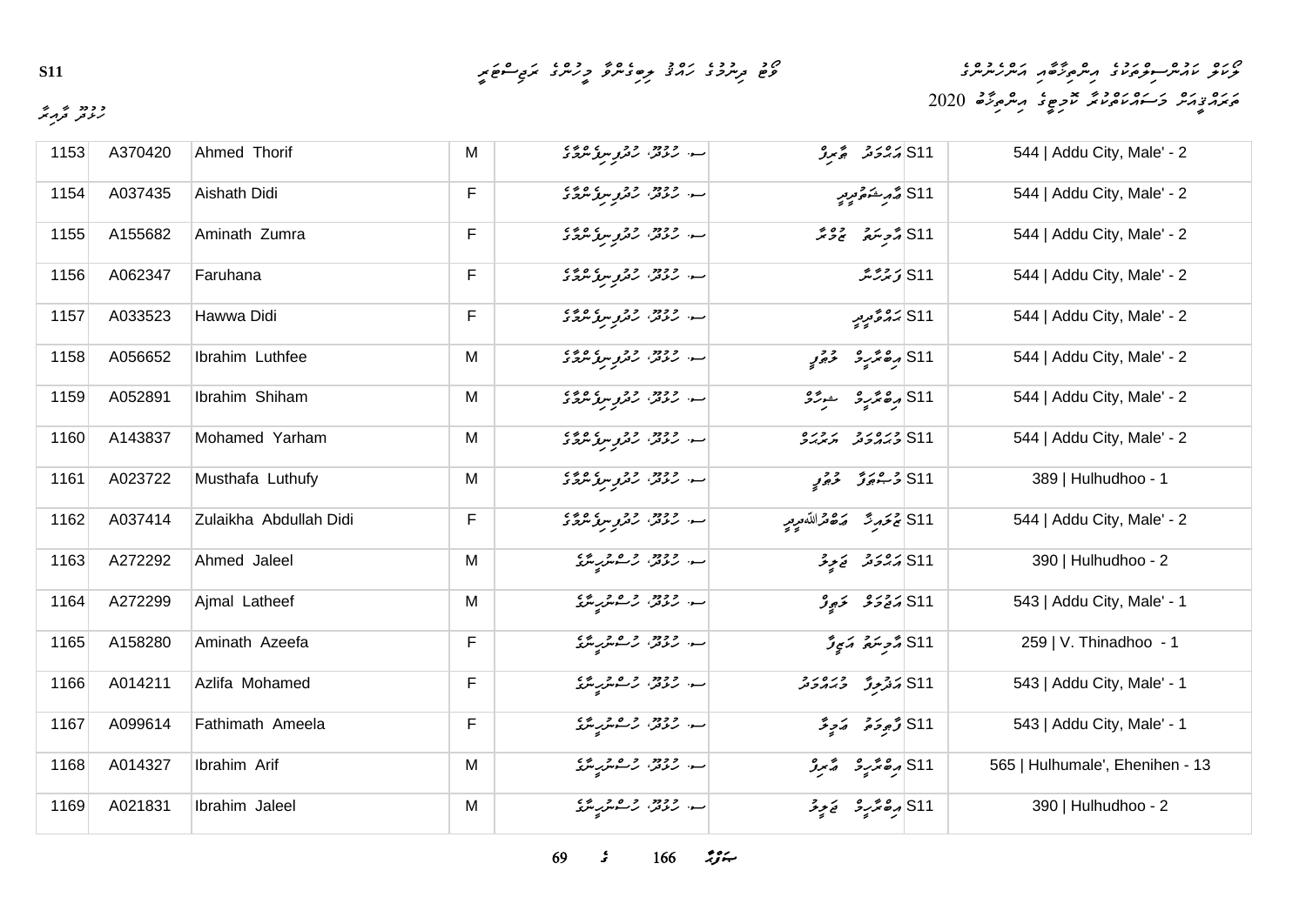| 1153 | A370420 | Ahmed Thorif | M | ސ. ހުޅުދޫ، ހުޅުދޫ ސްކޫލް ބައްގަ | S11 އަހްމަދު ތާރިފް | 544 \| Addu City, Male' - 2 |
|---|---|---|---|---|---|---|
| 1154 | A037435 | Aishath Didi | F | ސ. ހުޅުދޫ، ހުޅުދޫ ސްކޫލް ބައްގަ | S11 އާއިޝަތުދީދީ | 544 \| Addu City, Male' - 2 |
| 1155 | A155682 | Aminath Zumra | F | ސ. ހުޅުދޫ، ހުޅުދޫ ސްކޫލް ބައްގަ | S11 އާމިނަތު ޒުމްރާ | 544 \| Addu City, Male' - 2 |
| 1156 | A062347 | Faruhana | F | ސ. ހުޅުދޫ، ހުޅުދޫ ސްކޫލް ބައްގަ | S11 ފަރުހާނާ | 544 \| Addu City, Male' - 2 |
| 1157 | A033523 | Hawwa Didi | F | ސ. ހުޅުދޫ، ހުޅުދޫ ސްކޫލް ބައްގަ | S11 ހައްވާދީދީ | 544 \| Addu City, Male' - 2 |
| 1158 | A056652 | Ibrahim Luthfee | M | ސ. ހުޅުދޫ، ހުޅުދޫ ސްކޫލް ބައްގަ | S11 އިބްރާހީމް ލުތުފީ | 544 \| Addu City, Male' - 2 |
| 1159 | A052891 | Ibrahim Shiham | M | ސ. ހުޅުދޫ، ހުޅުދޫ ސްކޫލް ބައްގަ | S11 އިބްރާހީމް ޝިހާމް | 544 \| Addu City, Male' - 2 |
| 1160 | A143837 | Mohamed Yarham | M | ސ. ހުޅުދޫ، ހުޅުދޫ ސްކޫލް ބައްގަ | S11 މުހައްމަދު ޔަރްހަމް | 544 \| Addu City, Male' - 2 |
| 1161 | A023722 | Musthafa Luthufy | M | ސ. ހުޅުދޫ، ހުޅުދޫ ސްކޫލް ބައްގަ | S11 މުސްތަފާ ލުތުފީ | 389 \| Hulhudhoo - 1 |
| 1162 | A037414 | Zulaikha Abdullah Didi | F | ސ. ހުޅުދޫ، ހުޅުދޫ ސްކޫލް ބައްގަ | S11 ޒުލައިޚާ އަބްދުﷲދީދީ | 544 \| Addu City, Male' - 2 |
| 1163 | A272292 | Ahmed Jaleel | M | ސ. ހުޅުދޫ، ހުސްނުހިނާ | S11 އަހްމަދު ޖަލީލް | 390 \| Hulhudhoo - 2 |
| 1164 | A272299 | Ajmal Latheef | M | ސ. ހުޅުދޫ، ހުސްނުހިނާ | S11 އަޖްމަލް ލަތީފް | 543 \| Addu City, Male' - 1 |
| 1165 | A158280 | Aminath Azeefa | F | ސ. ހުޅުދޫ، ހުސްނުހިނާ | S11 އާމިނަތު އަޒީފާ | 259 \| V. Thinadhoo - 1 |
| 1166 | A014211 | Azlifa Mohamed | F | ސ. ހުޅުދޫ، ހުސްނުހިނާ | S11 އަޒްލީފާ މުހައްމަދު | 543 \| Addu City, Male' - 1 |
| 1167 | A099614 | Fathimath Ameela | F | ސ. ހުޅުދޫ، ހުސްނުހިނާ | S11 ފާތިމަތު އަމީލާ | 543 \| Addu City, Male' - 1 |
| 1168 | A014327 | Ibrahim Arif | M | ސ. ހުޅުދޫ، ހުސްނުހިނާ | S11 އިބްރާހީމް އާރިފް | 565 \| Hulhumale', Ehenihen - 13 |
| 1169 | A021831 | Ibrahim Jaleel | M | ސ. ހުޅުދޫ، ހުސްނުހިނާ | S11 އިބްރާހީމް ޖަލީލް | 390 \| Hulhudhoo - 2 |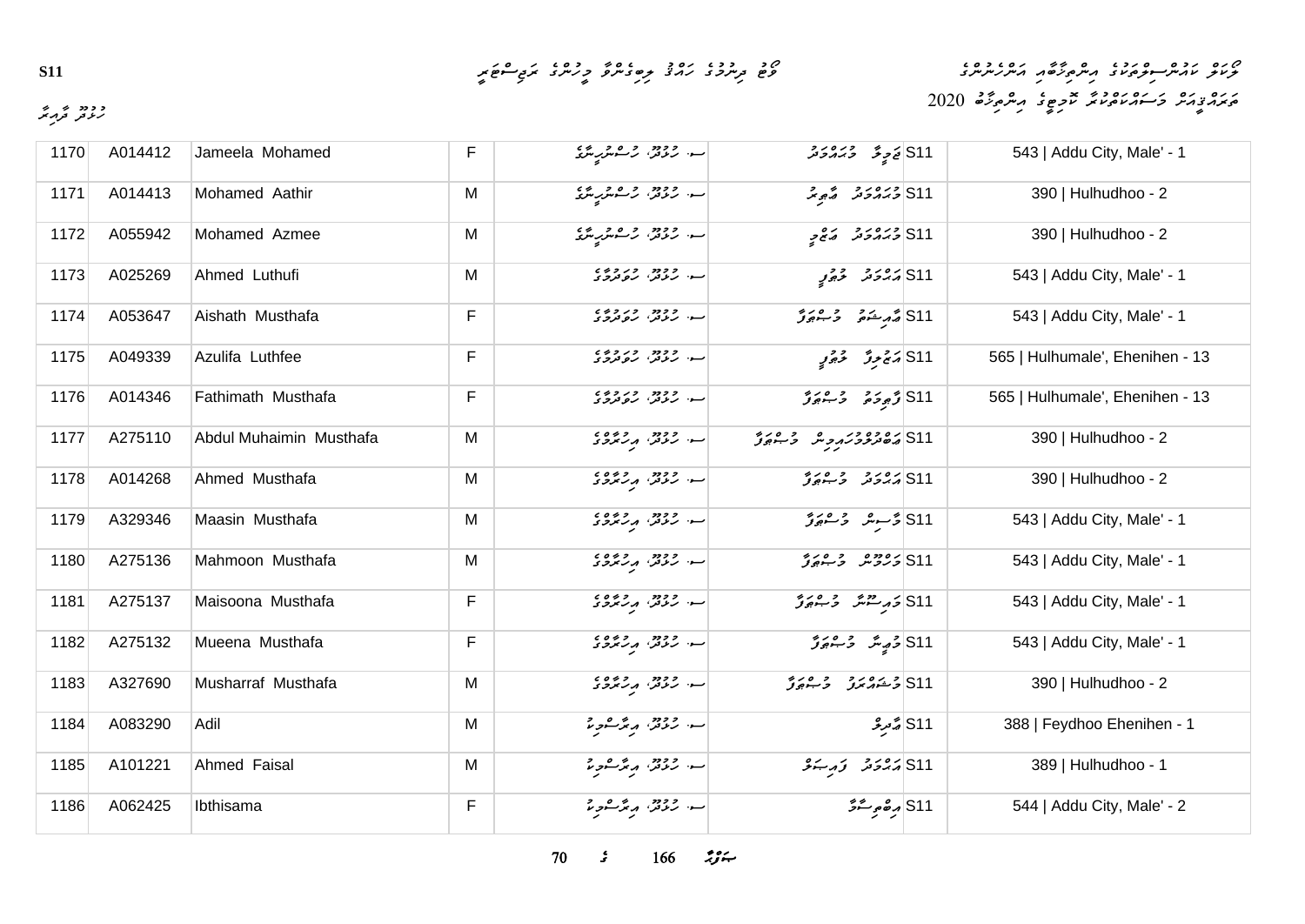| 1170 | A014412 | Jameela Mohamed | F | ސ. ހުޅުދޫ، ހުސްނުހިނާގެ | S11 ޖަމީލާ މުޙައްމަދު | 543 \| Addu City, Male' - 1 |
|---|---|---|---|---|---|---|
| 1171 | A014413 | Mohamed Aathir | M | ސ. ހުޅުދޫ، ހުސްނުހިނާގެ | S11 މުޙައްމަދު އާތިރު | 390 \| Hulhudhoo - 2 |
| 1172 | A055942 | Mohamed Azmee | M | ސ. ހުޅުދޫ، ހުސްނުހިނާގެ | S11 މުޙައްމަދު އަޒްމީ | 390 \| Hulhudhoo - 2 |
| 1173 | A025269 | Ahmed Luthufi | M | ސ. ހުޅުދޫ، ހުވަދުމާގެ | S11 އަހްމަދު ލުތުފީ | 543 \| Addu City, Male' - 1 |
| 1174 | A053647 | Aishath Musthafa | F | ސ. ހުޅުދޫ، ހުވަދުމާގެ | S11 އާއިޝަތު މުސްތަފާ | 543 \| Addu City, Male' - 1 |
| 1175 | A049339 | Azulifa Luthfee | F | ސ. ހުޅުދޫ، ހުވަދުމާގެ | S11 އަޒުލިފާ ލުތުފީ | 565 \| Hulhumale', Ehenihen - 13 |
| 1176 | A014346 | Fathimath Musthafa | F | ސ. ހުޅުދޫ، ހުވަދުމާގެ | S11 ފާތިމަތު މުސްތަފާ | 565 \| Hulhumale', Ehenihen - 13 |
| 1177 | A275110 | Abdul Muhaimin Musthafa | M | ސ. ހުޅުދޫ، އިހުރުމާގެ | S11 އަބްދުލްމުހައިމިން މުސްތަފާ | 390 \| Hulhudhoo - 2 |
| 1178 | A014268 | Ahmed Musthafa | M | ސ. ހުޅުދޫ، އިހުރުމާގެ | S11 އަހްމަދު މުސްތަފާ | 390 \| Hulhudhoo - 2 |
| 1179 | A329346 | Maasin Musthafa | M | ސ. ހުޅުދޫ، އިހުރުމާގެ | S11 މާސިން މުސްތަފާ | 543 \| Addu City, Male' - 1 |
| 1180 | A275136 | Mahmoon Musthafa | M | ސ. ހުޅުދޫ، އިހުރުމާގެ | S11 މަހްމޫން މުސްތަފާ | 543 \| Addu City, Male' - 1 |
| 1181 | A275137 | Maisoona Musthafa | F | ސ. ހުޅުދޫ، އިހުރުމާގެ | S11 މައިސޫނާ މުސްތަފާ | 543 \| Addu City, Male' - 1 |
| 1182 | A275132 | Mueena Musthafa | F | ސ. ހުޅުދޫ، އިހުރުމާގެ | S11 މުއީނާ މުސްތަފާ | 543 \| Addu City, Male' - 1 |
| 1183 | A327690 | Musharraf Musthafa | M | ސ. ހުޅުދޫ، އިހުރުމާގެ | S11 މުޝައްރަފު މުސްތަފާ | 390 \| Hulhudhoo - 2 |
| 1184 | A083290 | Adil | M | ސ. ހުޅުދޫ، އިރާސްވިލާ | S11 އާދިލް | 388 \| Feydhoo Ehenihen - 1 |
| 1185 | A101221 | Ahmed Faisal | M | ސ. ހުޅުދޫ، އިރާސްވިލާ | S11 އަހްމަދު ފައިސަލް | 389 \| Hulhudhoo - 1 |
| 1186 | A062425 | Ibthisama | F | ސ. ހުޅުދޫ، އިރާސްވިލާ | S11 އިބްތިސާމާ | 544 \| Addu City, Male' - 2 |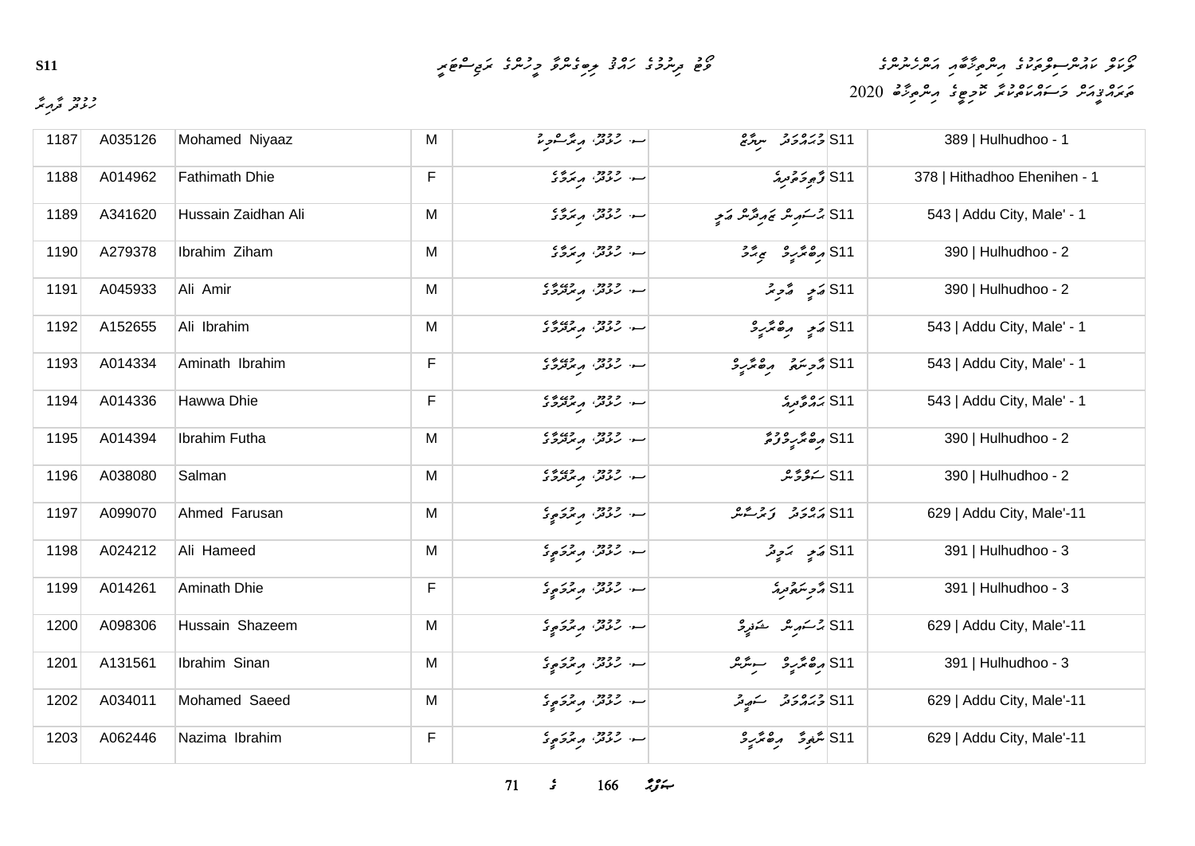| 1187 | A035126 | Mohamed Niyaaz | M | ސ. ހުޅުދޫ، އިދާސާވިލާ | S11 މުހައްމަދު ނިޔާޒު | 389 \| Hulhudhoo - 1 |
|---|---|---|---|---|---|---|
| 1188 | A014962 | Fathimath Dhie | F | ސ. ހުޅުދޫ، އިރަމާގެ | S11 ފާތިމަތު ދިއީ | 378 \| Hithadhoo Ehenihen - 1 |
| 1189 | A341620 | Hussain Zaidhan Ali | M | ސ. ހުޅުދޫ، އިރަމާގެ | S11 ހުސައިން ޒައިދާން އަލީ | 543 \| Addu City, Male' - 1 |
| 1190 | A279378 | Ibrahim Ziham | M | ސ. ހުޅުދޫ، އިރަމާގެ | S11 އިބްރާހީމް ޒިހާމް | 390 \| Hulhudhoo - 2 |
| 1191 | A045933 | Ali Amir | M | ސ. ހުޅުދޫ، އިރުދޫގެ | S11 އަލީ އާމިރު | 390 \| Hulhudhoo - 2 |
| 1192 | A152655 | Ali Ibrahim | M | ސ. ހުޅުދޫ، އިރުދޫގެ | S11 އަލީ އިބްރާހީމް | 543 \| Addu City, Male' - 1 |
| 1193 | A014334 | Aminath Ibrahim | F | ސ. ހުޅުދޫ، އިރުދޫގެ | S11 އާމިނަތު އިބްރާހީމް | 543 \| Addu City, Male' - 1 |
| 1194 | A014336 | Hawwa Dhie | F | ސ. ހުޅުދޫ، އިރުދޫގެ | S11 ހައްވާ ދިއީ | 543 \| Addu City, Male' - 1 |
| 1195 | A014394 | Ibrahim Futha | M | ސ. ހުޅުދޫ، އިރުދޫގެ | S11 އިބްރާހީމްފުތާ | 390 \| Hulhudhoo - 2 |
| 1196 | A038080 | Salman | M | ސ. ހުޅުދޫ، އިރުދޫގެ | S11 ސަލްމާން | 390 \| Hulhudhoo - 2 |
| 1197 | A099070 | Ahmed Farusan | M | ސ. ހުޅުދޫ، އިރުމަތީގެ | S11 އަހުމަދު ފަރުސާން | 629 \| Addu City, Male'-11 |
| 1198 | A024212 | Ali Hameed | M | ސ. ހުޅުދޫ، އިރުމަތީގެ | S11 އަލީ ހަމީދު | 391 \| Hulhudhoo - 3 |
| 1199 | A014261 | Aminath Dhie | F | ސ. ހުޅުދޫ، އިރުމަތީގެ | S11 އާމިނަތުދިއީ | 391 \| Hulhudhoo - 3 |
| 1200 | A098306 | Hussain Shazeem | M | ސ. ހުޅުދޫ، އިރުމަތީގެ | S11 ހުސައިން ޝަޒީމް | 629 \| Addu City, Male'-11 |
| 1201 | A131561 | Ibrahim Sinan | M | ސ. ހުޅުދޫ، އިރުމަތީގެ | S11 އިބްރާހީމް ސިނާން | 391 \| Hulhudhoo - 3 |
| 1202 | A034011 | Mohamed Saeed | M | ސ. ހުޅުދޫ، އިރުމަތީގެ | S11 މުހައްމަދު ސައީދު | 629 \| Addu City, Male'-11 |
| 1203 | A062446 | Nazima Ibrahim | F | ސ. ހުޅުދޫ، އިރުމަތީގެ | S11 ނާޒިމާ އިބްރާހީމް | 629 \| Addu City, Male'-11 |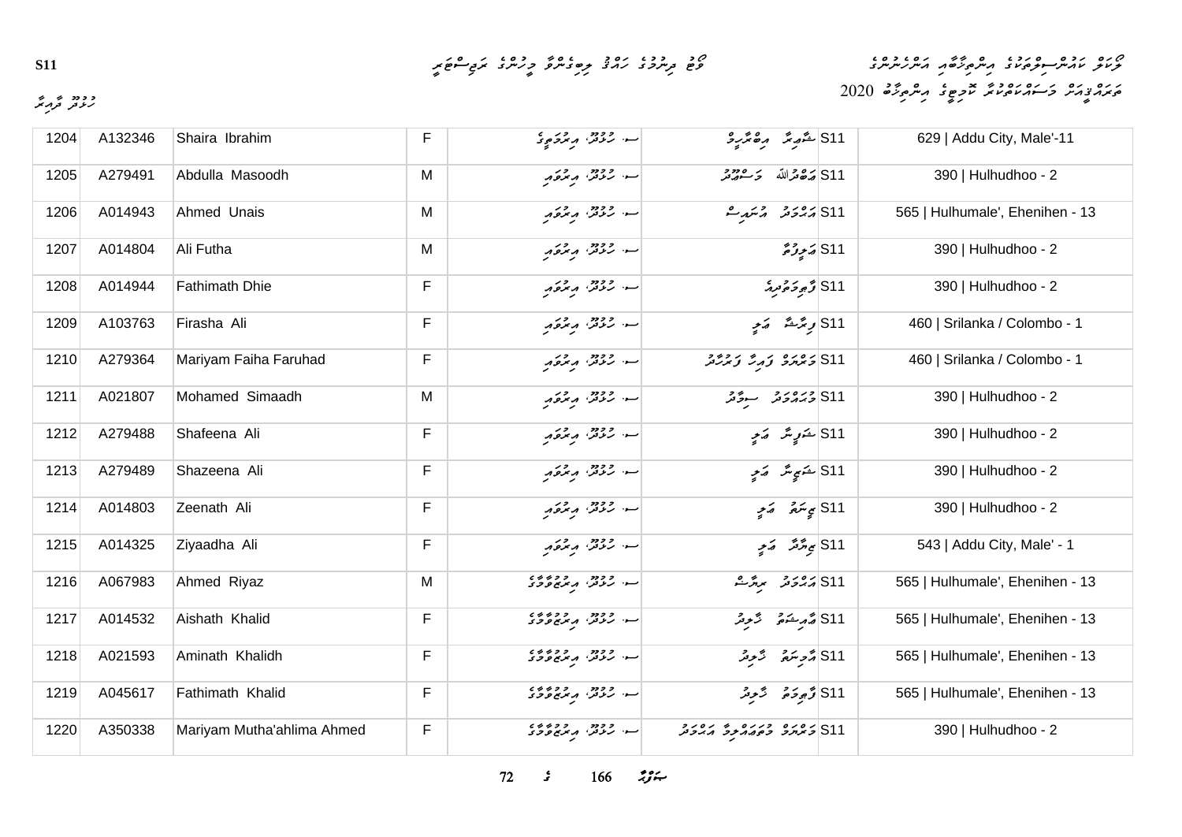| 1204 | A132346 | Shaira Ibrahim | F | ސ. ހުޅުދޫ، އިރުމަތީގެ | S11 ޝާއިރާ އިބްރާހީމް | 629 \| Addu City, Male'-11 |
|---|---|---|---|---|---|---|
| 1205 | A279491 | Abdulla Masoodh | M | ސ. ހުޅުދޫ، އިރުމައި | S11 އަބްދުﷲ މަސްއޫދު | 390 \| Hulhudhoo - 2 |
| 1206 | A014943 | Ahmed Unais | M | ސ. ހުޅުދޫ، އިރުމައި | S11 އަހްމަދު އުނައިސް | 565 \| Hulhumale', Ehenihen - 13 |
| 1207 | A014804 | Ali Futha | M | ސ. ހުޅުދޫ، އިރުމައި | S11 އަލިފުތާ | 390 \| Hulhudhoo - 2 |
| 1208 | A014944 | Fathimath Dhie | F | ސ. ހުޅުދޫ، އިރުމައި | S11 ފާތިމަތުދިއު | 390 \| Hulhudhoo - 2 |
| 1209 | A103763 | Firasha Ali | F | ސ. ހުޅުދޫ، އިރުމައި | S11 ފިރާޝާ އަލި | 460 \| Srilanka / Colombo - 1 |
| 1210 | A279364 | Mariyam Faiha Faruhad | F | ސ. ހުޅުދޫ، އިރުމައި | S11 މަރިޔަމް ފައިހާ ފަރުހާދު | 460 \| Srilanka / Colombo - 1 |
| 1211 | A021807 | Mohamed Simaadh | M | ސ. ހުޅުދޫ، އިރުމައި | S11 މުހައްމަދު ސިމާދު | 390 \| Hulhudhoo - 2 |
| 1212 | A279488 | Shafeena Ali | F | ސ. ހުޅުދޫ، އިރުމައި | S11 ޝަފީނާ އަލި | 390 \| Hulhudhoo - 2 |
| 1213 | A279489 | Shazeena Ali | F | ސ. ހުޅުދޫ، އިރުމައި | S11 ޝަޒީނާ އަލި | 390 \| Hulhudhoo - 2 |
| 1214 | A014803 | Zeenath Ali | F | ސ. ހުޅުދޫ، އިރުމައި | S11 ޒީނަތު އަލި | 390 \| Hulhudhoo - 2 |
| 1215 | A014325 | Ziyaadha Ali | F | ސ. ހުޅުދޫ، އިރުމައި | S11 ޒިޔާދާ އަލި | 543 \| Addu City, Male' - 1 |
| 1216 | A067983 | Ahmed Riyaz | M | ސ. ހުޅުދޫ، އިރުޖެހުމާގެ | S11 އަހްމަދު ރިޔާޒް | 565 \| Hulhumale', Ehenihen - 13 |
| 1217 | A014532 | Aishath Khalid | F | ސ. ހުޅުދޫ، އިރުޖެހުމާގެ | S11 އާއިޝަތު ޚާލިދު | 565 \| Hulhumale', Ehenihen - 13 |
| 1218 | A021593 | Aminath Khalidh | F | ސ. ހުޅުދޫ، އިރުޖެހުމާގެ | S11 އާމިނަތު ޚާލިދު | 565 \| Hulhumale', Ehenihen - 13 |
| 1219 | A045617 | Fathimath Khalid | F | ސ. ހުޅުދޫ، އިރުޖެހުމާގެ | S11 ފާތިމަތު ޚާލިދު | 565 \| Hulhumale', Ehenihen - 13 |
| 1220 | A350338 | Mariyam Mutha'ahlima Ahmed | F | ސ. ހުޅުދޫ، އިރުޖެހުމާގެ | S11 މަރިޔަމް މުތައައްލިމާ އަހްމަދު | 390 \| Hulhudhoo - 2 |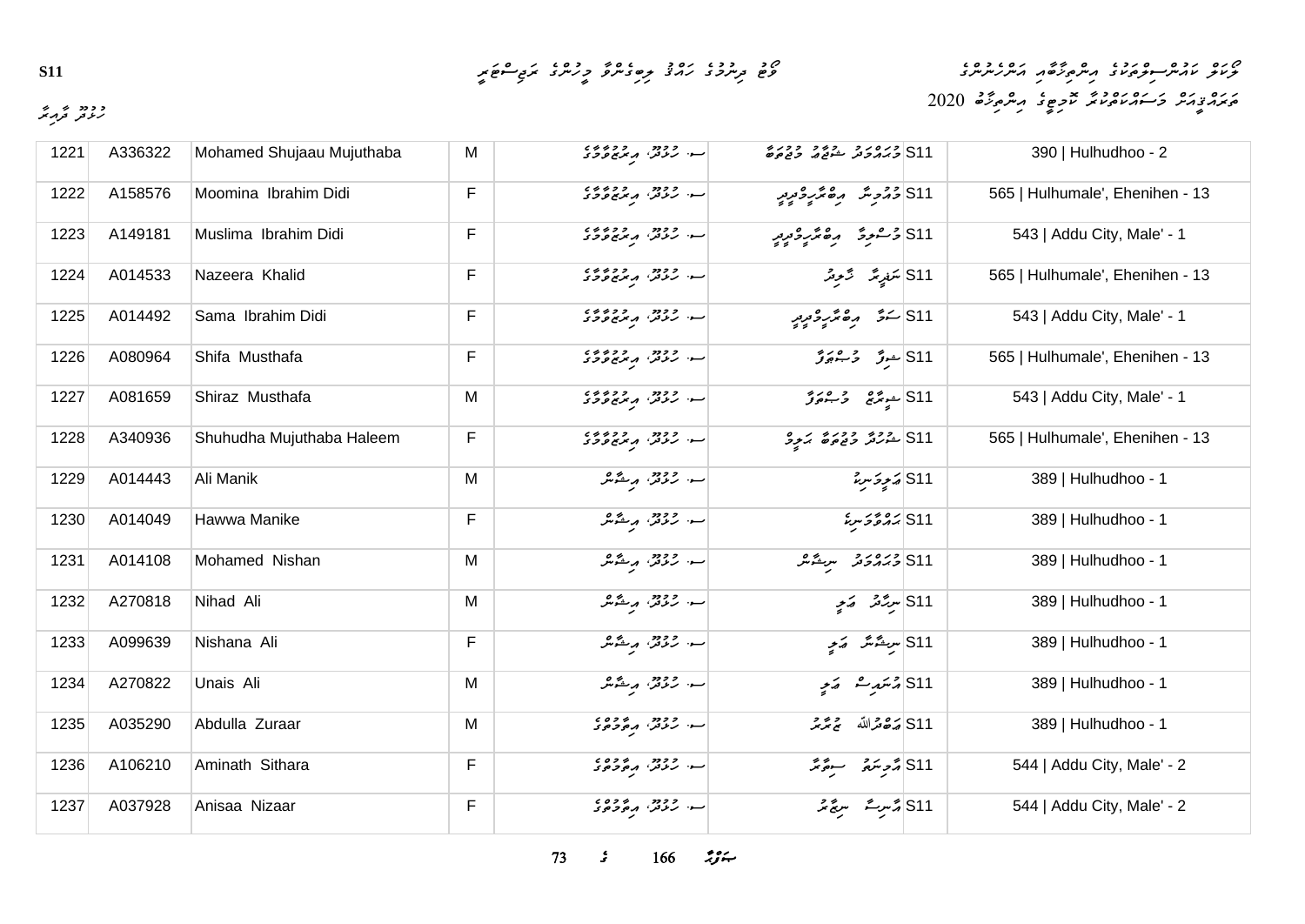| 1221 | A336322 | Mohamed Shujaau Mujuthaba | M | ސ. ހުޅުދޫ، އިރުޝާދުވާގެ | S11  މުހައްމަދު ޝުޖާއު މުޖުތަބާ | 390 \| Hulhudhoo - 2 |
|---|---|---|---|---|---|---|
| 1222 | A158576 | Moomina Ibrahim Didi | F | ސ. ހުޅުދޫ، އިރުޝާދުވާގެ | S11 މޫމިނާ އިބްރާހީމްދީދީ | 565 \| Hulhumale', Ehenihen - 13 |
| 1223 | A149181 | Muslima Ibrahim Didi | F | ސ. ހުޅުދޫ، އިރުޝާދުވާގެ | S11 މުސްލިމާ އިބްރާހީމްދީދީ | 543 \| Addu City, Male' - 1 |
| 1224 | A014533 | Nazeera Khalid | F | ސ. ހުޅުދޫ، އިރުޝާދުވާގެ | S11 ނަޒީރާ ޚާލިދު | 565 \| Hulhumale', Ehenihen - 13 |
| 1225 | A014492 | Sama Ibrahim Didi | F | ސ. ހުޅުދޫ، އިރުޝާދުވާގެ | S11 ސަމާ އިބްރާހީމްދީދީ | 543 \| Addu City, Male' - 1 |
| 1226 | A080964 | Shifa Musthafa | F | ސ. ހުޅުދޫ، އިރުޝާދުވާގެ | S11 ޝިފާ މުސްތަފާ | 565 \| Hulhumale', Ehenihen - 13 |
| 1227 | A081659 | Shiraz Musthafa | M | ސ. ހުޅުދޫ، އިރުޝާދުވާގެ | S11 ޝިރާޒް މުސްތަފާ | 543 \| Addu City, Male' - 1 |
| 1228 | A340936 | Shuhudha Mujuthaba Haleem | F | ސ. ހުޅުދޫ، އިރުޝާދުވާގެ | S11 ޝުހުދާ މުޖުތަބާ ހަލީމް | 565 \| Hulhumale', Ehenihen - 13 |
| 1229 | A014443 | Ali Manik | M | ސ. ހުޅުދޫ، އިޝާން | S11 އަލިމަނިކު | 389 \| Hulhudhoo - 1 |
| 1230 | A014049 | Hawwa Manike | F | ސ. ހުޅުދޫ، އިޝާން | S11 ހައްވާމަނިކެ | 389 \| Hulhudhoo - 1 |
| 1231 | A014108 | Mohamed Nishan | M | ސ. ހުޅުދޫ، އިޝާން | S11 މުހައްމަދު ނިޝާން | 389 \| Hulhudhoo - 1 |
| 1232 | A270818 | Nihad Ali | M | ސ. ހުޅުދޫ، އިޝާން | S11 ނިހާދު އަލި | 389 \| Hulhudhoo - 1 |
| 1233 | A099639 | Nishana Ali | F | ސ. ހުޅުދޫ، އިޝާން | S11 ނިޝާނާ އަލި | 389 \| Hulhudhoo - 1 |
| 1234 | A270822 | Unais Ali | M | ސ. ހުޅުދޫ، އިޝާން | S11 އުނައިސް އަލި | 389 \| Hulhudhoo - 1 |
| 1235 | A035290 | Abdulla Zuraar | M | ސ. ހުޅުދޫ، އިވާމުގެ | S11 އަބްދުﷲ ޒުރާރު | 389 \| Hulhudhoo - 1 |
| 1236 | A106210 | Aminath Sithara | F | ސ. ހުޅުދޫ، އިވާމުގެ | S11 އާމިނަތު ސިތާރާ | 544 \| Addu City, Male' - 2 |
| 1237 | A037928 | Anisaa Nizaar | F | ސ. ހުޅުދޫ، އިވާމުގެ | S11 އާނިސާ ނިޒާރު | 544 \| Addu City, Male' - 2 |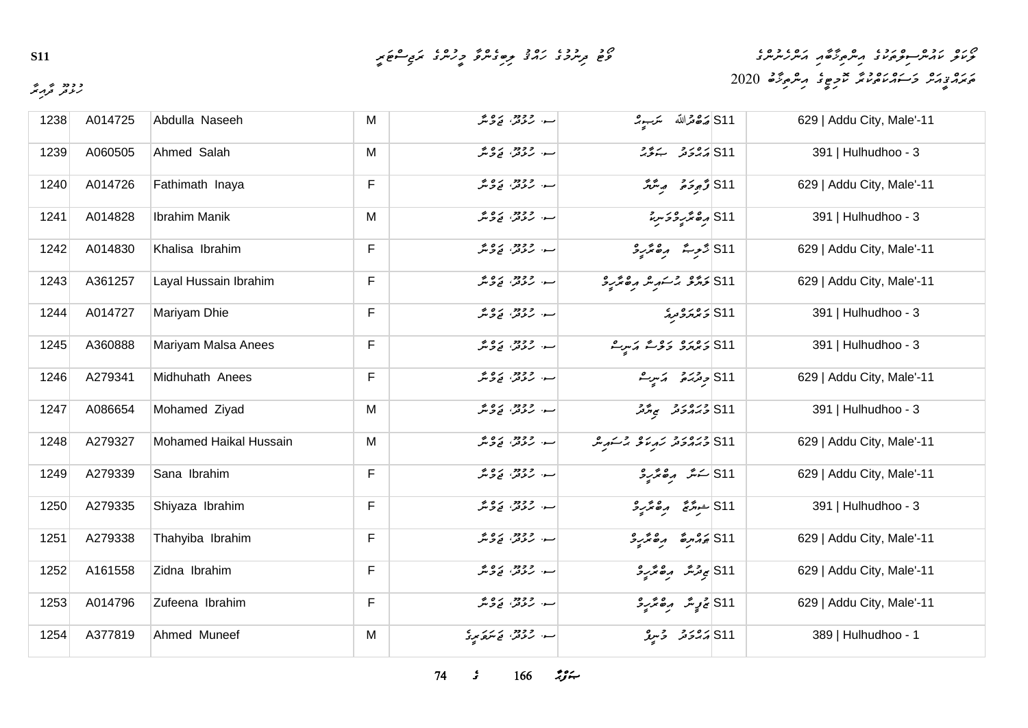| 1238 | A014725 | Abdulla Naseeh | M | ސ. ހުޅުދޫ، ޖަވެނާ | S11 އަބްދުﷲ ނަސީހު | 629 \| Addu City, Male'-11 |
|---|---|---|---|---|---|---|
| 1239 | A060505 | Ahmed Salah | M | ސ. ހުޅުދޫ، ޖަވެނާ | S11 އަހްމަދު ޞަލާހު | 391 \| Hulhudhoo - 3 |
| 1240 | A014726 | Fathimath Inaya | F | ސ. ހުޅުދޫ، ޖަވެނާ | S11 ފާތިމަތު އިނާޔާ | 629 \| Addu City, Male'-11 |
| 1241 | A014828 | Ibrahim Manik | M | ސ. ހުޅުދޫ، ޖަވެނާ | S11 އިބްރާހިމްމަނިކު | 391 \| Hulhudhoo - 3 |
| 1242 | A014830 | Khalisa Ibrahim | F | ސ. ހުޅުދޫ، ޖަވެނާ | S11 ޚާލިޞާ އިބްރާހިމް | 629 \| Addu City, Male'-11 |
| 1243 | A361257 | Layal Hussain Ibrahim | F | ސ. ހުޅުދޫ، ޖަވެނާ | S11 ލަޔާލް ހުސައިން އިބްރާހިމް | 629 \| Addu City, Male'-11 |
| 1244 | A014727 | Mariyam Dhie | F | ސ. ހުޅުދޫ، ޖަވެނާ | S11 މަރިޔަމްދިއެ | 391 \| Hulhudhoo - 3 |
| 1245 | A360888 | Mariyam Malsa Anees | F | ސ. ހުޅުދޫ، ޖަވެނާ | S11 މަރިޔަމް މަލްސާ އަނީސް | 391 \| Hulhudhoo - 3 |
| 1246 | A279341 | Midhuhath Anees | F | ސ. ހުޅުދޫ، ޖަވެނާ | S11 މިދުހަތު އަނީސް | 629 \| Addu City, Male'-11 |
| 1247 | A086654 | Mohamed Ziyad | M | ސ. ހުޅުދޫ، ޖަވެނާ | S11 މުހައްމަދު ޒިޔާދު | 391 \| Hulhudhoo - 3 |
| 1248 | A279327 | Mohamed Haikal Hussain | M | ސ. ހުޅުދޫ، ޖަވެނާ | S11 މުހައްމަދު ހައިކަލް ހުސައިން | 629 \| Addu City, Male'-11 |
| 1249 | A279339 | Sana Ibrahim | F | ސ. ހުޅުދޫ، ޖަވެނާ | S11 ސަނާ އިބްރާހިމް | 629 \| Addu City, Male'-11 |
| 1250 | A279335 | Shiyaza Ibrahim | F | ސ. ހުޅުދޫ، ޖަވެނާ | S11 ޝިޔާޒާ އިބްރާހިމް | 391 \| Hulhudhoo - 3 |
| 1251 | A279338 | Thahyiba Ibrahim | F | ސ. ހުޅުދޫ، ޖަވެނާ | S11 ތައްޔިބާ އިބްރާހިމް | 629 \| Addu City, Male'-11 |
| 1252 | A161558 | Zidna Ibrahim | F | ސ. ހުޅުދޫ، ޖަވެނާ | S11 ޒިދުނާ އިބްރާހިމް | 629 \| Addu City, Male'-11 |
| 1253 | A014796 | Zufeena Ibrahim | F | ސ. ހުޅުދޫ، ޖަވެނާ | S11 ޒުފީނާ އިބްރާހިމް | 629 \| Addu City, Male'-11 |
| 1254 | A377819 | Ahmed Muneef | M | ސ. ހުޅުދޫ، ޖަނަވަރީގެ | S11 އަހްމަދު މުނީފު | 389 \| Hulhudhoo - 1 |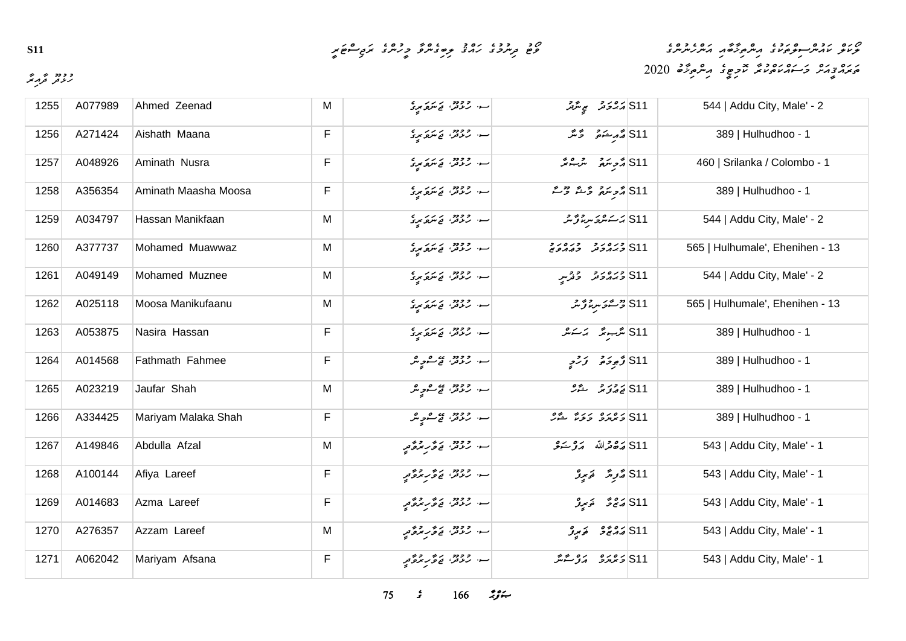| 1255 | A077989 | Ahmed Zeenad | M | ސ. ހުޅުދޫ، ޖަނަވަރީގެ | S11 އަޙްމަދު ޒީނާދު | 544 \| Addu City, Male' - 2 |
|---|---|---|---|---|---|---|
| 1256 | A271424 | Aishath Maana | F | ސ. ހުޅުދޫ، ޖަނަވަރީގެ | S11 އާއިޝަތު މާނާ | 389 \| Hulhudhoo - 1 |
| 1257 | A048926 | Aminath Nusra | F | ސ. ހުޅުދޫ، ޖަނަވަރީގެ | S11 އާމިނަތު ނުސްރާ | 460 \| Srilanka / Colombo - 1 |
| 1258 | A356354 | Aminath Maasha Moosa | F | ސ. ހުޅުދޫ، ޖަނަވަރީގެ | S11 އާމިނަތު މާޝާ މޫސާ | 389 \| Hulhudhoo - 1 |
| 1259 | A034797 | Hassan Manikfaan | M | ސ. ހުޅުދޫ، ޖަނަވަރީގެ | S11 ހަސަންމަނިކުފާން | 544 \| Addu City, Male' - 2 |
| 1260 | A377737 | Mohamed Muawwaz | M | ސ. ހުޅުދޫ، ޖަނަވަރީގެ | S11 މުޙައްމަދު މުޢައްވަޒު | 565 \| Hulhumale', Ehenihen - 13 |
| 1261 | A049149 | Mohamed Muznee | M | ސ. ހުޅުދޫ، ޖަނަވަރީގެ | S11 މުޙައްމަދު މުޒްނީ | 544 \| Addu City, Male' - 2 |
| 1262 | A025118 | Moosa Manikufaanu | M | ސ. ހުޅުދޫ، ޖަނަވަރީގެ | S11 މޫސާމަނިކުފާނު | 565 \| Hulhumale', Ehenihen - 13 |
| 1263 | A053875 | Nasira Hassan | F | ސ. ހުޅުދޫ، ޖަނަވަރީގެ | S11 ނާސިރާ ހަސަން | 389 \| Hulhudhoo - 1 |
| 1264 | A014568 | Fathmath Fahmee | F | ސ. ހުޅުދޫ، ޖޫސްމިން | S11 ފާތިމަތު ފަހުމީ | 389 \| Hulhudhoo - 1 |
| 1265 | A023219 | Jaufar Shah | M | ސ. ހުޅުދޫ، ޖޫސްމިން | S11 ޖައުފަރު ޝާހު | 389 \| Hulhudhoo - 1 |
| 1266 | A334425 | Mariyam Malaka Shah | F | ސ. ހުޅުދޫ، ޖޫސްމިން | S11 މަރިޔަމް މަލަކާ ޝާހު | 389 \| Hulhudhoo - 1 |
| 1267 | A149846 | Abdulla Afzal | M | ސ. ހުޅުދޫ، ޖަވާހިރުވާދީ | S11 އަބްދުﷲ އަފްޒަލް | 543 \| Addu City, Male' - 1 |
| 1268 | A100144 | Afiya Lareef | F | ސ. ހުޅުދޫ، ޖަވާހިރުވާދީ | S11 އާފިޔާ ލަރީފު | 543 \| Addu City, Male' - 1 |
| 1269 | A014683 | Azma Lareef | F | ސ. ހުޅުދޫ، ޖަވާހިރުވާދީ | S11 އަޒްމާ ލަރީފު | 543 \| Addu City, Male' - 1 |
| 1270 | A276357 | Azzam Lareef | M | ސ. ހުޅުދޫ، ޖަވާހިރުވާދީ | S11 އައްޒާމް ލަރީފު | 543 \| Addu City, Male' - 1 |
| 1271 | A062042 | Mariyam Afsana | F | ސ. ހުޅުދޫ، ޖަވާހިރުވާދީ | S11 މަރިޔަމް އަފްސާނާ | 543 \| Addu City, Male' - 1 |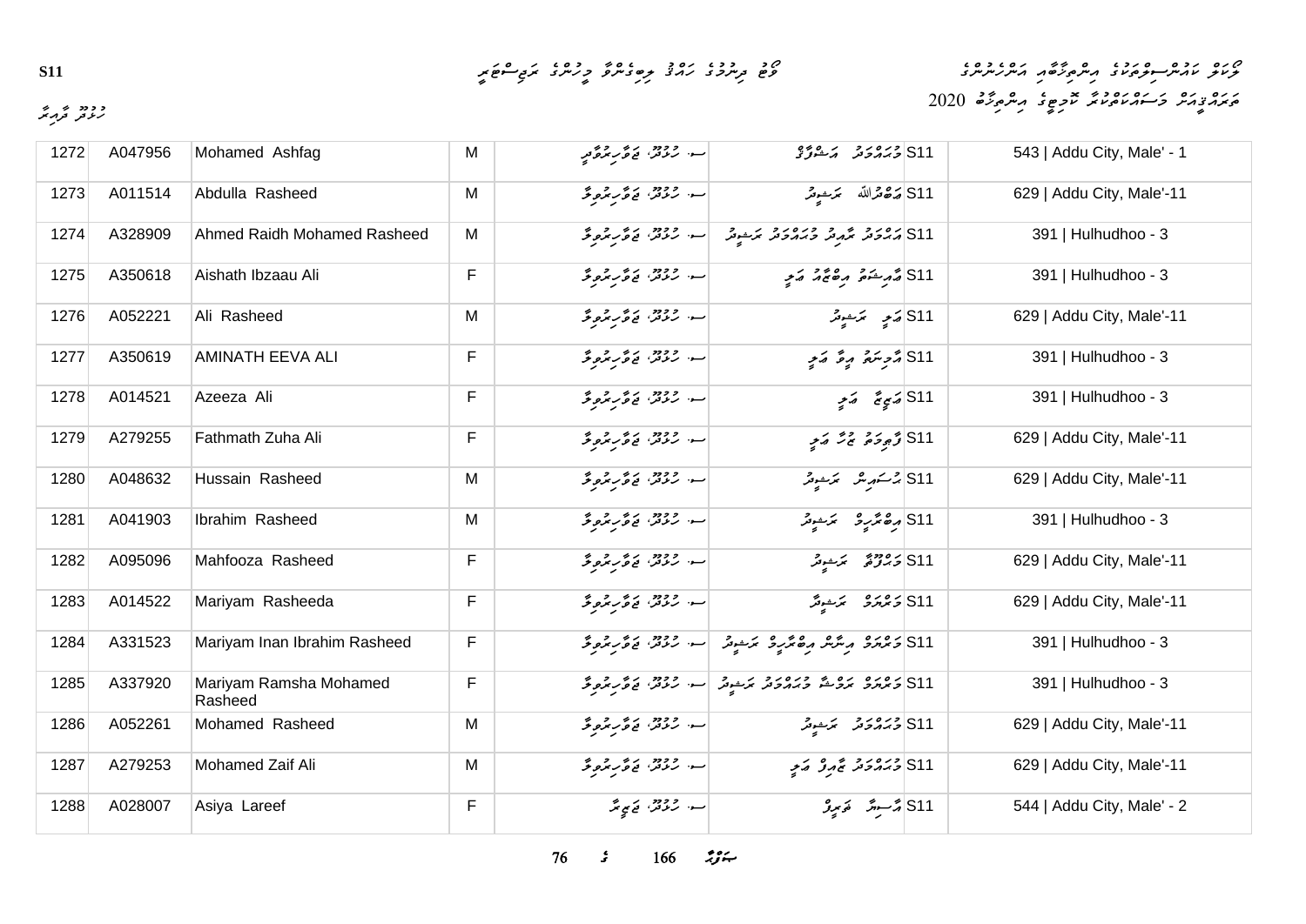| 1272 | A047956 | Mohamed Ashfag | M | ސ. ހުޅުދޫ، ޖަވާހިރުގޯއްޗެ | S11 މުހައްމަދު އަޝްފާގު | 543 \| Addu City, Male' - 1 |
|---|---|---|---|---|---|---|
| 1273 | A011514 | Abdulla Rasheed | M | ސ. ހުޅުދޫ، ޖަވާހިރުވިލާ | S11 އަބްދުﷲ ރަޝީދު | 629 \| Addu City, Male'-11 |
| 1274 | A328909 | Ahmed Raidh Mohamed Rasheed | M | ސ. ހުޅުދޫ، ޖަވާހިރުވިލާ | S11 އަޙްމަދު ރާއިދު މުޙައްމަދު ރަޝީދު | 391 \| Hulhudhoo - 3 |
| 1275 | A350618 | Aishath Ibzaau Ali | F | ސ. ހުޅުދޫ، ޖަވާހިރުވިލާ | S11 އާއިޝަތު އިބްޒާއު އަލި | 391 \| Hulhudhoo - 3 |
| 1276 | A052221 | Ali Rasheed | M | ސ. ހުޅުދޫ، ޖަވާހިރުވިލާ | S11 އަލި ރަޝީދު | 629 \| Addu City, Male'-11 |
| 1277 | A350619 | AMINATH EEVA ALI | F | ސ. ހުޅުދޫ، ޖަވާހިރުވިލާ | S11 އާމިނަތު އީވާ އަލި | 391 \| Hulhudhoo - 3 |
| 1278 | A014521 | Azeeza Ali | F | ސ. ހުޅުދޫ، ޖަވާހިރުވިލާ | S11 އަޒީޒާ އަލި | 391 \| Hulhudhoo - 3 |
| 1279 | A279255 | Fathmath Zuha Ali | F | ސ. ހުޅުދޫ، ޖަވާހިރުވިލާ | S11 ފާތިމަތު ޒުހާ އަލި | 629 \| Addu City, Male'-11 |
| 1280 | A048632 | Hussain Rasheed | M | ސ. ހުޅުދޫ، ޖަވާހިރުވިލާ | S11 ހުސައިން ރަޝީދު | 629 \| Addu City, Male'-11 |
| 1281 | A041903 | Ibrahim Rasheed | M | ސ. ހުޅުދޫ، ޖަވާހިރުވިލާ | S11 އިބްރާހީމް ރަޝީދު | 391 \| Hulhudhoo - 3 |
| 1282 | A095096 | Mahfooza Rasheed | F | ސ. ހުޅުދޫ، ޖަވާހިރުވިލާ | S11 މަހްފޫޒާ ރަޝީދު | 629 \| Addu City, Male'-11 |
| 1283 | A014522 | Mariyam Rasheeda | F | ސ. ހުޅުދޫ، ޖަވާހިރުވިލާ | S11 މަރިޔަމް ރަޝީދާ | 629 \| Addu City, Male'-11 |
| 1284 | A331523 | Mariyam Inan Ibrahim Rasheed | F | ސ. ހުޅުދޫ، ޖަވާހިރުވިލާ | S11 މަރިޔަމް އިނާން އިބްރާހީމް ރަޝީދު | 391 \| Hulhudhoo - 3 |
| 1285 | A337920 | Mariyam Ramsha Mohamed Rasheed | F | ސ. ހުޅުދޫ، ޖަވާހިރުވިލާ | S11 މަރިޔަމް ރަމްޝާ މުޙައްމަދު ރަޝީދު | 391 \| Hulhudhoo - 3 |
| 1286 | A052261 | Mohamed Rasheed | M | ސ. ހުޅުދޫ، ޖަވާހިރުވިލާ | S11 މުޙައްމަދު ރަޝީދު | 629 \| Addu City, Male'-11 |
| 1287 | A279253 | Mohamed Zaif Ali | M | ސ. ހުޅުދޫ، ޖަވާހިރުވިލާ | S11 މުޙައްމަދު ޒާއިފް އަލި | 629 \| Addu City, Male'-11 |
| 1288 | A028007 | Asiya Lareef | F | ސ. ހުޅުދޫ، ޖަޒީރާ | S11 އާސިޔާ ލަރީފު | 544 \| Addu City, Male' - 2 |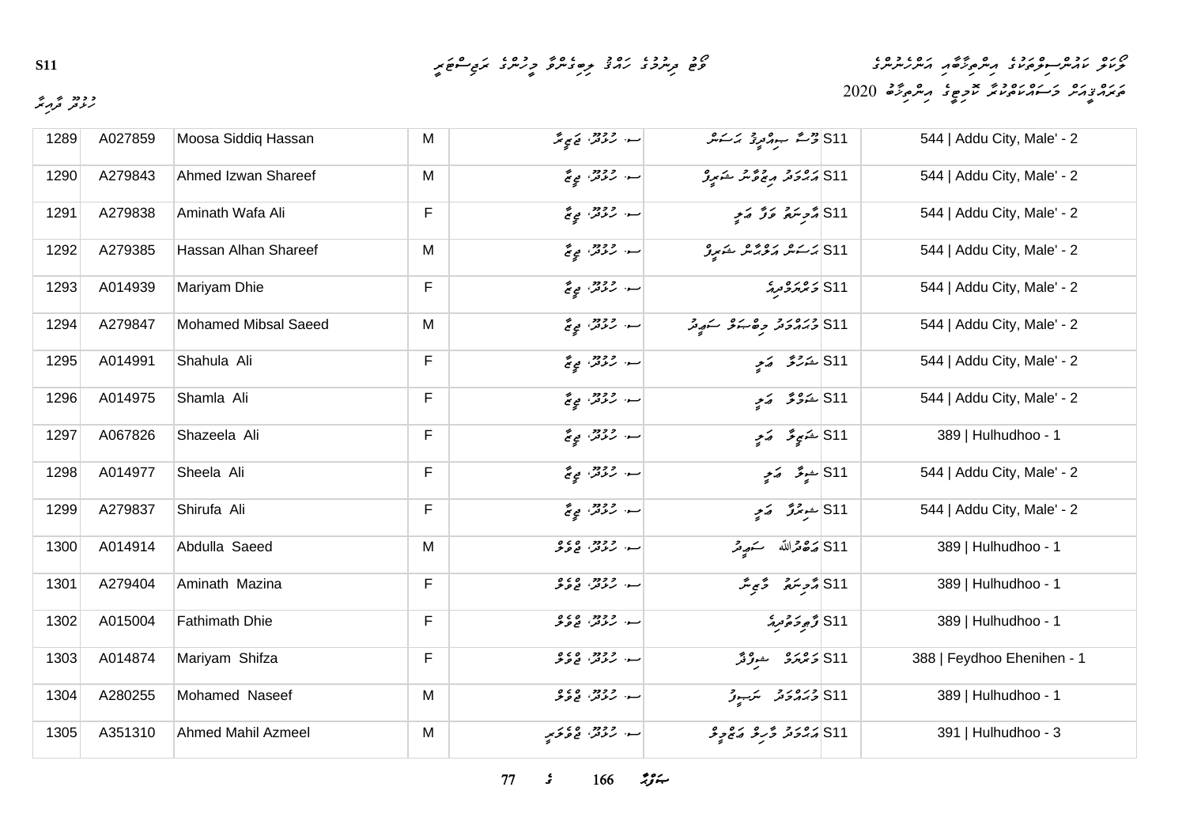| 1289 | A027859 | Moosa Siddiq Hassan | M | ސ. ހުޅުދޫ، ޤަޑީރާ | S11 މޫސާ ސިއްދީޤު ޙަސަން | 544 \| Addu City, Male' - 2 |
|---|---|---|---|---|---|---|
| 1290 | A279843 | Ahmed Izwan Shareef | M | ސ. ހުޅުދޫ، ތިލާ | S11 އަހުމަދު އިޒްވާން ޝަރީފު | 544 \| Addu City, Male' - 2 |
| 1291 | A279838 | Aminath Wafa Ali | F | ސ. ހުޅުދޫ، ތިލާ | S11 އާމިނަތު ވަފާ އަލި | 544 \| Addu City, Male' - 2 |
| 1292 | A279385 | Hassan Alhan Shareef | M | ސ. ހުޅުދޫ، ތިލާ | S11 ހަސަން އަލްހާން ޝަރީފު | 544 \| Addu City, Male' - 2 |
| 1293 | A014939 | Mariyam Dhie | F | ސ. ހުޅުދޫ، ތިލާ | S11 މަރިޔަމްދިއް | 544 \| Addu City, Male' - 2 |
| 1294 | A279847 | Mohamed Mibsal Saeed | M | ސ. ހުޅުދޫ، ތިލާ | S11 މުޙައްމަދު މިބްސަލް ސަޢީދު | 544 \| Addu City, Male' - 2 |
| 1295 | A014991 | Shahula Ali | F | ސ. ހުޅުދޫ، ތިލާ | S11 ޝަހުލާ އަލި | 544 \| Addu City, Male' - 2 |
| 1296 | A014975 | Shamla Ali | F | ސ. ހުޅުދޫ، ތިލާ | S11 ޝަމްލާ އަލި | 544 \| Addu City, Male' - 2 |
| 1297 | A067826 | Shazeela Ali | F | ސ. ހުޅުދޫ، ތިލާ | S11 ޝަޒީލާ އަލި | 389 \| Hulhudhoo - 1 |
| 1298 | A014977 | Sheela Ali | F | ސ. ހުޅުދޫ، ތިލާ | S11 ޝީލާ އަލި | 544 \| Addu City, Male' - 2 |
| 1299 | A279837 | Shirufa Ali | F | ސ. ހުޅުދޫ، ތިލާ | S11 ޝިރުފާ އަލި | 544 \| Addu City, Male' - 2 |
| 1300 | A014914 | Abdulla Saeed | M | ސ. ހުޅުދޫ، ޤަމަރު | S11 އަބްދުﷲ ސަޢީދު | 389 \| Hulhudhoo - 1 |
| 1301 | A279404 | Aminath Mazina | F | ސ. ހުޅުދޫ، ޤަމަރު | S11 އާމިނަތު މާޒިނާ | 389 \| Hulhudhoo - 1 |
| 1302 | A015004 | Fathimath Dhie | F | ސ. ހުޅުދޫ، ޤަމަރު | S11 ފާތިމަތުދިއް | 389 \| Hulhudhoo - 1 |
| 1303 | A014874 | Mariyam Shifza | F | ސ. ހުޅުދޫ، ޤަމަރު | S11 މަރިޔަމް ޝިފްޒާ | 388 \| Feydhoo Ehenihen - 1 |
| 1304 | A280255 | Mohamed Naseef | M | ސ. ހުޅުދޫ، ޤަމަރު | S11 މުޙައްމަދު ނަސީފު | 389 \| Hulhudhoo - 1 |
| 1305 | A351310 | Ahmed Mahil Azmeel | M | ސ. ހުޅުދޫ، ޤަމަރުގެ | S11 އަހުމަދު މާހިލް އަޒްމީލް | 391 \| Hulhudhoo - 3 |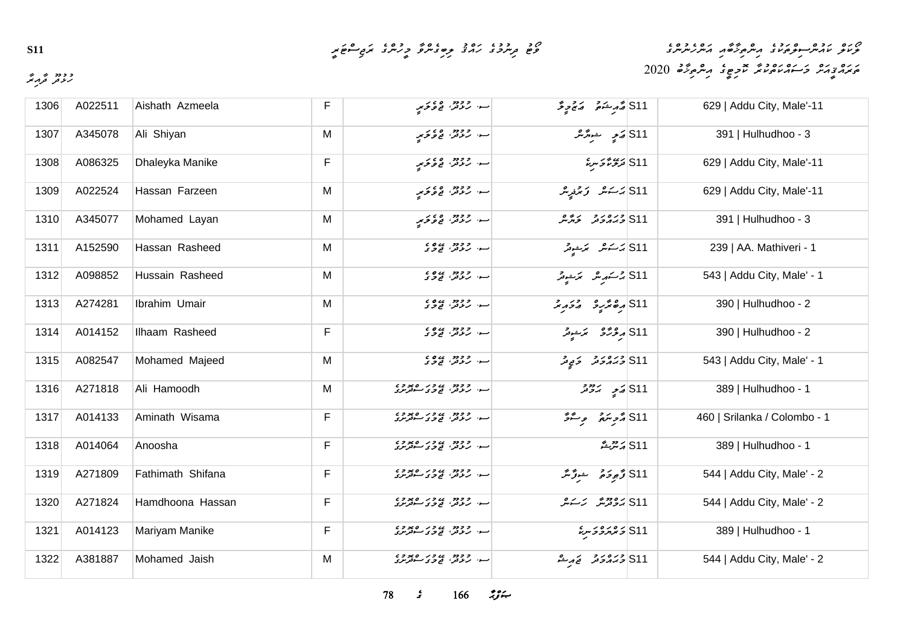| 1306 | A022511 | Aishath Azmeela | F | ސ. ހުޅުދޫ، ޖޯޑަލީ | S11 ޢާއިޝަތު އަޒްމީލާ | 629 \| Addu City, Male'-11 |
|---|---|---|---|---|---|---|
| 1307 | A345078 | Ali Shiyan | M | ސ. ހުޅުދޫ، ޖޯޑަލީ | S11 ޢަލީ ޝިޔާން | 391 \| Hulhudhoo - 3 |
| 1308 | A086325 | Dhaleyka Manike | F | ސ. ހުޅުދޫ، ޖޯޑަލީ | S11 ދަލޭކާމަނިކެ | 629 \| Addu City, Male'-11 |
| 1309 | A022524 | Hassan Farzeen | M | ސ. ހުޅުދޫ، ޖޯޑަލީ | S11 ހަސަން ފަރުޒީން | 629 \| Addu City, Male'-11 |
| 1310 | A345077 | Mohamed Layan | M | ސ. ހުޅުދޫ، ޖޯޑަލީ | S11 މުހައްމަދު ލަޔާން | 391 \| Hulhudhoo - 3 |
| 1311 | A152590 | Hassan Rasheed | M | ސ. ހުޅުދޫ، ޖޯލީ | S11 ހަސަން ރަޝީދު | 239 \| AA. Mathiveri - 1 |
| 1312 | A098852 | Hussain Rasheed | M | ސ. ހުޅުދޫ، ޖޯލީ | S11 ހުސައިން ރަޝީދު | 543 \| Addu City, Male' - 1 |
| 1313 | A274281 | Ibrahim Umair | M | ސ. ހުޅުދޫ، ޖޯލީ | S11 އިބްރާހީމް އުމައިރު | 390 \| Hulhudhoo - 2 |
| 1314 | A014152 | Ilhaam Rasheed | F | ސ. ހުޅުދޫ، ޖޯލީ | S11 އިލްހާމް ރަޝީދު | 390 \| Hulhudhoo - 2 |
| 1315 | A082547 | Mohamed Majeed | M | ސ. ހުޅުދޫ، ޖޯލީ | S11 މުހައްމަދު މަޖީދު | 543 \| Addu City, Male' - 1 |
| 1316 | A271818 | Ali Hamoodh | M | ސ. ހުޅުދޫ، ޖޯލީގެ ސްޓޯރސް | S11 ޢަލީ ހަމޫދު | 389 \| Hulhudhoo - 1 |
| 1317 | A014133 | Aminath Wisama | F | ސ. ހުޅުދޫ، ޖޯލީގެ ސްޓޯރސް | S11 އާމިނަތު ވިސާމާ | 460 \| Srilanka / Colombo - 1 |
| 1318 | A014064 | Anoosha | F | ސ. ހުޅުދޫ، ޖޯލީގެ ސްޓޯރސް | S11 އަނޫޝާ | 389 \| Hulhudhoo - 1 |
| 1319 | A271809 | Fathimath Shifana | F | ސ. ހުޅުދޫ، ޖޯލީގެ ސްޓޯރސް | S11 ފާތިމަތު ޝިފާނާ | 544 \| Addu City, Male' - 2 |
| 1320 | A271824 | Hamdhoona Hassan | F | ސ. ހުޅުދޫ، ޖޯލީގެ ސްޓޯރސް | S11 ހަމްދޫނާ ހަސަން | 544 \| Addu City, Male' - 2 |
| 1321 | A014123 | Mariyam Manike | F | ސ. ހުޅުދޫ، ޖޯލީގެ ސްޓޯރސް | S11 މަރިޔަމްމަނިކެ | 389 \| Hulhudhoo - 1 |
| 1322 | A381887 | Mohamed Jaish | M | ސ. ހުޅުދޫ، ޖޯލީގެ ސްޓޯރސް | S11 މުހައްމަދު ޖައިޝް | 544 \| Addu City, Male' - 2 |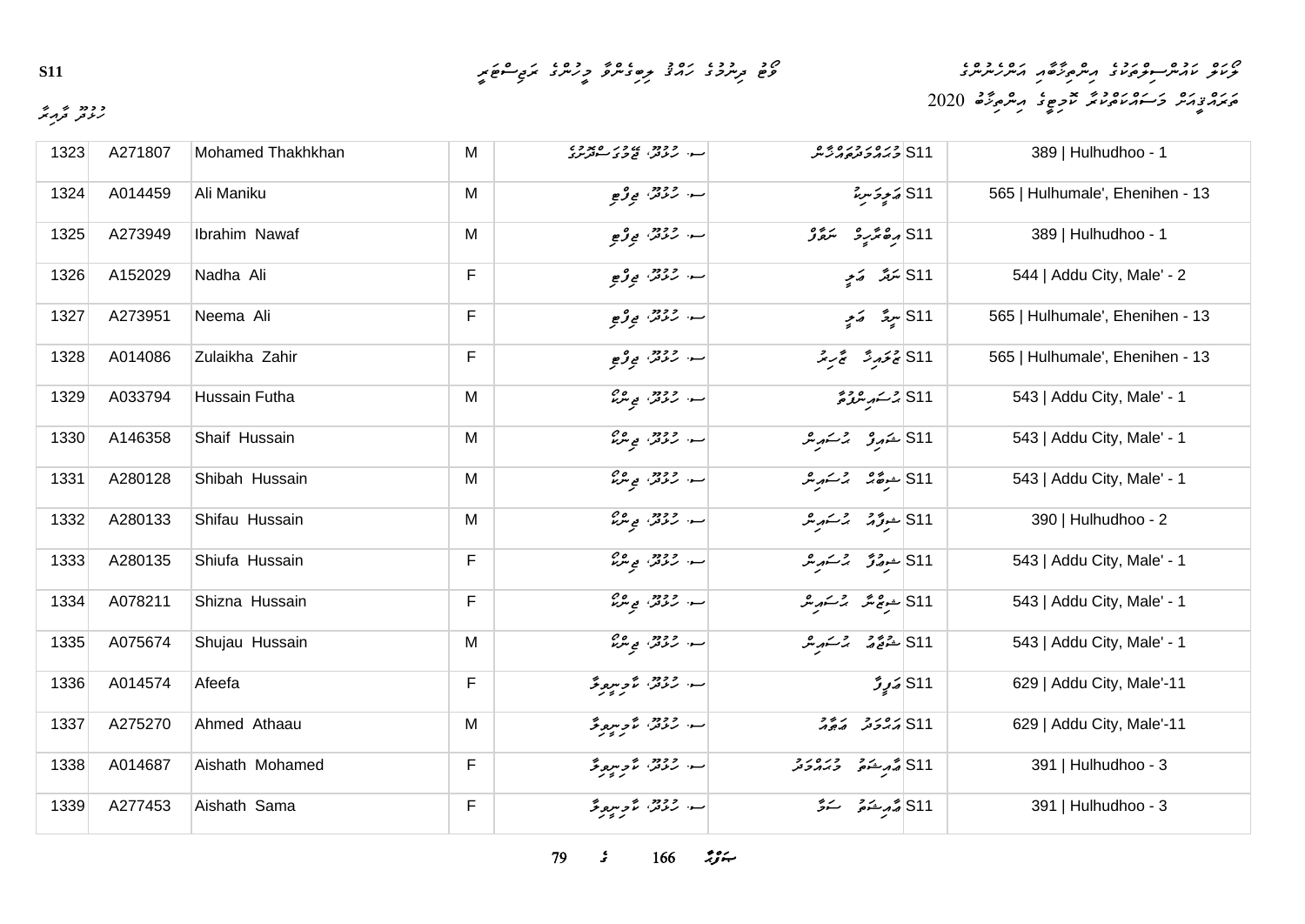| 1323 | A271807 | Mohamed Thakhkhan | M | ސ. ހުޅުދޫ، ޑޭލައިޓްހައުސް | S11 މުޙައްމަދު ތައްޚާން | 389 \| Hulhudhoo - 1 |
|---|---|---|---|---|---|---|
| 1324 | A014459 | Ali Maniku | M | ސ. ހުޅުދޫ، ދިލްބަރު | S11 ޢަލީމަނިކު | 565 \| Hulhumale', Ehenihen - 13 |
| 1325 | A273949 | Ibrahim Nawaf | M | ސ. ހުޅުދޫ، ދިލްބަރު | S11 އިބްރާހީމް ނަވާފް | 389 \| Hulhudhoo - 1 |
| 1326 | A152029 | Nadha Ali | F | ސ. ހުޅުދޫ، ދިލްބަރު | S11 ނަދާ ޢަލީ | 544 \| Addu City, Male' - 2 |
| 1327 | A273951 | Neema Ali | F | ސ. ހުޅުދޫ، ދިލްބަރު | S11 ނީމާ ޢަލީ | 565 \| Hulhumale', Ehenihen - 13 |
| 1328 | A014086 | Zulaikha Zahir | F | ސ. ހުޅުދޫ، ދިލްބަރު | S11 ޒުލައިޚާ ޒާހިރު | 565 \| Hulhumale', Ehenihen - 13 |
| 1329 | A033794 | Hussain Futha | M | ސ. ހުޅުދޫ، ދިނާޒް | S11 ހުސައިންފުތާ | 543 \| Addu City, Male' - 1 |
| 1330 | A146358 | Shaif Hussain | M | ސ. ހުޅުދޫ، ދިނާޒް | S11 ޝާއިފް ހުސައިން | 543 \| Addu City, Male' - 1 |
| 1331 | A280128 | Shibah Hussain | M | ސ. ހުޅުދޫ، ދިނާޒް | S11 ޝިބާހް ހުސައިން | 543 \| Addu City, Male' - 1 |
| 1332 | A280133 | Shifau Hussain | M | ސ. ހުޅުދޫ، ދިނާޒް | S11 ޝިފާއު ހުސައިން | 390 \| Hulhudhoo - 2 |
| 1333 | A280135 | Shiufa Hussain | F | ސ. ހުޅުދޫ، ދިނާޒް | S11 ޝިއުފާ ހުސައިން | 543 \| Addu City, Male' - 1 |
| 1334 | A078211 | Shizna Hussain | F | ސ. ހުޅުދޫ، ދިނާޒް | S11 ޝިޒްނާ ހުސައިން | 543 \| Addu City, Male' - 1 |
| 1335 | A075674 | Shujau Hussain | M | ސ. ހުޅުދޫ، ދިނާޒް | S11 ޝުޖާޢު ހުސައިން | 543 \| Addu City, Male' - 1 |
| 1336 | A014574 | Afeefa | F | ސ. ހުޅުދޫ، ދޮލިނިވިލާ | S11 ޢަފީފާ | 629 \| Addu City, Male'-11 |
| 1337 | A275270 | Ahmed Athaau | M | ސ. ހުޅުދޫ، ދޮލިނިވިލާ | S11 އަހްމަދު އަތާއު | 629 \| Addu City, Male'-11 |
| 1338 | A014687 | Aishath Mohamed | F | ސ. ހުޅުދޫ، ދޮލިނިވިލާ | S11 އާއިޝަތު މުޙައްމަދު | 391 \| Hulhudhoo - 3 |
| 1339 | A277453 | Aishath Sama | F | ސ. ހުޅުދޫ، ދޮލިނިވިލާ | S11 އާއިޝަތު ސަމާ | 391 \| Hulhudhoo - 3 |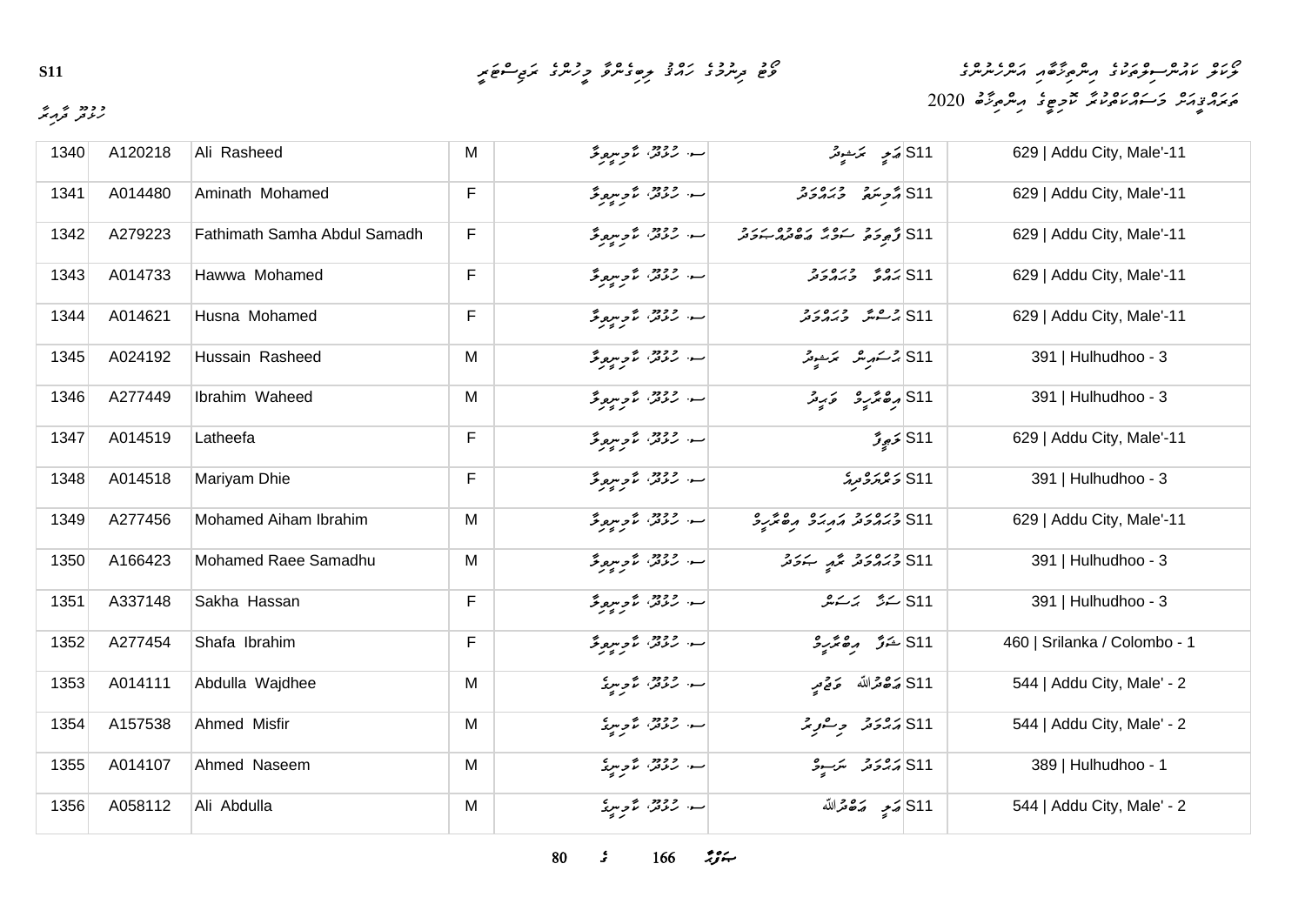| 1340 | A120218 | Ali Rasheed | M | ސ. ހުޅުދޫ، ކާމިނީވިލާ | S11 ޢަލީ ރަޝީދު | 629 \| Addu City, Male'-11 |
|---|---|---|---|---|---|---|
| 1341 | A014480 | Aminath Mohamed | F | ސ. ހުޅުދޫ، ކާމިނީވިލާ | S11 އާމިނަތު މުޙައްމަދު | 629 \| Addu City, Male'-11 |
| 1342 | A279223 | Fathimath Samha Abdul Samadh | F | ސ. ހުޅުދޫ، ކާމިނީވިލާ | S11 ފާތިމަތު ސަމްހާ ޢަބްދުލްސަމަދު | 629 \| Addu City, Male'-11 |
| 1343 | A014733 | Hawwa Mohamed | F | ސ. ހުޅުދޫ، ކާމިނީވިލާ | S11 ހައްވާ މުޙައްމަދު | 629 \| Addu City, Male'-11 |
| 1344 | A014621 | Husna Mohamed | F | ސ. ހުޅުދޫ، ކާމިނީވިލާ | S11 ހުސްނާ މުޙައްމަދު | 629 \| Addu City, Male'-11 |
| 1345 | A024192 | Hussain Rasheed | M | ސ. ހުޅުދޫ، ކާމިނީވިލާ | S11 ހުސައިން ރަޝީދު | 391 \| Hulhudhoo - 3 |
| 1346 | A277449 | Ibrahim Waheed | M | ސ. ހުޅުދޫ، ކާމިނީވިލާ | S11 އިބްރާހީމް ވަޙީދު | 391 \| Hulhudhoo - 3 |
| 1347 | A014519 | Latheefa | F | ސ. ހުޅުދޫ، ކާމިނީވިލާ | S11 ލަޠީފާ | 629 \| Addu City, Male'-11 |
| 1348 | A014518 | Mariyam Dhie | F | ސ. ހުޅުދޫ، ކާމިނީވިލާ | S11 މަރިޔަމްދިއެ | 391 \| Hulhudhoo - 3 |
| 1349 | A277456 | Mohamed Aiham Ibrahim | M | ސ. ހުޅުދޫ، ކާމިނީވިލާ | S11 މުޙައްމަދު އައިހަމް އިބްރާހީމް | 629 \| Addu City, Male'-11 |
| 1350 | A166423 | Mohamed Raee Samadhu | M | ސ. ހުޅުދޫ، ކާމިނީވިލާ | S11 މުޙައްމަދު ރާޢީ ސަމަދު | 391 \| Hulhudhoo - 3 |
| 1351 | A337148 | Sakha Hassan | F | ސ. ހުޅުދޫ، ކާމިނީވިލާ | S11 ސަޚާ ހަސަން | 391 \| Hulhudhoo - 3 |
| 1352 | A277454 | Shafa Ibrahim | F | ސ. ހުޅުދޫ، ކާމިނީވިލާ | S11 ޝަފާ އިބްރާހީމް | 460 \| Srilanka / Colombo - 1 |
| 1353 | A014111 | Abdulla Wajdhee | M | ސ. ހުޅުދޫ، ކާމިނީގެ | S11 އަބްދުﷲ ވަޖްދީ | 544 \| Addu City, Male' - 2 |
| 1354 | A157538 | Ahmed Misfir | M | ސ. ހުޅުދޫ، ކާމިނީގެ | S11 އަޙްމަދު މިސްފިރު | 544 \| Addu City, Male' - 2 |
| 1355 | A014107 | Ahmed Naseem | M | ސ. ހުޅުދޫ، ކާމިނީގެ | S11 އަޙްމަދު ނަސީމް | 389 \| Hulhudhoo - 1 |
| 1356 | A058112 | Ali Abdulla | M | ސ. ހުޅުދޫ، ކާމިނީގެ | S11 ޢަލީ އަބްދުﷲ | 544 \| Addu City, Male' - 2 |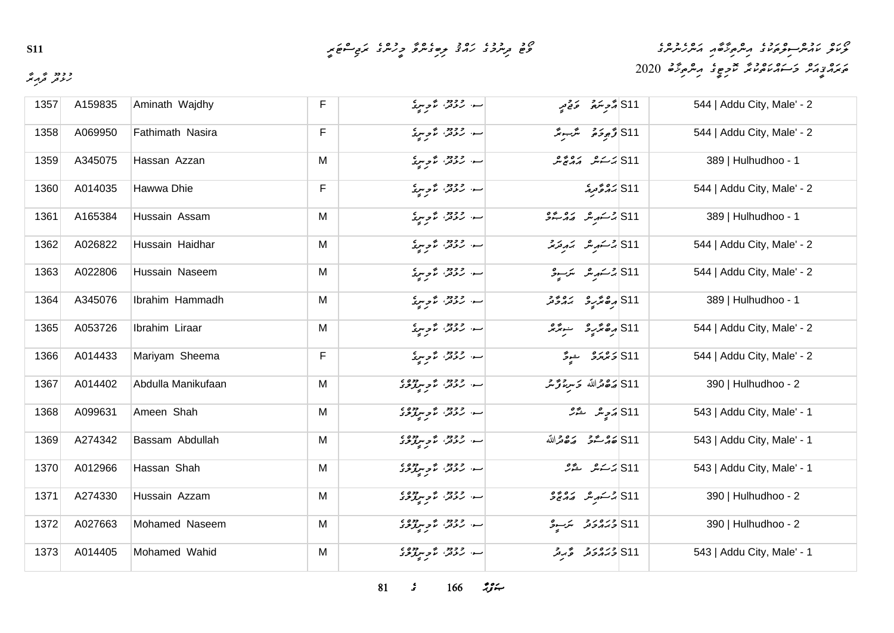| 1357 | A159835 | Aminath Wajdhy | F | ސ. ހުޅުދޫ، ކޯލިނީގެ | S11 އާމިނަތު ވަޖްދީ | 544 \| Addu City, Male' - 2 |
|---|---|---|---|---|---|---|
| 1358 | A069950 | Fathimath Nasira | F | ސ. ހުޅުދޫ، ކޯލިނީގެ | S11 ފާތިމަތު ނާސިރާ | 544 \| Addu City, Male' - 2 |
| 1359 | A345075 | Hassan Azzan | M | ސ. ހުޅުދޫ، ކޯލިނީގެ | S11 ހަސަން އައްޒާން | 389 \| Hulhudhoo - 1 |
| 1360 | A014035 | Hawwa Dhie | F | ސ. ހުޅުދޫ، ކޯލިނީގެ | S11 ހައްވާދިއެ | 544 \| Addu City, Male' - 2 |
| 1361 | A165384 | Hussain Assam | M | ސ. ހުޅުދޫ، ކޯލިނީގެ | S11 ހުސައިން އައްސާމް | 389 \| Hulhudhoo - 1 |
| 1362 | A026822 | Hussain Haidhar | M | ސ. ހުޅުދޫ، ކޯލިނީގެ | S11 ހުސައިން ހައިދަރު | 544 \| Addu City, Male' - 2 |
| 1363 | A022806 | Hussain Naseem | M | ސ. ހުޅުދޫ، ކޯލިނީގެ | S11 ހުސައިން ނަސީމް | 544 \| Addu City, Male' - 2 |
| 1364 | A345076 | Ibrahim Hammadh | M | ސ. ހުޅުދޫ، ކޯލިނީގެ | S11 އިބްރާހީމް ހައްމާދު | 389 \| Hulhudhoo - 1 |
| 1365 | A053726 | Ibrahim Liraar | M | ސ. ހުޅުދޫ، ކޯލިނީގެ | S11 އިބްރާހީމް ލިރާރު | 544 \| Addu City, Male' - 2 |
| 1366 | A014433 | Mariyam Sheema | F | ސ. ހުޅުދޫ، ކޯލިނީގެ | S11 މަރިޔަމް ޝީމާ | 544 \| Addu City, Male' - 2 |
| 1367 | A014402 | Abdulla Manikufaan | M | ސ. ހުޅުދޫ، ކޯލިނިފޫދޫ | S11 އަބްދުﷲ މަނިކުފާނު | 390 \| Hulhudhoo - 2 |
| 1368 | A099631 | Ameen Shah | M | ސ. ހުޅުދޫ، ކޯލިނިފޫދޫ | S11 އަމީން ޝާހް | 543 \| Addu City, Male' - 1 |
| 1369 | A274342 | Bassam Abdullah | M | ސ. ހުޅުދޫ، ކޯލިނިފޫދޫ | S11 ބައްސާމް އަބްދުﷲ | 543 \| Addu City, Male' - 1 |
| 1370 | A012966 | Hassan Shah | M | ސ. ހުޅުދޫ، ކޯލިނިފޫދޫ | S11 ހަސަން ޝާހް | 543 \| Addu City, Male' - 1 |
| 1371 | A274330 | Hussain Azzam | M | ސ. ހުޅުދޫ، ކޯލިނިފޫދޫ | S11 ހުސައިން އައްޒާމް | 390 \| Hulhudhoo - 2 |
| 1372 | A027663 | Mohamed Naseem | M | ސ. ހުޅުދޫ، ކޯލިނިފޫދޫ | S11 މުހައްމަދު ނަސީމް | 390 \| Hulhudhoo - 2 |
| 1373 | A014405 | Mohamed Wahid | M | ސ. ހުޅުދޫ، ކޯލިނިފޫދޫ | S11 މުހައްމަދު ވާހިދު | 543 \| Addu City, Male' - 1 |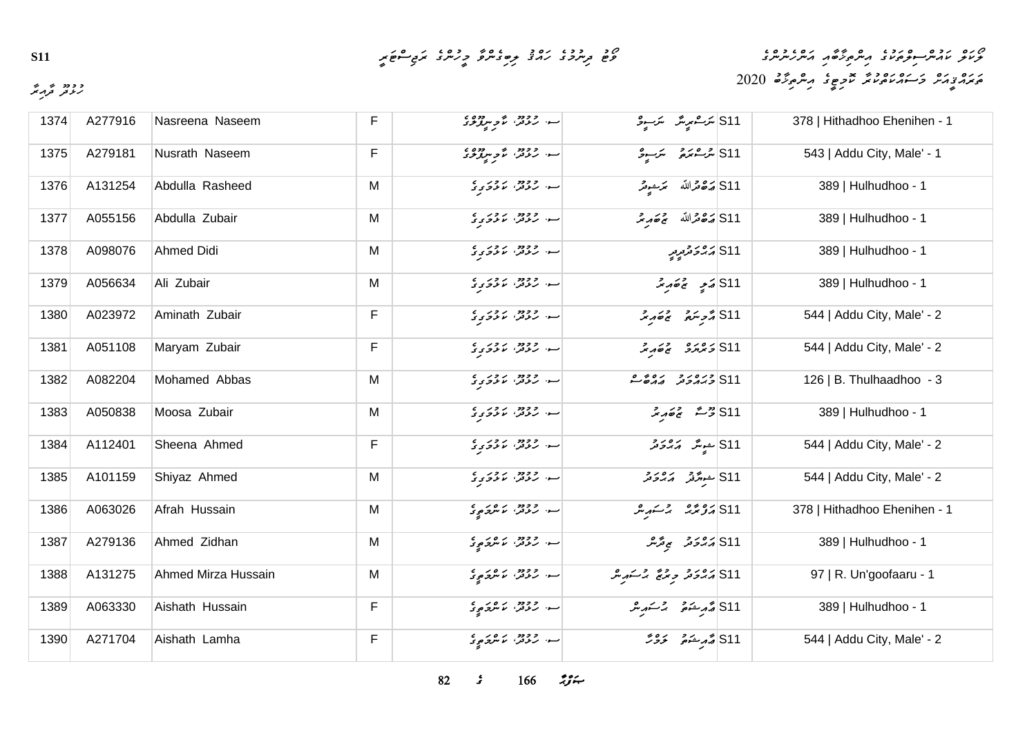| 1374 | A277916 | Nasreena Naseem | F | ސ. ހުޅުދޫ، ހާވިޔާޒުގެ | S11 ނަސްރީނާ ނަސީމް | 378 \| Hithadhoo Ehenihen - 1 |
|---|---|---|---|---|---|---|
| 1375 | A279181 | Nusrath Naseem | F | ސ. ހުޅުދޫ، ހާވިޔާޒުގެ | S11 ނުސްރަތު ނަސީމް | 543 \| Addu City, Male' - 1 |
| 1376 | A131254 | Abdulla Rasheed | M | ސ. ހުޅުދޫ، ކަކުގަވީގެ | S11 އަބްދުﷲ ރަޝީދު | 389 \| Hulhudhoo - 1 |
| 1377 | A055156 | Abdulla Zubair | M | ސ. ހުޅުދޫ، ކަކުގަވީގެ | S11 އަބްދުﷲ ޒުބައިރު | 389 \| Hulhudhoo - 1 |
| 1378 | A098076 | Ahmed Didi | M | ސ. ހުޅުދޫ، ކަކުގަވީގެ | S11 އަހްމަދުދީދީ | 389 \| Hulhudhoo - 1 |
| 1379 | A056634 | Ali Zubair | M | ސ. ހުޅުދޫ، ކަކުގަވީގެ | S11 އަލި ޒުބައިރު | 389 \| Hulhudhoo - 1 |
| 1380 | A023972 | Aminath Zubair | F | ސ. ހުޅުދޫ، ކަކުގަވީގެ | S11 އާމިނަތު ޒުބައިރު | 544 \| Addu City, Male' - 2 |
| 1381 | A051108 | Maryam Zubair | F | ސ. ހުޅުދޫ، ކަކުގަވީގެ | S11 މަރްޔަމް ޒުބައިރު | 544 \| Addu City, Male' - 2 |
| 1382 | A082204 | Mohamed Abbas | M | ސ. ހުޅުދޫ، ކަކުގަވީގެ | S11 މުޙައްމަދު އައްބާސް | 126 \| B. Thulhaadhoo - 3 |
| 1383 | A050838 | Moosa Zubair | M | ސ. ހުޅުދޫ، ކަކުގަވީގެ | S11 މޫސާ ޒުބައިރު | 389 \| Hulhudhoo - 1 |
| 1384 | A112401 | Sheena Ahmed | F | ސ. ހުޅުދޫ، ކަކުގަވީގެ | S11 ޝީނާ އަހްމަދު | 544 \| Addu City, Male' - 2 |
| 1385 | A101159 | Shiyaz Ahmed | M | ސ. ހުޅުދޫ، ކަކުގަވީގެ | S11 ޝިޔާޒު އަހްމަދު | 544 \| Addu City, Male' - 2 |
| 1386 | A063026 | Afrah Hussain | M | ސ. ހުޅުދޫ، ކަންދަލީގެ | S11 އަފްރާހު ހުސައިން | 378 \| Hithadhoo Ehenihen - 1 |
| 1387 | A279136 | Ahmed Zidhan | M | ސ. ހުޅުދޫ، ކަންދަލީގެ | S11 އަހްމަދު ޒިދާން | 389 \| Hulhudhoo - 1 |
| 1388 | A131275 | Ahmed Mirza Hussain | M | ސ. ހުޅުދޫ، ކަންދަލީގެ | S11 އަހްމަދު މިރްޒާ ހުސައިން | 97 \| R. Un'goofaaru - 1 |
| 1389 | A063330 | Aishath Hussain | F | ސ. ހުޅުދޫ، ކަންދަލީގެ | S11 އާއިޝަތު ހުސައިން | 389 \| Hulhudhoo - 1 |
| 1390 | A271704 | Aishath Lamha | F | ސ. ހުޅުދޫ، ކަންދަލީގެ | S11 އާއިޝަތު ލަމްހާ | 544 \| Addu City, Male' - 2 |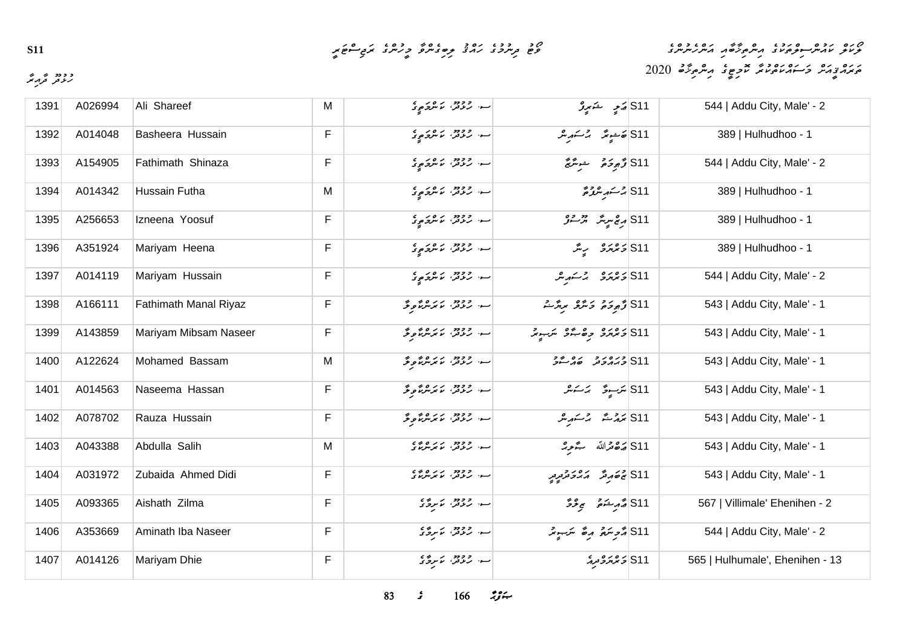| 1391 | A026994 | Ali Shareef | M | ސ. ހުޅުދޫ، ކަންޑޮލިގެ | S11 އަލި ޝަރީފް | 544 \| Addu City, Male' - 2 |
|---|---|---|---|---|---|---|
| 1392 | A014048 | Basheera Hussain | F | ސ. ހުޅުދޫ، ކަންޑޮލިގެ | S11 ބަޝީރާ ހުސައިން | 389 \| Hulhudhoo - 1 |
| 1393 | A154905 | Fathimath Shinaza | F | ސ. ހުޅުދޫ، ކަންޑޮލިގެ | S11 ފާތިމަތު ޝިނާޒާ | 544 \| Addu City, Male' - 2 |
| 1394 | A014342 | Hussain Futha | M | ސ. ހުޅުދޫ، ކަންޑޮލިގެ | S11 ހުސައިންފުތާ | 389 \| Hulhudhoo - 1 |
| 1395 | A256653 | Izneena Yoosuf | F | ސ. ހުޅުދޫ، ކަންޑޮލިގެ | S11 އިޒްނީނާ ޔޫސުފް | 389 \| Hulhudhoo - 1 |
| 1396 | A351924 | Mariyam Heena | F | ސ. ހުޅުދޫ، ކަންޑޮލިގެ | S11 މަރިޔަމް ހީނާ | 389 \| Hulhudhoo - 1 |
| 1397 | A014119 | Mariyam Hussain | F | ސ. ހުޅުދޫ، ކަންޑޮލިގެ | S11 މަރިޔަމް ހުސައިން | 544 \| Addu City, Male' - 2 |
| 1398 | A166111 | Fathimath Manal Riyaz | F | ސ. ހުޅުދޫ، ކަރަންކާވިލާ | S11 ފާތިމަތު މަނާލް ރިޔާޒް | 543 \| Addu City, Male' - 1 |
| 1399 | A143859 | Mariyam Mibsam Naseer | F | ސ. ހުޅުދޫ، ކަރަންކާވިލާ | S11 މަރިޔަމް މިބްސާމް ނަސީރު | 543 \| Addu City, Male' - 1 |
| 1400 | A122624 | Mohamed Bassam | M | ސ. ހުޅުދޫ، ކަރަންކާވިލާ | S11 މުހައްމަދު ބައްސާމް | 543 \| Addu City, Male' - 1 |
| 1401 | A014563 | Naseema Hassan | F | ސ. ހުޅުދޫ، ކަރަންކާވިލާ | S11 ނަސީމާ ހަސަން | 543 \| Addu City, Male' - 1 |
| 1402 | A078702 | Rauza Hussain | F | ސ. ހުޅުދޫ، ކަރަންކާވިލާ | S11 ރައުޟާ ހުސައިން | 543 \| Addu City, Male' - 1 |
| 1403 | A043388 | Abdulla Salih | M | ސ. ހުޅުދޫ، ކަރަންކާގެ | S11 އަބްދުﷲ ޞާލިހް | 543 \| Addu City, Male' - 1 |
| 1404 | A031972 | Zubaida Ahmed Didi | F | ސ. ހުޅުދޫ، ކަރަންކާގެ | S11 ޒުބައިދާ އަހްމަދުދީދީ | 543 \| Addu City, Male' - 1 |
| 1405 | A093365 | Aishath Zilma | F | ސ. ހުޅުދޫ، ކަނިމާގެ | S11 އައިޝަތު ޒިލްމާ | 567 \| Villimale' Ehenihen - 2 |
| 1406 | A353669 | Aminath Iba Naseer | F | ސ. ހުޅުދޫ، ކަނިމާގެ | S11 އާމިނަތު އިބާ ނަސީރު | 544 \| Addu City, Male' - 2 |
| 1407 | A014126 | Mariyam Dhie | F | ސ. ހުޅުދޫ، ކަނިމާގެ | S11 މަރިޔަމްދިއި | 565 \| Hulhumale', Ehenihen - 13 |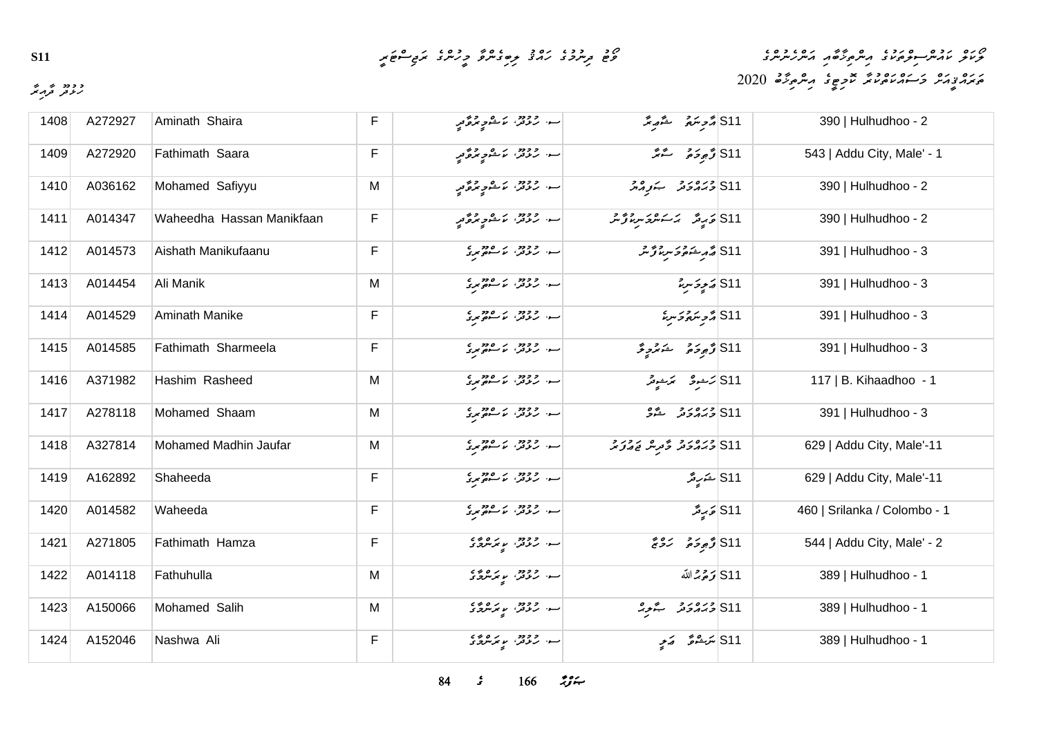| 1408 | A272927 | Aminath Shaira | F | ސ. ހުޅުދޫ، ކަޝްފުރުވާދީ | S11 އާމިނަތު ޝާއިރާ | 390 \| Hulhudhoo - 2 |
|---|---|---|---|---|---|---|
| 1409 | A272920 | Fathimath Saara | F | ސ. ހުޅުދޫ، ކަޝްފުރުވާދީ | S11 ފާތިމަތު ސާރާ | 543 \| Addu City, Male' - 1 |
| 1410 | A036162 | Mohamed Safiyyu | M | ސ. ހުޅުދޫ، ކަޝްފުރުވާދީ | S11 މުހައްމަދު ސަފިއްޔު | 390 \| Hulhudhoo - 2 |
| 1411 | A014347 | Waheedha Hassan Manikfaan | F | ސ. ހުޅުދޫ، ކަޝްފުރުވާދީ | S11 ވަހީދާ ހަސަންމަނިކުފާން | 390 \| Hulhudhoo - 2 |
| 1412 | A014573 | Aishath Manikufaanu | F | ސ. ހުޅުދޫ، ކަސްތޫރީ | S11 އާއިޝަތުމަނިކުފާނު | 391 \| Hulhudhoo - 3 |
| 1413 | A014454 | Ali Manik | M | ސ. ހުޅުދޫ، ކަސްތޫރީ | S11 އަލިމަނިކު | 391 \| Hulhudhoo - 3 |
| 1414 | A014529 | Aminath Manike | F | ސ. ހުޅުދޫ، ކަސްތޫރީ | S11 އާމިނަތުމަނިކެ | 391 \| Hulhudhoo - 3 |
| 1415 | A014585 | Fathimath Sharmeela | F | ސ. ހުޅުދޫ، ކަސްތޫރީ | S11 ފާތިމަތު ޝަރްމީލާ | 391 \| Hulhudhoo - 3 |
| 1416 | A371982 | Hashim Rasheed | M | ސ. ހުޅުދޫ، ކަސްތޫރީ | S11 ހާޝިމް ރަޝީދު | 117 \| B. Kihaadhoo - 1 |
| 1417 | A278118 | Mohamed Shaam | M | ސ. ހުޅުދޫ، ކަސްތޫރީ | S11 މުހައްމަދު ޝާމް | 391 \| Hulhudhoo - 3 |
| 1418 | A327814 | Mohamed Madhin Jaufar | M | ސ. ހުޅުދޫ، ކަސްތޫރީ | S11 މުހައްމަދު މާދިން ޖައުފަރު | 629 \| Addu City, Male'-11 |
| 1419 | A162892 | Shaheeda | F | ސ. ހުޅުދޫ، ކަސްތޫރީ | S11 ޝަހީދާ | 629 \| Addu City, Male'-11 |
| 1420 | A014582 | Waheeda | F | ސ. ހުޅުދޫ، ކަސްތޫރީ | S11 ވަހީދާ | 460 \| Srilanka / Colombo - 1 |
| 1421 | A271805 | Fathimath Hamza | F | ސ. ހުޅުދޫ، ކިރަންވާގެ | S11 ފާތިމަތު ހަމްޒާ | 544 \| Addu City, Male' - 2 |
| 1422 | A014118 | Fathuhulla | M | ސ. ހުޅުދޫ، ކިރަންވާގެ | S11 ފަތުހުﷲ | 389 \| Hulhudhoo - 1 |
| 1423 | A150066 | Mohamed Salih | M | ސ. ހުޅުދޫ، ކިރަންވާގެ | S11 މުހައްމަދު ސާލިހު | 389 \| Hulhudhoo - 1 |
| 1424 | A152046 | Nashwa Ali | F | ސ. ހުޅުދޫ، ކިރަންވާގެ | S11 ނަޝްވާ އަލި | 389 \| Hulhudhoo - 1 |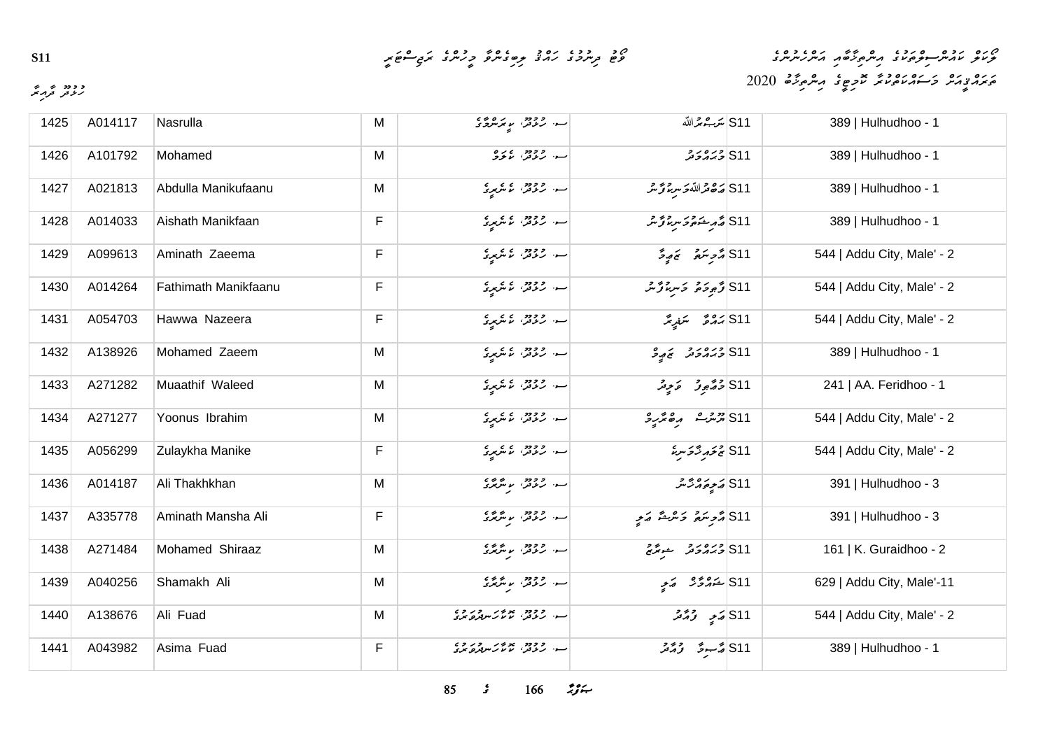| 1425 | A014117 | Nasrulla | M | ސ. ހުޅުދޫ، ޖިޔަރާމާގެ | S11 ނަޞްރުﷲ | 389 \| Hulhudhoo - 1 |
|---|---|---|---|---|---|---|
| 1426 | A101792 | Mohamed | M | ސ. ހުޅުދޫ، ގެރަވާ | S11 މުޙައްމަދު | 389 \| Hulhudhoo - 1 |
| 1427 | A021813 | Abdulla Manikufaanu | M | ސ. ހުޅުދޫ، ގުލްޝަނީގެ | S11 އަބްދުﷲމަނިކުފާނު | 389 \| Hulhudhoo - 1 |
| 1428 | A014033 | Aishath Manikfaan | F | ސ. ހުޅުދޫ، ގުލްޝަނީގެ | S11 އާއިޝަތުމަނިކުފާނު | 389 \| Hulhudhoo - 1 |
| 1429 | A099613 | Aminath Zaeema | F | ސ. ހުޅުދޫ، ގުލްޝަނީގެ | S11 އާމިނަތު ޒައީމާ | 544 \| Addu City, Male' - 2 |
| 1430 | A014264 | Fathimath Manikfaanu | F | ސ. ހުޅުދޫ، ގުލްޝަނީގެ | S11 ފާތިމަތު މަނިކުފާނު | 544 \| Addu City, Male' - 2 |
| 1431 | A054703 | Hawwa Nazeera | F | ސ. ހުޅުދޫ، ގުލްޝަނީގެ | S11 ހައްވާ ނަޒީރާ | 544 \| Addu City, Male' - 2 |
| 1432 | A138926 | Mohamed Zaeem | M | ސ. ހުޅުދޫ، ގުލްޝަނީގެ | S11 މުޙައްމަދު ޒަޢީމް | 389 \| Hulhudhoo - 1 |
| 1433 | A271282 | Muaathif Waleed | M | ސ. ހުޅުދޫ، ގުލްޝަނީގެ | S11 މުޢާތިފް ވަލީދު | 241 \| AA. Feridhoo - 1 |
| 1434 | A271277 | Yoonus Ibrahim | M | ސ. ހުޅުދޫ، ގުލްޝަނީގެ | S11 ޔޫނުސް އިބްރާހީމް | 544 \| Addu City, Male' - 2 |
| 1435 | A056299 | Zulaykha Manike | F | ސ. ހުޅުދޫ، ގުލްޝަނީގެ | S11 ޒުލައިޚާމަނިކެ | 544 \| Addu City, Male' - 2 |
| 1436 | A014187 | Ali Thakhkhan | M | ސ. ހުޅުދޫ، ޖަނަވަރީ | S11 އަލިތައްޚާން | 391 \| Hulhudhoo - 3 |
| 1437 | A335778 | Aminath Mansha Ali | F | ސ. ހުޅުދޫ، ޖަނަވަރީ | S11 އާމިނަތު މަންޝާ އަލި | 391 \| Hulhudhoo - 3 |
| 1438 | A271484 | Mohamed Shiraaz | M | ސ. ހުޅުދޫ، ޖަނަވަރީ | S11 މުޙައްމަދު ޝިރާޒް | 161 \| K. Guraidhoo - 2 |
| 1439 | A040256 | Shamakh Ali | M | ސ. ހުޅުދޫ، ޖަނަވަރީ | S11 ޝަމަޚް އަލި | 629 \| Addu City, Male'-11 |
| 1440 | A138676 | Ali Fuad | M | ސ. ހުޅުދޫ، ގުލްޝަންވިލާގެ | S11 އަލި ފުއާދު | 544 \| Addu City, Male' - 2 |
| 1441 | A043982 | Asima Fuad | F | ސ. ހުޅުދޫ، ގުލްޝަންވިލާގެ | S11 އާސިމާ ފުއާދު | 389 \| Hulhudhoo - 1 |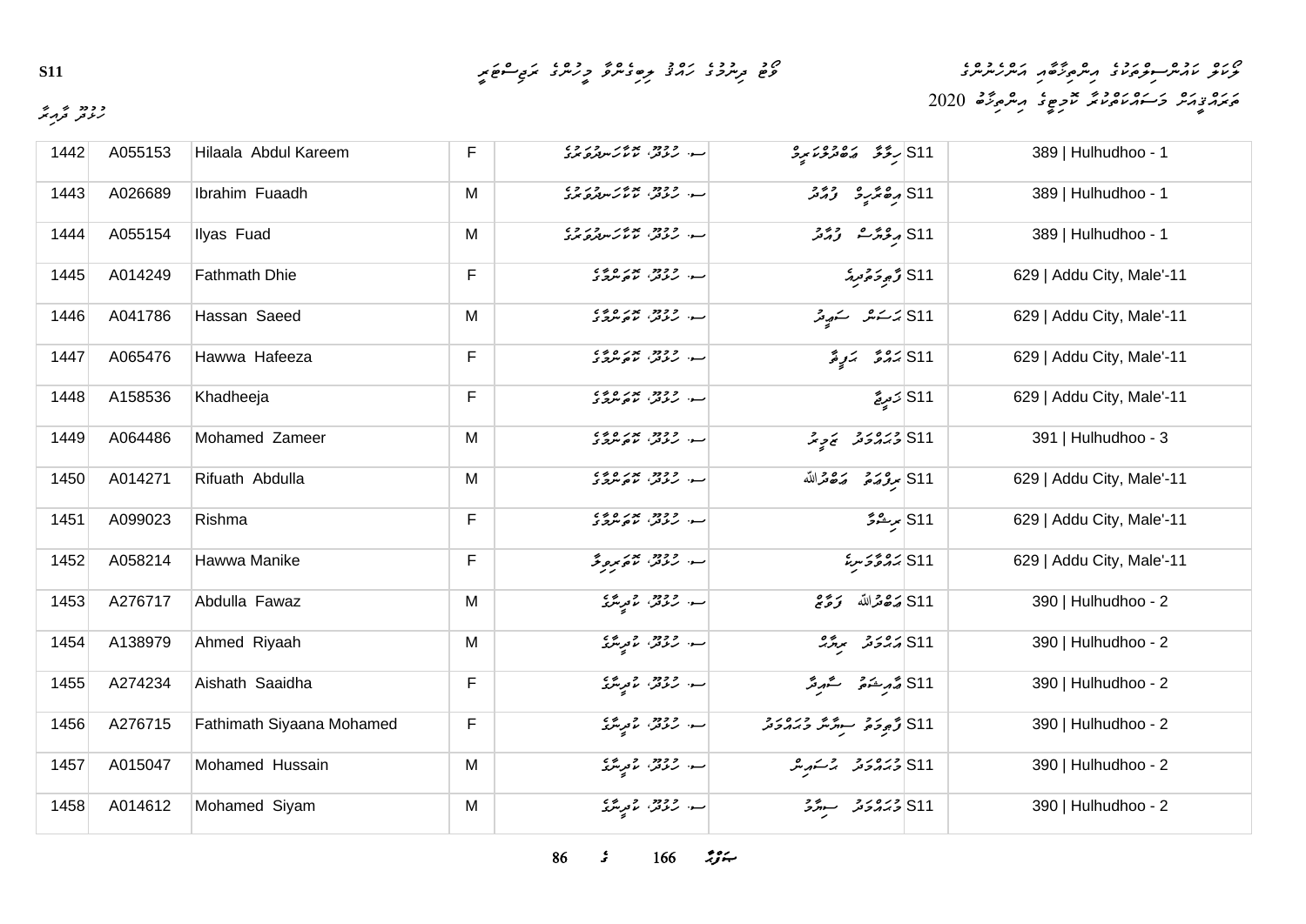| 1442 | A055153 | Hilaala Abdul Kareem | F | ސ. ހުޅުދޫ، ކަނޑަކަސިދަރުގެ | ހިލާލާ އަބްދުލްކަރީމް S11 | 389 \| Hulhudhoo - 1 |
|---|---|---|---|---|---|---|
| 1443 | A026689 | Ibrahim Fuaadh | M | ސ. ހުޅުދޫ، ކަނޑަކަސިދަރުގެ | އިބްރާހީމް ފުއާދު S11 | 389 \| Hulhudhoo - 1 |
| 1444 | A055154 | Ilyas Fuad | M | ސ. ހުޅުދޫ، ކަނޑަކަސިދަރުގެ | އިލްޔާސް ފުއާދު S11 | 389 \| Hulhudhoo - 1 |
| 1445 | A014249 | Fathmath Dhie | F | ސ. ހުޅުދޫ، ކަނބަލްގެ | ފާތިމަތު ދިއެ S11 | 629 \| Addu City, Male'-11 |
| 1446 | A041786 | Hassan Saeed | M | ސ. ހުޅުދޫ، ކަނބަލްގެ | ހަސަން ސައީދު S11 | 629 \| Addu City, Male'-11 |
| 1447 | A065476 | Hawwa Hafeeza | F | ސ. ހުޅުދޫ، ކަނބަލްގެ | ހައްވާ ހަފީޒާ S11 | 629 \| Addu City, Male'-11 |
| 1448 | A158536 | Khadheeja | F | ސ. ހުޅުދޫ، ކަނބަލްގެ | ޚަދީޖާ S11 | 629 \| Addu City, Male'-11 |
| 1449 | A064486 | Mohamed Zameer | M | ސ. ހުޅުދޫ، ކަނބަލްގެ | މުޙައްމަދު ޒަމީރު S11 | 391 \| Hulhudhoo - 3 |
| 1450 | A014271 | Rifuath Abdulla | M | ސ. ހުޅުދޫ، ކަނބަލްގެ | ރިފުއަތު އަބްދުﷲ S11 | 629 \| Addu City, Male'-11 |
| 1451 | A099023 | Rishma | F | ސ. ހުޅުދޫ، ކަނބަލްގެ | ރިޝްމާ S11 | 629 \| Addu City, Male'-11 |
| 1452 | A058214 | Hawwa Manike | F | ސ. ހުޅުދޫ، ކަނބަރިވިލާ | ހައްވާމަނިކެ S11 | 629 \| Addu City, Male'-11 |
| 1453 | A276717 | Abdulla Fawaz | M | ސ. ހުޅުދޫ، ކުރިއްގެ | އަބްދުﷲ ފަވާޒު S11 | 390 \| Hulhudhoo - 2 |
| 1454 | A138979 | Ahmed Riyaah | M | ސ. ހުޅުދޫ، ކުރިއްގެ | އަޙްމަދު ރިޔާޙު S11 | 390 \| Hulhudhoo - 2 |
| 1455 | A274234 | Aishath Saaidha | F | ސ. ހުޅުދޫ، ކުރިއްގެ | އާއިޝަތު ސާއިދާ S11 | 390 \| Hulhudhoo - 2 |
| 1456 | A276715 | Fathimath Siyaana Mohamed | F | ސ. ހުޅުދޫ، ކުރިއްގެ | ފާތިމަތު ސިޔާނާ މުޙައްމަދު S11 | 390 \| Hulhudhoo - 2 |
| 1457 | A015047 | Mohamed Hussain | M | ސ. ހުޅުދޫ، ކުރިއްގެ | މުޙައްމަދު ހުސައިން S11 | 390 \| Hulhudhoo - 2 |
| 1458 | A014612 | Mohamed Siyam | M | ސ. ހުޅުދޫ، ކުރިއްގެ | މުޙައްމަދު ސިޔާމް S11 | 390 \| Hulhudhoo - 2 |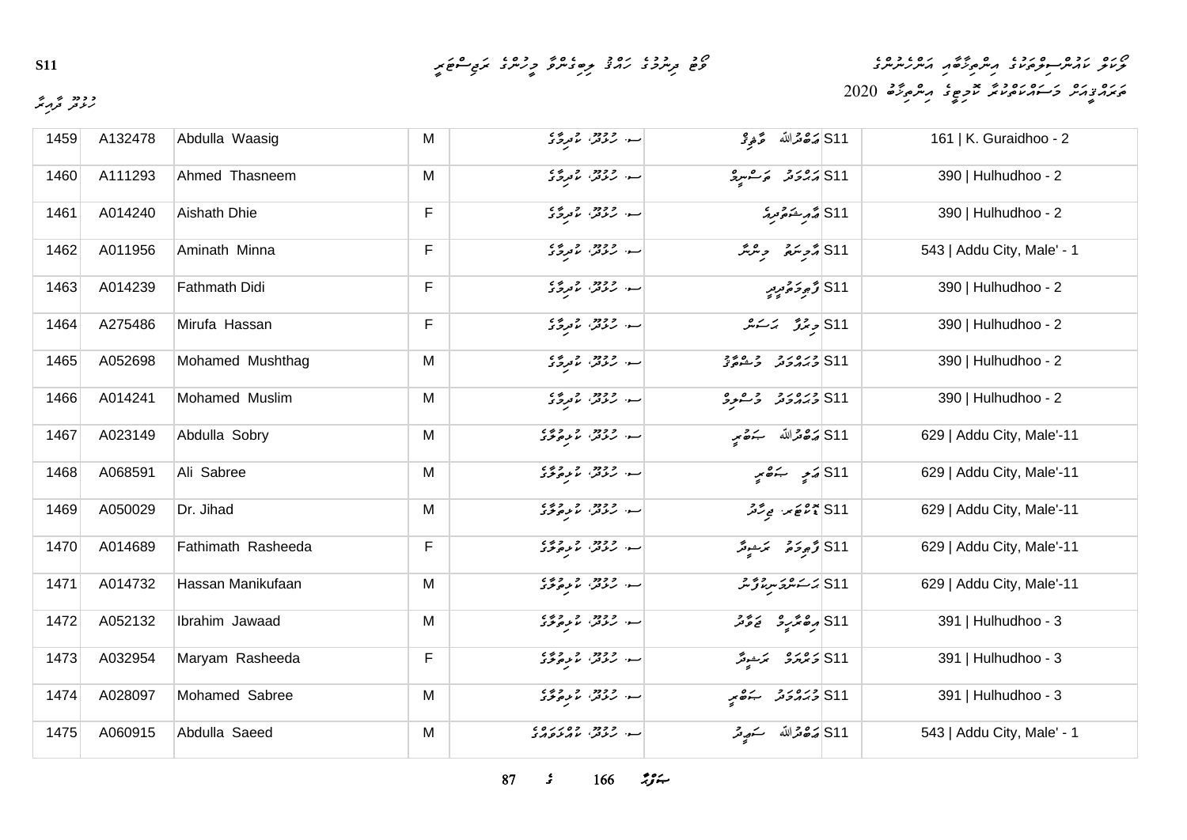| 1459 | A132478 | Abdulla Waasig | M | ސ. ހުޅުދޫ، ކުރިމަތީ | S11 ޢަބްދުﷲ ވާސިގު | 161 \| K. Guraidhoo - 2 |
|---|---|---|---|---|---|---|
| 1460 | A111293 | Ahmed Thasneem | M | ސ. ހުޅުދޫ، ކުރިމަތީ | S11 އަހްމަދު ތަސްނީމް | 390 \| Hulhudhoo - 2 |
| 1461 | A014240 | Aishath Dhie | F | ސ. ހުޅުދޫ، ކުރިމަތީ | S11 އާއިޝަތުދިއު | 390 \| Hulhudhoo - 2 |
| 1462 | A011956 | Aminath Minna | F | ސ. ހުޅުދޫ، ކުރިމަތީ | S11 އާމިނަތު މިންނާ | 543 \| Addu City, Male' - 1 |
| 1463 | A014239 | Fathmath Didi | F | ސ. ހުޅުދޫ، ކުރިމަތީ | S11 ފާތިމަތުދީދީ | 390 \| Hulhudhoo - 2 |
| 1464 | A275486 | Mirufa Hassan | F | ސ. ހުޅުދޫ، ކުރިމަތީ | S11 މިރުފާ ހަސަން | 390 \| Hulhudhoo - 2 |
| 1465 | A052698 | Mohamed Mushthag | M | ސ. ހުޅުދޫ، ކުރިމަތީ | S11 މުހައްމަދު މުޝްތާގު | 390 \| Hulhudhoo - 2 |
| 1466 | A014241 | Mohamed Muslim | M | ސ. ހުޅުދޫ، ކުރިމަތީ | S11 މުހައްމަދު މުސްލިމް | 390 \| Hulhudhoo - 2 |
| 1467 | A023149 | Abdulla Sobry | M | ސ. ހުޅުދޫ، ކުރިމަތިގޭ | S11 ޢަބްދުﷲ ސަބްރީ | 629 \| Addu City, Male'-11 |
| 1468 | A068591 | Ali Sabree | M | ސ. ހުޅުދޫ، ކުރިމަތިގޭ | S11 ޢަލީ ސަބްރީ | 629 \| Addu City, Male'-11 |
| 1469 | A050029 | Dr. Jihad | M | ސ. ހުޅުދޫ، ކުރިމަތިގޭ | S11 ޑޮކްޓަރ. ޖިހާދު | 629 \| Addu City, Male'-11 |
| 1470 | A014689 | Fathimath Rasheeda | F | ސ. ހުޅުދޫ، ކުރިމަތިގޭ | S11 ފާތިމަތު ރަޝީދާ | 629 \| Addu City, Male'-11 |
| 1471 | A014732 | Hassan Manikufaan | M | ސ. ހުޅުދޫ، ކުރިމަތިގޭ | S11 ހަސަންމަނިކުފާނު | 629 \| Addu City, Male'-11 |
| 1472 | A052132 | Ibrahim Jawaad | M | ސ. ހުޅުދޫ، ކުރިމަތިގޭ | S11 އިބްރާހިމް ޖަވާދު | 391 \| Hulhudhoo - 3 |
| 1473 | A032954 | Maryam Rasheeda | F | ސ. ހުޅުދޫ، ކުރިމަތިގޭ | S11 މަރިޔަމް ރަޝީދާ | 391 \| Hulhudhoo - 3 |
| 1474 | A028097 | Mohamed Sabree | M | ސ. ހުޅުދޫ، ކުރިމަތިގޭ | S11 މުހައްމަދު ސަބްރީ | 391 \| Hulhudhoo - 3 |
| 1475 | A060915 | Abdulla Saeed | M | ސ. ހުޅުދޫ، ކުއްޔަމަލާގެ | S11 ޢަބްދުﷲ ސައީދު | 543 \| Addu City, Male' - 1 |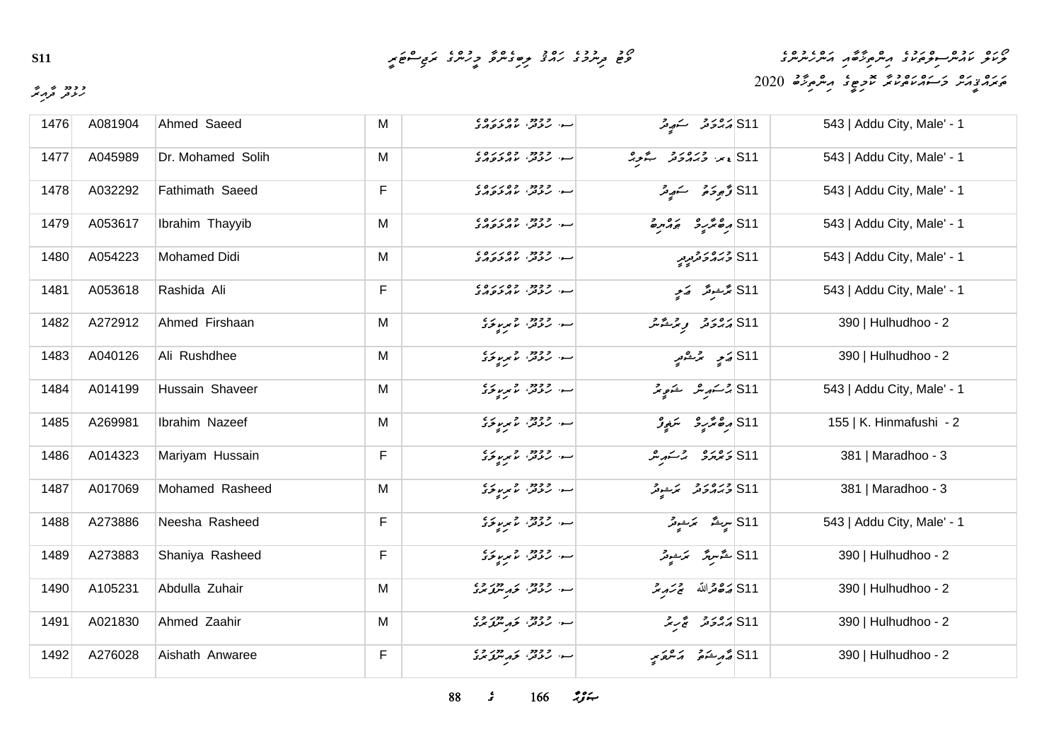| 1476 | A081904 | Ahmed Saeed | M | ސ. ހުޅުދޫ، ކުއީނާބާގު | S11 އަހުމަދު ސަޢީދު | 543 \| Addu City, Male' - 1 |
|---|---|---|---|---|---|---|
| 1477 | A045989 | Dr. Mohamed Solih | M | ސ. ހުޅުދޫ، ކުއީނާބާގު | S11 ޑރ. މުޙައްމަދު ޞާލިޙް | 543 \| Addu City, Male' - 1 |
| 1478 | A032292 | Fathimath Saeed | F | ސ. ހުޅުދޫ، ކުއީނާބާގު | S11 ފާތިމަތު ސަޢީދު | 543 \| Addu City, Male' - 1 |
| 1479 | A053617 | Ibrahim Thayyib | M | ސ. ހުޅުދޫ، ކުއީނާބާގު | S11 އިބްރާހީމް ތައްޔިބު | 543 \| Addu City, Male' - 1 |
| 1480 | A054223 | Mohamed Didi | M | ސ. ހުޅުދޫ، ކުއީނާބާގު | S11 މުޙައްމަދުދީދީ | 543 \| Addu City, Male' - 1 |
| 1481 | A053618 | Rashida Ali | F | ސ. ހުޅުދޫ، ކުއީނާބާގު | S11 ރާޝިދާ އަލި | 543 \| Addu City, Male' - 1 |
| 1482 | A272912 | Ahmed Firshaan | M | ސ. ހުޅުދޫ، ކުރިކޮޅު | S11 އަހުމަދު ފިރުޝާން | 390 \| Hulhudhoo - 2 |
| 1483 | A040126 | Ali Rushdhee | M | ސ. ހުޅުދޫ، ކުރިކޮޅު | S11 އަލި ރުޝްދީ | 390 \| Hulhudhoo - 2 |
| 1484 | A014199 | Hussain Shaveer | M | ސ. ހުޅުދޫ، ކުރިކޮޅު | S11 ހުސައިން ޝަވީރު | 543 \| Addu City, Male' - 1 |
| 1485 | A269981 | Ibrahim Nazeef | M | ސ. ހުޅުދޫ، ކުރިކޮޅު | S11 އިބްރާހީމް ނަޒީފު | 155 \| K. Hinmafushi - 2 |
| 1486 | A014323 | Mariyam Hussain | F | ސ. ހުޅުދޫ، ކުރިކޮޅު | S11 މަރިޔަމް ހުސައިން | 381 \| Maradhoo - 3 |
| 1487 | A017069 | Mohamed Rasheed | M | ސ. ހުޅުދޫ، ކުރިކޮޅު | S11 މުޙައްމަދު ރަޝީދު | 381 \| Maradhoo - 3 |
| 1488 | A273886 | Neesha Rasheed | F | ސ. ހުޅުދޫ، ކުރިކޮޅު | S11 ނީޝާ ރަޝީދު | 543 \| Addu City, Male' - 1 |
| 1489 | A273883 | Shaniya Rasheed | F | ސ. ހުޅުދޫ، ކުރިކޮޅު | S11 ޝާނިޔާ ރަޝީދު | 390 \| Hulhudhoo - 2 |
| 1490 | A105231 | Abdulla Zuhair | M | ސ. ހުޅުދޫ، ގައިންދޫގެ | S11 އަބްދުﷲ ޒުހައިރު | 390 \| Hulhudhoo - 2 |
| 1491 | A021830 | Ahmed Zaahir | M | ސ. ހުޅުދޫ، ގައިންދޫގެ | S11 އަހުމަދު ޒާހިރު | 390 \| Hulhudhoo - 2 |
| 1492 | A276028 | Aishath Anwaree | F | ސ. ހުޅުދޫ، ގައިންދޫގެ | S11 އާއިޝަތު އަންވަރީ | 390 \| Hulhudhoo - 2 |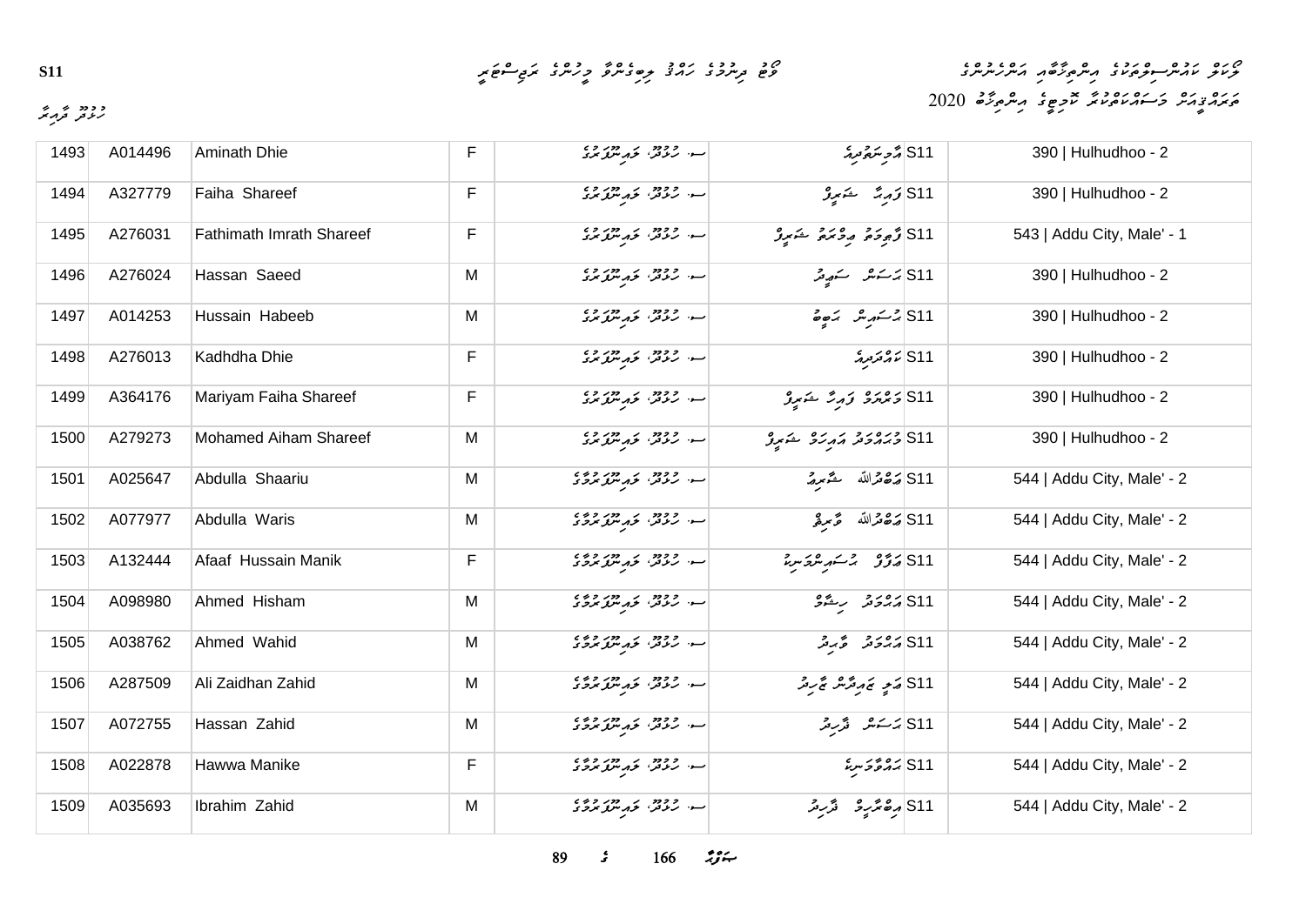| 1493 | A014496 | Aminath Dhie | F | ސ. ހުޅުދޫ، ވައިޓްވޭވްގެ | S11 | ާއާމިނަތު ދިއީ | 390 \| Hulhudhoo - 2 |
|---|---|---|---|---|---|---|---|
| 1494 | A327779 | Faiha Shareef | F | ސ. ހުޅުދޫ، ވައިޓްވޭވްގެ | S11 | ފާއިހާ ޝަރީފް | 390 \| Hulhudhoo - 2 |
| 1495 | A276031 | Fathimath Imrath Shareef | F | ސ. ހުޅުދޫ، ވައިޓްވޭވްގެ | S11 | ފާތިމަތު އިމްރަތު ޝަރީފް | 543 \| Addu City, Male' - 1 |
| 1496 | A276024 | Hassan Saeed | M | ސ. ހުޅުދޫ، ވައިޓްވޭވްގެ | S11 | ހަސަން ސައީދު | 390 \| Hulhudhoo - 2 |
| 1497 | A014253 | Hussain Habeeb | M | ސ. ހުޅުދޫ، ވައިޓްވޭވްގެ | S11 | ހުސައިން ހަބީބު | 390 \| Hulhudhoo - 2 |
| 1498 | A276013 | Kadhdha Dhie | F | ސ. ހުޅުދޫ، ވައިޓްވޭވްގެ | S11 | ކައްދަދިއީ | 390 \| Hulhudhoo - 2 |
| 1499 | A364176 | Mariyam Faiha Shareef | F | ސ. ހުޅުދޫ، ވައިޓްވޭވްގެ | S11 | މަރިޔަމް ފާއިހާ ޝަރީފް | 390 \| Hulhudhoo - 2 |
| 1500 | A279273 | Mohamed Aiham Shareef | M | ސ. ހުޅުދޫ، ވައިޓްވޭވްގެ | S11 | މުޙައްމަދު އައިހަމް ޝަރީފް | 390 \| Hulhudhoo - 2 |
| 1501 | A025647 | Abdulla Shaariu | M | ސ. ހުޅުދޫ، ވައިޓްވޭވްމާގެ | S11 | އަބްދުﷲ ޝާރިޢު | 544 \| Addu City, Male' - 2 |
| 1502 | A077977 | Abdulla Waris | M | ސ. ހުޅުދޫ، ވައިޓްވޭވްމާގެ | S11 | އަބްދުﷲ ވާރިސް | 544 \| Addu City, Male' - 2 |
| 1503 | A132444 | Afaaf Hussain Manik | F | ސ. ހުޅުދޫ، ވައިޓްވޭވްމާގެ | S11 | އަފާފް ހުސައިންމަނިކު | 544 \| Addu City, Male' - 2 |
| 1504 | A098980 | Ahmed Hisham | M | ސ. ހުޅުދޫ، ވައިޓްވޭވްމާގެ | S11 | އަހްމަދު ހިޝާމް | 544 \| Addu City, Male' - 2 |
| 1505 | A038762 | Ahmed Wahid | M | ސ. ހުޅުދޫ، ވައިޓްވޭވްމާގެ | S11 | އަހްމަދު ވާހިދު | 544 \| Addu City, Male' - 2 |
| 1506 | A287509 | Ali Zaidhan Zahid | M | ސ. ހުޅުދޫ، ވައިޓްވޭވްމާގެ | S11 | އަލި ޒައިދާން ޒާހިދު | 544 \| Addu City, Male' - 2 |
| 1507 | A072755 | Hassan Zahid | M | ސ. ހުޅުދޫ، ވައިޓްވޭވްމާގެ | S11 | ހަސަން ޒާހިދު | 544 \| Addu City, Male' - 2 |
| 1508 | A022878 | Hawwa Manike | F | ސ. ހުޅުދޫ، ވައިޓްވޭވްމާގެ | S11 | ހައްވާމަނިކެ | 544 \| Addu City, Male' - 2 |
| 1509 | A035693 | Ibrahim Zahid | M | ސ. ހުޅުދޫ، ވައިޓްވޭވްމާގެ | S11 | އިބްރާހީމް ޒާހިދު | 544 \| Addu City, Male' - 2 |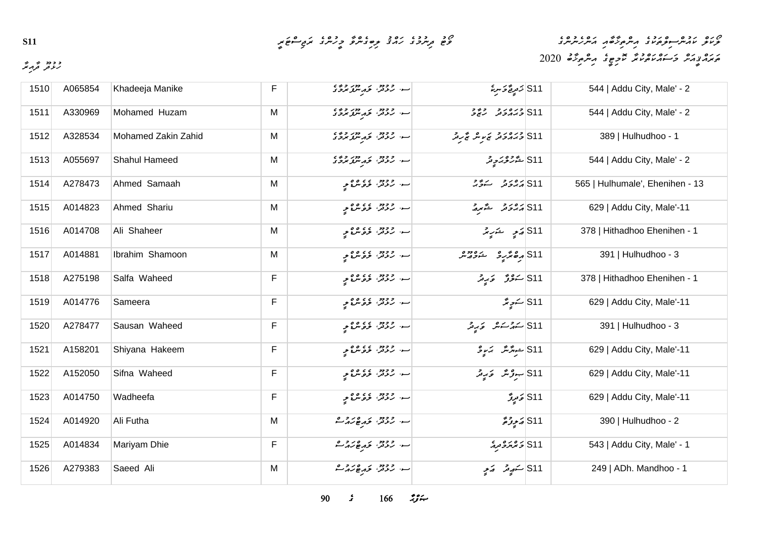| 1510 | A065854 | Khadeeja Manike | F | ސ. ހުޅުދޫ، ޚައިރުދާނުގެ | S11 ޚަދީޖާމަނިކެ | 544 \| Addu City, Male' - 2 |
|---|---|---|---|---|---|---|
| 1511 | A330969 | Mohamed Huzam | M | ސ. ހުޅުދޫ، ޚައިރުދާނުގެ | S11 މުހައްމަދު ހުޒާމް | 544 \| Addu City, Male' - 2 |
| 1512 | A328534 | Mohamed Zakin Zahid | M | ސ. ހުޅުދޫ، ޚައިރުދާނުގެ | S11 މުހައްމަދު ޒަކިން ޒާހިދު | 389 \| Hulhudhoo - 1 |
| 1513 | A055697 | Shahul Hameed | M | ސ. ހުޅުދޫ، ޚައިރުދާނުގެ | S11 ޝާހުލްހަމީދު | 544 \| Addu City, Male' - 2 |
| 1514 | A278473 | Ahmed Samaah | M | ސ. ހުޅުދޫ، ޚޮވެންޓްވީ | S11 އަހްމަދު ސަމާހް | 565 \| Hulhumale', Ehenihen - 13 |
| 1515 | A014823 | Ahmed Shariu | M | ސ. ހުޅުދޫ، ޚޮވެންޓްވީ | S11 އަހްމަދު ޝާރިއު | 629 \| Addu City, Male'-11 |
| 1516 | A014708 | Ali Shaheer | M | ސ. ހުޅުދޫ، ޚޮވެންޓްވީ | S11 އަލި ޝަހީރު | 378 \| Hithadhoo Ehenihen - 1 |
| 1517 | A014881 | Ibrahim Shamoon | M | ސ. ހުޅުދޫ، ޚޮވެންޓްވީ | S11 އިބްރާހީމް ޝަމްޫން | 391 \| Hulhudhoo - 3 |
| 1518 | A275198 | Salfa Waheed | F | ސ. ހުޅުދޫ، ޚޮވެންޓްވީ | S11 ސަލްފާ ވަހީދު | 378 \| Hithadhoo Ehenihen - 1 |
| 1519 | A014776 | Sameera | F | ސ. ހުޅުދޫ، ޚޮވެންޓްވީ | S11 ސަމީރާ | 629 \| Addu City, Male'-11 |
| 1520 | A278477 | Sausan Waheed | F | ސ. ހުޅުދޫ، ޚޮވެންޓްވީ | S11 ސައުސަން ވަހީދު | 391 \| Hulhudhoo - 3 |
| 1521 | A158201 | Shiyana Hakeem | F | ސ. ހުޅުދޫ، ޚޮވެންޓްވީ | S11 ޝިޔާނާ ހަކީމް | 629 \| Addu City, Male'-11 |
| 1522 | A152050 | Sifna Waheed | F | ސ. ހުޅުދޫ، ޚޮވެންޓްވީ | S11 ސިފްނާ ވަހީދު | 629 \| Addu City, Male'-11 |
| 1523 | A014750 | Wadheefa | F | ސ. ހުޅުދޫ، ޚޮވެންޓްވީ | S11 ވަދީފާ | 629 \| Addu City, Male'-11 |
| 1524 | A014920 | Ali Futha | M | ސ. ހުޅުދޫ، ޚައިބަރުހުރުސް | S11 އަލިފުތާ | 390 \| Hulhudhoo - 2 |
| 1525 | A014834 | Mariyam Dhie | F | ސ. ހުޅުދޫ، ޚައިބަރުހުރުސް | S11 މަރިޔަމްދިއީ | 543 \| Addu City, Male' - 1 |
| 1526 | A279383 | Saeed Ali | M | ސ. ހުޅުދޫ، ޚައިބަރުހުރުސް | S11 ސަޢީދު އަލި | 249 \| ADh. Mandhoo - 1 |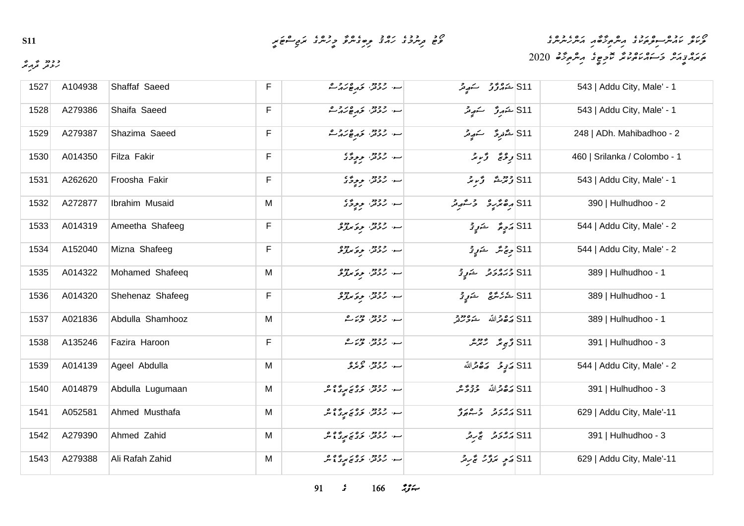| 1527 | A104938 | Shaffaf Saeed | F | ސ. ހުޅުދޫ، ވައިޓްހައުސް | S11 ޝައްފާފު ސަޢީދު | 543 \| Addu City, Male' - 1 |
|---|---|---|---|---|---|---|
| 1528 | A279386 | Shaifa Saeed | F | ސ. ހުޅުދޫ، ވައިޓްހައުސް | S11 ޝައިފާ ސަޢީދު | 543 \| Addu City, Male' - 1 |
| 1529 | A279387 | Shazima Saeed | F | ސ. ހުޅުދޫ، ވައިޓްހައުސް | S11 ޝާޒިމާ ސަޢީދު | 248 \| ADh. Mahibadhoo - 2 |
| 1530 | A014350 | Filza Fakir | F | ސ. ހުޅުދޫ، ވިލިވާގެ | S11 ފިލްޒާ ފާކިރު | 460 \| Srilanka / Colombo - 1 |
| 1531 | A262620 | Froosha Fakir | F | ސ. ހުޅުދޫ، ވިލިވާގެ | S11 ފްރޫޝާ ފާކިރު | 543 \| Addu City, Male' - 1 |
| 1532 | A272877 | Ibrahim Musaid | M | ސ. ހުޅުދޫ، ވިލިވާގެ | S11 އިބްރާހީމް މުސާޢިދު | 390 \| Hulhudhoo - 2 |
| 1533 | A014319 | Ameetha Shafeeg | F | ސ. ހުޅުދޫ، ވިމަނަފޫވް | S11 އަމީތާ ޝަފީގު | 544 \| Addu City, Male' - 2 |
| 1534 | A152040 | Mizna Shafeeg | F | ސ. ހުޅުދޫ، ވިމަނަފޫވް | S11 މިޒްނާ ޝަފީގު | 544 \| Addu City, Male' - 2 |
| 1535 | A014322 | Mohamed Shafeeq | M | ސ. ހުޅުދޫ، ވިމަނަފޫވް | S11 މުހައްމަދު ޝަފީޤު | 389 \| Hulhudhoo - 1 |
| 1536 | A014320 | Shehenaz Shafeeg | F | ސ. ހުޅުދޫ، ވިމަނަފޫވް | S11 ޝެހެނާޒް ޝަފީގު | 389 \| Hulhudhoo - 1 |
| 1537 | A021836 | Abdulla Shamhooz | M | ސ. ހުޅުދޫ، ފޫނަސް | S11 އަބްދުﷲ ޝަމްހޫޒު | 389 \| Hulhudhoo - 1 |
| 1538 | A135246 | Fazira Haroon | F | ސ. ހުޅުދޫ، ފޫނަސް | S11 ފާޒިރާ ހާރޫން | 391 \| Hulhudhoo - 3 |
| 1539 | A014139 | Ageel Abdulla | M | ސ. ހުޅުދޫ، ފެރެވު | S11 އަގީލު އަބްދުﷲ | 544 \| Addu City, Male' - 2 |
| 1540 | A014879 | Abdulla Lugumaan | M | ސ. ހުޅުދޫ، ވަމްޖަރީގެ ދެން | S11 އަބްދުﷲ ލުގުމާން | 391 \| Hulhudhoo - 3 |
| 1541 | A052581 | Ahmed Musthafa | M | ސ. ހުޅުދޫ، ވަމްޖަރީގެ ދެން | S11 އަހްމަދު މުސްތަފާ | 629 \| Addu City, Male'-11 |
| 1542 | A279390 | Ahmed Zahid | M | ސ. ހުޅުދޫ، ވަމްޖަރީގެ ދެން | S11 އަހްމަދު ޒާހިދު | 391 \| Hulhudhoo - 3 |
| 1543 | A279388 | Ali Rafah Zahid | M | ސ. ހުޅުދޫ، ވަމްޖަރީގެ ދެން | S11 އަލި ރަފާހު ޒާހިދު | 629 \| Addu City, Male'-11 |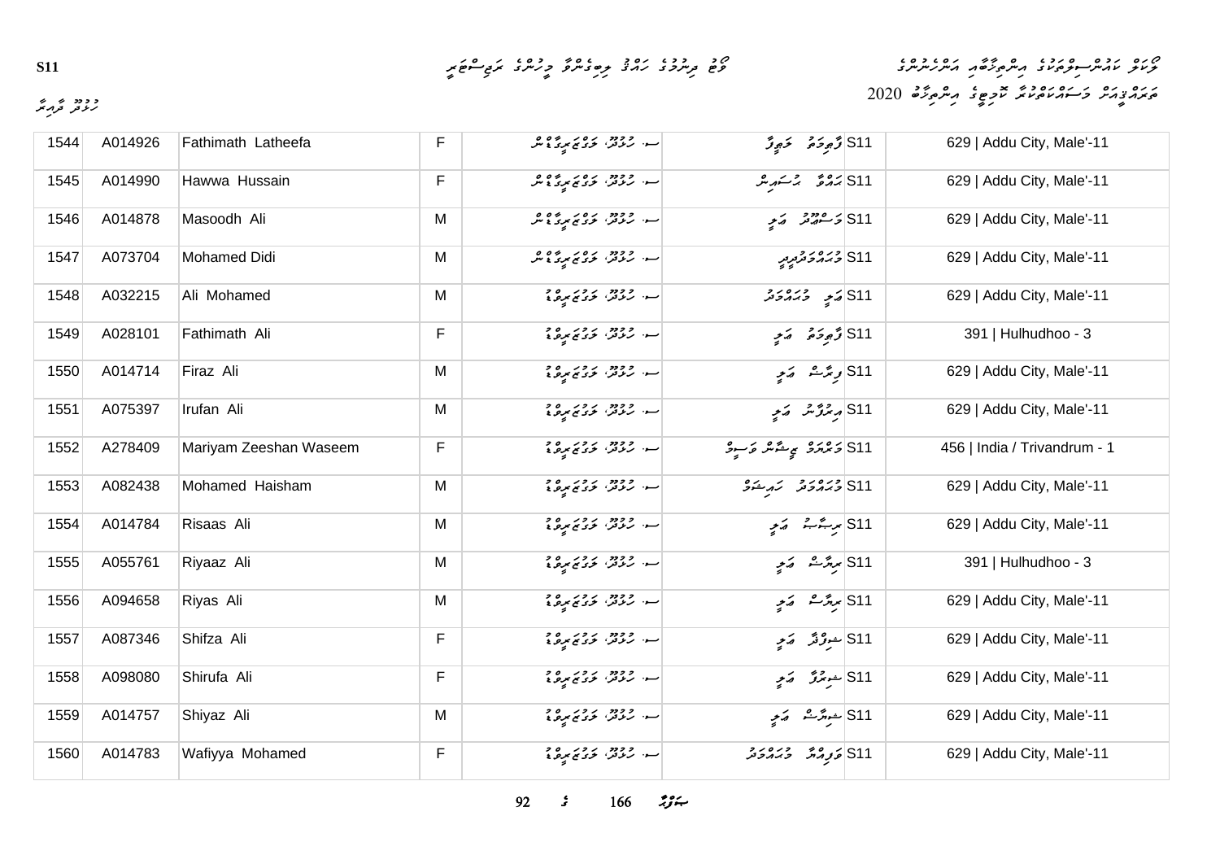| 1544 | A014926 | Fathimath Latheefa | F | سە، رُدُوْنُ، ئَرَوْعَ بِرِدُّ ءُ سُ | S11 وَّجِوحَمُ ۔ حَبِوِرٌ | 629 \| Addu City, Male'-11 |
|---|---|---|---|---|---|---|
| 1545 | A014990 | Hawwa Hussain | F | سە، رُدُوْنُ، ئَرَوْعَ بِرِدُّ ءُ سُ | S11 بَرْدُوٌ بُرْسَهِرْ سُ | 629 \| Addu City, Male'-11 |
| 1546 | A014878 | Masoodh Ali | M | سە، رُدُوْنُ، ئَرَوْعَ بِرِدُّ ءُ سُ | S11 وَسَّمْ دُمْ كَمِعِ | 629 \| Addu City, Male'-11 |
| 1547 | A073704 | Mohamed Didi | M | سە، رُدُوْنُ، ئَرَوْعَ بِرِدُّ ءُ سُ | S11 وُبَرْدُوَتْرُبِرِ | 629 \| Addu City, Male'-11 |
| 1548 | A032215 | Ali Mohamed | M | سە، رُدُوْنُ، ئَرُوْعَ بِرِوْعُ | S11 كَمِعِ وُبَرْدُوَتْرُ | 629 \| Addu City, Male'-11 |
| 1549 | A028101 | Fathimath Ali | F | سە، رُدُوْنُ، ئَرُوْعَ بِرِوْعُ | S11 وَّجِوحَمُ كَمِعِ | 391 \| Hulhudhoo - 3 |
| 1550 | A014714 | Firaz Ali | M | سە، رُدُوْنُ، ئَرُوْعَ بِرِوْعُ | S11 وِبَرَّسُّ كَمِعِ | 629 \| Addu City, Male'-11 |
| 1551 | A075397 | Irufan Ali | M | سە، رُدُوْنُ، ئَرُوْعَ بِرِوْعُ | S11 مِبْرُوَّسْ كَمِعِ | 629 \| Addu City, Male'-11 |
| 1552 | A278409 | Mariyam Zeeshan Waseem | F | سە، رُدُوْنُ، ئَرُوْعَ بِرِوْعُ | S11 وَبْرْبَرْدُ بِرِسُّسْ وَسِوِدُ | 456 \| India / Trivandrum - 1 |
| 1553 | A082438 | Mohamed Haisham | M | سە، رُدُوْنُ، ئَرُوْعَ بِرِوْعُ | S11 وُبَرْدُوَتْرُ بَرْمِرْسَّوْ | 629 \| Addu City, Male'-11 |
| 1554 | A014784 | Risaas Ali | M | سە، رُدُوْنُ، ئَرُوْعَ بِرِوْعُ | S11 بِرِسَّسْ كَمِعِ | 629 \| Addu City, Male'-11 |
| 1555 | A055761 | Riyaaz Ali | M | سە، رُدُوْنُ، ئَرُوْعَ بِرِوْعُ | S11 بِرِبَرَّسْ كَمِعِ | 391 \| Hulhudhoo - 3 |
| 1556 | A094658 | Riyas Ali | M | سە، رُدُوْنُ، ئَرُوْعَ بِرِوْعُ | S11 بِرِبَرَّسْ كَمِعِ | 629 \| Addu City, Male'-11 |
| 1557 | A087346 | Shifza Ali | F | سە، رُدُوْنُ، ئَرُوْعَ بِرِوْعُ | S11 سْبِوْفْرَ كَمِعِ | 629 \| Addu City, Male'-11 |
| 1558 | A098080 | Shirufa Ali | F | سە، رُدُوْنُ، ئَرُوْعَ بِرِوْعُ | S11 سْبِبْرُوَّ كَمِعِ | 629 \| Addu City, Male'-11 |
| 1559 | A014757 | Shiyaz Ali | M | سە، رُدُوْنُ، ئَرُوْعَ بِرِوْعُ | S11 سْبِبَرَّسْ كَمِعِ | 629 \| Addu City, Male'-11 |
| 1560 | A014783 | Wafiyya Mohamed | F | سە، رُدُوْنُ، ئَرُوْعَ بِرِوْعُ | S11 وَوِرْدُمَّ وُبَرْدُوَتْرُ | 629 \| Addu City, Male'-11 |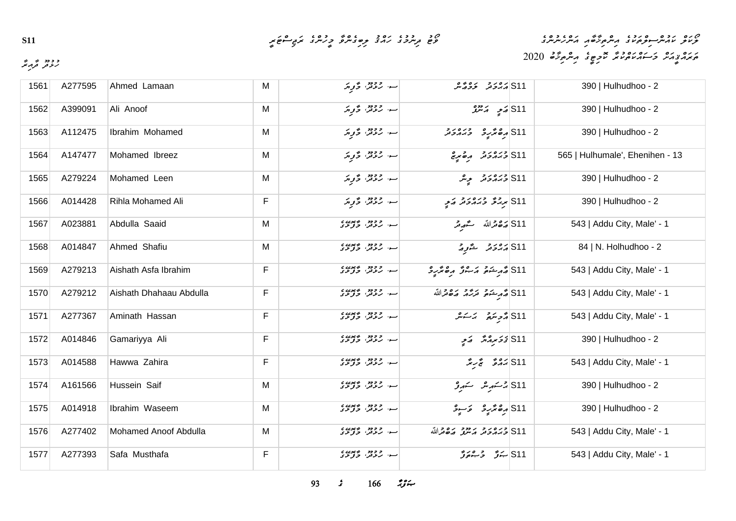| 1561 | A277595 | Ahmed Lamaan | M | ސ. ހުޅުދޫ، މާވިނަ | S11 އަހުމަދު ލަމާން | 390 \| Hulhudhoo - 2 |
|---|---|---|---|---|---|---|
| 1562 | A399091 | Ali Anoof | M | ސ. ހުޅުދޫ، މާވިނަ | S11 އަލި އަނޫފް | 390 \| Hulhudhoo - 2 |
| 1563 | A112475 | Ibrahim Mohamed | M | ސ. ހުޅުދޫ، މާވިނަ | S11 އިބްރާހީމް މުހައްމަދު | 390 \| Hulhudhoo - 2 |
| 1564 | A147477 | Mohamed Ibreez | M | ސ. ހުޅުދޫ، މާވިނަ | S11 މުހައްމަދު އިބްރީޒް | 565 \| Hulhumale', Ehenihen - 13 |
| 1565 | A279224 | Mohamed Leen | M | ސ. ހުޅުދޫ، މާވިނަ | S11 މުހައްމަދު ލީން | 390 \| Hulhudhoo - 2 |
| 1566 | A014428 | Rihla Mohamed Ali | F | ސ. ހުޅުދޫ، މާވިނަ | S11 ރިޙްލާ މުހައްމަދު އަލި | 390 \| Hulhudhoo - 2 |
| 1567 | A023881 | Abdulla Saaid | M | ސ. ހުޅުދޫ، މާފޮޅޭ | S11 އަބްދުﷲ ސާއިދު | 543 \| Addu City, Male' - 1 |
| 1568 | A014847 | Ahmed Shafiu | M | ސ. ހުޅުދޫ، މާފޮޅޭ | S11 އަހުމަދު ޝާފިއު | 84 \| N. Holhudhoo - 2 |
| 1569 | A279213 | Aishath Asfa Ibrahim | F | ސ. ހުޅުދޫ، މާފޮޅޭ | S11 އާއިޝަތު އަސްފާ އިބްރާހީމް | 543 \| Addu City, Male' - 1 |
| 1570 | A279212 | Aishath Dhahaau Abdulla | F | ސ. ހުޅުދޫ، މާފޮޅޭ | S11 އާއިޝަތު ދަހާއު އަބްދުﷲ | 543 \| Addu City, Male' - 1 |
| 1571 | A277367 | Aminath Hassan | F | ސ. ހުޅުދޫ، މާފޮޅޭ | S11 އާމިނަތު ޙަސަން | 543 \| Addu City, Male' - 1 |
| 1572 | A014846 | Gamariyya Ali | F | ސ. ހުޅުދޫ، މާފޮޅޭ | S11 ޤަމަރިއްޔާ އަލި | 390 \| Hulhudhoo - 2 |
| 1573 | A014588 | Hawwa Zahira | F | ސ. ހުޅުދޫ، މާފޮޅޭ | S11 ޙައްވާ ޒާހިރާ | 543 \| Addu City, Male' - 1 |
| 1574 | A161566 | Hussein Saif | M | ސ. ހުޅުދޫ، މާފޮޅޭ | S11 ޙުސައިން ސައިފް | 390 \| Hulhudhoo - 2 |
| 1575 | A014918 | Ibrahim Waseem | M | ސ. ހުޅުދޫ، މާފޮޅޭ | S11 އިބްރާހީމް ވަސީމް | 390 \| Hulhudhoo - 2 |
| 1576 | A277402 | Mohamed Anoof Abdulla | M | ސ. ހުޅުދޫ، މާފޮޅޭ | S11 މުހައްމަދު އަނޫފް އަބްދުﷲ | 543 \| Addu City, Male' - 1 |
| 1577 | A277393 | Safa Musthafa | F | ސ. ހުޅުދޫ، މާފޮޅޭ | S11 ސަފާ މުސްތަފާ | 543 \| Addu City, Male' - 1 |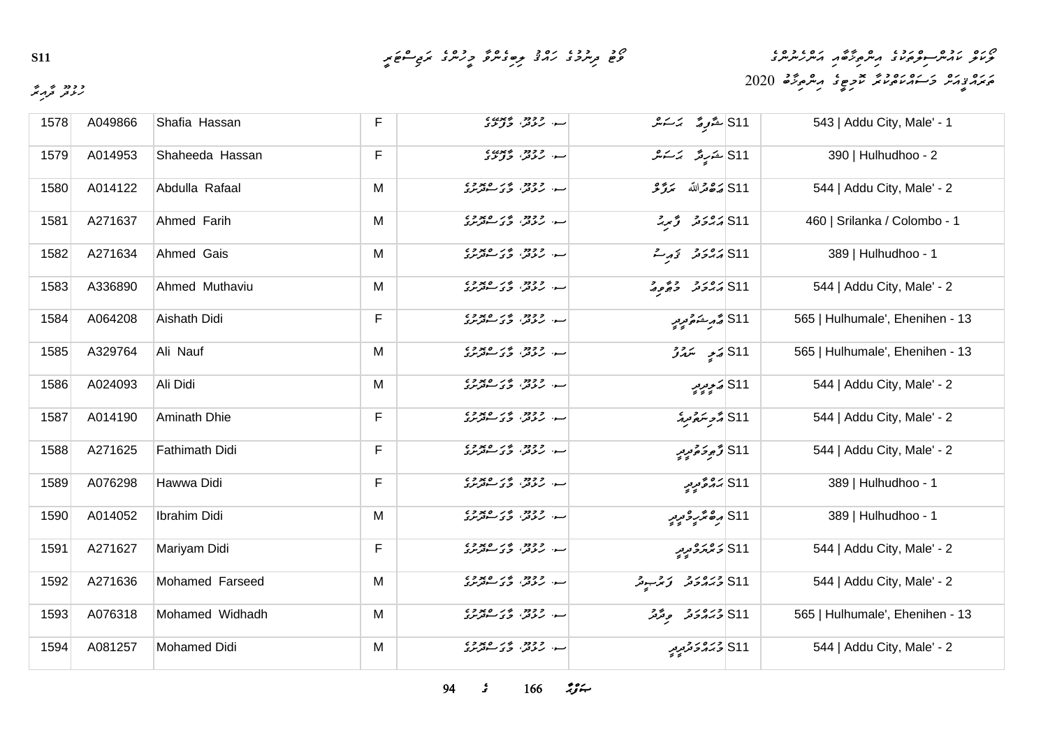| 1578 | A049866 | Shafia Hassan | F | ސ. ހުޅުދޫ، މާފާގެ | S11 ޝާފިޢާ ހަސަން | 543 \| Addu City, Male' - 1 |
|---|---|---|---|---|---|---|
| 1579 | A014953 | Shaheeda Hassan | F | ސ. ހުޅުދޫ، މާފާގެ | S11 ޝަހީދާ ހަސަން | 390 \| Hulhudhoo - 2 |
| 1580 | A014122 | Abdulla Rafaal | M | ސ. ހުޅުދޫ، މާގަސްދޮރުގެ | S11 އަބްދުﷲ ރަފާލް | 544 \| Addu City, Male' - 2 |
| 1581 | A271637 | Ahmed Farih | M | ސ. ހުޅުދޫ، މާގަސްދޮރުގެ | S11 އަޙްމަދު ފާރިހު | 460 \| Srilanka / Colombo - 1 |
| 1582 | A271634 | Ahmed Gais | M | ސ. ހުޅުދޫ، މާގަސްދޮރުގެ | S11 އަޙްމަދު ގައިސް | 389 \| Hulhudhoo - 1 |
| 1583 | A336890 | Ahmed Muthaviu | M | ސ. ހުޅުދޫ، މާގަސްދޮރުގެ | S11 އަޙްމަދު މުތަވިޢު | 544 \| Addu City, Male' - 2 |
| 1584 | A064208 | Aishath Didi | F | ސ. ހުޅުދޫ، މާގަސްދޮރުގެ | S11 އާއިޝަތުދީދީ | 565 \| Hulhumale', Ehenihen - 13 |
| 1585 | A329764 | Ali Nauf | M | ސ. ހުޅުދޫ، މާގަސްދޮރުގެ | S11 އަލި ނައުފް | 565 \| Hulhumale', Ehenihen - 13 |
| 1586 | A024093 | Ali Didi | M | ސ. ހުޅުދޫ، މާގަސްދޮރުގެ | S11 އަލިދީދީ | 544 \| Addu City, Male' - 2 |
| 1587 | A014190 | Aminath Dhie | F | ސ. ހުޅުދޫ، މާގަސްދޮރުގެ | S11 އާމިނަތުދިއެ | 544 \| Addu City, Male' - 2 |
| 1588 | A271625 | Fathimath Didi | F | ސ. ހުޅުދޫ، މާގަސްދޮރުގެ | S11 ފާތިމަތުދީދީ | 544 \| Addu City, Male' - 2 |
| 1589 | A076298 | Hawwa Didi | F | ސ. ހުޅުދޫ، މާގަސްދޮރުގެ | S11 ހައްވާދީދީ | 389 \| Hulhudhoo - 1 |
| 1590 | A014052 | Ibrahim Didi | M | ސ. ހުޅުދޫ، މާގަސްދޮރުގެ | S11 އިބްރާހީމްދީދީ | 389 \| Hulhudhoo - 1 |
| 1591 | A271627 | Mariyam Didi | F | ސ. ހުޅުދޫ، މާގަސްދޮރުގެ | S11 މަރިޔަމްދީދީ | 544 \| Addu City, Male' - 2 |
| 1592 | A271636 | Mohamed Farseed | M | ސ. ހުޅުދޫ، މާގަސްދޮރުގެ | S11 މުޙައްމަދު ފަރުސީދު | 544 \| Addu City, Male' - 2 |
| 1593 | A076318 | Mohamed Widhadh | M | ސ. ހުޅުދޫ، މާގަސްދޮރުގެ | S11 މުޙައްމަދު ވިދާދު | 565 \| Hulhumale', Ehenihen - 13 |
| 1594 | A081257 | Mohamed Didi | M | ސ. ހުޅުދޫ، މާގަސްދޮރުގެ | S11 މުޙައްމަދުދީދީ | 544 \| Addu City, Male' - 2 |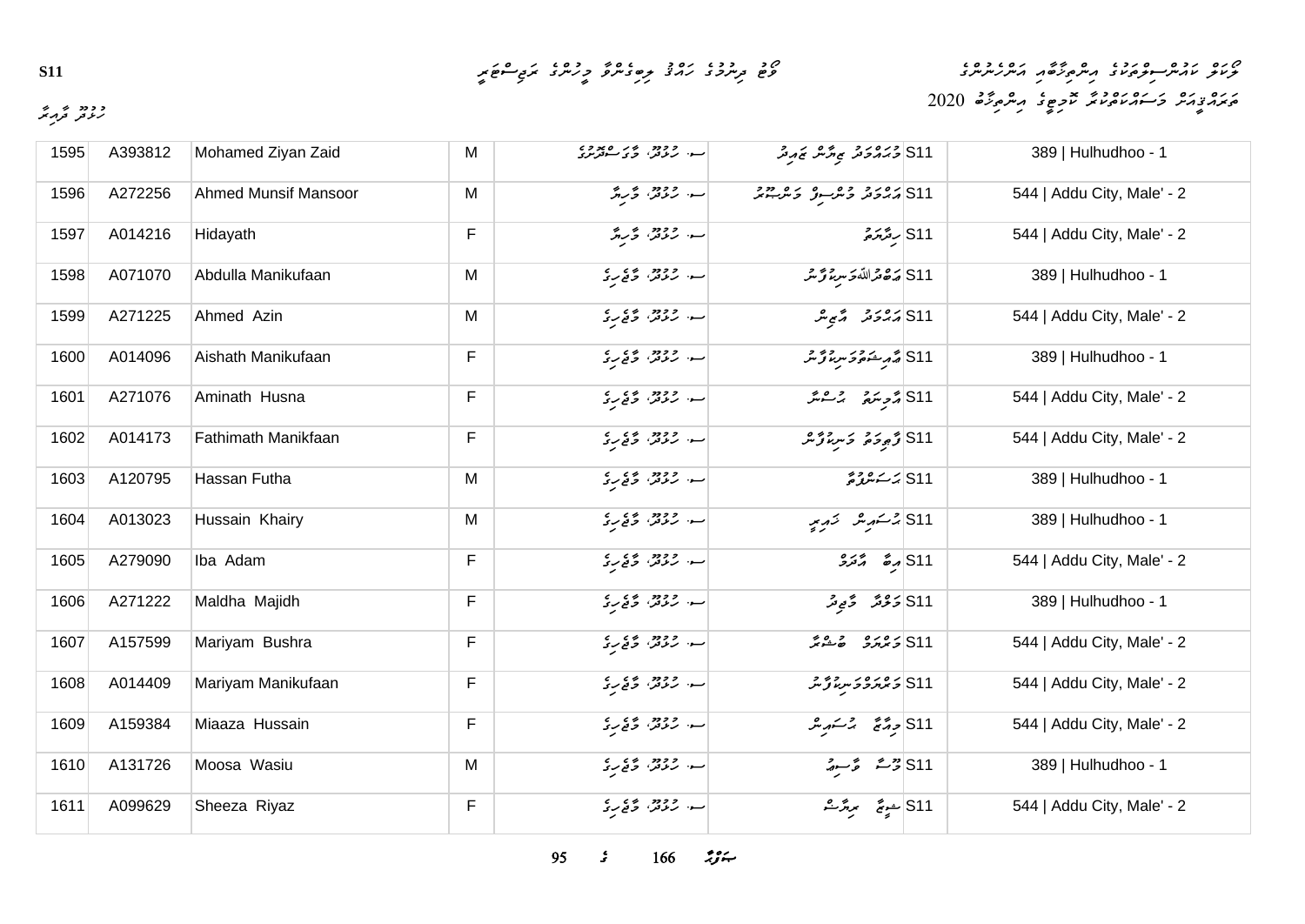| 1595 | A393812 | Mohamed Ziyan Zaid | M | ސ. ހުޅުދޫ، މޫނިސްޓޯރު | S11 މުހައްމަދު ޒިޔާން ޒައިދު | 389 \| Hulhudhoo - 1 |
|---|---|---|---|---|---|---|
| 1596 | A272256 | Ahmed Munsif Mansoor | M | ސ. ހުޅުދޫ، މާހިލާ | S11 އަހްމަދު މުންސިފް މަންސޫރު | 544 \| Addu City, Male' - 2 |
| 1597 | A014216 | Hidayath | F | ސ. ހުޅުދޫ، މާހިލާ | S11 ހިދާޔަތު | 544 \| Addu City, Male' - 2 |
| 1598 | A071070 | Abdulla Manikufaan | M | ސ. ހުޅުދޫ، މާޖެހިގެ | S11 އަބްދުاللهމަނިކުފާން | 389 \| Hulhudhoo - 1 |
| 1599 | A271225 | Ahmed Azin | M | ސ. ހުޅުދޫ، މާޖެހިގެ | S11 އަހްމަދު އާޒިން | 544 \| Addu City, Male' - 2 |
| 1600 | A014096 | Aishath Manikufaan | F | ސ. ހުޅުދޫ، މާޖެހިގެ | S11 އާއިޝަތުމަނިކުފާން | 389 \| Hulhudhoo - 1 |
| 1601 | A271076 | Aminath Husna | F | ސ. ހުޅުދޫ، މާޖެހިގެ | S11 އާމިނަތު ހުސްނާ | 544 \| Addu City, Male' - 2 |
| 1602 | A014173 | Fathimath Manikfaan | F | ސ. ހުޅުދޫ، މާޖެހިގެ | S11 ފާތިމަތު މަނިކުފާން | 544 \| Addu City, Male' - 2 |
| 1603 | A120795 | Hassan Futha | M | ސ. ހުޅުދޫ، މާޖެހިގެ | S11 ހަސަންފުތާ | 389 \| Hulhudhoo - 1 |
| 1604 | A013023 | Hussain Khairy | M | ސ. ހުޅުދޫ، މާޖެހިގެ | S11 ހުސައިން ޚައިރީ | 389 \| Hulhudhoo - 1 |
| 1605 | A279090 | Iba Adam | F | ސ. ހުޅުދޫ، މާޖެހިގެ | S11 އިބާ އާދަމް | 544 \| Addu City, Male' - 2 |
| 1606 | A271222 | Maldha Majidh | F | ސ. ހުޅުދޫ، މާޖެހިގެ | S11 މަލްދާ މާޖިދު | 389 \| Hulhudhoo - 1 |
| 1607 | A157599 | Mariyam Bushra | F | ސ. ހުޅުދޫ، މާޖެހިގެ | S11 މަރިޔަމް ބުޝްރާ | 544 \| Addu City, Male' - 2 |
| 1608 | A014409 | Mariyam Manikufaan | F | ސ. ހުޅުދޫ، މާޖެހިގެ | S11 މަރިޔަމްމަނިކުފާން | 544 \| Addu City, Male' - 2 |
| 1609 | A159384 | Miaaza Hussain | F | ސ. ހުޅުދޫ، މާޖެހިގެ | S11 މިއާޒާ ހުސައިން | 544 \| Addu City, Male' - 2 |
| 1610 | A131726 | Moosa Wasiu | M | ސ. ހުޅުދޫ، މާޖެހިގެ | S11 މޫސާ ވާސިއު | 389 \| Hulhudhoo - 1 |
| 1611 | A099629 | Sheeza Riyaz | F | ސ. ހުޅުދޫ، މާޖެހިގެ | S11 ޝީޒާ ރިޔާޒް | 544 \| Addu City, Male' - 2 |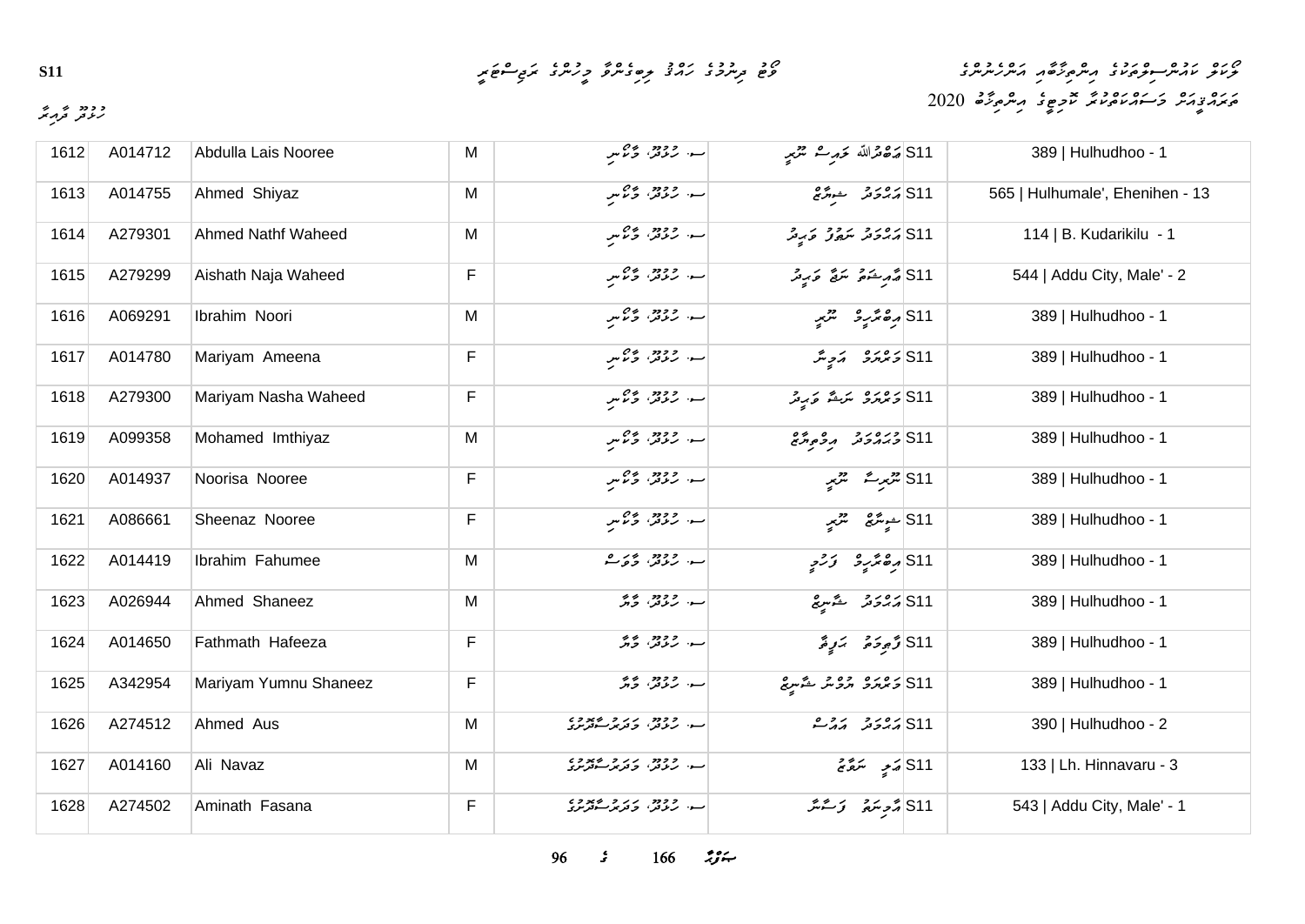| 1612 | A014712 | Abdulla Lais Nooree | M | ސ. ހުޅުދޫ، ވާކިނ | S11 އަބްދުﷲ ލައިސް ނޫރީ | 389 \| Hulhudhoo - 1 |
|---|---|---|---|---|---|---|
| 1613 | A014755 | Ahmed Shiyaz | M | ސ. ހުޅުދޫ، ވާކިނ | S11 އަޙްމަދު ޝިޔާޒް | 565 \| Hulhumale', Ehenihen - 13 |
| 1614 | A279301 | Ahmed Nathf Waheed | M | ސ. ހުޅުދޫ، ވާކިނ | S11 އަޙްމަދު ނަތުފު ވަޙީދު | 114 \| B. Kudarikilu - 1 |
| 1615 | A279299 | Aishath Naja Waheed | F | ސ. ހުޅުދޫ، ވާކިނ | S11 އާއިޝަތު ނަޖާ ވަޙީދު | 544 \| Addu City, Male' - 2 |
| 1616 | A069291 | Ibrahim Noori | M | ސ. ހުޅުދޫ، ވާކިނ | S11 އިބްރާހީމް ނޫރީ | 389 \| Hulhudhoo - 1 |
| 1617 | A014780 | Mariyam Ameena | F | ސ. ހުޅުދޫ، ވާކިނ | S11 މަރިޔަމް އަމީނާ | 389 \| Hulhudhoo - 1 |
| 1618 | A279300 | Mariyam Nasha Waheed | F | ސ. ހުޅުދޫ، ވާކިނ | S11 މަރިޔަމް ނަޝާ ވަޙީދު | 389 \| Hulhudhoo - 1 |
| 1619 | A099358 | Mohamed Imthiyaz | M | ސ. ހުޅުދޫ، ވާކިނ | S11 މުޙައްމަދު އިމްތިޔާޒް | 389 \| Hulhudhoo - 1 |
| 1620 | A014937 | Noorisa Nooree | F | ސ. ހުޅުދޫ، ވާކިނ | S11 ނޫރިސާ ނޫރީ | 389 \| Hulhudhoo - 1 |
| 1621 | A086661 | Sheenaz Nooree | F | ސ. ހުޅުދޫ، ވާކިނ | S11 ޝީނާޒް ނޫރީ | 389 \| Hulhudhoo - 1 |
| 1622 | A014419 | Ibrahim Fahumee | M | ސ. ހުޅުދޫ، ވާވަސް | S11 އިބްރާހީމް ފަހުމީ | 389 \| Hulhudhoo - 1 |
| 1623 | A026944 | Ahmed Shaneez | M | ސ. ހުޅުދޫ، ވާރ | S11 އަޙްމަދު ޝާނީޒް | 389 \| Hulhudhoo - 1 |
| 1624 | A014650 | Fathmath Hafeeza | F | ސ. ހުޅުދޫ، ވާރ | S11 ފާތިމަތު ހަފީޒާ | 389 \| Hulhudhoo - 1 |
| 1625 | A342954 | Mariyam Yumnu Shaneez | F | ސ. ހުޅުދޫ، ވާރ | S11 މަރިޔަމް ޔުމްނު ޝާނީޒް | 389 \| Hulhudhoo - 1 |
| 1626 | A274512 | Ahmed Aus | M | ސ. ހުޅުދޫ، ވަދަރުސާފުރުގެ | S11 އަޙްމަދު އައުސް | 390 \| Hulhudhoo - 2 |
| 1627 | A014160 | Ali Navaz | M | ސ. ހުޅުދޫ، ވަދަރުސާފުރުގެ | S11 އަލި ނަވާޒް | 133 \| Lh. Hinnavaru - 3 |
| 1628 | A274502 | Aminath Fasana | F | ސ. ހުޅުދޫ، ވަދަރުސާފުރުގެ | S11 އާމިނަތު ފަސާނާ | 543 \| Addu City, Male' - 1 |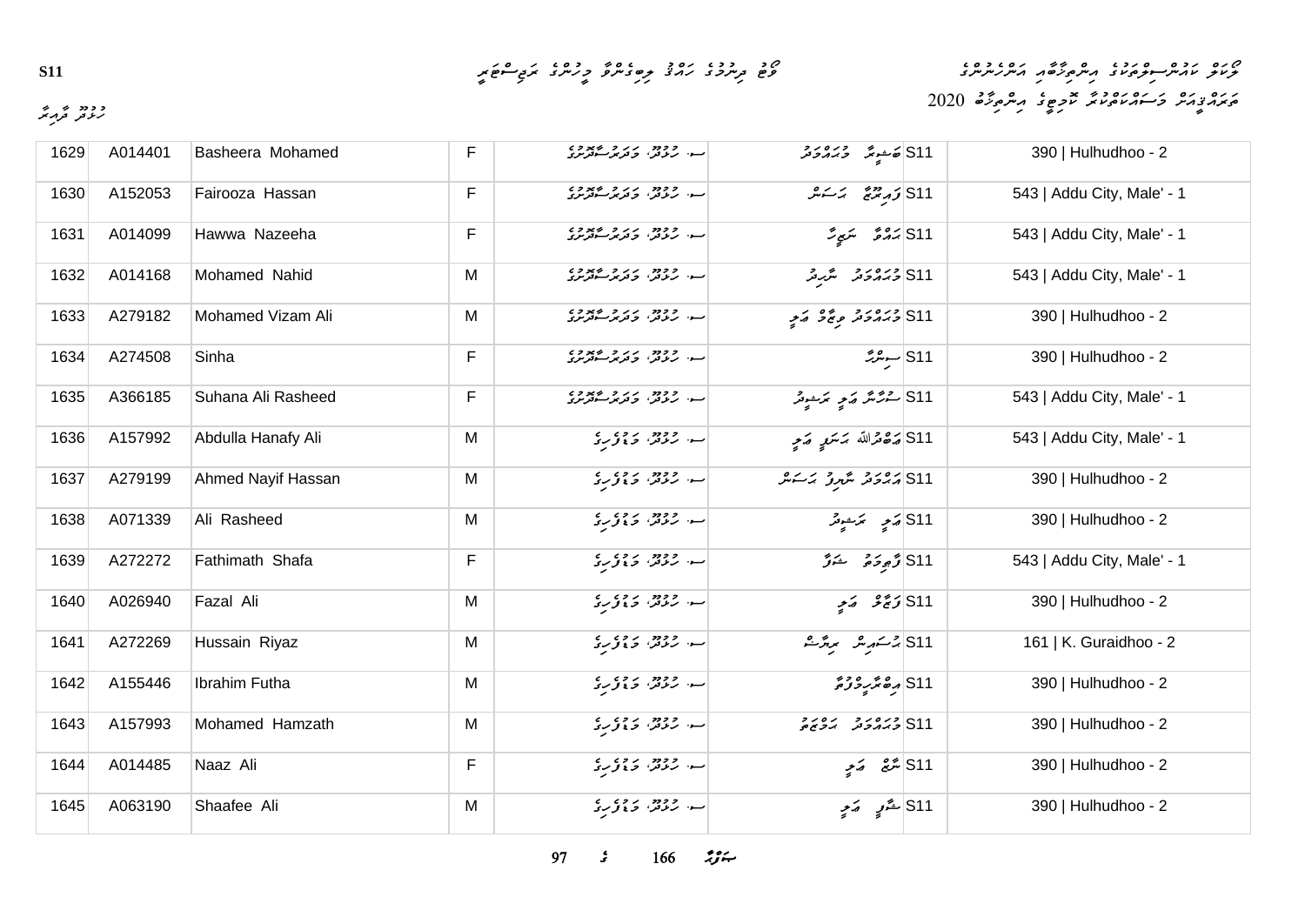| 1629 | A014401 | Basheera Mohamed | F | ސ. ހުޅުދޫ، މަދަރަސާދޮރުގެ | S11 ބަޝީރާ މުހައްމަދު | 390 \| Hulhudhoo - 2 |
|---|---|---|---|---|---|---|
| 1630 | A152053 | Fairooza Hassan | F | ސ. ހުޅުދޫ، މަދަރަސާދޮރުގެ | S11 ފައިރޫޒާ ހަސަން | 543 \| Addu City, Male' - 1 |
| 1631 | A014099 | Hawwa Nazeeha | F | ސ. ހުޅުދޫ، މަދަރަސާދޮރުގެ | S11 ހައްވާ ނަޒީހާ | 543 \| Addu City, Male' - 1 |
| 1632 | A014168 | Mohamed Nahid | M | ސ. ހުޅުދޫ، މަދަރަސާދޮރުގެ | S11 މުހައްމަދު ނާހިދު | 543 \| Addu City, Male' - 1 |
| 1633 | A279182 | Mohamed Vizam Ali | M | ސ. ހުޅުދޫ، މަދަރަސާދޮރުގެ | S11 މުހައްމަދު ވިޒާމް އަލި | 390 \| Hulhudhoo - 2 |
| 1634 | A274508 | Sinha | F | ސ. ހުޅުދޫ، މަދަރަސާދޮރުގެ | S11 ސިންހާ | 390 \| Hulhudhoo - 2 |
| 1635 | A366185 | Suhana Ali Rasheed | F | ސ. ހުޅުދޫ، މަދަރަސާދޮރުގެ | S11 ސުހާނާ އަލި ރަޝީދު | 543 \| Addu City, Male' - 1 |
| 1636 | A157992 | Abdulla Hanafy Ali | M | ސ. ހުޅުދޫ، މަޑުފެހިގެ | S11 އަބްދުﷲ ހަނަފީ އަލި | 543 \| Addu City, Male' - 1 |
| 1637 | A279199 | Ahmed Nayif Hassan | M | ސ. ހުޅުދޫ، މަޑުފެހިގެ | S11 އަހްމަދު ނާއިފު ހަސަން | 390 \| Hulhudhoo - 2 |
| 1638 | A071339 | Ali Rasheed | M | ސ. ހުޅުދޫ، މަޑުފެހިގެ | S11 އަލި ރަޝީދު | 390 \| Hulhudhoo - 2 |
| 1639 | A272272 | Fathimath Shafa | F | ސ. ހުޅުދޫ، މަޑުފެހިގެ | S11 ފާތިމަތު ޝަފާ | 543 \| Addu City, Male' - 1 |
| 1640 | A026940 | Fazal Ali | M | ސ. ހުޅުދޫ، މަޑުފެހިގެ | S11 ފަޟަލް އަލި | 390 \| Hulhudhoo - 2 |
| 1641 | A272269 | Hussain Riyaz | M | ސ. ހުޅުދޫ، މަޑުފެހިގެ | S11 ހުސައިން ރިޔާޒް | 161 \| K. Guraidhoo - 2 |
| 1642 | A155446 | Ibrahim Futha | M | ސ. ހުޅުދޫ، މަޑުފެހިގެ | S11 އިބްރާހީމްފުތާ | 390 \| Hulhudhoo - 2 |
| 1643 | A157993 | Mohamed Hamzath | M | ސ. ހުޅުދޫ، މަޑުފެހިގެ | S11 މުހައްމަދު ހަމްޒަތު | 390 \| Hulhudhoo - 2 |
| 1644 | A014485 | Naaz Ali | F | ސ. ހުޅުދޫ، މަޑުފެހިގެ | S11 ނާޒް އަލި | 390 \| Hulhudhoo - 2 |
| 1645 | A063190 | Shaafee Ali | M | ސ. ހުޅުދޫ، މަޑުފެހިގެ | S11 ޝާފީ އަލި | 390 \| Hulhudhoo - 2 |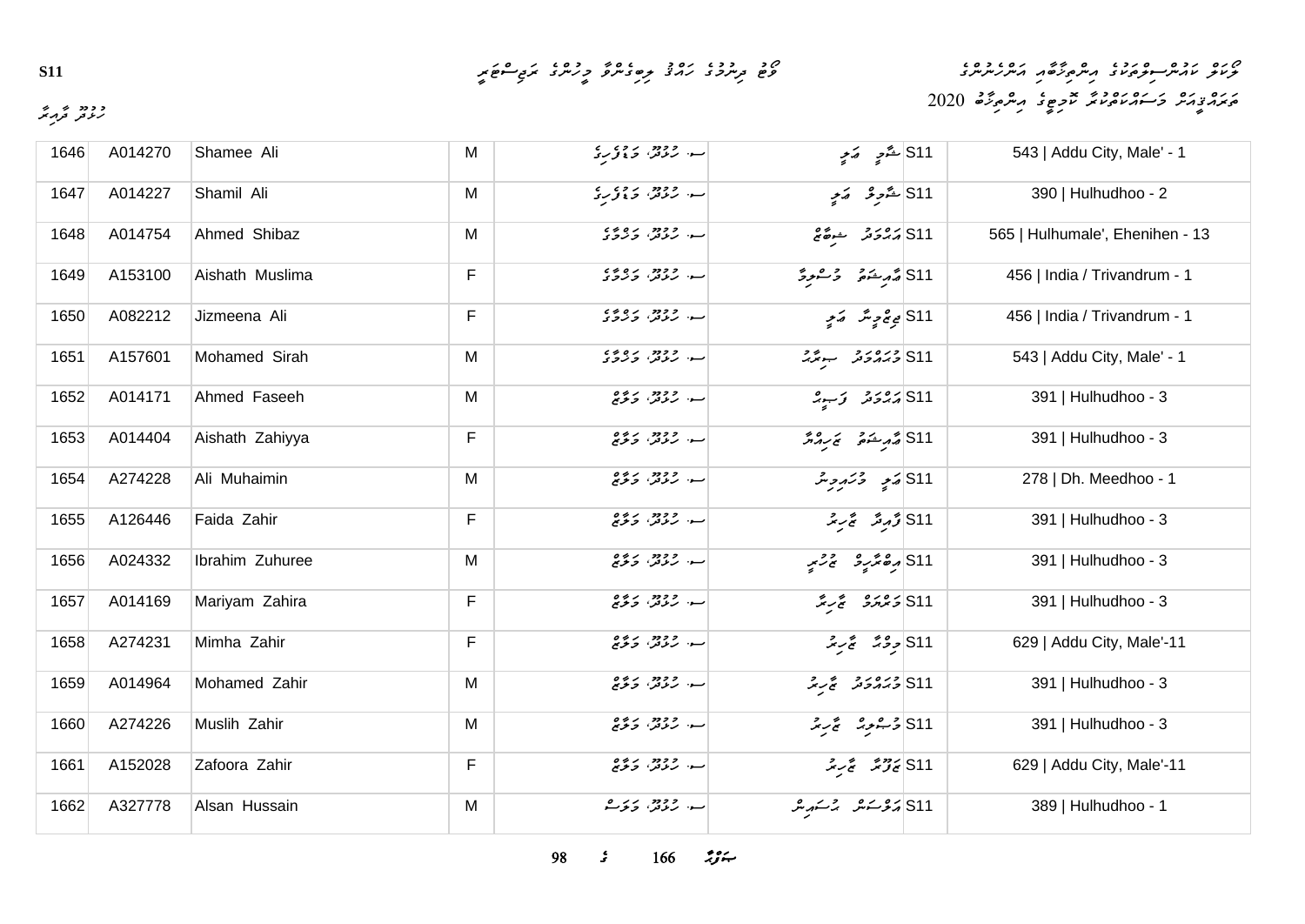| 1646 | A014270 | Shamee Ali | M | ސ. ހުޅުދޫ، މަޖީދުގެ | S11 ޝާމީ ޢަލީ | 543 \| Addu City, Male' - 1 |
|---|---|---|---|---|---|---|
| 1647 | A014227 | Shamil Ali | M | ސ. ހުޅުދޫ، މަޖީދުގެ | S11 ޝާމިލް ޢަލީ | 390 \| Hulhudhoo - 2 |
| 1648 | A014754 | Ahmed Shibaz | M | ސ. ހުޅުދޫ، މަލްހަމާ | S11 އަޙްމަދު ޝިބާޒް | 565 \| Hulhumale', Ehenihen - 13 |
| 1649 | A153100 | Aishath Muslima | F | ސ. ހުޅުދޫ، މަލްހަމާ | S11 ޢާއިޝަތު މުސްލިމާ | 456 \| India / Trivandrum - 1 |
| 1650 | A082212 | Jizmeena Ali | F | ސ. ހުޅުދޫ، މަލްހަމާ | S11 ޖިޒްމީނާ ޢަލީ | 456 \| India / Trivandrum - 1 |
| 1651 | A157601 | Mohamed Sirah | M | ސ. ހުޅުދޫ، މަލްހަމާ | S11 މުޙައްމަދު ސިރާޙް | 543 \| Addu City, Male' - 1 |
| 1652 | A014171 | Ahmed Faseeh | M | ސ. ހުޅުދޫ، މަލާޒް | S11 އަޙްމަދު ފަޞީޙް | 391 \| Hulhudhoo - 3 |
| 1653 | A014404 | Aishath Zahiyya | F | ސ. ހުޅުދޫ، މަލާޒް | S11 ޢާއިޝަތު ޒާހިއްޔާ | 391 \| Hulhudhoo - 3 |
| 1654 | A274228 | Ali Muhaimin | M | ސ. ހުޅުދޫ، މަލާޒް | S11 ޢަލީ މުހައިމިން | 278 \| Dh. Meedhoo - 1 |
| 1655 | A126446 | Faida Zahir | F | ސ. ހުޅުދޫ، މަލާޒް | S11 ފާއިދާ ޒާހިރު | 391 \| Hulhudhoo - 3 |
| 1656 | A024332 | Ibrahim Zuhuree | M | ސ. ހުޅުދޫ، މަލާޒް | S11 އިބްރާހީމް ޒުހުރީ | 391 \| Hulhudhoo - 3 |
| 1657 | A014169 | Mariyam Zahira | F | ސ. ހުޅުދޫ، މަލާޒް | S11 މަރިޔަމް ޒާހިރާ | 391 \| Hulhudhoo - 3 |
| 1658 | A274231 | Mimha Zahir | F | ސ. ހުޅުދޫ، މަލާޒް | S11 މިމްހާ ޒާހިރު | 629 \| Addu City, Male'-11 |
| 1659 | A014964 | Mohamed Zahir | M | ސ. ހުޅުދޫ، މަލާޒް | S11 މުޙައްމަދު ޒާހިރު | 391 \| Hulhudhoo - 3 |
| 1660 | A274226 | Muslih Zahir | M | ސ. ހުޅުދޫ، މަލާޒް | S11 މުސްލިޙް ޒާހިރު | 391 \| Hulhudhoo - 3 |
| 1661 | A152028 | Zafoora Zahir | F | ސ. ހުޅުދޫ، މަލާޒް | S11 ޒަފޫރާ ޒާހިރު | 629 \| Addu City, Male'-11 |
| 1662 | A327778 | Alsan Hussain | M | ސ. ހުޅުދޫ، މަލަސް | S11 އަލްސަން ހުސައިން | 389 \| Hulhudhoo - 1 |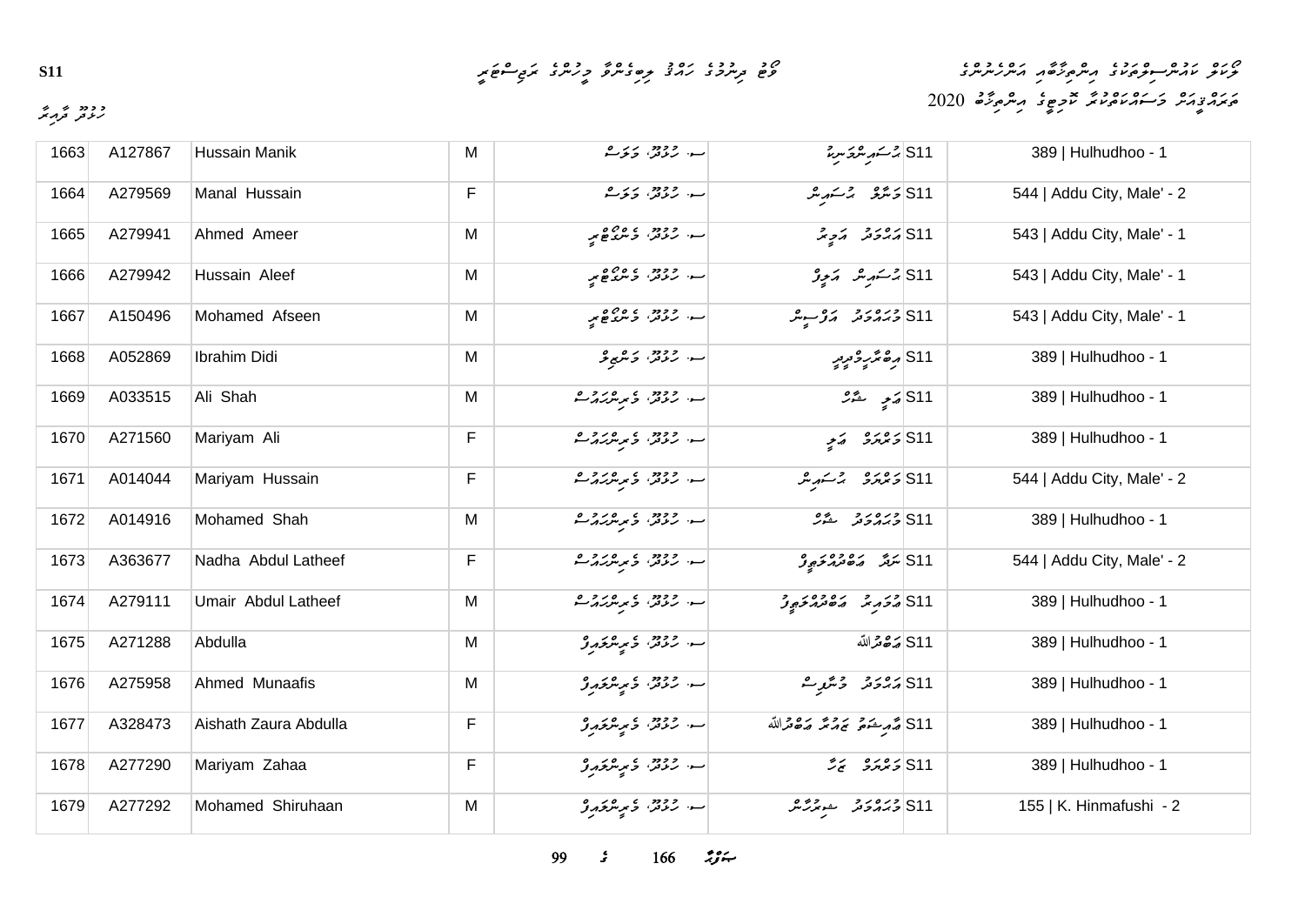| 1663 | A127867 | Hussain Manik | M | سه رژنژ، دَنَرَے | S11 ترىسىر شرىخ سرىر | 389 \| Hulhudhoo - 1 |
|---|---|---|---|---|---|---|
| 1664 | A279569 | Manal Hussain | F | سه رژنژ، دَنَرَے | S11 دَ شَرْدَ بِرْ سَهْرِ شْ | 544 \| Addu City, Male' - 2 |
| 1665 | A279941 | Ahmed Ameer | M | سه رژنژ، دِسْرَجْ صِرِ | S11 رَبْرُدَ دُ رَجِرْ | 543 \| Addu City, Male' - 1 |
| 1666 | A279942 | Hussain Aleef | M | سه رژنژ، دِسْرَجْ صِرِ | S11 بْرْسَهْرِ شْ رَجِوْ | 543 \| Addu City, Male' - 1 |
| 1667 | A150496 | Mohamed Afseen | M | سه رژنژ، دِسْرَجْ صِرِ | S11 دِبَرْدَ دُ رَوْسِرْ شْ | 543 \| Addu City, Male' - 1 |
| 1668 | A052869 | Ibrahim Didi | M | سه رژنژ، دَشْرِ دُ | S11 رِ صْ بُرِ دُ دِرِ | 389 \| Hulhudhoo - 1 |
| 1669 | A033515 | Ali Shah | M | سه رژنژ، دِ بِرِ سْرَ رَ دُ شْ | S11 رَجِ شَرُ | 389 \| Hulhudhoo - 1 |
| 1670 | A271560 | Mariyam Ali | F | سه رژنژ، دِ بِرِ سْرَ رَ دُ شْ | S11 دَ بْرَرْدُ رَجِ | 389 \| Hulhudhoo - 1 |
| 1671 | A014044 | Mariyam Hussain | F | سه رژنژ، دِ بِرِ سْرَ رَ دُ شْ | S11 دَ بْرَرْدُ بِرْ سَهْرِ شْ | 544 \| Addu City, Male' - 2 |
| 1672 | A014916 | Mohamed Shah | M | سه رژنژ، دِ بِرِ سْرَ رَ دُ شْ | S11 دِبَرْدَ دُ شَرُ | 389 \| Hulhudhoo - 1 |
| 1673 | A363677 | Nadha Abdul Latheef | F | سه رژنژ، دِ بِرِ سْرَ رَ دُ شْ | S11 سَرْدَ رَصْدُرْدَ دَجِوْ | 544 \| Addu City, Male' - 2 |
| 1674 | A279111 | Umair Abdul Latheef | M | سه رژنژ، دِ بِرِ سْرَ رَ دُ شْ | S11 رْدُرِ بُرْ رَصْدُرْدَ دَجِوْ | 389 \| Hulhudhoo - 1 |
| 1675 | A271288 | Abdulla | M | سه رژنژ، دِ بِرِ سْرَ دَ رِ دُ | S11 رَصْدُرْ اللّه | 389 \| Hulhudhoo - 1 |
| 1676 | A275958 | Ahmed Munaafis | M | سه رژنژ، دِ بِرِ سْرَ دَ رِ دُ | S11 رَبْرُدَ دُ دُ شُرْدِ شْ | 389 \| Hulhudhoo - 1 |
| 1677 | A328473 | Aishath Zaura Abdulla | F | سه رژنژ، دِ بِرِ سْرَ دَ رِ دُ | S11 رُمِرْ شَدَ دُ بَرُ دُ رَصْدُرْ اللّه | 389 \| Hulhudhoo - 1 |
| 1678 | A277290 | Mariyam Zahaa | F | سه رژنژ، دِ بِرِ سْرَ دَ رِ دُ | S11 دَ بْرَرْدُ بَرُ | 389 \| Hulhudhoo - 1 |
| 1679 | A277292 | Mohamed Shiruhaan | M | سه رژنژ، دِ بِرِ سْرَ دَ رِ دُ | S11 دِبَرْدَ دُ شِبِرْرُ شْ | 155 \| K. Hinmafushi - 2 |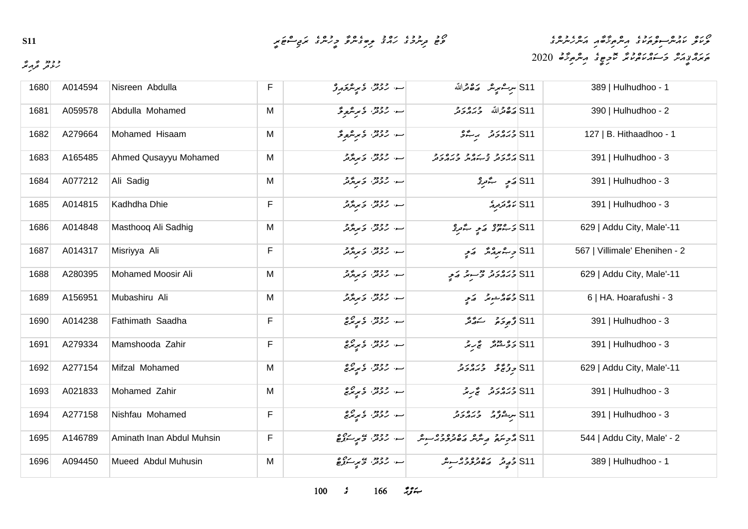| 1680 | A014594 | Nisreen Abdulla | F | ސ. ހުޅުދޫ، ގެދިރުޙުރުވް | S11 ނިސްރީން އަބްދުﷲ | 389 \| Hulhudhoo - 1 |
|---|---|---|---|---|---|---|
| 1681 | A059578 | Abdulla Mohamed | M | ސ. ހުޅުދޫ، ގެދިރުއިވާ | S11 އަބްދުﷲ މުޙައްމަދު | 390 \| Hulhudhoo - 2 |
| 1682 | A279664 | Mohamed Hisaam | M | ސ. ހުޅުދޫ، ގެދިރުއިވާ | S11 މުޙައްމަދު ހިސާމް | 127 \| B. Hithaadhoo - 1 |
| 1683 | A165485 | Ahmed Qusayyu Mohamed | M | ސ. ހުޅުދޫ، ގަދިއާދު | S11 އަޙްމަދު ޤުސައްޔު މުޙައްމަދު | 391 \| Hulhudhoo - 3 |
| 1684 | A077212 | Ali Sadig | M | ސ. ހުޅުދޫ، ގަދިއާދު | S11 އަލި ސާދިޤު | 391 \| Hulhudhoo - 3 |
| 1685 | A014815 | Kadhdha Dhie | F | ސ. ހުޅުދޫ، ގަދިއާދު | S11 ކައްދަދިއެ | 391 \| Hulhudhoo - 3 |
| 1686 | A014848 | Masthooq Ali Sadhig | M | ސ. ހުޅުދޫ، ގަދިއާދު | S11 މަސްތޫޤު އަލި ސާދިޤު | 629 \| Addu City, Male'-11 |
| 1687 | A014317 | Misriyya Ali | F | ސ. ހުޅުދޫ، ގަދިއާދު | S11 މިސްރިއްޔާ އަލި | 567 \| Villimale' Ehenihen - 2 |
| 1688 | A280395 | Mohamed Moosir Ali | M | ސ. ހުޅުދޫ، ގަދިއާދު | S11 މުޙައްމަދު މޫސިރު އަލި | 629 \| Addu City, Male'-11 |
| 1689 | A156951 | Mubashiru Ali | M | ސ. ހުޅުދޫ، ގަދިއާދު | S11 މުބައްޝިރު އަލި | 6 \| HA. Hoarafushi - 3 |
| 1690 | A014238 | Fathimath Saadha | F | ސ. ހުޅުދޫ، ގެދިރުޗް | S11 ފާތިމަތު ސައުދާ | 391 \| Hulhudhoo - 3 |
| 1691 | A279334 | Mamshooda Zahir | F | ސ. ހުޅުދޫ، ގެދިރުޗް | S11 މަމްޝޫދާ ޒާހިރު | 391 \| Hulhudhoo - 3 |
| 1692 | A277154 | Mifzal Mohamed | M | ސ. ހުޅުދޫ، ގެދިރުޗް | S11 މިފްޒަލް މުޙައްމަދު | 629 \| Addu City, Male'-11 |
| 1693 | A021833 | Mohamed Zahir | M | ސ. ހުޅުދޫ، ގެދިރުޗް | S11 މުޙައްމަދު ޒާހިރު | 391 \| Hulhudhoo - 3 |
| 1694 | A277158 | Nishfau Mohamed | F | ސ. ހުޅުދޫ، ގެދިރުޗް | S11 ނިޝްފާއު މުޙައްމަދު | 391 \| Hulhudhoo - 3 |
| 1695 | A146789 | Aminath Inan Abdul Muhsin | F | ސ. ހުޅުދޫ، ގޯދިސަވާޖް | S11 އާމިނަތު އިނާން އަބްދުލްމުޙްސިން | 544 \| Addu City, Male' - 2 |
| 1696 | A094450 | Mueed Abdul Muhusin | M | ސ. ހުޅުދޫ، ގޯދިސަވާޖް | S11 މުޢީދު އަބްދުލްމުހުސިން | 389 \| Hulhudhoo - 1 |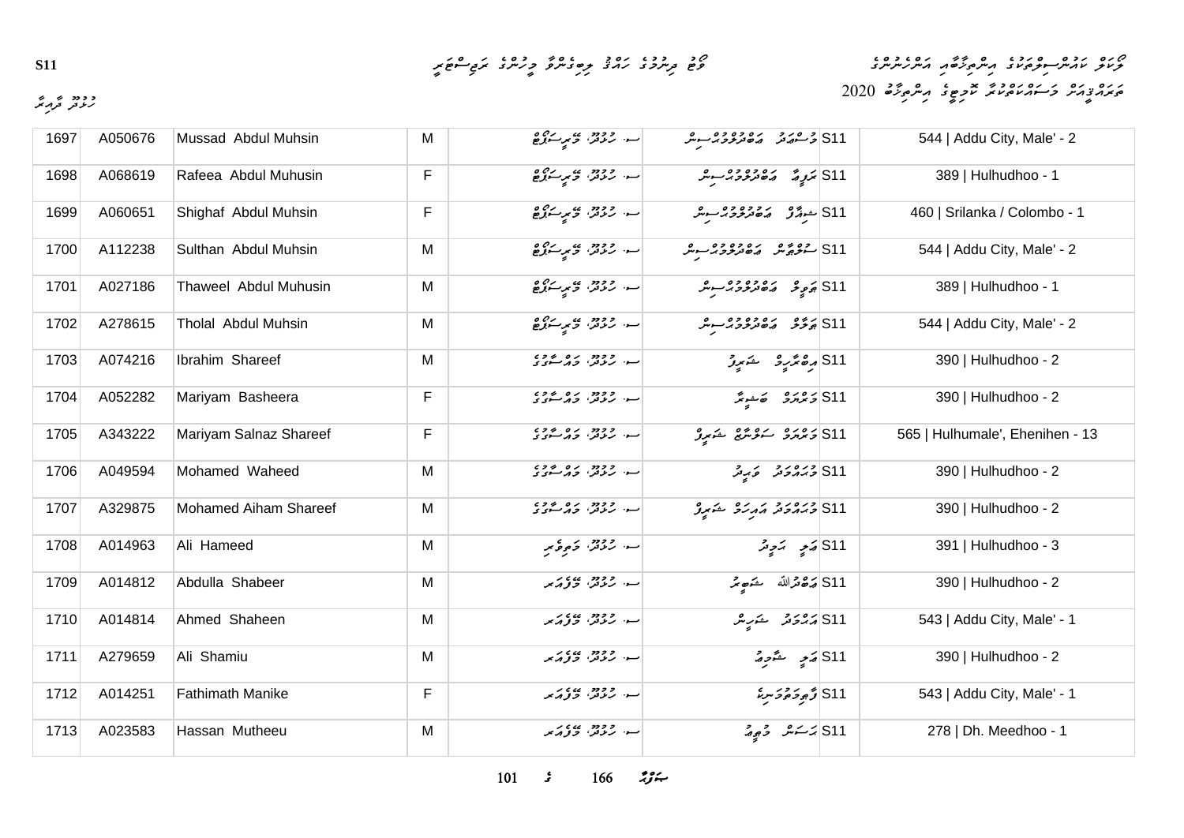| 1697 | A050676 | Mussad Abdul Muhsin | M | ސ. ހުޅުދޫ، ވާރިސަވާޖު | S11  މުސްއަދު އަބްދުލްމުޙްސިން | 544 \| Addu City, Male' - 2 |
|---|---|---|---|---|---|---|
| 1698 | A068619 | Rafeea Abdul Muhusin | F | ސ. ހުޅުދޫ، ވާރިސަވާޖު | S11 ރަފީޢާ އަބްދުލްމުހުސިން | 389 \| Hulhudhoo - 1 |
| 1699 | A060651 | Shighaf Abdul Muhsin | F | ސ. ހުޅުދޫ، ވާރިސަވާޖު | S11 ޝިޣާފް އަބްދުލްމުޙްސިން | 460 \| Srilanka / Colombo - 1 |
| 1700 | A112238 | Sulthan Abdul Muhsin | M | ސ. ހުޅުދޫ، ވާރިސަވާޖު | S11 ސުލްޠާން އަބްދުލްމުޙްސިން | 544 \| Addu City, Male' - 2 |
| 1701 | A027186 | Thaweel Abdul Muhusin | M | ސ. ހުޅުދޫ، ވާރިސަވާޖު | S11 ތަވީލް އަބްދުލްމުހުސިން | 389 \| Hulhudhoo - 1 |
| 1702 | A278615 | Tholal Abdul Muhsin | M | ސ. ހުޅުދޫ، ވާރިސަވާޖު | S11 ތޯލާލް އަބްދުލްމުޙްސިން | 544 \| Addu City, Male' - 2 |
| 1703 | A074216 | Ibrahim Shareef | M | ސ. ހުޅުދޫ، ވައްސަވާގެ | S11 އިބްރާހީމް ޝަރީފް | 390 \| Hulhudhoo - 2 |
| 1704 | A052282 | Mariyam Basheera | F | ސ. ހުޅުދޫ، ވައްސަވާގެ | S11 މަރިޔަމް ބަޝީރާ | 390 \| Hulhudhoo - 2 |
| 1705 | A343222 | Mariyam Salnaz Shareef | F | ސ. ހުޅުދޫ، ވައްސަވާގެ | S11 މަރިޔަމް ސަލްނާޒް ޝަރީފް | 565 \| Hulhumale', Ehenihen - 13 |
| 1706 | A049594 | Mohamed Waheed | M | ސ. ހުޅުދޫ، ވައްސަވާގެ | S11 މުޙައްމަދު ވަޙީދު | 390 \| Hulhudhoo - 2 |
| 1707 | A329875 | Mohamed Aiham Shareef | M | ސ. ހުޅުދޫ، ވައްސަވާގެ | S11 މުޙައްމަދު އައިހަމް ޝަރީފް | 390 \| Hulhudhoo - 2 |
| 1708 | A014963 | Ali Hameed | M | ސ. ހުޅުދޫ، ވަލިވާރި | S11 އަލި ހަމީދު | 391 \| Hulhudhoo - 3 |
| 1709 | A014812 | Abdulla Shabeer | M | ސ. ހުޅުދޫ، ވާވައިރ | S11 އަބްދުﷲ ޝަބީރު | 390 \| Hulhudhoo - 2 |
| 1710 | A014814 | Ahmed Shaheen | M | ސ. ހުޅުދޫ، ވާވައިރ | S11 އަޙްމަދު ޝަހީން | 543 \| Addu City, Male' - 1 |
| 1711 | A279659 | Ali Shamiu | M | ސ. ހުޅުދޫ، ވާވައިރ | S11 އަލި ޝާމިޢު | 390 \| Hulhudhoo - 2 |
| 1712 | A014251 | Fathimath Manike | F | ސ. ހުޅުދޫ، ވާވައިރ | S11 ފާތިމަތުމަނިކެ | 543 \| Addu City, Male' - 1 |
| 1713 | A023583 | Hassan Mutheeu | M | ސ. ހުޅުދޫ، ވާވައިރ | S11 ހަސަން މުޠީޢު | 278 \| Dh. Meedhoo - 1 |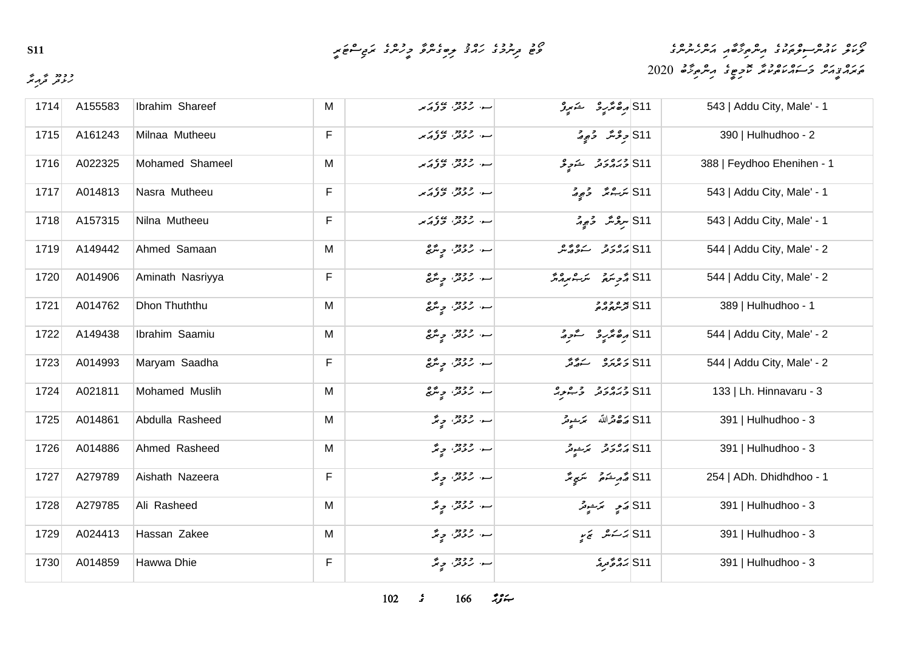| 1714 | A155583 | Ibrahim Shareef | M | ސ. ހުޅުދޫ، ޖޫޒްއަރ | S11 އިބްރާހީމް ޝަރީފް | 543 \| Addu City, Male' - 1 |
|---|---|---|---|---|---|---|
| 1715 | A161243 | Milnaa Mutheeu | F | ސ. ހުޅުދޫ، ޖޫޒްއަރ | S11 މިލްނާ މުތީޢު | 390 \| Hulhudhoo - 2 |
| 1716 | A022325 | Mohamed Shameel | M | ސ. ހުޅުދޫ، ޖޫޒްއަރ | S11 މުހައްމަދު ޝަމީލް | 388 \| Feydhoo Ehenihen - 1 |
| 1717 | A014813 | Nasra Mutheeu | F | ސ. ހުޅުދޫ، ޖޫޒްއަރ | S11 ނަސްރާ މުތީޢު | 543 \| Addu City, Male' - 1 |
| 1718 | A157315 | Nilna Mutheeu | F | ސ. ހުޅުދޫ، ޖޫޒްއަރ | S11 ނިލްނާ މުތީޢު | 543 \| Addu City, Male' - 1 |
| 1719 | A149442 | Ahmed Samaan | M | ސ. ހުޅުދޫ، ޖިނާޒް | S11 އަހްމަދު ސަމްޢާން | 544 \| Addu City, Male' - 2 |
| 1720 | A014906 | Aminath Nasriyya | F | ސ. ހުޅުދޫ، ޖިނާޒް | S11 އާމިނަތު ނަސްރިއްޔާ | 544 \| Addu City, Male' - 2 |
| 1721 | A014762 | Dhon Thuththu | M | ސ. ހުޅުދޫ، ޖިނާޒް | S11 ދޮންތުއްތު | 389 \| Hulhudhoo - 1 |
| 1722 | A149438 | Ibrahim Saamiu | M | ސ. ހުޅުދޫ، ޖިނާޒް | S11 އިބްރާހީމް ސާމިޢު | 544 \| Addu City, Male' - 2 |
| 1723 | A014993 | Maryam Saadha | F | ސ. ހުޅުދޫ، ޖިނާޒް | S11 މަރްޔަމް ސަޢާދާ | 544 \| Addu City, Male' - 2 |
| 1724 | A021811 | Mohamed Muslih | M | ސ. ހުޅުދޫ، ޖިނާޒް | S11 މުހައްމަދު މުސްލިހް | 133 \| Lh. Hinnavaru - 3 |
| 1725 | A014861 | Abdulla Rasheed | M | ސ. ހުޅުދޫ، ޖިނާ | S11 އަބްދުﷲ ރަޝީދު | 391 \| Hulhudhoo - 3 |
| 1726 | A014886 | Ahmed Rasheed | M | ސ. ހުޅުދޫ، ޖިނާ | S11 އަހްމަދު ރަޝީދު | 391 \| Hulhudhoo - 3 |
| 1727 | A279789 | Aishath Nazeera | F | ސ. ހުޅުދޫ، ޖިނާ | S11 އާއިޝަތު ނަޒީރާ | 254 \| ADh. Dhidhdhoo - 1 |
| 1728 | A279785 | Ali Rasheed | M | ސ. ހުޅުދޫ، ޖިނާ | S11 އަލި ރަޝީދު | 391 \| Hulhudhoo - 3 |
| 1729 | A024413 | Hassan Zakee | M | ސ. ހުޅުދޫ، ޖިނާ | S11 ހަސަން ޒަކީ | 391 \| Hulhudhoo - 3 |
| 1730 | A014859 | Hawwa Dhie | F | ސ. ހުޅުދޫ، ޖިނާ | S11 ހައްވާދިއެ | 391 \| Hulhudhoo - 3 |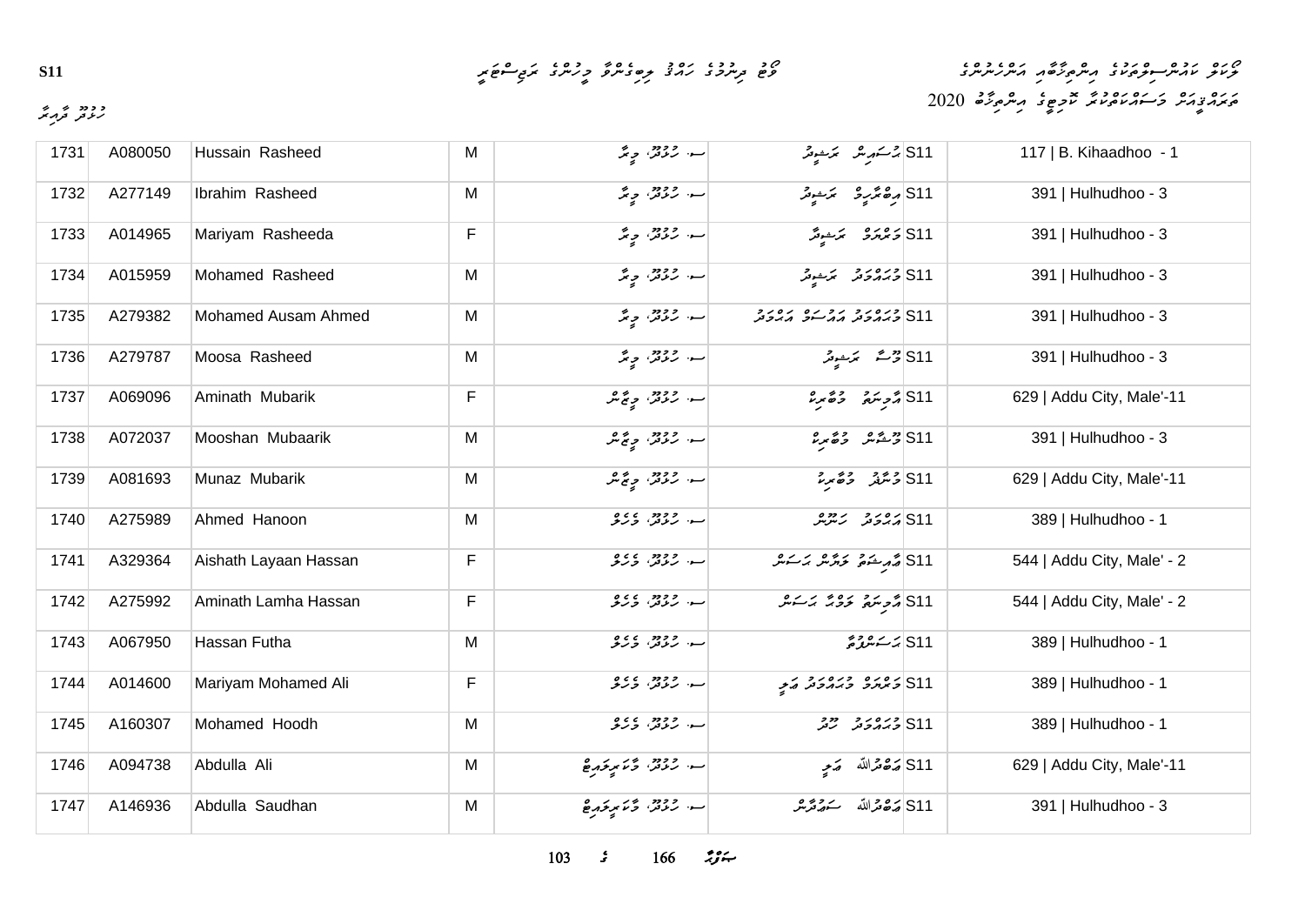| 1731 | A080050 | Hussain Rasheed | M | ސ. ހުޅުދޫ، ޖީޑް | S11 ހުސައިން ރަޝީދު | 117 \| B. Kihaadhoo - 1 |
|---|---|---|---|---|---|---|
| 1732 | A277149 | Ibrahim Rasheed | M | ސ. ހުޅުދޫ، ޖީޑް | S11 އިބްރާހީމް ރަޝީދު | 391 \| Hulhudhoo - 3 |
| 1733 | A014965 | Mariyam Rasheeda | F | ސ. ހުޅުދޫ، ޖީޑް | S11 މަރިޔަމް ރަޝީދާ | 391 \| Hulhudhoo - 3 |
| 1734 | A015959 | Mohamed Rasheed | M | ސ. ހުޅުދޫ، ޖީޑް | S11 މުހައްމަދު ރަޝީދު | 391 \| Hulhudhoo - 3 |
| 1735 | A279382 | Mohamed Ausam Ahmed | M | ސ. ހުޅުދޫ، ޖީޑް | S11 މުހައްމަދު އައުސަމް އަހްމަދު | 391 \| Hulhudhoo - 3 |
| 1736 | A279787 | Moosa Rasheed | M | ސ. ހުޅުދޫ، ޖީޑް | S11 މޫސާ ރަޝީދު | 391 \| Hulhudhoo - 3 |
| 1737 | A069096 | Aminath Mubarik | F | ސ. ހުޅުދޫ، ޖީޑްން | S11 އާމިނަތު މުބާރިކް | 629 \| Addu City, Male'-11 |
| 1738 | A072037 | Mooshan Mubaarik | M | ސ. ހުޅުދޫ، ޖީޑްން | S11 މޫޝާން މުބާރިކް | 391 \| Hulhudhoo - 3 |
| 1739 | A081693 | Munaz Mubarik | M | ސ. ހުޅުދޫ، ޖީޑްން | S11 މުނާޒް މުބާރިކް | 629 \| Addu City, Male'-11 |
| 1740 | A275989 | Ahmed Hanoon | M | ސ. ހުޅުދޫ، ގެހެވް | S11 އަހްމަދު ހަނޫން | 389 \| Hulhudhoo - 1 |
| 1741 | A329364 | Aishath Layaan Hassan | F | ސ. ހުޅުދޫ، ގެހެވް | S11 އައިޝަތު ލަޔާން ހަސަން | 544 \| Addu City, Male' - 2 |
| 1742 | A275992 | Aminath Lamha Hassan | F | ސ. ހުޅުދޫ، ގެހެވް | S11 އާމިނަތު ލަމްހާ ހަސަން | 544 \| Addu City, Male' - 2 |
| 1743 | A067950 | Hassan Futha | M | ސ. ހުޅުދޫ، ގެހެވް | S11 ހަސަންފުތާ | 389 \| Hulhudhoo - 1 |
| 1744 | A014600 | Mariyam Mohamed Ali | F | ސ. ހުޅުދޫ، ގެހެވް | S11 މަރިޔަމް މުހައްމަދު އަލި | 389 \| Hulhudhoo - 1 |
| 1745 | A160307 | Mohamed Hoodh | M | ސ. ހުޅުދޫ، ގެހެވް | S11 މުހައްމަދު ހޫދު | 389 \| Hulhudhoo - 1 |
| 1746 | A094738 | Abdulla Ali | M | ސ. ހުޅުދޫ، މާނިރިވަރުޓ | S11 އަބްދުﷲ އަލި | 629 \| Addu City, Male'-11 |
| 1747 | A146936 | Abdulla Saudhan | M | ސ. ހުޅުދޫ، މާނިރިވަރުޓ | S11 އަބްދުﷲ ސައުދާން | 391 \| Hulhudhoo - 3 |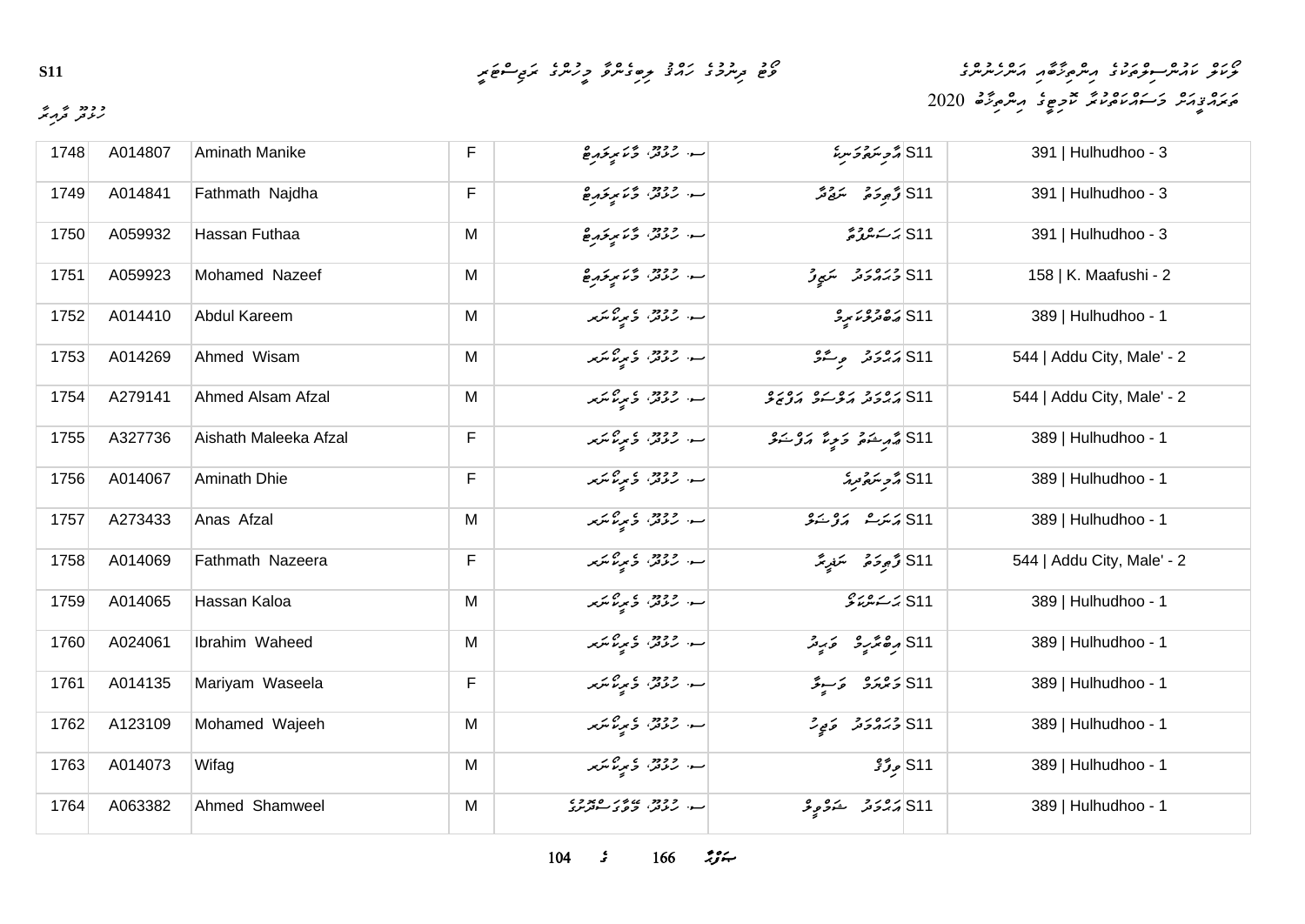| 1748 | A014807 | Aminath Manike | F | ސ. ހުޅުދޫ، މާނިރީމިޓު | S11 އާމިނަތުމަނިކެ | 391 \| Hulhudhoo - 3 |
|---|---|---|---|---|---|---|
| 1749 | A014841 | Fathmath Najdha | F | ސ. ހުޅުދޫ، މާނިރީމިޓު | S11 ފާތިމަތު ނަޖްދާ | 391 \| Hulhudhoo - 3 |
| 1750 | A059932 | Hassan Futhaa | M | ސ. ހުޅުދޫ، މާނިރީމިޓު | S11 ހަސަންފުތާ | 391 \| Hulhudhoo - 3 |
| 1751 | A059923 | Mohamed Nazeef | M | ސ. ހުޅުދޫ، މާނިރީމިޓު | S11 މުހައްމަދު ނަޒީފު | 158 \| K. Maafushi - 2 |
| 1752 | A014410 | Abdul Kareem | M | ސ. ހުޅުދޫ، ގުރީނާނަރ | S11 އަބްދުލްކަރީމް | 389 \| Hulhudhoo - 1 |
| 1753 | A014269 | Ahmed Wisam | M | ސ. ހުޅުދޫ، ގުރީނާނަރ | S11 އަހްމަދު ވިސާމް | 544 \| Addu City, Male' - 2 |
| 1754 | A279141 | Ahmed Alsam Afzal | M | ސ. ހުޅުދޫ، ގުރީނާނަރ | S11 އަހްމަދު އަލްސަމް އަފްޒަލް | 544 \| Addu City, Male' - 2 |
| 1755 | A327736 | Aishath Maleeka Afzal | F | ސ. ހުޅުދޫ، ގުރީނާނަރ | S11 އާއިޝަތު މަލީކާ އަފްޒަލް | 389 \| Hulhudhoo - 1 |
| 1756 | A014067 | Aminath Dhie | F | ސ. ހުޅުދޫ، ގުރީނާނަރ | S11 އާމިނަތުދިއީ | 389 \| Hulhudhoo - 1 |
| 1757 | A273433 | Anas Afzal | M | ސ. ހުޅުދޫ، ގުރީނާނަރ | S11 އަނަސް އަފްޒަލް | 389 \| Hulhudhoo - 1 |
| 1758 | A014069 | Fathmath Nazeera | F | ސ. ހުޅުދޫ، ގުރީނާނަރ | S11 ފާތިމަތު ނަޒީރާ | 544 \| Addu City, Male' - 2 |
| 1759 | A014065 | Hassan Kaloa | M | ސ. ހުޅުދޫ، ގުރީނާނަރ | S11 ހަސަންކަލޯ | 389 \| Hulhudhoo - 1 |
| 1760 | A024061 | Ibrahim Waheed | M | ސ. ހުޅުދޫ، ގުރީނާނަރ | S11 އިބްރާހީމް ވަހީދު | 389 \| Hulhudhoo - 1 |
| 1761 | A014135 | Mariyam Waseela | F | ސ. ހުޅުދޫ، ގުރީނާނަރ | S11 މަރިޔަމް ވަސީލާ | 389 \| Hulhudhoo - 1 |
| 1762 | A123109 | Mohamed Wajeeh | M | ސ. ހުޅުދޫ، ގުރީނާނަރ | S11 މުހައްމަދު ވަޖީހު | 389 \| Hulhudhoo - 1 |
| 1763 | A014073 | Wifag | M | ސ. ހުޅުދޫ، ގުރީނާނަރ | S11 ވިފާގު | 389 \| Hulhudhoo - 1 |
| 1764 | A063382 | Ahmed Shamweel | M | ސ. ހުޅުދޫ، ވާވާހަސްދަރާ | S11 އަހްމަދު ޝަމްވީލް | 389 \| Hulhudhoo - 1 |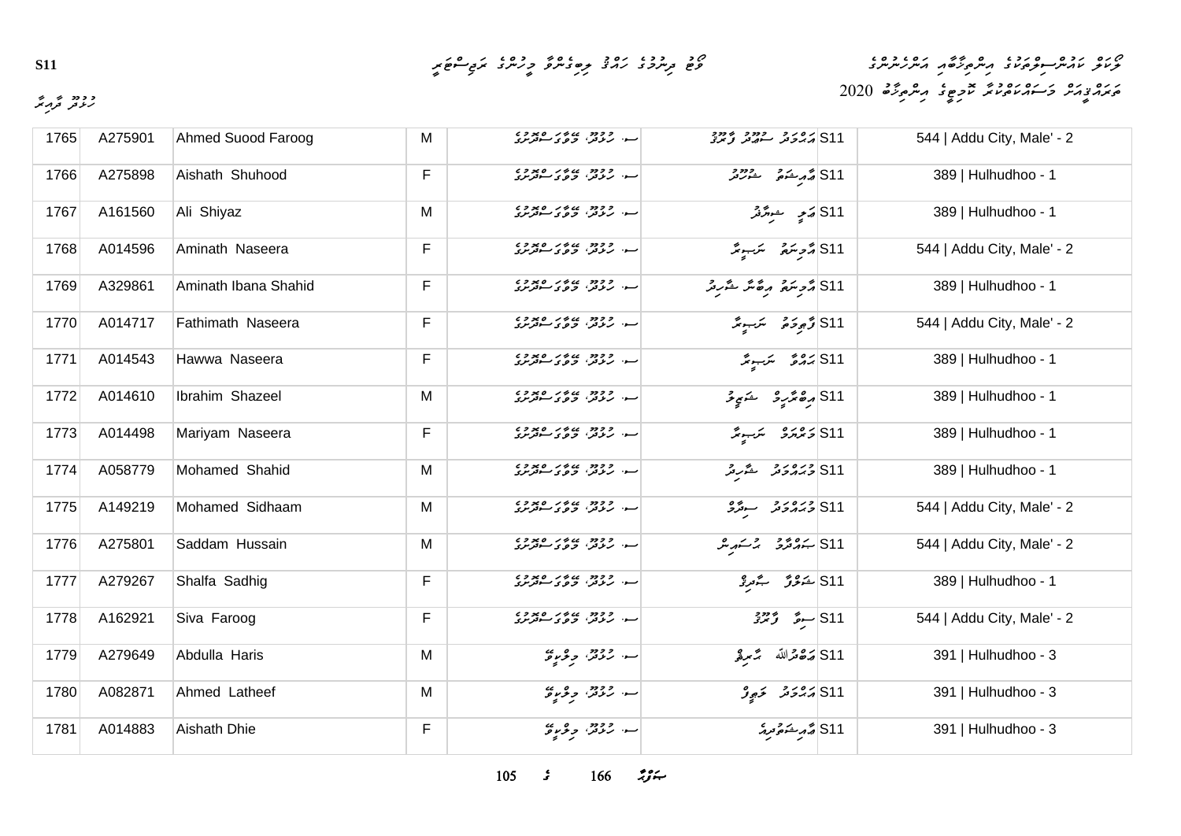| 1765 | A275901 | Ahmed Suood Faroog | M | ސ. ހުޅުދޫ، މާވާގަސްދޮށުގެ | S11 އަޙްމަދު ސުޢޫދު ފާރޫގު | 544 \| Addu City, Male' - 2 |
|---|---|---|---|---|---|---|
| 1766 | A275898 | Aishath Shuhood | F | ސ. ހުޅުދޫ، މާވާގަސްދޮށުގެ | S11 އާއިޝަތު ޝުހޫދު | 389 \| Hulhudhoo - 1 |
| 1767 | A161560 | Ali Shiyaz | M | ސ. ހުޅުދޫ، މާވާގަސްދޮށުގެ | S11 އަލި ޝިޔާޒު | 389 \| Hulhudhoo - 1 |
| 1768 | A014596 | Aminath Naseera | F | ސ. ހުޅުދޫ، މާވާގަސްދޮށުގެ | S11 އާމިނަތު ނަސީރާ | 544 \| Addu City, Male' - 2 |
| 1769 | A329861 | Aminath Ibana Shahid | F | ސ. ހުޅުދޫ، މާވާގަސްދޮށުގެ | S11 އާމިނަތު އިބާނާ ޝާހިދު | 389 \| Hulhudhoo - 1 |
| 1770 | A014717 | Fathimath Naseera | F | ސ. ހުޅުދޫ، މާވާގަސްދޮށުގެ | S11 ފާތިމަތު ނަސީރާ | 544 \| Addu City, Male' - 2 |
| 1771 | A014543 | Hawwa Naseera | F | ސ. ހުޅުދޫ، މާވާގަސްދޮށުގެ | S11 ހައްވާ ނަސީރާ | 389 \| Hulhudhoo - 1 |
| 1772 | A014610 | Ibrahim Shazeel | M | ސ. ހުޅުދޫ، މާވާގަސްދޮށުގެ | S11 އިބްރާހީމް ޝަޒީލް | 389 \| Hulhudhoo - 1 |
| 1773 | A014498 | Mariyam Naseera | F | ސ. ހުޅުދޫ، މާވާގަސްދޮށުގެ | S11 މަރިޔަމް ނަސީރާ | 389 \| Hulhudhoo - 1 |
| 1774 | A058779 | Mohamed Shahid | M | ސ. ހުޅުދޫ، މާވާގަސްދޮށުގެ | S11 މުޙައްމަދު ޝާހިދު | 389 \| Hulhudhoo - 1 |
| 1775 | A149219 | Mohamed Sidhaam | M | ސ. ހުޅުދޫ، މާވާގަސްދޮށުގެ | S11 މުޙައްމަދު ސިދާމް | 544 \| Addu City, Male' - 2 |
| 1776 | A275801 | Saddam Hussain | M | ސ. ހުޅުދޫ، މާވާގަސްދޮށުގެ | S11 ސައްދާމް ޙުސައިން | 544 \| Addu City, Male' - 2 |
| 1777 | A279267 | Shalfa Sadhig | F | ސ. ހުޅުދޫ، މާވާގަސްދޮށުގެ | S11 ޝަލްފާ ސާދިގު | 389 \| Hulhudhoo - 1 |
| 1778 | A162921 | Siva Faroog | F | ސ. ހުޅުދޫ، މާވާގަސްދޮށުގެ | S11 ސިވާ ފާރޫގު | 544 \| Addu City, Male' - 2 |
| 1779 | A279649 | Abdulla Haris | M | ސ. ހުޅުދޫ، މިލާނޯ | S11 އަބްދުﷲ ހާރިސް | 391 \| Hulhudhoo - 3 |
| 1780 | A082871 | Ahmed Latheef | M | ސ. ހުޅުދޫ، މިލާނޯ | S11 އަޙްމަދު ލަތީފް | 391 \| Hulhudhoo - 3 |
| 1781 | A014883 | Aishath Dhie | F | ސ. ހުޅުދޫ، މިލާނޯ | S11 އާއިޝަތުދިއީ | 391 \| Hulhudhoo - 3 |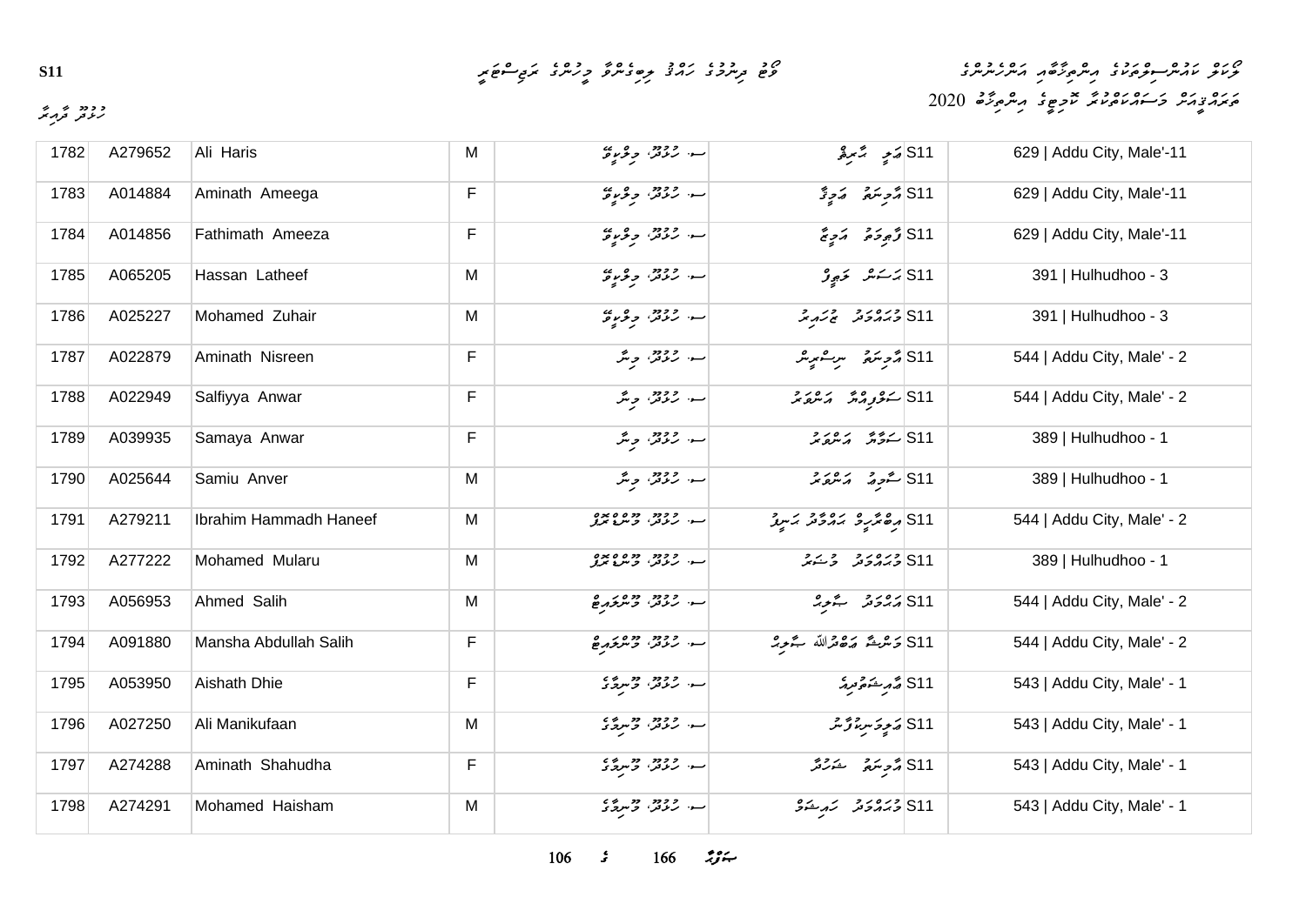| 1782 | A279652 | Ali Haris | M | ސ. ހުޅުދޫ، ވިލާގެ | S11 އަލީ ހާރިސް | 629 \| Addu City, Male'-11 |
|---|---|---|---|---|---|---|
| 1783 | A014884 | Aminath Ameega | F | ސ. ހުޅުދޫ، ވިލާގެ | S11 އާމިނަތު އަމީގާ | 629 \| Addu City, Male'-11 |
| 1784 | A014856 | Fathimath Ameeza | F | ސ. ހުޅުދޫ، ވިލާގެ | S11 ފާތިމަތު އަމީޒާ | 629 \| Addu City, Male'-11 |
| 1785 | A065205 | Hassan Latheef | M | ސ. ހުޅުދޫ، ވިލާގެ | S11 ހަސަން ލަތީފު | 391 \| Hulhudhoo - 3 |
| 1786 | A025227 | Mohamed Zuhair | M | ސ. ހުޅުދޫ، ވިލާގެ | S11 މުހައްމަދު ޒުހައިރު | 391 \| Hulhudhoo - 3 |
| 1787 | A022879 | Aminath Nisreen | F | ސ. ހުޅުދޫ، ވިނާ | S11 އާމިނަތު ނިސްރީނާ | 544 \| Addu City, Male' - 2 |
| 1788 | A022949 | Salfiyya Anwar | F | ސ. ހުޅުދޫ، ވިނާ | S11 ސަލްފިއްޔާ އަންވަރު | 544 \| Addu City, Male' - 2 |
| 1789 | A039935 | Samaya Anwar | F | ސ. ހުޅުދޫ، ވިނާ | S11 ސަމާޔާ އަންވަރު | 389 \| Hulhudhoo - 1 |
| 1790 | A025644 | Samiu Anver | M | ސ. ހުޅުދޫ، ވިނާ | S11 ސާމިޢު އަންވަރު | 389 \| Hulhudhoo - 1 |
| 1791 | A279211 | Ibrahim Hammadh Haneef | M | ސ. ހުޅުދޫ، މުންޝީރުވާ | S11 އިބްރާހީމް ހައްމާދު ހަނީފު | 544 \| Addu City, Male' - 2 |
| 1792 | A277222 | Mohamed Mularu | M | ސ. ހުޅުދޫ، މުންޝީރުވާ | S11 މުހައްމަދު މުލަރު | 389 \| Hulhudhoo - 1 |
| 1793 | A056953 | Ahmed Salih | M | ސ. ހުޅުދޫ، މުންތަޒިމް | S11 އަހުމަދު ސާލިހު | 544 \| Addu City, Male' - 2 |
| 1794 | A091880 | Mansha Abdullah Salih | F | ސ. ހުޅުދޫ، މުންތަޒިމް | S11 މަންޝާ އަބްދުﷲ ސާލިހު | 544 \| Addu City, Male' - 2 |
| 1795 | A053950 | Aishath Dhie | F | ސ. ހުޅުދޫ، މުނިމާގެ | S11 އާއިޝަތުދިއީ | 543 \| Addu City, Male' - 1 |
| 1796 | A027250 | Ali Manikufaan | M | ސ. ހުޅުދޫ، މުނިމާގެ | S11 އަލިމަނިކުފާނު | 543 \| Addu City, Male' - 1 |
| 1797 | A274288 | Aminath Shahudha | F | ސ. ހުޅުދޫ، މުނިމާގެ | S11 އާމިނަތު ޝަހުދާ | 543 \| Addu City, Male' - 1 |
| 1798 | A274291 | Mohamed Haisham | M | ސ. ހުޅުދޫ، މުނިމާގެ | S11 މުހައްމަދު ހައިޝަމް | 543 \| Addu City, Male' - 1 |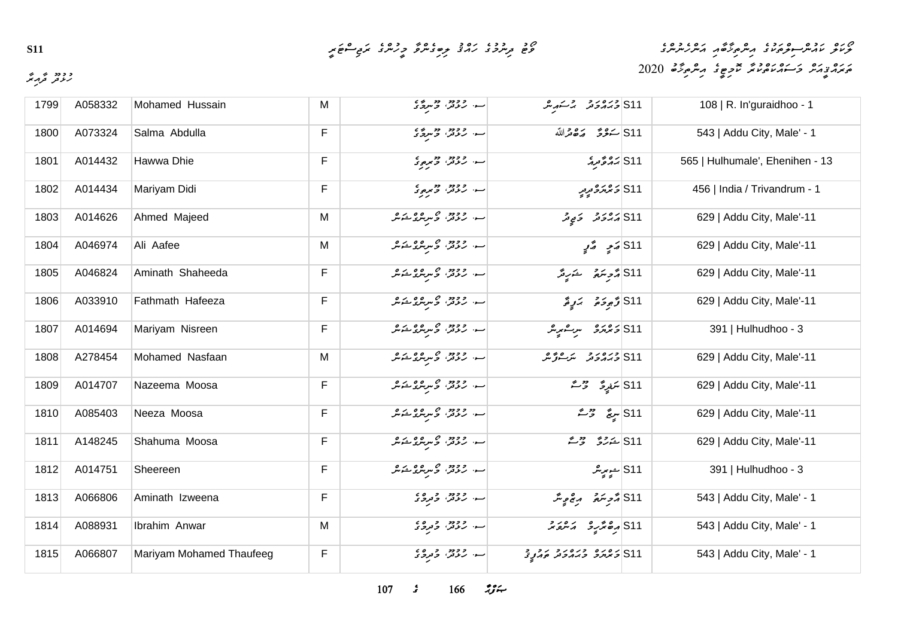| 1799 | A058332 | Mohamed Hussain | M | ސ. ހުޅުދޫ، މޫނިމާގެ | S11 މުހައްމަދު ހުސައިން | 108 \| R. In'guraidhoo - 1 |
|---|---|---|---|---|---|---|
| 1800 | A073324 | Salma Abdulla | F | ސ. ހުޅުދޫ، މޫނިމާގެ | S11 ސަލްމާ ޢަބްދުﷲ | 543 \| Addu City, Male' - 1 |
| 1801 | A014432 | Hawwa Dhie | F | ސ. ހުޅުދޫ، މޫނިމަގެ | S11 ހައްވާދިއެ | 565 \| Hulhumale', Ehenihen - 13 |
| 1802 | A014434 | Mariyam Didi | F | ސ. ހުޅުދޫ، މޫނިމަގެ | S11 މަރިޔަމްދީދީ | 456 \| India / Trivandrum - 1 |
| 1803 | A014626 | Ahmed Majeed | M | ސ. ހުޅުދޫ، މެނިންގްސަން | S11 އަހްމަދު މަޖީދު | 629 \| Addu City, Male'-11 |
| 1804 | A046974 | Ali Aafee | M | ސ. ހުޅުދޫ، މެނިންގްސަން | S11 އަލި އާފީ | 629 \| Addu City, Male'-11 |
| 1805 | A046824 | Aminath Shaheeda | F | ސ. ހުޅުދޫ، މެނިންގްސަން | S11 އާމިނަތު ޝަހީދާ | 629 \| Addu City, Male'-11 |
| 1806 | A033910 | Fathmath Hafeeza | F | ސ. ހުޅުދޫ، މެނިންގްސަން | S11 ފާތިމަތު ހަފީޒާ | 629 \| Addu City, Male'-11 |
| 1807 | A014694 | Mariyam Nisreen | F | ސ. ހުޅުދޫ، މެނިންގްސަން | S11 މަރިޔަމް ނިސްރީން | 391 \| Hulhudhoo - 3 |
| 1808 | A278454 | Mohamed Nasfaan | M | ސ. ހުޅުދޫ، މެނިންގްސަން | S11 މުހައްމަދު ނަސްފާން | 629 \| Addu City, Male'-11 |
| 1809 | A014707 | Nazeema Moosa | F | ސ. ހުޅުދޫ، މެނިންގްސަން | S11 ނަޒީމާ މޫސާ | 629 \| Addu City, Male'-11 |
| 1810 | A085403 | Neeza Moosa | F | ސ. ހުޅުދޫ، މެނިންގްސަން | S11 ނީޒާ މޫސާ | 629 \| Addu City, Male'-11 |
| 1811 | A148245 | Shahuma Moosa | F | ސ. ހުޅުދޫ، މެނިންގްސަން | S11 ޝަހުމާ މޫސާ | 629 \| Addu City, Male'-11 |
| 1812 | A014751 | Sheereen | F | ސ. ހުޅުދޫ، މެނިންގްސަން | S11 ޝީރީން | 391 \| Hulhudhoo - 3 |
| 1813 | A066806 | Aminath Izweena | F | ސ. ހުޅުދޫ، މެދުގެ | S11 އާމިނަތު އިޒްވީނާ | 543 \| Addu City, Male' - 1 |
| 1814 | A088931 | Ibrahim Anwar | M | ސ. ހުޅުދޫ، މެދުގެ | S11 އިބްރާހީމް އަންވަރު | 543 \| Addu City, Male' - 1 |
| 1815 | A066807 | Mariyam Mohamed Thaufeeg | F | ސ. ހުޅުދޫ، މެދުގެ | S11 މަރިޔަމް މުހައްމަދު ތައުފީގު | 543 \| Addu City, Male' - 1 |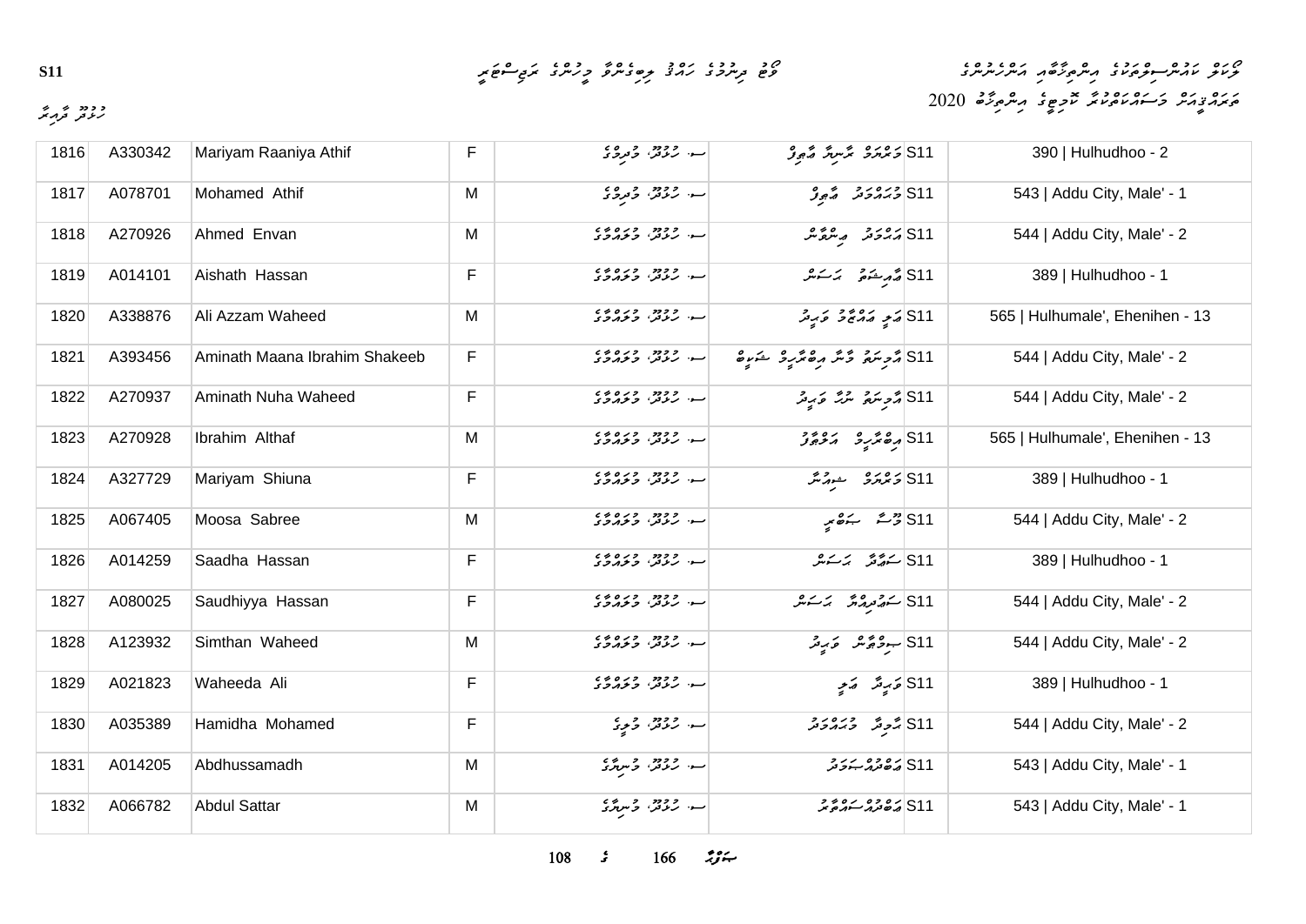| 1816 | A330342 | Mariyam Raaniya Athif | F | ސ. ހުޅުދޫ، މުރިވެގެ | S11 މަރިޔަމް ރާނިޔާ އާތިފް | 390 \| Hulhudhoo - 2 |
|---|---|---|---|---|---|---|
| 1817 | A078701 | Mohamed Athif | M | ސ. ހުޅުދޫ، މުރިވެގެ | S11 މުހައްމަދު އާތިފް | 543 \| Addu City, Male' - 1 |
| 1818 | A270926 | Ahmed Envan | M | ސ. ހުޅުދޫ، މުރައްވާގެ | S11 އަހުމަދު އިންވާން | 544 \| Addu City, Male' - 2 |
| 1819 | A014101 | Aishath Hassan | F | ސ. ހުޅުދޫ، މުރައްވާގެ | S11 އައިޝަތު ހަސަން | 389 \| Hulhudhoo - 1 |
| 1820 | A338876 | Ali Azzam Waheed | M | ސ. ހުޅުދޫ، މުރައްވާގެ | S11 އަލި އައްޒާމް ވަޙީދު | 565 \| Hulhumale', Ehenihen - 13 |
| 1821 | A393456 | Aminath Maana Ibrahim Shakeeb | F | ސ. ހުޅުދޫ، މުރައްވާގެ | S11 އާމިނަތު މާނާ އިބްރާހީމް ޝަކީބް | 544 \| Addu City, Male' - 2 |
| 1822 | A270937 | Aminath Nuha Waheed | F | ސ. ހުޅުދޫ، މުރައްވާގެ | S11 އާމިނަތު ނުހާ ވަޙީދު | 544 \| Addu City, Male' - 2 |
| 1823 | A270928 | Ibrahim Althaf | M | ސ. ހުޅުދޫ، މުރައްވާގެ | S11 އިބްރާހީމް އަލްތާފް | 565 \| Hulhumale', Ehenihen - 13 |
| 1824 | A327729 | Mariyam Shiuna | F | ސ. ހުޅުދޫ، މުރައްވާގެ | S11 މަރިޔަމް ޝިއުނާ | 389 \| Hulhudhoo - 1 |
| 1825 | A067405 | Moosa Sabree | M | ސ. ހުޅުދޫ، މުރައްވާގެ | S11 މޫސާ ސަބްރީ | 544 \| Addu City, Male' - 2 |
| 1826 | A014259 | Saadha Hassan | F | ސ. ހުޅުދޫ، މުރައްވާގެ | S11 ސައުދާ ހަސަން | 389 \| Hulhudhoo - 1 |
| 1827 | A080025 | Saudhiyya Hassan | F | ސ. ހުޅުދޫ، މުރައްވާގެ | S11 ސައުދިއްޔާ ހަސަން | 544 \| Addu City, Male' - 2 |
| 1828 | A123932 | Simthan Waheed | M | ސ. ހުޅުދޫ، މުރައްވާގެ | S11 ސިމްތާން ވަޙީދު | 544 \| Addu City, Male' - 2 |
| 1829 | A021823 | Waheeda Ali | F | ސ. ހުޅުދޫ، މުރައްވާގެ | S11 ވަޙީދާ އަލި | 389 \| Hulhudhoo - 1 |
| 1830 | A035389 | Hamidha Mohamed | F | ސ. ހުޅުދޫ، މުލިގެ | S11 ހާމިދާ މުހައްމަދު | 544 \| Addu City, Male' - 2 |
| 1831 | A014205 | Abdhussamadh | M | ސ. ހުޅުދޫ، މުސްތާގެ | S11 އަބްދުއްސަމަދު | 543 \| Addu City, Male' - 1 |
| 1832 | A066782 | Abdul Sattar | M | ސ. ހުޅުދޫ، މުސްތާގެ | S11 އަބްދުލްސައްތާރު | 543 \| Addu City, Male' - 1 |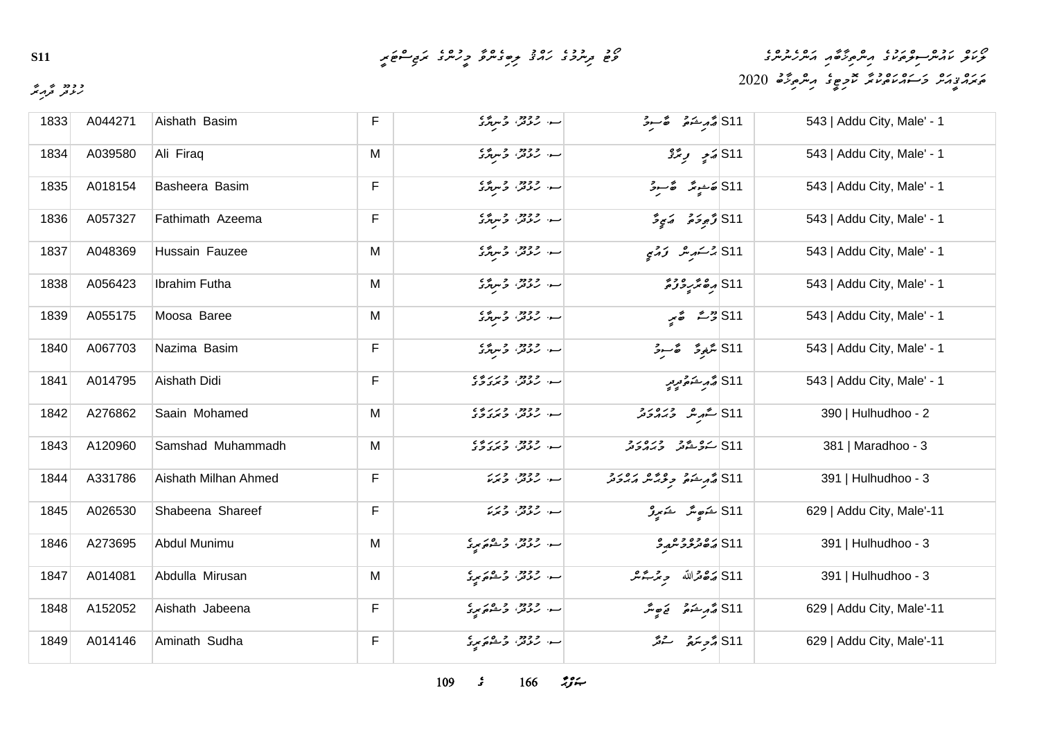| 1833 | A044271 | Aishath Basim | F | ސ. ހުޅުދޫ، މުނިފޫގެ | S11 އައިޝަތު ބާސިމް | 543 \| Addu City, Male' - 1 |
|---|---|---|---|---|---|---|
| 1834 | A039580 | Ali Firaq | M | ސ. ހުޅުދޫ، މުނިފޫގެ | S11 އަލީ ފިރާޤު | 543 \| Addu City, Male' - 1 |
| 1835 | A018154 | Basheera Basim | F | ސ. ހުޅުދޫ، މުނިފޫގެ | S11 ބަޝީރާ ބާސިމް | 543 \| Addu City, Male' - 1 |
| 1836 | A057327 | Fathimath Azeema | F | ސ. ހުޅުދޫ، މުނިފޫގެ | S11 ފާތިމަތު އަޒީމާ | 543 \| Addu City, Male' - 1 |
| 1837 | A048369 | Hussain Fauzee | M | ސ. ހުޅުދޫ، މުނިފޫގެ | S11 ހުސައިން ފައުޒީ | 543 \| Addu City, Male' - 1 |
| 1838 | A056423 | Ibrahim Futha | M | ސ. ހުޅުދޫ، މުނިފޫގެ | S11 އިބްރާހިމްފުތާ | 543 \| Addu City, Male' - 1 |
| 1839 | A055175 | Moosa Baree | M | ސ. ހުޅުދޫ، މުނިފޫގެ | S11 މޫސާ ބާރީ | 543 \| Addu City, Male' - 1 |
| 1840 | A067703 | Nazima Basim | F | ސ. ހުޅުދޫ، މުނިފޫގެ | S11 ނާޒިމާ ބާސިމް | 543 \| Addu City, Male' - 1 |
| 1841 | A014795 | Aishath Didi | F | ސ. ހުޅުދޫ، މުރަކަގެ | S11 އައިޝަތުދީދީ | 543 \| Addu City, Male' - 1 |
| 1842 | A276862 | Saain Mohamed | M | ސ. ހުޅުދޫ، މުރަކަގެ | S11 ސާއިން މުހައްމަދު | 390 \| Hulhudhoo - 2 |
| 1843 | A120960 | Samshad Muhammadh | M | ސ. ހުޅުދޫ، މުރަކަގެ | S11 ސަމްޝާދު މުހައްމަދު | 381 \| Maradhoo - 3 |
| 1844 | A331786 | Aishath Milhan Ahmed | F | ސ. ހުޅުދޫ، މުރަކަ | S11 އައިޝަތު މިލްހާން އަހުމަދު | 391 \| Hulhudhoo - 3 |
| 1845 | A026530 | Shabeena Shareef | F | ސ. ހުޅުދޫ، މުރަކަ | S11 ޝަބީނާ ޝަރީފް | 629 \| Addu City, Male'-11 |
| 1846 | A273695 | Abdul Munimu | M | ސ. ހުޅުދޫ، މުޝްތަރީގެ | S11 އަބްދުލްމުނިމް | 391 \| Hulhudhoo - 3 |
| 1847 | A014081 | Abdulla Mirusan | M | ސ. ހުޅުދޫ، މުޝްތަރީގެ | S11 އަބްދުﷲ މިރުސާން | 391 \| Hulhudhoo - 3 |
| 1848 | A152052 | Aishath Jabeena | F | ސ. ހުޅުދޫ، މުޝްތަރީގެ | S11 އައިޝަތު ޖަބީނާ | 629 \| Addu City, Male'-11 |
| 1849 | A014146 | Aminath Sudha | F | ސ. ހުޅުދޫ، މުޝްތަރީގެ | S11 އާމިނަތު ސުދާ | 629 \| Addu City, Male'-11 |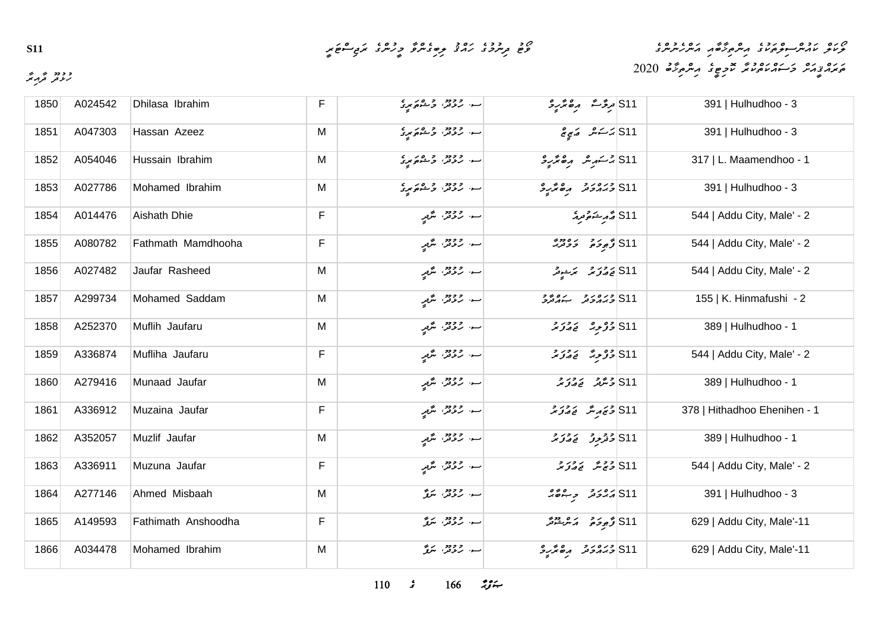| 1850 | A024542 | Dhilasa Ibrahim | F | ސ. ހުޅުދޫ، ޤުލްޝަނީގެ | S11 ދިލާސާ އިބްރާހީމް | 391 \| Hulhudhoo - 3 |
|---|---|---|---|---|---|---|
| 1851 | A047303 | Hassan Azeez | M | ސ. ހުޅުދޫ، ޤުލްޝަނީގެ | S11 ހަސަން އަޒީޒް | 391 \| Hulhudhoo - 3 |
| 1852 | A054046 | Hussain Ibrahim | M | ސ. ހުޅުދޫ، ޤުލްޝަނީގެ | S11 ހުސައިން އިބްރާހީމް | 317 \| L. Maamendhoo - 1 |
| 1853 | A027786 | Mohamed Ibrahim | M | ސ. ހުޅުދޫ، ޤުލްޝަނީގެ | S11 މުހައްމަދު އިބްރާހީމް | 391 \| Hulhudhoo - 3 |
| 1854 | A014476 | Aishath Dhie | F | ސ. ހުޅުދޫ، ނާރީ | S11 އާއިޝަތުދިއު | 544 \| Addu City, Male' - 2 |
| 1855 | A080782 | Fathmath Mamdhooha | F | ސ. ހުޅުދޫ، ނާރީ | S11 ފާތިމަތު މަމްދޫހާ | 544 \| Addu City, Male' - 2 |
| 1856 | A027482 | Jaufar Rasheed | M | ސ. ހުޅުދޫ، ނާރީ | S11 ޖައުފަރު ރަޝީދު | 544 \| Addu City, Male' - 2 |
| 1857 | A299734 | Mohamed Saddam | M | ސ. ހުޅުދޫ، ނާރީ | S11 މުހައްމަދު ސައްދާމް | 155 \| K. Hinmafushi - 2 |
| 1858 | A252370 | Muflih Jaufaru | M | ސ. ހުޅުދޫ، ނާރީ | S11 މުފްލިހް ޖައުފަރު | 389 \| Hulhudhoo - 1 |
| 1859 | A336874 | Mufliha Jaufaru | F | ސ. ހުޅުދޫ، ނާރީ | S11 މުފްލިހާ ޖައުފަރު | 544 \| Addu City, Male' - 2 |
| 1860 | A279416 | Munaad Jaufar | M | ސ. ހުޅުދޫ، ނާރީ | S11 މުނާދު ޖައުފަރު | 389 \| Hulhudhoo - 1 |
| 1861 | A336912 | Muzaina Jaufar | F | ސ. ހުޅުދޫ، ނާރީ | S11 މުޒައިނާ ޖައުފަރު | 378 \| Hithadhoo Ehenihen - 1 |
| 1862 | A352057 | Muzlif Jaufar | M | ސ. ހުޅުދޫ، ނާރީ | S11 މުޒްލިފް ޖައުފަރު | 389 \| Hulhudhoo - 1 |
| 1863 | A336911 | Muzuna Jaufar | F | ސ. ހުޅުދޫ، ނާރީ | S11 މުޒުނާ ޖައުފަރު | 544 \| Addu City, Male' - 2 |
| 1864 | A277146 | Ahmed Misbaah | M | ސ. ހުޅުދޫ، ނަޑާ | S11 އަހުމަދު މިސްބާހް | 391 \| Hulhudhoo - 3 |
| 1865 | A149593 | Fathimath Anshoodha | F | ސ. ހުޅުދޫ، ނަޑާ | S11 ފާތިމަތު އަންޝޫދާ | 629 \| Addu City, Male'-11 |
| 1866 | A034478 | Mohamed Ibrahim | M | ސ. ހުޅުދޫ، ނަޑާ | S11 މުހައްމަދު އިބްރާހީމް | 629 \| Addu City, Male'-11 |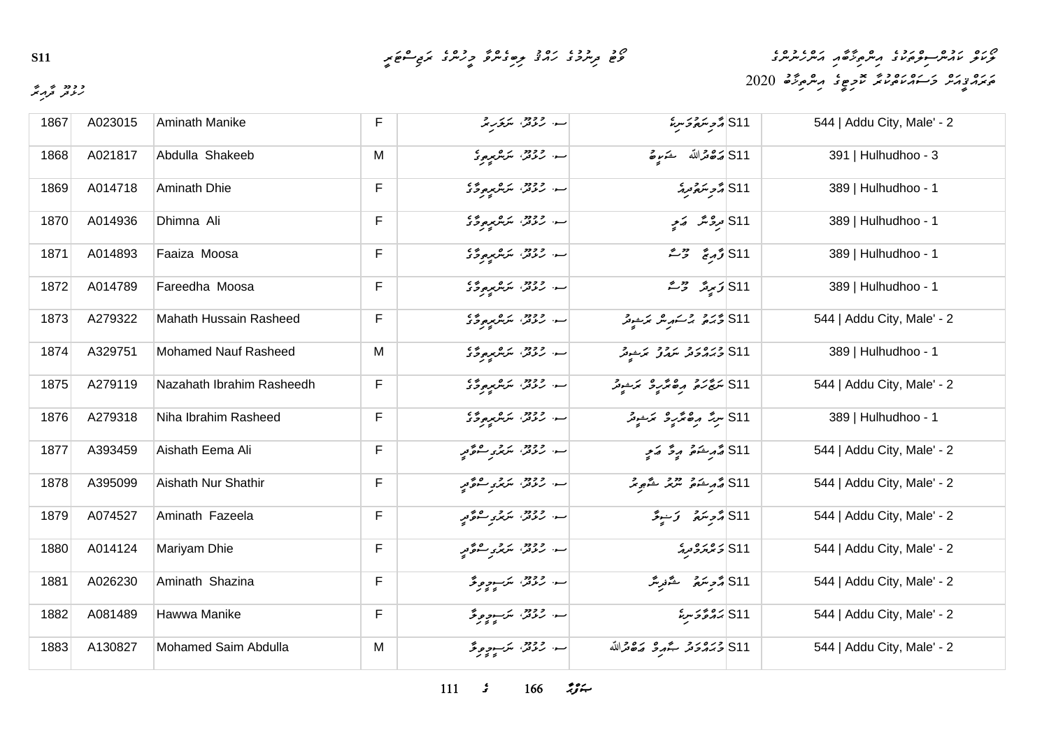| 1867 | A023015 | Aminath Manike | F | ސ. ހުޅުދޫ، ނަޒަހީރު | S11 އާމިނަތުމަނިކެ | 544 \| Addu City, Male' - 2 |
|---|---|---|---|---|---|---|
| 1868 | A021817 | Abdulla Shakeeb | M | ސ. ހުޅުދޫ، ނަރުގިސްވިލާ | S11 އަބްދުﷲ ޝަކީބު | 391 \| Hulhudhoo - 3 |
| 1869 | A014718 | Aminath Dhie | F | ސ. ހުޅުދޫ، ނަރުގިސްވިލާގެ | S11 އާމިނަތުދިއެ | 389 \| Hulhudhoo - 1 |
| 1870 | A014936 | Dhimna Ali | F | ސ. ހުޅުދޫ، ނަރުގިސްވިލާގެ | S11 ދިމްނާ ޢަލީ | 389 \| Hulhudhoo - 1 |
| 1871 | A014893 | Faaiza Moosa | F | ސ. ހުޅުދޫ، ނަރުގިސްވިލާގެ | S11 ފާއިޒާ މޫސާ | 389 \| Hulhudhoo - 1 |
| 1872 | A014789 | Fareedha Moosa | F | ސ. ހުޅުދޫ، ނަރުގިސްވިލާގެ | S11 ފަރީދާ މޫސާ | 389 \| Hulhudhoo - 1 |
| 1873 | A279322 | Mahath Hussain Rasheed | F | ސ. ހުޅުދޫ، ނަރުގިސްވިލާގެ | S11 މާހަތު ހުސައިން ރަޝީދު | 544 \| Addu City, Male' - 2 |
| 1874 | A329751 | Mohamed Nauf Rasheed | M | ސ. ހުޅުދޫ، ނަރުގިސްވިލާގެ | S11 މުޙައްމަދު ނައުފް ރަޝީދު | 389 \| Hulhudhoo - 1 |
| 1875 | A279119 | Nazahath Ibrahim Rasheedh | F | ސ. ހުޅުދޫ، ނަރުގިސްވިލާގެ | S11 ނަޒާހަތު އިބްރާހީމް ރަޝީދު | 544 \| Addu City, Male' - 2 |
| 1876 | A279318 | Niha Ibrahim Rasheed | F | ސ. ހުޅުދޫ، ނަރުގިސްވިލާގެ | S11 ނިހާ އިބްރާހީމް ރަޝީދު | 389 \| Hulhudhoo - 1 |
| 1877 | A393459 | Aishath Eema Ali | F | ސ. ހުޅުދޫ، ނަރުދޯސްވާލީ | S11 އާއިޝަތު އީމާ ޢަލީ | 544 \| Addu City, Male' - 2 |
| 1878 | A395099 | Aishath Nur Shathir | F | ސ. ހުޅުދޫ، ނަރުދޯސްވާލީ | S11 އާއިޝަތު ނޫރު ޝާތިރު | 544 \| Addu City, Male' - 2 |
| 1879 | A074527 | Aminath Fazeela | F | ސ. ހުޅުދޫ، ނަރުދޯސްވާލީ | S11 އާމިނަތު ފަޟީލާ | 544 \| Addu City, Male' - 2 |
| 1880 | A014124 | Mariyam Dhie | F | ސ. ހުޅުދޫ، ނަރުދޯސްވާލީ | S11 މަރިޔަމްދިއެ | 544 \| Addu City, Male' - 2 |
| 1881 | A026230 | Aminath Shazina | F | ސ. ހުޅުދޫ، ނަސީމީވިލާ | S11 އާމިނަތު ޝާޒިނާ | 544 \| Addu City, Male' - 2 |
| 1882 | A081489 | Hawwa Manike | F | ސ. ހުޅުދޫ، ނަސީމީވިލާ | S11 ހައްވާމަނިކެ | 544 \| Addu City, Male' - 2 |
| 1883 | A130827 | Mohamed Saim Abdulla | M | ސ. ހުޅުދޫ، ނަސީމީވިލާ | S11 މުޙައްމަދު ސާއިމް އަބްދުﷲ | 544 \| Addu City, Male' - 2 |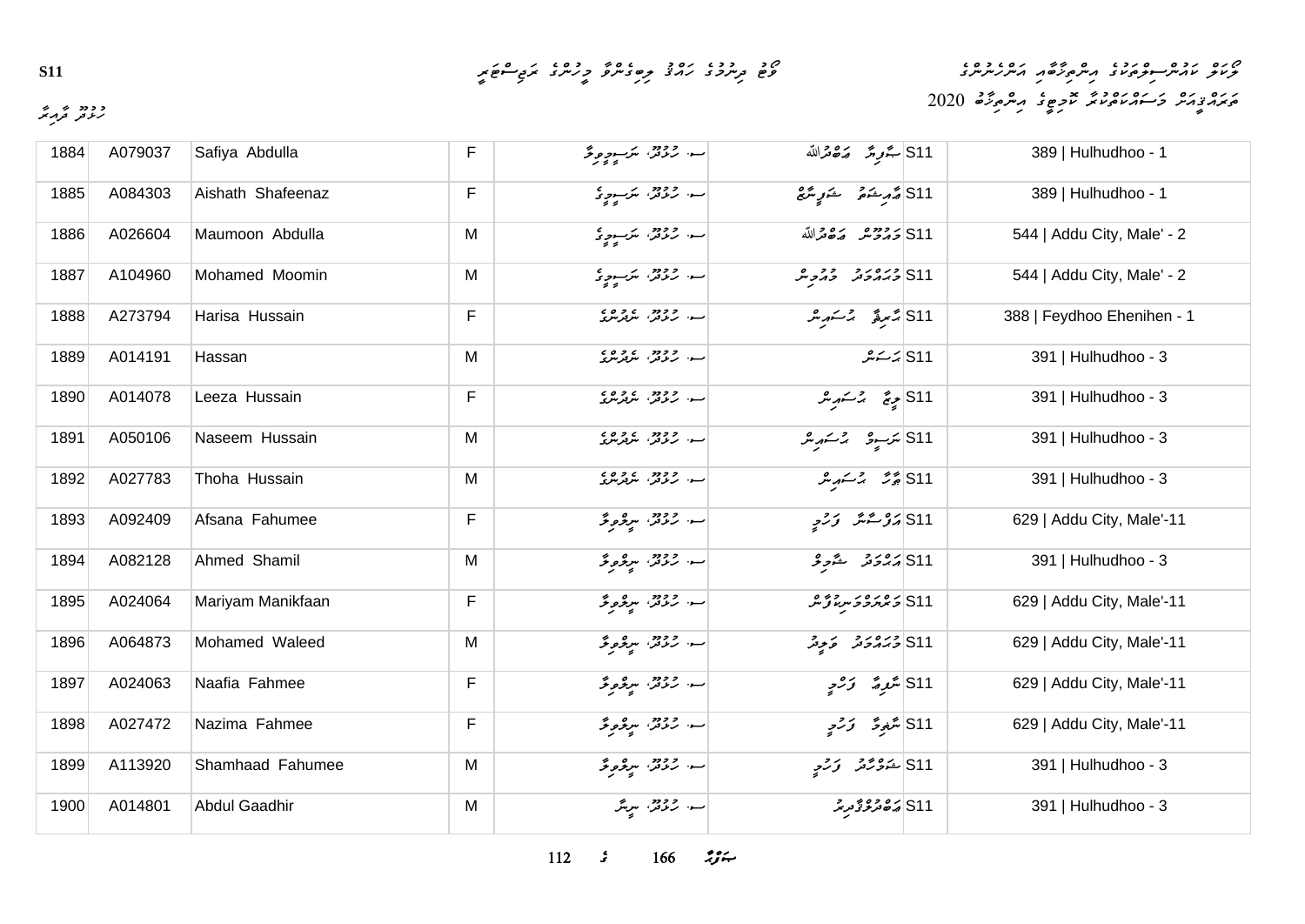| 1884 | A079037 | Safiya Abdulla | F | ސ. ހުޅުދޫ، ނަރިސީމާވިލާ | S11 ސަފިއްޔާ އަބްދުﷲ | 389 \| Hulhudhoo - 1 |
|---|---|---|---|---|---|---|
| 1885 | A084303 | Aishath Shafeenaz | F | ސ. ހުޅުދޫ، ނަރިސީމީގެ | S11 އާއިޝަތު ޝަފީނާޒް | 389 \| Hulhudhoo - 1 |
| 1886 | A026604 | Maumoon Abdulla | M | ސ. ހުޅުދޫ، ނަރިސީމީގެ | S11 މައުމޫނު އަބްދުﷲ | 544 \| Addu City, Male' - 2 |
| 1887 | A104960 | Mohamed Moomin | M | ސ. ހުޅުދޫ، ނަރިސީމީގެ | S11 މުހައްމަދު މުއުމިން | 544 \| Addu City, Male' - 2 |
| 1888 | A273794 | Harisa Hussain | F | ސ. ހުޅުދޫ، ނޫރުނގެ | S11 ހާރިޘާ ހުސައިން | 388 \| Feydhoo Ehenihen - 1 |
| 1889 | A014191 | Hassan | M | ސ. ހުޅުދޫ، ނޫރުނގެ | S11 ހަސަން | 391 \| Hulhudhoo - 3 |
| 1890 | A014078 | Leeza Hussain | F | ސ. ހުޅުދޫ، ނޫރުނގެ | S11 ލީޒާ ހުސައިން | 391 \| Hulhudhoo - 3 |
| 1891 | A050106 | Naseem Hussain | M | ސ. ހުޅުދޫ، ނޫރުނގެ | S11 ނަސީމް ހުސައިން | 391 \| Hulhudhoo - 3 |
| 1892 | A027783 | Thoha Hussain | M | ސ. ހުޅުދޫ، ނޫރުނގެ | S11 ޠޯހާ ހުސައިން | 391 \| Hulhudhoo - 3 |
| 1893 | A092409 | Afsana Fahumee | F | ސ. ހުޅުދޫ، ނިލްވިލާ | S11 އަފްސާނާ ފަހުމީ | 629 \| Addu City, Male'-11 |
| 1894 | A082128 | Ahmed Shamil | M | ސ. ހުޅުދޫ، ނިލްވިލާ | S11 އަހްމަދު ޝާމިލް | 391 \| Hulhudhoo - 3 |
| 1895 | A024064 | Mariyam Manikfaan | F | ސ. ހުޅުދޫ، ނިލްވިލާ | S11 މަރިޔަމް މަނިކުފާން | 629 \| Addu City, Male'-11 |
| 1896 | A064873 | Mohamed Waleed | M | ސ. ހުޅުދޫ، ނިލްވިލާ | S11 މުހައްމަދު ވަލީދު | 629 \| Addu City, Male'-11 |
| 1897 | A024063 | Naafia Fahmee | F | ސ. ހުޅުދޫ، ނިލްވިލާ | S11 ނާފިޢާ ފަހުމީ | 629 \| Addu City, Male'-11 |
| 1898 | A027472 | Nazima Fahmee | F | ސ. ހުޅުދޫ، ނިލްވިލާ | S11 ނާޒިމާ ފަހުމީ | 629 \| Addu City, Male'-11 |
| 1899 | A113920 | Shamhaad Fahumee | M | ސ. ހުޅުދޫ، ނިލްވިލާ | S11 ޝަމްހާދު ފަހުމީ | 391 \| Hulhudhoo - 3 |
| 1900 | A014801 | Abdul Gaadhir | M | ސ. ހުޅުދޫ، ނިލާ | S11 އަބްދުލްޤާދިރު | 391 \| Hulhudhoo - 3 |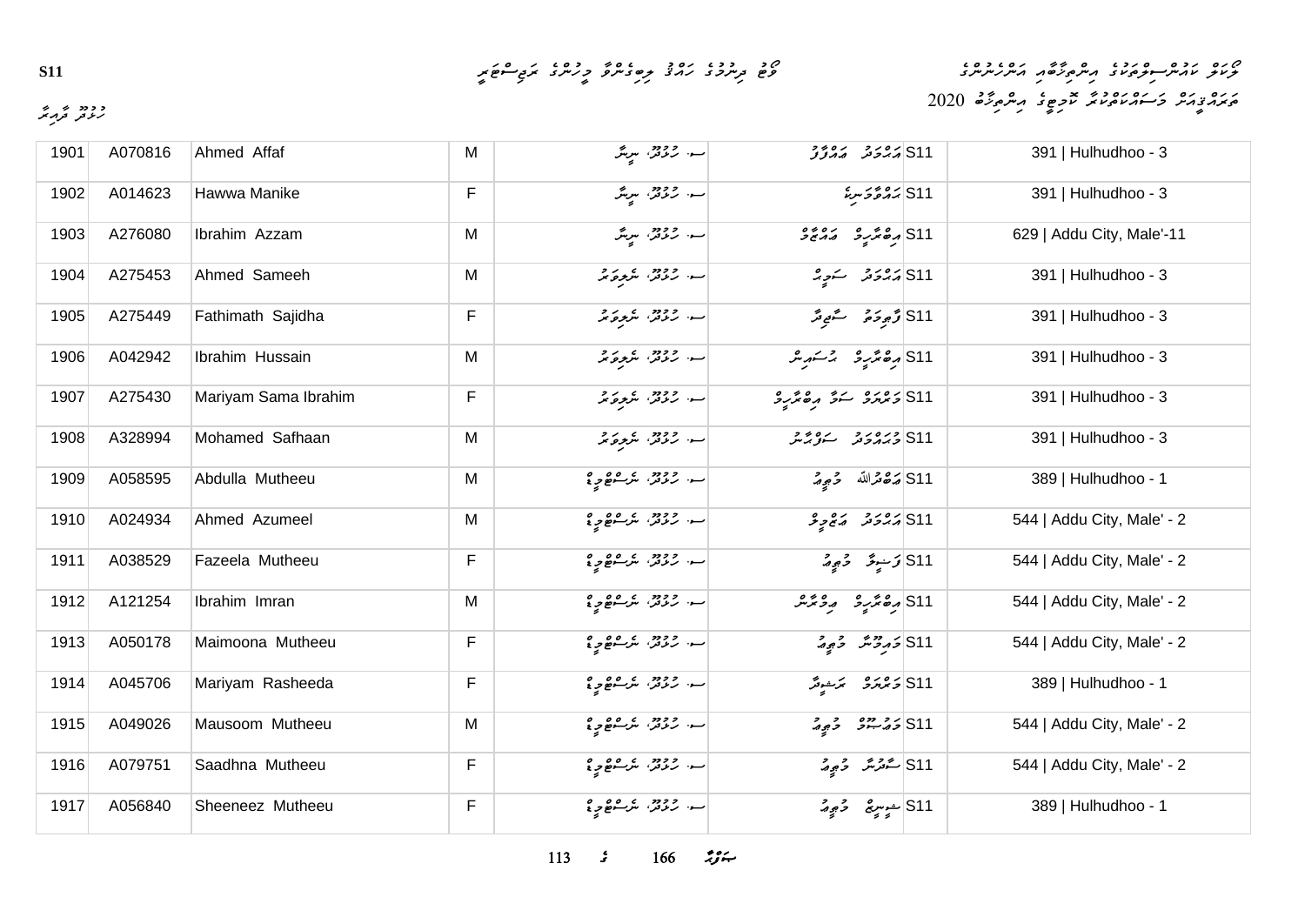| 1901 | A070816 | Ahmed Affaf | M | ސ. ހުޅުދޫ، ނިޔާ | S11 އަހުމަދު އައްފާފު | 391 \| Hulhudhoo - 3 |
|---|---|---|---|---|---|---|
| 1902 | A014623 | Hawwa Manike | F | ސ. ހުޅުދޫ، ނިޔާ | S11 ހައްވާމަނިކެ | 391 \| Hulhudhoo - 3 |
| 1903 | A276080 | Ibrahim Azzam | M | ސ. ހުޅުދޫ، ނިޔާ | S11 އިބްރާހީމް އައްޒާމް | 629 \| Addu City, Male'-11 |
| 1904 | A275453 | Ahmed Sameeh | M | ސ. ހުޅުދޫ، ނޫރީވަރަ | S11 އަހުމަދު ސަމީހު | 391 \| Hulhudhoo - 3 |
| 1905 | A275449 | Fathimath Sajidha | F | ސ. ހުޅުދޫ، ނޫރީވަރަ | S11 ފާތިމަތު ސާޖިދާ | 391 \| Hulhudhoo - 3 |
| 1906 | A042942 | Ibrahim Hussain | M | ސ. ހުޅުދޫ، ނޫރީވަރަ | S11 އިބްރާހީމް ހުސައިން | 391 \| Hulhudhoo - 3 |
| 1907 | A275430 | Mariyam Sama Ibrahim | F | ސ. ހުޅުދޫ، ނޫރީވަރަ | S11 މަރިޔަމް ސަމާ އިބްރާހީމް | 391 \| Hulhudhoo - 3 |
| 1908 | A328994 | Mohamed Safhaan | M | ސ. ހުޅުދޫ، ނޫރީވަރަ | S11 މުހައްމަދު ސަފްހާން | 391 \| Hulhudhoo - 3 |
| 1909 | A058595 | Abdulla Mutheeu | M | ސ. ހުޅުދޫ، ނަސްރީމާގެ | S11 އަބްދުﷲ މުތީޢު | 389 \| Hulhudhoo - 1 |
| 1910 | A024934 | Ahmed Azumeel | M | ސ. ހުޅުދޫ، ނަސްރީމާގެ | S11 އަހުމަދު އަޒުމީލް | 544 \| Addu City, Male' - 2 |
| 1911 | A038529 | Fazeela Mutheeu | F | ސ. ހުޅުދޫ، ނަސްރީމާގެ | S11 ފަޒީލާ މުތީޢު | 544 \| Addu City, Male' - 2 |
| 1912 | A121254 | Ibrahim Imran | M | ސ. ހުޅުދޫ، ނަސްރީމާގެ | S11 އިބްރާހީމް އިމްރާން | 544 \| Addu City, Male' - 2 |
| 1913 | A050178 | Maimoona Mutheeu | F | ސ. ހުޅުދޫ، ނަސްރީމާގެ | S11 މައިމޫނާ މުތީޢު | 544 \| Addu City, Male' - 2 |
| 1914 | A045706 | Mariyam Rasheeda | F | ސ. ހުޅުދޫ، ނަސްރީމާގެ | S11 މަރިޔަމް ރަޝީދާ | 389 \| Hulhudhoo - 1 |
| 1915 | A049026 | Mausoom Mutheeu | M | ސ. ހުޅުދޫ، ނަސްރީމާގެ | S11 މައުޞޫމް މުތީޢު | 544 \| Addu City, Male' - 2 |
| 1916 | A079751 | Saadhna Mutheeu | F | ސ. ހުޅުދޫ، ނަސްރީމާގެ | S11 ސާދްނާ މުތީޢު | 544 \| Addu City, Male' - 2 |
| 1917 | A056840 | Sheeneez Mutheeu | F | ސ. ހުޅުދޫ، ނަސްރީމާގެ | S11 ޝީނީޒް މުތީޢު | 389 \| Hulhudhoo - 1 |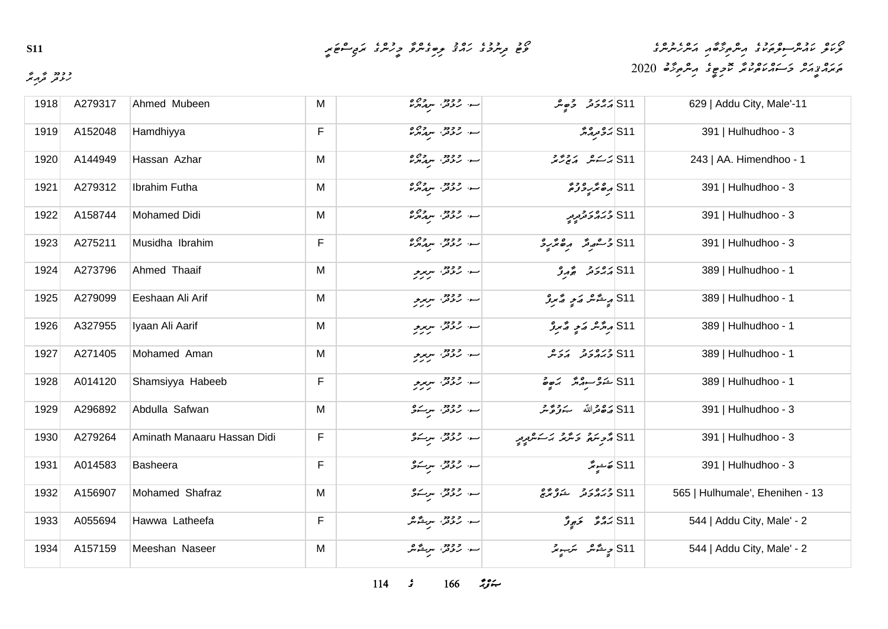| 1918 | A279317 | Ahmed Mubeen | M | ސ. ހުޅުދޫ، ނިއުޑްރީމް | S11 އަޙްމަދު މުބީން | 629 \| Addu City, Male'-11 |
|---|---|---|---|---|---|---|
| 1919 | A152048 | Hamdhiyya | F | ސ. ހުޅުދޫ، ނިއުޑްރީމް | S11 ހަމްދިއްޔާ | 391 \| Hulhudhoo - 3 |
| 1920 | A144949 | Hassan Azhar | M | ސ. ހުޅުދޫ، ނިއުޑްރީމް | S11 ހަސަން އަޒްހަރު | 243 \| AA. Himendhoo - 1 |
| 1921 | A279312 | Ibrahim Futha | M | ސ. ހުޅުދޫ، ނިއުޑްރީމް | S11 އިބްރާހީމްފުތާ | 391 \| Hulhudhoo - 3 |
| 1922 | A158744 | Mohamed Didi | M | ސ. ހުޅުދޫ، ނިއުޑްރީމް | S11 މުހައްމަދުދީދީ | 391 \| Hulhudhoo - 3 |
| 1923 | A275211 | Musidha Ibrahim | F | ސ. ހުޅުދޫ، ނިއުޑްރީމް | S11 މުސިދާ އިބްރާހީމް | 391 \| Hulhudhoo - 3 |
| 1924 | A273796 | Ahmed Thaaif | M | ސ. ހުޅުދޫ، ނިރުދި | S11 އަޙްމަދު ޠާއިފް | 389 \| Hulhudhoo - 1 |
| 1925 | A279099 | Eeshaan Ali Arif | M | ސ. ހުޅުދޫ، ނިރުދި | S11 އީޝާން އަލީ އާރިފް | 389 \| Hulhudhoo - 1 |
| 1926 | A327955 | Iyaan Ali Aarif | M | ސ. ހުޅުދޫ، ނިރުދި | S11 އިޔާން އަލީ އާރިފް | 389 \| Hulhudhoo - 1 |
| 1927 | A271405 | Mohamed Aman | M | ސ. ހުޅުދޫ، ނިރުދި | S11 މުހައްމަދު އަމަން | 389 \| Hulhudhoo - 1 |
| 1928 | A014120 | Shamsiyya Habeeb | F | ސ. ހުޅުދޫ، ނިރުދި | S11 ޝަމްސިއްޔާ ހަބީބު | 389 \| Hulhudhoo - 1 |
| 1929 | A296892 | Abdulla Safwan | M | ސ. ހުޅުދޫ، ނިސަވު | S11 އަބްދުﷲ ސަފްވާން | 391 \| Hulhudhoo - 3 |
| 1930 | A279264 | Aminath Manaaru Hassan Didi | F | ސ. ހުޅުދޫ، ނިސަވު | S11 އާމިނަތު މަނާރު ހަސަންދީދީ | 391 \| Hulhudhoo - 3 |
| 1931 | A014583 | Basheera | F | ސ. ހުޅުދޫ، ނިސަވު | S11 ބަޝީރާ | 391 \| Hulhudhoo - 3 |
| 1932 | A156907 | Mohamed Shafraz | M | ސ. ހުޅުދޫ، ނިސަވު | S11 މުހައްމަދު ޝަފްރާޒް | 565 \| Hulhumale', Ehenihen - 13 |
| 1933 | A055694 | Hawwa Latheefa | F | ސ. ހުޅުދޫ، ނިޝާން | S11 ހައްވާ ލަތީފާ | 544 \| Addu City, Male' - 2 |
| 1934 | A157159 | Meeshan Naseer | M | ސ. ހުޅުދޫ، ނިޝާން | S11 މީޝާން ނަސީރު | 544 \| Addu City, Male' - 2 |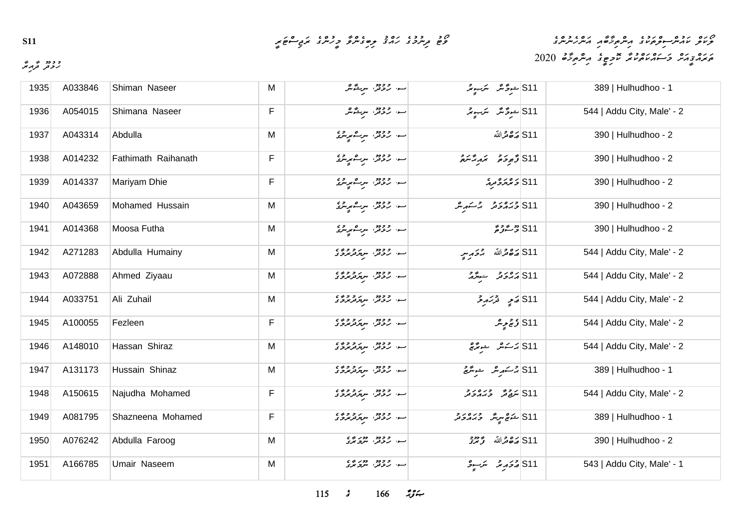| 1935 | A033846 | Shiman Naseer | M | ސ. ހުޅުދޫ، ނިޝާން | S11 ޝިމާން ނަސީރު | 389 \| Hulhudhoo - 1 |
|---|---|---|---|---|---|---|
| 1936 | A054015 | Shimana Naseer | F | ސ. ހުޅުދޫ، ނިޝާން | S11 ޝިމާނާ ނަސީރު | 544 \| Addu City, Male' - 2 |
| 1937 | A043314 | Abdulla | M | ސ. ހުޅުދޫ، ނިސްތިރީނާ | S11 އަބްދުﷲ | 390 \| Hulhudhoo - 2 |
| 1938 | A014232 | Fathimath Raihanath | F | ސ. ހުޅުދޫ، ނިސްތިރީނާ | S11 ފާތިމަތު ރައިހާނަތު | 390 \| Hulhudhoo - 2 |
| 1939 | A014337 | Mariyam Dhie | F | ސ. ހުޅުދޫ، ނިސްތިރީނާ | S11 މަރިޔަމްދިއް | 390 \| Hulhudhoo - 2 |
| 1940 | A043659 | Mohamed Hussain | M | ސ. ހުޅުދޫ، ނިސްތިރީނާ | S11 މުޙައްމަދު ހުސައިން | 390 \| Hulhudhoo - 2 |
| 1941 | A014368 | Moosa Futha | M | ސ. ހުޅުދޫ، ނިސްތިރީނާ | S11 މޫސާފުތާ | 390 \| Hulhudhoo - 2 |
| 1942 | A271283 | Abdulla Humainy | M | ސ. ހުޅުދޫ، ނިޔަދުރުވާގެ | S11 އަބްދުﷲ ހުމައިނީ | 544 \| Addu City, Male' - 2 |
| 1943 | A072888 | Ahmed Ziyaau | M | ސ. ހުޅުދޫ، ނިޔަދުރުވާގެ | S11 އަޙްމަދު ޒިޔާއު | 544 \| Addu City, Male' - 2 |
| 1944 | A033751 | Ali Zuhail | M | ސ. ހުޅުދޫ، ނިޔަދުރުވާގެ | S11 އަލި ޒުހައިލު | 544 \| Addu City, Male' - 2 |
| 1945 | A100055 | Fezleen | F | ސ. ހުޅުދޫ، ނިޔަދުރުވާގެ | S11 ފެޒްލީން | 544 \| Addu City, Male' - 2 |
| 1946 | A148010 | Hassan Shiraz | M | ސ. ހުޅުދޫ، ނިޔަދުރުވާގެ | S11 ހަސަން ޝިރާޒް | 544 \| Addu City, Male' - 2 |
| 1947 | A131173 | Hussain Shinaz | M | ސ. ހުޅުދޫ، ނިޔަދުރުވާގެ | S11 ހުސައިން ޝިނާޒް | 389 \| Hulhudhoo - 1 |
| 1948 | A150615 | Najudha Mohamed | F | ސ. ހުޅުދޫ، ނިޔަދުރުވާގެ | S11 ނަޖޫދާ މުޙައްމަދު | 544 \| Addu City, Male' - 2 |
| 1949 | A081795 | Shazneena Mohamed | F | ސ. ހުޅުދޫ، ނިޔަދުރުވާގެ | S11 ޝަޒްނީނާ މުޙައްމަދު | 389 \| Hulhudhoo - 1 |
| 1950 | A076242 | Abdulla Faroog | M | ސ. ހުޅުދޫ، ނޫރަނީގެ | S11 އަބްދުﷲ ފާރޫގު | 390 \| Hulhudhoo - 2 |
| 1951 | A166785 | Umair Naseem | M | ސ. ހުޅުދޫ، ނޫރަނީގެ | S11 އުމައިރު ނަސީމް | 543 \| Addu City, Male' - 1 |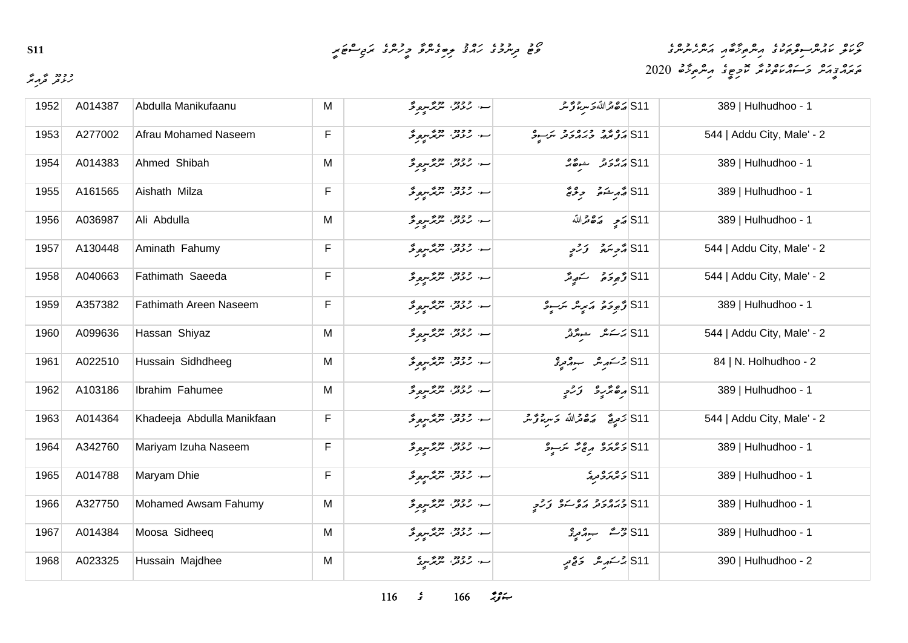| 1952 | A014387 | Abdulla Manikufaanu | M | ސ. ހުޅުދޫ، ނޫރާނީވިލާ | S11 އަބްދުاللهމަނިކުފާނު | 389 \| Hulhudhoo - 1 |
|---|---|---|---|---|---|---|
| 1953 | A277002 | Afrau Mohamed Naseem | F | ސ. ހުޅުދޫ، ނޫރާނީވިލާ | S11 އަފްރާއު މުޙައްމަދު ނަސީމް | 544 \| Addu City, Male' - 2 |
| 1954 | A014383 | Ahmed Shibah | M | ސ. ހުޅުދޫ، ނޫރާނީވިލާ | S11 އަޙްމަދު ޝިބާހް | 389 \| Hulhudhoo - 1 |
| 1955 | A161565 | Aishath Milza | F | ސ. ހުޅުދޫ، ނޫރާނީވިލާ | S11 އާއިޝަތު މިލްޒާ | 389 \| Hulhudhoo - 1 |
| 1956 | A036987 | Ali Abdulla | M | ސ. ހުޅުދޫ، ނޫރާނީވިލާ | S11 އަލި އަބްދުاللهް | 389 \| Hulhudhoo - 1 |
| 1957 | A130448 | Aminath Fahumy | F | ސ. ހުޅުދޫ، ނޫރާނީވިލާ | S11 އާމިނަތު ފަހުމީ | 544 \| Addu City, Male' - 2 |
| 1958 | A040663 | Fathimath Saeeda | F | ސ. ހުޅުދޫ، ނޫރާނީވިލާ | S11 ފާތިމަތު ސަޢީދާ | 544 \| Addu City, Male' - 2 |
| 1959 | A357382 | Fathimath Areen Naseem | F | ސ. ހުޅުދޫ، ނޫރާނީވިލާ | S11 ފާތިމަތު އަރީން ނަސީމް | 389 \| Hulhudhoo - 1 |
| 1960 | A099636 | Hassan Shiyaz | M | ސ. ހުޅުދޫ، ނޫރާނީވިލާ | S11 ހަސަން ޝިޔާޒު | 544 \| Addu City, Male' - 2 |
| 1961 | A022510 | Hussain Sidhdheeg | M | ސ. ހުޅުދޫ، ނޫރާނީވިލާ | S11 ހުސައިން ސިއްދީގު | 84 \| N. Holhudhoo - 2 |
| 1962 | A103186 | Ibrahim Fahumee | M | ސ. ހުޅުދޫ، ނޫރާނީވިލާ | S11 އިބްރާހީމް ފަހުމީ | 389 \| Hulhudhoo - 1 |
| 1963 | A014364 | Khadeeja Abdulla Manikfaan | F | ސ. ހުޅުދޫ، ނޫރާނީވިލާ | S11 ޚަދީޖާ އަބްދުاللهް މަނިކުފާން | 544 \| Addu City, Male' - 2 |
| 1964 | A342760 | Mariyam Izuha Naseem | F | ސ. ހުޅުދޫ، ނޫރާނީވިލާ | S11 މަރިޔަމް އިޒުހާ ނަސީމް | 389 \| Hulhudhoo - 1 |
| 1965 | A014788 | Maryam Dhie | F | ސ. ހުޅުދޫ، ނޫރާނީވިލާ | S11 މަރްޔަމްދިއާ | 389 \| Hulhudhoo - 1 |
| 1966 | A327750 | Mohamed Awsam Fahumy | M | ސ. ހުޅުދޫ، ނޫރާނީވިލާ | S11 މުޙައްމަދު އަވުސަމް ފަހުމީ | 389 \| Hulhudhoo - 1 |
| 1967 | A014384 | Moosa Sidheeq | M | ސ. ހުޅުދޫ، ނޫރާނީވިލާ | S11 މޫސާ ސިއްދީޤު | 389 \| Hulhudhoo - 1 |
| 1968 | A023325 | Hussain Majdhee | M | ސ. ހުޅުދޫ، ނޫރާނީގެ | S11 ހުސައިން މަޖްދީ | 390 \| Hulhudhoo - 2 |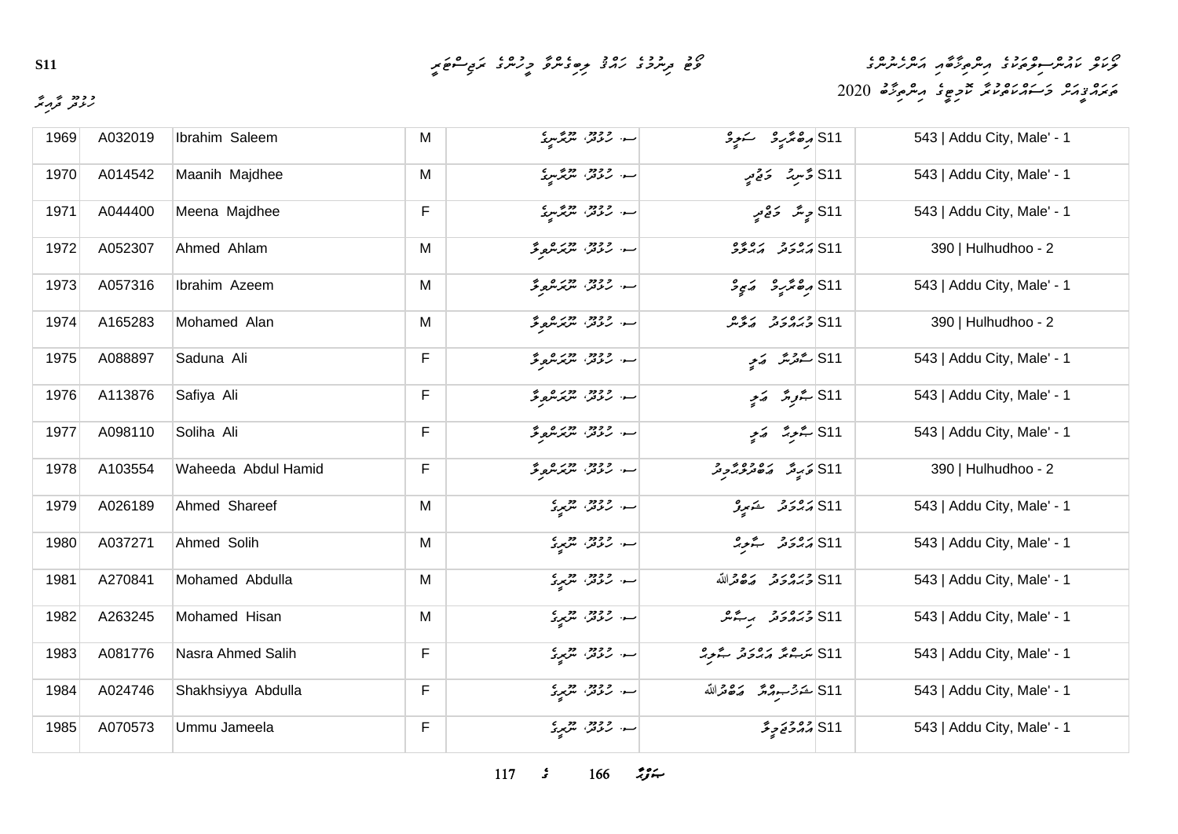| 1969 | A032019 | Ibrahim Saleem | M | ސ. ހުޅުދޫ، ނޫރާނީގެ | S11 ރިޔާޟީ ސަލީމް | 543 \| Addu City, Male' - 1 |
|---|---|---|---|---|---|---|
| 1970 | A014542 | Maanih Majdhee | M | ސ. ހުޅުދޫ، ނޫރާނީގެ | S11 މާނިހް މަޖްދީ | 543 \| Addu City, Male' - 1 |
| 1971 | A044400 | Meena Majdhee | F | ސ. ހުޅުދޫ، ނޫރާނީގެ | S11 މީނާ މަޖްދީ | 543 \| Addu City, Male' - 1 |
| 1972 | A052307 | Ahmed Ahlam | M | ސ. ހުޅުދޫ، ނޫރަންވިލާ | S11 އަޙްމަދު އަޙްލާމް | 390 \| Hulhudhoo - 2 |
| 1973 | A057316 | Ibrahim Azeem | M | ސ. ހުޅުދޫ، ނޫރަންވިލާ | S11 އިބްރާހީމް އަޒީމް | 543 \| Addu City, Male' - 1 |
| 1974 | A165283 | Mohamed Alan | M | ސ. ހުޅުދޫ، ނޫރަންވިލާ | S11 މުޙައްމަދު އަލާން | 390 \| Hulhudhoo - 2 |
| 1975 | A088897 | Saduna Ali | F | ސ. ހުޅުދޫ، ނޫރަންވިލާ | S11 ސާދުނާ ޢަލީ | 543 \| Addu City, Male' - 1 |
| 1976 | A113876 | Safiya Ali | F | ސ. ހުޅުދޫ، ނޫރަންވިލާ | S11 ޞާފިޔާ ޢަލީ | 543 \| Addu City, Male' - 1 |
| 1977 | A098110 | Soliha Ali | F | ސ. ހުޅުދޫ، ނޫރަންވިލާ | S11 ޞާލިޙާ ޢަލީ | 543 \| Addu City, Male' - 1 |
| 1978 | A103554 | Waheeda Abdul Hamid | F | ސ. ހުޅުދޫ، ނޫރަންވިލާ | S11 ވަހީދާ އަބްދުލްޙާމިދު | 390 \| Hulhudhoo - 2 |
| 1979 | A026189 | Ahmed Shareef | M | ސ. ހުޅުދޫ، ނޫރީގެ | S11 އަޙްމަދު ޝަރީފް | 543 \| Addu City, Male' - 1 |
| 1980 | A037271 | Ahmed Solih | M | ސ. ހުޅުދޫ، ނޫރީގެ | S11 އަޙްމަދު ޞާލިޙް | 543 \| Addu City, Male' - 1 |
| 1981 | A270841 | Mohamed Abdulla | M | ސ. ހުޅުދޫ، ނޫރީގެ | S11 މުޙައްމަދު ޢަބްދުﷲ | 543 \| Addu City, Male' - 1 |
| 1982 | A263245 | Mohamed Hisan | M | ސ. ހުޅުދޫ، ނޫރީގެ | S11 މުޙައްމަދު ހިސާން | 543 \| Addu City, Male' - 1 |
| 1983 | A081776 | Nasra Ahmed Salih | F | ސ. ހުޅުދޫ، ނޫރީގެ | S11 ނަސްރާ އަޙްމަދު ޞާލިޙް | 543 \| Addu City, Male' - 1 |
| 1984 | A024746 | Shakhsiyya Abdulla | F | ސ. ހުޅުދޫ، ނޫރީގެ | S11 ޝަޚްސިއްޔާ ޢަބްދުﷲ | 543 \| Addu City, Male' - 1 |
| 1985 | A070573 | Ummu Jameela | F | ސ. ހުޅުދޫ، ނޫރީގެ | S11 އުއްމު ޖަމީލާ | 543 \| Addu City, Male' - 1 |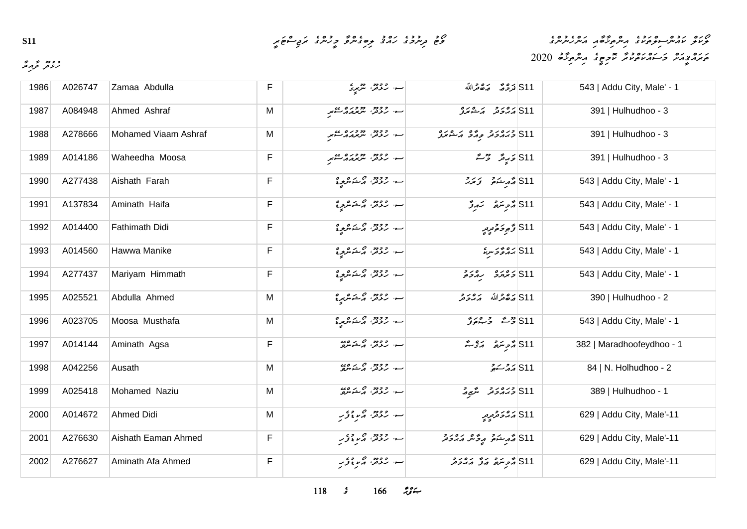| 1986 | A026747 | Zamaa Abdulla | F | ސ. ހުޅުދޫ، ނޫރީގެ | S11 ޒަމާ ޢަބްދުﷲ | 543 \| Addu City, Male' - 1 |
|---|---|---|---|---|---|---|
| 1987 | A084948 | Ahmed Ashraf | M | ސ. ހުޅުދޫ، ނޫރުއްދީނުގެ | S11 އަޙްމަދު އަޝްރަފް | 391 \| Hulhudhoo - 3 |
| 1988 | A278666 | Mohamed Viaam Ashraf | M | ސ. ހުޅުދޫ، ނޫރުއްދީނުގެ | S11 މުޙައްމަދު ވިޔާމް އަޝްރަފް | 391 \| Hulhudhoo - 3 |
| 1989 | A014186 | Waheedha Moosa | F | ސ. ހުޅުދޫ، ނޫރުއްދީނުގެ | S11 ވަޙީދާ މޫސާ | 391 \| Hulhudhoo - 3 |
| 1990 | A277438 | Aishath Farah | F | ސ. ހުޅުދޫ، އޮޝަންވިލާ | S11 އާއިޝަތު ފަރަހް | 543 \| Addu City, Male' - 1 |
| 1991 | A137834 | Aminath Haifa | F | ސ. ހުޅުދޫ، އޮޝަންވިލާ | S11 އާމިނަތު ހައިފާ | 543 \| Addu City, Male' - 1 |
| 1992 | A014400 | Fathimath Didi | F | ސ. ހުޅުދޫ، އޮޝަންވިލާ | S11 ފާތިމަތުދީދީ | 543 \| Addu City, Male' - 1 |
| 1993 | A014560 | Hawwa Manike | F | ސ. ހުޅުދޫ، އޮޝަންވިލާ | S11 ހައްވާމަނިކެ | 543 \| Addu City, Male' - 1 |
| 1994 | A277437 | Mariyam Himmath | F | ސ. ހުޅުދޫ، އޮޝަންވިލާ | S11 މަރިޔަމް ހިއްމަތު | 543 \| Addu City, Male' - 1 |
| 1995 | A025521 | Abdulla Ahmed | M | ސ. ހުޅުދޫ، އޮޝަންވިލާ | S11 އަބްދުﷲ އަޙްމަދު | 390 \| Hulhudhoo - 2 |
| 1996 | A023705 | Moosa Musthafa | M | ސ. ހުޅުދޫ، އޮޝަންވިލާ | S11 މޫސާ މުސްތަފާ | 543 \| Addu City, Male' - 1 |
| 1997 | A014144 | Aminath Agsa | F | ސ. ހުޅުދޫ، އޮޝަންޓް | S11 އާމިނަތު އަގުސާ | 382 \| Maradhoofeydhoo - 1 |
| 1998 | A042256 | Ausath | M | ސ. ހުޅުދޫ، އޮޝަންޓް | S11 އައުސަތު | 84 \| N. Holhudhoo - 2 |
| 1999 | A025418 | Mohamed Naziu | M | ސ. ހުޅުދޫ، އޮޝަންޓް | S11 މުޙައްމަދު ނާޒިއު | 389 \| Hulhudhoo - 1 |
| 2000 | A014672 | Ahmed Didi | M | ސ. ހުޅުދޫ، އޮކިޑްވިލާ | S11 އަޙްމަދުދީދީ | 629 \| Addu City, Male'-11 |
| 2001 | A276630 | Aishath Eaman Ahmed | F | ސ. ހުޅުދޫ، އޮކިޑްވިލާ | S11 އާއިޝަތު އީމާން އަޙްމަދު | 629 \| Addu City, Male'-11 |
| 2002 | A276627 | Aminath Afa Ahmed | F | ސ. ހުޅުދޫ، އޮކިޑްވިލާ | S11 އާމިނަތު އަފާ އަޙްމަދު | 629 \| Addu City, Male'-11 |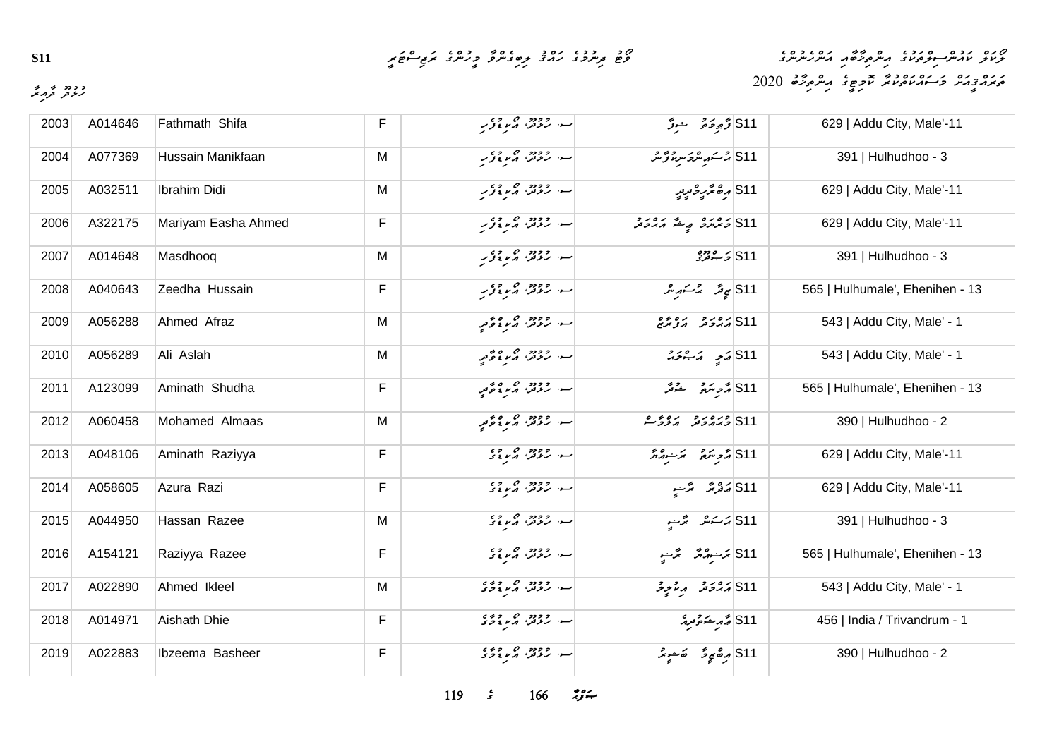| 2003 | A014646 | Fathmath Shifa | F | ސ. ހުޅުދޫ، އާރިޔާފުށި | S11 ފާތިމަތު ޝިފާ | 629 \| Addu City, Male'-11 |
|---|---|---|---|---|---|---|
| 2004 | A077369 | Hussain Manikfaan | M | ސ. ހުޅުދޫ، އާރިޔާފުށި | S11 ހުސައިން މަނިކުފާން | 391 \| Hulhudhoo - 3 |
| 2005 | A032511 | Ibrahim Didi | M | ސ. ހުޅުދޫ، އާރިޔާފުށި | S11 އިބްރާހީމްދީދީ | 629 \| Addu City, Male'-11 |
| 2006 | A322175 | Mariyam Easha Ahmed | F | ސ. ހުޅުދޫ، އާރިޔާފުށި | S11 މަރިޔަމް އީޝާ އަހުމަދު | 629 \| Addu City, Male'-11 |
| 2007 | A014648 | Masdhooq | M | ސ. ހުޅުދޫ، އާރިޔާފުށި | S11 މަސްދޫޤު | 391 \| Hulhudhoo - 3 |
| 2008 | A040643 | Zeedha Hussain | F | ސ. ހުޅުދޫ، އާރިޔާފުށި | S11 ޒީދާ ހުސައިން | 565 \| Hulhumale', Ehenihen - 13 |
| 2009 | A056288 | Ahmed Afraz | M | ސ. ހުޅުދޫ، އާރިޔާމާގެ | S11 އަހުމަދު އަފްރާޒް | 543 \| Addu City, Male' - 1 |
| 2010 | A056289 | Ali Aslah | M | ސ. ހުޅުދޫ، އާރިޔާމާގެ | S11 އަލި އަސްލަހު | 543 \| Addu City, Male' - 1 |
| 2011 | A123099 | Aminath Shudha | F | ސ. ހުޅުދޫ، އާރިޔާމާގެ | S11 އާމިނަތު ޝުދާ | 565 \| Hulhumale', Ehenihen - 13 |
| 2012 | A060458 | Mohamed Almaas | M | ސ. ހުޅުދޫ، އާރިޔާމާގެ | S11 މުހައްމަދު އަލްމާސް | 390 \| Hulhudhoo - 2 |
| 2013 | A048106 | Aminath Raziyya | F | ސ. ހުޅުދޫ، އާރިޔާގެ | S11 އާމިނަތު ރަޒިއްޔާ | 629 \| Addu City, Male'-11 |
| 2014 | A058605 | Azura Razi | F | ސ. ހުޅުދޫ، އާރިޔާގެ | S11 އަޒުރާ ރާޒީ | 629 \| Addu City, Male'-11 |
| 2015 | A044950 | Hassan Razee | M | ސ. ހުޅުދޫ، އާރިޔާގެ | S11 ހަސަން ރާޒީ | 391 \| Hulhudhoo - 3 |
| 2016 | A154121 | Raziyya Razee | F | ސ. ހުޅުދޫ، އާރިޔާގެ | S11 ރަޒިއްޔާ ރާޒީ | 565 \| Hulhumale', Ehenihen - 13 |
| 2017 | A022890 | Ahmed Ikleel | M | ސ. ހުޅުދޫ، އާރިޔާމުގެ | S11 އަހުމަދު އިކްލީލް | 543 \| Addu City, Male' - 1 |
| 2018 | A014971 | Aishath Dhie | F | ސ. ހުޅުދޫ، އާރިޔާމުގެ | S11 އާއިޝަތުދިއީ | 456 \| India / Trivandrum - 1 |
| 2019 | A022883 | Ibzeema Basheer | F | ސ. ހުޅުދޫ، އާރިޔާމުގެ | S11 އިބްޒީމާ ބަޝީރު | 390 \| Hulhudhoo - 2 |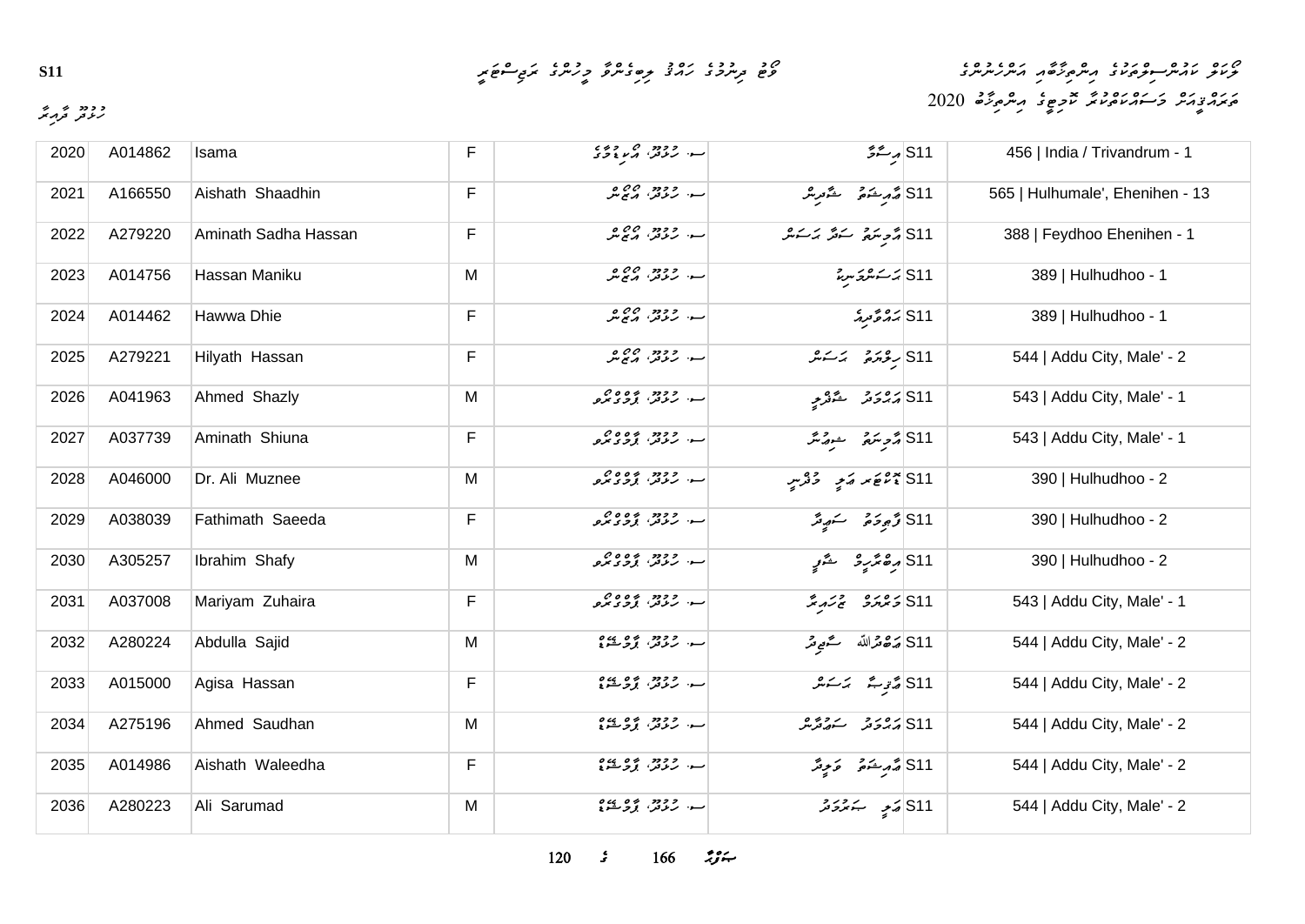| 2020 | A014862 | Isama | F | سە. رۇنىڭ، ئەسرى ئۆزى | S11 مِرتَدَّرَ | 456 \| India / Trivandrum - 1 |
|---|---|---|---|---|---|---|
| 2021 | A166550 | Aishath Shaadhin | F | سە. رۇنىڭ، ئەيج مىگە | S11 مُحْمِسْتَمْ سُخْمَرِسْ | 565 \| Hulhumale', Ehenihen - 13 |
| 2022 | A279220 | Aminath Sadha Hassan | F | سە. رۇنىڭ، ئەيج مىگە | S11 مُحْرِسَةً سَعَدٌ بَرَسَسْ | 388 \| Feydhoo Ehenihen - 1 |
| 2023 | A014756 | Hassan Maniku | M | سە. رۇنىڭ، ئەيج مىگە | S11 بَرَسَسْرِدَ سِرِدَ | 389 \| Hulhudhoo - 1 |
| 2024 | A014462 | Hawwa Dhie | F | سە. رۇنىڭ، ئەيج مىگە | S11 بَرْدُوَّتِرِدَ | 389 \| Hulhudhoo - 1 |
| 2025 | A279221 | Hilyath Hassan | F | سە. رۇنىڭ، ئەيج مىگە | S11 رِوْبَرَةَ بَرَسَسْ | 544 \| Addu City, Male' - 2 |
| 2026 | A041963 | Ahmed Shazly | M | سە. رۇنىڭ، ئۇ دوۋ ئىرە | S11 مَرْدَوَنْرْ شَوْرِ | 543 \| Addu City, Male' - 1 |
| 2027 | A037739 | Aminath Shiuna | F | سە. رۇنىڭ، ئۇ دوۋ ئىرە | S11 مُحْرِسَمْ سِيرَيْرُ | 543 \| Addu City, Male' - 1 |
| 2028 | A046000 | Dr. Ali Muznee | M | سە. رۇنىڭ، ئۇ دوۋ ئىرە | S11 ئاتاھىر مَرِ دِنْرِس | 390 \| Hulhudhoo - 2 |
| 2029 | A038039 | Fathimath Saeeda | F | سە. رۇنىڭ، ئۇ دوۋ ئىرە | S11 وَّجِرَةَ سَهِيرٌ | 390 \| Hulhudhoo - 2 |
| 2030 | A305257 | Ibrahim Shafy | M | سە. رۇنىڭ، ئۇ دوۋ ئىرە | S11 رِهَعْدَرِدْ شَرِ | 390 \| Hulhudhoo - 2 |
| 2031 | A037008 | Mariyam Zuhaira | F | سە. رۇنىڭ، ئۇ دوۋ ئىرە | S11 وَبْرَدُ بِجْ رَبِرٌ | 543 \| Addu City, Male' - 1 |
| 2032 | A280224 | Abdulla Sajid | M | سە. رۇنىڭ، ئۇ ئوشۇ | S11 مَەقْدَاللّه سُمْجِرْ | 544 \| Addu City, Male' - 2 |
| 2033 | A015000 | Agisa Hassan | F | سە. رۇنىڭ، ئۇ ئوشۇ | S11 مَّرِّجَ بَرَسَسْ | 544 \| Addu City, Male' - 2 |
| 2034 | A275196 | Ahmed Saudhan | M | سە. رۇنىڭ، ئۇ ئوشۇ | S11 مَرْدَوَنْرْ سَهَرَرْسْ | 544 \| Addu City, Male' - 2 |
| 2035 | A014986 | Aishath Waleedha | F | سە. رۇنىڭ، ئۇ ئوشۇ | S11 مُحْمِسْتَمْ وَمِرٌ | 544 \| Addu City, Male' - 2 |
| 2036 | A280223 | Ali Sarumad | M | سە. رۇنىڭ، ئۇ ئوشۇ | S11 مَرِ سَمَرْدَرْ | 544 \| Addu City, Male' - 2 |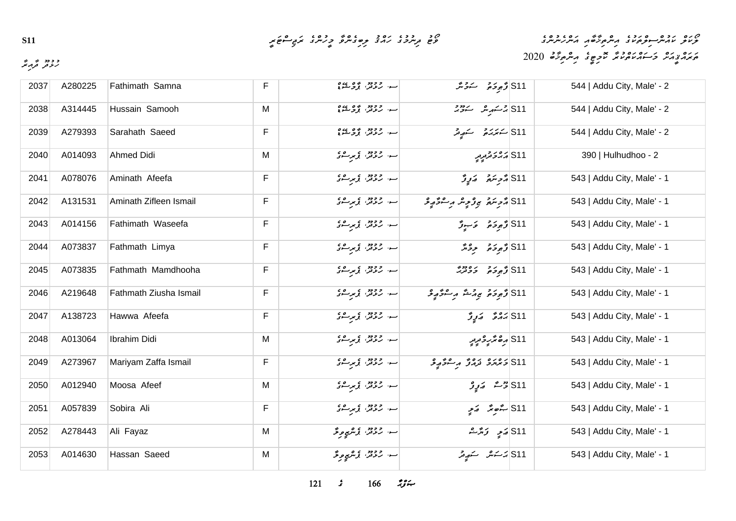| 2037 | A280225 | Fathimath Samna | F | ސ. ހުޅުދޫ، ޖާވެސްޓް | S11 ފާތިމަތު ސަމްނާ | 544 \| Addu City, Male' - 2 |
|---|---|---|---|---|---|---|
| 2038 | A314445 | Hussain Samooh | M | ސ. ހުޅުދޫ، ޖާވެސްޓް | S11 ހުސައިން ސަމޫހު | 544 \| Addu City, Male' - 2 |
| 2039 | A279393 | Sarahath Saeed | F | ސ. ހުޅުދޫ، ޖާވެސްޓް | S11 ސަރަހަތު ސަޢީދު | 544 \| Addu City, Male' - 2 |
| 2040 | A014093 | Ahmed Didi | M | ސ. ހުޅުދޫ، ޖެނެސްގީ | S11 އަޙްމަދުދީދީ | 390 \| Hulhudhoo - 2 |
| 2041 | A078076 | Aminath Afeefa | F | ސ. ހުޅުދޫ، ޖެނެސްގީ | S11 އާމިނަތު އަފީފާ | 543 \| Addu City, Male' - 1 |
| 2042 | A131531 | Aminath Zifleen Ismail | F | ސ. ހުޅުދޫ، ޖެނެސްގީ | S11 އާމިނަތު ޒިފްލީން އިސްމާޢީލު | 543 \| Addu City, Male' - 1 |
| 2043 | A014156 | Fathimath Waseefa | F | ސ. ހުޅުދޫ، ޖެނެސްގީ | S11 ފާތިމަތު ވަސީފާ | 543 \| Addu City, Male' - 1 |
| 2044 | A073837 | Fathmath Limya | F | ސ. ހުޅުދޫ، ޖެނެސްގީ | S11 ފާތިމަތު ލިމްޔާ | 543 \| Addu City, Male' - 1 |
| 2045 | A073835 | Fathmath Mamdhooha | F | ސ. ހުޅުދޫ، ޖެނެސްގީ | S11 ފާތިމަތު މަމްދޫޙާ | 543 \| Addu City, Male' - 1 |
| 2046 | A219648 | Fathmath Ziusha Ismail | F | ސ. ހުޅުދޫ، ޖެނެސްގީ | S11 ފާތިމަތު ޒިއުޝާ އިސްމާޢީލު | 543 \| Addu City, Male' - 1 |
| 2047 | A138723 | Hawwa Afeefa | F | ސ. ހުޅުދޫ، ޖެނެސްގީ | S11 ހައްވާ އަފީފާ | 543 \| Addu City, Male' - 1 |
| 2048 | A013064 | Ibrahim Didi | M | ސ. ހުޅުދޫ، ޖެނެސްގީ | S11 އިބްރާހީމްދީދީ | 543 \| Addu City, Male' - 1 |
| 2049 | A273967 | Mariyam Zaffa Ismail | F | ސ. ހުޅުދޫ، ޖެނެސްގީ | S11 މަރިޔަމް ޒައްފާ އިސްމާޢީލު | 543 \| Addu City, Male' - 1 |
| 2050 | A012940 | Moosa Afeef | M | ސ. ހުޅުދޫ، ޖެނެސްގީ | S11 މޫސާ އަފީފު | 543 \| Addu City, Male' - 1 |
| 2051 | A057839 | Sobira Ali | F | ސ. ހުޅުދޫ، ޖެނެސްގީ | S11 ޞާބިރާ އަލި | 543 \| Addu City, Male' - 1 |
| 2052 | A278443 | Ali Fayaz | M | ސ. ހުޅުދޫ، ޖެންޓިލްވިލާ | S11 އަލި ފައްޔާޒް | 543 \| Addu City, Male' - 1 |
| 2053 | A014630 | Hassan Saeed | M | ސ. ހުޅުދޫ، ޖެންޓިލްވިލާ | S11 ހަސަން ސަޢީދު | 543 \| Addu City, Male' - 1 |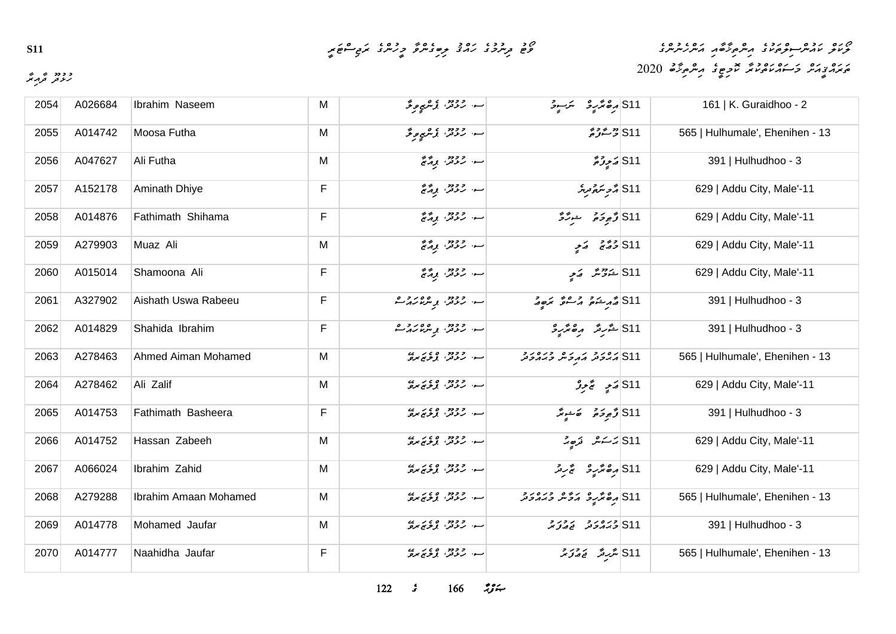| 2054 | A026684 | Ibrahim Naseem | M | ސ. ހުޅުދޫ، ޖެންނިވިލާ | S11  އިބްރާހީމް ނަސީމް | 161 \| K. Guraidhoo - 2 |
|---|---|---|---|---|---|---|
| 2055 | A014742 | Moosa Futha | M | ސ. ހުޅުދޫ، ޖެންނިވިލާ | S11 މޫސާފުތާ | 565 \| Hulhumale', Ehenihen - 13 |
| 2056 | A047627 | Ali Futha | M | ސ. ހުޅުދޫ، ވިއުގާ | S11 އަލިފުތާ | 391 \| Hulhudhoo - 3 |
| 2057 | A152178 | Aminath Dhiye | F | ސ. ހުޅުދޫ، ވިއުގާ | S11 އާމިނަތުދިޔެ | 629 \| Addu City, Male'-11 |
| 2058 | A014876 | Fathimath Shihama | F | ސ. ހުޅުދޫ، ވިއުގާ | S11 ފާތިމަތު ޝިހާމާ | 629 \| Addu City, Male'-11 |
| 2059 | A279903 | Muaz Ali | M | ސ. ހުޅުދޫ، ވިއުގާ | S11 މުޢާޒު އަލި | 629 \| Addu City, Male'-11 |
| 2060 | A015014 | Shamoona Ali | F | ސ. ހުޅުދޫ، ވިއުގާ | S11 ޝަމޫނާ އަލި | 629 \| Addu City, Male'-11 |
| 2061 | A327902 | Aishath Uswa Rabeeu | F | ސ. ހުޅުދޫ، ވިންޑްހައުސް | S11 އާއިޝަތު އުސްވާ ރަބީޢު | 391 \| Hulhudhoo - 3 |
| 2062 | A014829 | Shahida Ibrahim | F | ސ. ހުޅުދޫ، ވިންޑްހައުސް | S11 ޝާހިދާ އިބްރާހީމް | 391 \| Hulhudhoo - 3 |
| 2063 | A278463 | Ahmed Aiman Mohamed | M | ސ. ހުޅުދޫ، ވެލްކަމް | S11 އަހުމަދު އައިމަން މުހައްމަދު | 565 \| Hulhumale', Ehenihen - 13 |
| 2064 | A278462 | Ali Zalif | M | ސ. ހުޅުދޫ، ވެލްކަމް | S11 އަލި ޒާލިފު | 629 \| Addu City, Male'-11 |
| 2065 | A014753 | Fathimath Basheera | F | ސ. ހުޅުދޫ، ވެލްކަމް | S11 ފާތިމަތު ބަޝީރާ | 391 \| Hulhudhoo - 3 |
| 2066 | A014752 | Hassan Zabeeh | M | ސ. ހުޅުދޫ، ވެލްކަމް | S11 ހަސަން ޒަބީހު | 629 \| Addu City, Male'-11 |
| 2067 | A066024 | Ibrahim Zahid | M | ސ. ހުޅުދޫ، ވެލްކަމް | S11 އިބްރާހީމް ޒާހިދު | 629 \| Addu City, Male'-11 |
| 2068 | A279288 | Ibrahim Amaan Mohamed | M | ސ. ހުޅުދޫ، ވެލްކަމް | S11 އިބްރާހީމް އަމާން މުހައްމަދު | 565 \| Hulhumale', Ehenihen - 13 |
| 2069 | A014778 | Mohamed Jaufar | M | ސ. ހުޅުދޫ، ވެލްކަމް | S11 މުހައްމަދު ޖައުފަރު | 391 \| Hulhudhoo - 3 |
| 2070 | A014777 | Naahidha Jaufar | F | ސ. ހުޅުދޫ، ވެލްކަމް | S11 ނާހިދާ ޖައުފަރު | 565 \| Hulhumale', Ehenihen - 13 |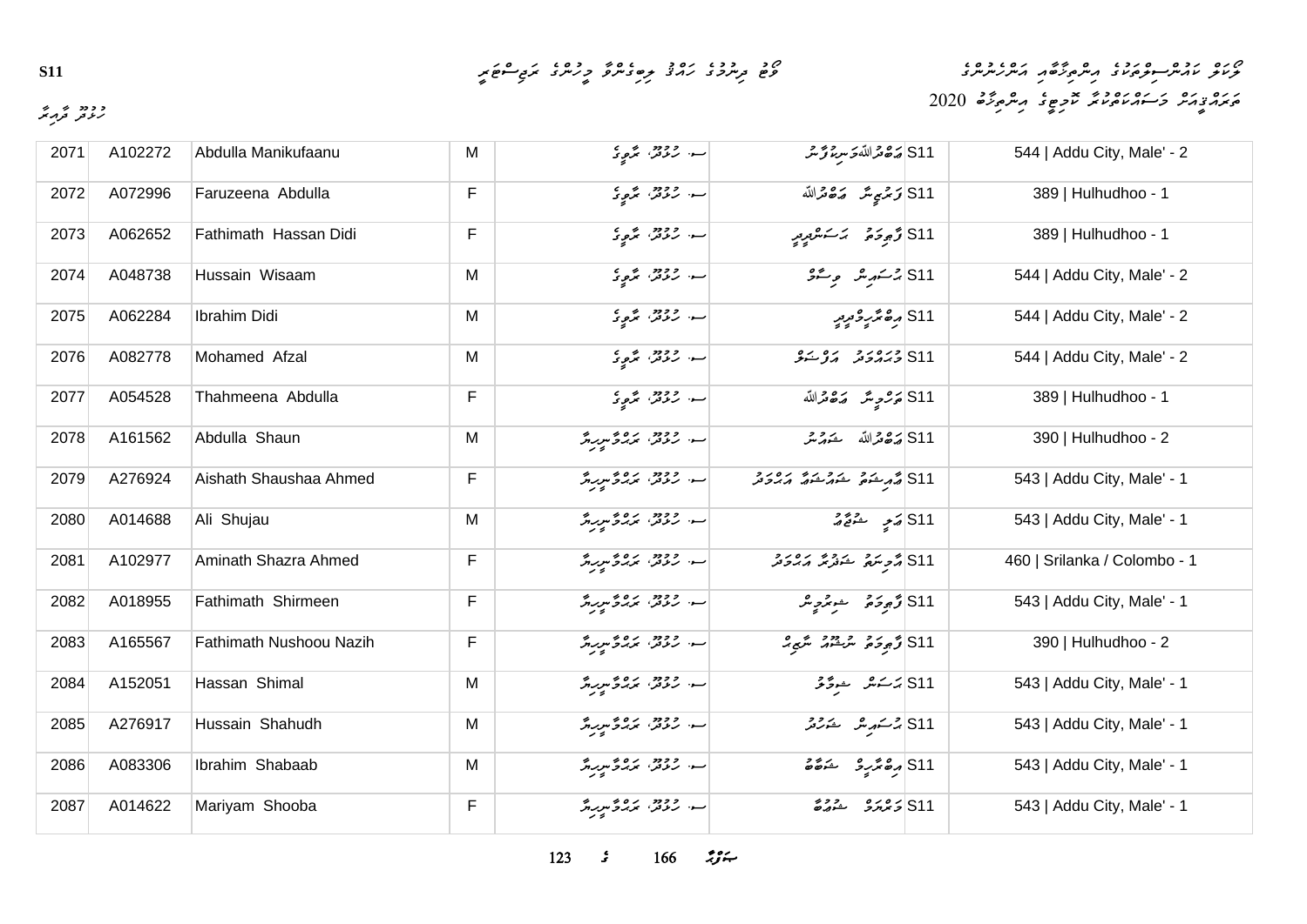| 2071 | A102272 | Abdulla Manikufaanu | M | ސ. ހުޅުދޫ، ރޯމާގެ | S11 އަބްދުﷲ މަނިކުފާނު | 544 \| Addu City, Male' - 2 |
|---|---|---|---|---|---|---|
| 2072 | A072996 | Faruzeena Abdulla | F | ސ. ހުޅުދޫ، ރޯމާގެ | S11 ފަރުޒީނާ އަބްދުﷲ | 389 \| Hulhudhoo - 1 |
| 2073 | A062652 | Fathimath Hassan Didi | F | ސ. ހުޅުދޫ، ރޯމާގެ | S11 ފާތިމަތު ހަސަންދީދީ | 389 \| Hulhudhoo - 1 |
| 2074 | A048738 | Hussain Wisaam | M | ސ. ހުޅުދޫ، ރޯމާގެ | S11 ހުސައިން ވިސާމް | 544 \| Addu City, Male' - 2 |
| 2075 | A062284 | Ibrahim Didi | M | ސ. ހުޅުދޫ، ރޯމާގެ | S11 އިބްރާހީމްދީދީ | 544 \| Addu City, Male' - 2 |
| 2076 | A082778 | Mohamed Afzal | M | ސ. ހުޅުދޫ، ރޯމާގެ | S11 މުހައްމަދު އަފްޒަލް | 544 \| Addu City, Male' - 2 |
| 2077 | A054528 | Thahmeena Abdulla | F | ސ. ހުޅުދޫ، ރޯމާގެ | S11 ތަހްމީނާ އަބްދުﷲ | 389 \| Hulhudhoo - 1 |
| 2078 | A161562 | Abdulla Shaun | M | ސ. ހުޅުދޫ، ރަދުވާނީހިޔާ | S11 އަބްދުﷲ ޝައުން | 390 \| Hulhudhoo - 2 |
| 2079 | A276924 | Aishath Shaushaa Ahmed | F | ސ. ހުޅުދޫ، ރަދުވާނީހިޔާ | S11 އާއިޝަތު ޝައުޝާ އަޙްމަދު | 543 \| Addu City, Male' - 1 |
| 2080 | A014688 | Ali Shujau | M | ސ. ހުޅުދޫ، ރަދުވާނީހިޔާ | S11 އަލި ޝުޖާއު | 543 \| Addu City, Male' - 1 |
| 2081 | A102977 | Aminath Shazra Ahmed | F | ސ. ހުޅުދޫ، ރަދުވާނީހިޔާ | S11 އާމިނަތު ޝަޒްރާ އަޙްމަދު | 460 \| Srilanka / Colombo - 1 |
| 2082 | A018955 | Fathimath Shirmeen | F | ސ. ހުޅުދޫ، ރަދުވާނީހިޔާ | S11 ފާތިމަތު ޝިރްމީން | 543 \| Addu City, Male' - 1 |
| 2083 | A165567 | Fathimath Nushoou Nazih | F | ސ. ހުޅުދޫ، ރަދުވާނީހިޔާ | S11 ފާތިމަތު ނުޝޫއު ނާޒިހް | 390 \| Hulhudhoo - 2 |
| 2084 | A152051 | Hassan Shimal | M | ސ. ހުޅުދޫ، ރަދުވާނީހިޔާ | S11 ހަސަން ޝިމާލް | 543 \| Addu City, Male' - 1 |
| 2085 | A276917 | Hussain Shahudh | M | ސ. ހުޅުދޫ، ރަދުވާނީހިޔާ | S11 ހުސައިން ޝަހުދު | 543 \| Addu City, Male' - 1 |
| 2086 | A083306 | Ibrahim Shabaab | M | ސ. ހުޅުދޫ، ރަދުވާނީހިޔާ | S11 އިބްރާހީމް ޝަބާބް | 543 \| Addu City, Male' - 1 |
| 2087 | A014622 | Mariyam Shooba | F | ސ. ހުޅުދޫ، ރަދުވާނީހިޔާ | S11 މަރިޔަމް ޝޫބާ | 543 \| Addu City, Male' - 1 |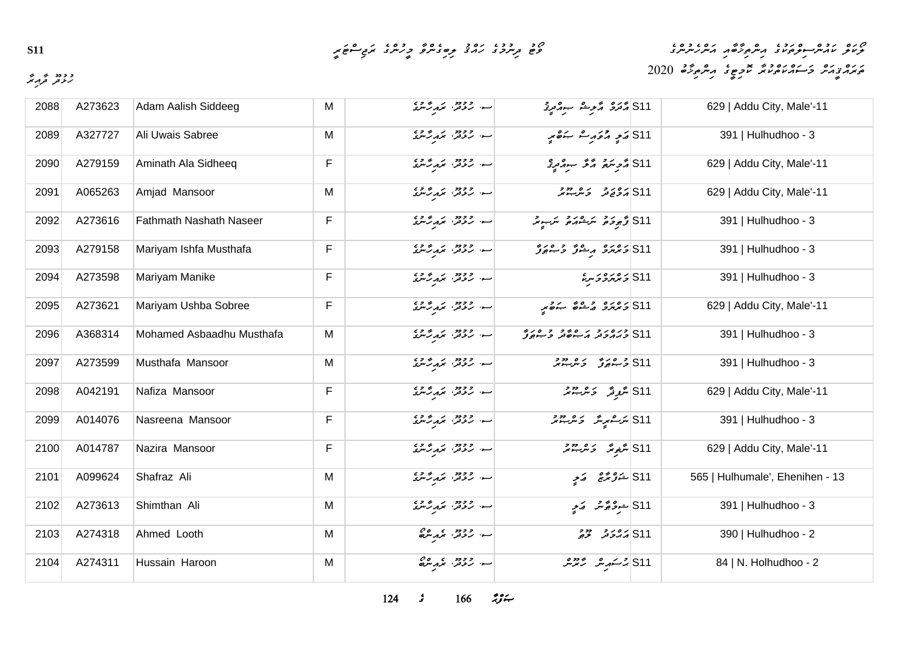| 2088 | A273623 | Adam Aalish Siddeeg | M | ސ. ހުޅުދޫ، ރައިހާނުގެ | S11 އާދަމް އާލިޝް ސިއްދީގް | 629 \| Addu City, Male'-11 |
|---|---|---|---|---|---|---|
| 2089 | A327727 | Ali Uwais Sabree | M | ސ. ހުޅުދޫ، ރައިހާނުގެ | S11 އަލި އުވައިސް ސަބްރީ | 391 \| Hulhudhoo - 3 |
| 2090 | A279159 | Aminath Ala Sidheeq | F | ސ. ހުޅުދޫ، ރައިހާނުގެ | S11 އާމިނަތު އަލާ ސިއްދީޤު | 629 \| Addu City, Male'-11 |
| 2091 | A065263 | Amjad Mansoor | M | ސ. ހުޅުދޫ، ރައިހާނުގެ | S11 އަމްޖަދު މަންސޫރު | 629 \| Addu City, Male'-11 |
| 2092 | A273616 | Fathmath Nashath Naseer | F | ސ. ހުޅުދޫ، ރައިހާނުގެ | S11 ފާތިމަތު ނަޝާޠު ނަޞީރު | 391 \| Hulhudhoo - 3 |
| 2093 | A279158 | Mariyam Ishfa Musthafa | F | ސ. ހުޅުދޫ، ރައިހާނުގެ | S11 މަރިޔަމް އިޝްފާ މުސްތަފާ | 391 \| Hulhudhoo - 3 |
| 2094 | A273598 | Mariyam Manike | F | ސ. ހުޅުދޫ، ރައިހާނުގެ | S11 މަރިޔަމްމަނިކެ | 391 \| Hulhudhoo - 3 |
| 2095 | A273621 | Mariyam Ushba Sobree | F | ސ. ހުޅުދޫ، ރައިހާނުގެ | S11 މަރިޔަމް އުޝްބާ ޞަބްރީ | 629 \| Addu City, Male'-11 |
| 2096 | A368314 | Mohamed Asbaadhu Musthafa | M | ސ. ހުޅުދޫ، ރައިހާނުގެ | S11 މުޙައްމަދު އަސްބާދު މުސްތަފާ | 391 \| Hulhudhoo - 3 |
| 2097 | A273599 | Musthafa Mansoor | M | ސ. ހުޅުދޫ، ރައިހާނުގެ | S11 މުސްތަފާ މަންސޫރު | 391 \| Hulhudhoo - 3 |
| 2098 | A042191 | Nafiza Mansoor | F | ސ. ހުޅުދޫ، ރައިހާނުގެ | S11 ނާފިޒާ މަންސޫރު | 629 \| Addu City, Male'-11 |
| 2099 | A014076 | Nasreena Mansoor | F | ސ. ހުޅުދޫ، ރައިހާނުގެ | S11 ނަސްރީނާ މަންސޫރު | 391 \| Hulhudhoo - 3 |
| 2100 | A014787 | Nazira Mansoor | F | ސ. ހުޅުދޫ، ރައިހާނުގެ | S11 ނާޒިރާ މަންސޫރު | 629 \| Addu City, Male'-11 |
| 2101 | A099624 | Shafraz Ali | M | ސ. ހުޅުދޫ، ރައިހާނުގެ | S11 ޝަފްރާޒް އަލި | 565 \| Hulhumale', Ehenihen - 13 |
| 2102 | A273613 | Shimthan Ali | M | ސ. ހުޅުދޫ، ރައިހާނުގެ | S11 ޝިމްތާން އަލި | 391 \| Hulhudhoo - 3 |
| 2103 | A274318 | Ahmed Looth | M | ސ. ހުޅުދޫ، ރެއިންބޯ | S11 އަޙްމަދު ލޫތު | 390 \| Hulhudhoo - 2 |
| 2104 | A274311 | Hussain Haroon | M | ސ. ހުޅުދޫ، ރެއިންބޯ | S11 ޙުސައިން ހާރޫން | 84 \| N. Holhudhoo - 2 |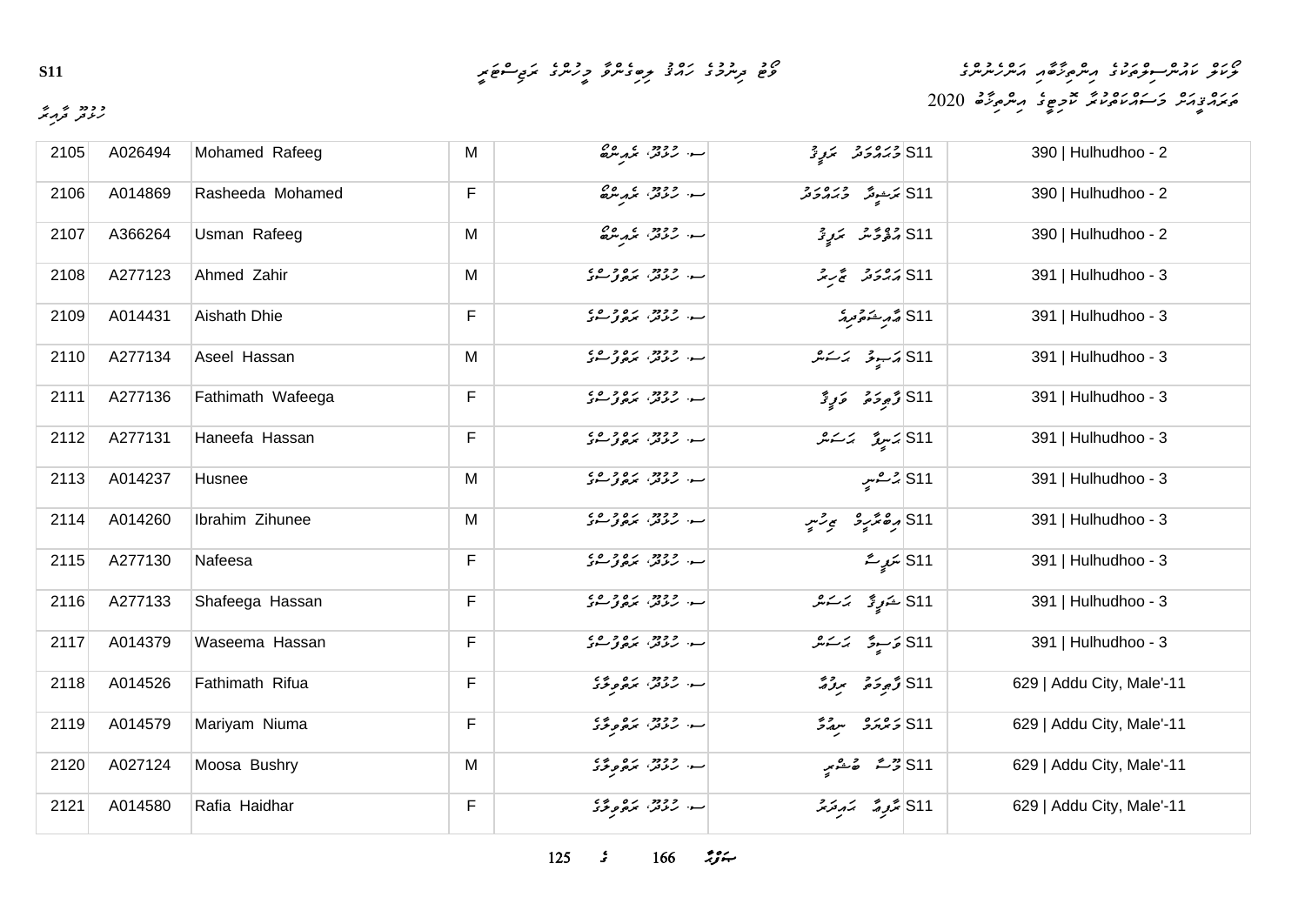| 2105 | A026494 | Mohamed Rafeeg | M | ސ. ހުޅުދޫ، ރޭހިތަޅާ | S11 މުހައްމަދު ރަފީގު | 390 \| Hulhudhoo - 2 |
|---|---|---|---|---|---|---|
| 2106 | A014869 | Rasheeda Mohamed | F | ސ. ހުޅުދޫ، ރޭހިތަޅާ | S11 ރަޝީދާ މުހައްމަދު | 390 \| Hulhudhoo - 2 |
| 2107 | A366264 | Usman Rafeeg | M | ސ. ހުޅުދޫ، ރޭހިތަޅާ | S11 އުތުމާން ރަފީގު | 390 \| Hulhudhoo - 2 |
| 2108 | A277123 | Ahmed Zahir | M | ސ. ހުޅުދޫ، ރަތްމަލްގެ | S11 އަހުމަދު ޒާހިރު | 391 \| Hulhudhoo - 3 |
| 2109 | A014431 | Aishath Dhie | F | ސ. ހުޅުދޫ، ރަތްމަލްގެ | S11 އާއިޝަތުދިއާ | 391 \| Hulhudhoo - 3 |
| 2110 | A277134 | Aseel Hassan | M | ސ. ހުޅުދޫ، ރަތްމަލްގެ | S11 އަސީލް ހަސަން | 391 \| Hulhudhoo - 3 |
| 2111 | A277136 | Fathimath Wafeega | F | ސ. ހުޅުދޫ، ރަތްމަލްގެ | S11 ފާތިމަތު ވަފީގާ | 391 \| Hulhudhoo - 3 |
| 2112 | A277131 | Haneefa Hassan | F | ސ. ހުޅުދޫ، ރަތްމަލްގެ | S11 ހަނީފާ ހަސަން | 391 \| Hulhudhoo - 3 |
| 2113 | A014237 | Husnee | M | ސ. ހުޅުދޫ، ރަތްމަލްގެ | S11 ހުސްނީ | 391 \| Hulhudhoo - 3 |
| 2114 | A014260 | Ibrahim Zihunee | M | ސ. ހުޅުދޫ، ރަތްމަލްގެ | S11 އިބްރާހީމް ޒިހުނީ | 391 \| Hulhudhoo - 3 |
| 2115 | A277130 | Nafeesa | F | ސ. ހުޅުދޫ، ރަތްމަލްގެ | S11 ނަފީސާ | 391 \| Hulhudhoo - 3 |
| 2116 | A277133 | Shafeega Hassan | F | ސ. ހުޅުދޫ، ރަތްމަލްގެ | S11 ޝަފީގާ ހަސަން | 391 \| Hulhudhoo - 3 |
| 2117 | A014379 | Waseema Hassan | F | ސ. ހުޅުދޫ، ރަތްމަލްގެ | S11 ވަސީމާ ހަސަން | 391 \| Hulhudhoo - 3 |
| 2118 | A014526 | Fathimath Rifua | F | ސ. ހުޅުދޫ، ރަތްމިލާގެ | S11 ފާތިމަތު ރިފުއާ | 629 \| Addu City, Male'-11 |
| 2119 | A014579 | Mariyam Niuma | F | ސ. ހުޅުދޫ، ރަތްމިލާގެ | S11 މަރިޔަމް ނިޢުމާ | 629 \| Addu City, Male'-11 |
| 2120 | A027124 | Moosa Bushry | M | ސ. ހުޅުދޫ، ރަތްމިލާގެ | S11 މޫސާ ބުޝްރީ | 629 \| Addu City, Male'-11 |
| 2121 | A014580 | Rafia Haidhar | F | ސ. ހުޅުދޫ، ރަތްމިލާގެ | S11 ރާފިއާ ހައިދަރު | 629 \| Addu City, Male'-11 |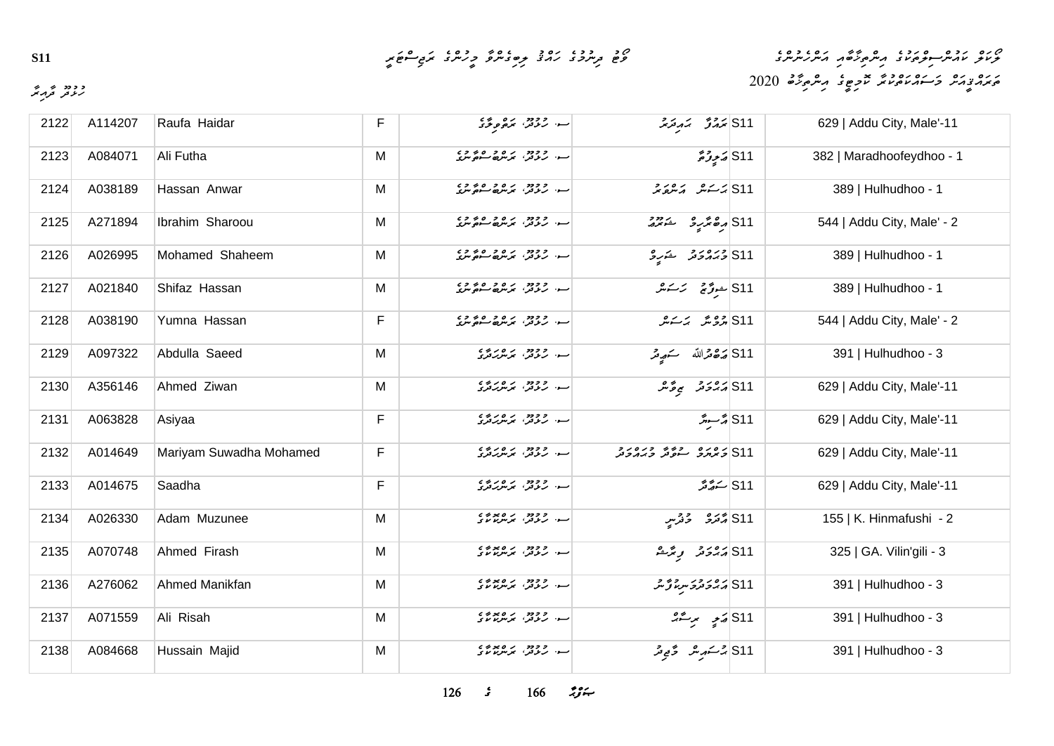| 2122 | A114207 | Raufa Haidar | F | ސ. ހުޅުދޫ، ރަޙުމަތާގެ | S11 ރައުފާ ހައިދަރު | 629 \| Addu City, Male'-11 |
|---|---|---|---|---|---|---|
| 2123 | A084071 | Ali Futha | M | ސ. ހުޅުދޫ، ރަންޖެހޭމާގެ | S11 އަލިފުތާ | 382 \| Maradhoofeydhoo - 1 |
| 2124 | A038189 | Hassan Anwar | M | ސ. ހުޅުދޫ، ރަންޖެހޭމާގެ | S11 ހަސަން އަންވަރު | 389 \| Hulhudhoo - 1 |
| 2125 | A271894 | Ibrahim Sharoou | M | ސ. ހުޅުދޫ، ރަންޖެހޭމާގެ | S11 އިބްރާހިމް ޝަރޫއު | 544 \| Addu City, Male' - 2 |
| 2126 | A026995 | Mohamed Shaheem | M | ސ. ހުޅުދޫ، ރަންޖެހޭމާގެ | S11 މުހައްމަދު ޝަހީމް | 389 \| Hulhudhoo - 1 |
| 2127 | A021840 | Shifaz Hassan | M | ސ. ހުޅުދޫ، ރަންޖެހޭމާގެ | S11 ޝިފާޒް ހަސަން | 389 \| Hulhudhoo - 1 |
| 2128 | A038190 | Yumna Hassan | F | ސ. ހުޅުދޫ، ރަންޖެހޭމާގެ | S11 ޔުމްނާ ހަސަން | 544 \| Addu City, Male' - 2 |
| 2129 | A097322 | Abdulla Saeed | M | ސ. ހުޅުދޫ، ރަންނަގާގެ | S11 އަބްދުﷲ ސައީދު | 391 \| Hulhudhoo - 3 |
| 2130 | A356146 | Ahmed Ziwan | M | ސ. ހުޅުދޫ، ރަންނަގާގެ | S11 އަޙްމަދު ޒިވާން | 629 \| Addu City, Male'-11 |
| 2131 | A063828 | Asiyaa | F | ސ. ހުޅުދޫ، ރަންނަގާގެ | S11 އާސިޔާ | 629 \| Addu City, Male'-11 |
| 2132 | A014649 | Mariyam Suwadha Mohamed | F | ސ. ހުޅުދޫ، ރަންނަގާގެ | S11 މަރިޔަމް ސުވާދާ މުހައްމަދު | 629 \| Addu City, Male'-11 |
| 2133 | A014675 | Saadha | F | ސ. ހުޅުދޫ، ރަންނަގާގެ | S11 ސައުދާ | 629 \| Addu City, Male'-11 |
| 2134 | A026330 | Adam Muzunee | M | ސ. ހުޅުދޫ، ރަންނާރާގެ | S11 އާދަމް މުޒުނީ | 155 \| K. Hinmafushi - 2 |
| 2135 | A070748 | Ahmed Firash | M | ސ. ހުޅުދޫ، ރަންނާރާގެ | S11 އަޙްމަދު ފިރާޝް | 325 \| GA. Vilin'gili - 3 |
| 2136 | A276062 | Ahmed Manikfan | M | ސ. ހުޅުދޫ، ރަންނާރާގެ | S11 އަޙްމަދުމަނިކުފާނު | 391 \| Hulhudhoo - 3 |
| 2137 | A071559 | Ali Risah | M | ސ. ހުޅުދޫ، ރަންނާރާގެ | S11 އަލި ރިސާޙް | 391 \| Hulhudhoo - 3 |
| 2138 | A084668 | Hussain Majid | M | ސ. ހުޅުދޫ، ރަންނާރާގެ | S11 ހުސައިން މާޖިދު | 391 \| Hulhudhoo - 3 |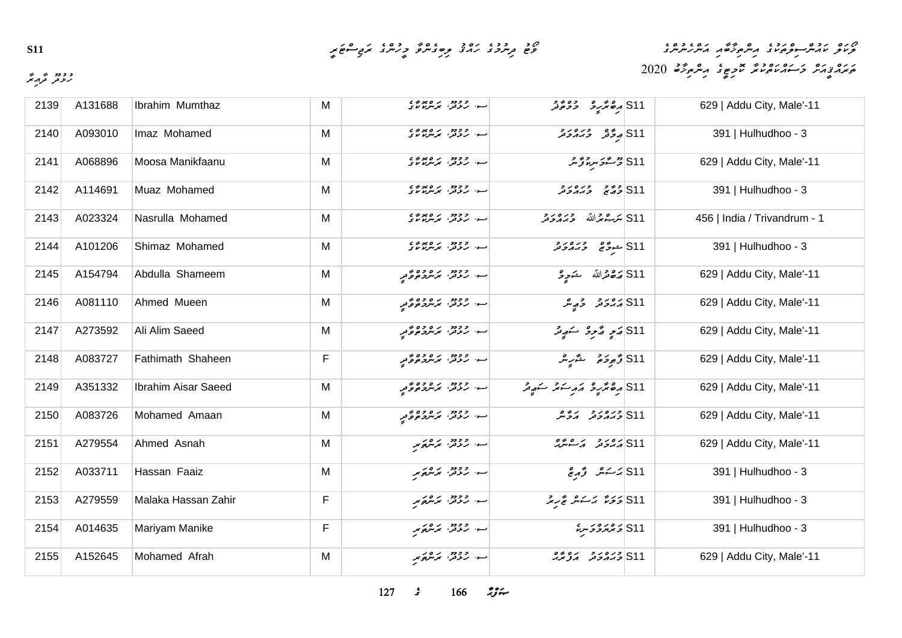| 2139 | A131688 | Ibrahim Mumthaz | M | سه رودو، برسربرو، | S11 رەئزىرو دەپرو | 629 \| Addu City, Male'-11 |
|---|---|---|---|---|---|---|
| 2140 | A093010 | Imaz Mohamed | M | سه رودو، برسربرو، | S11 رەقر ورەرو | 391 \| Hulhudhoo - 3 |
| 2141 | A068896 | Moosa Manikfaanu | M | سه رودو، برسربرو، | S11 وسکوسرنوکر | 629 \| Addu City, Male'-11 |
| 2142 | A114691 | Muaz Mohamed | M | سه رودو، برسربرو، | S11 ورمج ورەرو | 391 \| Hulhudhoo - 3 |
| 2143 | A023324 | Nasrulla Mohamed | M | سه رودو، برسربرو، | S11 سربەبمرالله ورەرو | 456 \| India / Trivandrum - 1 |
| 2144 | A101206 | Shimaz Mohamed | M | سه رودو، برسربرو، | S11 شوگج ورەرو | 391 \| Hulhudhoo - 3 |
| 2145 | A154794 | Abdulla Shameem | M | سه رودو، برسروموگمر | S11 رەقرالله شوچ | 629 \| Addu City, Male'-11 |
| 2146 | A081110 | Ahmed Mueen | M | سه رودو، برسروموگمر | S11 رەرو ورمر | 629 \| Addu City, Male'-11 |
| 2147 | A273592 | Ali Alim Saeed | M | سه رودو، برسروموگمر | S11 رَمِ رُمِو سَرِير | 629 \| Addu City, Male'-11 |
| 2148 | A083727 | Fathimath Shaheen | F | سه رودو، برسروموگمر | S11 وَّجِرَمْ شَرِسْ | 629 \| Addu City, Male'-11 |
| 2149 | A351332 | Ibrahim Aisar Saeed | M | سه رودو، برسروموگمر | S11 رەئزىرو رَمِسَمْ سَرِير | 629 \| Addu City, Male'-11 |
| 2150 | A083726 | Mohamed Amaan | M | سه رودو، برسروموگمر | S11 ورەرو رَوَّسْ | 629 \| Addu City, Male'-11 |
| 2151 | A279554 | Ahmed Asnah | M | سه رودو، برسرەَبر | S11 رەرو رَسْسَرْ | 629 \| Addu City, Male'-11 |
| 2152 | A033711 | Hassan Faaiz | M | سه رودو، برسرەَبر | S11 بَرَسَسْ وَّرِج | 391 \| Hulhudhoo - 3 |
| 2153 | A279559 | Malaka Hassan Zahir | F | سه رودو، برسرەَبر | S11 وَوَرَ بَرَسَسْ جَرِيْر | 391 \| Hulhudhoo - 3 |
| 2154 | A014635 | Mariyam Manike | F | سه رودو، برسرەَبر | S11 وەبرەوسرە | 391 \| Hulhudhoo - 3 |
| 2155 | A152645 | Mohamed Afrah | M | سه رودو، برسرەَبر | S11 ورەرو رەبرە | 629 \| Addu City, Male'-11 |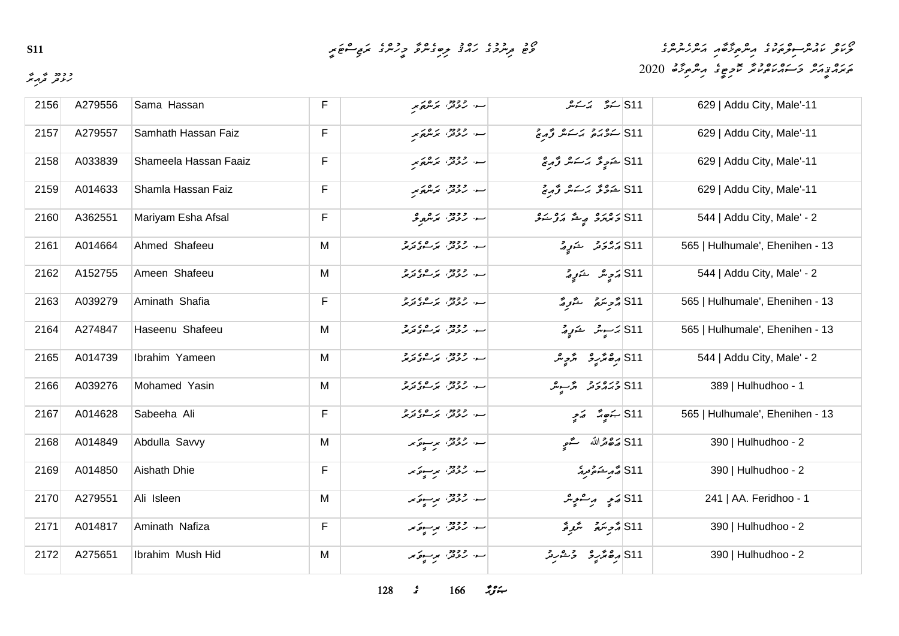| 2156 | A279556 | Sama Hassan | F | ސ. ހުޅުދޫ، ރަންތަރި | S11 ސަމާ ހަސަން | 629 \| Addu City, Male'-11 |
|---|---|---|---|---|---|---|
| 2157 | A279557 | Samhath Hassan Faiz | F | ސ. ހުޅުދޫ، ރަންތަރި | S11 ސަމްހަތު ހަސަން ފާއިޒު | 629 \| Addu City, Male'-11 |
| 2158 | A033839 | Shameela Hassan Faaiz | F | ސ. ހުޅުދޫ، ރަންތަރި | S11 ޝަމީލާ ހަސަން ފާއިޒު | 629 \| Addu City, Male'-11 |
| 2159 | A014633 | Shamla Hassan Faiz | F | ސ. ހުޅުދޫ، ރަންތަރި | S11 ޝަމްލާ ހަސަން ފާއިޒު | 629 \| Addu City, Male'-11 |
| 2160 | A362551 | Mariyam Esha Afsal | F | ސ. ހުޅުދޫ، ރަންތިލާ | S11 މަރިޔަމް އީޝާ އަފްސަލް | 544 \| Addu City, Male' - 2 |
| 2161 | A014664 | Ahmed Shafeeu | M | ސ. ހުޅުދޫ، ރަސްމީގެދަރު | S11 އަހްމަދު ޝަފީޢު | 565 \| Hulhumale', Ehenihen - 13 |
| 2162 | A152755 | Ameen Shafeeu | M | ސ. ހުޅުދޫ، ރަސްމީގެދަރު | S11 އަމީން ޝަފީޢު | 544 \| Addu City, Male' - 2 |
| 2163 | A039279 | Aminath Shafia | F | ސ. ހުޅުދޫ، ރަސްމީގެދަރު | S11 އާމިނަތު ޝާފިޢާ | 565 \| Hulhumale', Ehenihen - 13 |
| 2164 | A274847 | Haseenu Shafeeu | M | ސ. ހުޅުދޫ، ރަސްމީގެދަރު | S11 ހަސީނު ޝަފީޢު | 565 \| Hulhumale', Ehenihen - 13 |
| 2165 | A014739 | Ibrahim Yameen | M | ސ. ހުޅުދޫ، ރަސްމީގެދަރު | S11 އިބްރާހީމް ޔާމީން | 544 \| Addu City, Male' - 2 |
| 2166 | A039276 | Mohamed Yasin | M | ސ. ހުޅުދޫ، ރަސްމީގެދަރު | S11 މުޙައްމަދު ޔާސީން | 389 \| Hulhudhoo - 1 |
| 2167 | A014628 | Sabeeha Ali | F | ސ. ހުޅުދޫ، ރަސްމީގެދަރު | S11 ސަބީހާ ޢަލީ | 565 \| Hulhumale', Ehenihen - 13 |
| 2168 | A014849 | Abdulla Savvy | M | ސ. ހުޅުދޫ، ރިސީވަރ | S11 އަބްދުﷲ ސާވީ | 390 \| Hulhudhoo - 2 |
| 2169 | A014850 | Aishath Dhie | F | ސ. ހުޅުދޫ، ރިސީވަރ | S11 އާއިޝަތު ދިއީ | 390 \| Hulhudhoo - 2 |
| 2170 | A279551 | Ali Isleen | M | ސ. ހުޅުދޫ، ރިސީވަރ | S11 އަލީ އިސްލީން | 241 \| AA. Feridhoo - 1 |
| 2171 | A014817 | Aminath Nafiza | F | ސ. ހުޅުދޫ، ރިސީވަރ | S11 އާމިނަތު ނާފިޒާ | 390 \| Hulhudhoo - 2 |
| 2172 | A275651 | Ibrahim Mush Hid | M | ސ. ހުޅުދޫ، ރިސީވަރ | S11 އިބްރާހީމް މުޝްހިދު | 390 \| Hulhudhoo - 2 |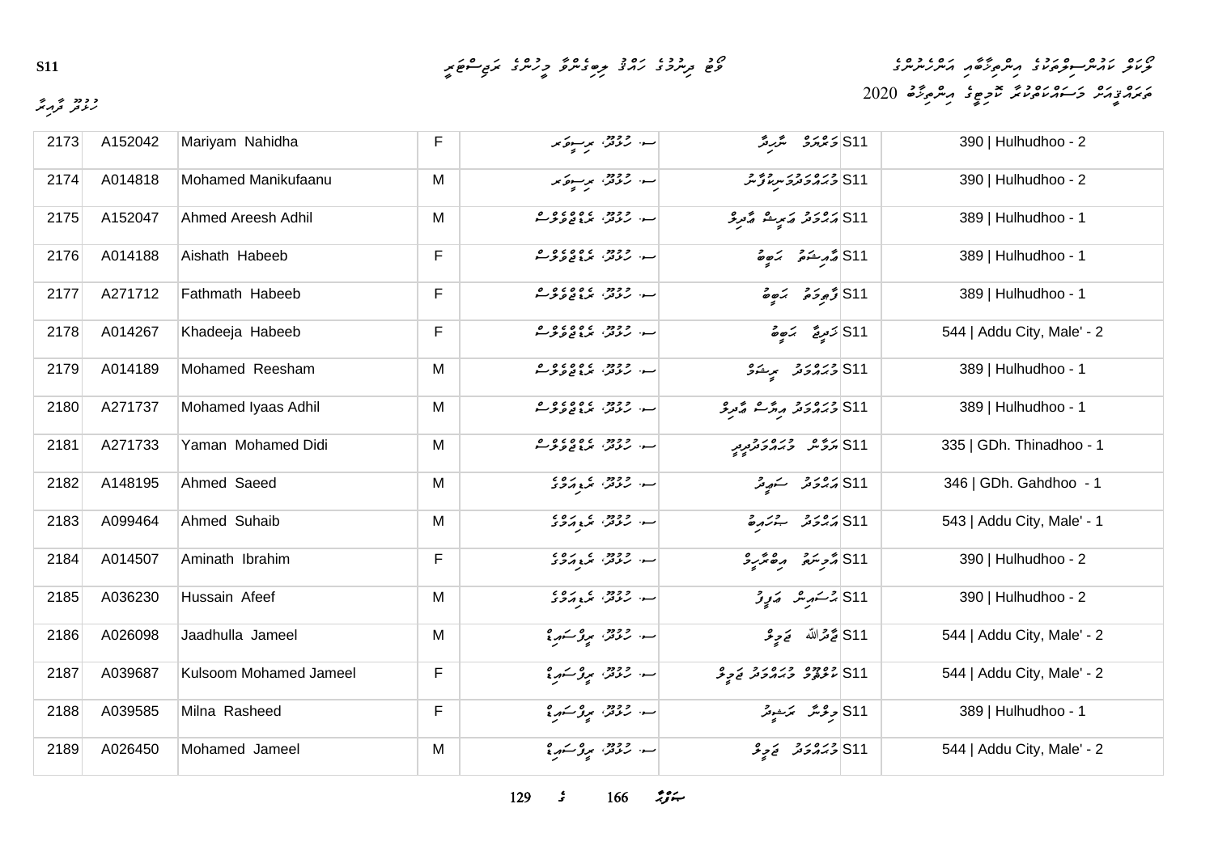| 2173 | A152042 | Mariyam Nahidha | F | ސ. ހުޅުދޫ، ރިސިވަރ | S11 މަރިޔަމް ނާހިދާ | 390 \| Hulhudhoo - 2 |
|---|---|---|---|---|---|---|
| 2174 | A014818 | Mohamed Manikufaanu | M | ސ. ހުޅުދޫ، ރިސިވަރ | S11 މުހައްމަދު މަނިކުފާނު | 390 \| Hulhudhoo - 2 |
| 2175 | A152047 | Ahmed Areesh Adhil | M | ސ. ހުޅުދޫ، ރޯޒްވިލާ | S11 އަހުމަދު އަރީޝް އާދިލް | 389 \| Hulhudhoo - 1 |
| 2176 | A014188 | Aishath Habeeb | F | ސ. ހުޅުދޫ، ރޯޒްވިލާ | S11 އައިޝަތު ހަބީބު | 389 \| Hulhudhoo - 1 |
| 2177 | A271712 | Fathmath Habeeb | F | ސ. ހުޅުދޫ، ރޯޒްވިލާ | S11 ފާތިމަތު ހަބީބު | 389 \| Hulhudhoo - 1 |
| 2178 | A014267 | Khadeeja Habeeb | F | ސ. ހުޅުދޫ، ރޯޒްވިލާ | S11 ޚަދީޖާ ހަބީބު | 544 \| Addu City, Male' - 2 |
| 2179 | A014189 | Mohamed Reesham | M | ސ. ހުޅުދޫ، ރޯޒްވިލާ | S11 މުހައްމަދު ރީޝަމް | 389 \| Hulhudhoo - 1 |
| 2180 | A271737 | Mohamed Iyaas Adhil | M | ސ. ހުޅުދޫ، ރޯޒްވިލާ | S11 މުހައްމަދު އިޔާސް އާދިލް | 389 \| Hulhudhoo - 1 |
| 2181 | A271733 | Yaman Mohamed Didi | M | ސ. ހުޅުދޫ، ރޯޒްވިލާ | S11 ޔަމާން މުހައްމަދުދީދީ | 335 \| GDh. Thinadhoo - 1 |
| 2182 | A148195 | Ahmed Saeed | M | ސ. ހުޅުދޫ، ރޯޒްއަވަރ | S11 އަހުމަދު ސަޢީދު | 346 \| GDh. Gahdhoo - 1 |
| 2183 | A099464 | Ahmed Suhaib | M | ސ. ހުޅުދޫ، ރޯޒްއަވަރ | S11 އަހުމަދު ސުހައިބު | 543 \| Addu City, Male' - 1 |
| 2184 | A014507 | Aminath Ibrahim | F | ސ. ހުޅުދޫ، ރޯޒްއަވަރ | S11 އާމިނަތު އިބްރާހީމް | 390 \| Hulhudhoo - 2 |
| 2185 | A036230 | Hussain Afeef | M | ސ. ހުޅުދޫ، ރޯޒްއަވަރ | S11 ހުސައިން އަފީފު | 390 \| Hulhudhoo - 2 |
| 2186 | A026098 | Jaadhulla Jameel | M | ސ. ހުޅުދޫ، ރިލްސަރޗް | S11 ޖާދުﷲ ޖަމީލް | 544 \| Addu City, Male' - 2 |
| 2187 | A039687 | Kulsoom Mohamed Jameel | F | ސ. ހުޅުދޫ، ރިލްސަރޗް | S11 ކުލްސޫމް މުހައްމަދު ޖަމީލް | 544 \| Addu City, Male' - 2 |
| 2188 | A039585 | Milna Rasheed | F | ސ. ހުޅުދޫ، ރިލްސަރޗް | S11 މިލްނާ ރަޝީދު | 389 \| Hulhudhoo - 1 |
| 2189 | A026450 | Mohamed Jameel | M | ސ. ހުޅުދޫ، ރިލްސަރޗް | S11 މުހައްމަދު ޖަމީލް | 544 \| Addu City, Male' - 2 |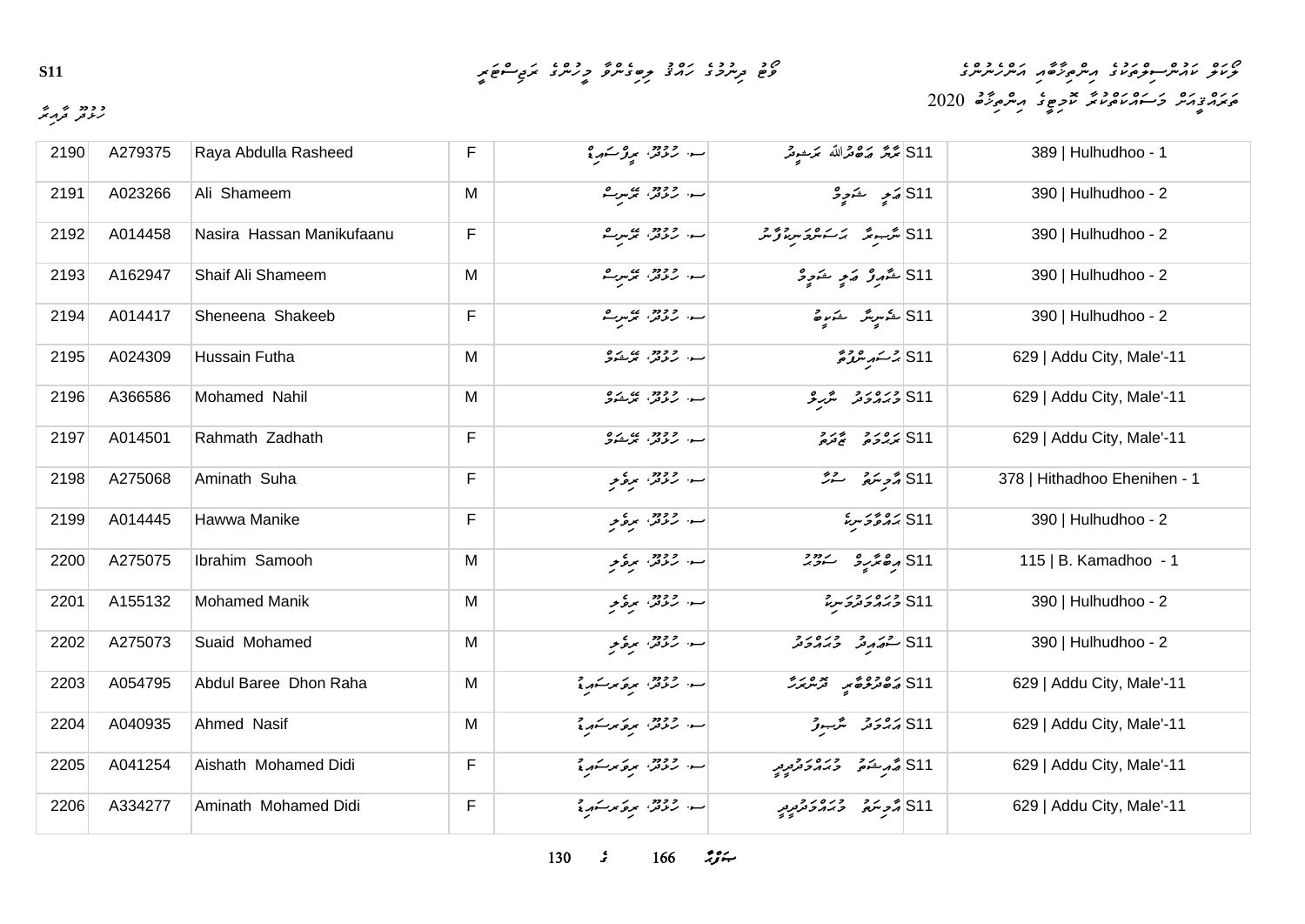| 2190 | A279375 | Raya Abdulla Rasheed | F | ސ. ހުޅުދޫ، ރިވެސަރި | S11 ރާޔާ އަބްދުﷲ ރަޝީދު | 389 \| Hulhudhoo - 1 |
|---|---|---|---|---|---|---|
| 2191 | A023266 | Ali Shameem | M | ސ. ހުޅުދޫ، ރޯޒްނިސް | S11 އަލީ ޝަމީމް | 390 \| Hulhudhoo - 2 |
| 2192 | A014458 | Nasira Hassan Manikufaanu | F | ސ. ހުޅުދޫ، ރޯޒްނިސް | S11 ނާސިރާ ހަސަންމަނިކުފާނު | 390 \| Hulhudhoo - 2 |
| 2193 | A162947 | Shaif Ali Shameem | M | ސ. ހުޅުދޫ، ރޯޒްނިސް | S11 ޝާއިފް އަލީ ޝަމީމް | 390 \| Hulhudhoo - 2 |
| 2194 | A014417 | Sheneena Shakeeb | F | ސ. ހުޅުދޫ، ރޯޒްނިސް | S11 ޝެނީނާ ޝަކީބު | 390 \| Hulhudhoo - 2 |
| 2195 | A024309 | Hussain Futha | M | ސ. ހުޅުދޫ، ރޯޝަނާ | S11 ހުސައިންފުތާ | 629 \| Addu City, Male'-11 |
| 2196 | A366586 | Mohamed Nahil | M | ސ. ހުޅުދޫ، ރޯޝަނާ | S11 މުހައްމަދު ނާހިލް | 629 \| Addu City, Male'-11 |
| 2197 | A014501 | Rahmath Zadhath | F | ސ. ހުޅުދޫ، ރޯޝަނާ | S11 ރަޙްމަތު ޒާދަތު | 629 \| Addu City, Male'-11 |
| 2198 | A275068 | Aminath Suha | F | ސ. ހުޅުދޫ، ރިވެލި | S11 އާމިނަތު ސުހާ | 378 \| Hithadhoo Ehenihen - 1 |
| 2199 | A014445 | Hawwa Manike | F | ސ. ހުޅުދޫ، ރިވެލި | S11 ހައްވާމަނިކެ | 390 \| Hulhudhoo - 2 |
| 2200 | A275075 | Ibrahim Samooh | M | ސ. ހުޅުދޫ، ރިވެލި | S11 އިބްރާހީމް ސަމޫހު | 115 \| B. Kamadhoo - 1 |
| 2201 | A155132 | Mohamed Manik | M | ސ. ހުޅުދޫ، ރިވެލި | S11 މުހައްމަދުމަނިކު | 390 \| Hulhudhoo - 2 |
| 2202 | A275073 | Suaid Mohamed | M | ސ. ހުޅުދޫ، ރިވެލި | S11 ސުޢައިދު މުހައްމަދު | 390 \| Hulhudhoo - 2 |
| 2203 | A054795 | Abdul Baree Dhon Raha | M | ސ. ހުޅުދޫ، ރިވަރސައިޑް | S11 އަބްދުލްބާރީ ދޮންރަހާ | 629 \| Addu City, Male'-11 |
| 2204 | A040935 | Ahmed Nasif | M | ސ. ހުޅުދޫ، ރިވަރސައިޑް | S11 އަހްމަދު ނާސިފު | 629 \| Addu City, Male'-11 |
| 2205 | A041254 | Aishath Mohamed Didi | F | ސ. ހުޅުދޫ، ރިވަރސައިޑް | S11 އާއިޝަތު މުހައްމަދުދީދީ | 629 \| Addu City, Male'-11 |
| 2206 | A334277 | Aminath Mohamed Didi | F | ސ. ހުޅުދޫ، ރިވަރސައިޑް | S11 އާމިނަތު މުހައްމަދުދީދީ | 629 \| Addu City, Male'-11 |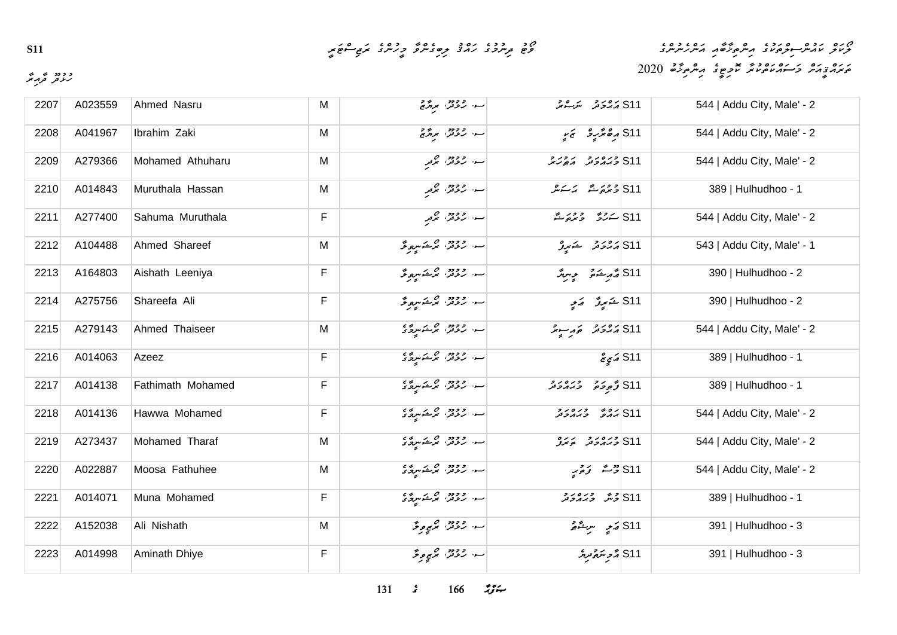| 2207 | A023559 | Ahmed Nasru | M | ސ. ހުޅުދޫ، ނިޔާޒު | S11 އަޙްމަދު ނަސްރު | 544 \| Addu City, Male' - 2 |
|---|---|---|---|---|---|---|
| 2208 | A041967 | Ibrahim Zaki | M | ސ. ހުޅުދޫ، ނިޔާޒު | S11 އިބްރާހީމް ޒަކީ | 544 \| Addu City, Male' - 2 |
| 2209 | A279366 | Mohamed Athuharu | M | ސ. ހުޅުދޫ، ނޫރު | S11 މުޙައްމަދު އަތުހަރު | 544 \| Addu City, Male' - 2 |
| 2210 | A014843 | Muruthala Hassan | M | ސ. ހުޅުދޫ، ނޫރު | S11 މުރުތަލާ ހަސަން | 389 \| Hulhudhoo - 1 |
| 2211 | A277400 | Sahuma Muruthala | F | ސ. ހުޅުދޫ، ނޫރު | S11 ސަހުމާ މުރުތަލާ | 544 \| Addu City, Male' - 2 |
| 2212 | A104488 | Ahmed Shareef | M | ސ. ހުޅުދޫ، ނޫރުސަނީވިލާ | S11 އަޙްމަދު ޝަރީފު | 543 \| Addu City, Male' - 1 |
| 2213 | A164803 | Aishath Leeniya | F | ސ. ހުޅުދޫ، ނޫރުސަނީވިލާ | S11 އާއިޝަތު ލީނިޔާ | 390 \| Hulhudhoo - 2 |
| 2214 | A275756 | Shareefa Ali | F | ސ. ހުޅުދޫ، ނޫރުސަނީވިލާ | S11 ޝަރީފާ އަލި | 390 \| Hulhudhoo - 2 |
| 2215 | A279143 | Ahmed Thaiseer | M | ސ. ހުޅުދޫ، ނޫރުސަނީގެ | S11 އަޙްމަދު ތައިސީރު | 544 \| Addu City, Male' - 2 |
| 2216 | A014063 | Azeez | F | ސ. ހުޅުދޫ، ނޫރުސަނީގެ | S11 އަޒީޒު | 389 \| Hulhudhoo - 1 |
| 2217 | A014138 | Fathimath Mohamed | F | ސ. ހުޅުދޫ، ނޫރުސަނީގެ | S11 ފާތިމަތު މުޙައްމަދު | 389 \| Hulhudhoo - 1 |
| 2218 | A014136 | Hawwa Mohamed | F | ސ. ހުޅުދޫ، ނޫރުސަނީގެ | S11 ހައްވާ މުޙައްމަދު | 544 \| Addu City, Male' - 2 |
| 2219 | A273437 | Mohamed Tharaf | M | ސ. ހުޅުދޫ، ނޫރުސަނީގެ | S11 މުޙައްމަދު ތަރަފު | 544 \| Addu City, Male' - 2 |
| 2220 | A022887 | Moosa Fathuhee | M | ސ. ހުޅުދޫ، ނޫރުސަނީގެ | S11 މޫސާ ފަތުހީ | 544 \| Addu City, Male' - 2 |
| 2221 | A014071 | Muna Mohamed | F | ސ. ހުޅުދޫ، ނޫރުސަނީގެ | S11 މުނާ މުޙައްމަދު | 389 \| Hulhudhoo - 1 |
| 2222 | A152038 | Ali Nishath | M | ސ. ހުޅުދޫ، ނޫރީވިލާ | S11 އަލި ނިޝާތު | 391 \| Hulhudhoo - 3 |
| 2223 | A014998 | Aminath Dhiye | F | ސ. ހުޅުދޫ، ނޫރީވިލާ | S11 އާމިނަތުދިޔެ | 391 \| Hulhudhoo - 3 |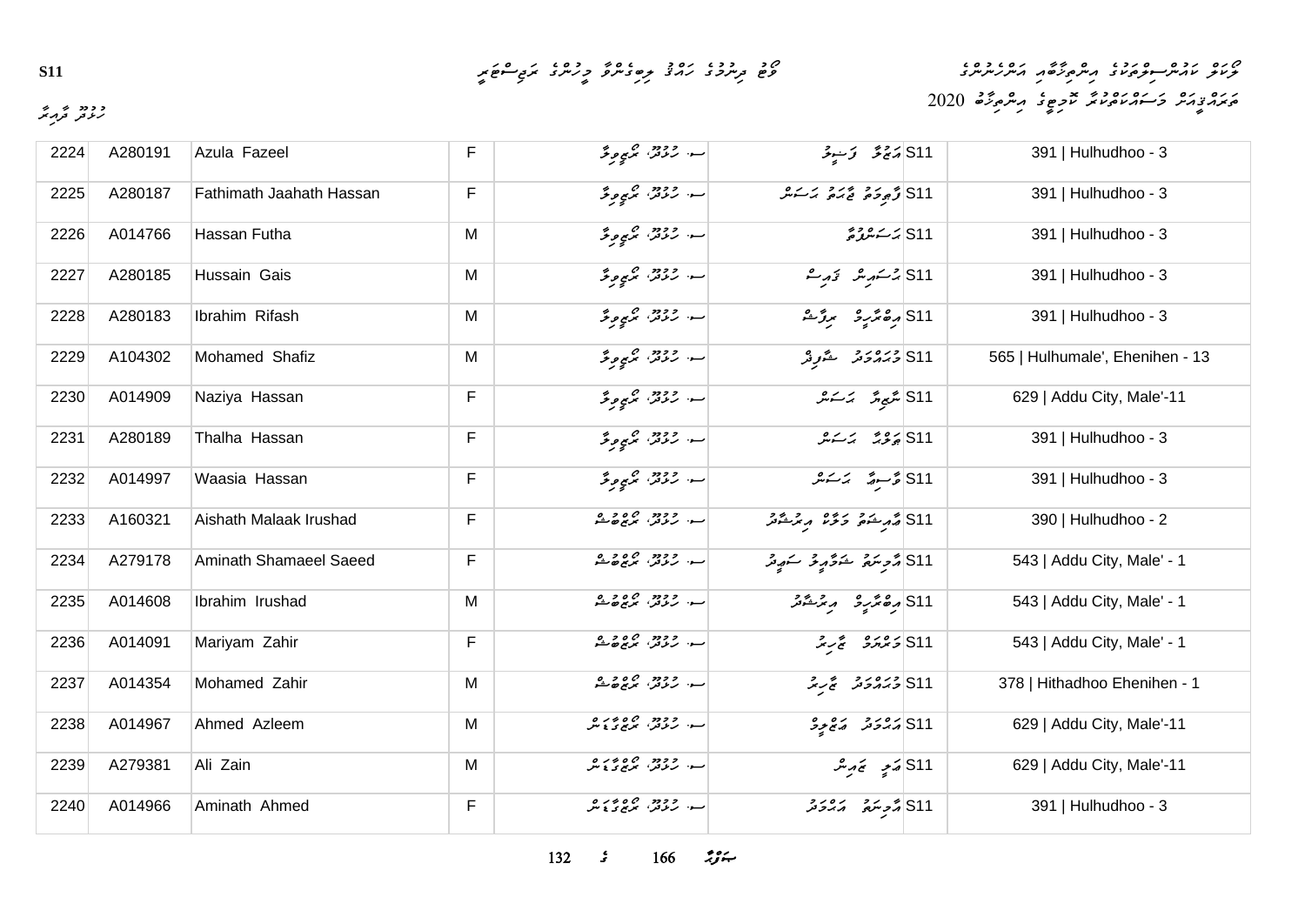| 2224 | A280191 | Azula Fazeel | F | ސ. ހުޅުދޫ، ރޮކީވިލާ | S11 އަޒުލާ ފަޒީލް | 391 \| Hulhudhoo - 3 |
|---|---|---|---|---|---|---|
| 2225 | A280187 | Fathimath Jaahath Hassan | F | ސ. ހުޅުދޫ، ރޮކީވިލާ | S11 ފާތިމަތު ޖާހަތު ހަސަން | 391 \| Hulhudhoo - 3 |
| 2226 | A014766 | Hassan Futha | M | ސ. ހުޅުދޫ، ރޮކީވިލާ | S11 ހަސަންފުތާ | 391 \| Hulhudhoo - 3 |
| 2227 | A280185 | Hussain Gais | M | ސ. ހުޅުދޫ، ރޮކީވިލާ | S11 ހުސައިން ގައިސް | 391 \| Hulhudhoo - 3 |
| 2228 | A280183 | Ibrahim Rifash | M | ސ. ހުޅުދޫ، ރޮކީވިލާ | S11 އިބްރާހީމް ރިފާޝް | 391 \| Hulhudhoo - 3 |
| 2229 | A104302 | Mohamed Shafiz | M | ސ. ހުޅުދޫ، ރޮކީވިލާ | S11 މުހައްމަދު ޝާފިޒް | 565 \| Hulhumale', Ehenihen - 13 |
| 2230 | A014909 | Naziya Hassan | F | ސ. ހުޅުދޫ، ރޮކީވިލާ | S11 ނާޒިޔާ ހަސަން | 629 \| Addu City, Male'-11 |
| 2231 | A280189 | Thalha Hassan | F | ސ. ހުޅުދޫ، ރޮކީވިލާ | S11 ޠަލްހާ ހަސަން | 391 \| Hulhudhoo - 3 |
| 2232 | A014997 | Waasia Hassan | F | ސ. ހުޅުދޫ، ރޮކީވިލާ | S11 ވާސިޔާ ހަސަން | 391 \| Hulhudhoo - 3 |
| 2233 | A160321 | Aishath Malaak Irushad | F | ސ. ހުޅުދޫ، ރޯޒްބަޑް | S11 އައިޝަތު މަލާކު އިރުޝާދު | 390 \| Hulhudhoo - 2 |
| 2234 | A279178 | Aminath Shamaeel Saeed | F | ސ. ހުޅުދޫ، ރޯޒްބަޑް | S11 އާމިނަތު ޝަމާއީލު ސަޢީދު | 543 \| Addu City, Male' - 1 |
| 2235 | A014608 | Ibrahim Irushad | M | ސ. ހުޅުދޫ، ރޯޒްބަޑް | S11 އިބްރާހީމް އިރުޝާދު | 543 \| Addu City, Male' - 1 |
| 2236 | A014091 | Mariyam Zahir | F | ސ. ހުޅުދޫ، ރޯޒްބަޑް | S11 މަރިޔަމް ޒާހިރު | 543 \| Addu City, Male' - 1 |
| 2237 | A014354 | Mohamed Zahir | M | ސ. ހުޅުދޫ، ރޯޒްބަޑް | S11 މުހައްމަދު ޒާހިރު | 378 \| Hithadhoo Ehenihen - 1 |
| 2238 | A014967 | Ahmed Azleem | M | ސ. ހުޅުދޫ، ރޯޒްމަލަން | S11 އަޙްމަދު އަޒްލީމް | 629 \| Addu City, Male'-11 |
| 2239 | A279381 | Ali Zain | M | ސ. ހުޅުދޫ، ރޯޒްމަލަން | S11 އަލީ ޒައިން | 629 \| Addu City, Male'-11 |
| 2240 | A014966 | Aminath Ahmed | F | ސ. ހުޅުދޫ، ރޯޒްމަލަން | S11 އާމިނަތު އަޙްމަދު | 391 \| Hulhudhoo - 3 |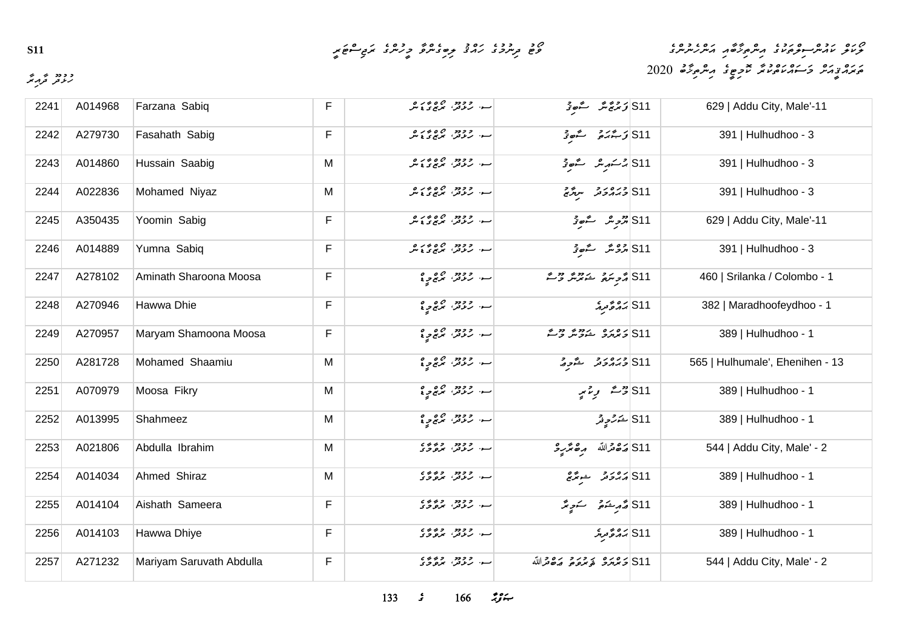| 2241 | A014968 | Farzana Sabiq | F | ސ. ހުޅުދޫ، ރޯޒްވިލާ | S11 ފަރްޒާނާ ސާބިޤު | 629 \| Addu City, Male'-11 |
|---|---|---|---|---|---|---|
| 2242 | A279730 | Fasahath Sabig | F | ސ. ހުޅުދޫ، ރޯޒްވިލާ | S11 ފަސާހަތު ސާބިގު | 391 \| Hulhudhoo - 3 |
| 2243 | A014860 | Hussain Saabig | M | ސ. ހުޅުދޫ، ރޯޒްވިލާ | S11 ހުސައިން ސާބިގު | 391 \| Hulhudhoo - 3 |
| 2244 | A022836 | Mohamed Niyaz | M | ސ. ހުޅުދޫ، ރޯޒްވިލާ | S11 މުހައްމަދު ނިޔާޒު | 391 \| Hulhudhoo - 3 |
| 2245 | A350435 | Yoomin Sabig | F | ސ. ހުޅުދޫ، ރޯޒްވިލާ | S11 ޔޫމިން ސާބިގު | 629 \| Addu City, Male'-11 |
| 2246 | A014889 | Yumna Sabiq | F | ސ. ހުޅުދޫ، ރޯޒްވިލާ | S11 ޔުމްނާ ސާބިޤު | 391 \| Hulhudhoo - 3 |
| 2247 | A278102 | Aminath Sharoona Moosa | F | ސ. ހުޅުދޫ، ރޯޒްމީޑް | S11 އާމިނަތު ޝަރޫނާ މޫސާ | 460 \| Srilanka / Colombo - 1 |
| 2248 | A270946 | Hawwa Dhie | F | ސ. ހުޅުދޫ، ރޯޒްމީޑް | S11 ހައްވާދިއެ | 382 \| Maradhoofeydhoo - 1 |
| 2249 | A270957 | Maryam Shamoona Moosa | F | ސ. ހުޅުދޫ، ރޯޒްމީޑް | S11 މަރްޔަމް ޝަމޫނާ މޫސާ | 389 \| Hulhudhoo - 1 |
| 2250 | A281728 | Mohamed Shaamiu | M | ސ. ހުޅުދޫ، ރޯޒްމީޑް | S11 މުހައްމަދު ޝާމިއު | 565 \| Hulhumale', Ehenihen - 13 |
| 2251 | A070979 | Moosa Fikry | M | ސ. ހުޅުދޫ، ރޯޒްމީޑް | S11 މޫސާ ފިކުރީ | 389 \| Hulhudhoo - 1 |
| 2252 | A013995 | Shahmeez | M | ސ. ހުޅުދޫ، ރޯޒްމީޑް | S11 ޝަހްމީޒު | 389 \| Hulhudhoo - 1 |
| 2253 | A021806 | Abdulla Ibrahim | M | ސ. ހުޅުދޫ، ރުވާގެ | S11 އަބްދުﷲ އިބްރާހީމް | 544 \| Addu City, Male' - 2 |
| 2254 | A014034 | Ahmed Shiraz | M | ސ. ހުޅުދޫ، ރުވާގެ | S11 އަހްމަދު ޝިރާޒު | 389 \| Hulhudhoo - 1 |
| 2255 | A014104 | Aishath Sameera | F | ސ. ހުޅުދޫ، ރުވާގެ | S11 އާއިޝަތު ސަމީރާ | 389 \| Hulhudhoo - 1 |
| 2256 | A014103 | Hawwa Dhiye | F | ސ. ހުޅުދޫ، ރުވާގެ | S11 ހައްވާދިޔެ | 389 \| Hulhudhoo - 1 |
| 2257 | A271232 | Mariyam Saruvath Abdulla | F | ސ. ހުޅުދޫ، ރުވާގެ | S11 މަރިޔަމް ޘަރުވަތު އަބްދުﷲ | 544 \| Addu City, Male' - 2 |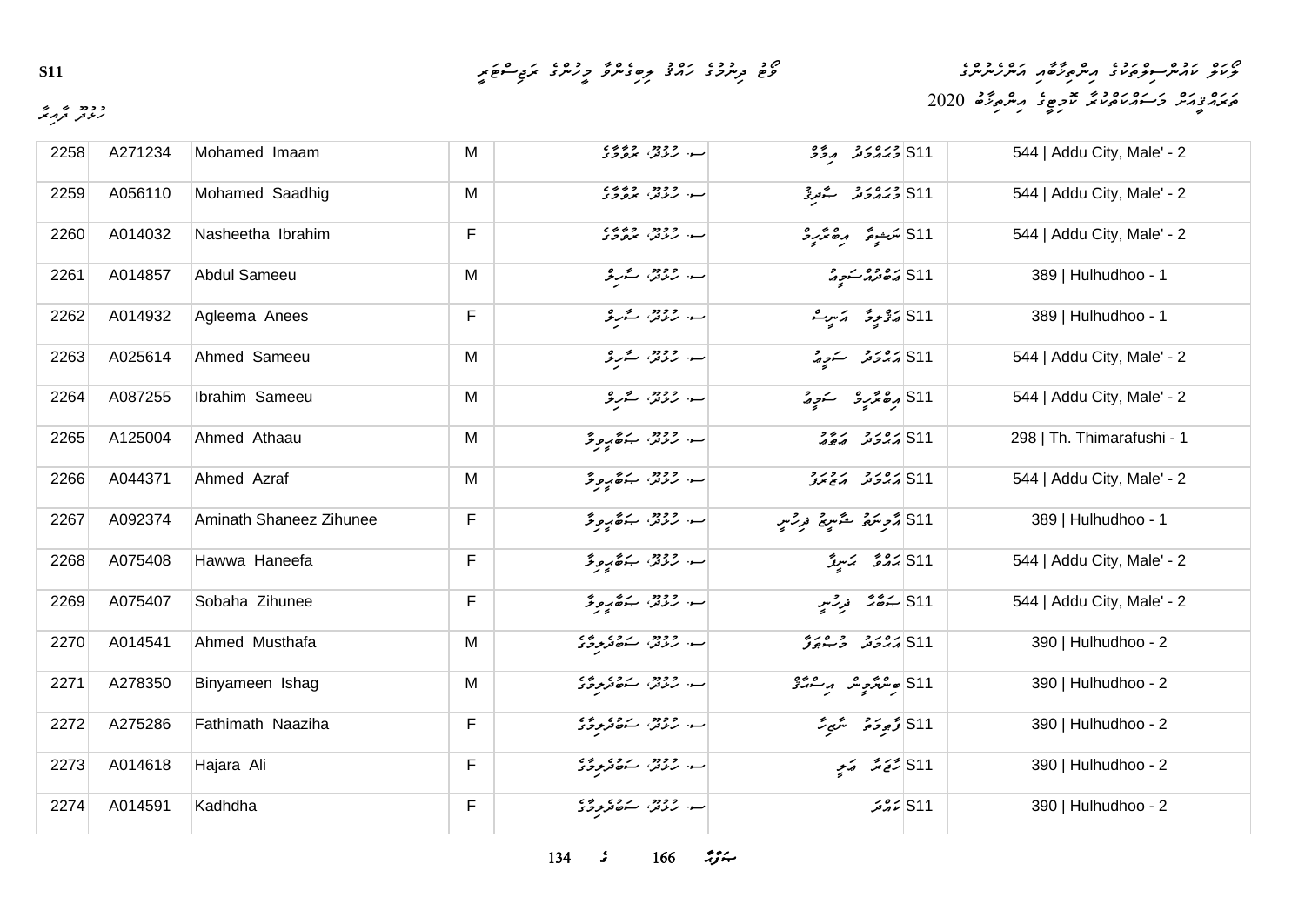| 2258 | A271234 | Mohamed Imaam | M | ސ. ހުޅުދޫ، ރަތްވާގެ | S11 މުހައްމަދު އިމާމް | 544 \| Addu City, Male' - 2 |
|---|---|---|---|---|---|---|
| 2259 | A056110 | Mohamed Saadhig | M | ސ. ހުޅުދޫ، ރަތްވާގެ | S11 މުހައްމަދު ސާދިގު | 544 \| Addu City, Male' - 2 |
| 2260 | A014032 | Nasheetha Ibrahim | F | ސ. ހުޅުދޫ، ރަތްވާގެ | S11 ނަޝީތާ އިބްރާހީމް | 544 \| Addu City, Male' - 2 |
| 2261 | A014857 | Abdul Sameeu | M | ސ. ހުޅުދޫ، ސާރިވ | S11 އަބްދުލްސަމީޢު | 389 \| Hulhudhoo - 1 |
| 2262 | A014932 | Agleema Anees | F | ސ. ހުޅުދޫ، ސާރިވ | S11 އަގްލީމާ އަނީސް | 389 \| Hulhudhoo - 1 |
| 2263 | A025614 | Ahmed Sameeu | M | ސ. ހުޅުދޫ، ސާރިވ | S11 އަހްމަދު ސަމީޢު | 544 \| Addu City, Male' - 2 |
| 2264 | A087255 | Ibrahim Sameeu | M | ސ. ހުޅުދޫ، ސާރިވ | S11 އިބްރާހީމް ސަމީޢު | 544 \| Addu City, Male' - 2 |
| 2265 | A125004 | Ahmed Athaau | M | ސ. ހުޅުދޫ، ސަބާރިވާ | S11 އަހްމަދު އަތާއު | 298 \| Th. Thimarafushi - 1 |
| 2266 | A044371 | Ahmed Azraf | M | ސ. ހުޅުދޫ، ސަބާރިވާ | S11 އަހްމަދު އަޒްރަފް | 544 \| Addu City, Male' - 2 |
| 2267 | A092374 | Aminath Shaneez Zihunee | F | ސ. ހުޅުދޫ، ސަބާރިވާ | S11 އާމިނަތު ޝަނީޒް ޒިހުނީ | 389 \| Hulhudhoo - 1 |
| 2268 | A075408 | Hawwa Haneefa | F | ސ. ހުޅުދޫ، ސަބާރިވާ | S11 ހައްވާ ހަނީފާ | 544 \| Addu City, Male' - 2 |
| 2269 | A075407 | Sobaha Zihunee | F | ސ. ހުޅުދޫ، ސަބާރިވާ | S11 ސަބާހާ ޒިހުނީ | 544 \| Addu City, Male' - 2 |
| 2270 | A014541 | Ahmed Musthafa | M | ސ. ހުޅުދޫ، ސަބްނަމްވާގެ | S11 އަހްމަދު މުސްތަފާ | 390 \| Hulhudhoo - 2 |
| 2271 | A278350 | Binyameen Ishag | M | ސ. ހުޅުދޫ، ސަބްނަމްވާގެ | S11 ބިންޔާމީން އިސްހާގު | 390 \| Hulhudhoo - 2 |
| 2272 | A275286 | Fathimath Naaziha | F | ސ. ހުޅުދޫ، ސަބްނަމްވާގެ | S11 ފާތިމަތު ނާޒިހާ | 390 \| Hulhudhoo - 2 |
| 2273 | A014618 | Hajara Ali | F | ސ. ހުޅުދޫ، ސަބްނަމްވާގެ | S11 ހާޖަރާ ޢަލީ | 390 \| Hulhudhoo - 2 |
| 2274 | A014591 | Kadhdha | F | ސ. ހުޅުދޫ، ސަބްނަމްވާގެ | S11 ކައްދާ | 390 \| Hulhudhoo - 2 |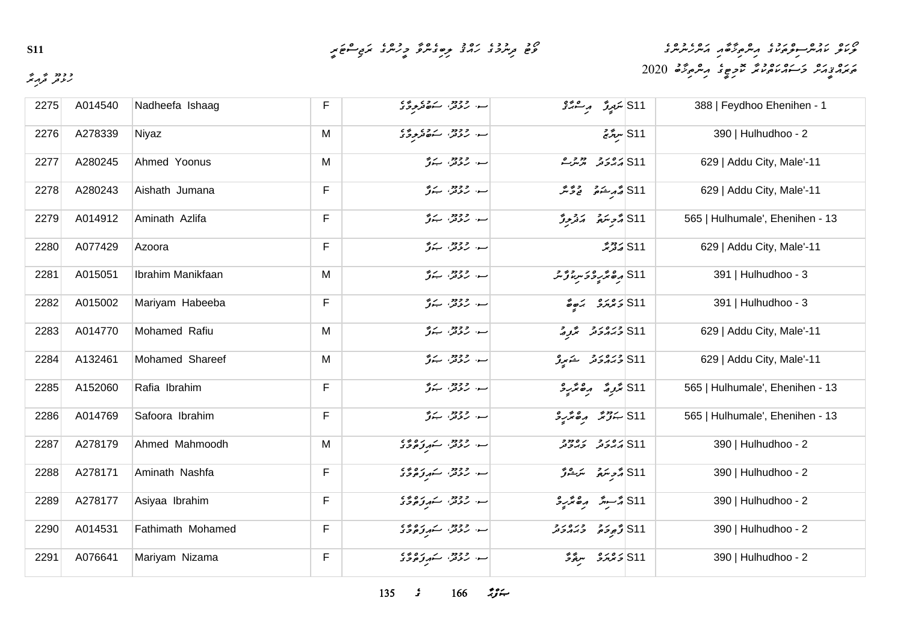| 2275 | A014540 | Nadheefa Ishaag | F | ސ. ހުޅުދޫ، ސަބޯދަފުށީގެ | S11 ނަދީފާ އިސްޙާގު | 388 \| Feydhoo Ehenihen - 1 |
|---|---|---|---|---|---|---|
| 2276 | A278339 | Niyaz | M | ސ. ހުޅުދޫ، ސަބޯދަފުށީގެ | S11 ނިޔާޒު | 390 \| Hulhudhoo - 2 |
| 2277 | A280245 | Ahmed Yoonus | M | ސ. ހުޅުދޫ، ސަވާ | S11 އަހުމަދު ޔޫނުސް | 629 \| Addu City, Male'-11 |
| 2278 | A280243 | Aishath Jumana | F | ސ. ހުޅުދޫ، ސަވާ | S11 އާއިޝަތު ޖުމާނާ | 629 \| Addu City, Male'-11 |
| 2279 | A014912 | Aminath Azlifa | F | ސ. ހުޅުދޫ، ސަވާ | S11 އާމިނަތު އަޒްލިފާ | 565 \| Hulhumale', Ehenihen - 13 |
| 2280 | A077429 | Azoora | F | ސ. ހުޅުދޫ، ސަވާ | S11 އަޒޫރާ | 629 \| Addu City, Male'-11 |
| 2281 | A015051 | Ibrahim Manikfaan | M | ސ. ހުޅުދޫ، ސަވާ | S11 އިބްރާހީމް މަނިކުފާން | 391 \| Hulhudhoo - 3 |
| 2282 | A015002 | Mariyam Habeeba | F | ސ. ހުޅުދޫ، ސަވާ | S11 މަރިޔަމް ހަބީބާ | 391 \| Hulhudhoo - 3 |
| 2283 | A014770 | Mohamed Rafiu | M | ސ. ހުޅުދޫ، ސަވާ | S11 މުހައްމަދު ރަފީއު | 629 \| Addu City, Male'-11 |
| 2284 | A132461 | Mohamed Shareef | M | ސ. ހުޅުދޫ، ސަވާ | S11 މުހައްމަދު ޝަރީފު | 629 \| Addu City, Male'-11 |
| 2285 | A152060 | Rafia Ibrahim | F | ސ. ހުޅުދޫ، ސަވާ | S11 ރާފިއާ އިބްރާހީމް | 565 \| Hulhumale', Ehenihen - 13 |
| 2286 | A014769 | Safoora Ibrahim | F | ސ. ހުޅުދޫ، ސަވާ | S11 ސަފޫރާ އިބްރާހީމް | 565 \| Hulhumale', Ehenihen - 13 |
| 2287 | A278179 | Ahmed Mahmoodh | M | ސ. ހުޅުދޫ، ސަލްފަވާގެ | S11 އަހުމަދު މަޙްމޫދު | 390 \| Hulhudhoo - 2 |
| 2288 | A278171 | Aminath Nashfa | F | ސ. ހުޅުދޫ، ސަލްފަވާގެ | S11 އާމިނަތު ނަޝްފާ | 390 \| Hulhudhoo - 2 |
| 2289 | A278177 | Asiyaa Ibrahim | F | ސ. ހުޅުދޫ، ސަލްފަވާގެ | S11 އާސިޔާ އިބްރާހީމް | 390 \| Hulhudhoo - 2 |
| 2290 | A014531 | Fathimath Mohamed | F | ސ. ހުޅުދޫ، ސަލްފަވާގެ | S11 ފާތިމަތު މުހައްމަދު | 390 \| Hulhudhoo - 2 |
| 2291 | A076641 | Mariyam Nizama | F | ސ. ހުޅުދޫ، ސަލްފަވާގެ | S11 މަރިޔަމް ނިޒާމާ | 390 \| Hulhudhoo - 2 |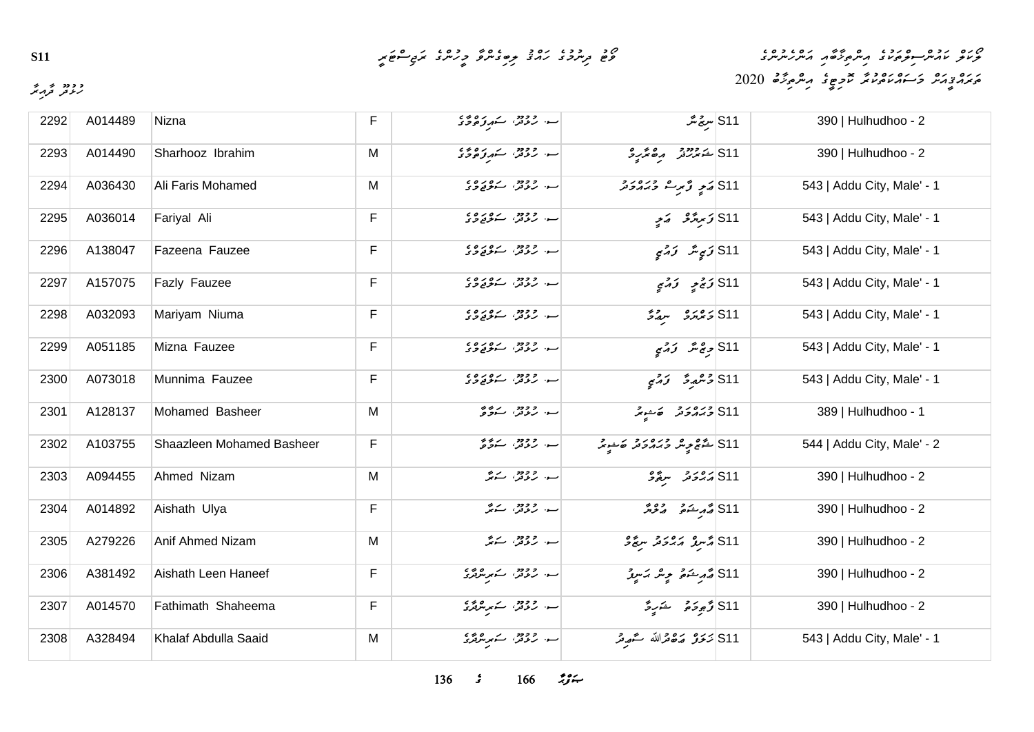| 2292 | A014489 | Nizna | F | ސ. ހުޅުދޫ، ސަރީފުވާދީ | S11 ނިޒްނާ | 390 \| Hulhudhoo - 2 |
|---|---|---|---|---|---|---|
| 2293 | A014490 | Sharhooz Ibrahim | M | ސ. ހުޅުދޫ، ސަރީފުވާދީ | S11 ޝަރްހޫޒް އިބްރާހީމް | 390 \| Hulhudhoo - 2 |
| 2294 | A036430 | Ali Faris Mohamed | M | ސ. ހުޅުދޫ، ސަލްވާޖީވާގެ | S11 އަލީ ފާރިސް މުޙައްމަދު | 543 \| Addu City, Male' - 1 |
| 2295 | A036014 | Fariyal Ali | F | ސ. ހުޅުދޫ، ސަލްވާޖީވާގެ | S11 ފަރިޔާލް އަލީ | 543 \| Addu City, Male' - 1 |
| 2296 | A138047 | Fazeena Fauzee | F | ސ. ހުޅުދޫ، ސަލްވާޖީވާގެ | S11 ފަޒީނާ ފައުޒީ | 543 \| Addu City, Male' - 1 |
| 2297 | A157075 | Fazly Fauzee | F | ސ. ހުޅުދޫ، ސަލްވާޖީވާގެ | S11 ފަޟްލީ ފައުޒީ | 543 \| Addu City, Male' - 1 |
| 2298 | A032093 | Mariyam Niuma | F | ސ. ހުޅުދޫ، ސަލްވާޖީވާގެ | S11 މަރިޔަމް ނިއުމާ | 543 \| Addu City, Male' - 1 |
| 2299 | A051185 | Mizna Fauzee | F | ސ. ހުޅުދޫ، ސަލްވާޖީވާގެ | S11 މިޒްނާ ފައުޒީ | 543 \| Addu City, Male' - 1 |
| 2300 | A073018 | Munnima Fauzee | F | ސ. ހުޅުދޫ، ސަލްވާޖީވާގެ | S11 މުންނިމާ ފައުޒީ | 543 \| Addu City, Male' - 1 |
| 2301 | A128137 | Mohamed Basheer | M | ސ. ހުޅުދޫ، ސަވާލާ | S11 މުޙައްމަދު ބަޝީރު | 389 \| Hulhudhoo - 1 |
| 2302 | A103755 | Shaazleen Mohamed Basheer | F | ސ. ހުޅުދޫ، ސަވާލާ | S11 ޝާޒްލީން މުޙައްމަދު ބަޝީރު | 544 \| Addu City, Male' - 2 |
| 2303 | A094455 | Ahmed Nizam | M | ސ. ހުޅުދޫ، ސަނާ | S11 އަޙްމަދު ނިޒާމް | 390 \| Hulhudhoo - 2 |
| 2304 | A014892 | Aishath Ulya | F | ސ. ހުޅުދޫ، ސަނާ | S11 އާއިޝަތު އުލްޔާ | 390 \| Hulhudhoo - 2 |
| 2305 | A279226 | Anif Ahmed Nizam | M | ސ. ހުޅުދޫ، ސަނާ | S11 އާނިފް އަޙްމަދު ނިޒާމް | 390 \| Hulhudhoo - 2 |
| 2306 | A381492 | Aishath Leen Haneef | F | ސ. ހުޅުދޫ، ސަރިންދާގެ | S11 އާއިޝަތު ލީން ހަނީފް | 390 \| Hulhudhoo - 2 |
| 2307 | A014570 | Fathimath Shaheema | F | ސ. ހުޅުދޫ، ސަރިންދާގެ | S11 ފާތިމަތު ޝަހީމާ | 390 \| Hulhudhoo - 2 |
| 2308 | A328494 | Khalaf Abdulla Saaid | M | ސ. ހުޅުދޫ، ސަރިންދާގެ | S11 ޚަލަފް އަބްދުﷲ ސާއިދު | 543 \| Addu City, Male' - 1 |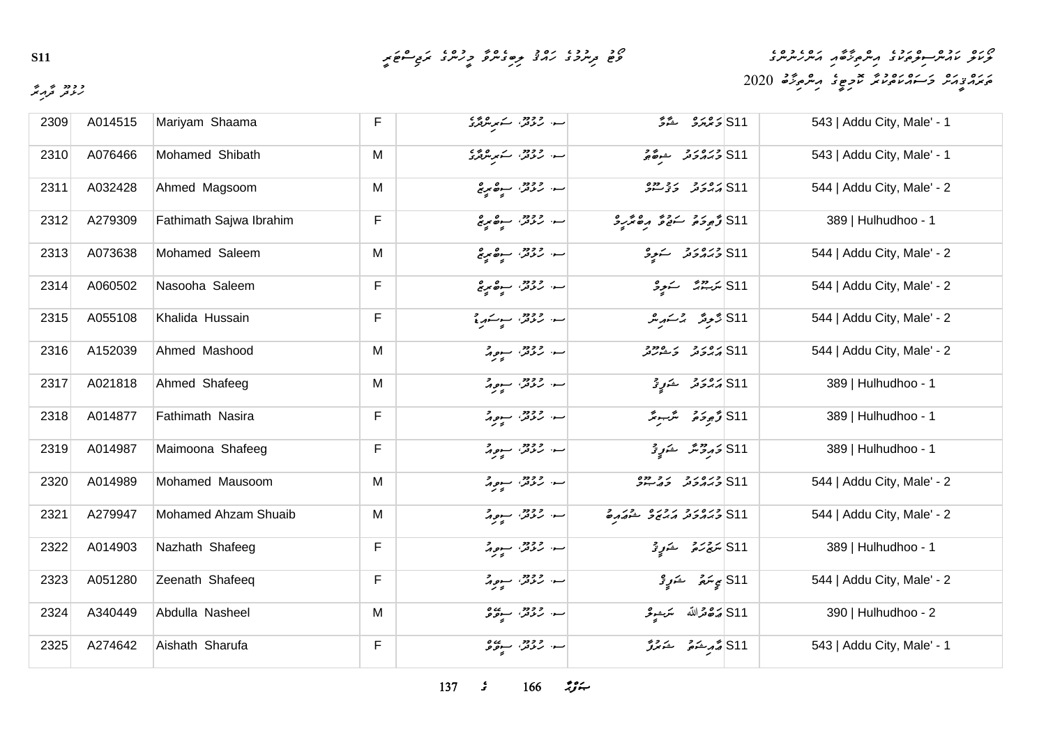| 2309 | A014515 | Mariyam Shaama | F | ސ. ހުޅުދޫ، ސަރަންނާގެ | S11 ވަރަަމް ޝާމާ | 543 \| Addu City, Male' - 1 |
|---|---|---|---|---|---|---|
| 2310 | A076466 | Mohamed Shibath | M | ސ. ހުޅުދޫ، ސަރަންނާގެ | S11 މުހައްމަދު ޝިބާތު | 543 \| Addu City, Male' - 1 |
| 2311 | A032428 | Ahmed Magsoom | M | ސ. ހުޅުދޫ، ސިލްބަރީޒް | S11 އަހްމަދު މަގްސޫމް | 544 \| Addu City, Male' - 2 |
| 2312 | A279309 | Fathimath Sajwa Ibrahim | F | ސ. ހުޅުދޫ، ސިލްބަރީޒް | S11 ފާތިމަތު ސަޖްވާ އިބްރާހިމް | 389 \| Hulhudhoo - 1 |
| 2313 | A073638 | Mohamed Saleem | M | ސ. ހުޅުދޫ، ސިލްބަރީޒް | S11 މުހައްމަދު ސަލީމް | 544 \| Addu City, Male' - 2 |
| 2314 | A060502 | Nasooha Saleem | F | ސ. ހުޅުދޫ، ސިލްބަރީޒް | S11 ނަސޫޙާ ސަލީމް | 544 \| Addu City, Male' - 2 |
| 2315 | A055108 | Khalida Hussain | F | ސ. ހުޅުދޫ، ސިލްސަލާ | S11 ހާލިދާ ހުސައިން | 544 \| Addu City, Male' - 2 |
| 2316 | A152039 | Ahmed Mashood | M | ސ. ހުޅުދޫ، ސިލްވަރ | S11 އަހްމަދު މަޝްހޫދު | 544 \| Addu City, Male' - 2 |
| 2317 | A021818 | Ahmed Shafeeg | M | ސ. ހުޅުދޫ، ސިލްވަރ | S11 އަހްމަދު ޝަފީގު | 389 \| Hulhudhoo - 1 |
| 2318 | A014877 | Fathimath Nasira | F | ސ. ހުޅުދޫ، ސިލްވަރ | S11 ފާތިމަތު ނާސިރާ | 389 \| Hulhudhoo - 1 |
| 2319 | A014987 | Maimoona Shafeeg | F | ސ. ހުޅުދޫ، ސިލްވަރ | S11 މައިމޫނާ ޝަފީގު | 389 \| Hulhudhoo - 1 |
| 2320 | A014989 | Mohamed Mausoom | M | ސ. ހުޅުދޫ، ސިލްވަރ | S11 މުހައްމަދު މައުސޫމް | 544 \| Addu City, Male' - 2 |
| 2321 | A279947 | Mohamed Ahzam Shuaib | M | ސ. ހުޅުދޫ، ސިލްވަރ | S11 މުހައްމަދު އަހްޒަމް ޝުޢައިބް | 544 \| Addu City, Male' - 2 |
| 2322 | A014903 | Nazhath Shafeeg | F | ސ. ހުޅުދޫ، ސިލްވަރ | S11 ނުޒްހަތު ޝަފީގު | 389 \| Hulhudhoo - 1 |
| 2323 | A051280 | Zeenath Shafeeq | F | ސ. ހުޅުދޫ، ސިލްވަރ | S11 ޒީނަތު ޝަފީގު | 544 \| Addu City, Male' - 2 |
| 2324 | A340449 | Abdulla Nasheel | M | ސ. ހުޅުދޫ، ސިލްވަރ | S11 އަބްދުﷲ ނަޝީލް | 390 \| Hulhudhoo - 2 |
| 2325 | A274642 | Aishath Sharufa | F | ސ. ހުޅުދޫ، ސިލްވަރ | S11 އައިޝަތު ޝަރުފާ | 543 \| Addu City, Male' - 1 |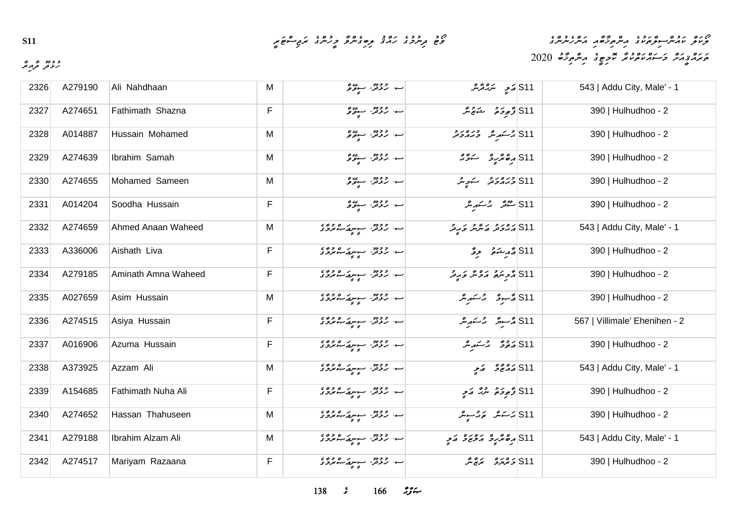| 2326 | A279190 | Ali Nahdhaan | M | ސ. ހުޅުދޫ، ސިލްވާ | S11 އަލީ ނަހްދާން | 543 \| Addu City, Male' - 1 |
|---|---|---|---|---|---|---|
| 2327 | A274651 | Fathimath Shazna | F | ސ. ހުޅުދޫ، ސިލްވާ | S11 ފާތިމަތު ޝަޒްނާ | 390 \| Hulhudhoo - 2 |
| 2328 | A014887 | Hussain Mohamed | M | ސ. ހުޅުދޫ، ސިލްވާ | S11 ހުސައިން މުހައްމަދު | 390 \| Hulhudhoo - 2 |
| 2329 | A274639 | Ibrahim Samah | M | ސ. ހުޅުދޫ، ސިލްވާ | S11 އިބްރާހީމް ސަމާހް | 390 \| Hulhudhoo - 2 |
| 2330 | A274655 | Mohamed Sameen | M | ސ. ހުޅުދޫ، ސިލްވާ | S11 މުހައްމަދު ސަމީން | 390 \| Hulhudhoo - 2 |
| 2331 | A014204 | Soodha Hussain | F | ސ. ހުޅުދޫ، ސިލްވާ | S11 ސޫދާ ހުސައިން | 390 \| Hulhudhoo - 2 |
| 2332 | A274659 | Ahmed Anaan Waheed | M | ސ. ހުޅުދޫ، ސިނިމަސްޓަރވޫޑް | S11 އަހްމަދު އަނާން ވަހީދު | 543 \| Addu City, Male' - 1 |
| 2333 | A336006 | Aishath Liva | F | ސ. ހުޅުދޫ، ސިނިމަސްޓަރވޫޑް | S11 އާއިޝަތު ލިވާ | 390 \| Hulhudhoo - 2 |
| 2334 | A279185 | Aminath Amna Waheed | F | ސ. ހުޅުދޫ، ސިނިމަސްޓަރވޫޑް | S11 އާމިނަތު އަމްނާ ވަހީދު | 390 \| Hulhudhoo - 2 |
| 2335 | A027659 | Asim Hussain | M | ސ. ހުޅުދޫ، ސިނިމަސްޓަރވޫޑް | S11 އާސިމް ހުސައިން | 390 \| Hulhudhoo - 2 |
| 2336 | A274515 | Asiya Hussain | F | ސ. ހުޅުދޫ، ސިނިމަސްޓަރވޫޑް | S11 އާސިޔާ ހުސައިން | 567 \| Villimale' Ehenihen - 2 |
| 2337 | A016906 | Azuma Hussain | F | ސ. ހުޅުދޫ، ސިނިމަސްޓަރވޫޑް | S11 އަޒުމާ ހުސައިން | 390 \| Hulhudhoo - 2 |
| 2338 | A373925 | Azzam Ali | M | ސ. ހުޅުދޫ، ސިނިމަސްޓަރވޫޑް | S11 އައްޒާމް އަލީ | 543 \| Addu City, Male' - 1 |
| 2339 | A154685 | Fathimath Nuha Ali | F | ސ. ހުޅުދޫ، ސިނިމަސްޓަރވޫޑް | S11 ފާތިމަތު ނުހާ އަލީ | 390 \| Hulhudhoo - 2 |
| 2340 | A274652 | Hassan Thahuseen | M | ސ. ހުޅުދޫ، ސިނިމަސްޓަރވޫޑް | S11 ހަސަން ތަހުސީން | 390 \| Hulhudhoo - 2 |
| 2341 | A279188 | Ibrahim Alzam Ali | M | ސ. ހުޅުދޫ، ސިނިމަސްޓަރވޫޑް | S11 އިބްރާހީމް އަލްޒަމް އަލީ | 543 \| Addu City, Male' - 1 |
| 2342 | A274517 | Mariyam Razaana | F | ސ. ހުޅުދޫ، ސިނިމަސްޓަރވޫޑް | S11 މަރިޔަމް ރަޒާނާ | 390 \| Hulhudhoo - 2 |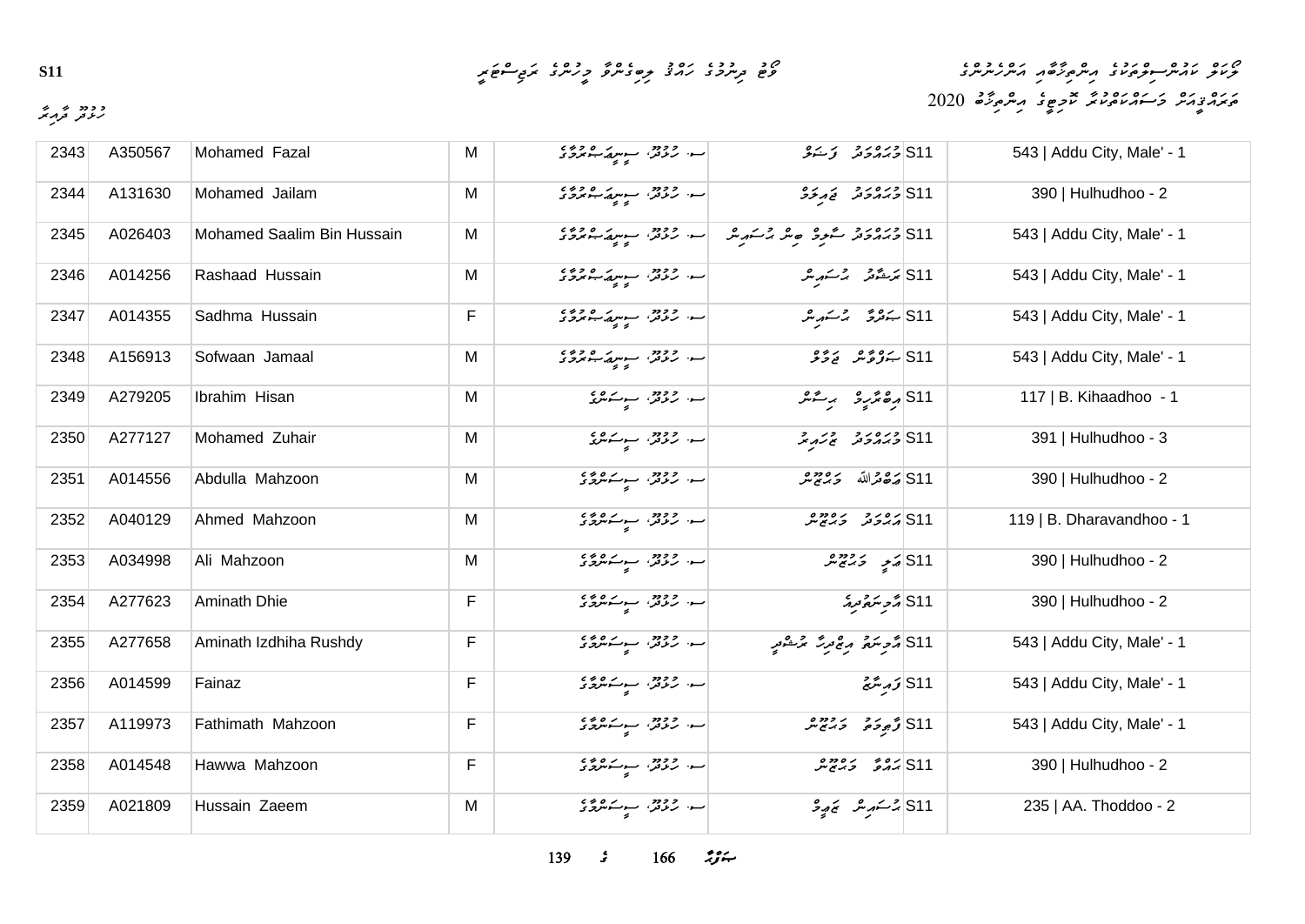| 2343 | A350567 | Mohamed Fazal | M | ސ. ހުޅުދޫ، ސިރީނާސްޓްރީޓު | S11 މުހައްމަދު ފަޟަލް | 543 \| Addu City, Male' - 1 |
|---|---|---|---|---|---|---|
| 2344 | A131630 | Mohamed Jailam | M | ސ. ހުޅުދޫ، ސިރީނާސްޓްރީޓު | S11 މުހައްމަދު ޖައިލަމް | 390 \| Hulhudhoo - 2 |
| 2345 | A026403 | Mohamed Saalim Bin Hussain | M | ސ. ހުޅުދޫ، ސިރީނާސްޓްރީޓު | S11 މުހައްމަދު ސާލިމް ބިން ހުސައިން | 543 \| Addu City, Male' - 1 |
| 2346 | A014256 | Rashaad Hussain | M | ސ. ހުޅުދޫ، ސިރީނާސްޓްރީޓު | S11 ރަޝާދު ހުސައިން | 543 \| Addu City, Male' - 1 |
| 2347 | A014355 | Sadhma Hussain | F | ސ. ހުޅުދޫ، ސިރީނާސްޓްރީޓު | S11 ސަދުމާ ހުސައިން | 543 \| Addu City, Male' - 1 |
| 2348 | A156913 | Sofwaan Jamaal | M | ސ. ހުޅުދޫ، ސިރީނާސްޓްރީޓު | S11 ސޯފްވާން ޖަމާލް | 543 \| Addu City, Male' - 1 |
| 2349 | A279205 | Ibrahim Hisan | M | ސ. ހުޅުދޫ، ސިލްސިލާ | S11 އިބްރާހީމް ހިސާން | 117 \| B. Kihaadhoo - 1 |
| 2350 | A277127 | Mohamed Zuhair | M | ސ. ހުޅުދޫ، ސިލްސިލާ | S11 މުހައްމަދު ޒުހައިރު | 391 \| Hulhudhoo - 3 |
| 2351 | A014556 | Abdulla Mahzoon | M | ސ. ހުޅުދޫ، ސިލްސިލާގެ | S11 އަބްދުﷲ މަޙްޒޫން | 390 \| Hulhudhoo - 2 |
| 2352 | A040129 | Ahmed Mahzoon | M | ސ. ހުޅުދޫ، ސިލްސިލާގެ | S11 އަޙްމަދު މަޙްޒޫން | 119 \| B. Dharavandhoo - 1 |
| 2353 | A034998 | Ali Mahzoon | M | ސ. ހުޅުދޫ، ސިލްސިލާގެ | S11 އަލި މަޙްޒޫން | 390 \| Hulhudhoo - 2 |
| 2354 | A277623 | Aminath Dhie | F | ސ. ހުޅުދޫ، ސިލްސިލާގެ | S11 އާމިނަތު ދިއެ | 390 \| Hulhudhoo - 2 |
| 2355 | A277658 | Aminath Izdhiha Rushdy | F | ސ. ހުޅުދޫ، ސިލްސިލާގެ | S11 އާމިނަތު އިޒްދިހާ ރުޝްދީ | 543 \| Addu City, Male' - 1 |
| 2356 | A014599 | Fainaz | F | ސ. ހުޅުދޫ، ސިލްސިލާގެ | S11 ފައިނާޒް | 543 \| Addu City, Male' - 1 |
| 2357 | A119973 | Fathimath Mahzoon | F | ސ. ހުޅުދޫ، ސިލްސިލާގެ | S11 ފާތިމަތު މަޙްޒޫން | 543 \| Addu City, Male' - 1 |
| 2358 | A014548 | Hawwa Mahzoon | F | ސ. ހުޅުދޫ، ސިލްސިލާގެ | S11 ހައްވާ މަޙްޒޫން | 390 \| Hulhudhoo - 2 |
| 2359 | A021809 | Hussain Zaeem | M | ސ. ހުޅުދޫ، ސިލްސިލާގެ | S11 ހުސައިން ޒަޢީމް | 235 \| AA. Thoddoo - 2 |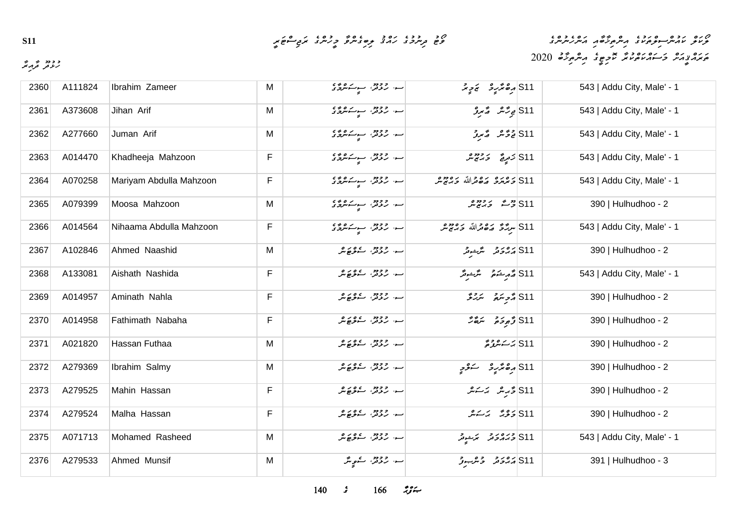| 2360 | A111824 | Ibrahim Zameer | M | ސ. ހުޅުދޫ، ސިލްސަންރާމުގެ | S11 ިބްރާހީމް ޒަމީރު | 543 \| Addu City, Male' - 1 |
|---|---|---|---|---|---|---|
| 2361 | A373608 | Jihan Arif | M | ސ. ހުޅުދޫ، ސިލްސަންރާމުގެ | S11 ޖިހާން އާރިފު | 543 \| Addu City, Male' - 1 |
| 2362 | A277660 | Juman Arif | M | ސ. ހުޅުދޫ، ސިލްސަންރާމުގެ | S11 ޖުމާން އާރިފު | 543 \| Addu City, Male' - 1 |
| 2363 | A014470 | Khadheeja Mahzoon | F | ސ. ހުޅުދޫ، ސިލްސަންރާމުގެ | S11 ޚަދީޖާ މަޙްޒޫން | 543 \| Addu City, Male' - 1 |
| 2364 | A070258 | Mariyam Abdulla Mahzoon | F | ސ. ހުޅުދޫ، ސިލްސަންރާމުގެ | S11 މަރިޔަމް އަބްދުﷲ މަޙްޒޫން | 543 \| Addu City, Male' - 1 |
| 2365 | A079399 | Moosa Mahzoon | M | ސ. ހުޅުދޫ، ސިލްސަންރާމުގެ | S11 މޫސާ މަޙްޒޫން | 390 \| Hulhudhoo - 2 |
| 2366 | A014564 | Nihaama Abdulla Mahzoon | F | ސ. ހުޅުދޫ، ސިލްސަންރާމުގެ | S11 ނިހާމާ އަބްދުﷲ މަޙްޒޫން | 543 \| Addu City, Male' - 1 |
| 2367 | A102846 | Ahmed Naashid | M | ސ. ހުޅުދޫ، ސޮލްފަން | S11 އަޙްމަދު ނާޝިދު | 390 \| Hulhudhoo - 2 |
| 2368 | A133081 | Aishath Nashida | F | ސ. ހުޅުދޫ، ސޮލްފަން | S11 އާއިޝަތު ނާޝިދާ | 543 \| Addu City, Male' - 1 |
| 2369 | A014957 | Aminath Nahla | F | ސ. ހުޅުދޫ، ސޮލްފަން | S11 އާމިނަތު ނަހްލާ | 390 \| Hulhudhoo - 2 |
| 2370 | A014958 | Fathimath Nabaha | F | ސ. ހުޅުދޫ، ސޮލްފަން | S11 ފާތިމަތު ނަބާހާ | 390 \| Hulhudhoo - 2 |
| 2371 | A021820 | Hassan Futhaa | M | ސ. ހުޅުދޫ، ސޮލްފަން | S11 ހަސަންފުތާ | 390 \| Hulhudhoo - 2 |
| 2372 | A279369 | Ibrahim Salmy | M | ސ. ހުޅުދޫ، ސޮލްފަން | S11 އިބްރާހީމް ސަލްމީ | 390 \| Hulhudhoo - 2 |
| 2373 | A279525 | Mahin Hassan | F | ސ. ހުޅުދޫ، ސޮލްފަން | S11 މާހިން ހަސަން | 390 \| Hulhudhoo - 2 |
| 2374 | A279524 | Malha Hassan | F | ސ. ހުޅުދޫ، ސޮލްފަން | S11 މަލްހާ ހަސަން | 390 \| Hulhudhoo - 2 |
| 2375 | A071713 | Mohamed Rasheed | M | ސ. ހުޅުދޫ، ސޮލްފަން | S11 މުޙައްމަދު ރަޝީދު | 543 \| Addu City, Male' - 1 |
| 2376 | A279533 | Ahmed Munsif | M | ސ. ހުޅުދޫ، ސޯލިން | S11 އަޙްމަދު މުންސިފު | 391 \| Hulhudhoo - 3 |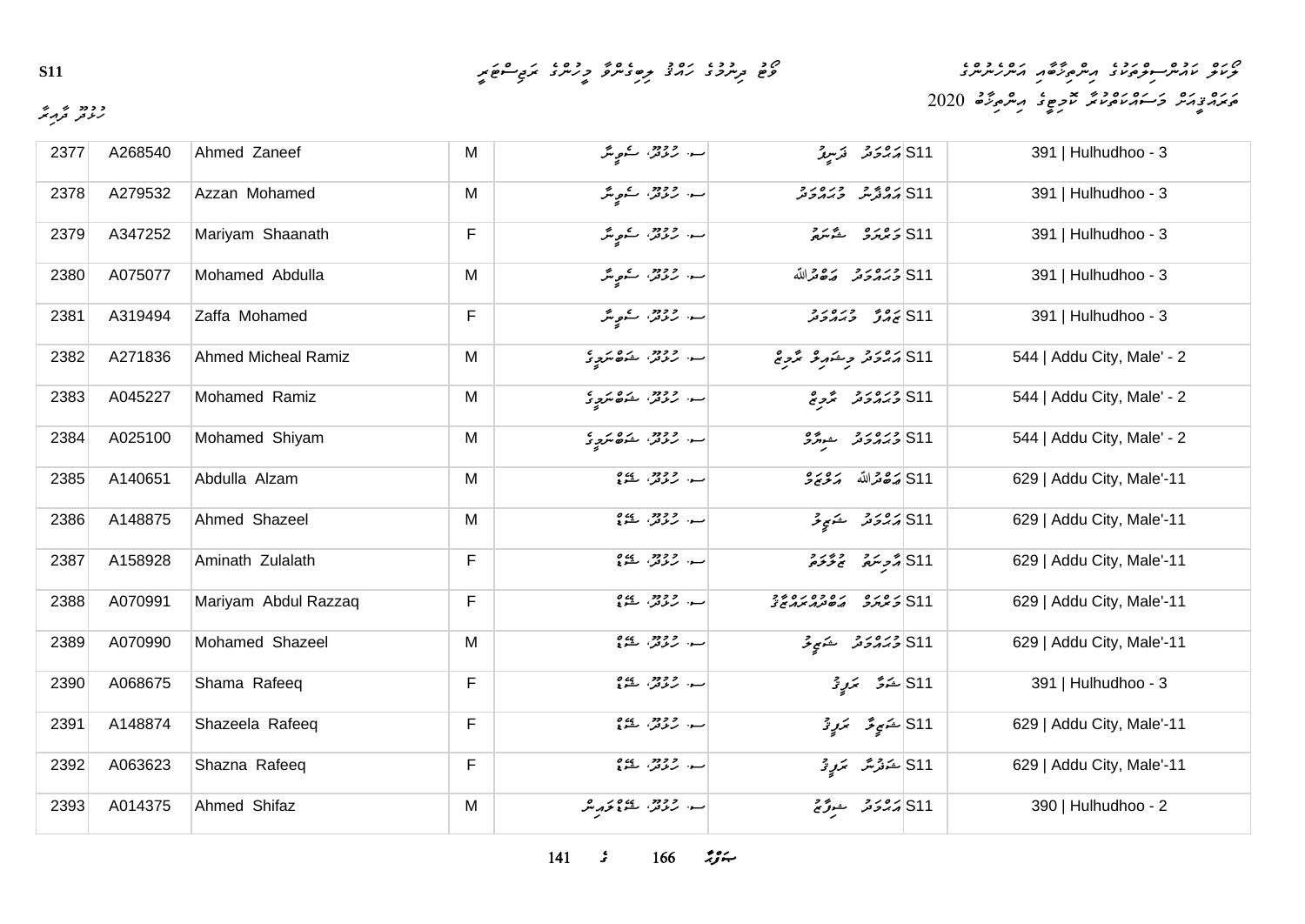| 2377 | A268540 | Ahmed Zaneef | M | ސ. ހުޅުދޫ، ސުވީނާ | S11 އަޙްމަދު ޒަނީފު | 391 \| Hulhudhoo - 3 |
|---|---|---|---|---|---|---|
| 2378 | A279532 | Azzan Mohamed | M | ސ. ހުޅުދޫ، ސުވީނާ | S11 އައްޒާން މުޙައްމަދު | 391 \| Hulhudhoo - 3 |
| 2379 | A347252 | Mariyam Shaanath | F | ސ. ހުޅުދޫ، ސުވީނާ | S11 މަރިޔަމް ޝާނަތު | 391 \| Hulhudhoo - 3 |
| 2380 | A075077 | Mohamed Abdulla | M | ސ. ހުޅުދޫ، ސުވީނާ | S11 މުޙައްމަދު އަބްދުﷲ | 391 \| Hulhudhoo - 3 |
| 2381 | A319494 | Zaffa Mohamed | F | ސ. ހުޅުދޫ، ސުވީނާ | S11 ޒައްފާ މުޙައްމަދު | 391 \| Hulhudhoo - 3 |
| 2382 | A271836 | Ahmed Micheal Ramiz | M | ސ. ހުޅުދޫ، ޝަރަބްނަމްގެ | S11 އަޙްމަދު މިޝައިލް ރާމިޒް | 544 \| Addu City, Male' - 2 |
| 2383 | A045227 | Mohamed Ramiz | M | ސ. ހުޅުދޫ، ޝަރަބްނަމްގެ | S11 މުޙައްމަދު ރާމިޒް | 544 \| Addu City, Male' - 2 |
| 2384 | A025100 | Mohamed Shiyam | M | ސ. ހުޅުދޫ، ޝަރަބްނަމްގެ | S11 މުޙައްމަދު ޝިޔާމް | 544 \| Addu City, Male' - 2 |
| 2385 | A140651 | Abdulla Alzam | M | ސ. ހުޅުދޫ، ޝާޒް | S11 އަބްދުﷲ އަލްޒަމް | 629 \| Addu City, Male'-11 |
| 2386 | A148875 | Ahmed Shazeel | M | ސ. ހުޅުދޫ، ޝާޒް | S11 އަޙްމަދު ޝަޒީލް | 629 \| Addu City, Male'-11 |
| 2387 | A158928 | Aminath Zulalath | F | ސ. ހުޅުދޫ، ޝާޒް | S11 އާމިނަތު ޒުލާލަތު | 629 \| Addu City, Male'-11 |
| 2388 | A070991 | Mariyam Abdul Razzaq | F | ސ. ހުޅުދޫ، ޝާޒް | S11 މަރިޔަމް އަބްދުއްރައްޒާޤު | 629 \| Addu City, Male'-11 |
| 2389 | A070990 | Mohamed Shazeel | M | ސ. ހުޅުދޫ، ޝާޒް | S11 މުޙައްމަދު ޝަޒީލް | 629 \| Addu City, Male'-11 |
| 2390 | A068675 | Shama Rafeeq | F | ސ. ހުޅުދޫ، ޝާޒް | S11 ޝަމާ ރަފީޤު | 391 \| Hulhudhoo - 3 |
| 2391 | A148874 | Shazeela Rafeeq | F | ސ. ހުޅުދޫ، ޝާޒް | S11 ޝަޒީލާ ރަފީޤު | 629 \| Addu City, Male'-11 |
| 2392 | A063623 | Shazna Rafeeq | F | ސ. ހުޅުދޫ، ޝާޒް | S11 ޝަޒްނާ ރަފީޤު | 629 \| Addu City, Male'-11 |
| 2393 | A014375 | Ahmed Shifaz | M | ސ. ހުޅުދޫ، ޝާޒްވިލާ | S11 އަޙްމަދު ޝިފާޒު | 390 \| Hulhudhoo - 2 |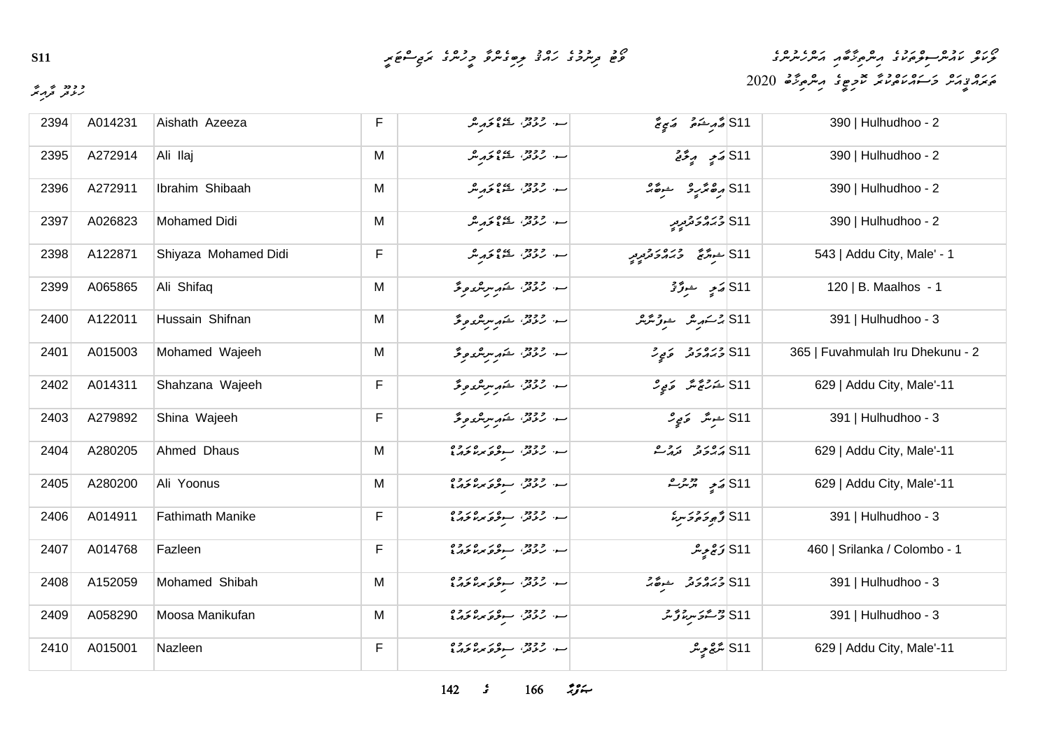| 2394 | A014231 | Aishath Azeeza | F | ސ. ހުޅުދޫ، ޝަމްޢާމަނިން | S11 ޢާއިޝަތު ޢަޒީޒާ | 390 \| Hulhudhoo - 2 |
|---|---|---|---|---|---|---|
| 2395 | A272914 | Ali Ilaj | M | ސ. ހުޅުދޫ، ޝަމްޢާމަނިން | S11 ޢަލީ އިލާޖު | 390 \| Hulhudhoo - 2 |
| 2396 | A272911 | Ibrahim Shibaah | M | ސ. ހުޅުދޫ، ޝަމްޢާމަނިން | S11 އިބްރާހީމް ޝިބާހު | 390 \| Hulhudhoo - 2 |
| 2397 | A026823 | Mohamed Didi | M | ސ. ހުޅުދޫ، ޝަމްޢާމަނިން | S11 މުޙައްމަދުދީދީ | 390 \| Hulhudhoo - 2 |
| 2398 | A122871 | Shiyaza Mohamed Didi | F | ސ. ހުޅުދޫ، ޝަމްޢާމަނިން | S11 ޝިޔާޒާ މުޙައްމަދުދީދީ | 543 \| Addu City, Male' - 1 |
| 2399 | A065865 | Ali Shifaq | M | ސ. ހުޅުދޫ، ޝައިނިންގްވިލާ | S11 ޢަލީ ޝިފާގު | 120 \| B. Maalhos - 1 |
| 2400 | A122011 | Hussain Shifnan | M | ސ. ހުޅުދޫ، ޝައިނިންގްވިލާ | S11 ހުސައިން ޝިފްނާން | 391 \| Hulhudhoo - 3 |
| 2401 | A015003 | Mohamed Wajeeh | M | ސ. ހުޅުދޫ، ޝައިނިންގްވިލާ | S11 މުޙައްމަދު ވަޖީހު | 365 \| Fuvahmulah Iru Dhekunu - 2 |
| 2402 | A014311 | Shahzana Wajeeh | F | ސ. ހުޅުދޫ، ޝައިނިންގްވިލާ | S11 ޝަހުޒާނާ ވަޖީހު | 629 \| Addu City, Male'-11 |
| 2403 | A279892 | Shina Wajeeh | F | ސ. ހުޅުދޫ، ޝައިނިންގްވިލާ | S11 ޝީނާ ވަޖީހު | 391 \| Hulhudhoo - 3 |
| 2404 | A280205 | Ahmed Dhaus | M | ސ. ހުޅުދޫ، ސިލްވަރނައިޓްގެ | S11 އަޙްމަދު ދައުސް | 629 \| Addu City, Male'-11 |
| 2405 | A280200 | Ali Yoonus | M | ސ. ހުޅުދޫ، ސިލްވަރނައިޓްގެ | S11 ޢަލީ ޔޫނުސް | 629 \| Addu City, Male'-11 |
| 2406 | A014911 | Fathimath Manike | F | ސ. ހުޅުދޫ، ސިލްވަރނައިޓްގެ | S11 ފާތިމަތުމަނިކެ | 391 \| Hulhudhoo - 3 |
| 2407 | A014768 | Fazleen | F | ސ. ހުޅުދޫ، ސިލްވަރނައިޓްގެ | S11 ފަޟްލީން | 460 \| Srilanka / Colombo - 1 |
| 2408 | A152059 | Mohamed Shibah | M | ސ. ހުޅުދޫ، ސިލްވަރނައިޓްގެ | S11 މުޙައްމަދު ޝިބާހު | 391 \| Hulhudhoo - 3 |
| 2409 | A058290 | Moosa Manikufan | M | ސ. ހުޅުދޫ، ސިލްވަރނައިޓްގެ | S11 މޫސާމަނިކުފާނު | 391 \| Hulhudhoo - 3 |
| 2410 | A015001 | Nazleen | F | ސ. ހުޅުދޫ، ސިލްވަރނައިޓްގެ | S11 ނާޒްލީން | 629 \| Addu City, Male'-11 |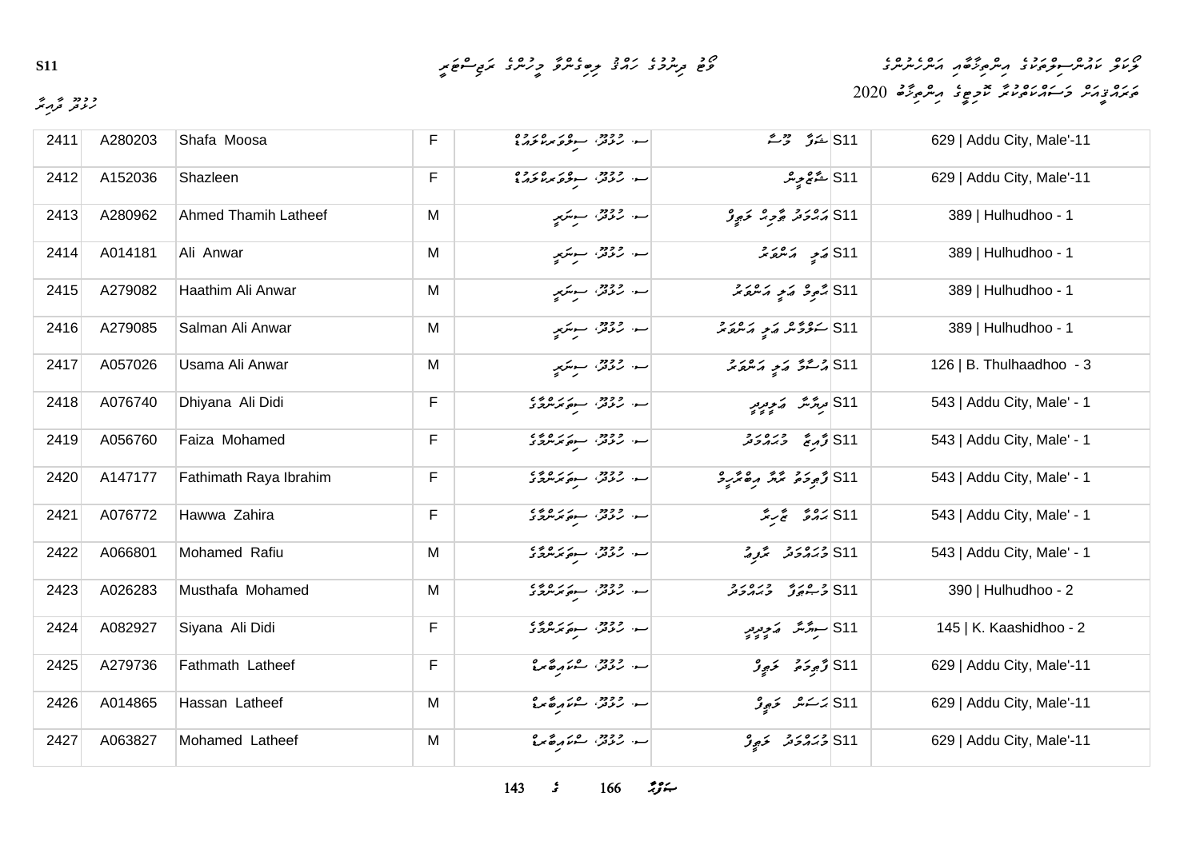| 2411 | A280203 | Shafa Moosa | F | ސ. ހުޅުދޫ، ސިލްވަރނެސްޓް | S11 ޝަފާ މޫސާ | 629 \| Addu City, Male'-11 |
|---|---|---|---|---|---|---|
| 2412 | A152036 | Shazleen | F | ސ. ހުޅުދޫ، ސިލްވަރނެސްޓް | S11 ޝަޒްލީން | 629 \| Addu City, Male'-11 |
| 2413 | A280962 | Ahmed Thamih Latheef | M | ސ. ހުޅުދޫ، ސިނަރީ | S11 އަހުމަދު ތާމިހް ލަތީފް | 389 \| Hulhudhoo - 1 |
| 2414 | A014181 | Ali Anwar | M | ސ. ހުޅުދޫ، ސިނަރީ | S11 އަލި އަންވަރު | 389 \| Hulhudhoo - 1 |
| 2415 | A279082 | Haathim Ali Anwar | M | ސ. ހުޅުދޫ، ސިނަރީ | S11 ހާތިމް އަލި އަންވަރު | 389 \| Hulhudhoo - 1 |
| 2416 | A279085 | Salman Ali Anwar | M | ސ. ހުޅުދޫ، ސިނަރީ | S11 ސަލްމާން އަލި އަންވަރު | 389 \| Hulhudhoo - 1 |
| 2417 | A057026 | Usama Ali Anwar | M | ސ. ހުޅުދޫ، ސިނަރީ | S11 އުސާމާ އަލި އަންވަރު | 126 \| B. Thulhaadhoo - 3 |
| 2418 | A076740 | Dhiyana Ali Didi | F | ސ. ހުޅުދޫ، ސިލްވަރސްޓާރ | S11 ދިޔާނާ އަލިދީދީ | 543 \| Addu City, Male' - 1 |
| 2419 | A056760 | Faiza Mohamed | F | ސ. ހުޅުދޫ، ސިލްވަރސްޓާރ | S11 ފާއިޒާ މުހައްމަދު | 543 \| Addu City, Male' - 1 |
| 2420 | A147177 | Fathimath Raya Ibrahim | F | ސ. ހުޅުދޫ، ސިލްވަރސްޓާރ | S11 ފާތިމަތު ރާޔާ އިބްރާހީމް | 543 \| Addu City, Male' - 1 |
| 2421 | A076772 | Hawwa Zahira | F | ސ. ހުޅުދޫ، ސިލްވަރސްޓާރ | S11 ހައްވާ ޒާހިރާ | 543 \| Addu City, Male' - 1 |
| 2422 | A066801 | Mohamed Rafiu | M | ސ. ހުޅުދޫ، ސިލްވަރސްޓާރ | S11 މުހައްމަދު ރާފިއު | 543 \| Addu City, Male' - 1 |
| 2423 | A026283 | Musthafa Mohamed | M | ސ. ހުޅުދޫ، ސިލްވަރސްޓާރ | S11 މުސްތަފާ މުހައްމަދު | 390 \| Hulhudhoo - 2 |
| 2424 | A082927 | Siyana Ali Didi | F | ސ. ހުޅުދޫ، ސިލްވަރސްޓާރ | S11 ސިޔާނާ އަލިދީދީ | 145 \| K. Kaashidhoo - 2 |
| 2425 | A279736 | Fathmath Latheef | F | ސ. ހުޅުދޫ، ސްކައިބްރީޒް | S11 ފާތިމަތު ލަތީފް | 629 \| Addu City, Male'-11 |
| 2426 | A014865 | Hassan Latheef | M | ސ. ހުޅުދޫ، ސްކައިބްރީޒް | S11 ހަސަން ލަތީފް | 629 \| Addu City, Male'-11 |
| 2427 | A063827 | Mohamed Latheef | M | ސ. ހުޅުދޫ، ސްކައިބްރީޒް | S11 މުހައްމަދު ލަތީފް | 629 \| Addu City, Male'-11 |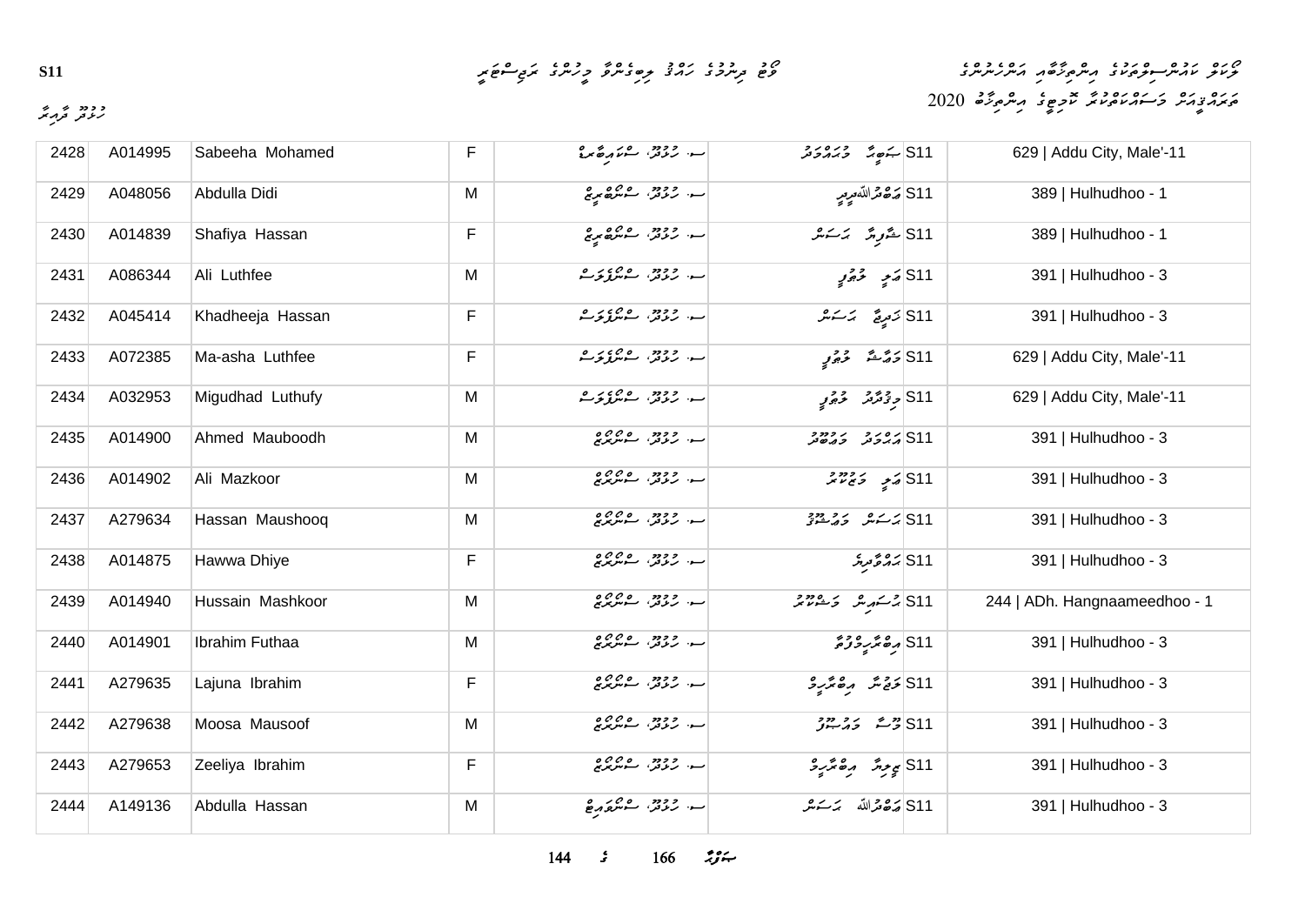| 2428 | A014995 | Sabeeha Mohamed | F | ސ. ހުޅުދޫ، ސެއިނަބުގެ | S11 ސަބީހާ މުހައްމަދު | 629 \| Addu City, Male'-11 |
|---|---|---|---|---|---|---|
| 2429 | A048056 | Abdulla Didi | M | ސ. ހުޅުދޫ، ސުނބުލާގެ | S11 އަބްދުﷲދީދީ | 389 \| Hulhudhoo - 1 |
| 2430 | A014839 | Shafiya Hassan | F | ސ. ހުޅުދޫ، ސުނބުލާގެ | S11 ޝާފިޔާ ހަސަން | 389 \| Hulhudhoo - 1 |
| 2431 | A086344 | Ali Luthfee | M | ސ. ހުޅުދޫ، ސުންދުރަސް | S11 އަލި ލުތުފީ | 391 \| Hulhudhoo - 3 |
| 2432 | A045414 | Khadheeja Hassan | F | ސ. ހުޅުދޫ، ސުންދުރަސް | S11 ޚަދީޖާ ހަސަން | 391 \| Hulhudhoo - 3 |
| 2433 | A072385 | Ma-asha Luthfee | F | ސ. ހުޅުދޫ، ސުންދުރަސް | S11 މައާޝާ ލުތުފީ | 629 \| Addu City, Male'-11 |
| 2434 | A032953 | Migudhad Luthufy | M | ސ. ހުޅުދޫ، ސުންދުރަސް | S11 މިގުދާދު ލުތުފީ | 629 \| Addu City, Male'-11 |
| 2435 | A014900 | Ahmed Mauboodh | M | ސ. ހުޅުދޫ، ސުންދުސް | S11 އަހްމަދު މައުބޫދު | 391 \| Hulhudhoo - 3 |
| 2436 | A014902 | Ali Mazkoor | M | ސ. ހުޅުދޫ، ސުންދުސް | S11 އަލި މަޒްކޫރު | 391 \| Hulhudhoo - 3 |
| 2437 | A279634 | Hassan Maushooq | M | ސ. ހުޅުދޫ، ސުންދުސް | S11 ހަސަން މައުޝޫޤު | 391 \| Hulhudhoo - 3 |
| 2438 | A014875 | Hawwa Dhiye | F | ސ. ހުޅުދޫ، ސުންދުސް | S11 ހައްވާދިޔެ | 391 \| Hulhudhoo - 3 |
| 2439 | A014940 | Hussain Mashkoor | M | ސ. ހުޅުދޫ، ސުންދުސް | S11 ހުސައިން މަޝްކޫރު | 244 \| ADh. Hangnaameedhoo - 1 |
| 2440 | A014901 | Ibrahim Futhaa | M | ސ. ހުޅުދޫ، ސުންދުސް | S11 އިބްރާހީމްފުތާ | 391 \| Hulhudhoo - 3 |
| 2441 | A279635 | Lajuna Ibrahim | F | ސ. ހުޅުދޫ، ސުންދުސް | S11 ލަޖުނާ އިބްރާހީމް | 391 \| Hulhudhoo - 3 |
| 2442 | A279638 | Moosa Mausoof | M | ސ. ހުޅުދޫ، ސުންދުސް | S11 މޫސާ މައުޞޫފު | 391 \| Hulhudhoo - 3 |
| 2443 | A279653 | Zeeliya Ibrahim | F | ސ. ހުޅުދޫ، ސުންދުސް | S11 ޒީލިޔާ އިބްރާހީމް | 391 \| Hulhudhoo - 3 |
| 2444 | A149136 | Abdulla Hassan | M | ސ. ހުޅުދޫ، ސުންބުލީޒް | S11 އަބްދުﷲ ހަސަން | 391 \| Hulhudhoo - 3 |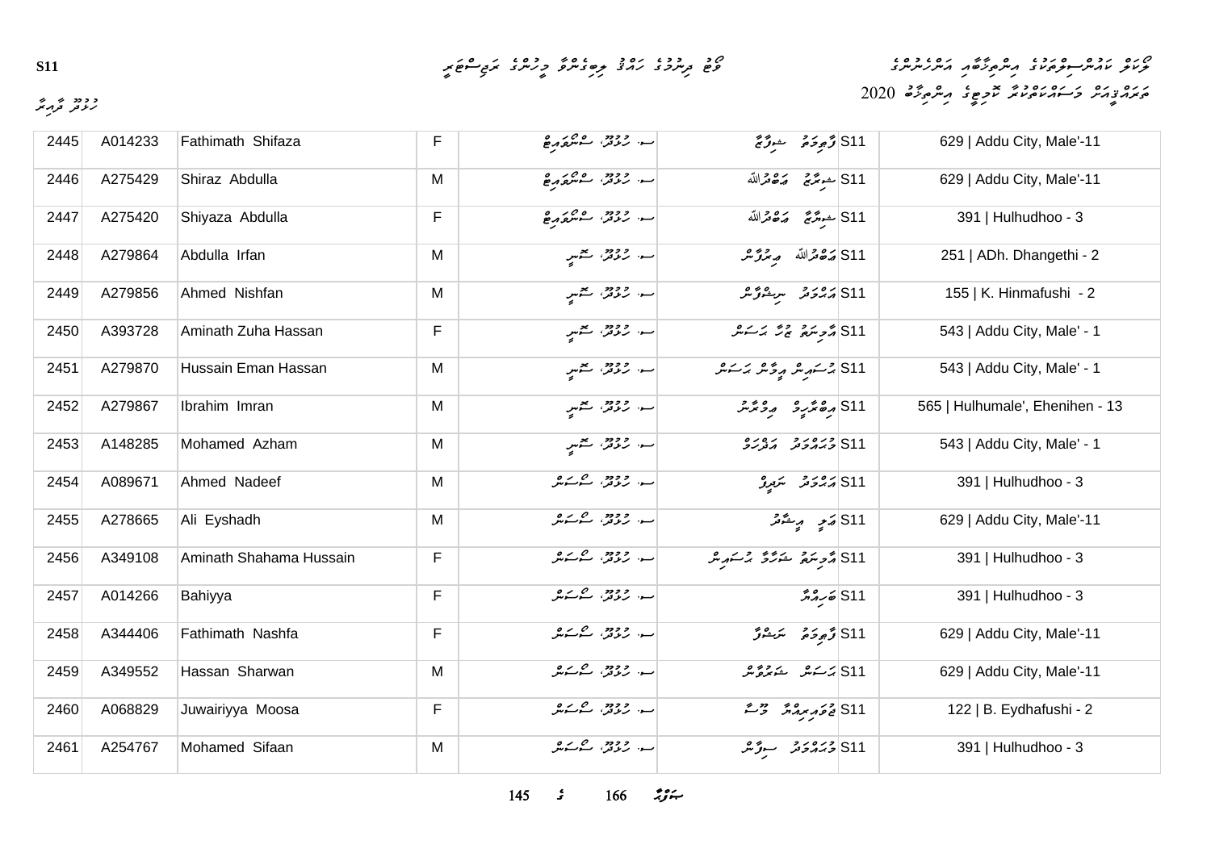| 2445 | A014233 | Fathimath Shifaza | F | ސ. ހުޅުދޫ، ސުންދުރާބާ | S11 ފާތިމަތު ޝިފާޒާ | 629 \| Addu City, Male'-11 |
|---|---|---|---|---|---|---|
| 2446 | A275429 | Shiraz Abdulla | M | ސ. ހުޅުދޫ، ސުންދުރާބާ | S11 ޝިރާޒް ޢަބްދުﷲ | 629 \| Addu City, Male'-11 |
| 2447 | A275420 | Shiyaza Abdulla | F | ސ. ހުޅުދޫ، ސުންދުރާބާ | S11 ޝިޔާޒާ ޢަބްދުﷲ | 391 \| Hulhudhoo - 3 |
| 2448 | A279864 | Abdulla Irfan | M | ސ. ހުޅުދޫ، ސޯނީ | S11 ޢަބްދުﷲ ޢިރުފާން | 251 \| ADh. Dhangethi - 2 |
| 2449 | A279856 | Ahmed Nishfan | M | ސ. ހުޅުދޫ، ސޯނީ | S11 އަހްމަދު ނިޝްފާން | 155 \| K. Hinmafushi - 2 |
| 2450 | A393728 | Aminath Zuha Hassan | F | ސ. ހުޅުދޫ، ސޯނީ | S11 އާމިނަތު ޒުހާ ހަސަން | 543 \| Addu City, Male' - 1 |
| 2451 | A279870 | Hussain Eman Hassan | M | ސ. ހުޅުދޫ، ސޯނީ | S11 ހުސައިން އީމާން ހަސަން | 543 \| Addu City, Male' - 1 |
| 2452 | A279867 | Ibrahim Imran | M | ސ. ހުޅުދޫ، ސޯނީ | S11 އިބްރާހީމް އިމްރާން | 565 \| Hulhumale', Ehenihen - 13 |
| 2453 | A148285 | Mohamed Azham | M | ސ. ހުޅުދޫ، ސޯނީ | S11 މުހައްމަދު އަޒްހަމް | 543 \| Addu City, Male' - 1 |
| 2454 | A089671 | Ahmed Nadeef | M | ސ. ހުޅުދޫ، ސުސަން | S11 އަހްމަދު ނަދީފް | 391 \| Hulhudhoo - 3 |
| 2455 | A278665 | Ali Eyshadh | M | ސ. ހުޅުދޫ، ސުސަން | S11 އަލި އީޝާދު | 629 \| Addu City, Male'-11 |
| 2456 | A349108 | Aminath Shahama Hussain | F | ސ. ހުޅުދޫ، ސުސަން | S11 އާމިނަތު ޝަހާމާ ހުސައިން | 391 \| Hulhudhoo - 3 |
| 2457 | A014266 | Bahiyya | F | ސ. ހުޅުދޫ، ސުސަން | S11 ބާހިއްޔާ | 391 \| Hulhudhoo - 3 |
| 2458 | A344406 | Fathimath Nashfa | F | ސ. ހުޅުދޫ، ސުސަން | S11 ފާތިމަތު ނަޝްފާ | 629 \| Addu City, Male'-11 |
| 2459 | A349552 | Hassan Sharwan | M | ސ. ހުޅުދޫ، ސުސަން | S11 ހަސަން ޝަރުވާން | 629 \| Addu City, Male'-11 |
| 2460 | A068829 | Juwairiyya Moosa | F | ސ. ހުޅުދޫ، ސުސަން | S11 ޖުވައިރިއްޔާ މޫސާ | 122 \| B. Eydhafushi - 2 |
| 2461 | A254767 | Mohamed Sifaan | M | ސ. ހުޅުދޫ، ސުސަން | S11 މުހައްމަދު ސިފާން | 391 \| Hulhudhoo - 3 |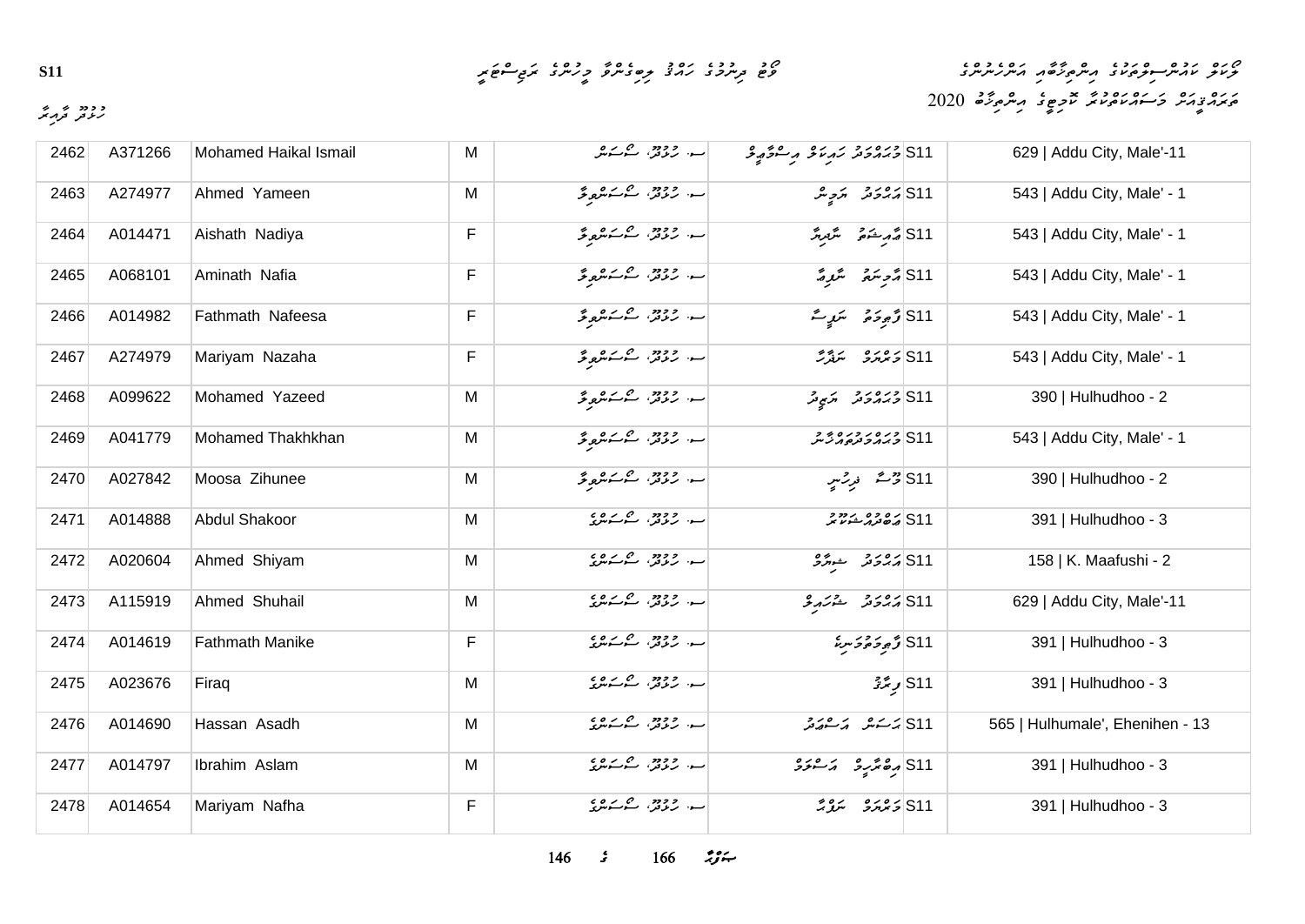| 2462 | A371266 | Mohamed Haikal Ismail | M | ސ. ހުޅުދޫ، ސޯސަން | S11 މުހައްމަދު ހައިކަލް އިސްމާޢީލް | 629 \| Addu City, Male'-11 |
|---|---|---|---|---|---|---|
| 2463 | A274977 | Ahmed Yameen | M | ސ. ހުޅުދޫ، ސޯސަންވިލާ | S11 އަހްމަދު ޔަމީން | 543 \| Addu City, Male' - 1 |
| 2464 | A014471 | Aishath Nadiya | F | ސ. ހުޅުދޫ، ސޯސަންވިލާ | S11 އާއިޝަތު ނާދިޔާ | 543 \| Addu City, Male' - 1 |
| 2465 | A068101 | Aminath Nafia | F | ސ. ހުޅުދޫ، ސޯސަންވިލާ | S11 އާމިނަތު ނާފިއާ | 543 \| Addu City, Male' - 1 |
| 2466 | A014982 | Fathmath Nafeesa | F | ސ. ހުޅުދޫ، ސޯސަންވިލާ | S11 ފާތިމަތު ނަފީސާ | 543 \| Addu City, Male' - 1 |
| 2467 | A274979 | Mariyam Nazaha | F | ސ. ހުޅުދޫ، ސޯސަންވިލާ | S11 މަރިޔަމް ނަޒާހާ | 543 \| Addu City, Male' - 1 |
| 2468 | A099622 | Mohamed Yazeed | M | ސ. ހުޅުދޫ، ސޯސަންވިލާ | S11 މުހައްމަދު ޔަޒީދު | 390 \| Hulhudhoo - 2 |
| 2469 | A041779 | Mohamed Thakhkhan | M | ސ. ހުޅުދޫ، ސޯސަންވިލާ | S11 މުހައްމަދުތައްޚާން | 543 \| Addu City, Male' - 1 |
| 2470 | A027842 | Moosa Zihunee | M | ސ. ހުޅުދޫ، ސޯސަންވިލާ | S11 މޫސާ ޒިހުނީ | 390 \| Hulhudhoo - 2 |
| 2471 | A014888 | Abdul Shakoor | M | ސ. ހުޅުދޫ، ސޯސަންގީ | S11 އަބްދުއްޝަކޫރު | 391 \| Hulhudhoo - 3 |
| 2472 | A020604 | Ahmed Shiyam | M | ސ. ހުޅުދޫ، ސޯސަންގީ | S11 އަހްމަދު ޝިޔާމް | 158 \| K. Maafushi - 2 |
| 2473 | A115919 | Ahmed Shuhail | M | ސ. ހުޅުދޫ، ސޯސަންގީ | S11 އަހްމަދު ޝުހައިލް | 629 \| Addu City, Male'-11 |
| 2474 | A014619 | Fathmath Manike | F | ސ. ހުޅުދޫ، ސޯސަންގީ | S11 ފާތިމަތުމަނިކެ | 391 \| Hulhudhoo - 3 |
| 2475 | A023676 | Firaq | M | ސ. ހުޅުދޫ، ސޯސަންގީ | S11 ފިރާޤު | 391 \| Hulhudhoo - 3 |
| 2476 | A014690 | Hassan Asadh | M | ސ. ހުޅުދޫ، ސޯސަންގީ | S11 ހަސަން އަސްއަދު | 565 \| Hulhumale', Ehenihen - 13 |
| 2477 | A014797 | Ibrahim Aslam | M | ސ. ހުޅުދޫ، ސޯސަންގީ | S11 އިބްރާހީމް އަސްލަމް | 391 \| Hulhudhoo - 3 |
| 2478 | A014654 | Mariyam Nafha | F | ސ. ހުޅުދޫ، ސޯސަންގީ | S11 މަރިޔަމް ނަފްހާ | 391 \| Hulhudhoo - 3 |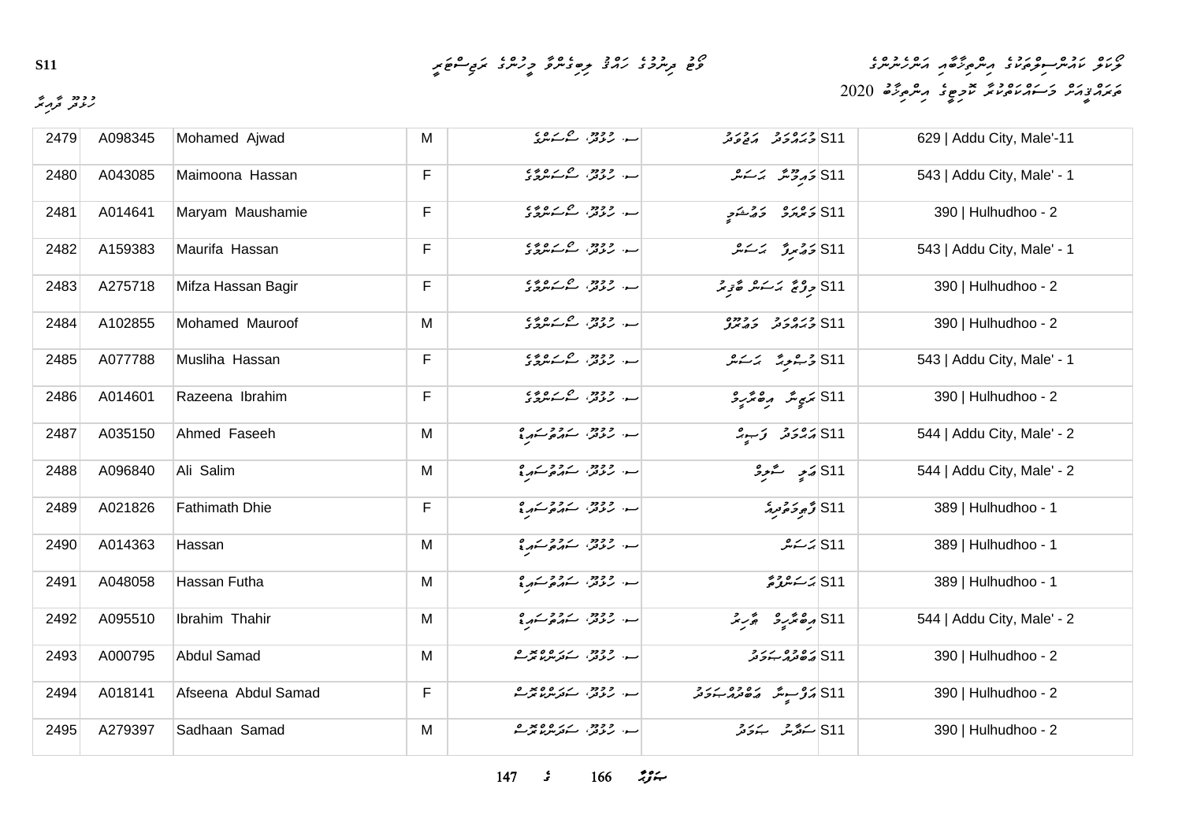| 2479 | A098345 | Mohamed Ajwad | M | ސ. ހުޅުދޫ، ސުސަންގު | S11 މުހައްމަދު އަޖުވަދު | 629 \| Addu City, Male'-11 |
|---|---|---|---|---|---|---|
| 2480 | A043085 | Maimoona Hassan | F | ސ. ހުޅުދޫ، ސުސަންގުމާގެ | S11 މައިމޫނާ ހަސަން | 543 \| Addu City, Male' - 1 |
| 2481 | A014641 | Maryam Maushamie | F | ސ. ހުޅުދޫ، ސުސަންގުމާގެ | S11 މަރިޔަމް މައުޝަމީ | 390 \| Hulhudhoo - 2 |
| 2482 | A159383 | Maurifa Hassan | F | ސ. ހުޅުދޫ، ސުސަންގުމާގެ | S11 މައުރިފާ ހަސަން | 543 \| Addu City, Male' - 1 |
| 2483 | A275718 | Mifza Hassan Bagir | F | ސ. ހުޅުދޫ، ސުސަންގުމާގެ | S11 މިފްޒާ ހަސަން ބާގިރު | 390 \| Hulhudhoo - 2 |
| 2484 | A102855 | Mohamed Mauroof | M | ސ. ހުޅުދޫ، ސުސަންގުމާގެ | S11 މުހައްމަދު މައުރޫފު | 390 \| Hulhudhoo - 2 |
| 2485 | A077788 | Musliha Hassan | F | ސ. ހުޅުދޫ، ސުސަންގުމާގެ | S11 މުސްލިހާ ހަސަން | 543 \| Addu City, Male' - 1 |
| 2486 | A014601 | Razeena Ibrahim | F | ސ. ހުޅުދޫ، ސުސަންގުމާގެ | S11 ރަޒީނާ އިބްރާހީމް | 390 \| Hulhudhoo - 2 |
| 2487 | A035150 | Ahmed Faseeh | M | ސ. ހުޅުދޫ، ސަމަރުވިސަރި | S11 އަހްމަދު ފަސީހު | 544 \| Addu City, Male' - 2 |
| 2488 | A096840 | Ali Salim | M | ސ. ހުޅުދޫ، ސަމަރުވިސަރި | S11 އަލި ސާލިމް | 544 \| Addu City, Male' - 2 |
| 2489 | A021826 | Fathimath Dhie | F | ސ. ހުޅުދޫ، ސަމަރުވިސަރި | S11 ފާތިމަތުދިއު | 389 \| Hulhudhoo - 1 |
| 2490 | A014363 | Hassan | M | ސ. ހުޅުދޫ، ސަމަރުވިސަރި | S11 ހަސަން | 389 \| Hulhudhoo - 1 |
| 2491 | A048058 | Hassan Futha | M | ސ. ހުޅުދޫ، ސަމަރުވިސަރި | S11 ހަސަންފުތާ | 389 \| Hulhudhoo - 1 |
| 2492 | A095510 | Ibrahim Thahir | M | ސ. ހުޅުދޫ، ސަމަރުވިސަރި | S11 އިބްރާހީމް ތާހިރު | 544 \| Addu City, Male' - 2 |
| 2493 | A000795 | Abdul Samad | M | ސ. ހުޅުދޫ، ސަވަންނަރޭސް | S11 އަބްދުލްސަމަދު | 390 \| Hulhudhoo - 2 |
| 2494 | A018141 | Afseena Abdul Samad | F | ސ. ހުޅުދޫ، ސަވަންނަރޭސް | S11 އަފްސީނާ އަބްދުލްސަމަދު | 390 \| Hulhudhoo - 2 |
| 2495 | A279397 | Sadhaan Samad | M | ސ. ހުޅުދޫ، ސަވަންނަރޭސް | S11 ސަދާން ސަމަދު | 390 \| Hulhudhoo - 2 |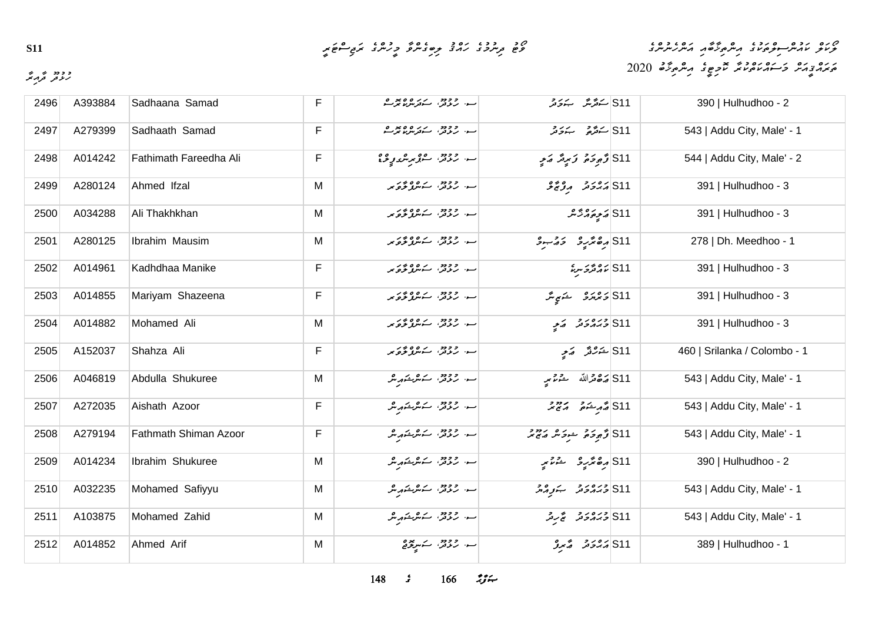| 2496 | A393884 | Sadhaana Samad | F | ސ. ހުޅުދޫ، ސަދަރަށުގެ | S11 ސަދާނާ ސަމަދު | 390 \| Hulhudhoo - 2 |
|---|---|---|---|---|---|---|
| 2497 | A279399 | Sadhaath Samad | F | ސ. ހުޅުދޫ، ސަދަރަށުގެ | S11 ސަޢާދަތު ސަމަދު | 543 \| Addu City, Male' - 1 |
| 2498 | A014242 | Fathimath Fareedha Ali | F | ސ. ހުޅުދޫ، ސޯލިހިންގެވިލާ | S11 ފާތިމަތު ފަރީދާ ޢަލީ | 544 \| Addu City, Male' - 2 |
| 2499 | A280124 | Ahmed Ifzal | M | ސ. ހުޅުދޫ، ސަންފްލަވަރ | S11 އަޙްމަދު އިފްޟަލް | 391 \| Hulhudhoo - 3 |
| 2500 | A034288 | Ali Thakhkhan | M | ސ. ހުޅުދޫ، ސަންފްލަވަރ | S11 ޢަލީތައްޚާން | 391 \| Hulhudhoo - 3 |
| 2501 | A280125 | Ibrahim Mausim | M | ސ. ހުޅުދޫ، ސަންފްލަވަރ | S11 އިބްރާހިމް މައުސިމް | 278 \| Dh. Meedhoo - 1 |
| 2502 | A014961 | Kadhdhaa Manike | F | ސ. ހުޅުދޫ، ސަންފްލަވަރ | S11 ކައްދާމަނިކެ | 391 \| Hulhudhoo - 3 |
| 2503 | A014855 | Mariyam Shazeena | F | ސ. ހުޅުދޫ، ސަންފްލަވަރ | S11 މަރިޔަމް ޝަޒީނާ | 391 \| Hulhudhoo - 3 |
| 2504 | A014882 | Mohamed Ali | M | ސ. ހުޅުދޫ، ސަންފްލަވަރ | S11 މުޙައްމަދު ޢަލީ | 391 \| Hulhudhoo - 3 |
| 2505 | A152037 | Shahza Ali | F | ސ. ހުޅުދޫ، ސަންފްލަވަރ | S11 ޝަހްޒާ ޢަލީ | 460 \| Srilanka / Colombo - 1 |
| 2506 | A046819 | Abdulla Shukuree | M | ސ. ހުޅުދޫ، ސަންޝައިން | S11 އަބްދުﷲ ޝުކުރީ | 543 \| Addu City, Male' - 1 |
| 2507 | A272035 | Aishath Azoor | F | ސ. ހުޅުދޫ، ސަންޝައިން | S11 އައިޝަތު އަޒޫރު | 543 \| Addu City, Male' - 1 |
| 2508 | A279194 | Fathmath Shiman Azoor | F | ސ. ހުޅުދޫ، ސަންޝައިން | S11 ފާތިމަތު ޝިމަން އަޒޫރު | 543 \| Addu City, Male' - 1 |
| 2509 | A014234 | Ibrahim Shukuree | M | ސ. ހުޅުދޫ، ސަންޝައިން | S11 އިބްރާހިމް ޝުކުރީ | 390 \| Hulhudhoo - 2 |
| 2510 | A032235 | Mohamed Safiyyu | M | ސ. ހުޅުދޫ، ސަންޝައިން | S11 މުޙައްމަދު ސަފިއްޔު | 543 \| Addu City, Male' - 1 |
| 2511 | A103875 | Mohamed Zahid | M | ސ. ހުޅުދޫ، ސަންޝައިން | S11 މުޙައްމަދު ޒާހިދު | 543 \| Addu City, Male' - 1 |
| 2512 | A014852 | Ahmed Arif | M | ސ. ހުޅުދޫ، ސަނިރާޖް | S11 އަޙްމަދު އާރިފް | 389 \| Hulhudhoo - 1 |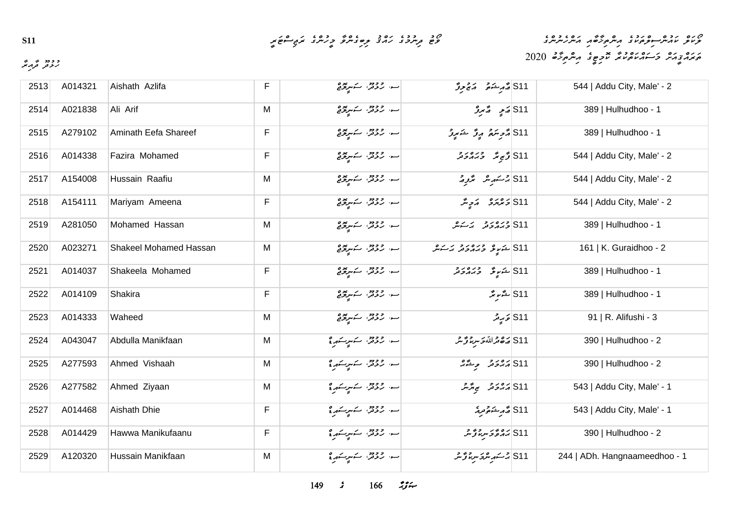| 2513 | A014321 | Aishath Azlifa | F | ސ. ހުޅުދޫ، ސަނީގެ | S11 އައިޝަތު އަޒްލިފާ | 544 \| Addu City, Male' - 2 |
|---|---|---|---|---|---|---|
| 2514 | A021838 | Ali Arif | M | ސ. ހުޅުދޫ، ސަނީގެ | S11 އަލި އާރިފް | 389 \| Hulhudhoo - 1 |
| 2515 | A279102 | Aminath Eefa Shareef | F | ސ. ހުޅުދޫ، ސަނީގެ | S11 އާމިނަތު އީފާ ޝަރީފް | 389 \| Hulhudhoo - 1 |
| 2516 | A014338 | Fazira Mohamed | F | ސ. ހުޅުދޫ، ސަނީގެ | S11 ފާޒިރާ މުހައްމަދު | 544 \| Addu City, Male' - 2 |
| 2517 | A154008 | Hussain Raafiu | M | ސ. ހުޅުދޫ، ސަނީގެ | S11 ހުސައިން ރާފިއު | 544 \| Addu City, Male' - 2 |
| 2518 | A154111 | Mariyam Ameena | F | ސ. ހުޅުދޫ، ސަނީގެ | S11 މަރިޔަމް އަމީނާ | 544 \| Addu City, Male' - 2 |
| 2519 | A281050 | Mohamed Hassan | M | ސ. ހުޅުދޫ، ސަނީގެ | S11 މުހައްމަދު ހަސަން | 389 \| Hulhudhoo - 1 |
| 2520 | A023271 | Shakeel Mohamed Hassan | M | ސ. ހުޅުދޫ، ސަނީގެ | S11 ޝަކީލް މުހައްމަދު ހަސަން | 161 \| K. Guraidhoo - 2 |
| 2521 | A014037 | Shakeela Mohamed | F | ސ. ހުޅުދޫ، ސަނީގެ | S11 ޝަކީލާ މުހައްމަދު | 389 \| Hulhudhoo - 1 |
| 2522 | A014109 | Shakira | F | ސ. ހުޅުދޫ، ސަނީގެ | S11 ޝާކިރާ | 389 \| Hulhudhoo - 1 |
| 2523 | A014333 | Waheed | M | ސ. ހުޅުދޫ، ސަނީގެ | S11 ވަހީދު | 91 \| R. Alifushi - 3 |
| 2524 | A043047 | Abdulla Manikfaan | M | ސ. ހުޅުދޫ، ސަނީސަރާ | S11 އަބްދުﷲމަނިކުފާނު | 390 \| Hulhudhoo - 2 |
| 2525 | A277593 | Ahmed Vishaah | M | ސ. ހުޅުދޫ، ސަނީސަރާ | S11 އަހްމަދު ވިޝާހް | 390 \| Hulhudhoo - 2 |
| 2526 | A277582 | Ahmed Ziyaan | M | ސ. ހުޅުދޫ، ސަނީސަރާ | S11 އަހްމަދު ޒިޔާން | 543 \| Addu City, Male' - 1 |
| 2527 | A014468 | Aishath Dhie | F | ސ. ހުޅުދޫ، ސަނީސަރާ | S11 އައިޝަތުދިއު | 543 \| Addu City, Male' - 1 |
| 2528 | A014429 | Hawwa Manikufaanu | F | ސ. ހުޅުދޫ، ސަނީސަރާ | S11 ހައްވާމަނިކުފާނު | 390 \| Hulhudhoo - 2 |
| 2529 | A120320 | Hussain Manikfaan | M | ސ. ހުޅުދޫ، ސަނީސަރާ | S11 ހުސައިންމަނިކުފާނު | 244 \| ADh. Hangnaameedhoo - 1 |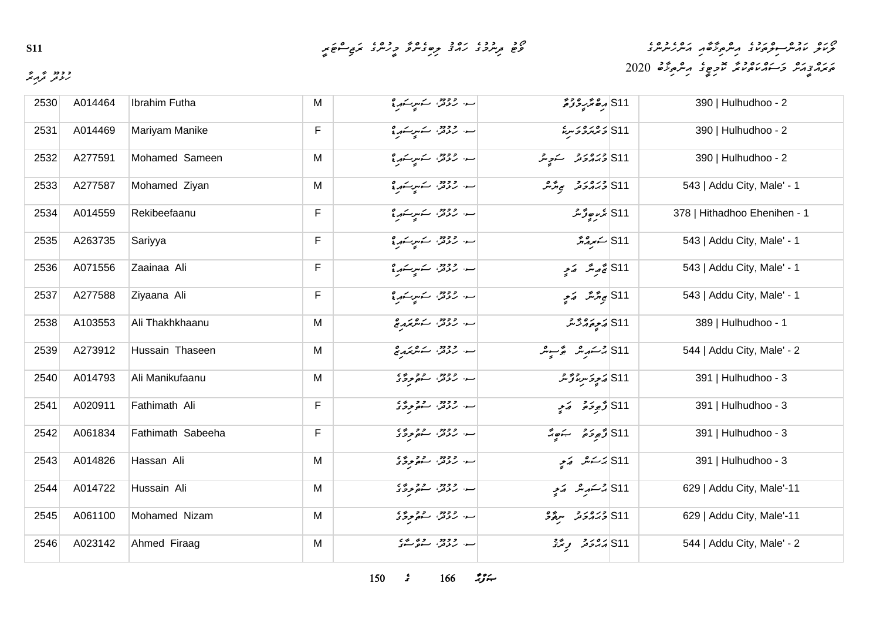| 2530 | A014464 | Ibrahim Futha | M | ސ. ހުޅުދޫ، ސަނިފިސަރީ | S11  އިބްރާހީމް ފުތާ | 390 \| Hulhudhoo - 2 |
|---|---|---|---|---|---|---|
| 2531 | A014469 | Mariyam Manike | F | ސ. ހުޅުދޫ، ސަނިފިސަރީ | S11 މަރިޔަމް މަނިކެ | 390 \| Hulhudhoo - 2 |
| 2532 | A277591 | Mohamed Sameen | M | ސ. ހުޅުދޫ، ސަނިފިސަރީ | S11 މުހައްމަދު ސަމީން | 390 \| Hulhudhoo - 2 |
| 2533 | A277587 | Mohamed Ziyan | M | ސ. ހުޅުދޫ، ސަނިފިސަރީ | S11 މުހައްމަދު ޒިޔާން | 543 \| Addu City, Male' - 1 |
| 2534 | A014559 | Rekibeefaanu | F | ސ. ހުޅުދޫ، ސަނިފިސަރީ | S11 ރެކިބީފާނު | 378 \| Hithadhoo Ehenihen - 1 |
| 2535 | A263735 | Sariyya | F | ސ. ހުޅުދޫ، ސަނިފިސަރީ | S11 ސަރިއްޔާ | 543 \| Addu City, Male' - 1 |
| 2536 | A071556 | Zaainaa Ali | F | ސ. ހުޅުދޫ، ސަނިފިސަރީ | S11 ޒާއިނާ ޢަލީ | 543 \| Addu City, Male' - 1 |
| 2537 | A277588 | Ziyaana Ali | F | ސ. ހުޅުދޫ، ސަނިފިސަރީ | S11 ޒިޔާނާ ޢަލީ | 543 \| Addu City, Male' - 1 |
| 2538 | A103553 | Ali Thakhkhaanu | M | ސ. ހުޅުދޫ، ސަން ރައިޒް | S11 ޢަލީ ތަޚްހާނު | 389 \| Hulhudhoo - 1 |
| 2539 | A273912 | Hussain Thaseen | M | ސ. ހުޅުދޫ، ސަން ރައިޒް | S11 ހުސައިން ތާސީން | 544 \| Addu City, Male' - 2 |
| 2540 | A014793 | Ali Manikufaanu | M | ސ. ހުޅުދޫ، ސޯލިވިލާ | S11 ޢަލީ މަނިކުފާނު | 391 \| Hulhudhoo - 3 |
| 2541 | A020911 | Fathimath Ali | F | ސ. ހުޅުދޫ، ސޯލިވިލާ | S11 ފާތިމަތު ޢަލީ | 391 \| Hulhudhoo - 3 |
| 2542 | A061834 | Fathimath Sabeeha | F | ސ. ހުޅުދޫ، ސޯލިވިލާ | S11 ފާތިމަތު ސަބީހާ | 391 \| Hulhudhoo - 3 |
| 2543 | A014826 | Hassan Ali | M | ސ. ހުޅުދޫ، ސޯލިވިލާ | S11 ހަސަން ޢަލީ | 391 \| Hulhudhoo - 3 |
| 2544 | A014722 | Hussain Ali | M | ސ. ހުޅުދޫ، ސޯލިވިލާ | S11 ހުސައިން ޢަލީ | 629 \| Addu City, Male'-11 |
| 2545 | A061100 | Mohamed Nizam | M | ސ. ހުޅުދޫ، ސޯލިވިލާ | S11 މުހައްމަދު ނިޒާމް | 629 \| Addu City, Male'-11 |
| 2546 | A023142 | Ahmed Firaag | M | ސ. ހުޅުދޫ، ސޯސަނީ | S11 އަހްމަދު ފިރާގު | 544 \| Addu City, Male' - 2 |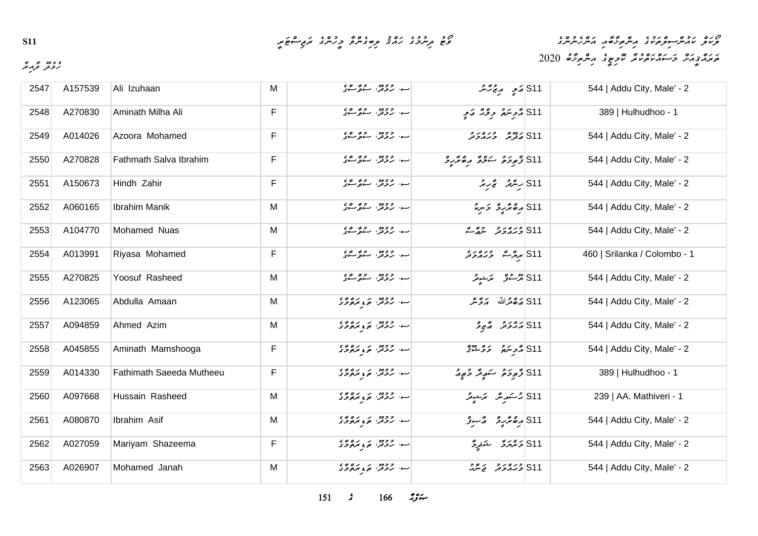| 2547 | A157539 | Ali Izuhaan | M | ސ. ހުޅުދޫ، ސުވާސާގެ | S11 ޢަލީ އިޒުހާން | 544 \| Addu City, Male' - 2 |
|---|---|---|---|---|---|---|
| 2548 | A270830 | Aminath Milha Ali | F | ސ. ހުޅުދޫ، ސުވާސާގެ | S11 އާމިނަތު މިލްހާ ޢަލީ | 389 \| Hulhudhoo - 1 |
| 2549 | A014026 | Azoora Mohamed | F | ސ. ހުޅުދޫ، ސުވާސާގެ | S11 އަޒޫރާ މުޙައްމަދު | 544 \| Addu City, Male' - 2 |
| 2550 | A270828 | Fathmath Salva Ibrahim | F | ސ. ހުޅުދޫ، ސުވާސާގެ | S11 ފާތިމަތު ސަލްވާ އިބްރާހީމް | 544 \| Addu City, Male' - 2 |
| 2551 | A150673 | Hindh Zahir | F | ސ. ހުޅުދޫ، ސުވާސާގެ | S11 ހިންދު ޒާހިރު | 544 \| Addu City, Male' - 2 |
| 2552 | A060165 | Ibrahim Manik | M | ސ. ހުޅުދޫ، ސުވާސާގެ | S11 އިބްރާހީމް މާނިކު | 544 \| Addu City, Male' - 2 |
| 2553 | A104770 | Mohamed Nuas | M | ސ. ހުޅުދޫ، ސުވާސާގެ | S11 މުޙައްމަދު ނުޢާސް | 544 \| Addu City, Male' - 2 |
| 2554 | A013991 | Riyasa Mohamed | F | ސ. ހުޅުދޫ، ސުވާސާގެ | S11 ރިޔާސާ މުޙައްމަދު | 460 \| Srilanka / Colombo - 1 |
| 2555 | A270825 | Yoosuf Rasheed | M | ސ. ހުޅުދޫ، ސުވާސާގެ | S11 ޔޫސުފް ރަޝީދު | 544 \| Addu City, Male' - 2 |
| 2556 | A123065 | Abdulla Amaan | M | ސ. ހުޅުދޫ، ރަޔްޔަތުވާގެ | S11 ޢަބްދުﷲ އަމާން | 544 \| Addu City, Male' - 2 |
| 2557 | A094859 | Ahmed Azim | M | ސ. ހުޅުދޫ، ރަޔްޔަތުވާގެ | S11 އަޙްމަދު ޢާޒިމް | 544 \| Addu City, Male' - 2 |
| 2558 | A045855 | Aminath Mamshooga | F | ސ. ހުޅުދޫ، ރަޔްޔަތުވާގެ | S11 އާމިނަތު މަމްޝޫގާ | 544 \| Addu City, Male' - 2 |
| 2559 | A014330 | Fathimath Saeeda Mutheeu | F | ސ. ހުޅުދޫ، ރަޔްޔަތުވާގެ | S11 ފާތިމަތު ސަޢީދާ މުޠީޢު | 389 \| Hulhudhoo - 1 |
| 2560 | A097668 | Hussain Rasheed | M | ސ. ހުޅުދޫ، ރަޔްޔަތުވާގެ | S11 ޙުސައިން ރަޝީދު | 239 \| AA. Mathiveri - 1 |
| 2561 | A080870 | Ibrahim Asif | M | ސ. ހުޅުދޫ، ރަޔްޔަތުވާގެ | S11 އިބްރާހީމް އާސިފް | 544 \| Addu City, Male' - 2 |
| 2562 | A027059 | Mariyam Shazeema | F | ސ. ހުޅުދޫ، ރަޔްޔަތުވާގެ | S11 މަރިޔަމް ޝަޒީމާ | 544 \| Addu City, Male' - 2 |
| 2563 | A026907 | Mohamed Janah | M | ސ. ހުޅުދޫ، ރަޔްޔަތުވާގެ | S11 މުޙައްމަދު ޖަނާޙް | 544 \| Addu City, Male' - 2 |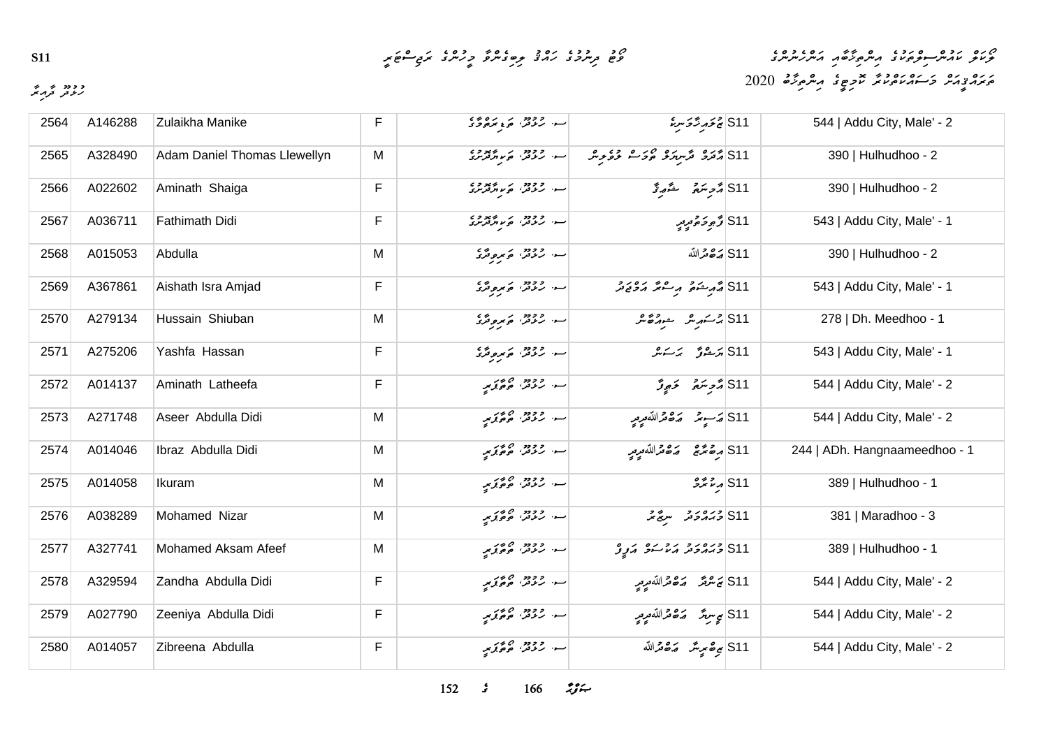| 2564 | A146288 | Zulaikha Manike | F | ސ. ހުޅުދޫ، ތަޖްރަބާގެ | S11 ޒުލައިޚާމަނިކެ | 544 \| Addu City, Male' - 2 |
|---|---|---|---|---|---|---|
| 2565 | A328490 | Adam Daniel Thomas Llewellyn | M | ސ. ހުޅުދޫ، ތަޖްދީދުގެ | S11 އާދަމް ޑޭނިއަލް ތޮމަސް ލުވެލިން | 390 \| Hulhudhoo - 2 |
| 2566 | A022602 | Aminath Shaiga | F | ސ. ހުޅުދޫ، ތަޖްދީދުގެ | S11 އާމިނަތު ޝާއިގާ | 390 \| Hulhudhoo - 2 |
| 2567 | A036711 | Fathimath Didi | F | ސ. ހުޅުދޫ، ތަޖްދީދުގެ | S11 ފާތިމަތުދީދީ | 543 \| Addu City, Male' - 1 |
| 2568 | A015053 | Abdulla | M | ސ. ހުޅުދޫ، ތަރިކިދާރު | S11 އަބްދުﷲ | 390 \| Hulhudhoo - 2 |
| 2569 | A367861 | Aishath Isra Amjad | F | ސ. ހުޅުދޫ، ތަރިކިދާރު | S11 އާއިޝަތު އިސްރާ އަމްޖަދު | 543 \| Addu City, Male' - 1 |
| 2570 | A279134 | Hussain Shiuban | M | ސ. ހުޅުދޫ، ތަރިކިދާރު | S11 ހުސައިން ޝިއުބާން | 278 \| Dh. Meedhoo - 1 |
| 2571 | A275206 | Yashfa Hassan | F | ސ. ހުޅުދޫ، ތަރިކިދާރު | S11 ޔަޝްފާ ހަސަން | 543 \| Addu City, Male' - 1 |
| 2572 | A014137 | Aminath Latheefa | F | ސ. ހުޅުދޫ، ތޮއްޓަރި | S11 އާމިނަތު ލަތީފާ | 544 \| Addu City, Male' - 2 |
| 2573 | A271748 | Aseer Abdulla Didi | M | ސ. ހުޅުދޫ، ތޮއްޓަރި | S11 އަސީރު އަބްދުﷲދީދީ | 544 \| Addu City, Male' - 2 |
| 2574 | A014046 | Ibraz Abdulla Didi | M | ސ. ހުޅުދޫ، ތޮއްޓަރި | S11 އިބްރާޒް އަބްދުﷲދީދީ | 244 \| ADh. Hangnaameedhoo - 1 |
| 2575 | A014058 | Ikuram | M | ސ. ހުޅުދޫ، ތޮއްޓަރި | S11 އިކުރާމް | 389 \| Hulhudhoo - 1 |
| 2576 | A038289 | Mohamed Nizar | M | ސ. ހުޅުދޫ، ތޮއްޓަރި | S11 މުހައްމަދު ނިޒާރު | 381 \| Maradhoo - 3 |
| 2577 | A327741 | Mohamed Aksam Afeef | M | ސ. ހުޅުދޫ، ތޮއްޓަރި | S11 މުހައްމަދު އަކްސަމް އަފީފް | 389 \| Hulhudhoo - 1 |
| 2578 | A329594 | Zandha Abdulla Didi | F | ސ. ހުޅުދޫ، ތޮއްޓަރި | S11 ޒަންދާ އަބްދުﷲދީދީ | 544 \| Addu City, Male' - 2 |
| 2579 | A027790 | Zeeniya Abdulla Didi | F | ސ. ހުޅުދޫ، ތޮއްޓަރި | S11 ޒީނިޔާ އަބްދުﷲދީދީ | 544 \| Addu City, Male' - 2 |
| 2580 | A014057 | Zibreena Abdulla | F | ސ. ހުޅުދޫ، ތޮއްޓަރި | S11 ޒިބްރީނާ އަބްދުﷲ | 544 \| Addu City, Male' - 2 |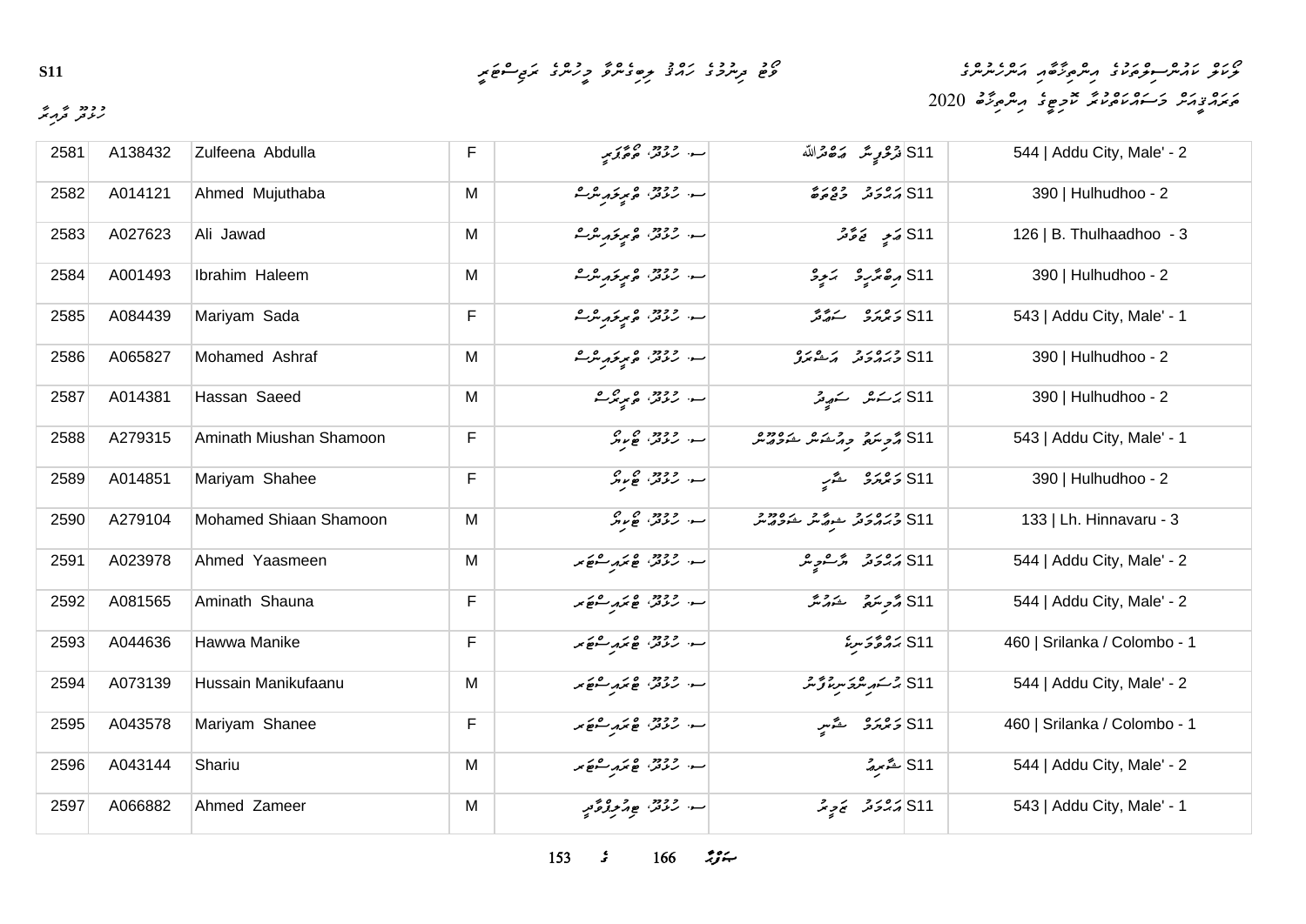| 2581 | A138432 | Zulfeena Abdulla | F | ސ. ހުޅުދޫ، ތޮތާމާ | S11 ޒުލްފީނާ އަބްދުﷲ | 544 \| Addu City, Male' - 2 |
|---|---|---|---|---|---|---|
| 2582 | A014121 | Ahmed Mujuthaba | M | ސ. ހުޅުދޫ، ތޮރިފައިންސް | S11 އަޙްމަދު މުޖުތަބާ | 390 \| Hulhudhoo - 2 |
| 2583 | A027623 | Ali Jawad | M | ސ. ހުޅުދޫ، ތޮރިފައިންސް | S11 ޢަލީ ޖަވާދު | 126 \| B. Thulhaadhoo - 3 |
| 2584 | A001493 | Ibrahim Haleem | M | ސ. ހުޅުދޫ، ތޮރިފައިންސް | S11 އިބްރާހިމް ހަލީމް | 390 \| Hulhudhoo - 2 |
| 2585 | A084439 | Mariyam Sada | F | ސ. ހުޅުދޫ، ތޮރިފައިންސް | S11 މަރިޔަމް ސައުދާ | 543 \| Addu City, Male' - 1 |
| 2586 | A065827 | Mohamed Ashraf | M | ސ. ހުޅުދޫ، ތޮރިފައިންސް | S11 މުޙައްމަދު އަޝްރަފް | 390 \| Hulhudhoo - 2 |
| 2587 | A014381 | Hassan Saeed | M | ސ. ހުޅުދޫ، ތޮރިދުރުސް | S11 ހަސަން ސައީދު | 390 \| Hulhudhoo - 2 |
| 2588 | A279315 | Aminath Miushan Shamoon | F | ސ. ހުޅުދޫ، ޗާލެޓް | S11 އާމިނަތު މިއުޝަން ޝަމްޢޫން | 543 \| Addu City, Male' - 1 |
| 2589 | A014851 | Mariyam Shahee | F | ސ. ހުޅުދޫ، ޗާލެޓް | S11 މަރިޔަމް ޝާހީ | 390 \| Hulhudhoo - 2 |
| 2590 | A279104 | Mohamed Shiaan Shamoon | M | ސ. ހުޅުދޫ، ޗާލެޓް | S11 މުޙައްމަދު ޝިޔާން ޝަމްޢޫން | 133 \| Lh. Hinnavaru - 3 |
| 2591 | A023978 | Ahmed Yaasmeen | M | ސ. ހުޅުދޫ، ޗަރައިސްޓަރ | S11 އަޙްމަދު ޔާސްމީން | 544 \| Addu City, Male' - 2 |
| 2592 | A081565 | Aminath Shauna | F | ސ. ހުޅުދޫ، ޗަރައިސްޓަރ | S11 އާމިނަތު ޝައުނާ | 544 \| Addu City, Male' - 2 |
| 2593 | A044636 | Hawwa Manike | F | ސ. ހުޅުދޫ، ޗަރައިސްޓަރ | S11 ހައްވާމަނިކެ | 460 \| Srilanka / Colombo - 1 |
| 2594 | A073139 | Hussain Manikufaanu | M | ސ. ހުޅުދޫ، ޗަރައިސްޓަރ | S11 ހުސައިންމަނިކުފާނު | 544 \| Addu City, Male' - 2 |
| 2595 | A043578 | Mariyam Shanee | F | ސ. ހުޅުދޫ، ޗަރައިސްޓަރ | S11 މަރިޔަމް ޝާނީ | 460 \| Srilanka / Colombo - 1 |
| 2596 | A043144 | Shariu | M | ސ. ހުޅުދޫ، ޗަރައިސްޓަރ | S11 ޝާރިޢު | 544 \| Addu City, Male' - 2 |
| 2597 | A066882 | Ahmed Zameer | M | ސ. ހުޅުދޫ، ޗިއުލިފްވާރި | S11 އަޙްމަދު ޒަމީރު | 543 \| Addu City, Male' - 1 |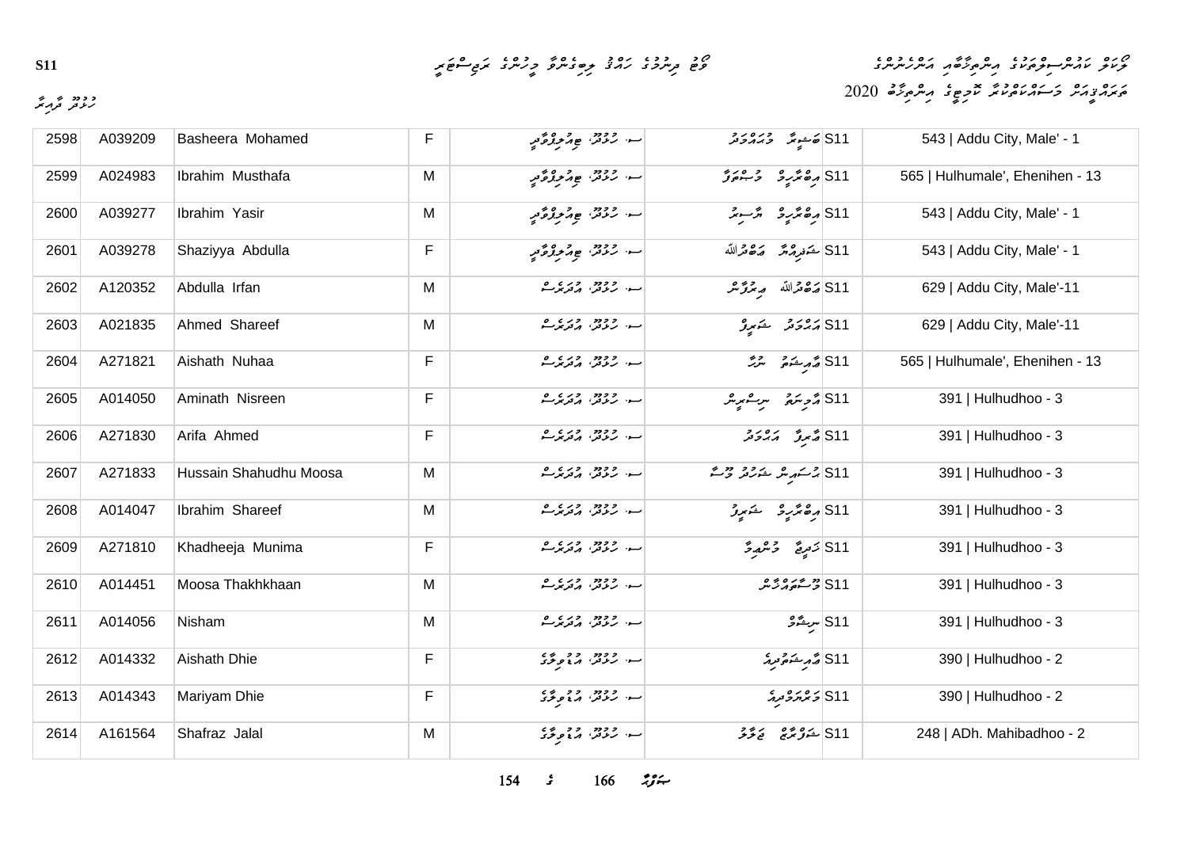| 2598 | A039209 | Basheera Mohamed | F | ސ. ހުޅުދޫ، ޖިއުލިފުލާވަރ | S11 ބަޝީރާ މުހައްމަދު | 543 \| Addu City, Male' - 1 |
|---|---|---|---|---|---|---|
| 2599 | A024983 | Ibrahim Musthafa | M | ސ. ހުޅުދޫ، ޖިއުލިފުލާވަރ | S11 އިބްރާހިމް މުސްތަފާ | 565 \| Hulhumale', Ehenihen - 13 |
| 2600 | A039277 | Ibrahim Yasir | M | ސ. ހުޅުދޫ، ޖިއުލިފުލާވަރ | S11 އިބްރާހިމް ޔާސިރު | 543 \| Addu City, Male' - 1 |
| 2601 | A039278 | Shaziyya Abdulla | F | ސ. ހުޅުދޫ، ޖިއުލިފުލާވަރ | S11 ޝަޒިއްޔާ އަބްދުالله | 543 \| Addu City, Male' - 1 |
| 2602 | A120352 | Abdulla Irfan | M | ސ. ހުޅުދޫ، އުދަރެސް | S11 އަބްދުالله އިރުފާން | 629 \| Addu City, Male'-11 |
| 2603 | A021835 | Ahmed Shareef | M | ސ. ހުޅުދޫ، އުދަރެސް | S11 އަހްމަދު ޝަރީފު | 629 \| Addu City, Male'-11 |
| 2604 | A271821 | Aishath Nuhaa | F | ސ. ހުޅުދޫ، އުދަރެސް | S11 އާއިޝަތު ނުހާ | 565 \| Hulhumale', Ehenihen - 13 |
| 2605 | A014050 | Aminath Nisreen | F | ސ. ހުޅުދޫ، އުދަރެސް | S11 އާމިނަތު ނިސްރީން | 391 \| Hulhudhoo - 3 |
| 2606 | A271830 | Arifa Ahmed | F | ސ. ހުޅުދޫ، އުދަރެސް | S11 އާރިފާ އަހްމަދު | 391 \| Hulhudhoo - 3 |
| 2607 | A271833 | Hussain Shahudhu Moosa | M | ސ. ހުޅުދޫ، އުދަރެސް | S11 ހުސައިން ޝަހުދު މޫސާ | 391 \| Hulhudhoo - 3 |
| 2608 | A014047 | Ibrahim Shareef | M | ސ. ހުޅުދޫ، އުދަރެސް | S11 އިބްރާހިމް ޝަރީފު | 391 \| Hulhudhoo - 3 |
| 2609 | A271810 | Khadheeja Munima | F | ސ. ހުޅުދޫ، އުދަރެސް | S11 ޚަދީޖާ މުނިމާ | 391 \| Hulhudhoo - 3 |
| 2610 | A014451 | Moosa Thakhkhaan | M | ސ. ހުޅުދޫ، އުދަރެސް | S11 މޫސާތައްޚާން | 391 \| Hulhudhoo - 3 |
| 2611 | A014056 | Nisham | M | ސ. ހުޅުދޫ، އުދަރެސް | S11 ނިޝާމް | 391 \| Hulhudhoo - 3 |
| 2612 | A014332 | Aishath Dhie | F | ސ. ހުޅުދޫ، އުޖާލާގެ | S11 އާއިޝަތުދިއި | 390 \| Hulhudhoo - 2 |
| 2613 | A014343 | Mariyam Dhie | F | ސ. ހުޅުދޫ، އުޖާލާގެ | S11 މަރިޔަމްދިއި | 390 \| Hulhudhoo - 2 |
| 2614 | A161564 | Shafraz Jalal | M | ސ. ހުޅުދޫ، އުޖާލާގެ | S11 ޝަފްރާޒް ޖަލާލް | 248 \| ADh. Mahibadhoo - 2 |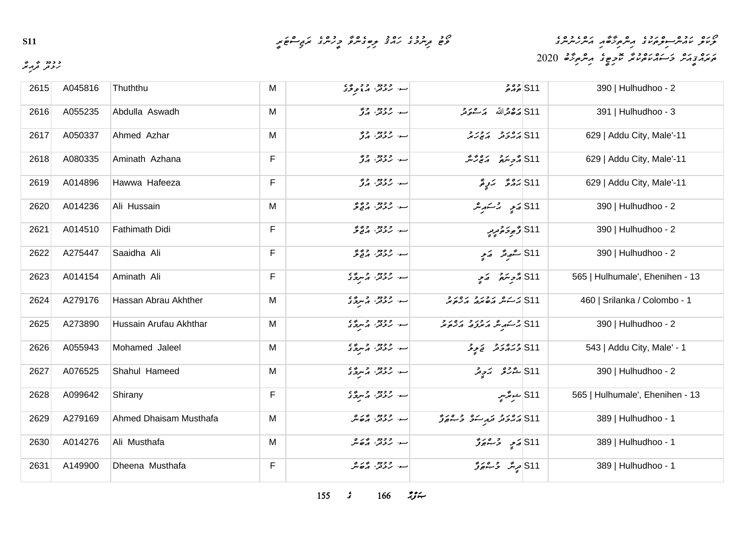| 2615 | A045816 | Thuththu | M | ސ. ހުޅުދޫ، އާޒާދީގޭ | S11 ތުއްތު | 390 \| Hulhudhoo - 2 |
|---|---|---|---|---|---|---|
| 2616 | A055235 | Abdulla Aswadh | M | ސ. ހުޅުދޫ، އަވާ | S11 އަބްދުﷲ އަސްވަދު | 391 \| Hulhudhoo - 3 |
| 2617 | A050337 | Ahmed Azhar | M | ސ. ހުޅުދޫ، އަވާ | S11 އަޙްމަދު އަޒްހަރު | 629 \| Addu City, Male'-11 |
| 2618 | A080335 | Aminath Azhana | F | ސ. ހުޅުދޫ، އަވާ | S11 އާމިނަތު އަޒްހާނާ | 629 \| Addu City, Male'-11 |
| 2619 | A014896 | Hawwa Hafeeza | F | ސ. ހުޅުދޫ، އަވާ | S11 ހައްވާ ހަފީޒާ | 629 \| Addu City, Male'-11 |
| 2620 | A014236 | Ali Hussain | M | ސ. ހުޅުދޫ، އަޖާބާ | S11 އަލި ހުސައިން | 390 \| Hulhudhoo - 2 |
| 2621 | A014510 | Fathimath Didi | F | ސ. ހުޅުދޫ، އަޖާބާ | S11 ފާތިމަތުދީދީ | 390 \| Hulhudhoo - 2 |
| 2622 | A275447 | Saaidha Ali | F | ސ. ހުޅުދޫ، އަޖާބާ | S11 ސާއިދާ އަލި | 390 \| Hulhudhoo - 2 |
| 2623 | A014154 | Aminath Ali | F | ސ. ހުޅުދޫ، އަނބުގެ | S11 އާމިނަތު އަލި | 565 \| Hulhumale', Ehenihen - 13 |
| 2624 | A279176 | Hassan Abrau Akhther | M | ސ. ހުޅުދޫ، އަނބުގެ | S11 ހަސަން އަބްރަޢު އަޚްތަރު | 460 \| Srilanka / Colombo - 1 |
| 2625 | A273890 | Hussain Arufau Akhthar | M | ސ. ހުޅުދޫ، އަނބުގެ | S11 ހުސައިން އަރުފަޢު އަޚްތަރު | 390 \| Hulhudhoo - 2 |
| 2626 | A055943 | Mohamed Jaleel | M | ސ. ހުޅުދޫ، އަނބުގެ | S11 މުޙައްމަދު ޖަލީލު | 543 \| Addu City, Male' - 1 |
| 2627 | A076525 | Shahul Hameed | M | ސ. ހުޅުދޫ، އަނބުގެ | S11 ޝާހުލް ހަމީދު | 390 \| Hulhudhoo - 2 |
| 2628 | A099642 | Shirany | F | ސ. ހުޅުދޫ، އަނބުގެ | S11 ޝިރާނީ | 565 \| Hulhumale', Ehenihen - 13 |
| 2629 | A279169 | Ahmed Dhaisam Musthafa | M | ސ. ހުޅުދޫ، އާބަން | S11 އަޙްމަދު ދައިސަމް މުސްތަފާ | 389 \| Hulhudhoo - 1 |
| 2630 | A014276 | Ali Musthafa | M | ސ. ހުޅުދޫ، އާބަން | S11 އަލި މުސްތަފާ | 389 \| Hulhudhoo - 1 |
| 2631 | A149900 | Dheena Musthafa | F | ސ. ހުޅުދޫ، އާބަން | S11 ދީނާ މުސްތަފާ | 389 \| Hulhudhoo - 1 |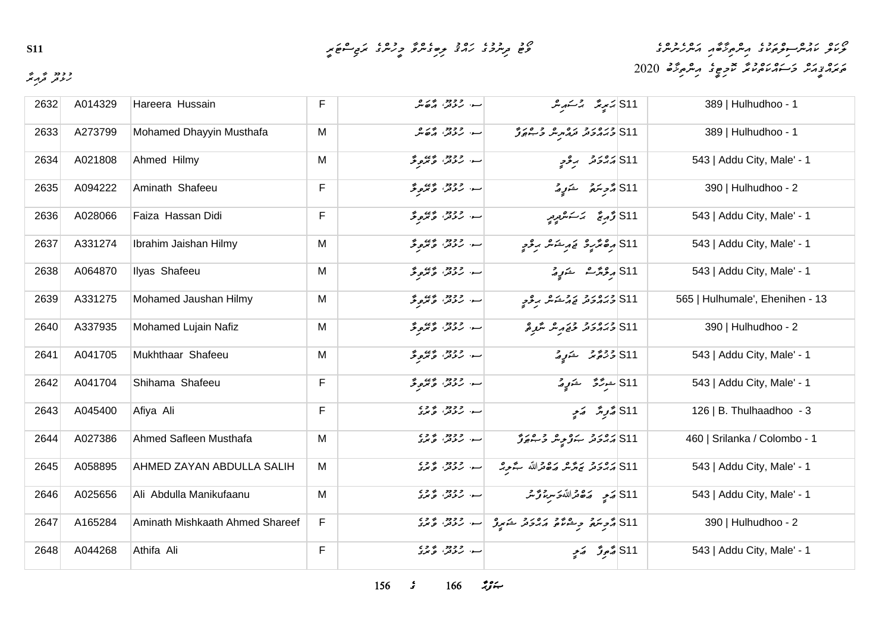| 2632 | A014329 | Hareera Hussain | F | ސ. ހުޅުދޫ. އާޒަން | S11 ހަރީރާ ހުސައިން | 389 \| Hulhudhoo - 1 |
|---|---|---|---|---|---|---|
| 2633 | A273799 | Mohamed Dhayyin Musthafa | M | ސ. ހުޅުދޫ. އާޒަން | S11 މުހައްމަދު ދައްޔިން މުސްތަފާ | 389 \| Hulhudhoo - 1 |
| 2634 | A021808 | Ahmed Hilmy | M | ސ. ހުޅުދޫ. ވާރޮވިލާ | S11 އަހުމަދު ހިލްމީ | 543 \| Addu City, Male' - 1 |
| 2635 | A094222 | Aminath Shafeeu | F | ސ. ހުޅުދޫ. ވާރޮވިލާ | S11 އާމިނަތު ޝަފީޢު | 390 \| Hulhudhoo - 2 |
| 2636 | A028066 | Faiza Hassan Didi | F | ސ. ހުޅުދޫ. ވާރޮވިލާ | S11 ފާއިޒާ ހަސަންދީދީ | 543 \| Addu City, Male' - 1 |
| 2637 | A331274 | Ibrahim Jaishan Hilmy | M | ސ. ހުޅުދޫ. ވާރޮވިލާ | S11 އިބްރާހީމް ޖައިޝަން ހިލްމީ | 543 \| Addu City, Male' - 1 |
| 2638 | A064870 | Ilyas Shafeeu | M | ސ. ހުޅުދޫ. ވާރޮވިލާ | S11 އިލްޔާސް ޝަފީޢު | 543 \| Addu City, Male' - 1 |
| 2639 | A331275 | Mohamed Jaushan Hilmy | M | ސ. ހުޅުދޫ. ވާރޮވިލާ | S11 މުހައްމަދު ޖައުޝަން ހިލްމީ | 565 \| Hulhumale', Ehenihen - 13 |
| 2640 | A337935 | Mohamed Lujain Nafiz | M | ސ. ހުޅުދޫ. ވާރޮވިލާ | S11 މުހައްމަދު ލުޖައިން ނާފިޒު | 390 \| Hulhudhoo - 2 |
| 2641 | A041705 | Mukhthaar Shafeeu | M | ސ. ހުޅުދޫ. ވާރޮވިލާ | S11 މުޚްތާރު ޝަފީޢު | 543 \| Addu City, Male' - 1 |
| 2642 | A041704 | Shihama Shafeeu | F | ސ. ހުޅުދޫ. ވާރޮވިލާ | S11 ޝިހާމާ ޝަފީޢު | 543 \| Addu City, Male' - 1 |
| 2643 | A045400 | Afiya Ali | F | ސ. ހުޅުދޫ. ވާރީ | S11 އާފިޔާ އަލީ | 126 \| B. Thulhaadhoo - 3 |
| 2644 | A027386 | Ahmed Safleen Musthafa | M | ސ. ހުޅުދޫ. ވާރީ | S11 އަހުމަދު ސަފްލީން މުސްތަފާ | 460 \| Srilanka / Colombo - 1 |
| 2645 | A058895 | AHMED ZAYAN ABDULLA SALIH | M | ސ. ހުޅުދޫ. ވާރީ | S11 އަހުމަދު ޒަޔާން އަބްދުﷲ ސާލިހު | 543 \| Addu City, Male' - 1 |
| 2646 | A025656 | Ali Abdulla Manikufaanu | M | ސ. ހުޅުދޫ. ވާރީ | S11 އަލީ އަބްދުﷲމަނިކުފާނު | 543 \| Addu City, Male' - 1 |
| 2647 | A165284 | Aminath Mishkaath Ahmed Shareef | F | ސ. ހުޅުދޫ. ވާރީ | S11 އާމިނަތު މިޝްކާތު އަހުމަދު ޝަރީފު | 390 \| Hulhudhoo - 2 |
| 2648 | A044268 | Athifa Ali | F | ސ. ހުޅުދޫ. ވާރީ | S11 އާތިފާ އަލީ | 543 \| Addu City, Male' - 1 |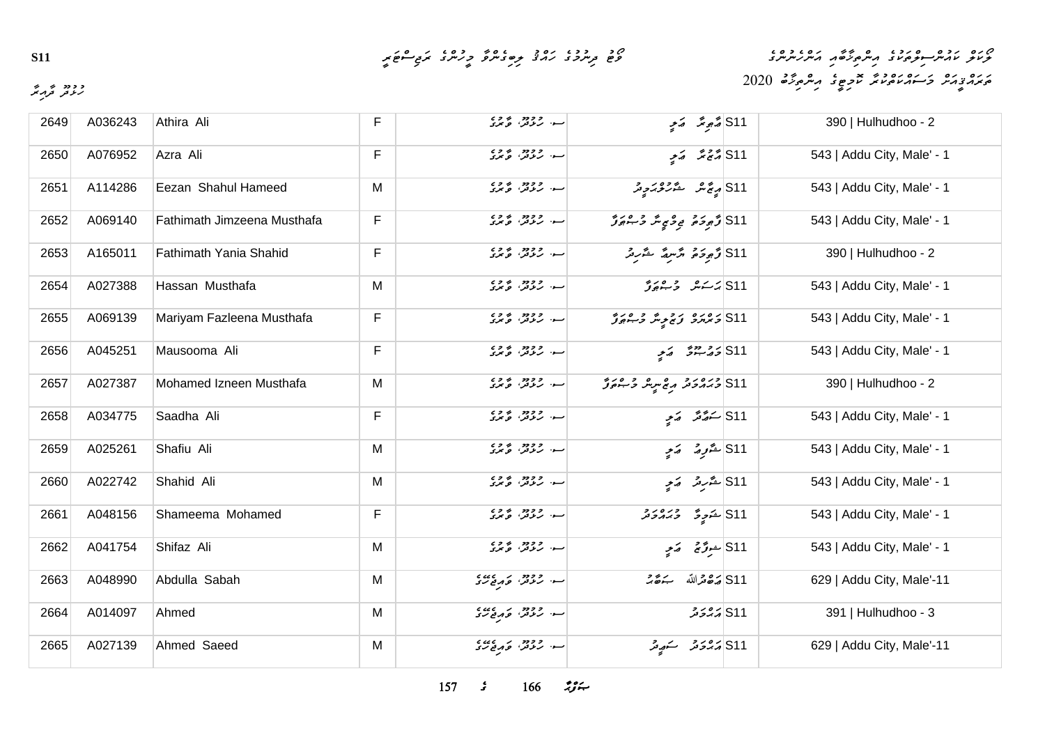| 2649 | A036243 | Athira Ali | F | ސ. ހުޅުދޫ، ވާރާގެ | S11 އާތިރާ އަލި | 390 \| Hulhudhoo - 2 |
|---|---|---|---|---|---|---|
| 2650 | A076952 | Azra Ali | F | ސ. ހުޅުދޫ، ވާރާގެ | S11 އާޒްރާ އަލި | 543 \| Addu City, Male' - 1 |
| 2651 | A114286 | Eezan Shahul Hameed | M | ސ. ހުޅުދޫ، ވާރާގެ | S11 އީޒާން ޝާހުލްހަމީދު | 543 \| Addu City, Male' - 1 |
| 2652 | A069140 | Fathimath Jimzeena Musthafa | F | ސ. ހުޅުދޫ، ވާރާގެ | S11 ފާތިމަތު ޖިމްޒީނާ މުސްތަފާ | 543 \| Addu City, Male' - 1 |
| 2653 | A165011 | Fathimath Yania Shahid | F | ސ. ހުޅުދޫ، ވާރާގެ | S11 ފާތިމަތު ޔާނިއާ ޝާހިދު | 390 \| Hulhudhoo - 2 |
| 2654 | A027388 | Hassan Musthafa | M | ސ. ހުޅުދޫ، ވާރާގެ | S11 ހަސަން މުސްތަފާ | 543 \| Addu City, Male' - 1 |
| 2655 | A069139 | Mariyam Fazleena Musthafa | F | ސ. ހުޅުދޫ، ވާރާގެ | S11 މަރިޔަމް ފަޟްލީނާ މުސްތަފާ | 543 \| Addu City, Male' - 1 |
| 2656 | A045251 | Mausooma Ali | F | ސ. ހުޅުދޫ، ވާރާގެ | S11 މައުޞޫމާ އަލި | 543 \| Addu City, Male' - 1 |
| 2657 | A027387 | Mohamed Izneen Musthafa | M | ސ. ހުޅުދޫ، ވާރާގެ | S11 މުޙައްމަދު އިޒްނީން މުސްތަފާ | 390 \| Hulhudhoo - 2 |
| 2658 | A034775 | Saadha Ali | F | ސ. ހުޅުދޫ، ވާރާގެ | S11 ސައުދާ އަލި | 543 \| Addu City, Male' - 1 |
| 2659 | A025261 | Shafiu Ali | M | ސ. ހުޅުދޫ، ވާރާގެ | S11 ޝާފިއު އަލި | 543 \| Addu City, Male' - 1 |
| 2660 | A022742 | Shahid Ali | M | ސ. ހުޅުދޫ، ވާރާގެ | S11 ޝާހިދު އަލި | 543 \| Addu City, Male' - 1 |
| 2661 | A048156 | Shameema Mohamed | F | ސ. ހުޅުދޫ، ވާރާގެ | S11 ޝަމީމާ މުޙައްމަދު | 543 \| Addu City, Male' - 1 |
| 2662 | A041754 | Shifaz Ali | M | ސ. ހުޅުދޫ، ވާރާގެ | S11 ޝިފާޒު އަލި | 543 \| Addu City, Male' - 1 |
| 2663 | A048990 | Abdulla Sabah | M | ސ. ހުޅުދޫ، ވައިޖެހޭގެ | S11 އަބްދުﷲ ސަބާހު | 629 \| Addu City, Male'-11 |
| 2664 | A014097 | Ahmed | M | ސ. ހުޅުދޫ، ވައިޖެހޭގެ | S11 އަޙްމަދު | 391 \| Hulhudhoo - 3 |
| 2665 | A027139 | Ahmed Saeed | M | ސ. ހުޅުދޫ، ވައިޖެހޭގެ | S11 އަޙްމަދު ސަޢީދު | 629 \| Addu City, Male'-11 |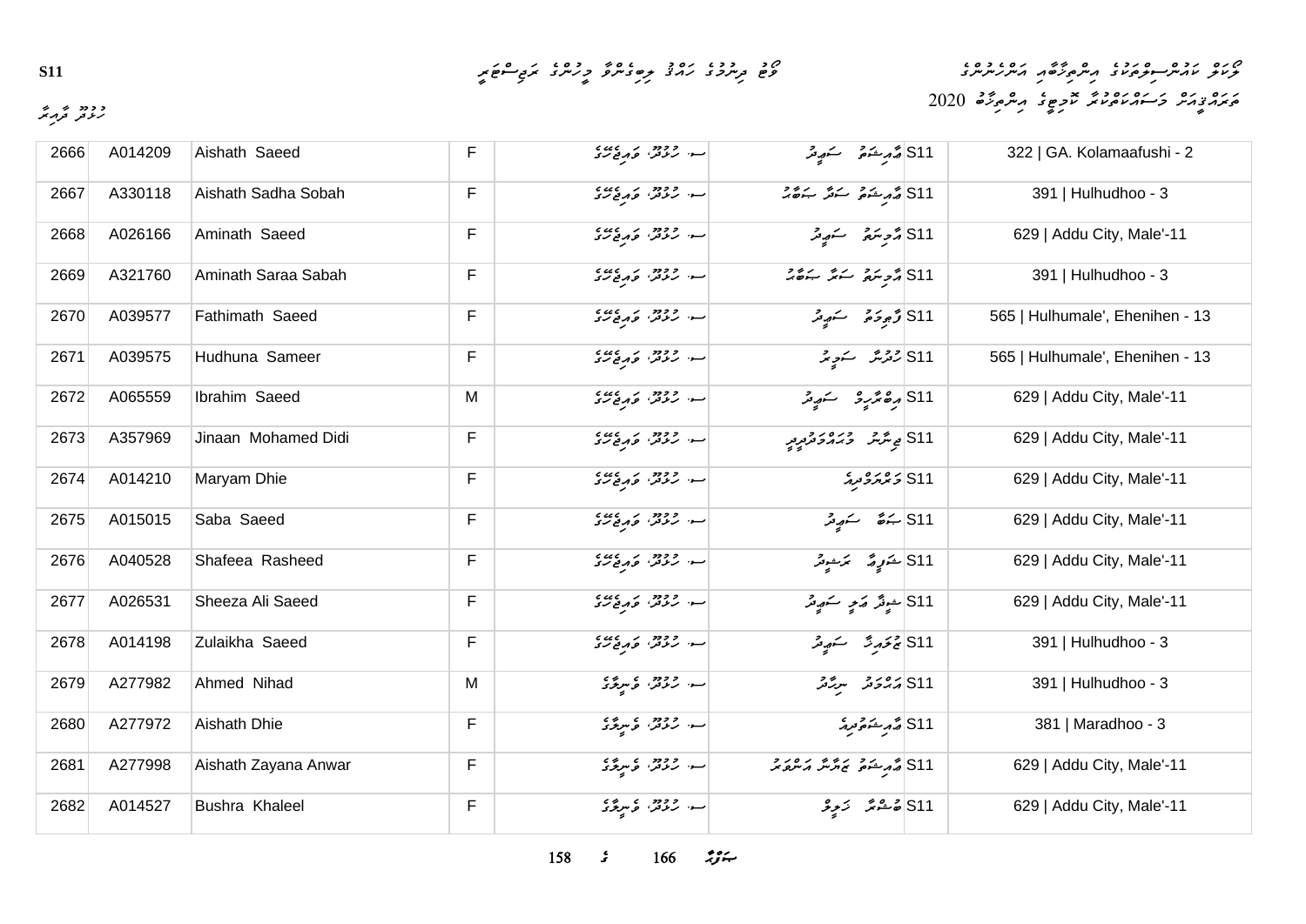| 2666 | A014209 | Aishath Saeed | F | ސ. ހުޅުދޫ. ތަރިވަރުގެ | S11 ޢާއިޝަތު ސަޢީދު | 322 \| GA. Kolamaafushi - 2 |
|---|---|---|---|---|---|---|
| 2667 | A330118 | Aishath Sadha Sobah | F | ސ. ހުޅުދޫ. ތަރިވަރުގެ | S11 ޢާއިޝަތު ސަދާ ސަބާހު | 391 \| Hulhudhoo - 3 |
| 2668 | A026166 | Aminath Saeed | F | ސ. ހުޅުދޫ. ތަރިވަރުގެ | S11 އާމިނަތު ސަޢީދު | 629 \| Addu City, Male'-11 |
| 2669 | A321760 | Aminath Saraa Sabah | F | ސ. ހުޅުދޫ. ތަރިވަރުގެ | S11 އާމިނަތު ސަރާ ސަބާހު | 391 \| Hulhudhoo - 3 |
| 2670 | A039577 | Fathimath Saeed | F | ސ. ހުޅުދޫ. ތަރިވަރުގެ | S11 ފާތިމަތު ސަޢީދު | 565 \| Hulhumale', Ehenihen - 13 |
| 2671 | A039575 | Hudhuna Sameer | F | ސ. ހުޅުދޫ. ތަރިވަރުގެ | S11 ހުދުނާ ސަމީރު | 565 \| Hulhumale', Ehenihen - 13 |
| 2672 | A065559 | Ibrahim Saeed | M | ސ. ހުޅުދޫ. ތަރިވަރުގެ | S11 އިބްރާހީމު ސަޢީދު | 629 \| Addu City, Male'-11 |
| 2673 | A357969 | Jinaan Mohamed Didi | F | ސ. ހުޅުދޫ. ތަރިވަރުގެ | S11 ޖިނާން މުހައްމަދުދީދީ | 629 \| Addu City, Male'-11 |
| 2674 | A014210 | Maryam Dhie | F | ސ. ހުޅުދޫ. ތަރިވަރުގެ | S11 މަރްޔަމްދިއެ | 629 \| Addu City, Male'-11 |
| 2675 | A015015 | Saba Saeed | F | ސ. ހުޅުދޫ. ތަރިވަރުގެ | S11 ސަބާ ސަޢީދު | 629 \| Addu City, Male'-11 |
| 2676 | A040528 | Shafeea Rasheed | F | ސ. ހުޅުދޫ. ތަރިވަރުގެ | S11 ޝަފީޢާ ރަޝީދު | 629 \| Addu City, Male'-11 |
| 2677 | A026531 | Sheeza Ali Saeed | F | ސ. ހުޅުދޫ. ތަރިވަރުގެ | S11 ޝީޒާ އަލި ސަޢީދު | 629 \| Addu City, Male'-11 |
| 2678 | A014198 | Zulaikha Saeed | F | ސ. ހުޅުދޫ. ތަރިވަރުގެ | S11 ޒުލައިޚާ ސަޢީދު | 391 \| Hulhudhoo - 3 |
| 2679 | A277982 | Ahmed Nihad | M | ސ. ހުޅުދޫ. ވެނިލާގެ | S11 އަޙްމަދު ނިހާދު | 391 \| Hulhudhoo - 3 |
| 2680 | A277972 | Aishath Dhie | F | ސ. ހުޅުދޫ. ވެނިލާގެ | S11 ޢާއިޝަތުދިއެ | 381 \| Maradhoo - 3 |
| 2681 | A277998 | Aishath Zayana Anwar | F | ސ. ހުޅުދޫ. ވެނިލާގެ | S11 ޢާއިޝަތު ޒަޔާނާ އަންވަރު | 629 \| Addu City, Male'-11 |
| 2682 | A014527 | Bushra Khaleel | F | ސ. ހުޅުދޫ. ވެނިލާގެ | S11 ބުޝްރާ ޚަލީލް | 629 \| Addu City, Male'-11 |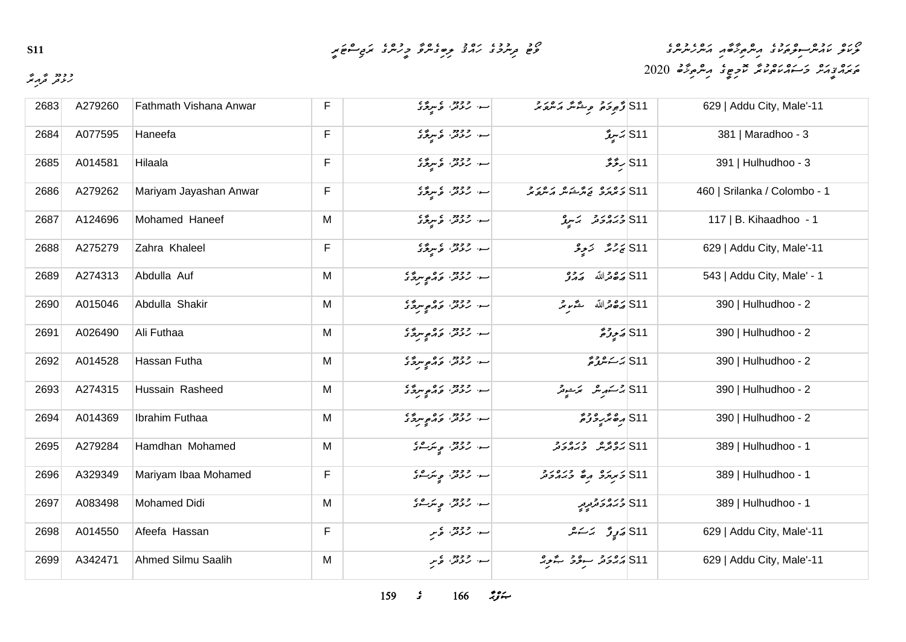| 2683 | A279260 | Fathmath Vishana Anwar | F | ސ. ހުޅުދޫ، ވެނިލާގެ | S11 ފާތިމަތު ވިޝާނާ އަންވަރު | 629 \| Addu City, Male'-11 |
|---|---|---|---|---|---|---|
| 2684 | A077595 | Haneefa | F | ސ. ހުޅުދޫ، ވެނިލާގެ | S11 ހަނީފާ | 381 \| Maradhoo - 3 |
| 2685 | A014581 | Hilaala | F | ސ. ހުޅުދޫ، ވެނިލާގެ | S11 ހިލާލާ | 391 \| Hulhudhoo - 3 |
| 2686 | A279262 | Mariyam Jayashan Anwar | F | ސ. ހުޅުދޫ، ވެނިލާގެ | S11 މަރިޔަމް ޖަޔަޝަން އަންވަރު | 460 \| Srilanka / Colombo - 1 |
| 2687 | A124696 | Mohamed Haneef | M | ސ. ހުޅުދޫ، ވެނިލާގެ | S11 މުހައްމަދު ހަނީފް | 117 \| B. Kihaadhoo - 1 |
| 2688 | A275279 | Zahra Khaleel | F | ސ. ހުޅުދޫ، ވެނިލާގެ | S11 ޒަހްރާ ޚަލީލް | 629 \| Addu City, Male'-11 |
| 2689 | A274313 | Abdulla Auf | M | ސ. ހުޅުދޫ، ވައިޓްނިލާގެ | S11 އަބްދުﷲ އައުފް | 543 \| Addu City, Male' - 1 |
| 2690 | A015046 | Abdulla Shakir | M | ސ. ހުޅުދޫ، ވައިޓްނިލާގެ | S11 އަބްދުﷲ ޝާކިރު | 390 \| Hulhudhoo - 2 |
| 2691 | A026490 | Ali Futhaa | M | ސ. ހުޅުދޫ، ވައިޓްނިލާގެ | S11 އަލިފުތާ | 390 \| Hulhudhoo - 2 |
| 2692 | A014528 | Hassan Futha | M | ސ. ހުޅުދޫ، ވައިޓްނިލާގެ | S11 ހަސަންފުތާ | 390 \| Hulhudhoo - 2 |
| 2693 | A274315 | Hussain Rasheed | M | ސ. ހުޅުދޫ، ވައިޓްނިލާގެ | S11 ހުސައިން ރަޝީދު | 390 \| Hulhudhoo - 2 |
| 2694 | A014369 | Ibrahim Futhaa | M | ސ. ހުޅުދޫ، ވައިޓްނިލާގެ | S11 އިބްރާހީމްފުތާ | 390 \| Hulhudhoo - 2 |
| 2695 | A279284 | Hamdhan Mohamed | M | ސ. ހުޅުދޫ، ވިނަސްގެ | S11 ހަމްދާން މުހައްމަދު | 389 \| Hulhudhoo - 1 |
| 2696 | A329349 | Mariyam Ibaa Mohamed | F | ސ. ހުޅުދޫ، ވިނަސްގެ | S11 މަރިޔަމް އިބާ މުހައްމަދު | 389 \| Hulhudhoo - 1 |
| 2697 | A083498 | Mohamed Didi | M | ސ. ހުޅުދޫ، ވިނަސްގެ | S11 މުހައްމަދުދީދީ | 389 \| Hulhudhoo - 1 |
| 2698 | A014550 | Afeefa Hassan | F | ސ. ހުޅުދޫ، ވޮނި | S11 އަފީފާ ހަސަން | 629 \| Addu City, Male'-11 |
| 2699 | A342471 | Ahmed Silmu Saalih | M | ސ. ހުޅުދޫ، ވޮނި | S11 އަހްމަދު ސިލްމު ސާލިހު | 629 \| Addu City, Male'-11 |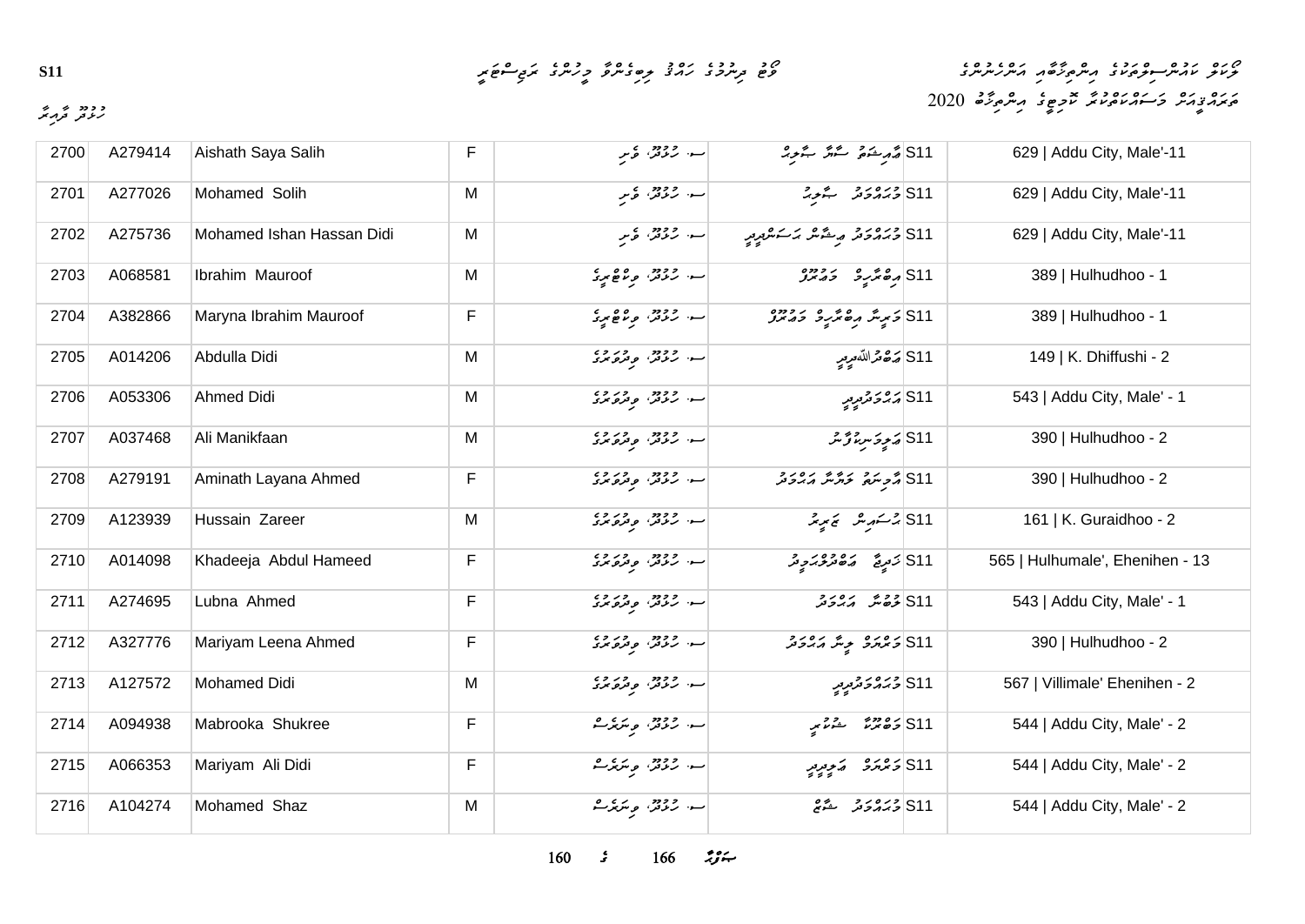| 2700 | A279414 | Aishath Saya Salih | F | ސ. ހުޅުދޫ، ވާރި | S11 އައިޝަތު ސާޔާ ސާލިހު | 629 \| Addu City, Male'-11 |
|---|---|---|---|---|---|---|
| 2701 | A277026 | Mohamed Solih | M | ސ. ހުޅުދޫ، ވާރި | S11 މުހައްމަދު ސާލިހު | 629 \| Addu City, Male'-11 |
| 2702 | A275736 | Mohamed Ishan Hassan Didi | M | ސ. ހުޅުދޫ، ވާރި | S11 މުހައްމަދު އިޝާން ހަސަންދީދީ | 629 \| Addu City, Male'-11 |
| 2703 | A068581 | Ibrahim Mauroof | M | ސ. ހުޅުދޫ، ވިލާބީދާ | S11 އިބްރާހީމް މައުރޫފު | 389 \| Hulhudhoo - 1 |
| 2704 | A382866 | Maryna Ibrahim Mauroof | F | ސ. ހުޅުދޫ، ވިލާބީދާ | S11 މަރީނާ އިބްރާހީމް މައުރޫފު | 389 \| Hulhudhoo - 1 |
| 2705 | A014206 | Abdulla Didi | M | ސ. ހުޅުދޫ، ވިދުވަރުގެ | S11 އަބްދުﷲދީދީ | 149 \| K. Dhiffushi - 2 |
| 2706 | A053306 | Ahmed Didi | M | ސ. ހުޅުދޫ، ވިދުވަރުގެ | S11 އަހްމަދުދީދީ | 543 \| Addu City, Male' - 1 |
| 2707 | A037468 | Ali Manikfaan | M | ސ. ހުޅުދޫ، ވިދުވަރުގެ | S11 އަލިމަނިކުފާން | 390 \| Hulhudhoo - 2 |
| 2708 | A279191 | Aminath Layana Ahmed | F | ސ. ހުޅުދޫ، ވިދުވަރުގެ | S11 އާމިނަތު ލަޔާނާ އަހްމަދު | 390 \| Hulhudhoo - 2 |
| 2709 | A123939 | Hussain Zareer | M | ސ. ހުޅުދޫ، ވިދުވަރުގެ | S11 ހުސައިން ޒަރީރު | 161 \| K. Guraidhoo - 2 |
| 2710 | A014098 | Khadeeja Abdul Hameed | F | ސ. ހުޅުދޫ، ވިދުވަރުގެ | S11 ހަދީޖާ އަބްދުލްހަމީދު | 565 \| Hulhumale', Ehenihen - 13 |
| 2711 | A274695 | Lubna Ahmed | F | ސ. ހުޅުދޫ، ވިދުވަރުގެ | S11 ލުބްނާ އަހްމަދު | 543 \| Addu City, Male' - 1 |
| 2712 | A327776 | Mariyam Leena Ahmed | F | ސ. ހުޅުދޫ، ވިދުވަރުގެ | S11 މަރިޔަމް ލީނާ އަހްމަދު | 390 \| Hulhudhoo - 2 |
| 2713 | A127572 | Mohamed Didi | M | ސ. ހުޅުދޫ، ވިދުވަރުގެ | S11 މުހައްމަދުދީދީ | 567 \| Villimale' Ehenihen - 2 |
| 2714 | A094938 | Mabrooka Shukree | F | ސ. ހުޅުދޫ، ވިނަރެސް | S11 މަބްރޫކާ ޝުކުރީ | 544 \| Addu City, Male' - 2 |
| 2715 | A066353 | Mariyam Ali Didi | F | ސ. ހުޅުދޫ، ވިނަރެސް | S11 މަރިޔަމް އަލިދީދީ | 544 \| Addu City, Male' - 2 |
| 2716 | A104274 | Mohamed Shaz | M | ސ. ހުޅުދޫ، ވިނަރެސް | S11 މުހައްމަދު ޝާޒް | 544 \| Addu City, Male' - 2 |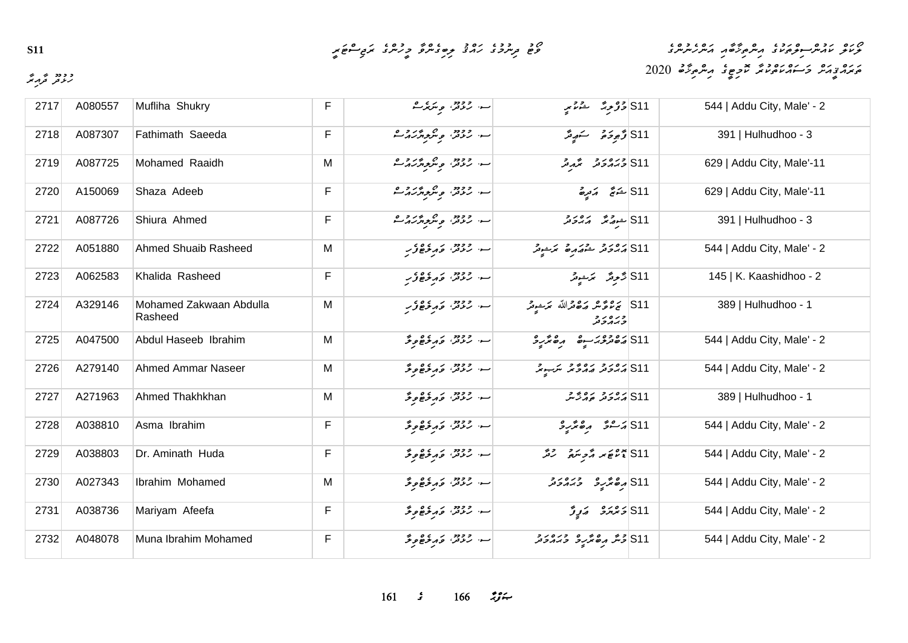| 2717 | A080557 | Mufliha Shukry | F | ސ. ހުޅުދޫ، ވިނަރެސް | S11 މުފްލިހާ ޝުކުރީ | 544 \| Addu City, Male' - 2 |
|---|---|---|---|---|---|---|
| 2718 | A087307 | Fathimath Saeeda | F | ސ. ހުޅުދޫ، ވިންޓަރގާޑަންސް | S11 ފާތިމަތު ސައީދާ | 391 \| Hulhudhoo - 3 |
| 2719 | A087725 | Mohamed Raaidh | M | ސ. ހުޅުދޫ، ވިންޓަރގާޑަންސް | S11 މުހައްމަދު ރާއިދު | 629 \| Addu City, Male'-11 |
| 2720 | A150069 | Shaza Adeeb | F | ސ. ހުޅުދޫ، ވިންޓަރގާޑަންސް | S11 ޝަޒާ އަދީބު | 629 \| Addu City, Male'-11 |
| 2721 | A087726 | Shiura Ahmed | F | ސ. ހުޅުދޫ، ވިންޓަރގާޑަންސް | S11 ޝިއުރާ އަހްމަދު | 391 \| Hulhudhoo - 3 |
| 2722 | A051880 | Ahmed Shuaib Rasheed | M | ސ. ހުޅުދޫ، ވައިޓްވިލާ | S11 އަހްމަދު ޝުޢައިބު ރަޝީދު | 544 \| Addu City, Male' - 2 |
| 2723 | A062583 | Khalida Rasheed | F | ސ. ހުޅުދޫ، ވައިޓްވިލާ | S11 ޚާލިދާ ރަޝީދު | 145 \| K. Kaashidhoo - 2 |
| 2724 | A329146 | Mohamed Zakwaan Abdulla Rasheed | M | ސ. ހުޅުދޫ، ވައިޓްވިލާ | S11 ޒަކްވާން އަބްދުﷲ ރަޝީދު މުހައްމަދު | 389 \| Hulhudhoo - 1 |
| 2725 | A047500 | Abdul Haseeb Ibrahim | M | ސ. ހުޅުދޫ، ވައިޓްވިލާ | S11 އަބްދުލްހަސީބު އިބްރާހީމް | 544 \| Addu City, Male' - 2 |
| 2726 | A279140 | Ahmed Ammar Naseer | M | ސ. ހުޅުދޫ، ވައިޓްވިލާ | S11 އަހްމަދު އައްމާރު ނަސީރު | 544 \| Addu City, Male' - 2 |
| 2727 | A271963 | Ahmed Thakhkhan | M | ސ. ހުޅުދޫ، ވައިޓްވިލާ | S11 އަހްމަދު ތައްޚާން | 389 \| Hulhudhoo - 1 |
| 2728 | A038810 | Asma Ibrahim | F | ސ. ހުޅުދޫ، ވައިޓްވިލާ | S11 އަސްމާ އިބްރާހީމް | 544 \| Addu City, Male' - 2 |
| 2729 | A038803 | Dr. Aminath Huda | F | ސ. ހުޅުދޫ، ވައިޓްވިލާ | S11 ޑޮކްޓަރ އާމިނަތު ހުދާ | 544 \| Addu City, Male' - 2 |
| 2730 | A027343 | Ibrahim Mohamed | M | ސ. ހުޅުދޫ، ވައިޓްވިލާ | S11 އިބްރާހީމް މުހައްމަދު | 544 \| Addu City, Male' - 2 |
| 2731 | A038736 | Mariyam Afeefa | F | ސ. ހުޅުދޫ، ވައިޓްވިލާ | S11 މަރިޔަމް އަފީފާ | 544 \| Addu City, Male' - 2 |
| 2732 | A048078 | Muna Ibrahim Mohamed | F | ސ. ހުޅުދޫ، ވައިޓްވިލާ | S11 މުނާ އިބްރާހީމް މުހައްމަދު | 544 \| Addu City, Male' - 2 |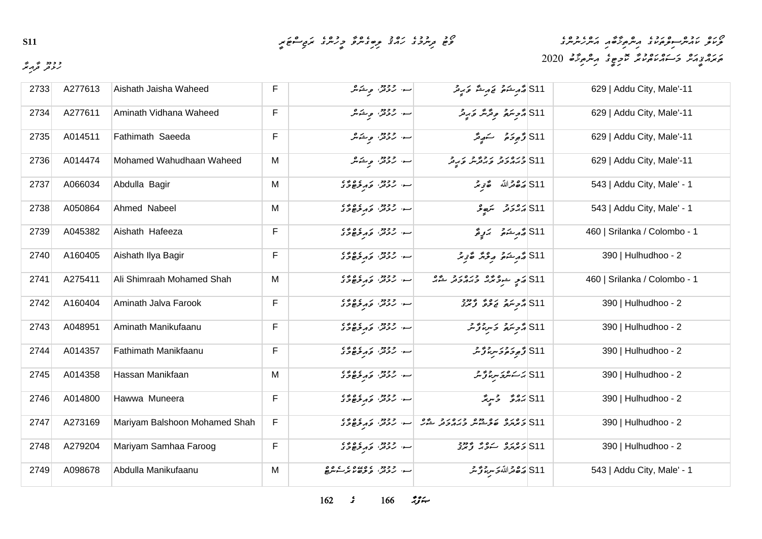| 2733 | A277613 | Aishath Jaisha Waheed | F | ސ. ހުޅުދޫ، ވިޝަން | S11 އާއިޝަތު ޖައިޝާ ވަހީދު | 629 \| Addu City, Male'-11 |
|---|---|---|---|---|---|---|
| 2734 | A277611 | Aminath Vidhana Waheed | F | ސ. ހުޅުދޫ، ވިޝަން | S11 އާމިނަތު ވިދާނާ ވަހީދު | 629 \| Addu City, Male'-11 |
| 2735 | A014511 | Fathimath Saeeda | F | ސ. ހުޅުދޫ، ވިޝަން | S11 ފާތިމަތު ސައީދާ | 629 \| Addu City, Male'-11 |
| 2736 | A014474 | Mohamed Wahudhaan Waheed | M | ސ. ހުޅުދޫ، ވިޝަން | S11 މުހައްމަދު ވަހުދާން ވަހީދު | 629 \| Addu City, Male'-11 |
| 2737 | A066034 | Abdulla Bagir | M | ސ. ހުޅުދޫ، ވައިލެޓްވޭ | S11 އަބްދުﷲ ބާގިރު | 543 \| Addu City, Male' - 1 |
| 2738 | A050864 | Ahmed Nabeel | M | ސ. ހުޅުދޫ، ވައިލެޓްވޭ | S11 އަހްމަދު ނަބީލް | 543 \| Addu City, Male' - 1 |
| 2739 | A045382 | Aishath Hafeeza | F | ސ. ހުޅުދޫ، ވައިލެޓްވޭ | S11 އާއިޝަތު ހަފީޒާ | 460 \| Srilanka / Colombo - 1 |
| 2740 | A160405 | Aishath Ilya Bagir | F | ސ. ހުޅުދޫ، ވައިލެޓްވޭ | S11 އާއިޝަތު އިލްޔާ ބާގިރު | 390 \| Hulhudhoo - 2 |
| 2741 | A275411 | Ali Shimraah Mohamed Shah | M | ސ. ހުޅުދޫ، ވައިލެޓްވޭ | S11 އަލި ޝިމްރާހް މުހައްމަދު ޝާހް | 460 \| Srilanka / Colombo - 1 |
| 2742 | A160404 | Aminath Jalva Farook | F | ސ. ހުޅުދޫ، ވައިލެޓްވޭ | S11 އާމިނަތު ޖަލްވާ ފާރޫގު | 390 \| Hulhudhoo - 2 |
| 2743 | A048951 | Aminath Manikufaanu | F | ސ. ހުޅުދޫ، ވައިލެޓްވޭ | S11 އާމިނަތު މަނިކުފާނު | 390 \| Hulhudhoo - 2 |
| 2744 | A014357 | Fathimath Manikfaanu | F | ސ. ހުޅުދޫ، ވައިލެޓްވޭ | S11 ފާތިމަތުމަނިކުފާނު | 390 \| Hulhudhoo - 2 |
| 2745 | A014358 | Hassan Manikfaan | M | ސ. ހުޅުދޫ، ވައިލެޓްވޭ | S11 ހަސަންމަނިކުފާން | 390 \| Hulhudhoo - 2 |
| 2746 | A014800 | Hawwa Muneera | F | ސ. ހުޅުދޫ، ވައިލެޓްވޭ | S11 ހައްވާ މުނީރާ | 390 \| Hulhudhoo - 2 |
| 2747 | A273169 | Mariyam Balshoon Mohamed Shah | F | ސ. ހުޅުދޫ، ވައިލެޓްވޭ | S11 މަރިޔަމް ބަލްޝޫން މުހައްމަދު ޝާހް | 390 \| Hulhudhoo - 2 |
| 2748 | A279204 | Mariyam Samhaa Faroog | F | ސ. ހުޅުދޫ، ވައިލެޓްވޭ | S11 މަރިޔަމް ސަމްހާ ފާރޫގު | 390 \| Hulhudhoo - 2 |
| 2749 | A098678 | Abdulla Manikufaanu | M | ސ. ހުޅުދޫ، ވެލްކަމްރަސްކަން | S11 އަބްދުﷲމަނިކުފާނު | 543 \| Addu City, Male' - 1 |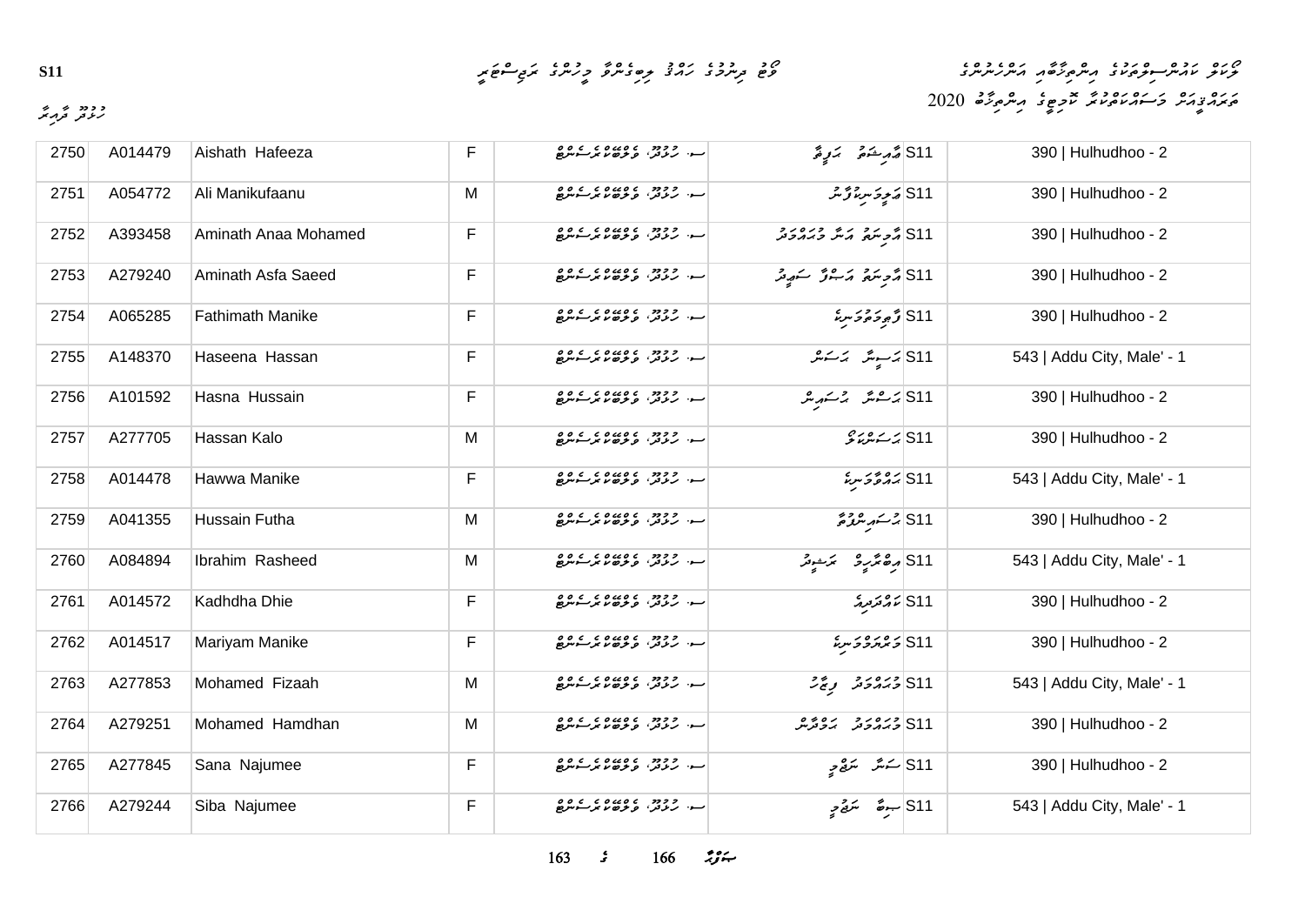| 2750 | A014479 | Aishath Hafeeza | F | ސ. ހުޅުދޫ، ތިލަފުށިމަގު ޝުކުރު | S11 އައިޝަތު ހަފީޒާ | 390 \| Hulhudhoo - 2 |
|---|---|---|---|---|---|---|
| 2751 | A054772 | Ali Manikufaanu | M | ސ. ހުޅުދޫ، ތިލަފުށިމަގު ޝުކުރު | S11 އަލިމަނިކުފާނު | 390 \| Hulhudhoo - 2 |
| 2752 | A393458 | Aminath Anaa Mohamed | F | ސ. ހުޅުދޫ، ތިލަފުށިމަގު ޝުކުރު | S11 އާމިނަތު އަނާ މުހައްމަދު | 390 \| Hulhudhoo - 2 |
| 2753 | A279240 | Aminath Asfa Saeed | F | ސ. ހުޅުދޫ، ތިލަފުށިމަގު ޝުކުރު | S11 އާމިނަތު އަސްފާ ސައީދު | 390 \| Hulhudhoo - 2 |
| 2754 | A065285 | Fathimath Manike | F | ސ. ހުޅުދޫ، ތިލަފުށިމަގު ޝުކުރު | S11 ފާތިމަތުމަނިކެ | 390 \| Hulhudhoo - 2 |
| 2755 | A148370 | Haseena Hassan | F | ސ. ހުޅުދޫ، ތިލަފުށިމަގު ޝުކުރު | S11 ހަސީނާ ހަސަން | 543 \| Addu City, Male' - 1 |
| 2756 | A101592 | Hasna Hussain | F | ސ. ހުޅުދޫ، ތިލަފުށިމަގު ޝުކުރު | S11 ހަސްނާ ހުސައިން | 390 \| Hulhudhoo - 2 |
| 2757 | A277705 | Hassan Kalo | M | ސ. ހުޅުދޫ، ތިލަފުށިމަގު ޝުކުރު | S11 ހަސަންކަލޯ | 390 \| Hulhudhoo - 2 |
| 2758 | A014478 | Hawwa Manike | F | ސ. ހުޅުދޫ، ތިލަފުށިމަގު ޝުކުރު | S11 ހައްވާމަނިކެ | 543 \| Addu City, Male' - 1 |
| 2759 | A041355 | Hussain Futha | M | ސ. ހުޅުދޫ، ތިލަފުށިމަގު ޝުކުރު | S11 ހުސައިންފުތާ | 390 \| Hulhudhoo - 2 |
| 2760 | A084894 | Ibrahim Rasheed | M | ސ. ހުޅުދޫ، ތިލަފުށިމަގު ޝުކުރު | S11 އިބްރާހީމް ރަޝީދު | 543 \| Addu City, Male' - 1 |
| 2761 | A014572 | Kadhdha Dhie | F | ސ. ހުޅުދޫ، ތިލަފުށިމަގު ޝުކުރު | S11 ކައްދަދިއެ | 390 \| Hulhudhoo - 2 |
| 2762 | A014517 | Mariyam Manike | F | ސ. ހުޅުދޫ، ތިލަފުށިމަގު ޝުކުރު | S11 މަރިޔަމްމަނިކެ | 390 \| Hulhudhoo - 2 |
| 2763 | A277853 | Mohamed Fizaah | M | ސ. ހުޅުދޫ، ތިލަފުށިމަގު ޝުކުރު | S11 މުހައްމަދު ފިޒާހު | 543 \| Addu City, Male' - 1 |
| 2764 | A279251 | Mohamed Hamdhan | M | ސ. ހުޅުދޫ، ތިލަފުށިމަގު ޝުކުރު | S11 މުހައްމަދު ހަމްދާން | 390 \| Hulhudhoo - 2 |
| 2765 | A277845 | Sana Najumee | F | ސ. ހުޅުދޫ، ތިލަފުށިމަގު ޝުކުރު | S11 ސަނާ ނަޖުމީ | 390 \| Hulhudhoo - 2 |
| 2766 | A279244 | Siba Najumee | F | ސ. ހުޅުދޫ، ތިލަފުށިމަގު ޝުކުރު | S11 ސިބާ ނަޖުމީ | 543 \| Addu City, Male' - 1 |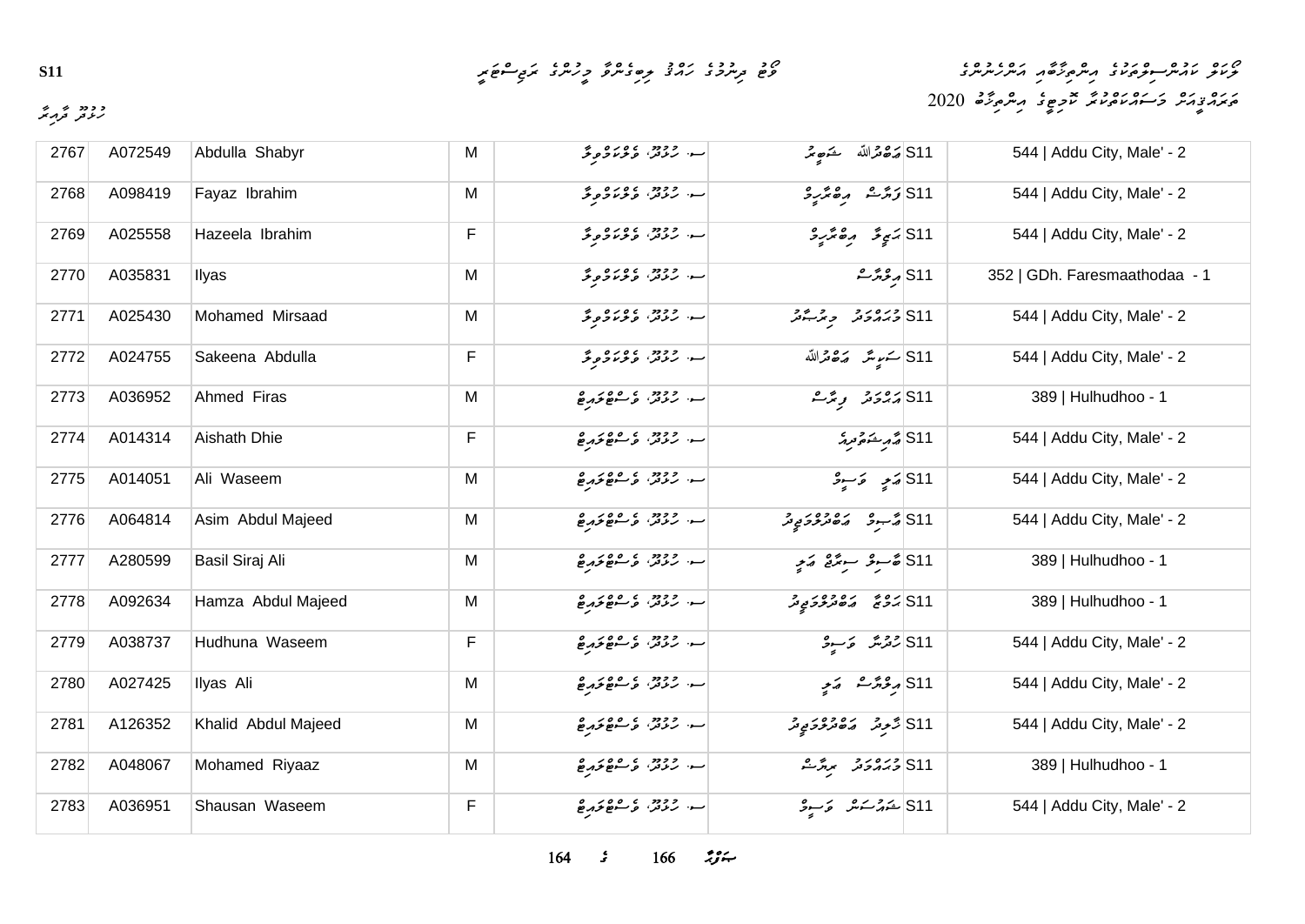| 2767 | A072549 | Abdulla Shabyr | M | ސ. ހުޅުދޫ، ވެލިކަމާގެ | S11 އަބްދުﷲ ޝަބީރު | 544 \| Addu City, Male' - 2 |
|---|---|---|---|---|---|---|
| 2768 | A098419 | Fayaz Ibrahim | M | ސ. ހުޅުދޫ، ވެލިކަމާގެ | S11 ފަޔާޒް އިބްރާހީމް | 544 \| Addu City, Male' - 2 |
| 2769 | A025558 | Hazeela Ibrahim | F | ސ. ހުޅުދޫ، ވެލިކަމާގެ | S11 ހަޒީލާ އިބްރާހީމް | 544 \| Addu City, Male' - 2 |
| 2770 | A035831 | Ilyas | M | ސ. ހުޅުދޫ، ވެލިކަމާގެ | S11 އިލްޔާސް | 352 \| GDh. Faresmaathodaa - 1 |
| 2771 | A025430 | Mohamed Mirsaad | M | ސ. ހުޅުދޫ، ވެލިކަމާގެ | S11 މުޙައްމަދު މިރްސާދު | 544 \| Addu City, Male' - 2 |
| 2772 | A024755 | Sakeena Abdulla | F | ސ. ހުޅުދޫ، ވެލިކަމާގެ | S11 ސަކީނާ އަބްދުﷲ | 544 \| Addu City, Male' - 2 |
| 2773 | A036952 | Ahmed Firas | M | ސ. ހުޅުދޫ، ވެސްޓްލައިޓް | S11 އަޙްމަދު ފިރާސް | 389 \| Hulhudhoo - 1 |
| 2774 | A014314 | Aishath Dhie | F | ސ. ހުޅުދޫ، ވެސްޓްލައިޓް | S11 އާއިޝަތުދިއީ | 544 \| Addu City, Male' - 2 |
| 2775 | A014051 | Ali Waseem | M | ސ. ހުޅުދޫ، ވެސްޓްލައިޓް | S11 އަލީ ވަސީމް | 544 \| Addu City, Male' - 2 |
| 2776 | A064814 | Asim Abdul Majeed | M | ސ. ހުޅުދޫ، ވެސްޓްލައިޓް | S11 އާސިމް އަބްދުލްމަޖީދު | 544 \| Addu City, Male' - 2 |
| 2777 | A280599 | Basil Siraj Ali | M | ސ. ހުޅުދޫ، ވެސްޓްލައިޓް | S11 ބާސިލް ސިރާޖް އަލީ | 389 \| Hulhudhoo - 1 |
| 2778 | A092634 | Hamza Abdul Majeed | M | ސ. ހުޅުދޫ، ވެސްޓްލައިޓް | S11 ހަމްޒާ އަބްދުލްމަޖީދު | 389 \| Hulhudhoo - 1 |
| 2779 | A038737 | Hudhuna Waseem | F | ސ. ހުޅުދޫ، ވެސްޓްލައިޓް | S11 ހުދުނާ ވަސީމް | 544 \| Addu City, Male' - 2 |
| 2780 | A027425 | Ilyas Ali | M | ސ. ހުޅުދޫ، ވެސްޓްލައިޓް | S11 އިލްޔާސް އަލީ | 544 \| Addu City, Male' - 2 |
| 2781 | A126352 | Khalid Abdul Majeed | M | ސ. ހުޅުދޫ، ވެސްޓްލައިޓް | S11 ޚާލިދު އަބްދުލްމަޖީދު | 544 \| Addu City, Male' - 2 |
| 2782 | A048067 | Mohamed Riyaaz | M | ސ. ހުޅުދޫ، ވެސްޓްލައިޓް | S11 މުޙައްމަދު ރިޔާޒް | 389 \| Hulhudhoo - 1 |
| 2783 | A036951 | Shausan Waseem | F | ސ. ހުޅުދޫ، ވެސްޓްލައިޓް | S11 ޝައުސަން ވަސީމް | 544 \| Addu City, Male' - 2 |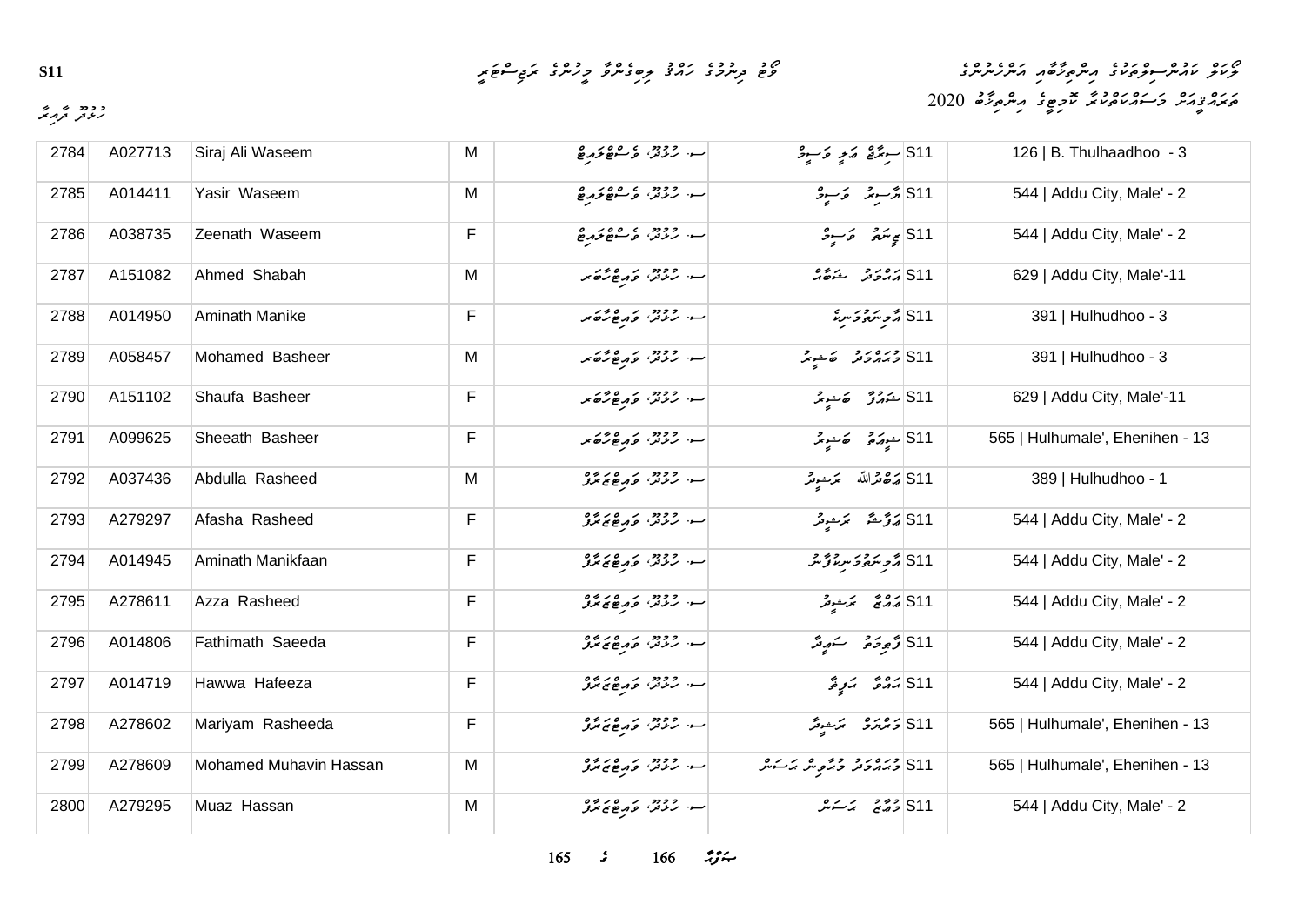| 2784 | A027713 | Siraj Ali Waseem | M | ސ. ހުޅުދޫ، ވެސްޓްވުޑް | S11 ސިރާޖު އަލީ ވަސީމް | 126 \| B. Thulhaadhoo - 3 |
|---|---|---|---|---|---|---|
| 2785 | A014411 | Yasir Waseem | M | ސ. ހުޅުދޫ، ވެސްޓްވުޑް | S11 ޔާސިރު ވަސީމް | 544 \| Addu City, Male' - 2 |
| 2786 | A038735 | Zeenath Waseem | F | ސ. ހުޅުދޫ، ވެސްޓްވުޑް | S11 ޒީނަތު ވަސީމް | 544 \| Addu City, Male' - 2 |
| 2787 | A151082 | Ahmed Shabah | M | ސ. ހުޅުދޫ، ވައިބްރަންޓް | S11 އަޙްމަދު ޝަބާޙް | 629 \| Addu City, Male'-11 |
| 2788 | A014950 | Aminath Manike | F | ސ. ހުޅުދޫ، ވައިބްރަންޓް | S11 އާމިނަތުމަނިކެ | 391 \| Hulhudhoo - 3 |
| 2789 | A058457 | Mohamed Basheer | M | ސ. ހުޅުދޫ، ވައިބްރަންޓް | S11 މުޙައްމަދު ބަޝީރު | 391 \| Hulhudhoo - 3 |
| 2790 | A151102 | Shaufa Basheer | F | ސ. ހުޅުދޫ، ވައިބްރަންޓް | S11 ޝައުފާ ބަޝީރު | 629 \| Addu City, Male'-11 |
| 2791 | A099625 | Sheeath Basheer | F | ސ. ހުޅުދޫ، ވައިބްރަންޓް | S11 ޝީޢަތު ބަޝީރު | 565 \| Hulhumale', Ehenihen - 13 |
| 2792 | A037436 | Abdulla Rasheed | M | ސ. ހުޅުދޫ، ވައިބްރަންސް | S11 އަބްދުﷲ ރަޝީދު | 389 \| Hulhudhoo - 1 |
| 2793 | A279297 | Afasha Rasheed | F | ސ. ހުޅުދޫ، ވައިބްރަންސް | S11 އަފާޝާ ރަޝީދު | 544 \| Addu City, Male' - 2 |
| 2794 | A014945 | Aminath Manikfaan | F | ސ. ހުޅުދޫ، ވައިބްރަންސް | S11 އާމިނަތުމަނިކުފާނު | 544 \| Addu City, Male' - 2 |
| 2795 | A278611 | Azza Rasheed | F | ސ. ހުޅުދޫ، ވައިބްރަންސް | S11 އައްޒާ ރަޝީދު | 544 \| Addu City, Male' - 2 |
| 2796 | A014806 | Fathimath Saeeda | F | ސ. ހުޅުދޫ، ވައިބްރަންސް | S11 ފާތިމަތު ސަޢީދާ | 544 \| Addu City, Male' - 2 |
| 2797 | A014719 | Hawwa Hafeeza | F | ސ. ހުޅުދޫ، ވައިބްރަންސް | S11 ހައްވާ ހަފީޒާ | 544 \| Addu City, Male' - 2 |
| 2798 | A278602 | Mariyam Rasheeda | F | ސ. ހުޅުދޫ، ވައިބްރަންސް | S11 މަރިޔަމް ރަޝީދާ | 565 \| Hulhumale', Ehenihen - 13 |
| 2799 | A278609 | Mohamed Muhavin Hassan | M | ސ. ހުޅުދޫ، ވައިބްރަންސް | S11 މުޙައްމަދު މުހާވިން ހަސަން | 565 \| Hulhumale', Ehenihen - 13 |
| 2800 | A279295 | Muaz Hassan | M | ސ. ހުޅުދޫ، ވައިބްރަންސް | S11 މުޢާޒު ހަސަން | 544 \| Addu City, Male' - 2 |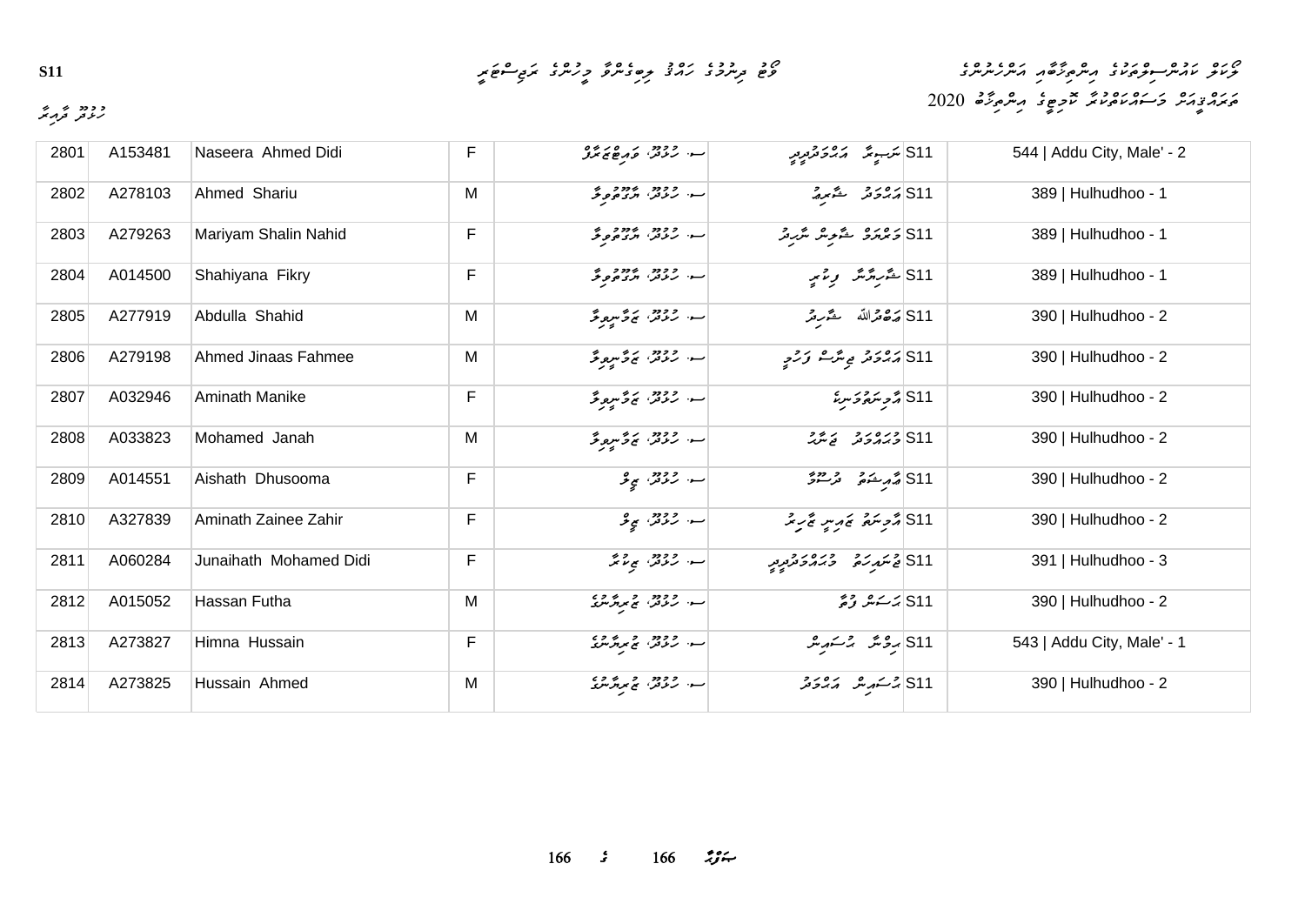| | | | | | | |
|---|---|---|---|---|---|---|
| 2801 | A153481 | Naseera Ahmed Didi | F | ސ. ހުޅުދޫ، ވައިޓްހައުސް | S11 ނަސީރާ އަޙްމަދުދީދީ | 544 \| Addu City, Male' - 2 |
| 2802 | A278103 | Ahmed Shariu | M | ސ. ހުޅުދޫ، އަގުޒޮލިޔާ | S11 އަޙްމަދު ޝާރިޢު | 389 \| Hulhudhoo - 1 |
| 2803 | A279263 | Mariyam Shalin Nahid | F | ސ. ހުޅުދޫ، އަގުޒޮލިޔާ | S11 މަރިޔަމް ޝާލިން ނާހިދު | 389 \| Hulhudhoo - 1 |
| 2804 | A014500 | Shahiyana Fikry | F | ސ. ހުޅުދޫ، އަގުޒޮލިޔާ | S11 ޝާހިޔާނާ ފިކްރީ | 389 \| Hulhudhoo - 1 |
| 2805 | A277919 | Abdulla Shahid | M | ސ. ހުޅުދޫ، ޖަވާހިރުވިލާ | S11 އަބްދުﷲ ޝާހިދު | 390 \| Hulhudhoo - 2 |
| 2806 | A279198 | Ahmed Jinaas Fahmee | M | ސ. ހުޅުދޫ، ޖަވާހިރުވިލާ | S11 އަޙްމަދު ޖިނާސް ފަހުމީ | 390 \| Hulhudhoo - 2 |
| 2807 | A032946 | Aminath Manike | F | ސ. ހުޅުދޫ، ޖަވާހިރުވިލާ | S11 އާމިނަތުމަނިކެ | 390 \| Hulhudhoo - 2 |
| 2808 | A033823 | Mohamed Janah | M | ސ. ހުޅުދޫ، ޖަވާހިރުވިލާ | S11 މުޙައްމަދު ޖަނާޙް | 390 \| Hulhudhoo - 2 |
| 2809 | A014551 | Aishath Dhusooma | F | ސ. ހުޅުދޫ، ޖީލް | S11 އާއިޝަތު ދުސޫމާ | 390 \| Hulhudhoo - 2 |
| 2810 | A327839 | Aminath Zainee Zahir | F | ސ. ހުޅުދޫ، ޖީލް | S11 އާމިނަތު ޒައިނީ ޒާހިރު | 390 \| Hulhudhoo - 2 |
| 2811 | A060284 | Junaihath Mohamed Didi | F | ސ. ހުޅުދޫ، ޖީނާ | S11 ޖުނައިހަތު މުޙައްމަދުދީދީ | 391 \| Hulhudhoo - 3 |
| 2812 | A015052 | Hassan Futha | M | ސ. ހުޅުދޫ، ޖެހިލާނގެ | S11 ޙަސަން ފުތާ | 390 \| Hulhudhoo - 2 |
| 2813 | A273827 | Himna Hussain | F | ސ. ހުޅުދޫ، ޖެހިލާނގެ | S11 ހިމްނާ ޙުސައިން | 543 \| Addu City, Male' - 1 |
| 2814 | A273825 | Hussain Ahmed | M | ސ. ހުޅުދޫ، ޖެހިލާނގެ | S11 ޙުސައިން އަޙްމަދު | 390 \| Hulhudhoo - 2 |